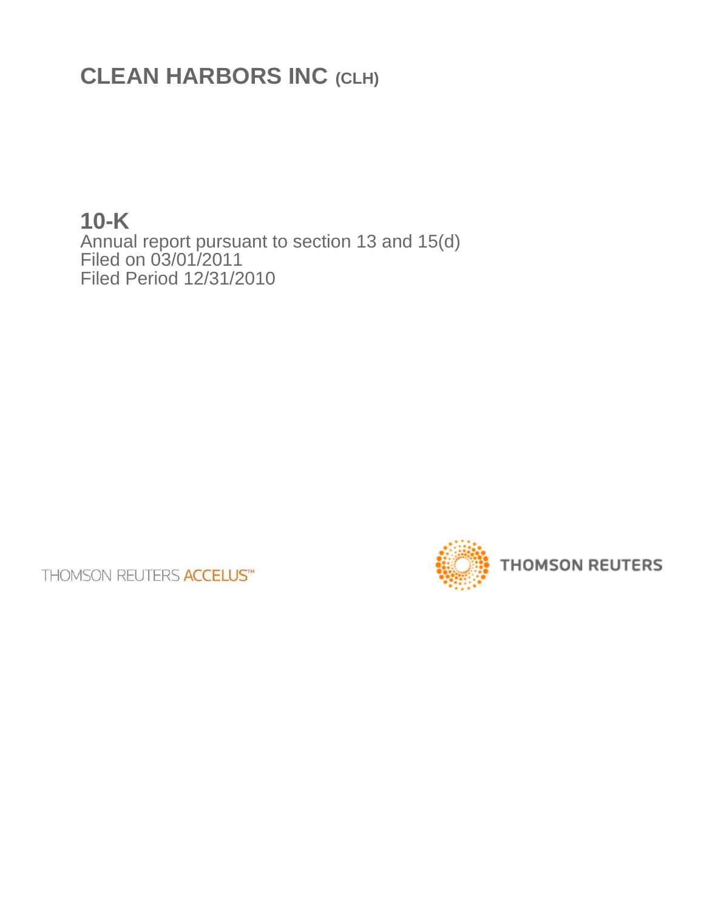# CLEAN HARBORS INC (CLH)

## 10-K

Annual report pursuant to section 13 and 15(d)
Filed on 03/01/2011
Filed Period 12/31/2010

THOMSON REUTERS ACCELUS™

THOMSON REUTERS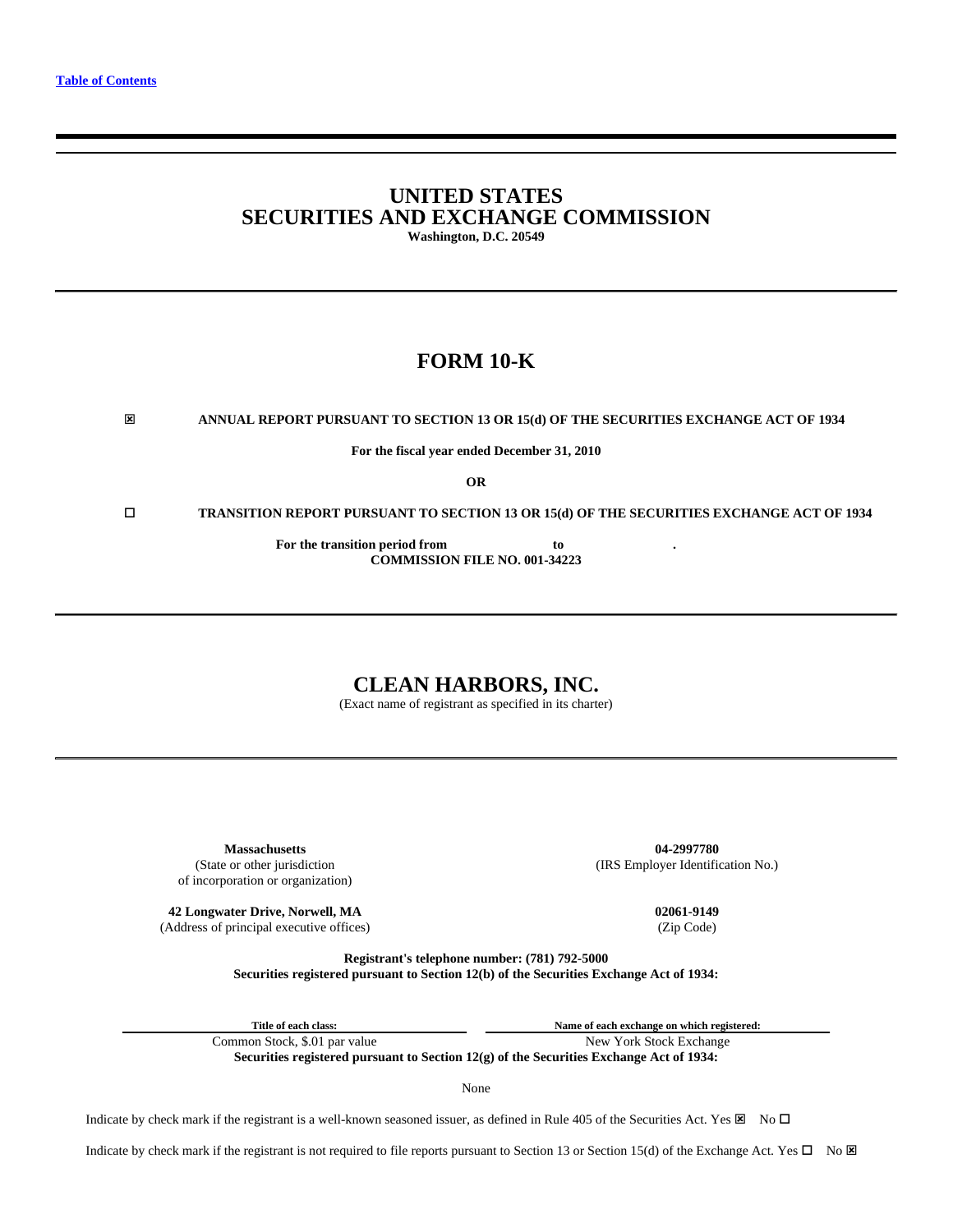[Table of Contents](#)

# UNITED STATES
# SECURITIES AND EXCHANGE COMMISSION

**Washington, D.C. 20549**

## FORM 10-K

☒ **ANNUAL REPORT PURSUANT TO SECTION 13 OR 15(d) OF THE SECURITIES EXCHANGE ACT OF 1934**

**For the fiscal year ended December 31, 2010**

**OR**

☐ **TRANSITION REPORT PURSUANT TO SECTION 13 OR 15(d) OF THE SECURITIES EXCHANGE ACT OF 1934**

**For the transition period from to .**

**COMMISSION FILE NO. 001-34223**

## CLEAN HARBORS, INC.

(Exact name of registrant as specified in its charter)

| **Massachusetts** (State or other jurisdiction of incorporation or organization) | **04-2997780** (IRS Employer Identification No.) |
|---|---|
| **42 Longwater Drive, Norwell, MA** (Address of principal executive offices) | **02061-9149** (Zip Code) |

**Registrant's telephone number: (781) 792-5000**

**Securities registered pursuant to Section 12(b) of the Securities Exchange Act of 1934:**

| Title of each class: | Name of each exchange on which registered: |
|---|---|
| Common Stock, $.01 par value | New York Stock Exchange |

**Securities registered pursuant to Section 12(g) of the Securities Exchange Act of 1934:**

None

Indicate by check mark if the registrant is a well-known seasoned issuer, as defined in Rule 405 of the Securities Act. Yes ☒ No ☐

Indicate by check mark if the registrant is not required to file reports pursuant to Section 13 or Section 15(d) of the Exchange Act. Yes ☐ No ☒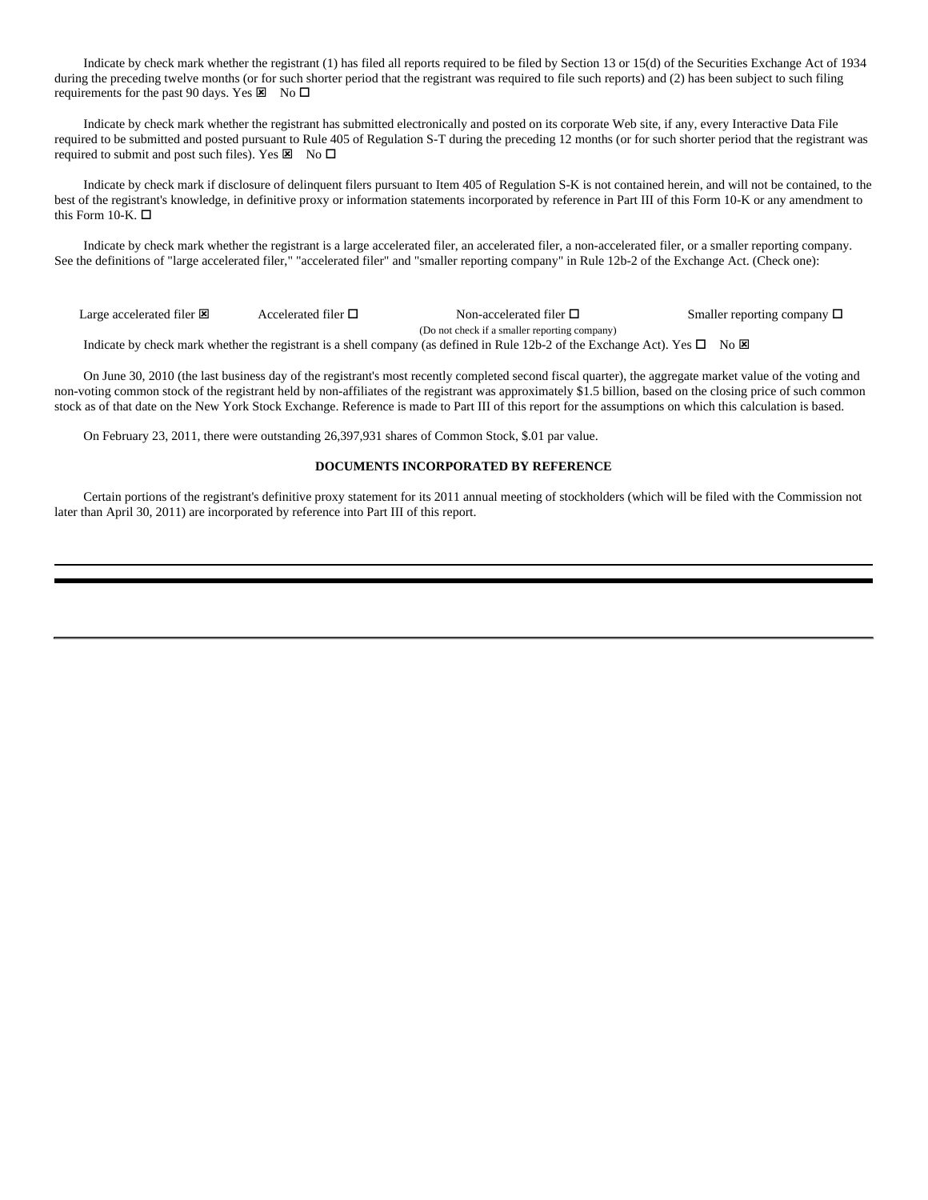Indicate by check mark whether the registrant (1) has filed all reports required to be filed by Section 13 or 15(d) of the Securities Exchange Act of 1934 during the preceding twelve months (or for such shorter period that the registrant was required to file such reports) and (2) has been subject to such filing requirements for the past 90 days. Yes ☒ No ☐

Indicate by check mark whether the registrant has submitted electronically and posted on its corporate Web site, if any, every Interactive Data File required to be submitted and posted pursuant to Rule 405 of Regulation S-T during the preceding 12 months (or for such shorter period that the registrant was required to submit and post such files). Yes ☒ No ☐

Indicate by check mark if disclosure of delinquent filers pursuant to Item 405 of Regulation S-K is not contained herein, and will not be contained, to the best of the registrant's knowledge, in definitive proxy or information statements incorporated by reference in Part III of this Form 10-K or any amendment to this Form 10-K. ☐

Indicate by check mark whether the registrant is a large accelerated filer, an accelerated filer, a non-accelerated filer, or a smaller reporting company. See the definitions of "large accelerated filer," "accelerated filer" and "smaller reporting company" in Rule 12b-2 of the Exchange Act. (Check one):

| Large accelerated filer ☒ | Accelerated filer ☐ | Non-accelerated filer ☐ (Do not check if a smaller reporting company) | Smaller reporting company ☐ |
|---|---|---|---|

Indicate by check mark whether the registrant is a shell company (as defined in Rule 12b-2 of the Exchange Act). Yes ☐ No ☒

On June 30, 2010 (the last business day of the registrant's most recently completed second fiscal quarter), the aggregate market value of the voting and non-voting common stock of the registrant held by non-affiliates of the registrant was approximately $1.5 billion, based on the closing price of such common stock as of that date on the New York Stock Exchange. Reference is made to Part III of this report for the assumptions on which this calculation is based.

On February 23, 2011, there were outstanding 26,397,931 shares of Common Stock, $.01 par value.

**DOCUMENTS INCORPORATED BY REFERENCE**

Certain portions of the registrant's definitive proxy statement for its 2011 annual meeting of stockholders (which will be filed with the Commission not later than April 30, 2011) are incorporated by reference into Part III of this report.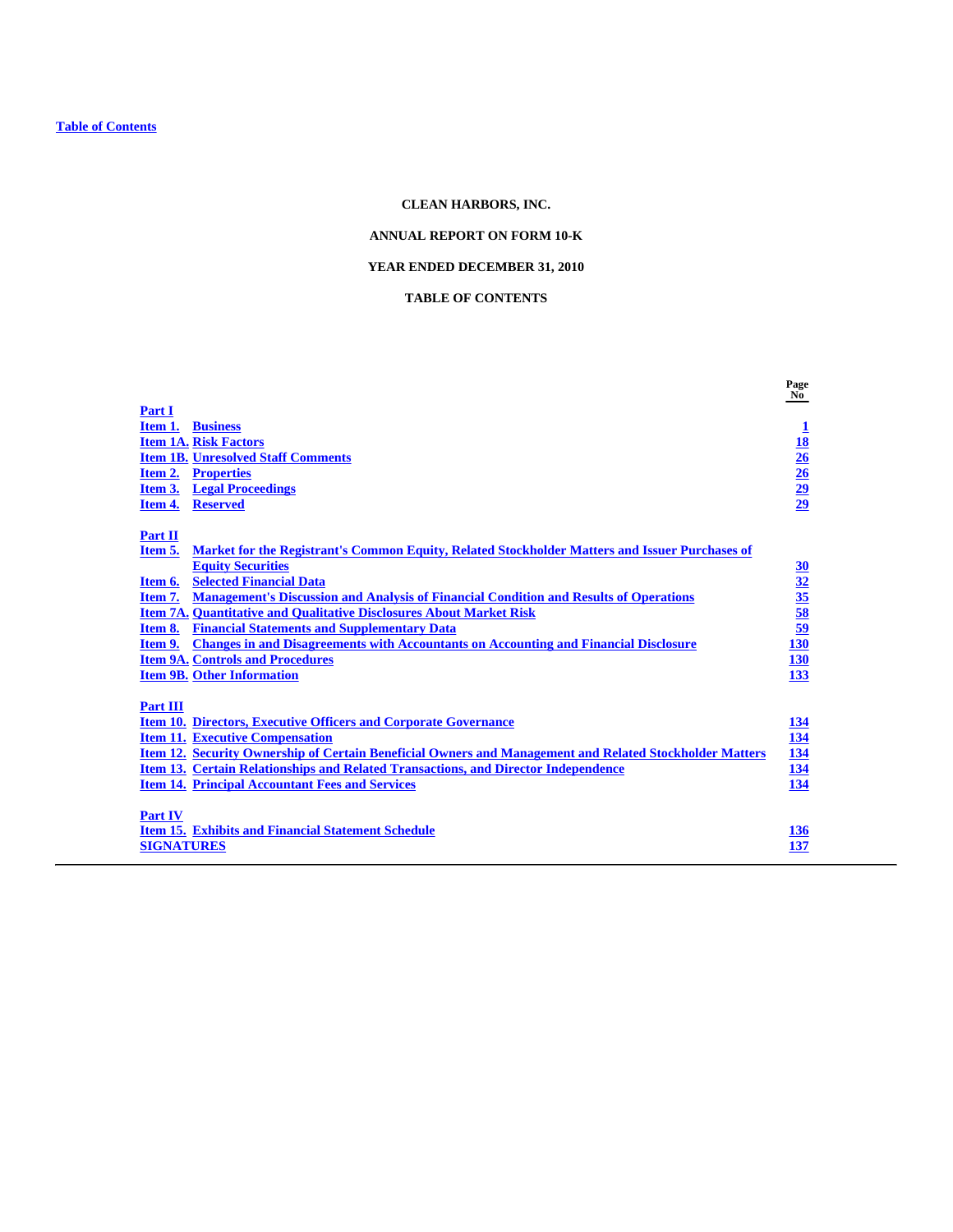[Table of Contents](#)

**CLEAN HARBORS, INC.**

**ANNUAL REPORT ON FORM 10-K**

**YEAR ENDED DECEMBER 31, 2010**

**TABLE OF CONTENTS**

| | | Page No |
|---|---|---|
| **Part I** | | |
| **Item 1.** | **Business** | **1** |
| **Item 1A.** | **Risk Factors** | **18** |
| **Item 1B.** | **Unresolved Staff Comments** | **26** |
| **Item 2.** | **Properties** | **26** |
| **Item 3.** | **Legal Proceedings** | **29** |
| **Item 4.** | **Reserved** | **29** |
| **Part II** | | |
| **Item 5.** | **Market for the Registrant's Common Equity, Related Stockholder Matters and Issuer Purchases of Equity Securities** | **30** |
| **Item 6.** | **Selected Financial Data** | **32** |
| **Item 7.** | **Management's Discussion and Analysis of Financial Condition and Results of Operations** | **35** |
| **Item 7A.** | **Quantitative and Qualitative Disclosures About Market Risk** | **58** |
| **Item 8.** | **Financial Statements and Supplementary Data** | **59** |
| **Item 9.** | **Changes in and Disagreements with Accountants on Accounting and Financial Disclosure** | **130** |
| **Item 9A.** | **Controls and Procedures** | **130** |
| **Item 9B.** | **Other Information** | **133** |
| **Part III** | | |
| **Item 10.** | **Directors, Executive Officers and Corporate Governance** | **134** |
| **Item 11.** | **Executive Compensation** | **134** |
| **Item 12.** | **Security Ownership of Certain Beneficial Owners and Management and Related Stockholder Matters** | **134** |
| **Item 13.** | **Certain Relationships and Related Transactions, and Director Independence** | **134** |
| **Item 14.** | **Principal Accountant Fees and Services** | **134** |
| **Part IV** | | |
| **Item 15.** | **Exhibits and Financial Statement Schedule** | **136** |
| **SIGNATURES** | | **137** |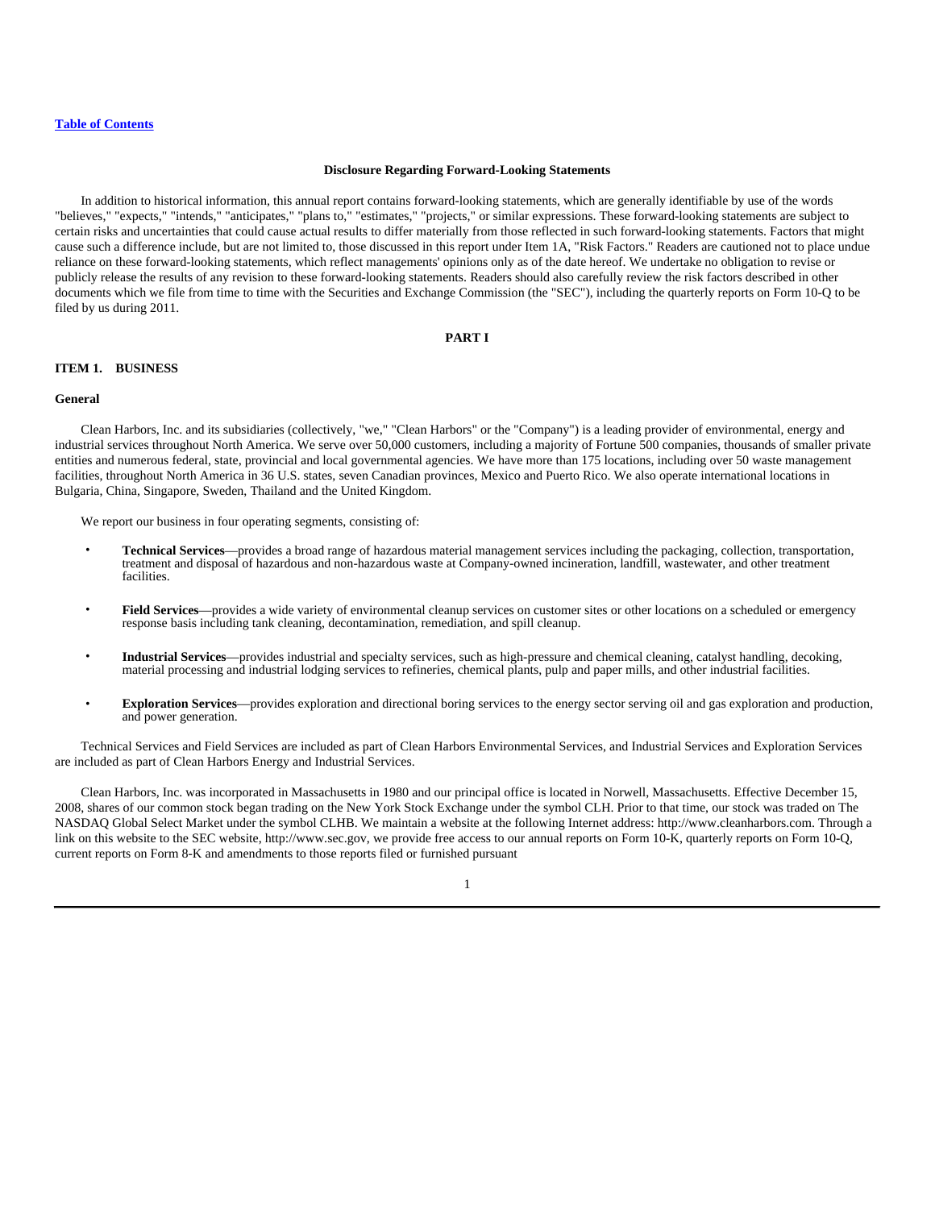[Table of Contents](#)

**Disclosure Regarding Forward-Looking Statements**

In addition to historical information, this annual report contains forward-looking statements, which are generally identifiable by use of the words "believes," "expects," "intends," "anticipates," "plans to," "estimates," "projects," or similar expressions. These forward-looking statements are subject to certain risks and uncertainties that could cause actual results to differ materially from those reflected in such forward-looking statements. Factors that might cause such a difference include, but are not limited to, those discussed in this report under Item 1A, "Risk Factors." Readers are cautioned not to place undue reliance on these forward-looking statements, which reflect managements' opinions only as of the date hereof. We undertake no obligation to revise or publicly release the results of any revision to these forward-looking statements. Readers should also carefully review the risk factors described in other documents which we file from time to time with the Securities and Exchange Commission (the "SEC"), including the quarterly reports on Form 10-Q to be filed by us during 2011.

# PART I

## ITEM 1. BUSINESS

### General

Clean Harbors, Inc. and its subsidiaries (collectively, "we," "Clean Harbors" or the "Company") is a leading provider of environmental, energy and industrial services throughout North America. We serve over 50,000 customers, including a majority of Fortune 500 companies, thousands of smaller private entities and numerous federal, state, provincial and local governmental agencies. We have more than 175 locations, including over 50 waste management facilities, throughout North America in 36 U.S. states, seven Canadian provinces, Mexico and Puerto Rico. We also operate international locations in Bulgaria, China, Singapore, Sweden, Thailand and the United Kingdom.

We report our business in four operating segments, consisting of:

- **Technical Services**—provides a broad range of hazardous material management services including the packaging, collection, transportation, treatment and disposal of hazardous and non-hazardous waste at Company-owned incineration, landfill, wastewater, and other treatment facilities.
- **Field Services**—provides a wide variety of environmental cleanup services on customer sites or other locations on a scheduled or emergency response basis including tank cleaning, decontamination, remediation, and spill cleanup.
- **Industrial Services**—provides industrial and specialty services, such as high-pressure and chemical cleaning, catalyst handling, decoking, material processing and industrial lodging services to refineries, chemical plants, pulp and paper mills, and other industrial facilities.
- **Exploration Services**—provides exploration and directional boring services to the energy sector serving oil and gas exploration and production, and power generation.

Technical Services and Field Services are included as part of Clean Harbors Environmental Services, and Industrial Services and Exploration Services are included as part of Clean Harbors Energy and Industrial Services.

Clean Harbors, Inc. was incorporated in Massachusetts in 1980 and our principal office is located in Norwell, Massachusetts. Effective December 15, 2008, shares of our common stock began trading on the New York Stock Exchange under the symbol CLH. Prior to that time, our stock was traded on The NASDAQ Global Select Market under the symbol CLHB. We maintain a website at the following Internet address: http://www.cleanharbors.com. Through a link on this website to the SEC website, http://www.sec.gov, we provide free access to our annual reports on Form 10-K, quarterly reports on Form 10-Q, current reports on Form 8-K and amendments to those reports filed or furnished pursuant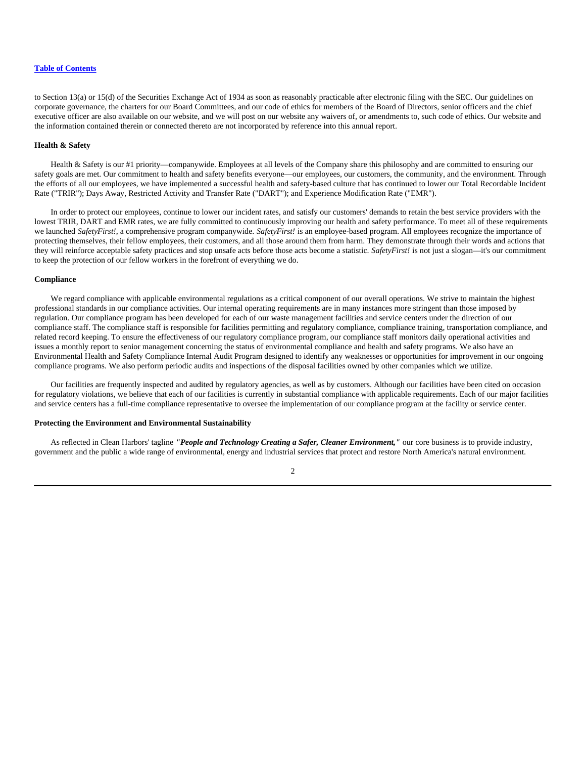to Section 13(a) or 15(d) of the Securities Exchange Act of 1934 as soon as reasonably practicable after electronic filing with the SEC. Our guidelines on corporate governance, the charters for our Board Committees, and our code of ethics for members of the Board of Directors, senior officers and the chief executive officer are also available on our website, and we will post on our website any waivers of, or amendments to, such code of ethics. Our website and the information contained therein or connected thereto are not incorporated by reference into this annual report.

**Health & Safety**

Health & Safety is our #1 priority—companywide. Employees at all levels of the Company share this philosophy and are committed to ensuring our safety goals are met. Our commitment to health and safety benefits everyone—our employees, our customers, the community, and the environment. Through the efforts of all our employees, we have implemented a successful health and safety-based culture that has continued to lower our Total Recordable Incident Rate ("TRIR"); Days Away, Restricted Activity and Transfer Rate ("DART"); and Experience Modification Rate ("EMR").

In order to protect our employees, continue to lower our incident rates, and satisfy our customers' demands to retain the best service providers with the lowest TRIR, DART and EMR rates, we are fully committed to continuously improving our health and safety performance. To meet all of these requirements we launched *SafetyFirst!*, a comprehensive program companywide. *SafetyFirst!* is an employee-based program. All employees recognize the importance of protecting themselves, their fellow employees, their customers, and all those around them from harm. They demonstrate through their words and actions that they will reinforce acceptable safety practices and stop unsafe acts before those acts become a statistic. *SafetyFirst!* is not just a slogan—it's our commitment to keep the protection of our fellow workers in the forefront of everything we do.

**Compliance**

We regard compliance with applicable environmental regulations as a critical component of our overall operations. We strive to maintain the highest professional standards in our compliance activities. Our internal operating requirements are in many instances more stringent than those imposed by regulation. Our compliance program has been developed for each of our waste management facilities and service centers under the direction of our compliance staff. The compliance staff is responsible for facilities permitting and regulatory compliance, compliance training, transportation compliance, and related record keeping. To ensure the effectiveness of our regulatory compliance program, our compliance staff monitors daily operational activities and issues a monthly report to senior management concerning the status of environmental compliance and health and safety programs. We also have an Environmental Health and Safety Compliance Internal Audit Program designed to identify any weaknesses or opportunities for improvement in our ongoing compliance programs. We also perform periodic audits and inspections of the disposal facilities owned by other companies which we utilize.

Our facilities are frequently inspected and audited by regulatory agencies, as well as by customers. Although our facilities have been cited on occasion for regulatory violations, we believe that each of our facilities is currently in substantial compliance with applicable requirements. Each of our major facilities and service centers has a full-time compliance representative to oversee the implementation of our compliance program at the facility or service center.

**Protecting the Environment and Environmental Sustainability**

As reflected in Clean Harbors' tagline ***"People and Technology Creating a Safer, Cleaner Environment,"*** our core business is to provide industry, government and the public a wide range of environmental, energy and industrial services that protect and restore North America's natural environment.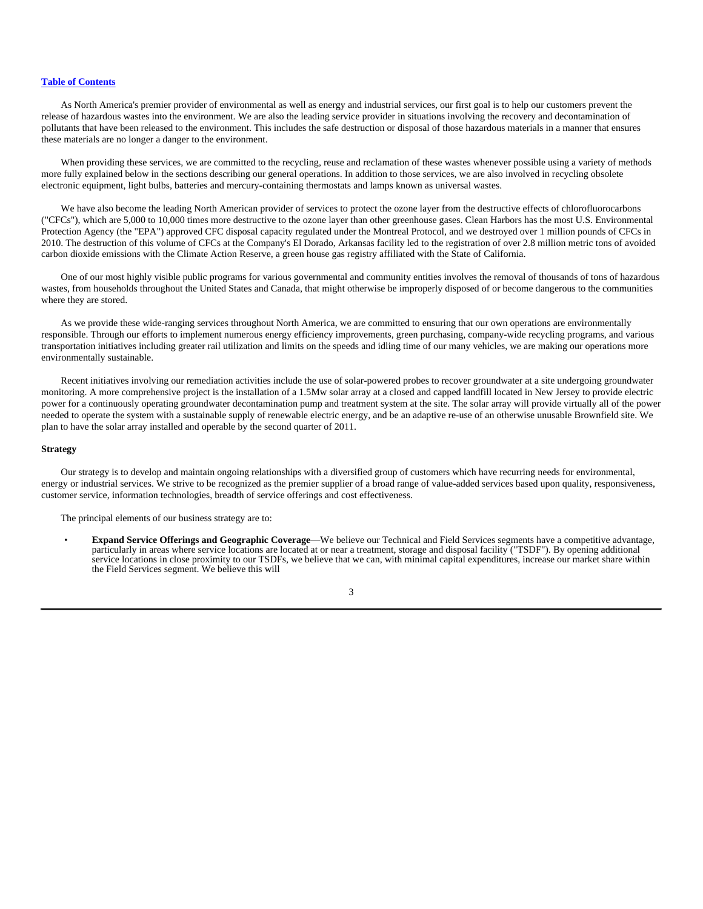As North America's premier provider of environmental as well as energy and industrial services, our first goal is to help our customers prevent the release of hazardous wastes into the environment. We are also the leading service provider in situations involving the recovery and decontamination of pollutants that have been released to the environment. This includes the safe destruction or disposal of those hazardous materials in a manner that ensures these materials are no longer a danger to the environment.

When providing these services, we are committed to the recycling, reuse and reclamation of these wastes whenever possible using a variety of methods more fully explained below in the sections describing our general operations. In addition to those services, we are also involved in recycling obsolete electronic equipment, light bulbs, batteries and mercury-containing thermostats and lamps known as universal wastes.

We have also become the leading North American provider of services to protect the ozone layer from the destructive effects of chlorofluorocarbons ("CFCs"), which are 5,000 to 10,000 times more destructive to the ozone layer than other greenhouse gases. Clean Harbors has the most U.S. Environmental Protection Agency (the "EPA") approved CFC disposal capacity regulated under the Montreal Protocol, and we destroyed over 1 million pounds of CFCs in 2010. The destruction of this volume of CFCs at the Company's El Dorado, Arkansas facility led to the registration of over 2.8 million metric tons of avoided carbon dioxide emissions with the Climate Action Reserve, a green house gas registry affiliated with the State of California.

One of our most highly visible public programs for various governmental and community entities involves the removal of thousands of tons of hazardous wastes, from households throughout the United States and Canada, that might otherwise be improperly disposed of or become dangerous to the communities where they are stored.

As we provide these wide-ranging services throughout North America, we are committed to ensuring that our own operations are environmentally responsible. Through our efforts to implement numerous energy efficiency improvements, green purchasing, company-wide recycling programs, and various transportation initiatives including greater rail utilization and limits on the speeds and idling time of our many vehicles, we are making our operations more environmentally sustainable.

Recent initiatives involving our remediation activities include the use of solar-powered probes to recover groundwater at a site undergoing groundwater monitoring. A more comprehensive project is the installation of a 1.5Mw solar array at a closed and capped landfill located in New Jersey to provide electric power for a continuously operating groundwater decontamination pump and treatment system at the site. The solar array will provide virtually all of the power needed to operate the system with a sustainable supply of renewable electric energy, and be an adaptive re-use of an otherwise unusable Brownfield site. We plan to have the solar array installed and operable by the second quarter of 2011.

### Strategy

Our strategy is to develop and maintain ongoing relationships with a diversified group of customers which have recurring needs for environmental, energy or industrial services. We strive to be recognized as the premier supplier of a broad range of value-added services based upon quality, responsiveness, customer service, information technologies, breadth of service offerings and cost effectiveness.

The principal elements of our business strategy are to:

- **Expand Service Offerings and Geographic Coverage**—We believe our Technical and Field Services segments have a competitive advantage, particularly in areas where service locations are located at or near a treatment, storage and disposal facility ("TSDF"). By opening additional service locations in close proximity to our TSDFs, we believe that we can, with minimal capital expenditures, increase our market share within the Field Services segment. We believe this will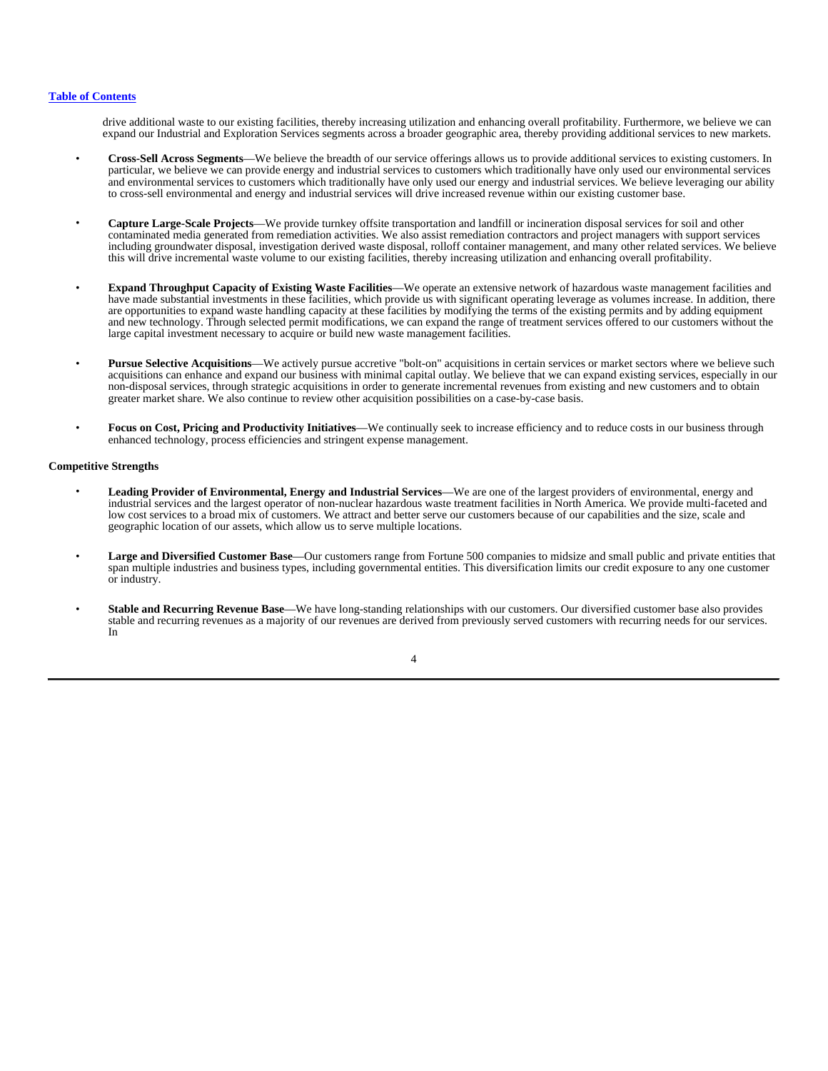drive additional waste to our existing facilities, thereby increasing utilization and enhancing overall profitability. Furthermore, we believe we can expand our Industrial and Exploration Services segments across a broader geographic area, thereby providing additional services to new markets.

- **Cross-Sell Across Segments**—We believe the breadth of our service offerings allows us to provide additional services to existing customers. In particular, we believe we can provide energy and industrial services to customers which traditionally have only used our environmental services and environmental services to customers which traditionally have only used our energy and industrial services. We believe leveraging our ability to cross-sell environmental and energy and industrial services will drive increased revenue within our existing customer base.

- **Capture Large-Scale Projects**—We provide turnkey offsite transportation and landfill or incineration disposal services for soil and other contaminated media generated from remediation activities. We also assist remediation contractors and project managers with support services including groundwater disposal, investigation derived waste disposal, rolloff container management, and many other related services. We believe this will drive incremental waste volume to our existing facilities, thereby increasing utilization and enhancing overall profitability.

- **Expand Throughput Capacity of Existing Waste Facilities**—We operate an extensive network of hazardous waste management facilities and have made substantial investments in these facilities, which provide us with significant operating leverage as volumes increase. In addition, there are opportunities to expand waste handling capacity at these facilities by modifying the terms of the existing permits and by adding equipment and new technology. Through selected permit modifications, we can expand the range of treatment services offered to our customers without the large capital investment necessary to acquire or build new waste management facilities.

- **Pursue Selective Acquisitions**—We actively pursue accretive "bolt-on" acquisitions in certain services or market sectors where we believe such acquisitions can enhance and expand our business with minimal capital outlay. We believe that we can expand existing services, especially in our non-disposal services, through strategic acquisitions in order to generate incremental revenues from existing and new customers and to obtain greater market share. We also continue to review other acquisition possibilities on a case-by-case basis.

- **Focus on Cost, Pricing and Productivity Initiatives**—We continually seek to increase efficiency and to reduce costs in our business through enhanced technology, process efficiencies and stringent expense management.

**Competitive Strengths**

- **Leading Provider of Environmental, Energy and Industrial Services**—We are one of the largest providers of environmental, energy and industrial services and the largest operator of non-nuclear hazardous waste treatment facilities in North America. We provide multi-faceted and low cost services to a broad mix of customers. We attract and better serve our customers because of our capabilities and the size, scale and geographic location of our assets, which allow us to serve multiple locations.

- **Large and Diversified Customer Base**—Our customers range from Fortune 500 companies to midsize and small public and private entities that span multiple industries and business types, including governmental entities. This diversification limits our credit exposure to any one customer or industry.

- **Stable and Recurring Revenue Base**—We have long-standing relationships with our customers. Our diversified customer base also provides stable and recurring revenues as a majority of our revenues are derived from previously served customers with recurring needs for our services. In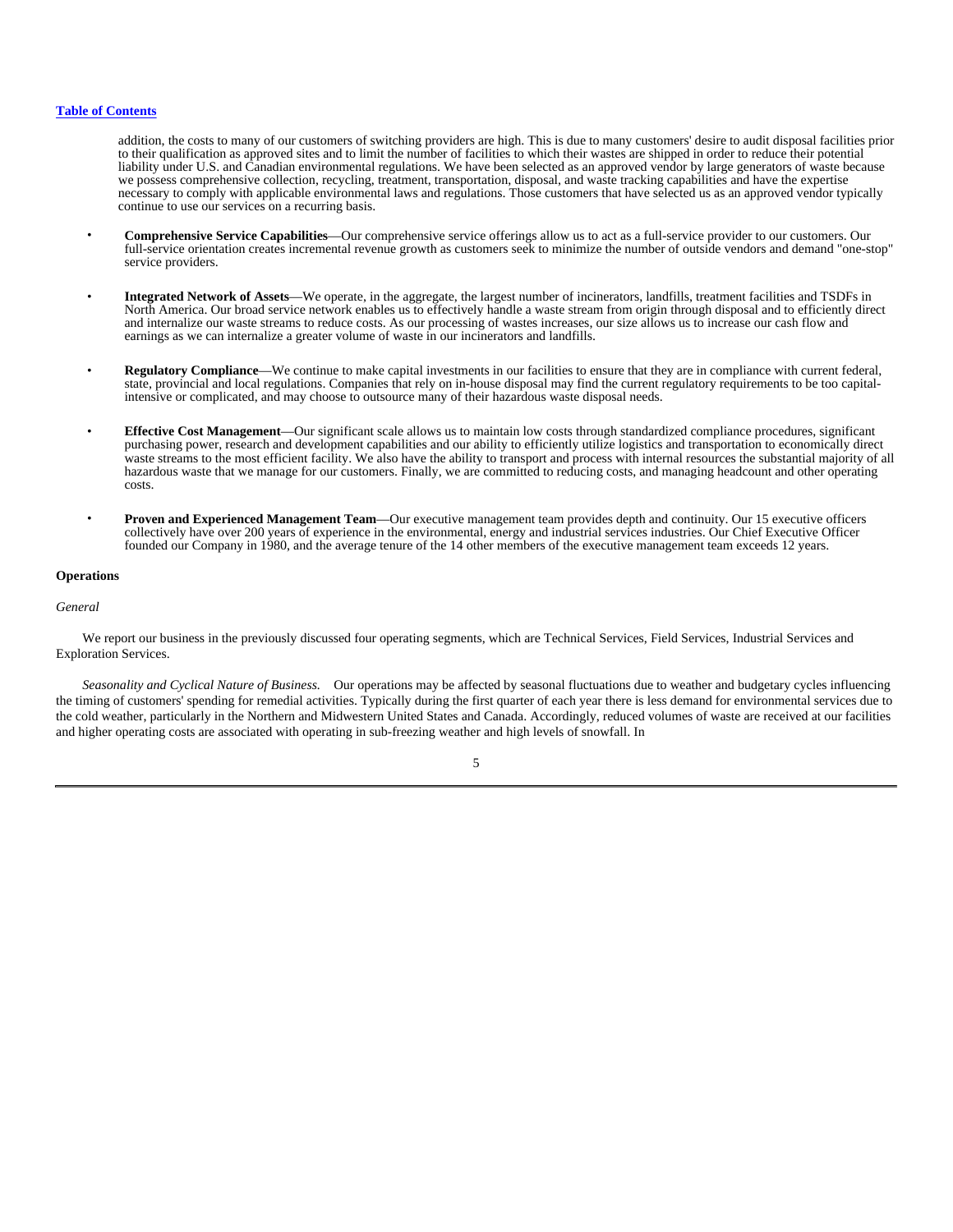addition, the costs to many of our customers of switching providers are high. This is due to many customers' desire to audit disposal facilities prior to their qualification as approved sites and to limit the number of facilities to which their wastes are shipped in order to reduce their potential liability under U.S. and Canadian environmental regulations. We have been selected as an approved vendor by large generators of waste because we possess comprehensive collection, recycling, treatment, transportation, disposal, and waste tracking capabilities and have the expertise necessary to comply with applicable environmental laws and regulations. Those customers that have selected us as an approved vendor typically continue to use our services on a recurring basis.

- **Comprehensive Service Capabilities**—Our comprehensive service offerings allow us to act as a full-service provider to our customers. Our full-service orientation creates incremental revenue growth as customers seek to minimize the number of outside vendors and demand "one-stop" service providers.

- **Integrated Network of Assets**—We operate, in the aggregate, the largest number of incinerators, landfills, treatment facilities and TSDFs in North America. Our broad service network enables us to effectively handle a waste stream from origin through disposal and to efficiently direct and internalize our waste streams to reduce costs. As our processing of wastes increases, our size allows us to increase our cash flow and earnings as we can internalize a greater volume of waste in our incinerators and landfills.

- **Regulatory Compliance**—We continue to make capital investments in our facilities to ensure that they are in compliance with current federal, state, provincial and local regulations. Companies that rely on in-house disposal may find the current regulatory requirements to be too capital-intensive or complicated, and may choose to outsource many of their hazardous waste disposal needs.

- **Effective Cost Management**—Our significant scale allows us to maintain low costs through standardized compliance procedures, significant purchasing power, research and development capabilities and our ability to efficiently utilize logistics and transportation to economically direct waste streams to the most efficient facility. We also have the ability to transport and process with internal resources the substantial majority of all hazardous waste that we manage for our customers. Finally, we are committed to reducing costs, and managing headcount and other operating costs.

- **Proven and Experienced Management Team**—Our executive management team provides depth and continuity. Our 15 executive officers collectively have over 200 years of experience in the environmental, energy and industrial services industries. Our Chief Executive Officer founded our Company in 1980, and the average tenure of the 14 other members of the executive management team exceeds 12 years.

**Operations**

*General*

We report our business in the previously discussed four operating segments, which are Technical Services, Field Services, Industrial Services and Exploration Services.

*Seasonality and Cyclical Nature of Business.* Our operations may be affected by seasonal fluctuations due to weather and budgetary cycles influencing the timing of customers' spending for remedial activities. Typically during the first quarter of each year there is less demand for environmental services due to the cold weather, particularly in the Northern and Midwestern United States and Canada. Accordingly, reduced volumes of waste are received at our facilities and higher operating costs are associated with operating in sub-freezing weather and high levels of snowfall. In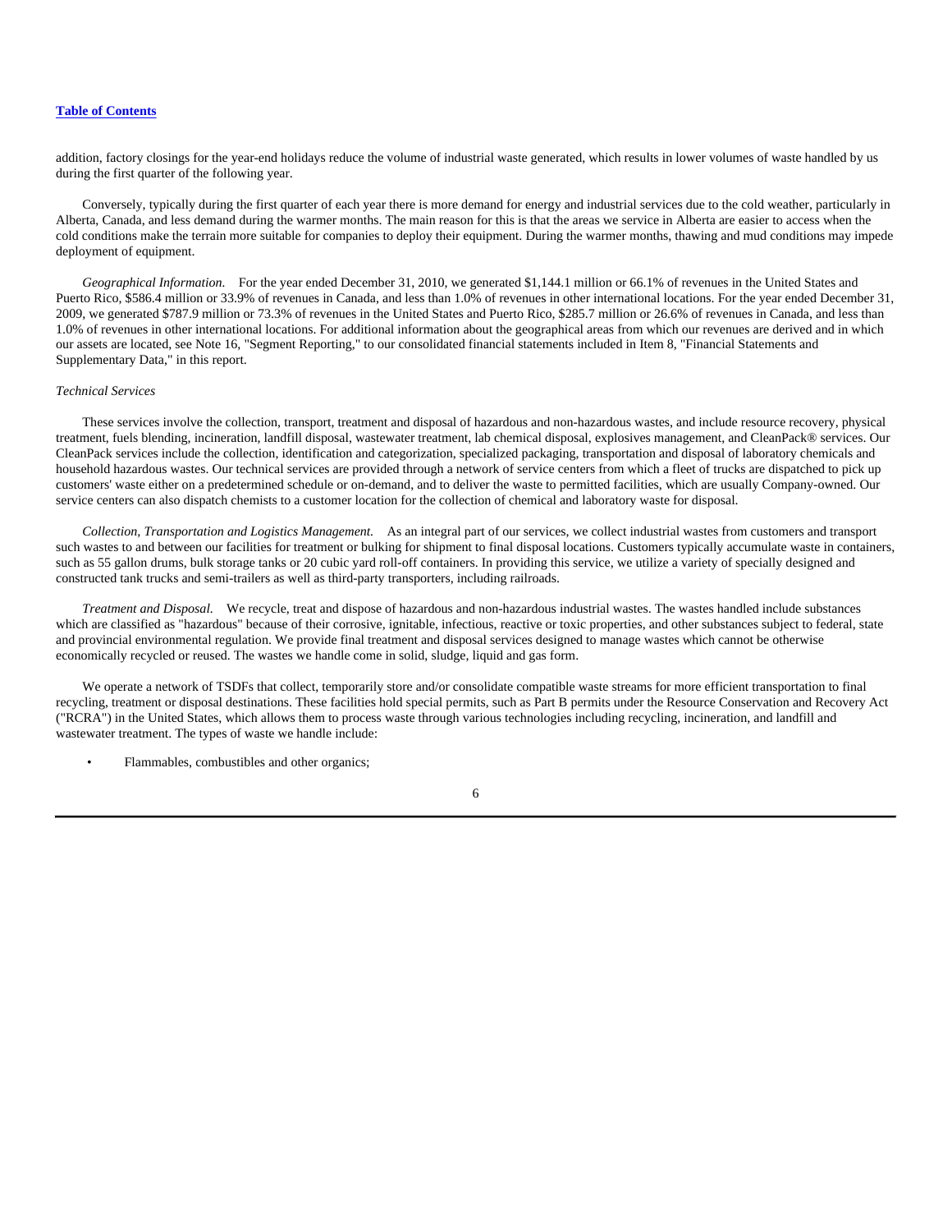addition, factory closings for the year-end holidays reduce the volume of industrial waste generated, which results in lower volumes of waste handled by us during the first quarter of the following year.

Conversely, typically during the first quarter of each year there is more demand for energy and industrial services due to the cold weather, particularly in Alberta, Canada, and less demand during the warmer months. The main reason for this is that the areas we service in Alberta are easier to access when the cold conditions make the terrain more suitable for companies to deploy their equipment. During the warmer months, thawing and mud conditions may impede deployment of equipment.

*Geographical Information.* For the year ended December 31, 2010, we generated $1,144.1 million or 66.1% of revenues in the United States and Puerto Rico, $586.4 million or 33.9% of revenues in Canada, and less than 1.0% of revenues in other international locations. For the year ended December 31, 2009, we generated $787.9 million or 73.3% of revenues in the United States and Puerto Rico, $285.7 million or 26.6% of revenues in Canada, and less than 1.0% of revenues in other international locations. For additional information about the geographical areas from which our revenues are derived and in which our assets are located, see Note 16, "Segment Reporting," to our consolidated financial statements included in Item 8, "Financial Statements and Supplementary Data," in this report.

*Technical Services*

These services involve the collection, transport, treatment and disposal of hazardous and non-hazardous wastes, and include resource recovery, physical treatment, fuels blending, incineration, landfill disposal, wastewater treatment, lab chemical disposal, explosives management, and CleanPack® services. Our CleanPack services include the collection, identification and categorization, specialized packaging, transportation and disposal of laboratory chemicals and household hazardous wastes. Our technical services are provided through a network of service centers from which a fleet of trucks are dispatched to pick up customers' waste either on a predetermined schedule or on-demand, and to deliver the waste to permitted facilities, which are usually Company-owned. Our service centers can also dispatch chemists to a customer location for the collection of chemical and laboratory waste for disposal.

*Collection, Transportation and Logistics Management.* As an integral part of our services, we collect industrial wastes from customers and transport such wastes to and between our facilities for treatment or bulking for shipment to final disposal locations. Customers typically accumulate waste in containers, such as 55 gallon drums, bulk storage tanks or 20 cubic yard roll-off containers. In providing this service, we utilize a variety of specially designed and constructed tank trucks and semi-trailers as well as third-party transporters, including railroads.

*Treatment and Disposal.* We recycle, treat and dispose of hazardous and non-hazardous industrial wastes. The wastes handled include substances which are classified as "hazardous" because of their corrosive, ignitable, infectious, reactive or toxic properties, and other substances subject to federal, state and provincial environmental regulation. We provide final treatment and disposal services designed to manage wastes which cannot be otherwise economically recycled or reused. The wastes we handle come in solid, sludge, liquid and gas form.

We operate a network of TSDFs that collect, temporarily store and/or consolidate compatible waste streams for more efficient transportation to final recycling, treatment or disposal destinations. These facilities hold special permits, such as Part B permits under the Resource Conservation and Recovery Act ("RCRA") in the United States, which allows them to process waste through various technologies including recycling, incineration, and landfill and wastewater treatment. The types of waste we handle include:

- Flammables, combustibles and other organics;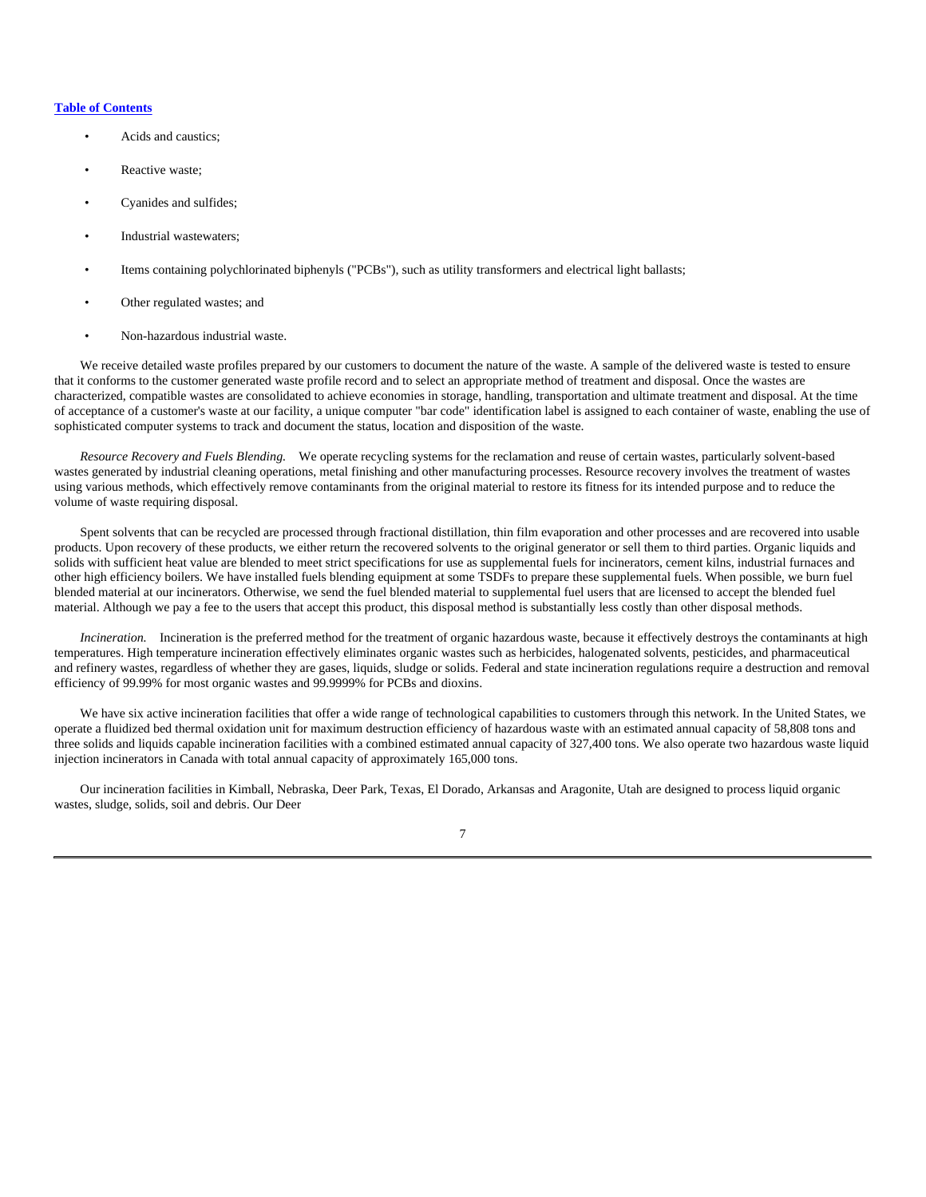- Acids and caustics;
- Reactive waste;
- Cyanides and sulfides;
- Industrial wastewaters;
- Items containing polychlorinated biphenyls ("PCBs"), such as utility transformers and electrical light ballasts;
- Other regulated wastes; and
- Non-hazardous industrial waste.

We receive detailed waste profiles prepared by our customers to document the nature of the waste. A sample of the delivered waste is tested to ensure that it conforms to the customer generated waste profile record and to select an appropriate method of treatment and disposal. Once the wastes are characterized, compatible wastes are consolidated to achieve economies in storage, handling, transportation and ultimate treatment and disposal. At the time of acceptance of a customer's waste at our facility, a unique computer "bar code" identification label is assigned to each container of waste, enabling the use of sophisticated computer systems to track and document the status, location and disposition of the waste.

*Resource Recovery and Fuels Blending.* We operate recycling systems for the reclamation and reuse of certain wastes, particularly solvent-based wastes generated by industrial cleaning operations, metal finishing and other manufacturing processes. Resource recovery involves the treatment of wastes using various methods, which effectively remove contaminants from the original material to restore its fitness for its intended purpose and to reduce the volume of waste requiring disposal.

Spent solvents that can be recycled are processed through fractional distillation, thin film evaporation and other processes and are recovered into usable products. Upon recovery of these products, we either return the recovered solvents to the original generator or sell them to third parties. Organic liquids and solids with sufficient heat value are blended to meet strict specifications for use as supplemental fuels for incinerators, cement kilns, industrial furnaces and other high efficiency boilers. We have installed fuels blending equipment at some TSDFs to prepare these supplemental fuels. When possible, we burn fuel blended material at our incinerators. Otherwise, we send the fuel blended material to supplemental fuel users that are licensed to accept the blended fuel material. Although we pay a fee to the users that accept this product, this disposal method is substantially less costly than other disposal methods.

*Incineration.* Incineration is the preferred method for the treatment of organic hazardous waste, because it effectively destroys the contaminants at high temperatures. High temperature incineration effectively eliminates organic wastes such as herbicides, halogenated solvents, pesticides, and pharmaceutical and refinery wastes, regardless of whether they are gases, liquids, sludge or solids. Federal and state incineration regulations require a destruction and removal efficiency of 99.99% for most organic wastes and 99.9999% for PCBs and dioxins.

We have six active incineration facilities that offer a wide range of technological capabilities to customers through this network. In the United States, we operate a fluidized bed thermal oxidation unit for maximum destruction efficiency of hazardous waste with an estimated annual capacity of 58,808 tons and three solids and liquids capable incineration facilities with a combined estimated annual capacity of 327,400 tons. We also operate two hazardous waste liquid injection incinerators in Canada with total annual capacity of approximately 165,000 tons.

Our incineration facilities in Kimball, Nebraska, Deer Park, Texas, El Dorado, Arkansas and Aragonite, Utah are designed to process liquid organic wastes, sludge, solids, soil and debris. Our Deer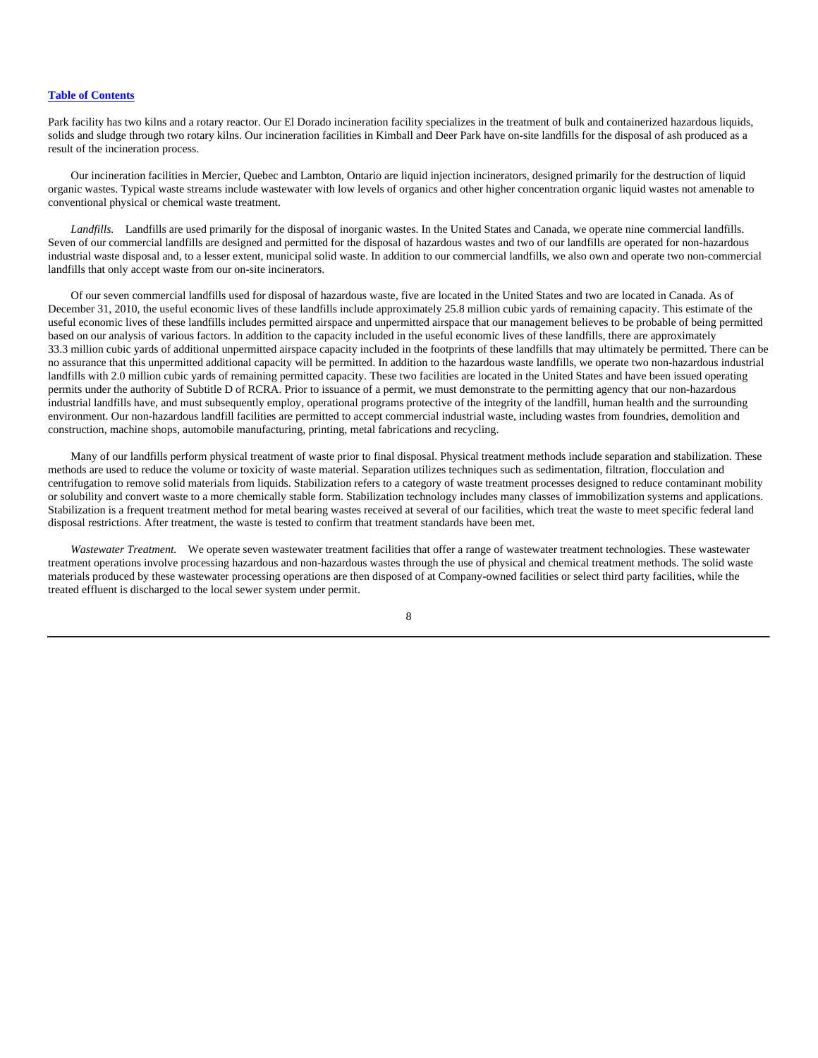Park facility has two kilns and a rotary reactor. Our El Dorado incineration facility specializes in the treatment of bulk and containerized hazardous liquids, solids and sludge through two rotary kilns. Our incineration facilities in Kimball and Deer Park have on-site landfills for the disposal of ash produced as a result of the incineration process.

Our incineration facilities in Mercier, Quebec and Lambton, Ontario are liquid injection incinerators, designed primarily for the destruction of liquid organic wastes. Typical waste streams include wastewater with low levels of organics and other higher concentration organic liquid wastes not amenable to conventional physical or chemical waste treatment.

*Landfills.* Landfills are used primarily for the disposal of inorganic wastes. In the United States and Canada, we operate nine commercial landfills. Seven of our commercial landfills are designed and permitted for the disposal of hazardous wastes and two of our landfills are operated for non-hazardous industrial waste disposal and, to a lesser extent, municipal solid waste. In addition to our commercial landfills, we also own and operate two non-commercial landfills that only accept waste from our on-site incinerators.

Of our seven commercial landfills used for disposal of hazardous waste, five are located in the United States and two are located in Canada. As of December 31, 2010, the useful economic lives of these landfills include approximately 25.8 million cubic yards of remaining capacity. This estimate of the useful economic lives of these landfills includes permitted airspace and unpermitted airspace that our management believes to be probable of being permitted based on our analysis of various factors. In addition to the capacity included in the useful economic lives of these landfills, there are approximately 33.3 million cubic yards of additional unpermitted airspace capacity included in the footprints of these landfills that may ultimately be permitted. There can be no assurance that this unpermitted additional capacity will be permitted. In addition to the hazardous waste landfills, we operate two non-hazardous industrial landfills with 2.0 million cubic yards of remaining permitted capacity. These two facilities are located in the United States and have been issued operating permits under the authority of Subtitle D of RCRA. Prior to issuance of a permit, we must demonstrate to the permitting agency that our non-hazardous industrial landfills have, and must subsequently employ, operational programs protective of the integrity of the landfill, human health and the surrounding environment. Our non-hazardous landfill facilities are permitted to accept commercial industrial waste, including wastes from foundries, demolition and construction, machine shops, automobile manufacturing, printing, metal fabrications and recycling.

Many of our landfills perform physical treatment of waste prior to final disposal. Physical treatment methods include separation and stabilization. These methods are used to reduce the volume or toxicity of waste material. Separation utilizes techniques such as sedimentation, filtration, flocculation and centrifugation to remove solid materials from liquids. Stabilization refers to a category of waste treatment processes designed to reduce contaminant mobility or solubility and convert waste to a more chemically stable form. Stabilization technology includes many classes of immobilization systems and applications. Stabilization is a frequent treatment method for metal bearing wastes received at several of our facilities, which treat the waste to meet specific federal land disposal restrictions. After treatment, the waste is tested to confirm that treatment standards have been met.

*Wastewater Treatment.* We operate seven wastewater treatment facilities that offer a range of wastewater treatment technologies. These wastewater treatment operations involve processing hazardous and non-hazardous wastes through the use of physical and chemical treatment methods. The solid waste materials produced by these wastewater processing operations are then disposed of at Company-owned facilities or select third party facilities, while the treated effluent is discharged to the local sewer system under permit.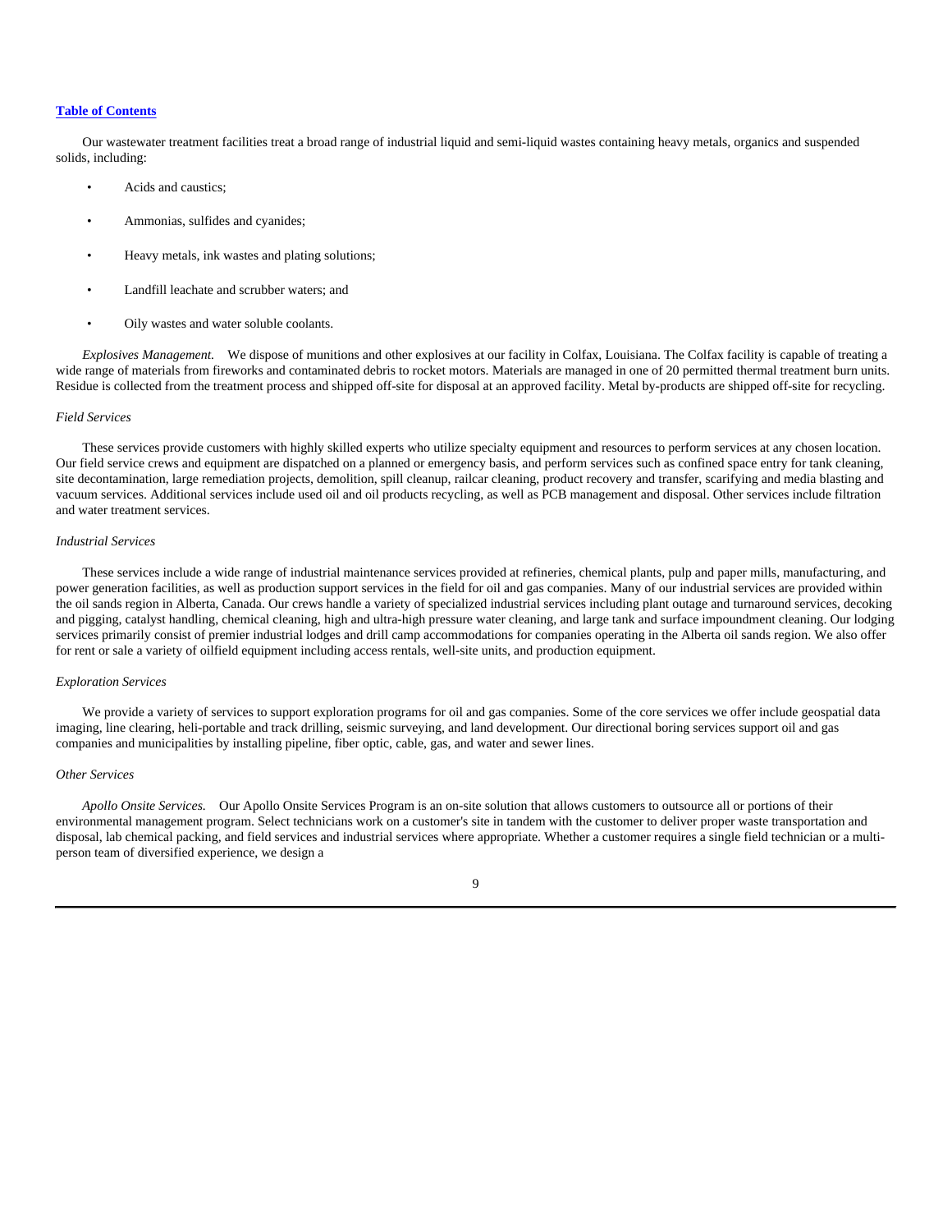Our wastewater treatment facilities treat a broad range of industrial liquid and semi-liquid wastes containing heavy metals, organics and suspended solids, including:

- Acids and caustics;
- Ammonias, sulfides and cyanides;
- Heavy metals, ink wastes and plating solutions;
- Landfill leachate and scrubber waters; and
- Oily wastes and water soluble coolants.

*Explosives Management.* We dispose of munitions and other explosives at our facility in Colfax, Louisiana. The Colfax facility is capable of treating a wide range of materials from fireworks and contaminated debris to rocket motors. Materials are managed in one of 20 permitted thermal treatment burn units. Residue is collected from the treatment process and shipped off-site for disposal at an approved facility. Metal by-products are shipped off-site for recycling.

*Field Services*

These services provide customers with highly skilled experts who utilize specialty equipment and resources to perform services at any chosen location. Our field service crews and equipment are dispatched on a planned or emergency basis, and perform services such as confined space entry for tank cleaning, site decontamination, large remediation projects, demolition, spill cleanup, railcar cleaning, product recovery and transfer, scarifying and media blasting and vacuum services. Additional services include used oil and oil products recycling, as well as PCB management and disposal. Other services include filtration and water treatment services.

*Industrial Services*

These services include a wide range of industrial maintenance services provided at refineries, chemical plants, pulp and paper mills, manufacturing, and power generation facilities, as well as production support services in the field for oil and gas companies. Many of our industrial services are provided within the oil sands region in Alberta, Canada. Our crews handle a variety of specialized industrial services including plant outage and turnaround services, decoking and pigging, catalyst handling, chemical cleaning, high and ultra-high pressure water cleaning, and large tank and surface impoundment cleaning. Our lodging services primarily consist of premier industrial lodges and drill camp accommodations for companies operating in the Alberta oil sands region. We also offer for rent or sale a variety of oilfield equipment including access rentals, well-site units, and production equipment.

*Exploration Services*

We provide a variety of services to support exploration programs for oil and gas companies. Some of the core services we offer include geospatial data imaging, line clearing, heli-portable and track drilling, seismic surveying, and land development. Our directional boring services support oil and gas companies and municipalities by installing pipeline, fiber optic, cable, gas, and water and sewer lines.

*Other Services*

*Apollo Onsite Services.* Our Apollo Onsite Services Program is an on-site solution that allows customers to outsource all or portions of their environmental management program. Select technicians work on a customer's site in tandem with the customer to deliver proper waste transportation and disposal, lab chemical packing, and field services and industrial services where appropriate. Whether a customer requires a single field technician or a multi-person team of diversified experience, we design a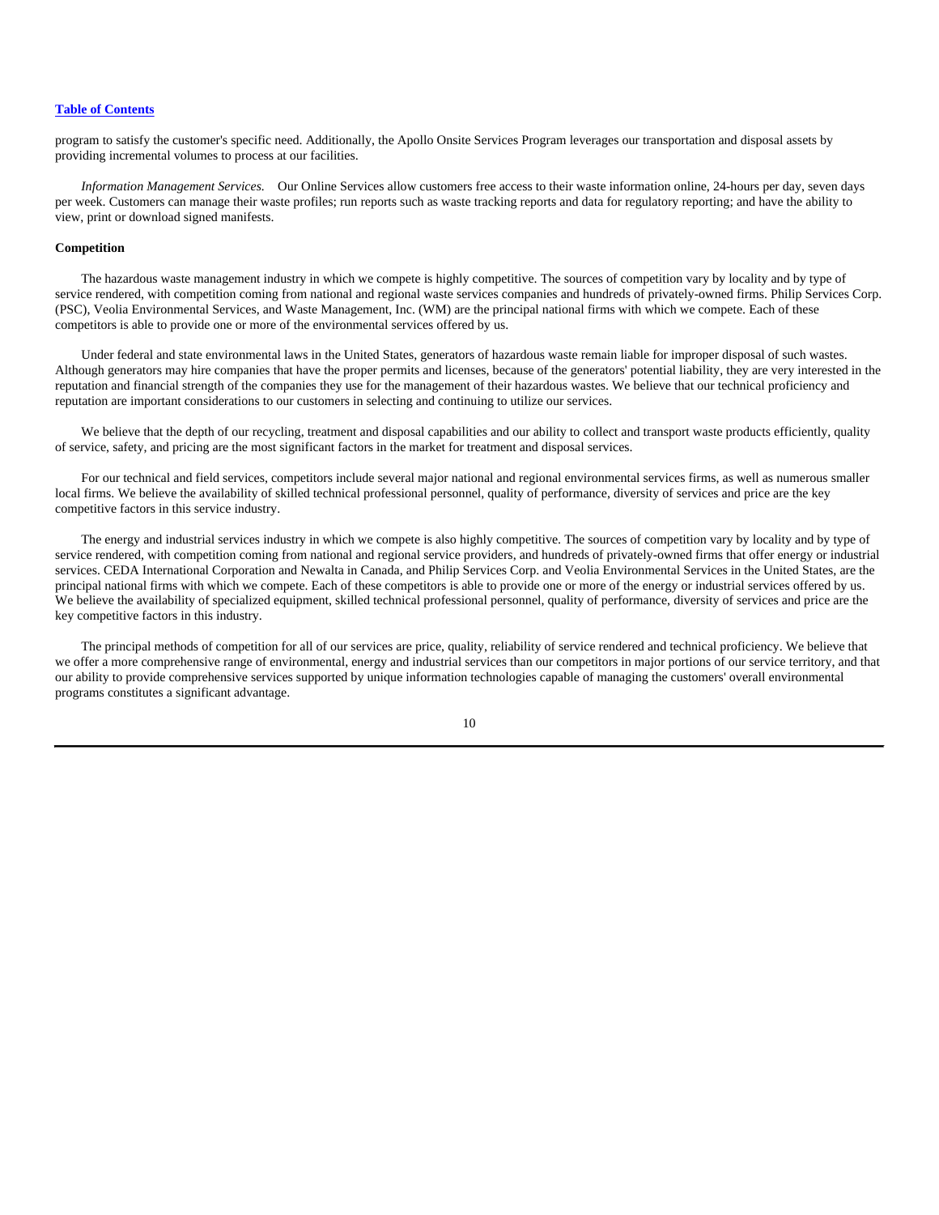program to satisfy the customer's specific need. Additionally, the Apollo Onsite Services Program leverages our transportation and disposal assets by providing incremental volumes to process at our facilities.

*Information Management Services.* Our Online Services allow customers free access to their waste information online, 24-hours per day, seven days per week. Customers can manage their waste profiles; run reports such as waste tracking reports and data for regulatory reporting; and have the ability to view, print or download signed manifests.

**Competition**

The hazardous waste management industry in which we compete is highly competitive. The sources of competition vary by locality and by type of service rendered, with competition coming from national and regional waste services companies and hundreds of privately-owned firms. Philip Services Corp. (PSC), Veolia Environmental Services, and Waste Management, Inc. (WM) are the principal national firms with which we compete. Each of these competitors is able to provide one or more of the environmental services offered by us.

Under federal and state environmental laws in the United States, generators of hazardous waste remain liable for improper disposal of such wastes. Although generators may hire companies that have the proper permits and licenses, because of the generators' potential liability, they are very interested in the reputation and financial strength of the companies they use for the management of their hazardous wastes. We believe that our technical proficiency and reputation are important considerations to our customers in selecting and continuing to utilize our services.

We believe that the depth of our recycling, treatment and disposal capabilities and our ability to collect and transport waste products efficiently, quality of service, safety, and pricing are the most significant factors in the market for treatment and disposal services.

For our technical and field services, competitors include several major national and regional environmental services firms, as well as numerous smaller local firms. We believe the availability of skilled technical professional personnel, quality of performance, diversity of services and price are the key competitive factors in this service industry.

The energy and industrial services industry in which we compete is also highly competitive. The sources of competition vary by locality and by type of service rendered, with competition coming from national and regional service providers, and hundreds of privately-owned firms that offer energy or industrial services. CEDA International Corporation and Newalta in Canada, and Philip Services Corp. and Veolia Environmental Services in the United States, are the principal national firms with which we compete. Each of these competitors is able to provide one or more of the energy or industrial services offered by us. We believe the availability of specialized equipment, skilled technical professional personnel, quality of performance, diversity of services and price are the key competitive factors in this industry.

The principal methods of competition for all of our services are price, quality, reliability of service rendered and technical proficiency. We believe that we offer a more comprehensive range of environmental, energy and industrial services than our competitors in major portions of our service territory, and that our ability to provide comprehensive services supported by unique information technologies capable of managing the customers' overall environmental programs constitutes a significant advantage.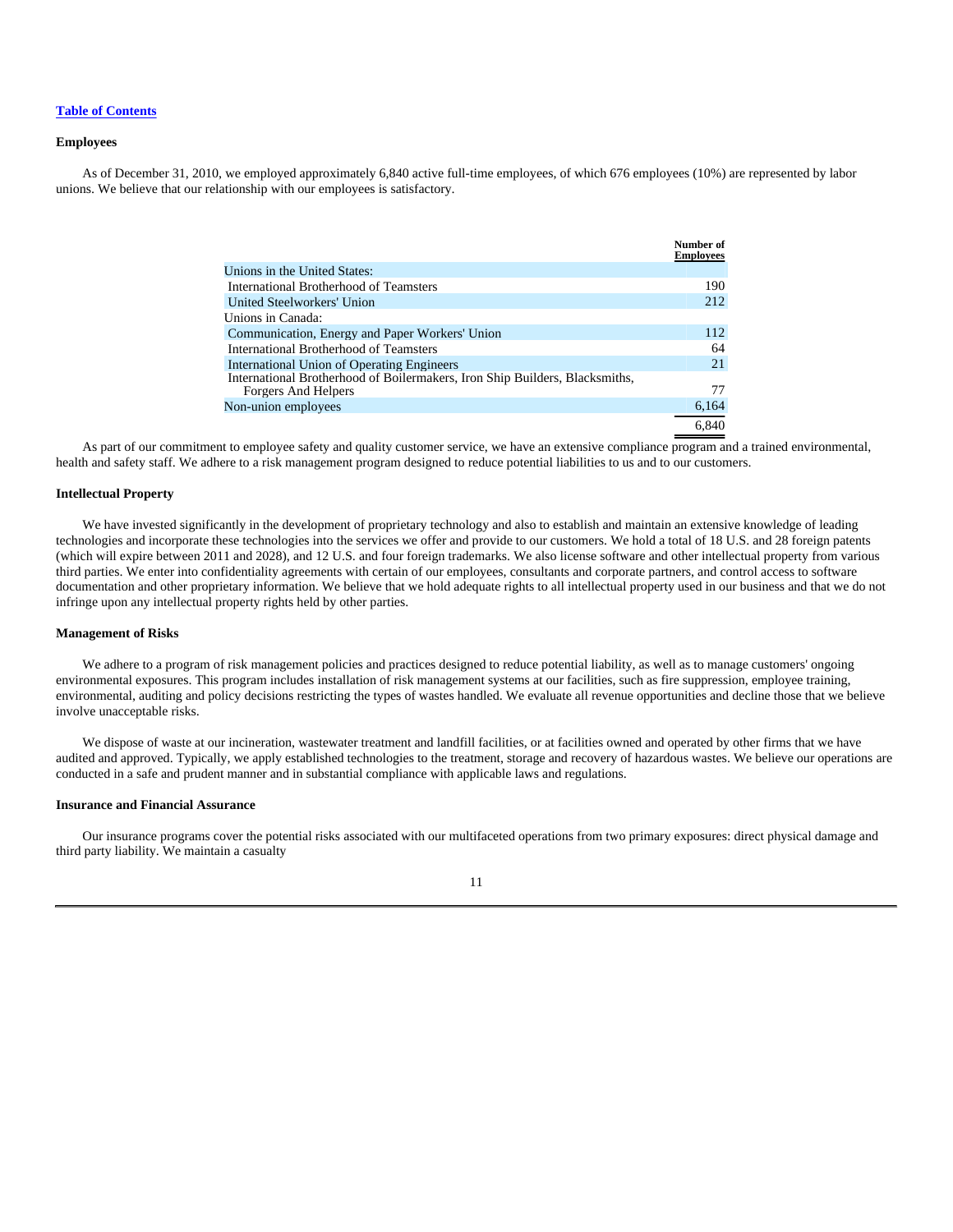[Table of Contents](#)

### Employees

As of December 31, 2010, we employed approximately 6,840 active full-time employees, of which 676 employees (10%) are represented by labor unions. We believe that our relationship with our employees is satisfactory.

| | Number of Employees |
|---|---|
| Unions in the United States: | |
| International Brotherhood of Teamsters | 190 |
| United Steelworkers' Union | 212 |
| Unions in Canada: | |
| Communication, Energy and Paper Workers' Union | 112 |
| International Brotherhood of Teamsters | 64 |
| International Union of Operating Engineers | 21 |
| International Brotherhood of Boilermakers, Iron Ship Builders, Blacksmiths, Forgers And Helpers | 77 |
| Non-union employees | 6,164 |
| | 6,840 |

As part of our commitment to employee safety and quality customer service, we have an extensive compliance program and a trained environmental, health and safety staff. We adhere to a risk management program designed to reduce potential liabilities to us and to our customers.

### Intellectual Property

We have invested significantly in the development of proprietary technology and also to establish and maintain an extensive knowledge of leading technologies and incorporate these technologies into the services we offer and provide to our customers. We hold a total of 18 U.S. and 28 foreign patents (which will expire between 2011 and 2028), and 12 U.S. and four foreign trademarks. We also license software and other intellectual property from various third parties. We enter into confidentiality agreements with certain of our employees, consultants and corporate partners, and control access to software documentation and other proprietary information. We believe that we hold adequate rights to all intellectual property used in our business and that we do not infringe upon any intellectual property rights held by other parties.

### Management of Risks

We adhere to a program of risk management policies and practices designed to reduce potential liability, as well as to manage customers' ongoing environmental exposures. This program includes installation of risk management systems at our facilities, such as fire suppression, employee training, environmental, auditing and policy decisions restricting the types of wastes handled. We evaluate all revenue opportunities and decline those that we believe involve unacceptable risks.

We dispose of waste at our incineration, wastewater treatment and landfill facilities, or at facilities owned and operated by other firms that we have audited and approved. Typically, we apply established technologies to the treatment, storage and recovery of hazardous wastes. We believe our operations are conducted in a safe and prudent manner and in substantial compliance with applicable laws and regulations.

### Insurance and Financial Assurance

Our insurance programs cover the potential risks associated with our multifaceted operations from two primary exposures: direct physical damage and third party liability. We maintain a casualty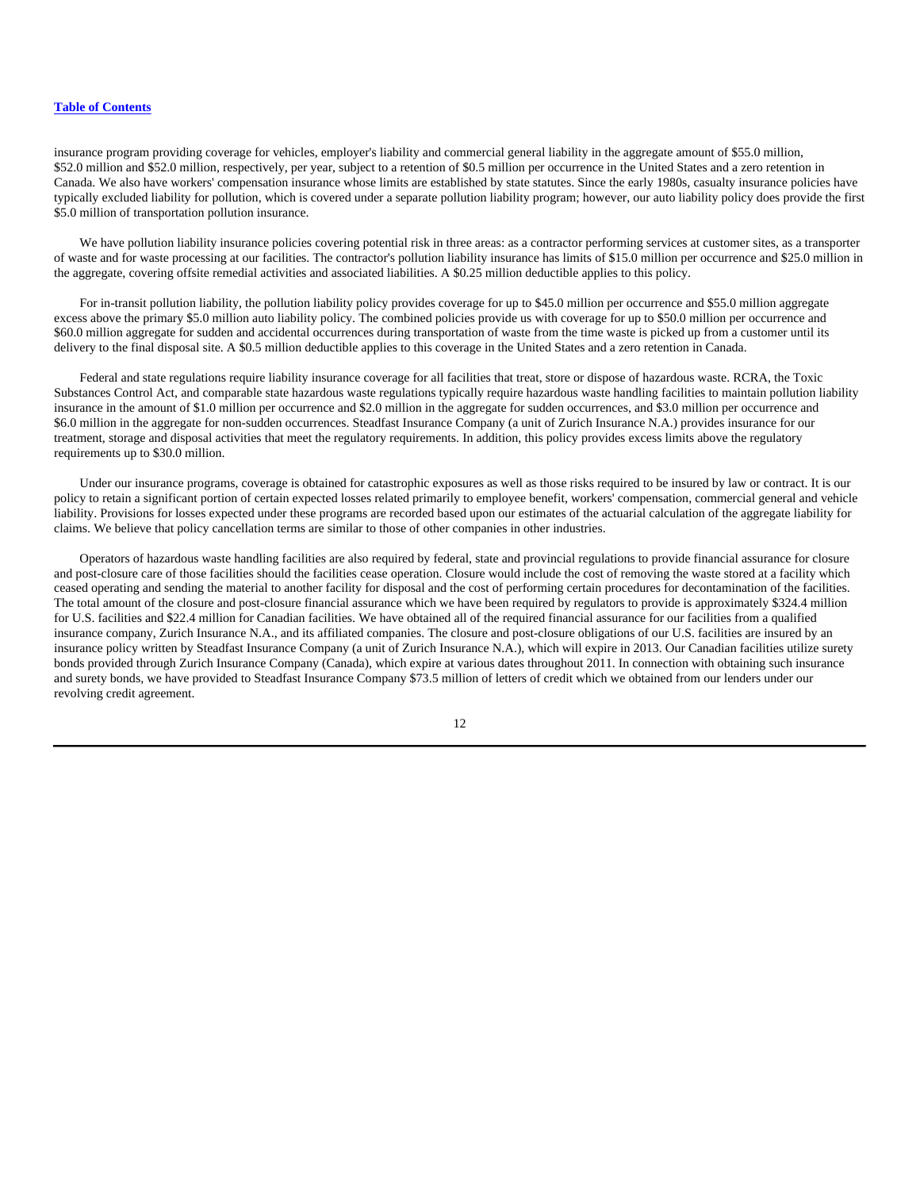insurance program providing coverage for vehicles, employer's liability and commercial general liability in the aggregate amount of $55.0 million, $52.0 million and $52.0 million, respectively, per year, subject to a retention of $0.5 million per occurrence in the United States and a zero retention in Canada. We also have workers' compensation insurance whose limits are established by state statutes. Since the early 1980s, casualty insurance policies have typically excluded liability for pollution, which is covered under a separate pollution liability program; however, our auto liability policy does provide the first $5.0 million of transportation pollution insurance.

We have pollution liability insurance policies covering potential risk in three areas: as a contractor performing services at customer sites, as a transporter of waste and for waste processing at our facilities. The contractor's pollution liability insurance has limits of $15.0 million per occurrence and $25.0 million in the aggregate, covering offsite remedial activities and associated liabilities. A $0.25 million deductible applies to this policy.

For in-transit pollution liability, the pollution liability policy provides coverage for up to $45.0 million per occurrence and $55.0 million aggregate excess above the primary $5.0 million auto liability policy. The combined policies provide us with coverage for up to $50.0 million per occurrence and $60.0 million aggregate for sudden and accidental occurrences during transportation of waste from the time waste is picked up from a customer until its delivery to the final disposal site. A $0.5 million deductible applies to this coverage in the United States and a zero retention in Canada.

Federal and state regulations require liability insurance coverage for all facilities that treat, store or dispose of hazardous waste. RCRA, the Toxic Substances Control Act, and comparable state hazardous waste regulations typically require hazardous waste handling facilities to maintain pollution liability insurance in the amount of $1.0 million per occurrence and $2.0 million in the aggregate for sudden occurrences, and $3.0 million per occurrence and $6.0 million in the aggregate for non-sudden occurrences. Steadfast Insurance Company (a unit of Zurich Insurance N.A.) provides insurance for our treatment, storage and disposal activities that meet the regulatory requirements. In addition, this policy provides excess limits above the regulatory requirements up to $30.0 million.

Under our insurance programs, coverage is obtained for catastrophic exposures as well as those risks required to be insured by law or contract. It is our policy to retain a significant portion of certain expected losses related primarily to employee benefit, workers' compensation, commercial general and vehicle liability. Provisions for losses expected under these programs are recorded based upon our estimates of the actuarial calculation of the aggregate liability for claims. We believe that policy cancellation terms are similar to those of other companies in other industries.

Operators of hazardous waste handling facilities are also required by federal, state and provincial regulations to provide financial assurance for closure and post-closure care of those facilities should the facilities cease operation. Closure would include the cost of removing the waste stored at a facility which ceased operating and sending the material to another facility for disposal and the cost of performing certain procedures for decontamination of the facilities. The total amount of the closure and post-closure financial assurance which we have been required by regulators to provide is approximately $324.4 million for U.S. facilities and $22.4 million for Canadian facilities. We have obtained all of the required financial assurance for our facilities from a qualified insurance company, Zurich Insurance N.A., and its affiliated companies. The closure and post-closure obligations of our U.S. facilities are insured by an insurance policy written by Steadfast Insurance Company (a unit of Zurich Insurance N.A.), which will expire in 2013. Our Canadian facilities utilize surety bonds provided through Zurich Insurance Company (Canada), which expire at various dates throughout 2011. In connection with obtaining such insurance and surety bonds, we have provided to Steadfast Insurance Company $73.5 million of letters of credit which we obtained from our lenders under our revolving credit agreement.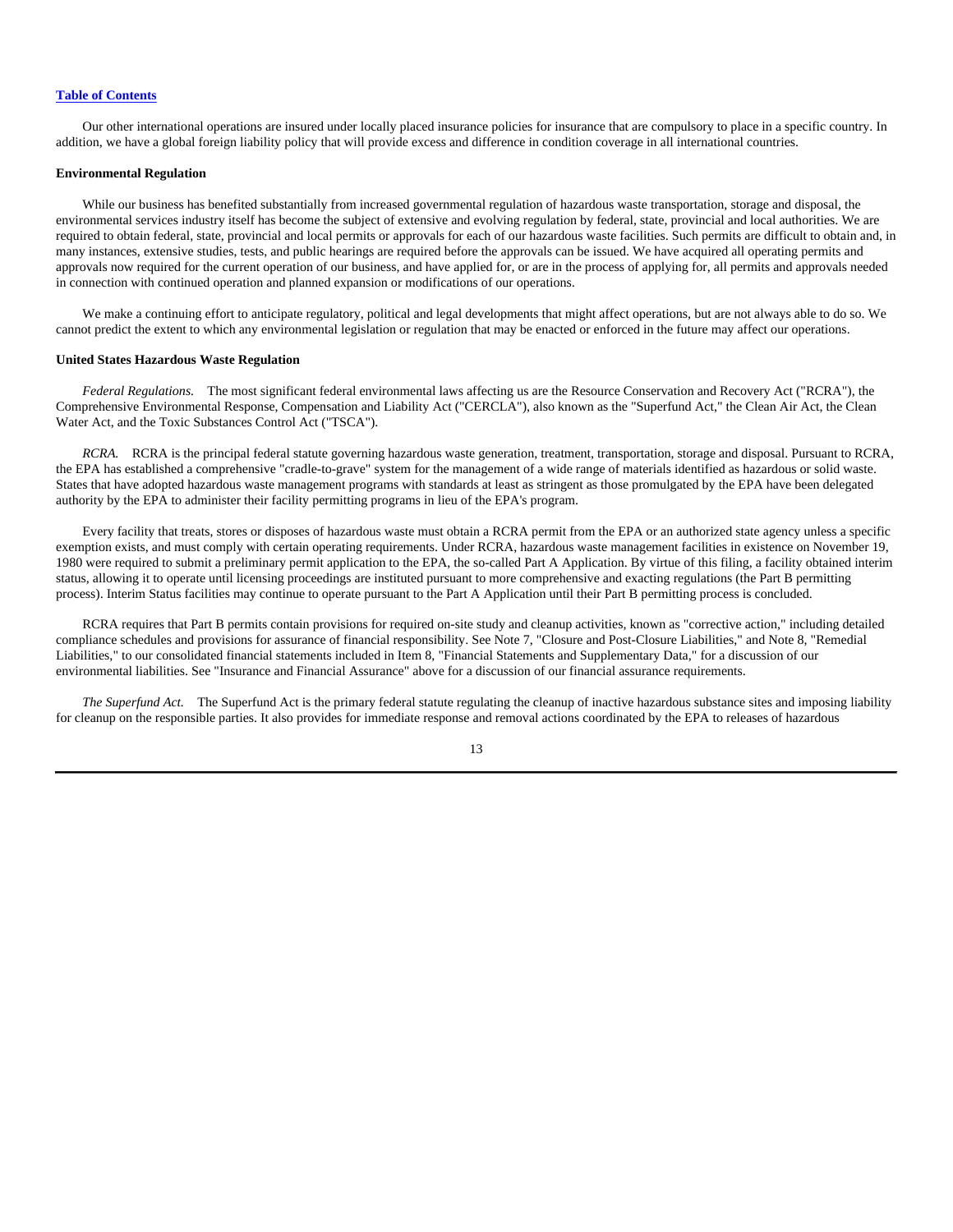Our other international operations are insured under locally placed insurance policies for insurance that are compulsory to place in a specific country. In addition, we have a global foreign liability policy that will provide excess and difference in condition coverage in all international countries.

**Environmental Regulation**

While our business has benefited substantially from increased governmental regulation of hazardous waste transportation, storage and disposal, the environmental services industry itself has become the subject of extensive and evolving regulation by federal, state, provincial and local authorities. We are required to obtain federal, state, provincial and local permits or approvals for each of our hazardous waste facilities. Such permits are difficult to obtain and, in many instances, extensive studies, tests, and public hearings are required before the approvals can be issued. We have acquired all operating permits and approvals now required for the current operation of our business, and have applied for, or are in the process of applying for, all permits and approvals needed in connection with continued operation and planned expansion or modifications of our operations.

We make a continuing effort to anticipate regulatory, political and legal developments that might affect operations, but are not always able to do so. We cannot predict the extent to which any environmental legislation or regulation that may be enacted or enforced in the future may affect our operations.

**United States Hazardous Waste Regulation**

*Federal Regulations.* The most significant federal environmental laws affecting us are the Resource Conservation and Recovery Act ("RCRA"), the Comprehensive Environmental Response, Compensation and Liability Act ("CERCLA"), also known as the "Superfund Act," the Clean Air Act, the Clean Water Act, and the Toxic Substances Control Act ("TSCA").

*RCRA.* RCRA is the principal federal statute governing hazardous waste generation, treatment, transportation, storage and disposal. Pursuant to RCRA, the EPA has established a comprehensive "cradle-to-grave" system for the management of a wide range of materials identified as hazardous or solid waste. States that have adopted hazardous waste management programs with standards at least as stringent as those promulgated by the EPA have been delegated authority by the EPA to administer their facility permitting programs in lieu of the EPA's program.

Every facility that treats, stores or disposes of hazardous waste must obtain a RCRA permit from the EPA or an authorized state agency unless a specific exemption exists, and must comply with certain operating requirements. Under RCRA, hazardous waste management facilities in existence on November 19, 1980 were required to submit a preliminary permit application to the EPA, the so-called Part A Application. By virtue of this filing, a facility obtained interim status, allowing it to operate until licensing proceedings are instituted pursuant to more comprehensive and exacting regulations (the Part B permitting process). Interim Status facilities may continue to operate pursuant to the Part A Application until their Part B permitting process is concluded.

RCRA requires that Part B permits contain provisions for required on-site study and cleanup activities, known as "corrective action," including detailed compliance schedules and provisions for assurance of financial responsibility. See Note 7, "Closure and Post-Closure Liabilities," and Note 8, "Remedial Liabilities," to our consolidated financial statements included in Item 8, "Financial Statements and Supplementary Data," for a discussion of our environmental liabilities. See "Insurance and Financial Assurance" above for a discussion of our financial assurance requirements.

*The Superfund Act.* The Superfund Act is the primary federal statute regulating the cleanup of inactive hazardous substance sites and imposing liability for cleanup on the responsible parties. It also provides for immediate response and removal actions coordinated by the EPA to releases of hazardous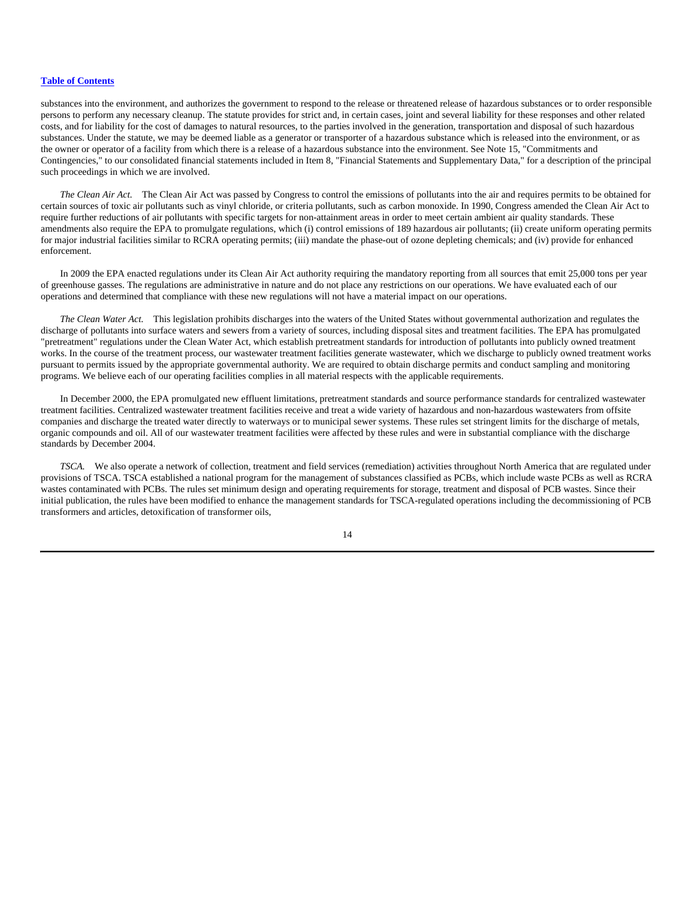substances into the environment, and authorizes the government to respond to the release or threatened release of hazardous substances or to order responsible persons to perform any necessary cleanup. The statute provides for strict and, in certain cases, joint and several liability for these responses and other related costs, and for liability for the cost of damages to natural resources, to the parties involved in the generation, transportation and disposal of such hazardous substances. Under the statute, we may be deemed liable as a generator or transporter of a hazardous substance which is released into the environment, or as the owner or operator of a facility from which there is a release of a hazardous substance into the environment. See Note 15, "Commitments and Contingencies," to our consolidated financial statements included in Item 8, "Financial Statements and Supplementary Data," for a description of the principal such proceedings in which we are involved.

*The Clean Air Act.* The Clean Air Act was passed by Congress to control the emissions of pollutants into the air and requires permits to be obtained for certain sources of toxic air pollutants such as vinyl chloride, or criteria pollutants, such as carbon monoxide. In 1990, Congress amended the Clean Air Act to require further reductions of air pollutants with specific targets for non-attainment areas in order to meet certain ambient air quality standards. These amendments also require the EPA to promulgate regulations, which (i) control emissions of 189 hazardous air pollutants; (ii) create uniform operating permits for major industrial facilities similar to RCRA operating permits; (iii) mandate the phase-out of ozone depleting chemicals; and (iv) provide for enhanced enforcement.

In 2009 the EPA enacted regulations under its Clean Air Act authority requiring the mandatory reporting from all sources that emit 25,000 tons per year of greenhouse gasses. The regulations are administrative in nature and do not place any restrictions on our operations. We have evaluated each of our operations and determined that compliance with these new regulations will not have a material impact on our operations.

*The Clean Water Act.* This legislation prohibits discharges into the waters of the United States without governmental authorization and regulates the discharge of pollutants into surface waters and sewers from a variety of sources, including disposal sites and treatment facilities. The EPA has promulgated "pretreatment" regulations under the Clean Water Act, which establish pretreatment standards for introduction of pollutants into publicly owned treatment works. In the course of the treatment process, our wastewater treatment facilities generate wastewater, which we discharge to publicly owned treatment works pursuant to permits issued by the appropriate governmental authority. We are required to obtain discharge permits and conduct sampling and monitoring programs. We believe each of our operating facilities complies in all material respects with the applicable requirements.

In December 2000, the EPA promulgated new effluent limitations, pretreatment standards and source performance standards for centralized wastewater treatment facilities. Centralized wastewater treatment facilities receive and treat a wide variety of hazardous and non-hazardous wastewaters from offsite companies and discharge the treated water directly to waterways or to municipal sewer systems. These rules set stringent limits for the discharge of metals, organic compounds and oil. All of our wastewater treatment facilities were affected by these rules and were in substantial compliance with the discharge standards by December 2004.

*TSCA.* We also operate a network of collection, treatment and field services (remediation) activities throughout North America that are regulated under provisions of TSCA. TSCA established a national program for the management of substances classified as PCBs, which include waste PCBs as well as RCRA wastes contaminated with PCBs. The rules set minimum design and operating requirements for storage, treatment and disposal of PCB wastes. Since their initial publication, the rules have been modified to enhance the management standards for TSCA-regulated operations including the decommissioning of PCB transformers and articles, detoxification of transformer oils,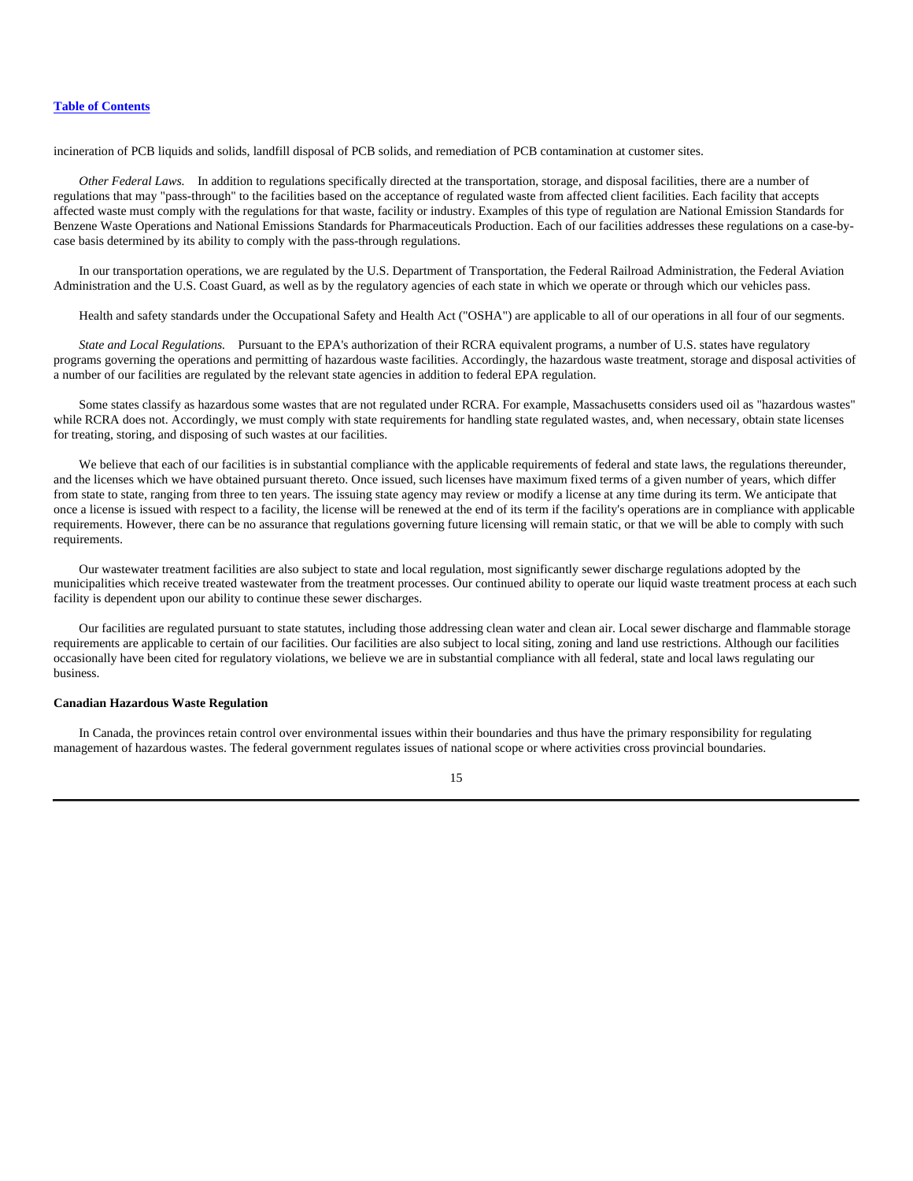incineration of PCB liquids and solids, landfill disposal of PCB solids, and remediation of PCB contamination at customer sites.

*Other Federal Laws.* In addition to regulations specifically directed at the transportation, storage, and disposal facilities, there are a number of regulations that may "pass-through" to the facilities based on the acceptance of regulated waste from affected client facilities. Each facility that accepts affected waste must comply with the regulations for that waste, facility or industry. Examples of this type of regulation are National Emission Standards for Benzene Waste Operations and National Emissions Standards for Pharmaceuticals Production. Each of our facilities addresses these regulations on a case-by-case basis determined by its ability to comply with the pass-through regulations.

In our transportation operations, we are regulated by the U.S. Department of Transportation, the Federal Railroad Administration, the Federal Aviation Administration and the U.S. Coast Guard, as well as by the regulatory agencies of each state in which we operate or through which our vehicles pass.

Health and safety standards under the Occupational Safety and Health Act ("OSHA") are applicable to all of our operations in all four of our segments.

*State and Local Regulations.* Pursuant to the EPA's authorization of their RCRA equivalent programs, a number of U.S. states have regulatory programs governing the operations and permitting of hazardous waste facilities. Accordingly, the hazardous waste treatment, storage and disposal activities of a number of our facilities are regulated by the relevant state agencies in addition to federal EPA regulation.

Some states classify as hazardous some wastes that are not regulated under RCRA. For example, Massachusetts considers used oil as "hazardous wastes" while RCRA does not. Accordingly, we must comply with state requirements for handling state regulated wastes, and, when necessary, obtain state licenses for treating, storing, and disposing of such wastes at our facilities.

We believe that each of our facilities is in substantial compliance with the applicable requirements of federal and state laws, the regulations thereunder, and the licenses which we have obtained pursuant thereto. Once issued, such licenses have maximum fixed terms of a given number of years, which differ from state to state, ranging from three to ten years. The issuing state agency may review or modify a license at any time during its term. We anticipate that once a license is issued with respect to a facility, the license will be renewed at the end of its term if the facility's operations are in compliance with applicable requirements. However, there can be no assurance that regulations governing future licensing will remain static, or that we will be able to comply with such requirements.

Our wastewater treatment facilities are also subject to state and local regulation, most significantly sewer discharge regulations adopted by the municipalities which receive treated wastewater from the treatment processes. Our continued ability to operate our liquid waste treatment process at each such facility is dependent upon our ability to continue these sewer discharges.

Our facilities are regulated pursuant to state statutes, including those addressing clean water and clean air. Local sewer discharge and flammable storage requirements are applicable to certain of our facilities. Our facilities are also subject to local siting, zoning and land use restrictions. Although our facilities occasionally have been cited for regulatory violations, we believe we are in substantial compliance with all federal, state and local laws regulating our business.

**Canadian Hazardous Waste Regulation**

In Canada, the provinces retain control over environmental issues within their boundaries and thus have the primary responsibility for regulating management of hazardous wastes. The federal government regulates issues of national scope or where activities cross provincial boundaries.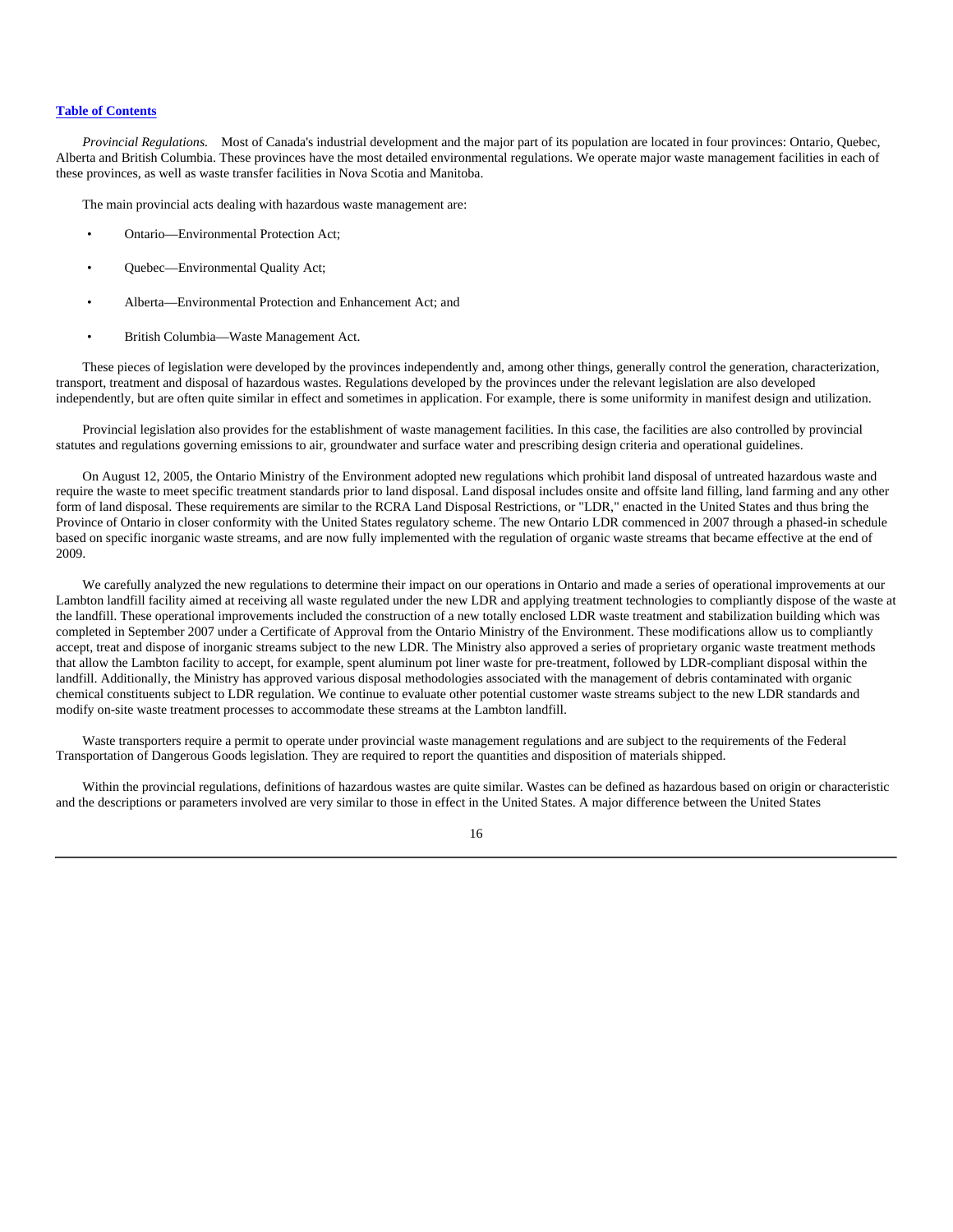*Provincial Regulations.* Most of Canada's industrial development and the major part of its population are located in four provinces: Ontario, Quebec, Alberta and British Columbia. These provinces have the most detailed environmental regulations. We operate major waste management facilities in each of these provinces, as well as waste transfer facilities in Nova Scotia and Manitoba.

The main provincial acts dealing with hazardous waste management are:

- Ontario—Environmental Protection Act;
- Quebec—Environmental Quality Act;
- Alberta—Environmental Protection and Enhancement Act; and
- British Columbia—Waste Management Act.

These pieces of legislation were developed by the provinces independently and, among other things, generally control the generation, characterization, transport, treatment and disposal of hazardous wastes. Regulations developed by the provinces under the relevant legislation are also developed independently, but are often quite similar in effect and sometimes in application. For example, there is some uniformity in manifest design and utilization.

Provincial legislation also provides for the establishment of waste management facilities. In this case, the facilities are also controlled by provincial statutes and regulations governing emissions to air, groundwater and surface water and prescribing design criteria and operational guidelines.

On August 12, 2005, the Ontario Ministry of the Environment adopted new regulations which prohibit land disposal of untreated hazardous waste and require the waste to meet specific treatment standards prior to land disposal. Land disposal includes onsite and offsite land filling, land farming and any other form of land disposal. These requirements are similar to the RCRA Land Disposal Restrictions, or "LDR," enacted in the United States and thus bring the Province of Ontario in closer conformity with the United States regulatory scheme. The new Ontario LDR commenced in 2007 through a phased-in schedule based on specific inorganic waste streams, and are now fully implemented with the regulation of organic waste streams that became effective at the end of 2009.

We carefully analyzed the new regulations to determine their impact on our operations in Ontario and made a series of operational improvements at our Lambton landfill facility aimed at receiving all waste regulated under the new LDR and applying treatment technologies to compliantly dispose of the waste at the landfill. These operational improvements included the construction of a new totally enclosed LDR waste treatment and stabilization building which was completed in September 2007 under a Certificate of Approval from the Ontario Ministry of the Environment. These modifications allow us to compliantly accept, treat and dispose of inorganic streams subject to the new LDR. The Ministry also approved a series of proprietary organic waste treatment methods that allow the Lambton facility to accept, for example, spent aluminum pot liner waste for pre-treatment, followed by LDR-compliant disposal within the landfill. Additionally, the Ministry has approved various disposal methodologies associated with the management of debris contaminated with organic chemical constituents subject to LDR regulation. We continue to evaluate other potential customer waste streams subject to the new LDR standards and modify on-site waste treatment processes to accommodate these streams at the Lambton landfill.

Waste transporters require a permit to operate under provincial waste management regulations and are subject to the requirements of the Federal Transportation of Dangerous Goods legislation. They are required to report the quantities and disposition of materials shipped.

Within the provincial regulations, definitions of hazardous wastes are quite similar. Wastes can be defined as hazardous based on origin or characteristic and the descriptions or parameters involved are very similar to those in effect in the United States. A major difference between the United States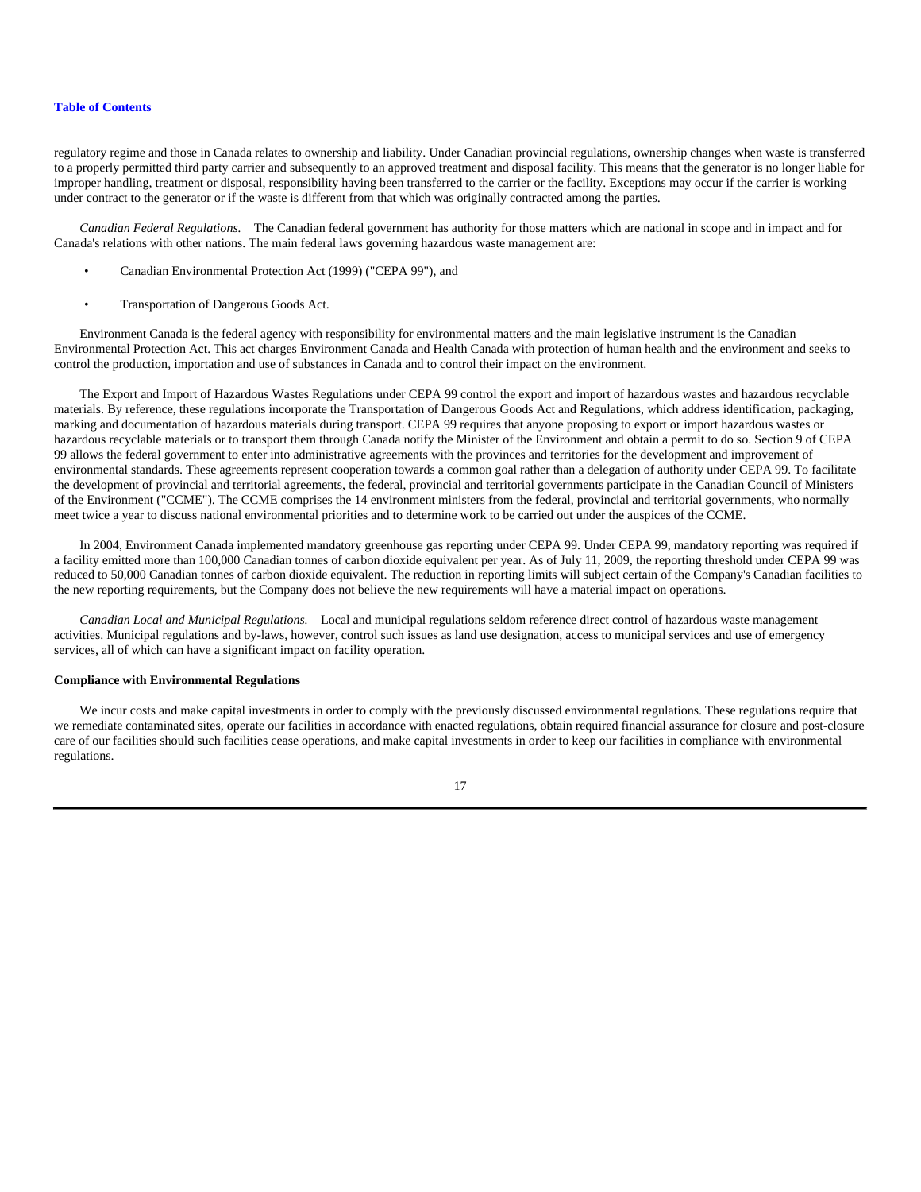regulatory regime and those in Canada relates to ownership and liability. Under Canadian provincial regulations, ownership changes when waste is transferred to a properly permitted third party carrier and subsequently to an approved treatment and disposal facility. This means that the generator is no longer liable for improper handling, treatment or disposal, responsibility having been transferred to the carrier or the facility. Exceptions may occur if the carrier is working under contract to the generator or if the waste is different from that which was originally contracted among the parties.

*Canadian Federal Regulations.* The Canadian federal government has authority for those matters which are national in scope and in impact and for Canada's relations with other nations. The main federal laws governing hazardous waste management are:

- Canadian Environmental Protection Act (1999) ("CEPA 99"), and
- Transportation of Dangerous Goods Act.

Environment Canada is the federal agency with responsibility for environmental matters and the main legislative instrument is the Canadian Environmental Protection Act. This act charges Environment Canada and Health Canada with protection of human health and the environment and seeks to control the production, importation and use of substances in Canada and to control their impact on the environment.

The Export and Import of Hazardous Wastes Regulations under CEPA 99 control the export and import of hazardous wastes and hazardous recyclable materials. By reference, these regulations incorporate the Transportation of Dangerous Goods Act and Regulations, which address identification, packaging, marking and documentation of hazardous materials during transport. CEPA 99 requires that anyone proposing to export or import hazardous wastes or hazardous recyclable materials or to transport them through Canada notify the Minister of the Environment and obtain a permit to do so. Section 9 of CEPA 99 allows the federal government to enter into administrative agreements with the provinces and territories for the development and improvement of environmental standards. These agreements represent cooperation towards a common goal rather than a delegation of authority under CEPA 99. To facilitate the development of provincial and territorial agreements, the federal, provincial and territorial governments participate in the Canadian Council of Ministers of the Environment ("CCME"). The CCME comprises the 14 environment ministers from the federal, provincial and territorial governments, who normally meet twice a year to discuss national environmental priorities and to determine work to be carried out under the auspices of the CCME.

In 2004, Environment Canada implemented mandatory greenhouse gas reporting under CEPA 99. Under CEPA 99, mandatory reporting was required if a facility emitted more than 100,000 Canadian tonnes of carbon dioxide equivalent per year. As of July 11, 2009, the reporting threshold under CEPA 99 was reduced to 50,000 Canadian tonnes of carbon dioxide equivalent. The reduction in reporting limits will subject certain of the Company's Canadian facilities to the new reporting requirements, but the Company does not believe the new requirements will have a material impact on operations.

*Canadian Local and Municipal Regulations.* Local and municipal regulations seldom reference direct control of hazardous waste management activities. Municipal regulations and by-laws, however, control such issues as land use designation, access to municipal services and use of emergency services, all of which can have a significant impact on facility operation.

**Compliance with Environmental Regulations**

We incur costs and make capital investments in order to comply with the previously discussed environmental regulations. These regulations require that we remediate contaminated sites, operate our facilities in accordance with enacted regulations, obtain required financial assurance for closure and post-closure care of our facilities should such facilities cease operations, and make capital investments in order to keep our facilities in compliance with environmental regulations.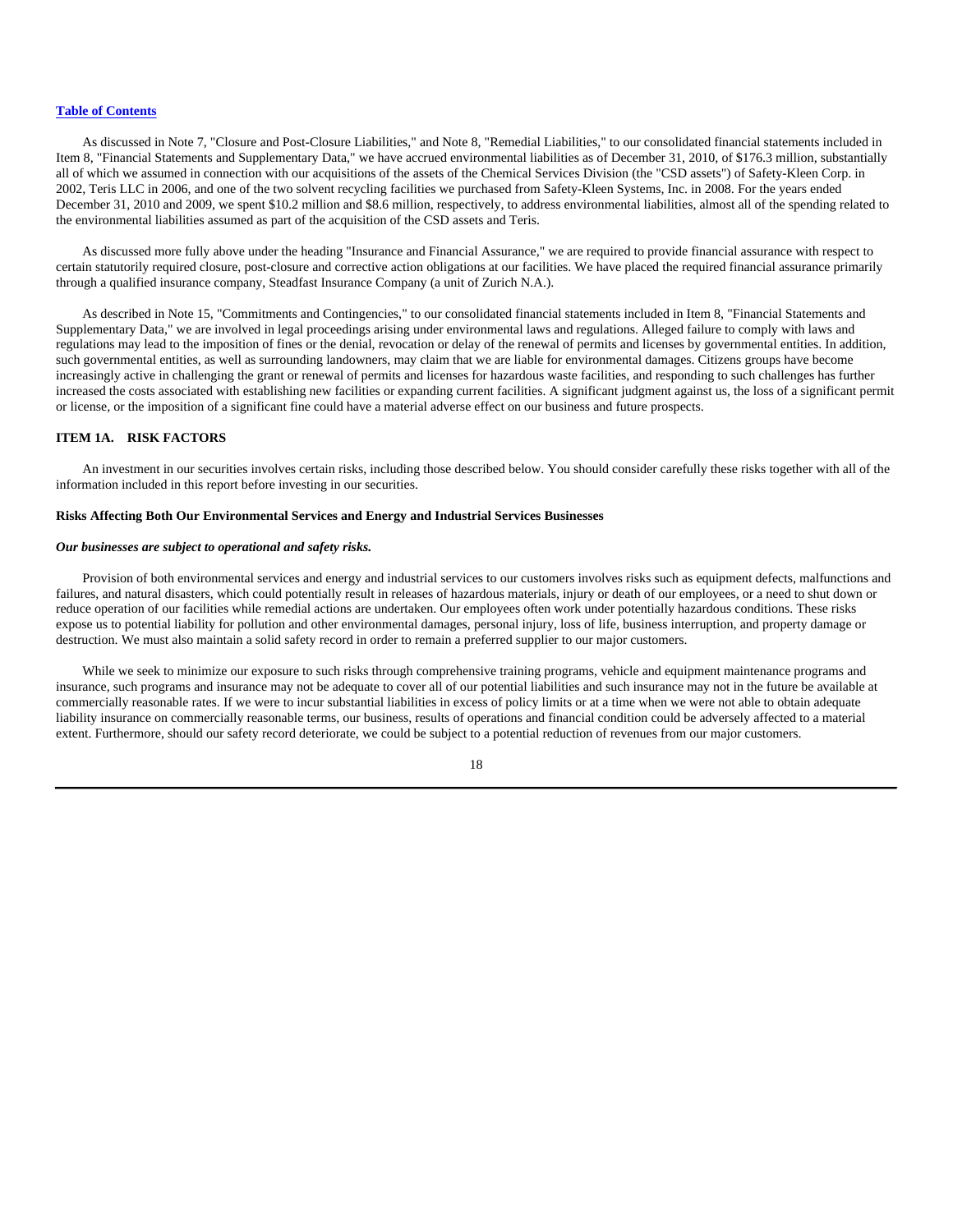As discussed in Note 7, "Closure and Post-Closure Liabilities," and Note 8, "Remedial Liabilities," to our consolidated financial statements included in Item 8, "Financial Statements and Supplementary Data," we have accrued environmental liabilities as of December 31, 2010, of $176.3 million, substantially all of which we assumed in connection with our acquisitions of the assets of the Chemical Services Division (the "CSD assets") of Safety-Kleen Corp. in 2002, Teris LLC in 2006, and one of the two solvent recycling facilities we purchased from Safety-Kleen Systems, Inc. in 2008. For the years ended December 31, 2010 and 2009, we spent $10.2 million and $8.6 million, respectively, to address environmental liabilities, almost all of the spending related to the environmental liabilities assumed as part of the acquisition of the CSD assets and Teris.

As discussed more fully above under the heading "Insurance and Financial Assurance," we are required to provide financial assurance with respect to certain statutorily required closure, post-closure and corrective action obligations at our facilities. We have placed the required financial assurance primarily through a qualified insurance company, Steadfast Insurance Company (a unit of Zurich N.A.).

As described in Note 15, "Commitments and Contingencies," to our consolidated financial statements included in Item 8, "Financial Statements and Supplementary Data," we are involved in legal proceedings arising under environmental laws and regulations. Alleged failure to comply with laws and regulations may lead to the imposition of fines or the denial, revocation or delay of the renewal of permits and licenses by governmental entities. In addition, such governmental entities, as well as surrounding landowners, may claim that we are liable for environmental damages. Citizens groups have become increasingly active in challenging the grant or renewal of permits and licenses for hazardous waste facilities, and responding to such challenges has further increased the costs associated with establishing new facilities or expanding current facilities. A significant judgment against us, the loss of a significant permit or license, or the imposition of a significant fine could have a material adverse effect on our business and future prospects.

## ITEM 1A. RISK FACTORS

An investment in our securities involves certain risks, including those described below. You should consider carefully these risks together with all of the information included in this report before investing in our securities.

### Risks Affecting Both Our Environmental Services and Energy and Industrial Services Businesses

***Our businesses are subject to operational and safety risks.***

Provision of both environmental services and energy and industrial services to our customers involves risks such as equipment defects, malfunctions and failures, and natural disasters, which could potentially result in releases of hazardous materials, injury or death of our employees, or a need to shut down or reduce operation of our facilities while remedial actions are undertaken. Our employees often work under potentially hazardous conditions. These risks expose us to potential liability for pollution and other environmental damages, personal injury, loss of life, business interruption, and property damage or destruction. We must also maintain a solid safety record in order to remain a preferred supplier to our major customers.

While we seek to minimize our exposure to such risks through comprehensive training programs, vehicle and equipment maintenance programs and insurance, such programs and insurance may not be adequate to cover all of our potential liabilities and such insurance may not in the future be available at commercially reasonable rates. If we were to incur substantial liabilities in excess of policy limits or at a time when we were not able to obtain adequate liability insurance on commercially reasonable terms, our business, results of operations and financial condition could be adversely affected to a material extent. Furthermore, should our safety record deteriorate, we could be subject to a potential reduction of revenues from our major customers.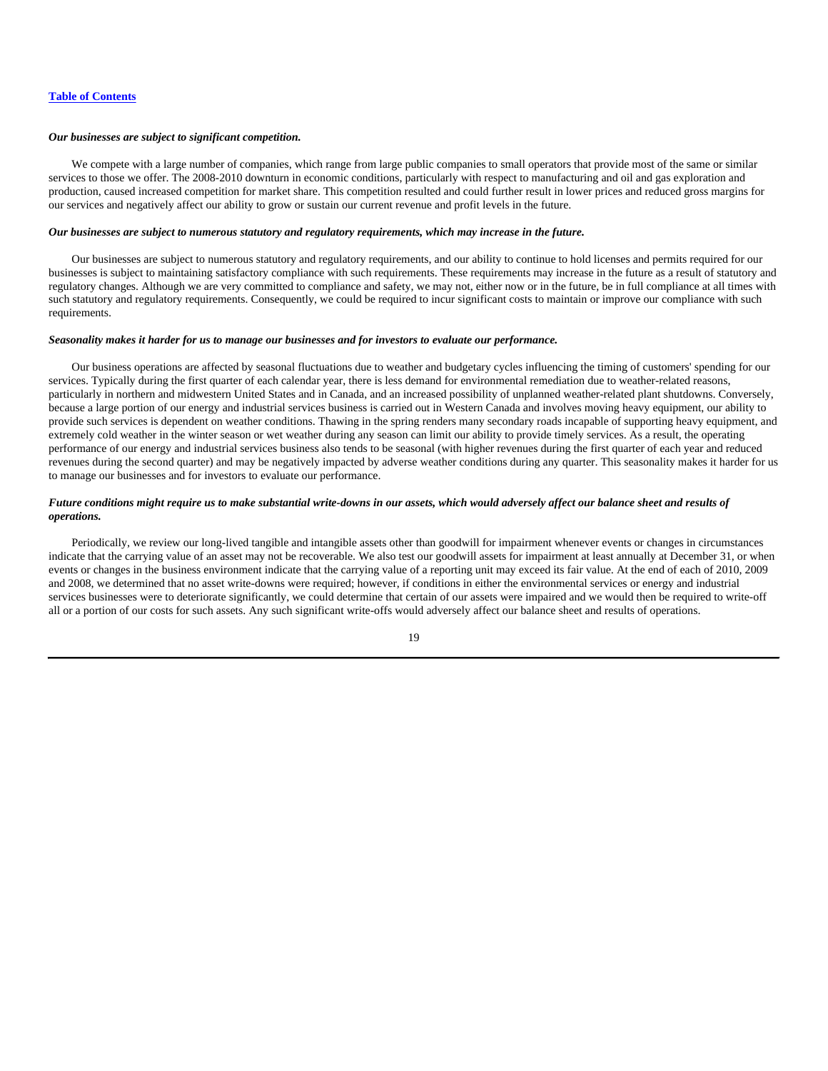*Our businesses are subject to significant competition.*

We compete with a large number of companies, which range from large public companies to small operators that provide most of the same or similar services to those we offer. The 2008-2010 downturn in economic conditions, particularly with respect to manufacturing and oil and gas exploration and production, caused increased competition for market share. This competition resulted and could further result in lower prices and reduced gross margins for our services and negatively affect our ability to grow or sustain our current revenue and profit levels in the future.

*Our businesses are subject to numerous statutory and regulatory requirements, which may increase in the future.*

Our businesses are subject to numerous statutory and regulatory requirements, and our ability to continue to hold licenses and permits required for our businesses is subject to maintaining satisfactory compliance with such requirements. These requirements may increase in the future as a result of statutory and regulatory changes. Although we are very committed to compliance and safety, we may not, either now or in the future, be in full compliance at all times with such statutory and regulatory requirements. Consequently, we could be required to incur significant costs to maintain or improve our compliance with such requirements.

*Seasonality makes it harder for us to manage our businesses and for investors to evaluate our performance.*

Our business operations are affected by seasonal fluctuations due to weather and budgetary cycles influencing the timing of customers' spending for our services. Typically during the first quarter of each calendar year, there is less demand for environmental remediation due to weather-related reasons, particularly in northern and midwestern United States and in Canada, and an increased possibility of unplanned weather-related plant shutdowns. Conversely, because a large portion of our energy and industrial services business is carried out in Western Canada and involves moving heavy equipment, our ability to provide such services is dependent on weather conditions. Thawing in the spring renders many secondary roads incapable of supporting heavy equipment, and extremely cold weather in the winter season or wet weather during any season can limit our ability to provide timely services. As a result, the operating performance of our energy and industrial services business also tends to be seasonal (with higher revenues during the first quarter of each year and reduced revenues during the second quarter) and may be negatively impacted by adverse weather conditions during any quarter. This seasonality makes it harder for us to manage our businesses and for investors to evaluate our performance.

*Future conditions might require us to make substantial write-downs in our assets, which would adversely affect our balance sheet and results of operations.*

Periodically, we review our long-lived tangible and intangible assets other than goodwill for impairment whenever events or changes in circumstances indicate that the carrying value of an asset may not be recoverable. We also test our goodwill assets for impairment at least annually at December 31, or when events or changes in the business environment indicate that the carrying value of a reporting unit may exceed its fair value. At the end of each of 2010, 2009 and 2008, we determined that no asset write-downs were required; however, if conditions in either the environmental services or energy and industrial services businesses were to deteriorate significantly, we could determine that certain of our assets were impaired and we would then be required to write-off all or a portion of our costs for such assets. Any such significant write-offs would adversely affect our balance sheet and results of operations.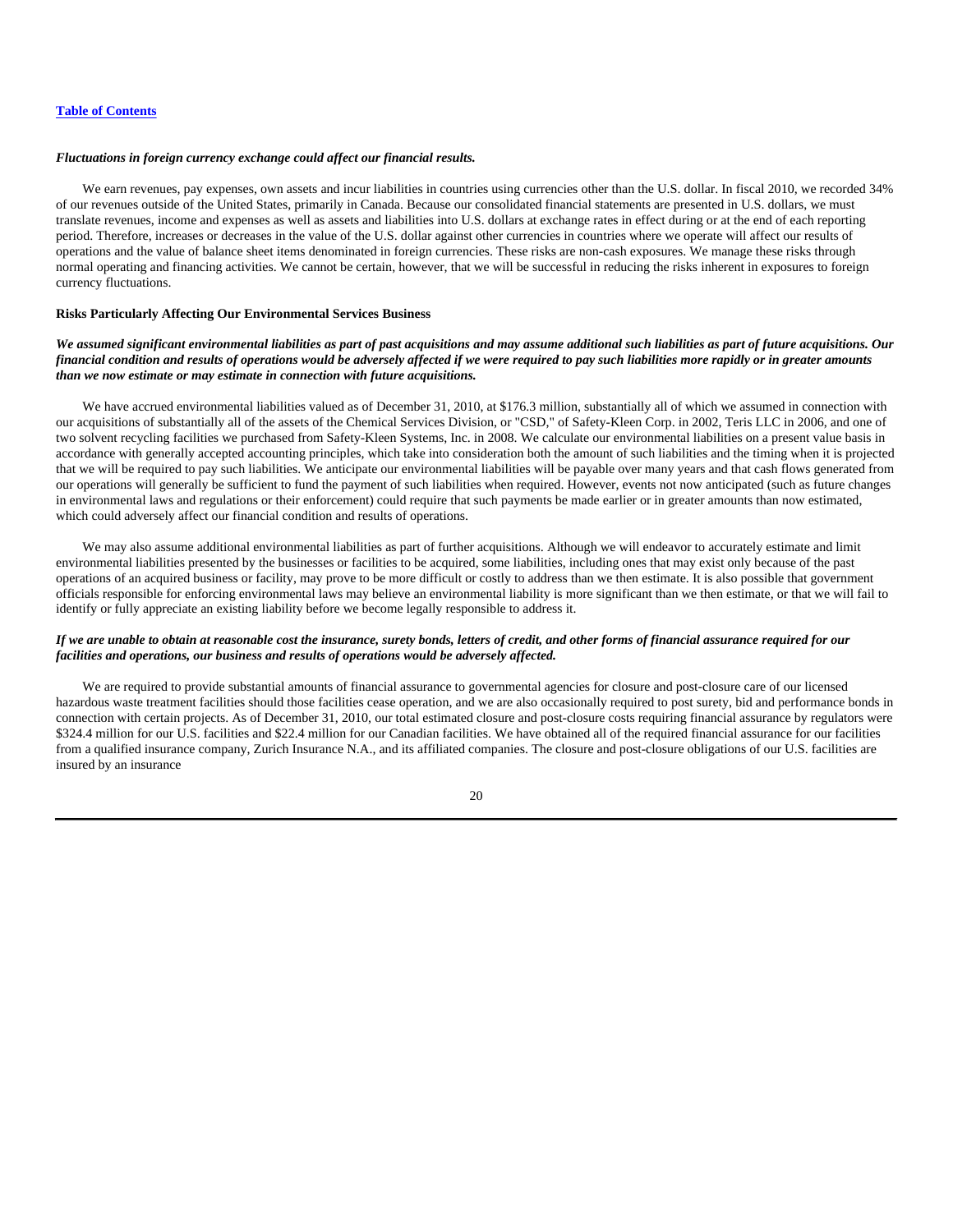*Fluctuations in foreign currency exchange could affect our financial results.*

We earn revenues, pay expenses, own assets and incur liabilities in countries using currencies other than the U.S. dollar. In fiscal 2010, we recorded 34% of our revenues outside of the United States, primarily in Canada. Because our consolidated financial statements are presented in U.S. dollars, we must translate revenues, income and expenses as well as assets and liabilities into U.S. dollars at exchange rates in effect during or at the end of each reporting period. Therefore, increases or decreases in the value of the U.S. dollar against other currencies in countries where we operate will affect our results of operations and the value of balance sheet items denominated in foreign currencies. These risks are non-cash exposures. We manage these risks through normal operating and financing activities. We cannot be certain, however, that we will be successful in reducing the risks inherent in exposures to foreign currency fluctuations.

**Risks Particularly Affecting Our Environmental Services Business**

***We assumed significant environmental liabilities as part of past acquisitions and may assume additional such liabilities as part of future acquisitions. Our financial condition and results of operations would be adversely affected if we were required to pay such liabilities more rapidly or in greater amounts than we now estimate or may estimate in connection with future acquisitions.***

We have accrued environmental liabilities valued as of December 31, 2010, at $176.3 million, substantially all of which we assumed in connection with our acquisitions of substantially all of the assets of the Chemical Services Division, or "CSD," of Safety-Kleen Corp. in 2002, Teris LLC in 2006, and one of two solvent recycling facilities we purchased from Safety-Kleen Systems, Inc. in 2008. We calculate our environmental liabilities on a present value basis in accordance with generally accepted accounting principles, which take into consideration both the amount of such liabilities and the timing when it is projected that we will be required to pay such liabilities. We anticipate our environmental liabilities will be payable over many years and that cash flows generated from our operations will generally be sufficient to fund the payment of such liabilities when required. However, events not now anticipated (such as future changes in environmental laws and regulations or their enforcement) could require that such payments be made earlier or in greater amounts than now estimated, which could adversely affect our financial condition and results of operations.

We may also assume additional environmental liabilities as part of further acquisitions. Although we will endeavor to accurately estimate and limit environmental liabilities presented by the businesses or facilities to be acquired, some liabilities, including ones that may exist only because of the past operations of an acquired business or facility, may prove to be more difficult or costly to address than we then estimate. It is also possible that government officials responsible for enforcing environmental laws may believe an environmental liability is more significant than we then estimate, or that we will fail to identify or fully appreciate an existing liability before we become legally responsible to address it.

***If we are unable to obtain at reasonable cost the insurance, surety bonds, letters of credit, and other forms of financial assurance required for our facilities and operations, our business and results of operations would be adversely affected.***

We are required to provide substantial amounts of financial assurance to governmental agencies for closure and post-closure care of our licensed hazardous waste treatment facilities should those facilities cease operation, and we are also occasionally required to post surety, bid and performance bonds in connection with certain projects. As of December 31, 2010, our total estimated closure and post-closure costs requiring financial assurance by regulators were $324.4 million for our U.S. facilities and $22.4 million for our Canadian facilities. We have obtained all of the required financial assurance for our facilities from a qualified insurance company, Zurich Insurance N.A., and its affiliated companies. The closure and post-closure obligations of our U.S. facilities are insured by an insurance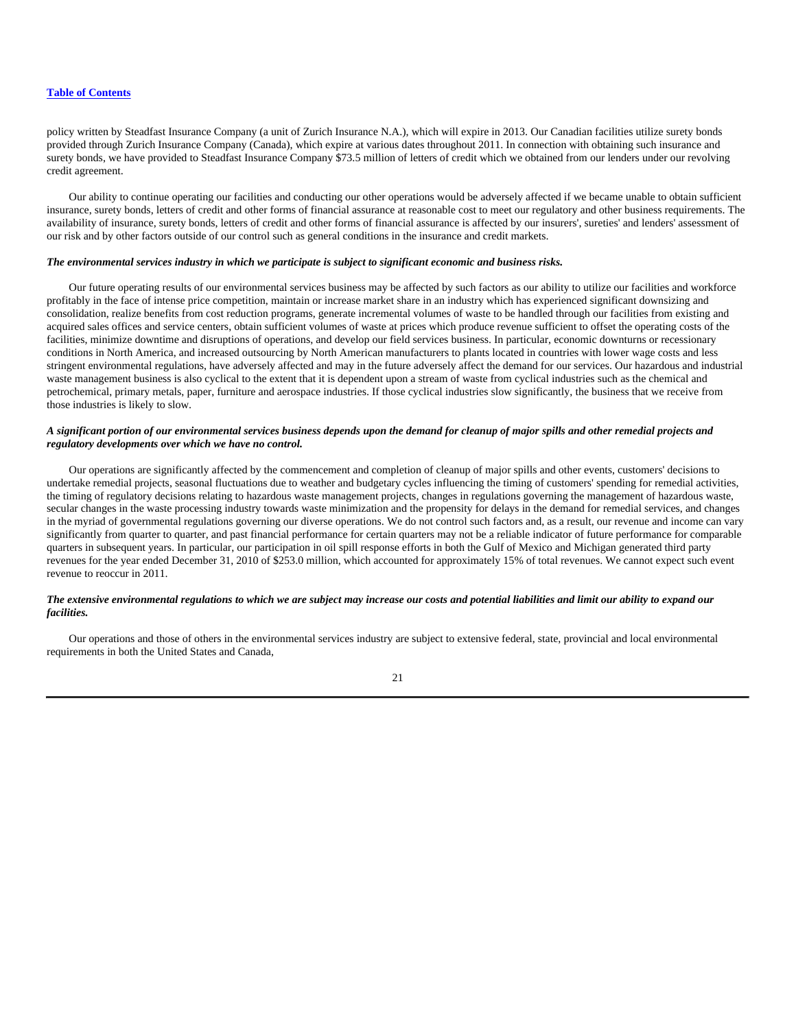policy written by Steadfast Insurance Company (a unit of Zurich Insurance N.A.), which will expire in 2013. Our Canadian facilities utilize surety bonds provided through Zurich Insurance Company (Canada), which expire at various dates throughout 2011. In connection with obtaining such insurance and surety bonds, we have provided to Steadfast Insurance Company $73.5 million of letters of credit which we obtained from our lenders under our revolving credit agreement.

Our ability to continue operating our facilities and conducting our other operations would be adversely affected if we became unable to obtain sufficient insurance, surety bonds, letters of credit and other forms of financial assurance at reasonable cost to meet our regulatory and other business requirements. The availability of insurance, surety bonds, letters of credit and other forms of financial assurance is affected by our insurers', sureties' and lenders' assessment of our risk and by other factors outside of our control such as general conditions in the insurance and credit markets.

***The environmental services industry in which we participate is subject to significant economic and business risks.***

Our future operating results of our environmental services business may be affected by such factors as our ability to utilize our facilities and workforce profitably in the face of intense price competition, maintain or increase market share in an industry which has experienced significant downsizing and consolidation, realize benefits from cost reduction programs, generate incremental volumes of waste to be handled through our facilities from existing and acquired sales offices and service centers, obtain sufficient volumes of waste at prices which produce revenue sufficient to offset the operating costs of the facilities, minimize downtime and disruptions of operations, and develop our field services business. In particular, economic downturns or recessionary conditions in North America, and increased outsourcing by North American manufacturers to plants located in countries with lower wage costs and less stringent environmental regulations, have adversely affected and may in the future adversely affect the demand for our services. Our hazardous and industrial waste management business is also cyclical to the extent that it is dependent upon a stream of waste from cyclical industries such as the chemical and petrochemical, primary metals, paper, furniture and aerospace industries. If those cyclical industries slow significantly, the business that we receive from those industries is likely to slow.

***A significant portion of our environmental services business depends upon the demand for cleanup of major spills and other remedial projects and regulatory developments over which we have no control.***

Our operations are significantly affected by the commencement and completion of cleanup of major spills and other events, customers' decisions to undertake remedial projects, seasonal fluctuations due to weather and budgetary cycles influencing the timing of customers' spending for remedial activities, the timing of regulatory decisions relating to hazardous waste management projects, changes in regulations governing the management of hazardous waste, secular changes in the waste processing industry towards waste minimization and the propensity for delays in the demand for remedial services, and changes in the myriad of governmental regulations governing our diverse operations. We do not control such factors and, as a result, our revenue and income can vary significantly from quarter to quarter, and past financial performance for certain quarters may not be a reliable indicator of future performance for comparable quarters in subsequent years. In particular, our participation in oil spill response efforts in both the Gulf of Mexico and Michigan generated third party revenues for the year ended December 31, 2010 of $253.0 million, which accounted for approximately 15% of total revenues. We cannot expect such event revenue to reoccur in 2011.

***The extensive environmental regulations to which we are subject may increase our costs and potential liabilities and limit our ability to expand our facilities.***

Our operations and those of others in the environmental services industry are subject to extensive federal, state, provincial and local environmental requirements in both the United States and Canada,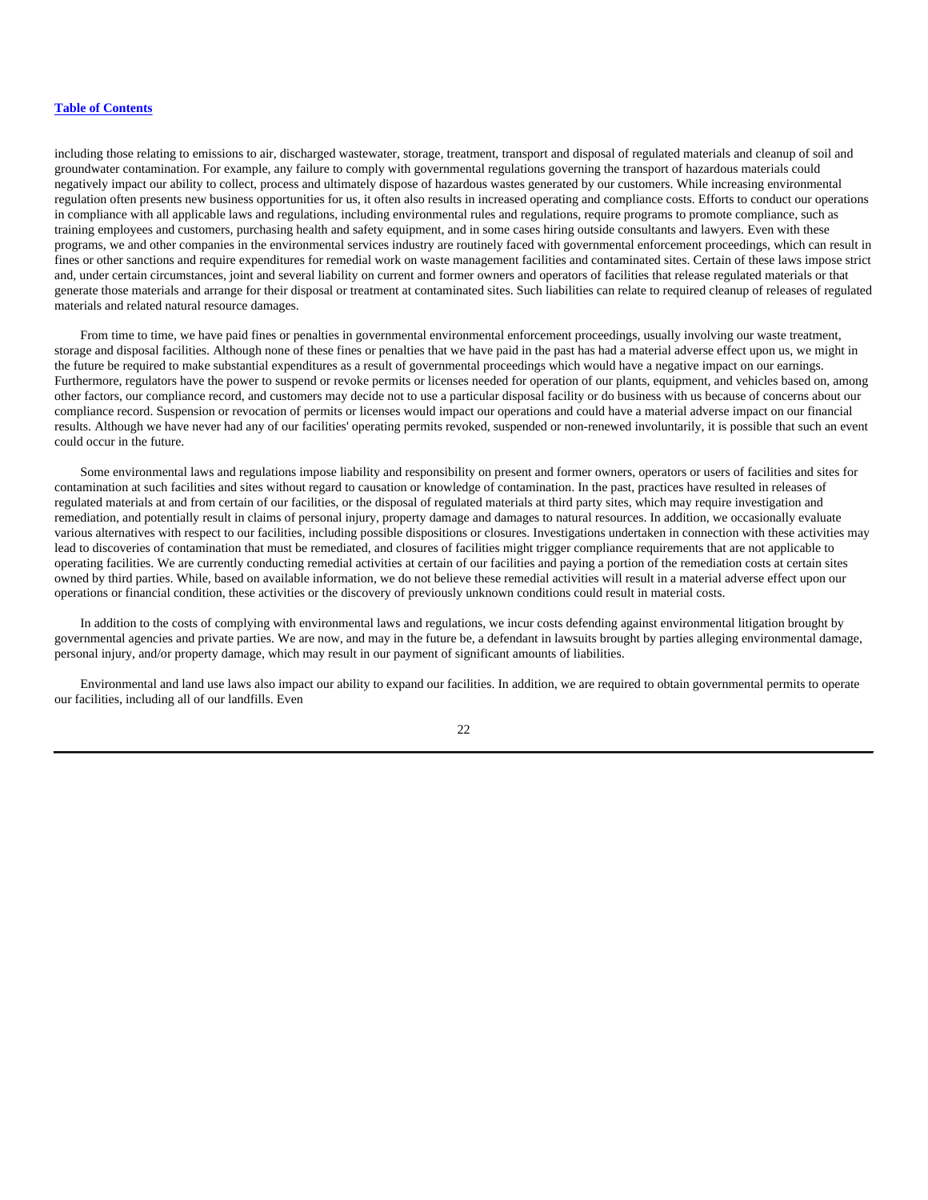including those relating to emissions to air, discharged wastewater, storage, treatment, transport and disposal of regulated materials and cleanup of soil and groundwater contamination. For example, any failure to comply with governmental regulations governing the transport of hazardous materials could negatively impact our ability to collect, process and ultimately dispose of hazardous wastes generated by our customers. While increasing environmental regulation often presents new business opportunities for us, it often also results in increased operating and compliance costs. Efforts to conduct our operations in compliance with all applicable laws and regulations, including environmental rules and regulations, require programs to promote compliance, such as training employees and customers, purchasing health and safety equipment, and in some cases hiring outside consultants and lawyers. Even with these programs, we and other companies in the environmental services industry are routinely faced with governmental enforcement proceedings, which can result in fines or other sanctions and require expenditures for remedial work on waste management facilities and contaminated sites. Certain of these laws impose strict and, under certain circumstances, joint and several liability on current and former owners and operators of facilities that release regulated materials or that generate those materials and arrange for their disposal or treatment at contaminated sites. Such liabilities can relate to required cleanup of releases of regulated materials and related natural resource damages.

From time to time, we have paid fines or penalties in governmental environmental enforcement proceedings, usually involving our waste treatment, storage and disposal facilities. Although none of these fines or penalties that we have paid in the past has had a material adverse effect upon us, we might in the future be required to make substantial expenditures as a result of governmental proceedings which would have a negative impact on our earnings. Furthermore, regulators have the power to suspend or revoke permits or licenses needed for operation of our plants, equipment, and vehicles based on, among other factors, our compliance record, and customers may decide not to use a particular disposal facility or do business with us because of concerns about our compliance record. Suspension or revocation of permits or licenses would impact our operations and could have a material adverse impact on our financial results. Although we have never had any of our facilities' operating permits revoked, suspended or non-renewed involuntarily, it is possible that such an event could occur in the future.

Some environmental laws and regulations impose liability and responsibility on present and former owners, operators or users of facilities and sites for contamination at such facilities and sites without regard to causation or knowledge of contamination. In the past, practices have resulted in releases of regulated materials at and from certain of our facilities, or the disposal of regulated materials at third party sites, which may require investigation and remediation, and potentially result in claims of personal injury, property damage and damages to natural resources. In addition, we occasionally evaluate various alternatives with respect to our facilities, including possible dispositions or closures. Investigations undertaken in connection with these activities may lead to discoveries of contamination that must be remediated, and closures of facilities might trigger compliance requirements that are not applicable to operating facilities. We are currently conducting remedial activities at certain of our facilities and paying a portion of the remediation costs at certain sites owned by third parties. While, based on available information, we do not believe these remedial activities will result in a material adverse effect upon our operations or financial condition, these activities or the discovery of previously unknown conditions could result in material costs.

In addition to the costs of complying with environmental laws and regulations, we incur costs defending against environmental litigation brought by governmental agencies and private parties. We are now, and may in the future be, a defendant in lawsuits brought by parties alleging environmental damage, personal injury, and/or property damage, which may result in our payment of significant amounts of liabilities.

Environmental and land use laws also impact our ability to expand our facilities. In addition, we are required to obtain governmental permits to operate our facilities, including all of our landfills. Even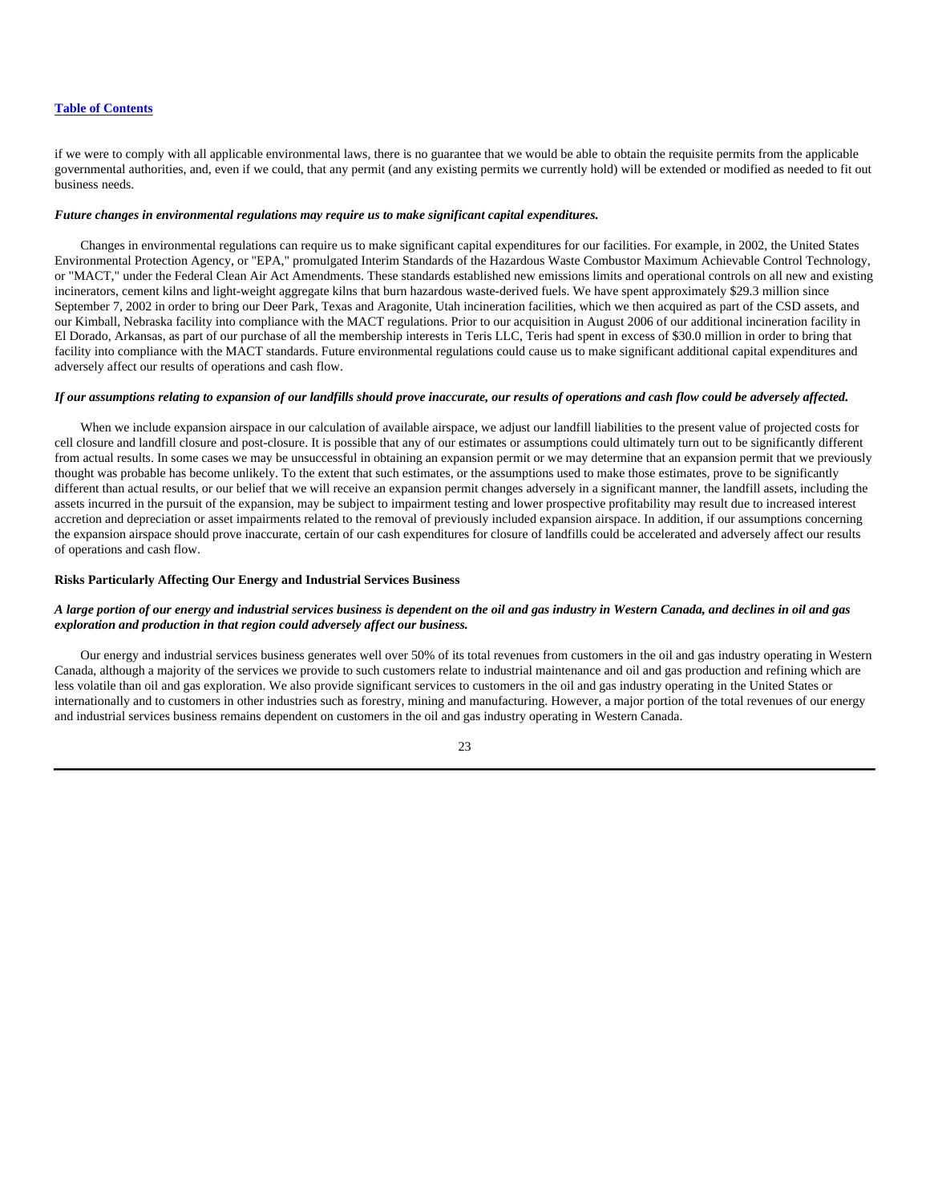if we were to comply with all applicable environmental laws, there is no guarantee that we would be able to obtain the requisite permits from the applicable governmental authorities, and, even if we could, that any permit (and any existing permits we currently hold) will be extended or modified as needed to fit out business needs.

***Future changes in environmental regulations may require us to make significant capital expenditures.***

Changes in environmental regulations can require us to make significant capital expenditures for our facilities. For example, in 2002, the United States Environmental Protection Agency, or "EPA," promulgated Interim Standards of the Hazardous Waste Combustor Maximum Achievable Control Technology, or "MACT," under the Federal Clean Air Act Amendments. These standards established new emissions limits and operational controls on all new and existing incinerators, cement kilns and light-weight aggregate kilns that burn hazardous waste-derived fuels. We have spent approximately $29.3 million since September 7, 2002 in order to bring our Deer Park, Texas and Aragonite, Utah incineration facilities, which we then acquired as part of the CSD assets, and our Kimball, Nebraska facility into compliance with the MACT regulations. Prior to our acquisition in August 2006 of our additional incineration facility in El Dorado, Arkansas, as part of our purchase of all the membership interests in Teris LLC, Teris had spent in excess of $30.0 million in order to bring that facility into compliance with the MACT standards. Future environmental regulations could cause us to make significant additional capital expenditures and adversely affect our results of operations and cash flow.

***If our assumptions relating to expansion of our landfills should prove inaccurate, our results of operations and cash flow could be adversely affected.***

When we include expansion airspace in our calculation of available airspace, we adjust our landfill liabilities to the present value of projected costs for cell closure and landfill closure and post-closure. It is possible that any of our estimates or assumptions could ultimately turn out to be significantly different from actual results. In some cases we may be unsuccessful in obtaining an expansion permit or we may determine that an expansion permit that we previously thought was probable has become unlikely. To the extent that such estimates, or the assumptions used to make those estimates, prove to be significantly different than actual results, or our belief that we will receive an expansion permit changes adversely in a significant manner, the landfill assets, including the assets incurred in the pursuit of the expansion, may be subject to impairment testing and lower prospective profitability may result due to increased interest accretion and depreciation or asset impairments related to the removal of previously included expansion airspace. In addition, if our assumptions concerning the expansion airspace should prove inaccurate, certain of our cash expenditures for closure of landfills could be accelerated and adversely affect our results of operations and cash flow.

**Risks Particularly Affecting Our Energy and Industrial Services Business**

***A large portion of our energy and industrial services business is dependent on the oil and gas industry in Western Canada, and declines in oil and gas exploration and production in that region could adversely affect our business.***

Our energy and industrial services business generates well over 50% of its total revenues from customers in the oil and gas industry operating in Western Canada, although a majority of the services we provide to such customers relate to industrial maintenance and oil and gas production and refining which are less volatile than oil and gas exploration. We also provide significant services to customers in the oil and gas industry operating in the United States or internationally and to customers in other industries such as forestry, mining and manufacturing. However, a major portion of the total revenues of our energy and industrial services business remains dependent on customers in the oil and gas industry operating in Western Canada.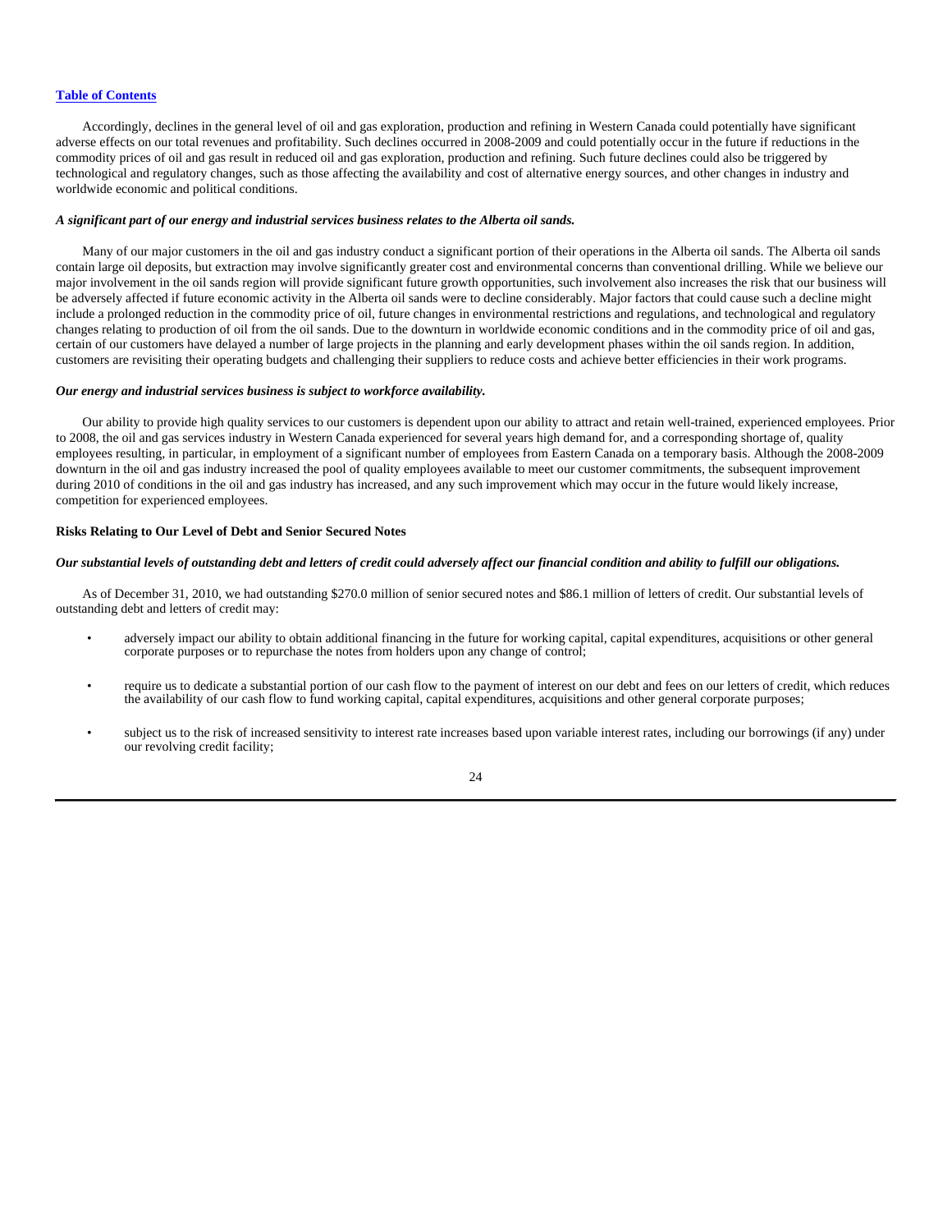Accordingly, declines in the general level of oil and gas exploration, production and refining in Western Canada could potentially have significant adverse effects on our total revenues and profitability. Such declines occurred in 2008-2009 and could potentially occur in the future if reductions in the commodity prices of oil and gas result in reduced oil and gas exploration, production and refining. Such future declines could also be triggered by technological and regulatory changes, such as those affecting the availability and cost of alternative energy sources, and other changes in industry and worldwide economic and political conditions.

***A significant part of our energy and industrial services business relates to the Alberta oil sands.***

Many of our major customers in the oil and gas industry conduct a significant portion of their operations in the Alberta oil sands. The Alberta oil sands contain large oil deposits, but extraction may involve significantly greater cost and environmental concerns than conventional drilling. While we believe our major involvement in the oil sands region will provide significant future growth opportunities, such involvement also increases the risk that our business will be adversely affected if future economic activity in the Alberta oil sands were to decline considerably. Major factors that could cause such a decline might include a prolonged reduction in the commodity price of oil, future changes in environmental restrictions and regulations, and technological and regulatory changes relating to production of oil from the oil sands. Due to the downturn in worldwide economic conditions and in the commodity price of oil and gas, certain of our customers have delayed a number of large projects in the planning and early development phases within the oil sands region. In addition, customers are revisiting their operating budgets and challenging their suppliers to reduce costs and achieve better efficiencies in their work programs.

***Our energy and industrial services business is subject to workforce availability.***

Our ability to provide high quality services to our customers is dependent upon our ability to attract and retain well-trained, experienced employees. Prior to 2008, the oil and gas services industry in Western Canada experienced for several years high demand for, and a corresponding shortage of, quality employees resulting, in particular, in employment of a significant number of employees from Eastern Canada on a temporary basis. Although the 2008-2009 downturn in the oil and gas industry increased the pool of quality employees available to meet our customer commitments, the subsequent improvement during 2010 of conditions in the oil and gas industry has increased, and any such improvement which may occur in the future would likely increase, competition for experienced employees.

**Risks Relating to Our Level of Debt and Senior Secured Notes**

***Our substantial levels of outstanding debt and letters of credit could adversely affect our financial condition and ability to fulfill our obligations.***

As of December 31, 2010, we had outstanding $270.0 million of senior secured notes and $86.1 million of letters of credit. Our substantial levels of outstanding debt and letters of credit may:

- adversely impact our ability to obtain additional financing in the future for working capital, capital expenditures, acquisitions or other general corporate purposes or to repurchase the notes from holders upon any change of control;
- require us to dedicate a substantial portion of our cash flow to the payment of interest on our debt and fees on our letters of credit, which reduces the availability of our cash flow to fund working capital, capital expenditures, acquisitions and other general corporate purposes;
- subject us to the risk of increased sensitivity to interest rate increases based upon variable interest rates, including our borrowings (if any) under our revolving credit facility;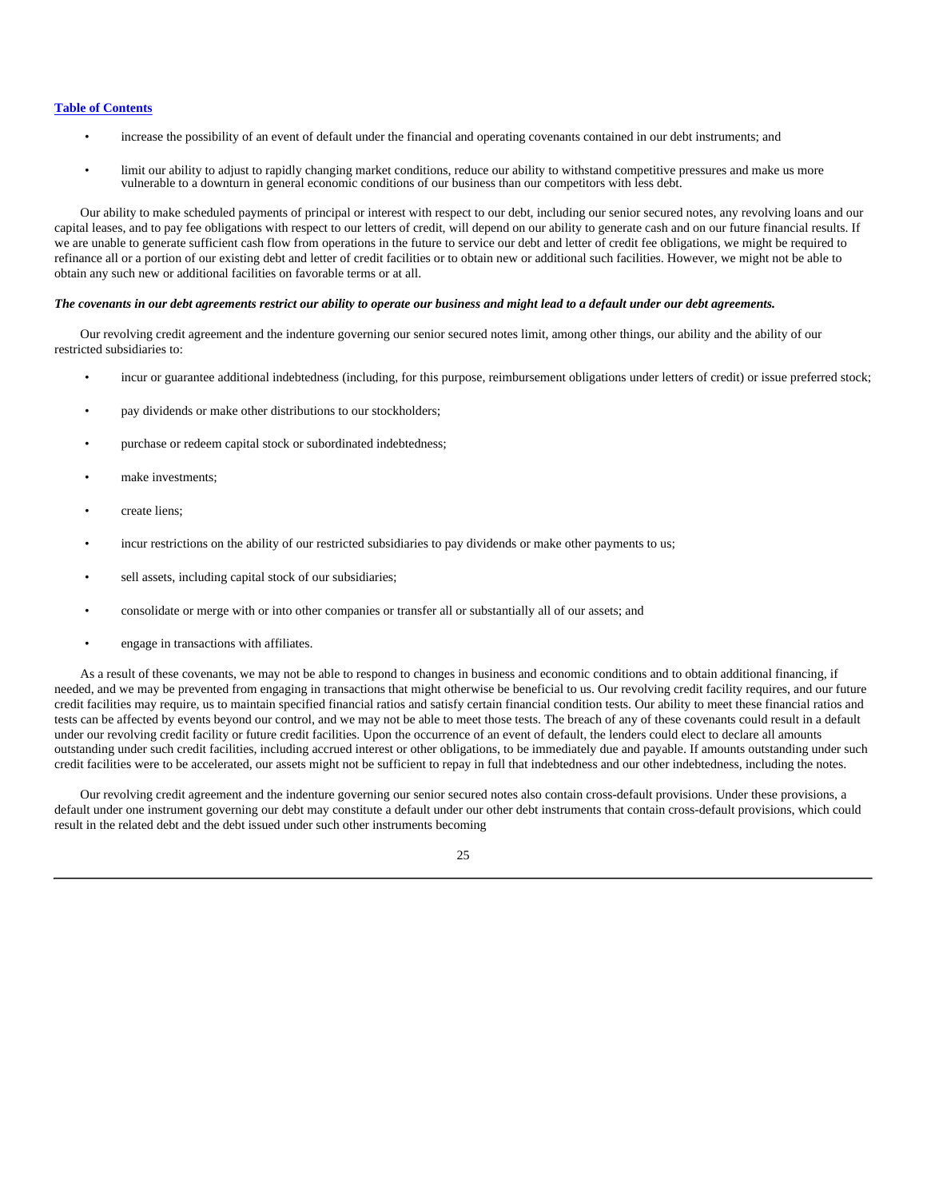- increase the possibility of an event of default under the financial and operating covenants contained in our debt instruments; and
- limit our ability to adjust to rapidly changing market conditions, reduce our ability to withstand competitive pressures and make us more vulnerable to a downturn in general economic conditions of our business than our competitors with less debt.

Our ability to make scheduled payments of principal or interest with respect to our debt, including our senior secured notes, any revolving loans and our capital leases, and to pay fee obligations with respect to our letters of credit, will depend on our ability to generate cash and on our future financial results. If we are unable to generate sufficient cash flow from operations in the future to service our debt and letter of credit fee obligations, we might be required to refinance all or a portion of our existing debt and letter of credit facilities or to obtain new or additional such facilities. However, we might not be able to obtain any such new or additional facilities on favorable terms or at all.

***The covenants in our debt agreements restrict our ability to operate our business and might lead to a default under our debt agreements.***

Our revolving credit agreement and the indenture governing our senior secured notes limit, among other things, our ability and the ability of our restricted subsidiaries to:

- incur or guarantee additional indebtedness (including, for this purpose, reimbursement obligations under letters of credit) or issue preferred stock;
- pay dividends or make other distributions to our stockholders;
- purchase or redeem capital stock or subordinated indebtedness;
- make investments;
- create liens;
- incur restrictions on the ability of our restricted subsidiaries to pay dividends or make other payments to us;
- sell assets, including capital stock of our subsidiaries;
- consolidate or merge with or into other companies or transfer all or substantially all of our assets; and
- engage in transactions with affiliates.

As a result of these covenants, we may not be able to respond to changes in business and economic conditions and to obtain additional financing, if needed, and we may be prevented from engaging in transactions that might otherwise be beneficial to us. Our revolving credit facility requires, and our future credit facilities may require, us to maintain specified financial ratios and satisfy certain financial condition tests. Our ability to meet these financial ratios and tests can be affected by events beyond our control, and we may not be able to meet those tests. The breach of any of these covenants could result in a default under our revolving credit facility or future credit facilities. Upon the occurrence of an event of default, the lenders could elect to declare all amounts outstanding under such credit facilities, including accrued interest or other obligations, to be immediately due and payable. If amounts outstanding under such credit facilities were to be accelerated, our assets might not be sufficient to repay in full that indebtedness and our other indebtedness, including the notes.

Our revolving credit agreement and the indenture governing our senior secured notes also contain cross-default provisions. Under these provisions, a default under one instrument governing our debt may constitute a default under our other debt instruments that contain cross-default provisions, which could result in the related debt and the debt issued under such other instruments becoming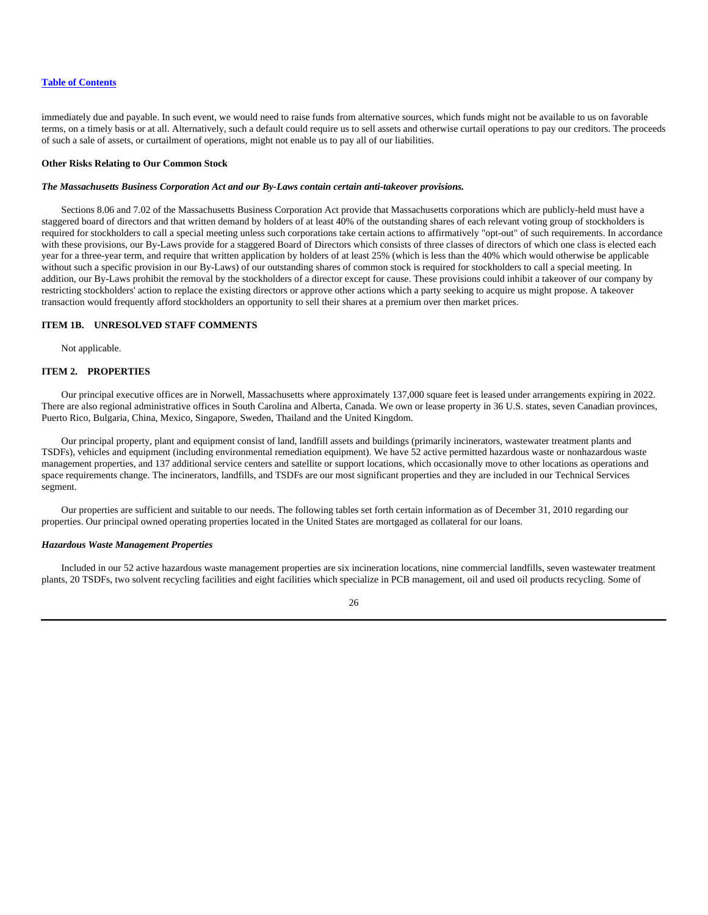immediately due and payable. In such event, we would need to raise funds from alternative sources, which funds might not be available to us on favorable terms, on a timely basis or at all. Alternatively, such a default could require us to sell assets and otherwise curtail operations to pay our creditors. The proceeds of such a sale of assets, or curtailment of operations, might not enable us to pay all of our liabilities.

**Other Risks Relating to Our Common Stock**

***The Massachusetts Business Corporation Act and our By-Laws contain certain anti-takeover provisions.***

Sections 8.06 and 7.02 of the Massachusetts Business Corporation Act provide that Massachusetts corporations which are publicly-held must have a staggered board of directors and that written demand by holders of at least 40% of the outstanding shares of each relevant voting group of stockholders is required for stockholders to call a special meeting unless such corporations take certain actions to affirmatively "opt-out" of such requirements. In accordance with these provisions, our By-Laws provide for a staggered Board of Directors which consists of three classes of directors of which one class is elected each year for a three-year term, and require that written application by holders of at least 25% (which is less than the 40% which would otherwise be applicable without such a specific provision in our By-Laws) of our outstanding shares of common stock is required for stockholders to call a special meeting. In addition, our By-Laws prohibit the removal by the stockholders of a director except for cause. These provisions could inhibit a takeover of our company by restricting stockholders' action to replace the existing directors or approve other actions which a party seeking to acquire us might propose. A takeover transaction would frequently afford stockholders an opportunity to sell their shares at a premium over then market prices.

## ITEM 1B. UNRESOLVED STAFF COMMENTS

Not applicable.

## ITEM 2. PROPERTIES

Our principal executive offices are in Norwell, Massachusetts where approximately 137,000 square feet is leased under arrangements expiring in 2022. There are also regional administrative offices in South Carolina and Alberta, Canada. We own or lease property in 36 U.S. states, seven Canadian provinces, Puerto Rico, Bulgaria, China, Mexico, Singapore, Sweden, Thailand and the United Kingdom.

Our principal property, plant and equipment consist of land, landfill assets and buildings (primarily incinerators, wastewater treatment plants and TSDFs), vehicles and equipment (including environmental remediation equipment). We have 52 active permitted hazardous waste or nonhazardous waste management properties, and 137 additional service centers and satellite or support locations, which occasionally move to other locations as operations and space requirements change. The incinerators, landfills, and TSDFs are our most significant properties and they are included in our Technical Services segment.

Our properties are sufficient and suitable to our needs. The following tables set forth certain information as of December 31, 2010 regarding our properties. Our principal owned operating properties located in the United States are mortgaged as collateral for our loans.

***Hazardous Waste Management Properties***

Included in our 52 active hazardous waste management properties are six incineration locations, nine commercial landfills, seven wastewater treatment plants, 20 TSDFs, two solvent recycling facilities and eight facilities which specialize in PCB management, oil and used oil products recycling. Some of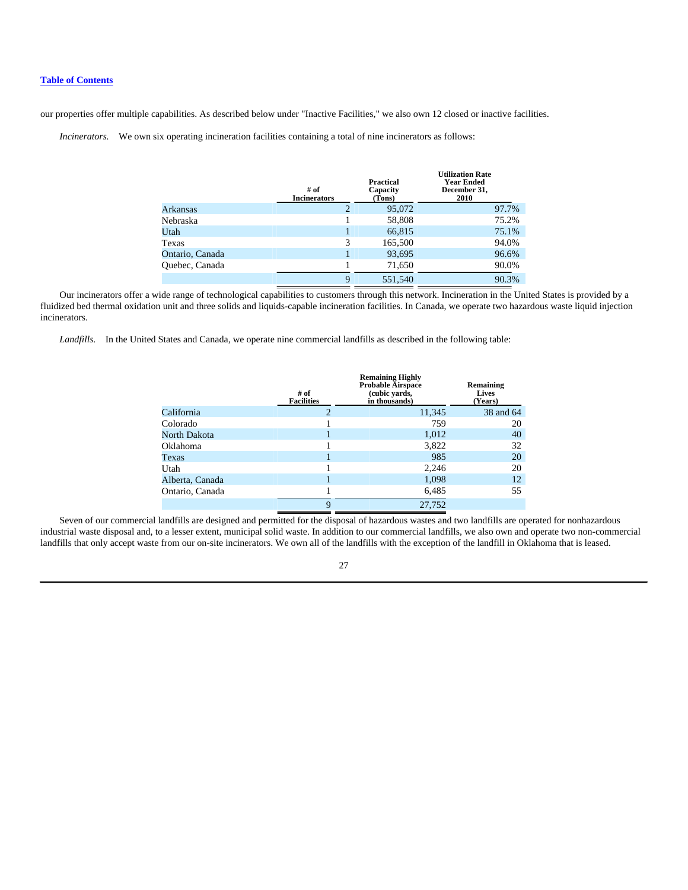our properties offer multiple capabilities. As described below under "Inactive Facilities," we also own 12 closed or inactive facilities.

*Incinerators.* We own six operating incineration facilities containing a total of nine incinerators as follows:

| | # of Incinerators | Practical Capacity (Tons) | Utilization Rate Year Ended December 31, 2010 |
|---|---|---|---|
| Arkansas | 2 | 95,072 | 97.7% |
| Nebraska | 1 | 58,808 | 75.2% |
| Utah | 1 | 66,815 | 75.1% |
| Texas | 3 | 165,500 | 94.0% |
| Ontario, Canada | 1 | 93,695 | 96.6% |
| Quebec, Canada | 1 | 71,650 | 90.0% |
| | 9 | 551,540 | 90.3% |

Our incinerators offer a wide range of technological capabilities to customers through this network. Incineration in the United States is provided by a fluidized bed thermal oxidation unit and three solids and liquids-capable incineration facilities. In Canada, we operate two hazardous waste liquid injection incinerators.

*Landfills.* In the United States and Canada, we operate nine commercial landfills as described in the following table:

| | # of Facilities | Remaining Highly Probable Airspace (cubic yards, in thousands) | Remaining Lives (Years) |
|---|---|---|---|
| California | 2 | 11,345 | 38 and 64 |
| Colorado | 1 | 759 | 20 |
| North Dakota | 1 | 1,012 | 40 |
| Oklahoma | 1 | 3,822 | 32 |
| Texas | 1 | 985 | 20 |
| Utah | 1 | 2,246 | 20 |
| Alberta, Canada | 1 | 1,098 | 12 |
| Ontario, Canada | 1 | 6,485 | 55 |
| | 9 | 27,752 | |

Seven of our commercial landfills are designed and permitted for the disposal of hazardous wastes and two landfills are operated for nonhazardous industrial waste disposal and, to a lesser extent, municipal solid waste. In addition to our commercial landfills, we also own and operate two non-commercial landfills that only accept waste from our on-site incinerators. We own all of the landfills with the exception of the landfill in Oklahoma that is leased.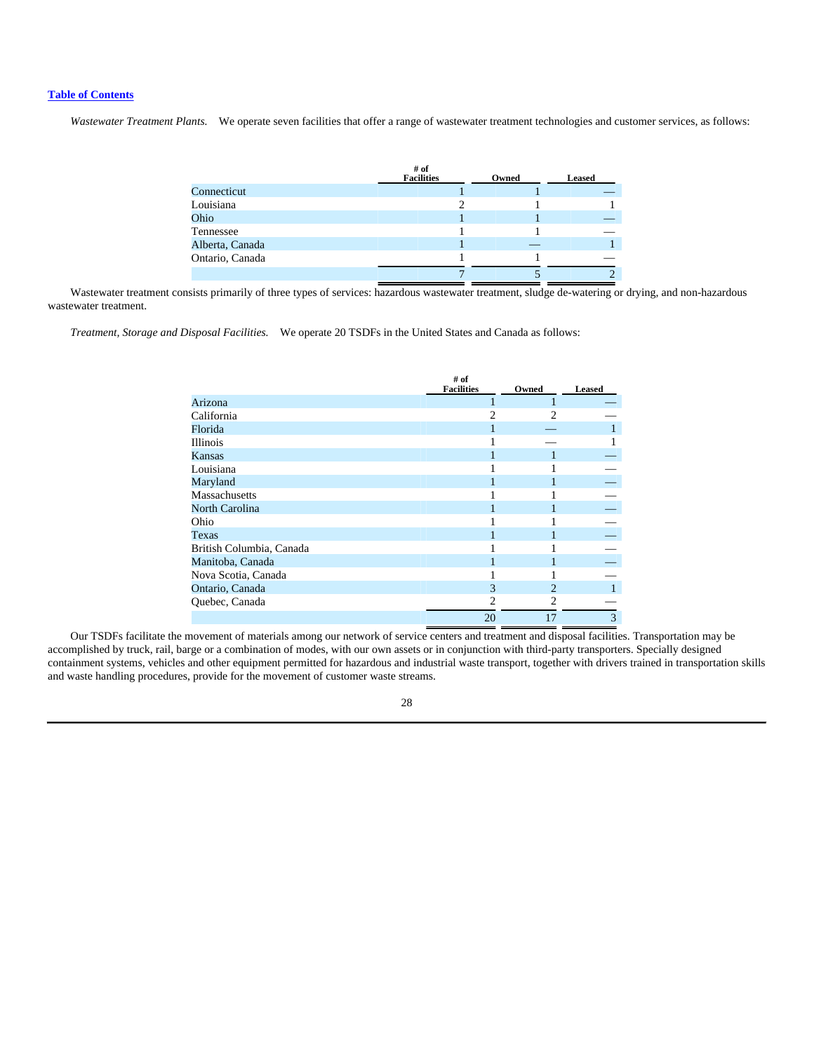*Wastewater Treatment Plants.* We operate seven facilities that offer a range of wastewater treatment technologies and customer services, as follows:

| | # of Facilities | Owned | Leased |
|---|---|---|---|
| Connecticut | 1 | 1 | — |
| Louisiana | 2 | 1 | 1 |
| Ohio | 1 | 1 | — |
| Tennessee | 1 | 1 | — |
| Alberta, Canada | 1 | — | 1 |
| Ontario, Canada | 1 | 1 | — |
| | 7 | 5 | 2 |

Wastewater treatment consists primarily of three types of services: hazardous wastewater treatment, sludge de-watering or drying, and non-hazardous wastewater treatment.

*Treatment, Storage and Disposal Facilities.* We operate 20 TSDFs in the United States and Canada as follows:

| | # of Facilities | Owned | Leased |
|---|---|---|---|
| Arizona | 1 | 1 | — |
| California | 2 | 2 | — |
| Florida | 1 | — | 1 |
| Illinois | 1 | — | 1 |
| Kansas | 1 | 1 | — |
| Louisiana | 1 | 1 | — |
| Maryland | 1 | 1 | — |
| Massachusetts | 1 | 1 | — |
| North Carolina | 1 | 1 | — |
| Ohio | 1 | 1 | — |
| Texas | 1 | 1 | — |
| British Columbia, Canada | 1 | 1 | — |
| Manitoba, Canada | 1 | 1 | — |
| Nova Scotia, Canada | 1 | 1 | — |
| Ontario, Canada | 3 | 2 | 1 |
| Quebec, Canada | 2 | 2 | — |
| | 20 | 17 | 3 |

Our TSDFs facilitate the movement of materials among our network of service centers and treatment and disposal facilities. Transportation may be accomplished by truck, rail, barge or a combination of modes, with our own assets or in conjunction with third-party transporters. Specially designed containment systems, vehicles and other equipment permitted for hazardous and industrial waste transport, together with drivers trained in transportation skills and waste handling procedures, provide for the movement of customer waste streams.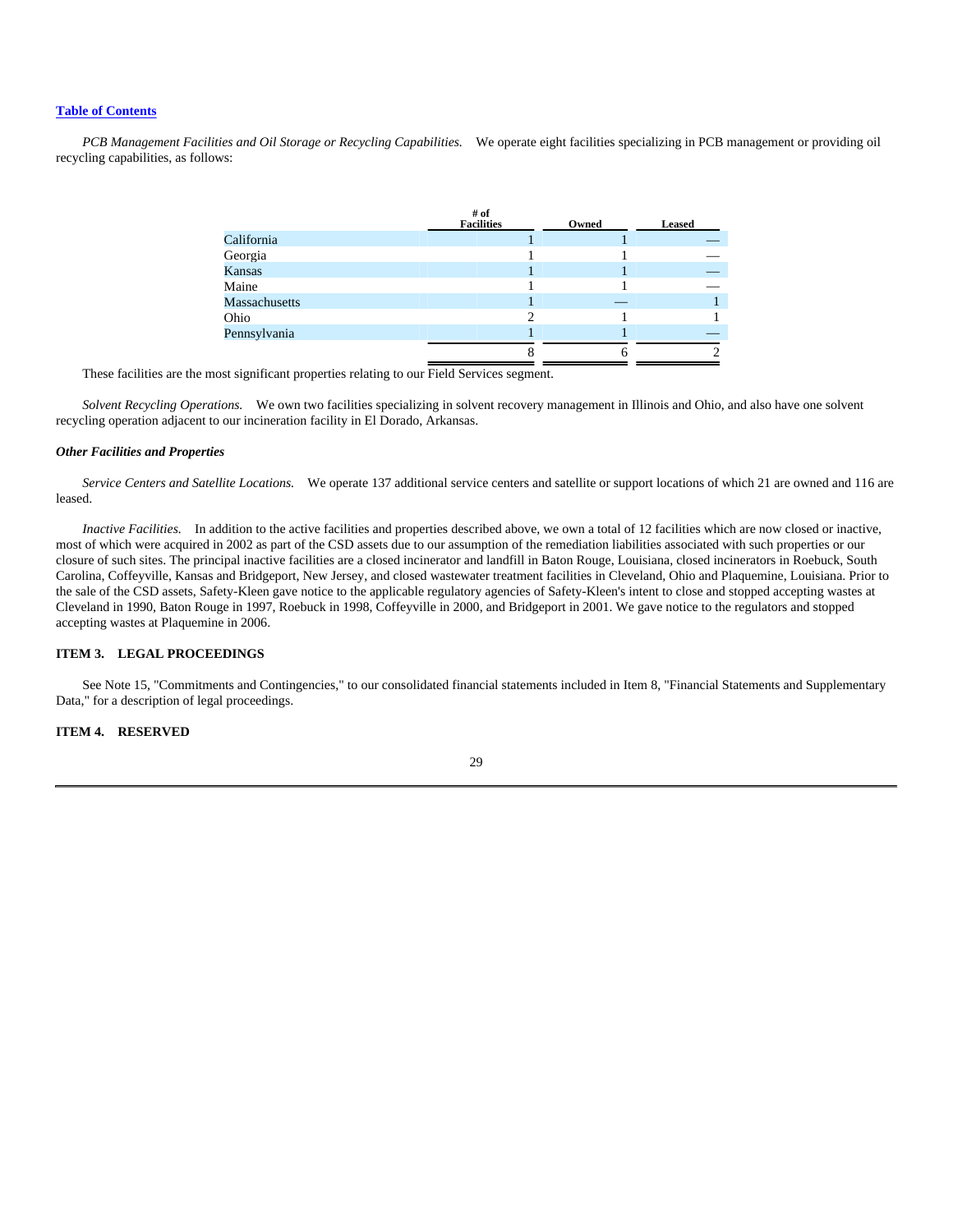*PCB Management Facilities and Oil Storage or Recycling Capabilities.* We operate eight facilities specializing in PCB management or providing oil recycling capabilities, as follows:

| | # of Facilities | Owned | Leased |
|---|---|---|---|
| California | 1 | 1 | — |
| Georgia | 1 | 1 | — |
| Kansas | 1 | 1 | — |
| Maine | 1 | 1 | — |
| Massachusetts | 1 | — | 1 |
| Ohio | 2 | 1 | 1 |
| Pennsylvania | 1 | 1 | — |
| | 8 | 6 | 2 |

These facilities are the most significant properties relating to our Field Services segment.

*Solvent Recycling Operations.* We own two facilities specializing in solvent recovery management in Illinois and Ohio, and also have one solvent recycling operation adjacent to our incineration facility in El Dorado, Arkansas.

### *Other Facilities and Properties*

*Service Centers and Satellite Locations.* We operate 137 additional service centers and satellite or support locations of which 21 are owned and 116 are leased.

*Inactive Facilities.* In addition to the active facilities and properties described above, we own a total of 12 facilities which are now closed or inactive, most of which were acquired in 2002 as part of the CSD assets due to our assumption of the remediation liabilities associated with such properties or our closure of such sites. The principal inactive facilities are a closed incinerator and landfill in Baton Rouge, Louisiana, closed incinerators in Roebuck, South Carolina, Coffeyville, Kansas and Bridgeport, New Jersey, and closed wastewater treatment facilities in Cleveland, Ohio and Plaquemine, Louisiana. Prior to the sale of the CSD assets, Safety-Kleen gave notice to the applicable regulatory agencies of Safety-Kleen's intent to close and stopped accepting wastes at Cleveland in 1990, Baton Rouge in 1997, Roebuck in 1998, Coffeyville in 2000, and Bridgeport in 2001. We gave notice to the regulators and stopped accepting wastes at Plaquemine in 2006.

## ITEM 3. LEGAL PROCEEDINGS

See Note 15, "Commitments and Contingencies," to our consolidated financial statements included in Item 8, "Financial Statements and Supplementary Data," for a description of legal proceedings.

## ITEM 4. RESERVED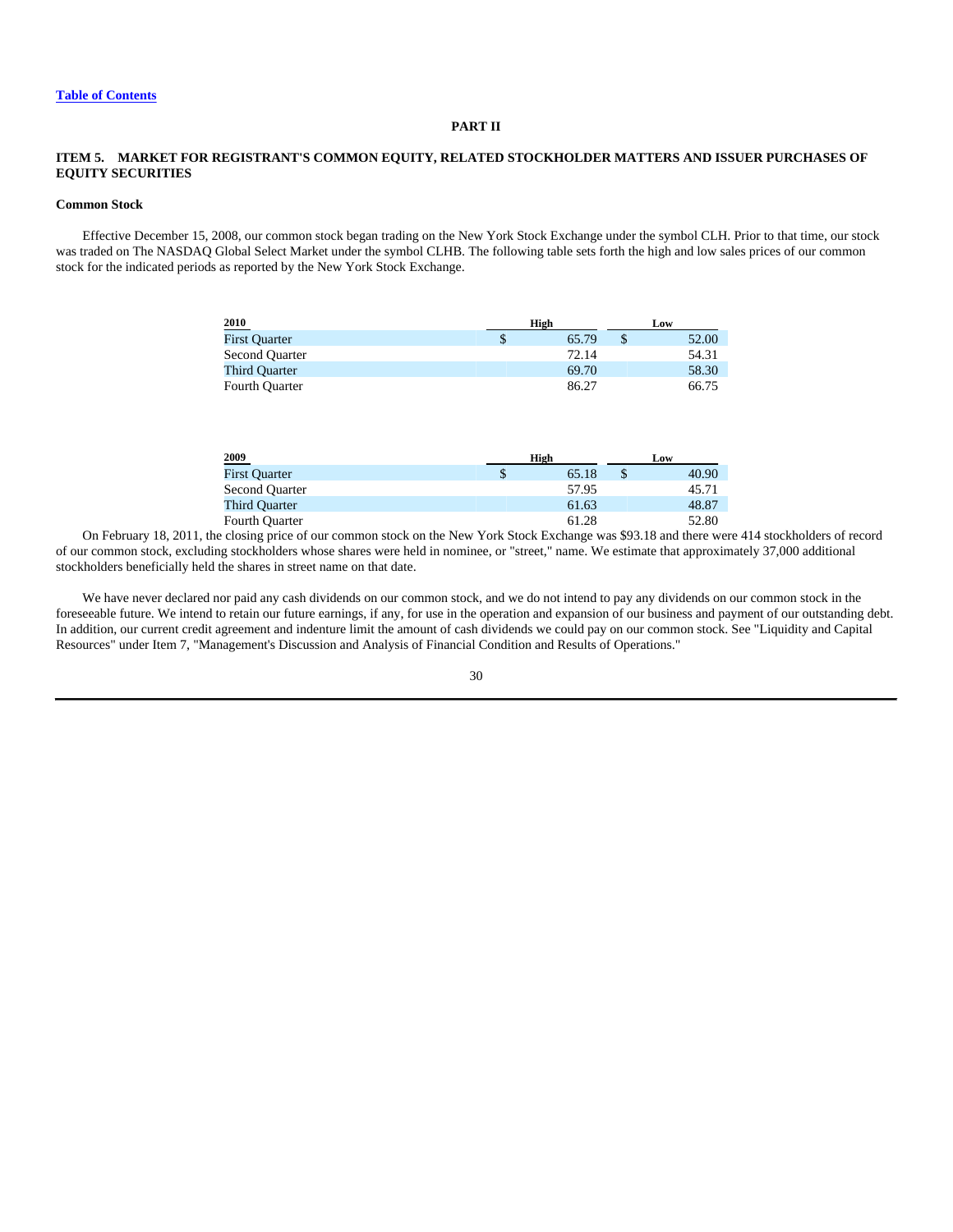[Table of Contents](#)

# PART II

## ITEM 5. MARKET FOR REGISTRANT'S COMMON EQUITY, RELATED STOCKHOLDER MATTERS AND ISSUER PURCHASES OF EQUITY SECURITIES

### Common Stock

Effective December 15, 2008, our common stock began trading on the New York Stock Exchange under the symbol CLH. Prior to that time, our stock was traded on The NASDAQ Global Select Market under the symbol CLHB. The following table sets forth the high and low sales prices of our common stock for the indicated periods as reported by the New York Stock Exchange.

| 2010 | High | Low |
|---|---|---|
| First Quarter | $ 65.79 | $ 52.00 |
| Second Quarter | 72.14 | 54.31 |
| Third Quarter | 69.70 | 58.30 |
| Fourth Quarter | 86.27 | 66.75 |

| 2009 | High | Low |
|---|---|---|
| First Quarter | $ 65.18 | $ 40.90 |
| Second Quarter | 57.95 | 45.71 |
| Third Quarter | 61.63 | 48.87 |
| Fourth Quarter | 61.28 | 52.80 |

On February 18, 2011, the closing price of our common stock on the New York Stock Exchange was $93.18 and there were 414 stockholders of record of our common stock, excluding stockholders whose shares were held in nominee, or "street," name. We estimate that approximately 37,000 additional stockholders beneficially held the shares in street name on that date.

We have never declared nor paid any cash dividends on our common stock, and we do not intend to pay any dividends on our common stock in the foreseeable future. We intend to retain our future earnings, if any, for use in the operation and expansion of our business and payment of our outstanding debt. In addition, our current credit agreement and indenture limit the amount of cash dividends we could pay on our common stock. See "Liquidity and Capital Resources" under Item 7, "Management's Discussion and Analysis of Financial Condition and Results of Operations."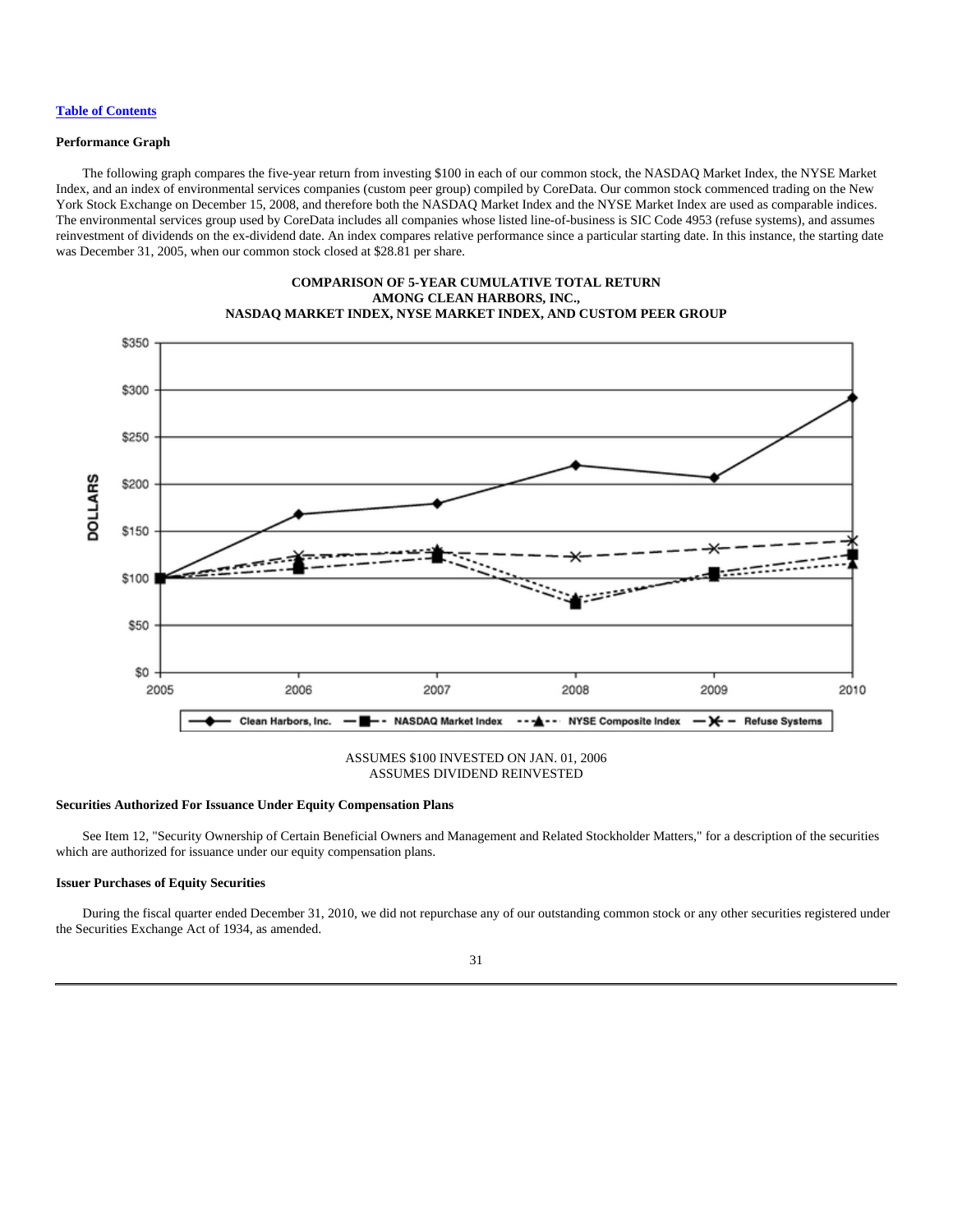[Table of Contents](#)

**Performance Graph**

The following graph compares the five-year return from investing $100 in each of our common stock, the NASDAQ Market Index, the NYSE Market Index, and an index of environmental services companies (custom peer group) compiled by CoreData. Our common stock commenced trading on the New York Stock Exchange on December 15, 2008, and therefore both the NASDAQ Market Index and the NYSE Market Index are used as comparable indices. The environmental services group used by CoreData includes all companies whose listed line-of-business is SIC Code 4953 (refuse systems), and assumes reinvestment of dividends on the ex-dividend date. An index compares relative performance since a particular starting date. In this instance, the starting date was December 31, 2005, when our common stock closed at $28.81 per share.

**COMPARISON OF 5-YEAR CUMULATIVE TOTAL RETURN
AMONG CLEAN HARBORS, INC.,
NASDAQ MARKET INDEX, NYSE MARKET INDEX, AND CUSTOM PEER GROUP**

ASSUMES $100 INVESTED ON JAN. 01, 2006
ASSUMES DIVIDEND REINVESTED

**Securities Authorized For Issuance Under Equity Compensation Plans**

See Item 12, "Security Ownership of Certain Beneficial Owners and Management and Related Stockholder Matters," for a description of the securities which are authorized for issuance under our equity compensation plans.

**Issuer Purchases of Equity Securities**

During the fiscal quarter ended December 31, 2010, we did not repurchase any of our outstanding common stock or any other securities registered under the Securities Exchange Act of 1934, as amended.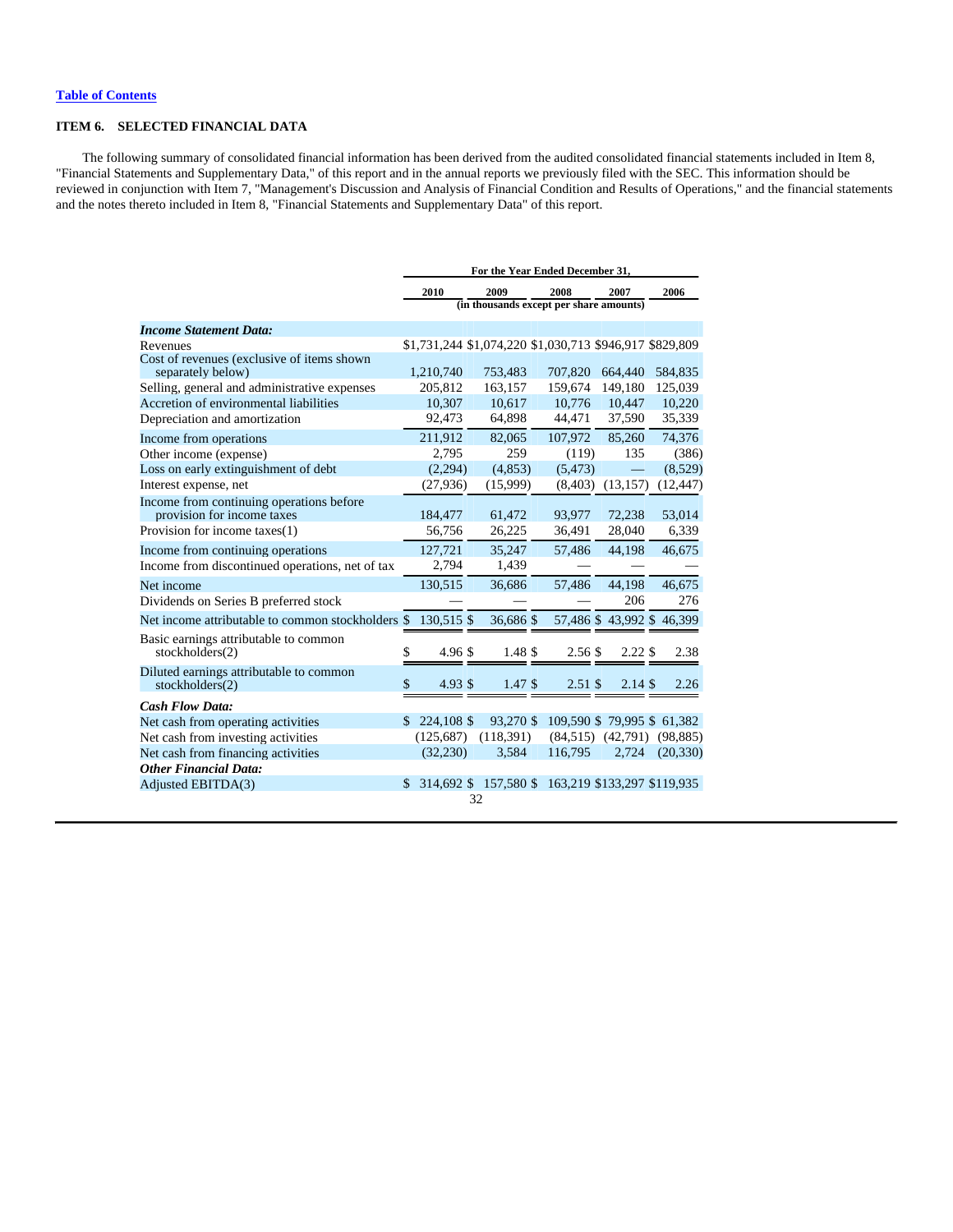[Table of Contents](#)

## ITEM 6. SELECTED FINANCIAL DATA

The following summary of consolidated financial information has been derived from the audited consolidated financial statements included in Item 8, "Financial Statements and Supplementary Data," of this report and in the annual reports we previously filed with the SEC. This information should be reviewed in conjunction with Item 7, "Management's Discussion and Analysis of Financial Condition and Results of Operations," and the financial statements and the notes thereto included in Item 8, "Financial Statements and Supplementary Data" of this report.

| | For the Year Ended December 31, | | | | |
|---|---|---|---|---|---|
| | 2010 | 2009 | 2008 | 2007 | 2006 |
| | (in thousands except per share amounts) | | | | |
| ***Income Statement Data:*** | | | | | |
| Revenues | $1,731,244 | $1,074,220 | $1,030,713 | $946,917 | $829,809 |
| Cost of revenues (exclusive of items shown separately below) | 1,210,740 | 753,483 | 707,820 | 664,440 | 584,835 |
| Selling, general and administrative expenses | 205,812 | 163,157 | 159,674 | 149,180 | 125,039 |
| Accretion of environmental liabilities | 10,307 | 10,617 | 10,776 | 10,447 | 10,220 |
| Depreciation and amortization | 92,473 | 64,898 | 44,471 | 37,590 | 35,339 |
| Income from operations | 211,912 | 82,065 | 107,972 | 85,260 | 74,376 |
| Other income (expense) | 2,795 | 259 | (119) | 135 | (386) |
| Loss on early extinguishment of debt | (2,294) | (4,853) | (5,473) | — | (8,529) |
| Interest expense, net | (27,936) | (15,999) | (8,403) | (13,157) | (12,447) |
| Income from continuing operations before provision for income taxes | 184,477 | 61,472 | 93,977 | 72,238 | 53,014 |
| Provision for income taxes(1) | 56,756 | 26,225 | 36,491 | 28,040 | 6,339 |
| Income from continuing operations | 127,721 | 35,247 | 57,486 | 44,198 | 46,675 |
| Income from discontinued operations, net of tax | 2,794 | 1,439 | — | — | — |
| Net income | 130,515 | 36,686 | 57,486 | 44,198 | 46,675 |
| Dividends on Series B preferred stock | — | — | — | 206 | 276 |
| Net income attributable to common stockholders | $ 130,515 | $ 36,686 | $ 57,486 | $ 43,992 | $ 46,399 |
| Basic earnings attributable to common stockholders(2) | $ 4.96 | $ 1.48 | $ 2.56 | $ 2.22 | $ 2.38 |
| Diluted earnings attributable to common stockholders(2) | $ 4.93 | $ 1.47 | $ 2.51 | $ 2.14 | $ 2.26 |
| ***Cash Flow Data:*** | | | | | |
| Net cash from operating activities | $ 224,108 | $ 93,270 | $ 109,590 | $ 79,995 | $ 61,382 |
| Net cash from investing activities | (125,687) | (118,391) | (84,515) | (42,791) | (98,885) |
| Net cash from financing activities | (32,230) | 3,584 | 116,795 | 2,724 | (20,330) |
| ***Other Financial Data:*** | | | | | |
| Adjusted EBITDA(3) | $ 314,692 | $ 157,580 | $ 163,219 | $133,297 | $119,935 |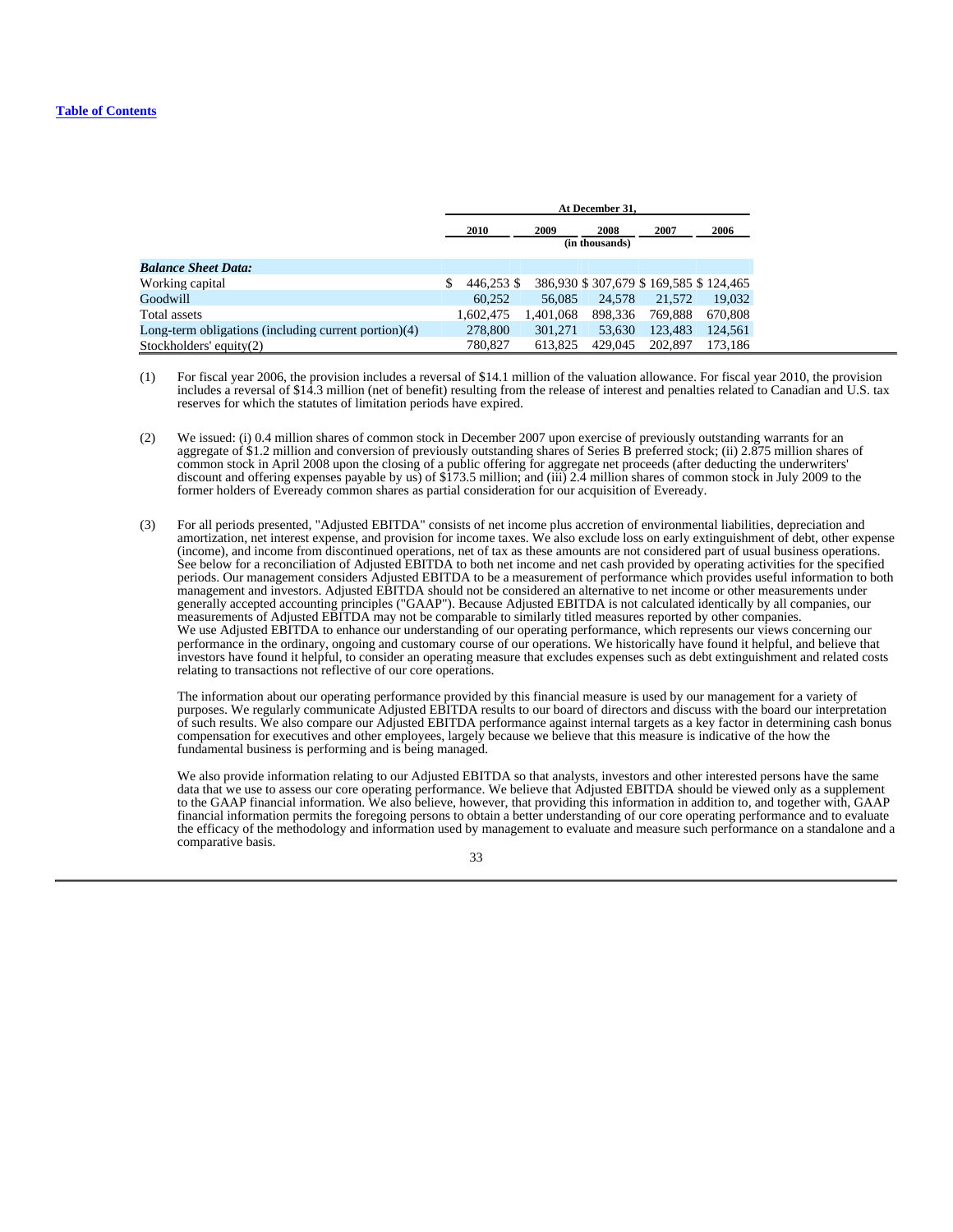| | At December 31, | | | | |
|---|---|---|---|---|---|
| | 2010 | 2009 | 2008 | 2007 | 2006 |
| | (in thousands) | | | | |
| ***Balance Sheet Data:*** | | | | | |
| Working capital | $ 446,253 | $ 386,930 | $ 307,679 | $ 169,585 | $ 124,465 |
| Goodwill | 60,252 | 56,085 | 24,578 | 21,572 | 19,032 |
| Total assets | 1,602,475 | 1,401,068 | 898,336 | 769,888 | 670,808 |
| Long-term obligations (including current portion)(4) | 278,800 | 301,271 | 53,630 | 123,483 | 124,561 |
| Stockholders' equity(2) | 780,827 | 613,825 | 429,045 | 202,897 | 173,186 |

(1) For fiscal year 2006, the provision includes a reversal of $14.1 million of the valuation allowance. For fiscal year 2010, the provision includes a reversal of $14.3 million (net of benefit) resulting from the release of interest and penalties related to Canadian and U.S. tax reserves for which the statutes of limitation periods have expired.

(2) We issued: (i) 0.4 million shares of common stock in December 2007 upon exercise of previously outstanding warrants for an aggregate of $1.2 million and conversion of previously outstanding shares of Series B preferred stock; (ii) 2.875 million shares of common stock in April 2008 upon the closing of a public offering for aggregate net proceeds (after deducting the underwriters' discount and offering expenses payable by us) of $173.5 million; and (iii) 2.4 million shares of common stock in July 2009 to the former holders of Eveready common shares as partial consideration for our acquisition of Eveready.

(3) For all periods presented, "Adjusted EBITDA" consists of net income plus accretion of environmental liabilities, depreciation and amortization, net interest expense, and provision for income taxes. We also exclude loss on early extinguishment of debt, other expense (income), and income from discontinued operations, net of tax as these amounts are not considered part of usual business operations. See below for a reconciliation of Adjusted EBITDA to both net income and net cash provided by operating activities for the specified periods. Our management considers Adjusted EBITDA to be a measurement of performance which provides useful information to both management and investors. Adjusted EBITDA should not be considered an alternative to net income or other measurements under generally accepted accounting principles ("GAAP"). Because Adjusted EBITDA is not calculated identically by all companies, our measurements of Adjusted EBITDA may not be comparable to similarly titled measures reported by other companies.
We use Adjusted EBITDA to enhance our understanding of our operating performance, which represents our views concerning our performance in the ordinary, ongoing and customary course of our operations. We historically have found it helpful, and believe that investors have found it helpful, to consider an operating measure that excludes expenses such as debt extinguishment and related costs relating to transactions not reflective of our core operations.

The information about our operating performance provided by this financial measure is used by our management for a variety of purposes. We regularly communicate Adjusted EBITDA results to our board of directors and discuss with the board our interpretation of such results. We also compare our Adjusted EBITDA performance against internal targets as a key factor in determining cash bonus compensation for executives and other employees, largely because we believe that this measure is indicative of the how the fundamental business is performing and is being managed.

We also provide information relating to our Adjusted EBITDA so that analysts, investors and other interested persons have the same data that we use to assess our core operating performance. We believe that Adjusted EBITDA should be viewed only as a supplement to the GAAP financial information. We also believe, however, that providing this information in addition to, and together with, GAAP financial information permits the foregoing persons to obtain a better understanding of our core operating performance and to evaluate the efficacy of the methodology and information used by management to evaluate and measure such performance on a standalone and a comparative basis.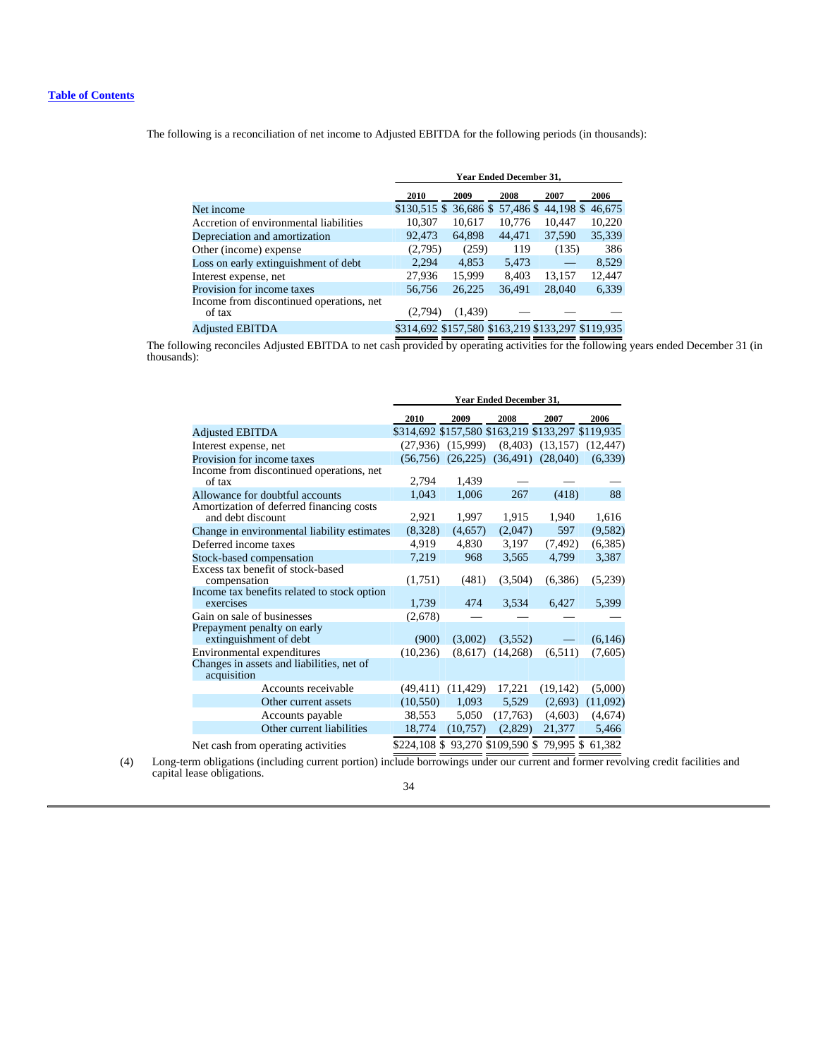The following is a reconciliation of net income to Adjusted EBITDA for the following periods (in thousands):

| | Year Ended December 31, | | | | |
|---|---|---|---|---|---|
| | 2010 | 2009 | 2008 | 2007 | 2006 |
| Net income | $130,515 | $ 36,686 | $ 57,486 | $ 44,198 | $ 46,675 |
| Accretion of environmental liabilities | 10,307 | 10,617 | 10,776 | 10,447 | 10,220 |
| Depreciation and amortization | 92,473 | 64,898 | 44,471 | 37,590 | 35,339 |
| Other (income) expense | (2,795) | (259) | 119 | (135) | 386 |
| Loss on early extinguishment of debt | 2,294 | 4,853 | 5,473 | — | 8,529 |
| Interest expense, net | 27,936 | 15,999 | 8,403 | 13,157 | 12,447 |
| Provision for income taxes | 56,756 | 26,225 | 36,491 | 28,040 | 6,339 |
| Income from discontinued operations, net of tax | (2,794) | (1,439) | — | — | — |
| Adjusted EBITDA | $314,692 | $157,580 | $163,219 | $133,297 | $119,935 |

The following reconciles Adjusted EBITDA to net cash provided by operating activities for the following years ended December 31 (in thousands):

| | Year Ended December 31, | | | | |
|---|---|---|---|---|---|
| | 2010 | 2009 | 2008 | 2007 | 2006 |
| Adjusted EBITDA | $314,692 | $157,580 | $163,219 | $133,297 | $119,935 |
| Interest expense, net | (27,936) | (15,999) | (8,403) | (13,157) | (12,447) |
| Provision for income taxes | (56,756) | (26,225) | (36,491) | (28,040) | (6,339) |
| Income from discontinued operations, net of tax | 2,794 | 1,439 | — | — | — |
| Allowance for doubtful accounts | 1,043 | 1,006 | 267 | (418) | 88 |
| Amortization of deferred financing costs and debt discount | 2,921 | 1,997 | 1,915 | 1,940 | 1,616 |
| Change in environmental liability estimates | (8,328) | (4,657) | (2,047) | 597 | (9,582) |
| Deferred income taxes | 4,919 | 4,830 | 3,197 | (7,492) | (6,385) |
| Stock-based compensation | 7,219 | 968 | 3,565 | 4,799 | 3,387 |
| Excess tax benefit of stock-based compensation | (1,751) | (481) | (3,504) | (6,386) | (5,239) |
| Income tax benefits related to stock option exercises | 1,739 | 474 | 3,534 | 6,427 | 5,399 |
| Gain on sale of businesses | (2,678) | — | — | — | — |
| Prepayment penalty on early extinguishment of debt | (900) | (3,002) | (3,552) | — | (6,146) |
| Environmental expenditures | (10,236) | (8,617) | (14,268) | (6,511) | (7,605) |
| Changes in assets and liabilities, net of acquisition | | | | | |
| Accounts receivable | (49,411) | (11,429) | 17,221 | (19,142) | (5,000) |
| Other current assets | (10,550) | 1,093 | 5,529 | (2,693) | (11,092) |
| Accounts payable | 38,553 | 5,050 | (17,763) | (4,603) | (4,674) |
| Other current liabilities | 18,774 | (10,757) | (2,829) | 21,377 | 5,466 |
| Net cash from operating activities | $224,108 | $ 93,270 | $109,590 | $ 79,995 | $ 61,382 |

(4) Long-term obligations (including current portion) include borrowings under our current and former revolving credit facilities and capital lease obligations.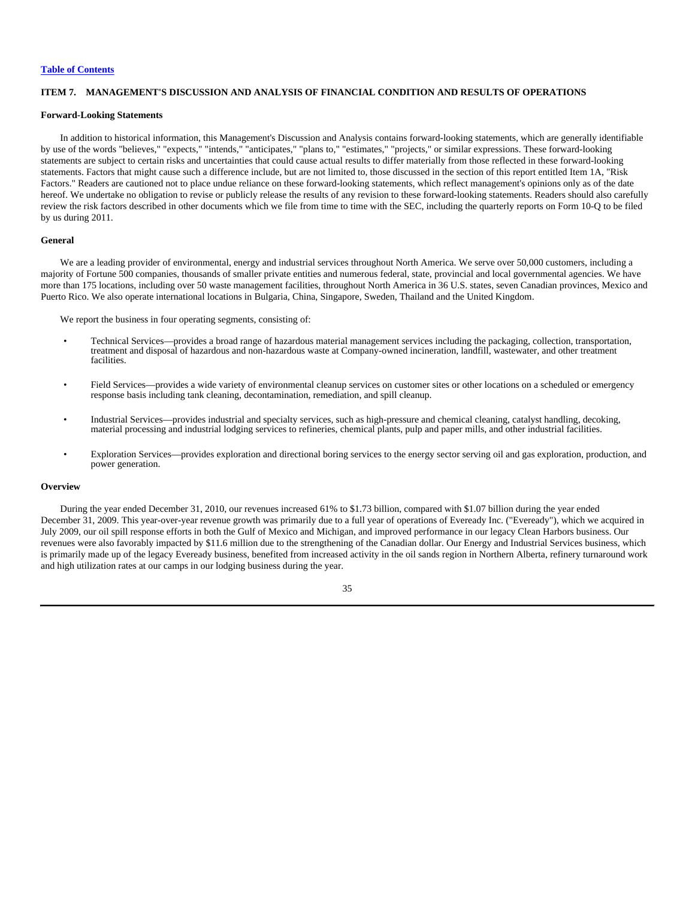## ITEM 7. MANAGEMENT'S DISCUSSION AND ANALYSIS OF FINANCIAL CONDITION AND RESULTS OF OPERATIONS

### Forward-Looking Statements

In addition to historical information, this Management's Discussion and Analysis contains forward-looking statements, which are generally identifiable by use of the words "believes," "expects," "intends," "anticipates," "plans to," "estimates," "projects," or similar expressions. These forward-looking statements are subject to certain risks and uncertainties that could cause actual results to differ materially from those reflected in these forward-looking statements. Factors that might cause such a difference include, but are not limited to, those discussed in the section of this report entitled Item 1A, "Risk Factors." Readers are cautioned not to place undue reliance on these forward-looking statements, which reflect management's opinions only as of the date hereof. We undertake no obligation to revise or publicly release the results of any revision to these forward-looking statements. Readers should also carefully review the risk factors described in other documents which we file from time to time with the SEC, including the quarterly reports on Form 10-Q to be filed by us during 2011.

### General

We are a leading provider of environmental, energy and industrial services throughout North America. We serve over 50,000 customers, including a majority of Fortune 500 companies, thousands of smaller private entities and numerous federal, state, provincial and local governmental agencies. We have more than 175 locations, including over 50 waste management facilities, throughout North America in 36 U.S. states, seven Canadian provinces, Mexico and Puerto Rico. We also operate international locations in Bulgaria, China, Singapore, Sweden, Thailand and the United Kingdom.

We report the business in four operating segments, consisting of:

- Technical Services—provides a broad range of hazardous material management services including the packaging, collection, transportation, treatment and disposal of hazardous and non-hazardous waste at Company-owned incineration, landfill, wastewater, and other treatment facilities.
- Field Services—provides a wide variety of environmental cleanup services on customer sites or other locations on a scheduled or emergency response basis including tank cleaning, decontamination, remediation, and spill cleanup.
- Industrial Services—provides industrial and specialty services, such as high-pressure and chemical cleaning, catalyst handling, decoking, material processing and industrial lodging services to refineries, chemical plants, pulp and paper mills, and other industrial facilities.
- Exploration Services—provides exploration and directional boring services to the energy sector serving oil and gas exploration, production, and power generation.

### Overview

During the year ended December 31, 2010, our revenues increased 61% to $1.73 billion, compared with $1.07 billion during the year ended December 31, 2009. This year-over-year revenue growth was primarily due to a full year of operations of Eveready Inc. ("Eveready"), which we acquired in July 2009, our oil spill response efforts in both the Gulf of Mexico and Michigan, and improved performance in our legacy Clean Harbors business. Our revenues were also favorably impacted by $11.6 million due to the strengthening of the Canadian dollar. Our Energy and Industrial Services business, which is primarily made up of the legacy Eveready business, benefited from increased activity in the oil sands region in Northern Alberta, refinery turnaround work and high utilization rates at our camps in our lodging business during the year.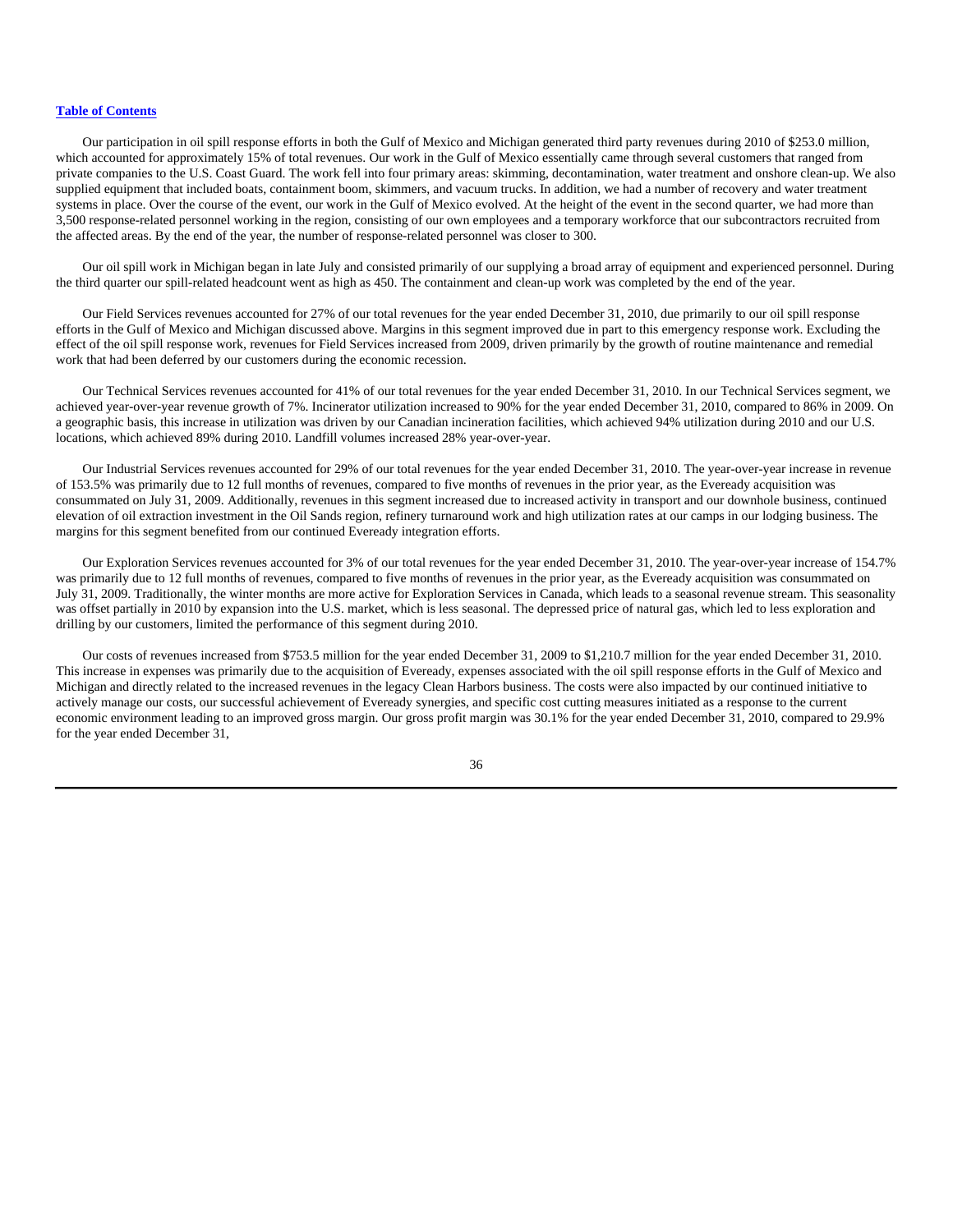Our participation in oil spill response efforts in both the Gulf of Mexico and Michigan generated third party revenues during 2010 of $253.0 million, which accounted for approximately 15% of total revenues. Our work in the Gulf of Mexico essentially came through several customers that ranged from private companies to the U.S. Coast Guard. The work fell into four primary areas: skimming, decontamination, water treatment and onshore clean-up. We also supplied equipment that included boats, containment boom, skimmers, and vacuum trucks. In addition, we had a number of recovery and water treatment systems in place. Over the course of the event, our work in the Gulf of Mexico evolved. At the height of the event in the second quarter, we had more than 3,500 response-related personnel working in the region, consisting of our own employees and a temporary workforce that our subcontractors recruited from the affected areas. By the end of the year, the number of response-related personnel was closer to 300.

Our oil spill work in Michigan began in late July and consisted primarily of our supplying a broad array of equipment and experienced personnel. During the third quarter our spill-related headcount went as high as 450. The containment and clean-up work was completed by the end of the year.

Our Field Services revenues accounted for 27% of our total revenues for the year ended December 31, 2010, due primarily to our oil spill response efforts in the Gulf of Mexico and Michigan discussed above. Margins in this segment improved due in part to this emergency response work. Excluding the effect of the oil spill response work, revenues for Field Services increased from 2009, driven primarily by the growth of routine maintenance and remedial work that had been deferred by our customers during the economic recession.

Our Technical Services revenues accounted for 41% of our total revenues for the year ended December 31, 2010. In our Technical Services segment, we achieved year-over-year revenue growth of 7%. Incinerator utilization increased to 90% for the year ended December 31, 2010, compared to 86% in 2009. On a geographic basis, this increase in utilization was driven by our Canadian incineration facilities, which achieved 94% utilization during 2010 and our U.S. locations, which achieved 89% during 2010. Landfill volumes increased 28% year-over-year.

Our Industrial Services revenues accounted for 29% of our total revenues for the year ended December 31, 2010. The year-over-year increase in revenue of 153.5% was primarily due to 12 full months of revenues, compared to five months of revenues in the prior year, as the Eveready acquisition was consummated on July 31, 2009. Additionally, revenues in this segment increased due to increased activity in transport and our downhole business, continued elevation of oil extraction investment in the Oil Sands region, refinery turnaround work and high utilization rates at our camps in our lodging business. The margins for this segment benefited from our continued Eveready integration efforts.

Our Exploration Services revenues accounted for 3% of our total revenues for the year ended December 31, 2010. The year-over-year increase of 154.7% was primarily due to 12 full months of revenues, compared to five months of revenues in the prior year, as the Eveready acquisition was consummated on July 31, 2009. Traditionally, the winter months are more active for Exploration Services in Canada, which leads to a seasonal revenue stream. This seasonality was offset partially in 2010 by expansion into the U.S. market, which is less seasonal. The depressed price of natural gas, which led to less exploration and drilling by our customers, limited the performance of this segment during 2010.

Our costs of revenues increased from $753.5 million for the year ended December 31, 2009 to $1,210.7 million for the year ended December 31, 2010. This increase in expenses was primarily due to the acquisition of Eveready, expenses associated with the oil spill response efforts in the Gulf of Mexico and Michigan and directly related to the increased revenues in the legacy Clean Harbors business. The costs were also impacted by our continued initiative to actively manage our costs, our successful achievement of Eveready synergies, and specific cost cutting measures initiated as a response to the current economic environment leading to an improved gross margin. Our gross profit margin was 30.1% for the year ended December 31, 2010, compared to 29.9% for the year ended December 31,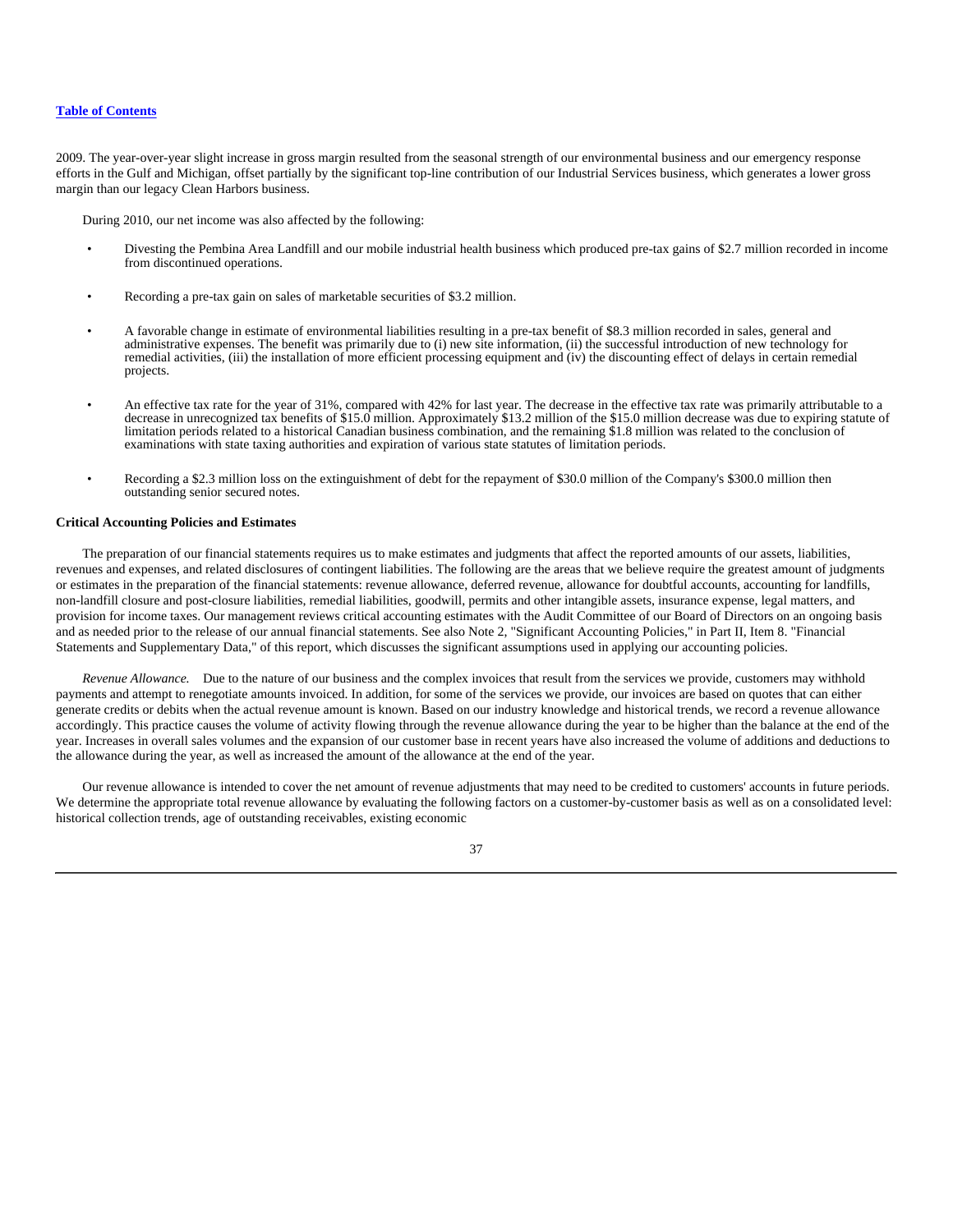2009. The year-over-year slight increase in gross margin resulted from the seasonal strength of our environmental business and our emergency response efforts in the Gulf and Michigan, offset partially by the significant top-line contribution of our Industrial Services business, which generates a lower gross margin than our legacy Clean Harbors business.

During 2010, our net income was also affected by the following:

- Divesting the Pembina Area Landfill and our mobile industrial health business which produced pre-tax gains of $2.7 million recorded in income from discontinued operations.
- Recording a pre-tax gain on sales of marketable securities of $3.2 million.
- A favorable change in estimate of environmental liabilities resulting in a pre-tax benefit of $8.3 million recorded in sales, general and administrative expenses. The benefit was primarily due to (i) new site information, (ii) the successful introduction of new technology for remedial activities, (iii) the installation of more efficient processing equipment and (iv) the discounting effect of delays in certain remedial projects.
- An effective tax rate for the year of 31%, compared with 42% for last year. The decrease in the effective tax rate was primarily attributable to a decrease in unrecognized tax benefits of $15.0 million. Approximately $13.2 million of the $15.0 million decrease was due to expiring statute of limitation periods related to a historical Canadian business combination, and the remaining $1.8 million was related to the conclusion of examinations with state taxing authorities and expiration of various state statutes of limitation periods.
- Recording a $2.3 million loss on the extinguishment of debt for the repayment of $30.0 million of the Company's $300.0 million then outstanding senior secured notes.

**Critical Accounting Policies and Estimates**

The preparation of our financial statements requires us to make estimates and judgments that affect the reported amounts of our assets, liabilities, revenues and expenses, and related disclosures of contingent liabilities. The following are the areas that we believe require the greatest amount of judgments or estimates in the preparation of the financial statements: revenue allowance, deferred revenue, allowance for doubtful accounts, accounting for landfills, non-landfill closure and post-closure liabilities, remedial liabilities, goodwill, permits and other intangible assets, insurance expense, legal matters, and provision for income taxes. Our management reviews critical accounting estimates with the Audit Committee of our Board of Directors on an ongoing basis and as needed prior to the release of our annual financial statements. See also Note 2, "Significant Accounting Policies," in Part II, Item 8. "Financial Statements and Supplementary Data," of this report, which discusses the significant assumptions used in applying our accounting policies.

*Revenue Allowance.* Due to the nature of our business and the complex invoices that result from the services we provide, customers may withhold payments and attempt to renegotiate amounts invoiced. In addition, for some of the services we provide, our invoices are based on quotes that can either generate credits or debits when the actual revenue amount is known. Based on our industry knowledge and historical trends, we record a revenue allowance accordingly. This practice causes the volume of activity flowing through the revenue allowance during the year to be higher than the balance at the end of the year. Increases in overall sales volumes and the expansion of our customer base in recent years have also increased the volume of additions and deductions to the allowance during the year, as well as increased the amount of the allowance at the end of the year.

Our revenue allowance is intended to cover the net amount of revenue adjustments that may need to be credited to customers' accounts in future periods. We determine the appropriate total revenue allowance by evaluating the following factors on a customer-by-customer basis as well as on a consolidated level: historical collection trends, age of outstanding receivables, existing economic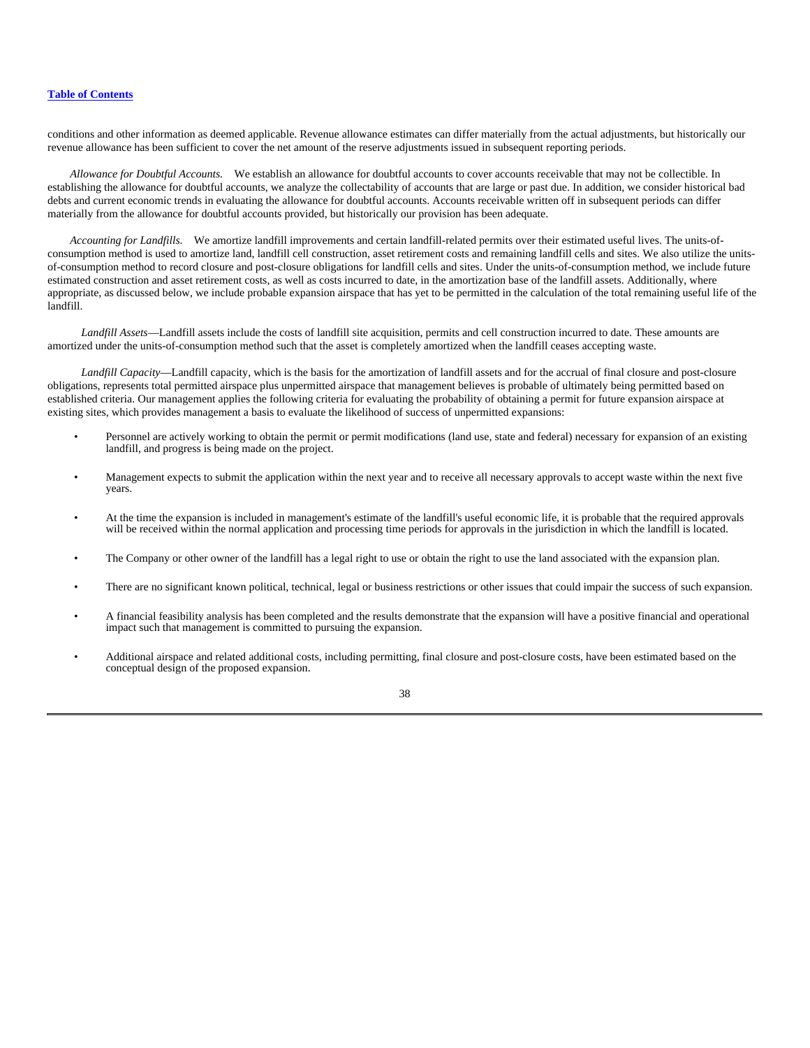conditions and other information as deemed applicable. Revenue allowance estimates can differ materially from the actual adjustments, but historically our revenue allowance has been sufficient to cover the net amount of the reserve adjustments issued in subsequent reporting periods.

*Allowance for Doubtful Accounts.* We establish an allowance for doubtful accounts to cover accounts receivable that may not be collectible. In establishing the allowance for doubtful accounts, we analyze the collectability of accounts that are large or past due. In addition, we consider historical bad debts and current economic trends in evaluating the allowance for doubtful accounts. Accounts receivable written off in subsequent periods can differ materially from the allowance for doubtful accounts provided, but historically our provision has been adequate.

*Accounting for Landfills.* We amortize landfill improvements and certain landfill-related permits over their estimated useful lives. The units-of-consumption method is used to amortize land, landfill cell construction, asset retirement costs and remaining landfill cells and sites. We also utilize the units-of-consumption method to record closure and post-closure obligations for landfill cells and sites. Under the units-of-consumption method, we include future estimated construction and asset retirement costs, as well as costs incurred to date, in the amortization base of the landfill assets. Additionally, where appropriate, as discussed below, we include probable expansion airspace that has yet to be permitted in the calculation of the total remaining useful life of the landfill.

*Landfill Assets*—Landfill assets include the costs of landfill site acquisition, permits and cell construction incurred to date. These amounts are amortized under the units-of-consumption method such that the asset is completely amortized when the landfill ceases accepting waste.

*Landfill Capacity*—Landfill capacity, which is the basis for the amortization of landfill assets and for the accrual of final closure and post-closure obligations, represents total permitted airspace plus unpermitted airspace that management believes is probable of ultimately being permitted based on established criteria. Our management applies the following criteria for evaluating the probability of obtaining a permit for future expansion airspace at existing sites, which provides management a basis to evaluate the likelihood of success of unpermitted expansions:

- Personnel are actively working to obtain the permit or permit modifications (land use, state and federal) necessary for expansion of an existing landfill, and progress is being made on the project.

- Management expects to submit the application within the next year and to receive all necessary approvals to accept waste within the next five years.

- At the time the expansion is included in management's estimate of the landfill's useful economic life, it is probable that the required approvals will be received within the normal application and processing time periods for approvals in the jurisdiction in which the landfill is located.

- The Company or other owner of the landfill has a legal right to use or obtain the right to use the land associated with the expansion plan.

- There are no significant known political, technical, legal or business restrictions or other issues that could impair the success of such expansion.

- A financial feasibility analysis has been completed and the results demonstrate that the expansion will have a positive financial and operational impact such that management is committed to pursuing the expansion.

- Additional airspace and related additional costs, including permitting, final closure and post-closure costs, have been estimated based on the conceptual design of the proposed expansion.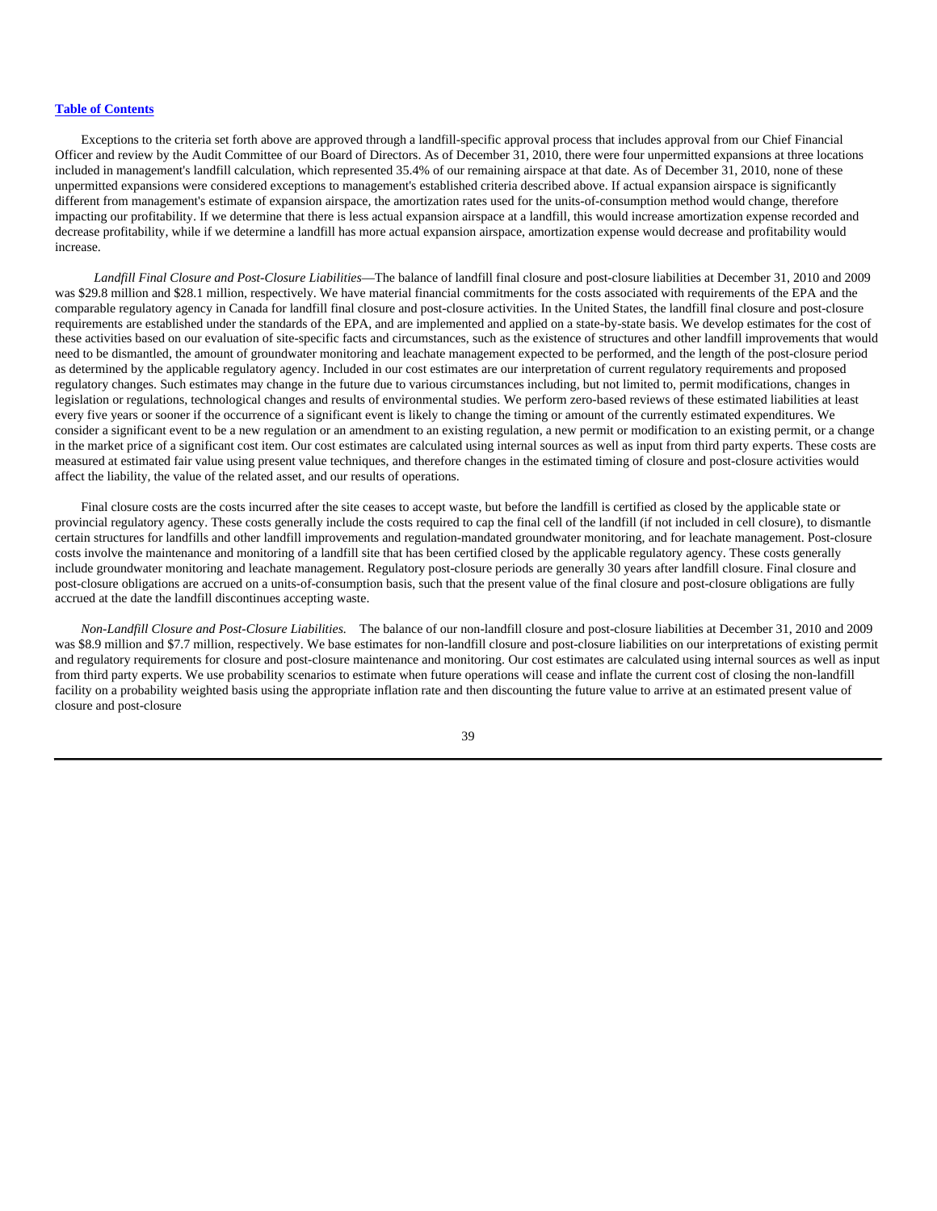Exceptions to the criteria set forth above are approved through a landfill-specific approval process that includes approval from our Chief Financial Officer and review by the Audit Committee of our Board of Directors. As of December 31, 2010, there were four unpermitted expansions at three locations included in management's landfill calculation, which represented 35.4% of our remaining airspace at that date. As of December 31, 2010, none of these unpermitted expansions were considered exceptions to management's established criteria described above. If actual expansion airspace is significantly different from management's estimate of expansion airspace, the amortization rates used for the units-of-consumption method would change, therefore impacting our profitability. If we determine that there is less actual expansion airspace at a landfill, this would increase amortization expense recorded and decrease profitability, while if we determine a landfill has more actual expansion airspace, amortization expense would decrease and profitability would increase.

*Landfill Final Closure and Post-Closure Liabilities*—The balance of landfill final closure and post-closure liabilities at December 31, 2010 and 2009 was $29.8 million and $28.1 million, respectively. We have material financial commitments for the costs associated with requirements of the EPA and the comparable regulatory agency in Canada for landfill final closure and post-closure activities. In the United States, the landfill final closure and post-closure requirements are established under the standards of the EPA, and are implemented and applied on a state-by-state basis. We develop estimates for the cost of these activities based on our evaluation of site-specific facts and circumstances, such as the existence of structures and other landfill improvements that would need to be dismantled, the amount of groundwater monitoring and leachate management expected to be performed, and the length of the post-closure period as determined by the applicable regulatory agency. Included in our cost estimates are our interpretation of current regulatory requirements and proposed regulatory changes. Such estimates may change in the future due to various circumstances including, but not limited to, permit modifications, changes in legislation or regulations, technological changes and results of environmental studies. We perform zero-based reviews of these estimated liabilities at least every five years or sooner if the occurrence of a significant event is likely to change the timing or amount of the currently estimated expenditures. We consider a significant event to be a new regulation or an amendment to an existing regulation, a new permit or modification to an existing permit, or a change in the market price of a significant cost item. Our cost estimates are calculated using internal sources as well as input from third party experts. These costs are measured at estimated fair value using present value techniques, and therefore changes in the estimated timing of closure and post-closure activities would affect the liability, the value of the related asset, and our results of operations.

Final closure costs are the costs incurred after the site ceases to accept waste, but before the landfill is certified as closed by the applicable state or provincial regulatory agency. These costs generally include the costs required to cap the final cell of the landfill (if not included in cell closure), to dismantle certain structures for landfills and other landfill improvements and regulation-mandated groundwater monitoring, and for leachate management. Post-closure costs involve the maintenance and monitoring of a landfill site that has been certified closed by the applicable regulatory agency. These costs generally include groundwater monitoring and leachate management. Regulatory post-closure periods are generally 30 years after landfill closure. Final closure and post-closure obligations are accrued on a units-of-consumption basis, such that the present value of the final closure and post-closure obligations are fully accrued at the date the landfill discontinues accepting waste.

*Non-Landfill Closure and Post-Closure Liabilities.* The balance of our non-landfill closure and post-closure liabilities at December 31, 2010 and 2009 was $8.9 million and $7.7 million, respectively. We base estimates for non-landfill closure and post-closure liabilities on our interpretations of existing permit and regulatory requirements for closure and post-closure maintenance and monitoring. Our cost estimates are calculated using internal sources as well as input from third party experts. We use probability scenarios to estimate when future operations will cease and inflate the current cost of closing the non-landfill facility on a probability weighted basis using the appropriate inflation rate and then discounting the future value to arrive at an estimated present value of closure and post-closure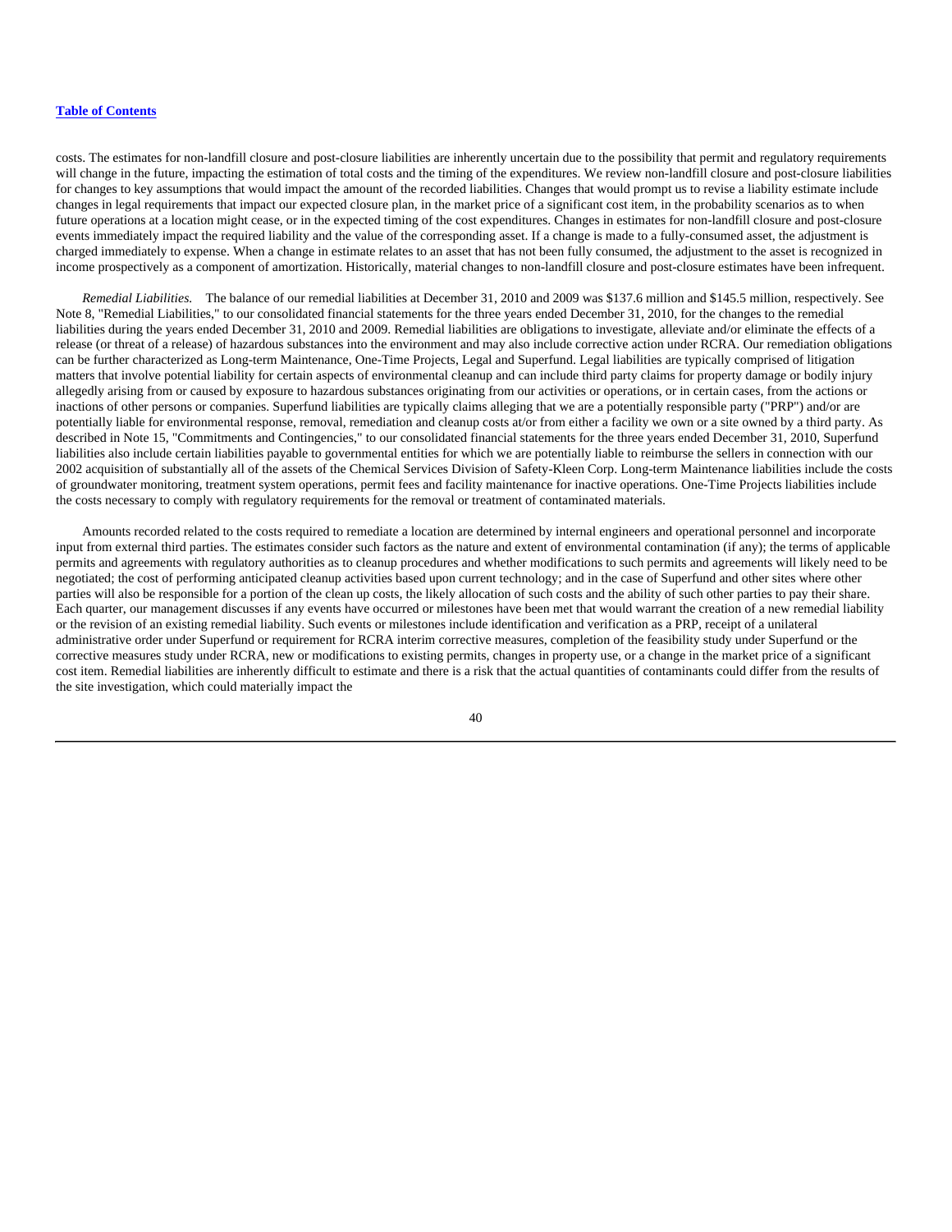costs. The estimates for non-landfill closure and post-closure liabilities are inherently uncertain due to the possibility that permit and regulatory requirements will change in the future, impacting the estimation of total costs and the timing of the expenditures. We review non-landfill closure and post-closure liabilities for changes to key assumptions that would impact the amount of the recorded liabilities. Changes that would prompt us to revise a liability estimate include changes in legal requirements that impact our expected closure plan, in the market price of a significant cost item, in the probability scenarios as to when future operations at a location might cease, or in the expected timing of the cost expenditures. Changes in estimates for non-landfill closure and post-closure events immediately impact the required liability and the value of the corresponding asset. If a change is made to a fully-consumed asset, the adjustment is charged immediately to expense. When a change in estimate relates to an asset that has not been fully consumed, the adjustment to the asset is recognized in income prospectively as a component of amortization. Historically, material changes to non-landfill closure and post-closure estimates have been infrequent.

*Remedial Liabilities.* The balance of our remedial liabilities at December 31, 2010 and 2009 was $137.6 million and $145.5 million, respectively. See Note 8, "Remedial Liabilities," to our consolidated financial statements for the three years ended December 31, 2010, for the changes to the remedial liabilities during the years ended December 31, 2010 and 2009. Remedial liabilities are obligations to investigate, alleviate and/or eliminate the effects of a release (or threat of a release) of hazardous substances into the environment and may also include corrective action under RCRA. Our remediation obligations can be further characterized as Long-term Maintenance, One-Time Projects, Legal and Superfund. Legal liabilities are typically comprised of litigation matters that involve potential liability for certain aspects of environmental cleanup and can include third party claims for property damage or bodily injury allegedly arising from or caused by exposure to hazardous substances originating from our activities or operations, or in certain cases, from the actions or inactions of other persons or companies. Superfund liabilities are typically claims alleging that we are a potentially responsible party ("PRP") and/or are potentially liable for environmental response, removal, remediation and cleanup costs at/or from either a facility we own or a site owned by a third party. As described in Note 15, "Commitments and Contingencies," to our consolidated financial statements for the three years ended December 31, 2010, Superfund liabilities also include certain liabilities payable to governmental entities for which we are potentially liable to reimburse the sellers in connection with our 2002 acquisition of substantially all of the assets of the Chemical Services Division of Safety-Kleen Corp. Long-term Maintenance liabilities include the costs of groundwater monitoring, treatment system operations, permit fees and facility maintenance for inactive operations. One-Time Projects liabilities include the costs necessary to comply with regulatory requirements for the removal or treatment of contaminated materials.

Amounts recorded related to the costs required to remediate a location are determined by internal engineers and operational personnel and incorporate input from external third parties. The estimates consider such factors as the nature and extent of environmental contamination (if any); the terms of applicable permits and agreements with regulatory authorities as to cleanup procedures and whether modifications to such permits and agreements will likely need to be negotiated; the cost of performing anticipated cleanup activities based upon current technology; and in the case of Superfund and other sites where other parties will also be responsible for a portion of the clean up costs, the likely allocation of such costs and the ability of such other parties to pay their share. Each quarter, our management discusses if any events have occurred or milestones have been met that would warrant the creation of a new remedial liability or the revision of an existing remedial liability. Such events or milestones include identification and verification as a PRP, receipt of a unilateral administrative order under Superfund or requirement for RCRA interim corrective measures, completion of the feasibility study under Superfund or the corrective measures study under RCRA, new or modifications to existing permits, changes in property use, or a change in the market price of a significant cost item. Remedial liabilities are inherently difficult to estimate and there is a risk that the actual quantities of contaminants could differ from the results of the site investigation, which could materially impact the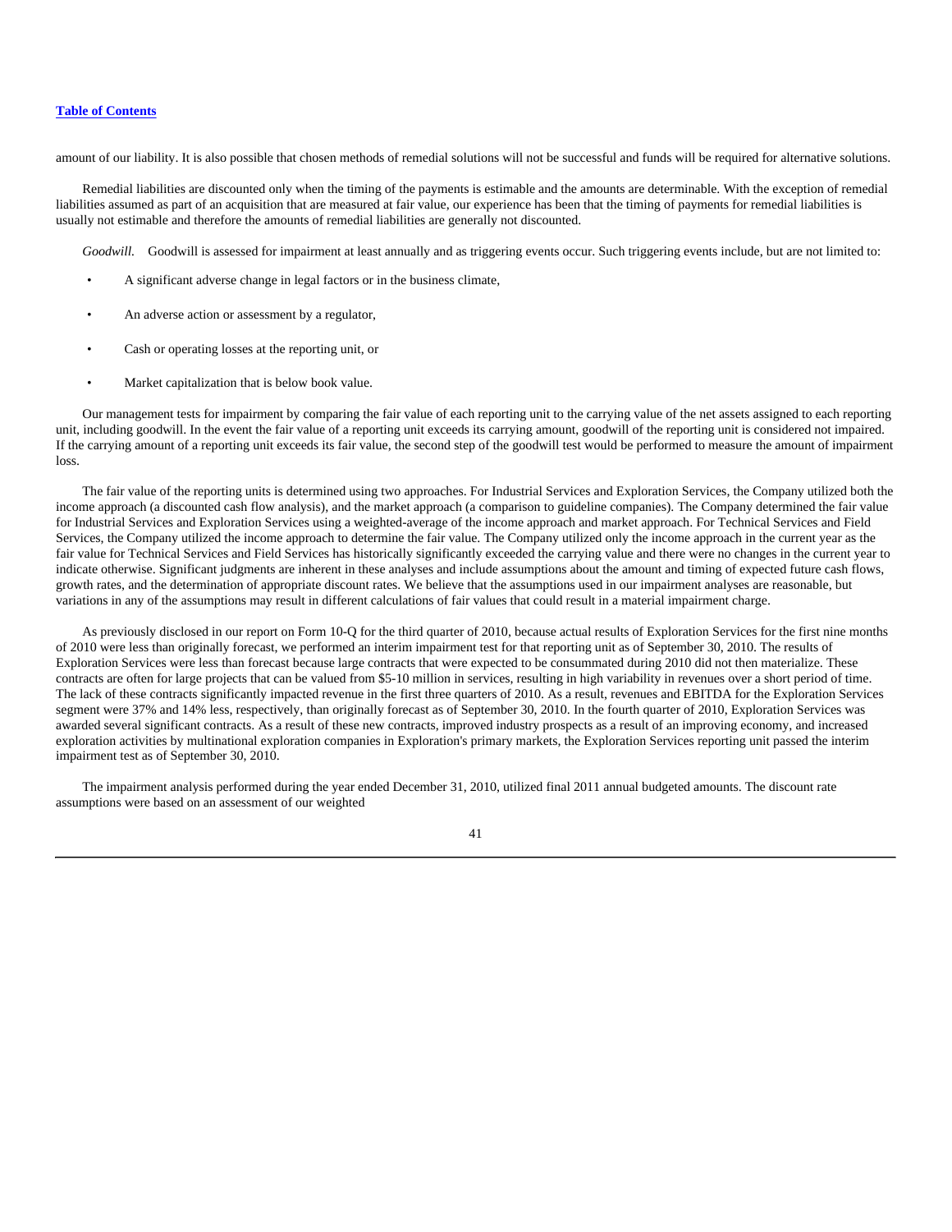amount of our liability. It is also possible that chosen methods of remedial solutions will not be successful and funds will be required for alternative solutions.

Remedial liabilities are discounted only when the timing of the payments is estimable and the amounts are determinable. With the exception of remedial liabilities assumed as part of an acquisition that are measured at fair value, our experience has been that the timing of payments for remedial liabilities is usually not estimable and therefore the amounts of remedial liabilities are generally not discounted.

*Goodwill.* Goodwill is assessed for impairment at least annually and as triggering events occur. Such triggering events include, but are not limited to:

- A significant adverse change in legal factors or in the business climate,
- An adverse action or assessment by a regulator,
- Cash or operating losses at the reporting unit, or
- Market capitalization that is below book value.

Our management tests for impairment by comparing the fair value of each reporting unit to the carrying value of the net assets assigned to each reporting unit, including goodwill. In the event the fair value of a reporting unit exceeds its carrying amount, goodwill of the reporting unit is considered not impaired. If the carrying amount of a reporting unit exceeds its fair value, the second step of the goodwill test would be performed to measure the amount of impairment loss.

The fair value of the reporting units is determined using two approaches. For Industrial Services and Exploration Services, the Company utilized both the income approach (a discounted cash flow analysis), and the market approach (a comparison to guideline companies). The Company determined the fair value for Industrial Services and Exploration Services using a weighted-average of the income approach and market approach. For Technical Services and Field Services, the Company utilized the income approach to determine the fair value. The Company utilized only the income approach in the current year as the fair value for Technical Services and Field Services has historically significantly exceeded the carrying value and there were no changes in the current year to indicate otherwise. Significant judgments are inherent in these analyses and include assumptions about the amount and timing of expected future cash flows, growth rates, and the determination of appropriate discount rates. We believe that the assumptions used in our impairment analyses are reasonable, but variations in any of the assumptions may result in different calculations of fair values that could result in a material impairment charge.

As previously disclosed in our report on Form 10-Q for the third quarter of 2010, because actual results of Exploration Services for the first nine months of 2010 were less than originally forecast, we performed an interim impairment test for that reporting unit as of September 30, 2010. The results of Exploration Services were less than forecast because large contracts that were expected to be consummated during 2010 did not then materialize. These contracts are often for large projects that can be valued from $5-10 million in services, resulting in high variability in revenues over a short period of time. The lack of these contracts significantly impacted revenue in the first three quarters of 2010. As a result, revenues and EBITDA for the Exploration Services segment were 37% and 14% less, respectively, than originally forecast as of September 30, 2010. In the fourth quarter of 2010, Exploration Services was awarded several significant contracts. As a result of these new contracts, improved industry prospects as a result of an improving economy, and increased exploration activities by multinational exploration companies in Exploration's primary markets, the Exploration Services reporting unit passed the interim impairment test as of September 30, 2010.

The impairment analysis performed during the year ended December 31, 2010, utilized final 2011 annual budgeted amounts. The discount rate assumptions were based on an assessment of our weighted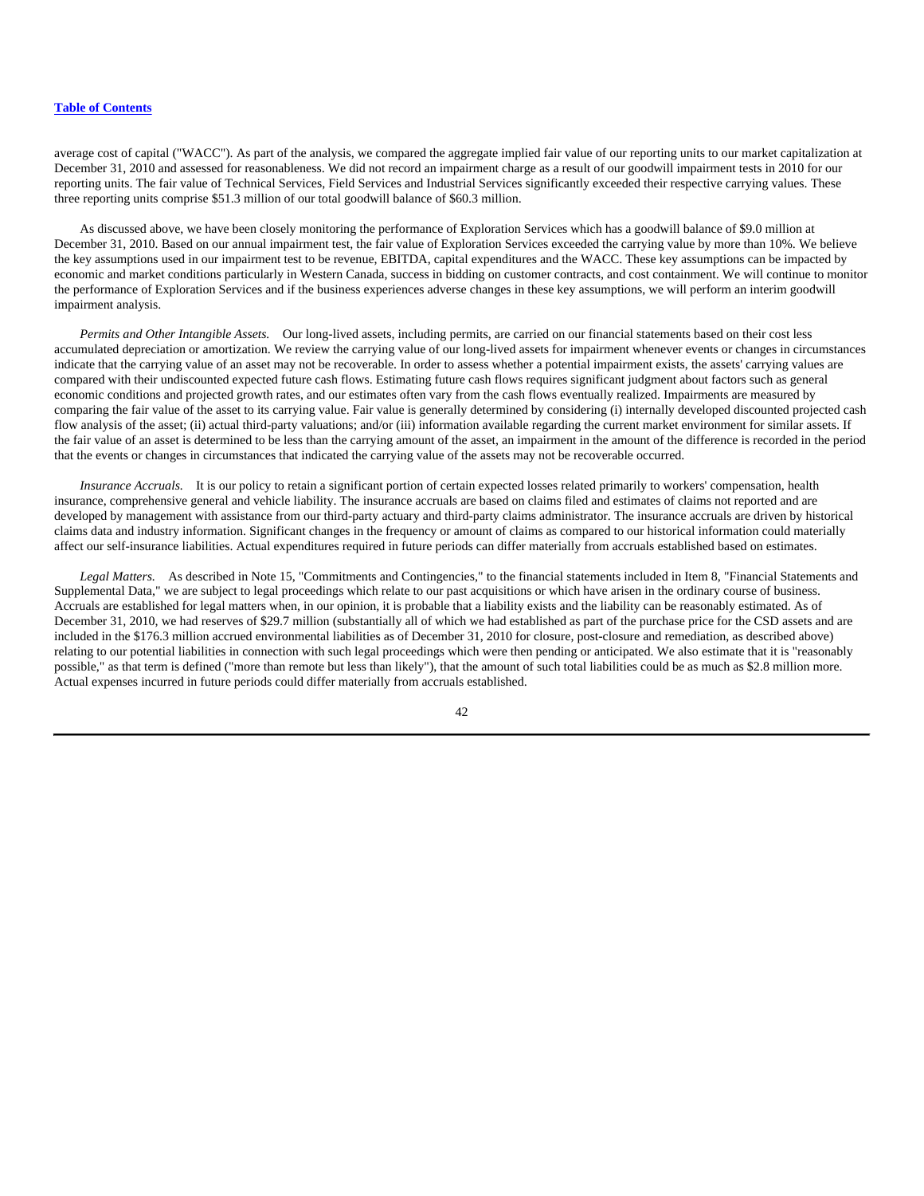average cost of capital ("WACC"). As part of the analysis, we compared the aggregate implied fair value of our reporting units to our market capitalization at December 31, 2010 and assessed for reasonableness. We did not record an impairment charge as a result of our goodwill impairment tests in 2010 for our reporting units. The fair value of Technical Services, Field Services and Industrial Services significantly exceeded their respective carrying values. These three reporting units comprise $51.3 million of our total goodwill balance of $60.3 million.

As discussed above, we have been closely monitoring the performance of Exploration Services which has a goodwill balance of $9.0 million at December 31, 2010. Based on our annual impairment test, the fair value of Exploration Services exceeded the carrying value by more than 10%. We believe the key assumptions used in our impairment test to be revenue, EBITDA, capital expenditures and the WACC. These key assumptions can be impacted by economic and market conditions particularly in Western Canada, success in bidding on customer contracts, and cost containment. We will continue to monitor the performance of Exploration Services and if the business experiences adverse changes in these key assumptions, we will perform an interim goodwill impairment analysis.

*Permits and Other Intangible Assets.* Our long-lived assets, including permits, are carried on our financial statements based on their cost less accumulated depreciation or amortization. We review the carrying value of our long-lived assets for impairment whenever events or changes in circumstances indicate that the carrying value of an asset may not be recoverable. In order to assess whether a potential impairment exists, the assets' carrying values are compared with their undiscounted expected future cash flows. Estimating future cash flows requires significant judgment about factors such as general economic conditions and projected growth rates, and our estimates often vary from the cash flows eventually realized. Impairments are measured by comparing the fair value of the asset to its carrying value. Fair value is generally determined by considering (i) internally developed discounted projected cash flow analysis of the asset; (ii) actual third-party valuations; and/or (iii) information available regarding the current market environment for similar assets. If the fair value of an asset is determined to be less than the carrying amount of the asset, an impairment in the amount of the difference is recorded in the period that the events or changes in circumstances that indicated the carrying value of the assets may not be recoverable occurred.

*Insurance Accruals.* It is our policy to retain a significant portion of certain expected losses related primarily to workers' compensation, health insurance, comprehensive general and vehicle liability. The insurance accruals are based on claims filed and estimates of claims not reported and are developed by management with assistance from our third-party actuary and third-party claims administrator. The insurance accruals are driven by historical claims data and industry information. Significant changes in the frequency or amount of claims as compared to our historical information could materially affect our self-insurance liabilities. Actual expenditures required in future periods can differ materially from accruals established based on estimates.

*Legal Matters.* As described in Note 15, "Commitments and Contingencies," to the financial statements included in Item 8, "Financial Statements and Supplemental Data," we are subject to legal proceedings which relate to our past acquisitions or which have arisen in the ordinary course of business. Accruals are established for legal matters when, in our opinion, it is probable that a liability exists and the liability can be reasonably estimated. As of December 31, 2010, we had reserves of $29.7 million (substantially all of which we had established as part of the purchase price for the CSD assets and are included in the $176.3 million accrued environmental liabilities as of December 31, 2010 for closure, post-closure and remediation, as described above) relating to our potential liabilities in connection with such legal proceedings which were then pending or anticipated. We also estimate that it is "reasonably possible," as that term is defined ("more than remote but less than likely"), that the amount of such total liabilities could be as much as $2.8 million more. Actual expenses incurred in future periods could differ materially from accruals established.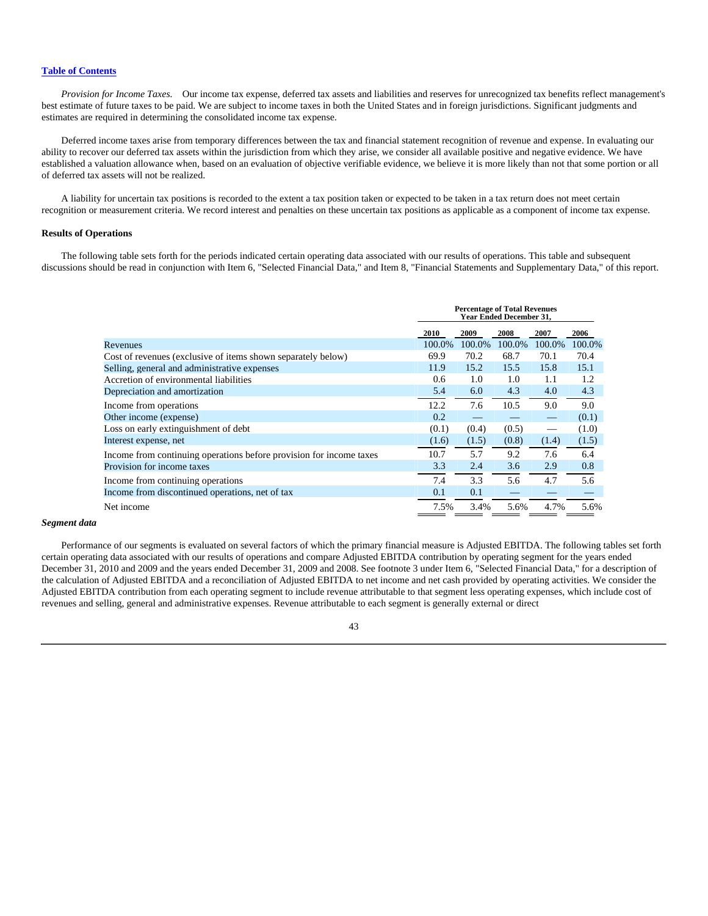*Provision for Income Taxes.* Our income tax expense, deferred tax assets and liabilities and reserves for unrecognized tax benefits reflect management's best estimate of future taxes to be paid. We are subject to income taxes in both the United States and in foreign jurisdictions. Significant judgments and estimates are required in determining the consolidated income tax expense.

Deferred income taxes arise from temporary differences between the tax and financial statement recognition of revenue and expense. In evaluating our ability to recover our deferred tax assets within the jurisdiction from which they arise, we consider all available positive and negative evidence. We have established a valuation allowance when, based on an evaluation of objective verifiable evidence, we believe it is more likely than not that some portion or all of deferred tax assets will not be realized.

A liability for uncertain tax positions is recorded to the extent a tax position taken or expected to be taken in a tax return does not meet certain recognition or measurement criteria. We record interest and penalties on these uncertain tax positions as applicable as a component of income tax expense.

**Results of Operations**

The following table sets forth for the periods indicated certain operating data associated with our results of operations. This table and subsequent discussions should be read in conjunction with Item 6, "Selected Financial Data," and Item 8, "Financial Statements and Supplementary Data," of this report.

| | Percentage of Total Revenues Year Ended December 31, | | | | |
|---|---|---|---|---|---|
| | 2010 | 2009 | 2008 | 2007 | 2006 |
| Revenues | 100.0% | 100.0% | 100.0% | 100.0% | 100.0% |
| Cost of revenues (exclusive of items shown separately below) | 69.9 | 70.2 | 68.7 | 70.1 | 70.4 |
| Selling, general and administrative expenses | 11.9 | 15.2 | 15.5 | 15.8 | 15.1 |
| Accretion of environmental liabilities | 0.6 | 1.0 | 1.0 | 1.1 | 1.2 |
| Depreciation and amortization | 5.4 | 6.0 | 4.3 | 4.0 | 4.3 |
| Income from operations | 12.2 | 7.6 | 10.5 | 9.0 | 9.0 |
| Other income (expense) | 0.2 | — | — | — | (0.1) |
| Loss on early extinguishment of debt | (0.1) | (0.4) | (0.5) | — | (1.0) |
| Interest expense, net | (1.6) | (1.5) | (0.8) | (1.4) | (1.5) |
| Income from continuing operations before provision for income taxes | 10.7 | 5.7 | 9.2 | 7.6 | 6.4 |
| Provision for income taxes | 3.3 | 2.4 | 3.6 | 2.9 | 0.8 |
| Income from continuing operations | 7.4 | 3.3 | 5.6 | 4.7 | 5.6 |
| Income from discontinued operations, net of tax | 0.1 | 0.1 | — | — | — |
| Net income | 7.5% | 3.4% | 5.6% | 4.7% | 5.6% |

***Segment data***

Performance of our segments is evaluated on several factors of which the primary financial measure is Adjusted EBITDA. The following tables set forth certain operating data associated with our results of operations and compare Adjusted EBITDA contribution by operating segment for the years ended December 31, 2010 and 2009 and the years ended December 31, 2009 and 2008. See footnote 3 under Item 6, "Selected Financial Data," for a description of the calculation of Adjusted EBITDA and a reconciliation of Adjusted EBITDA to net income and net cash provided by operating activities. We consider the Adjusted EBITDA contribution from each operating segment to include revenue attributable to that segment less operating expenses, which include cost of revenues and selling, general and administrative expenses. Revenue attributable to each segment is generally external or direct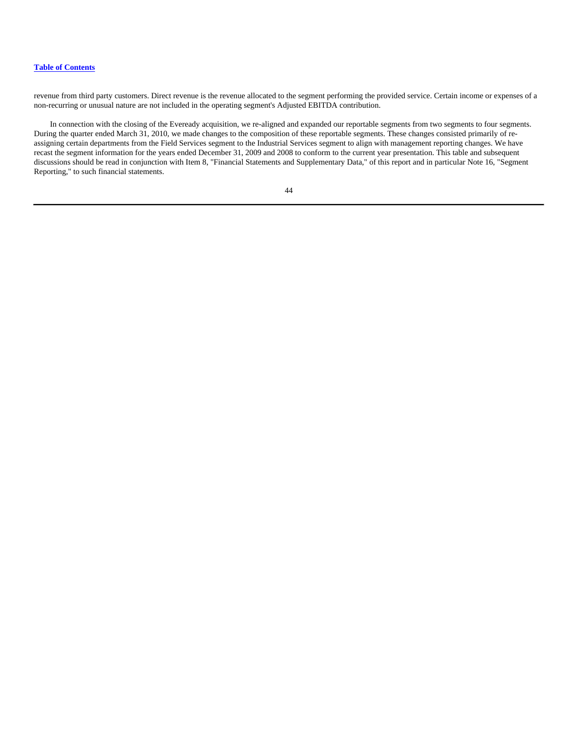revenue from third party customers. Direct revenue is the revenue allocated to the segment performing the provided service. Certain income or expenses of a non-recurring or unusual nature are not included in the operating segment's Adjusted EBITDA contribution.

In connection with the closing of the Eveready acquisition, we re-aligned and expanded our reportable segments from two segments to four segments. During the quarter ended March 31, 2010, we made changes to the composition of these reportable segments. These changes consisted primarily of re-assigning certain departments from the Field Services segment to the Industrial Services segment to align with management reporting changes. We have recast the segment information for the years ended December 31, 2009 and 2008 to conform to the current year presentation. This table and subsequent discussions should be read in conjunction with Item 8, "Financial Statements and Supplementary Data," of this report and in particular Note 16, "Segment Reporting," to such financial statements.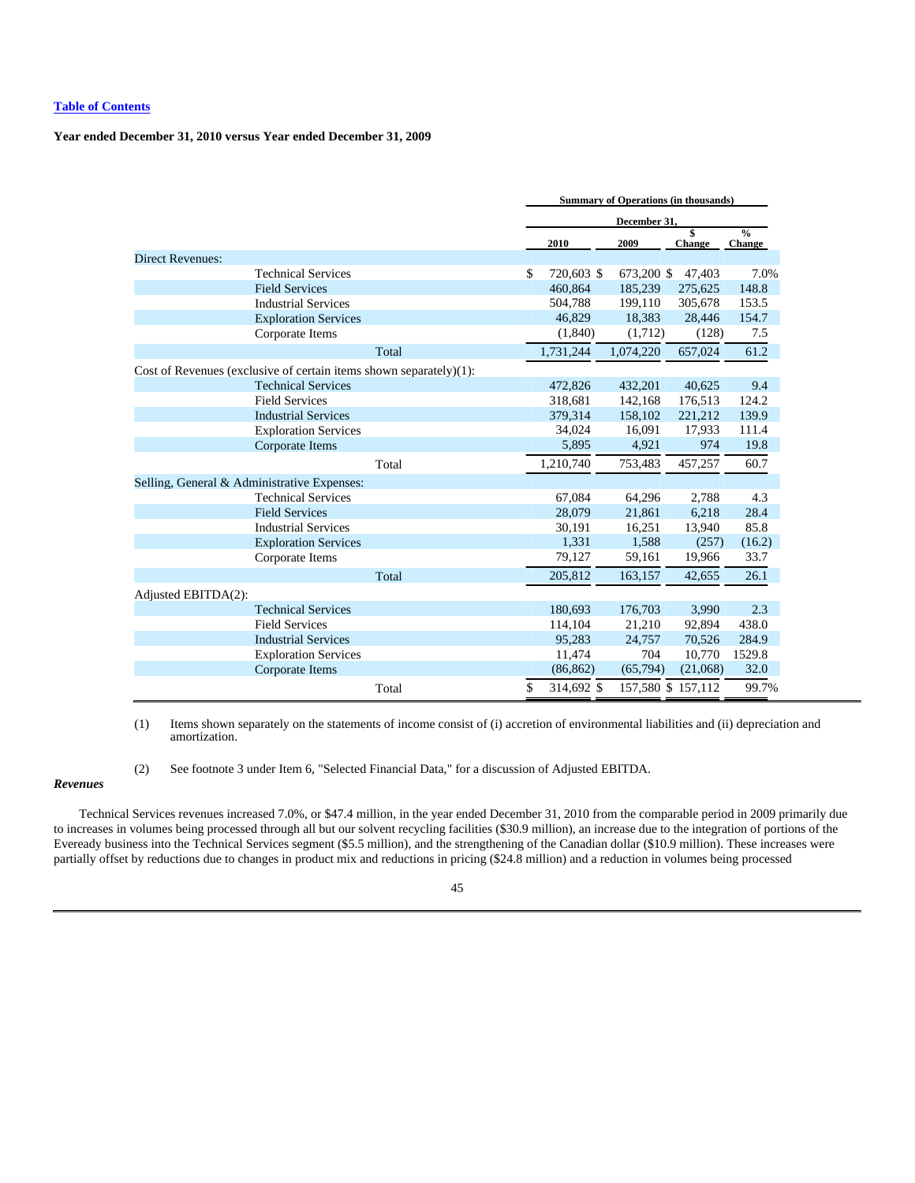[Table of Contents](#)

**Year ended December 31, 2010 versus Year ended December 31, 2009**

| | Summary of Operations (in thousands) | | | |
|---|---|---|---|---|
| | December 31, | | | |
| | 2010 | 2009 | $ Change | % Change |
| Direct Revenues: | | | | |
| Technical Services | $ 720,603 | $ 673,200 | $ 47,403 | 7.0% |
| Field Services | 460,864 | 185,239 | 275,625 | 148.8 |
| Industrial Services | 504,788 | 199,110 | 305,678 | 153.5 |
| Exploration Services | 46,829 | 18,383 | 28,446 | 154.7 |
| Corporate Items | (1,840) | (1,712) | (128) | 7.5 |
| Total | 1,731,244 | 1,074,220 | 657,024 | 61.2 |
| Cost of Revenues (exclusive of certain items shown separately)(1): | | | | |
| Technical Services | 472,826 | 432,201 | 40,625 | 9.4 |
| Field Services | 318,681 | 142,168 | 176,513 | 124.2 |
| Industrial Services | 379,314 | 158,102 | 221,212 | 139.9 |
| Exploration Services | 34,024 | 16,091 | 17,933 | 111.4 |
| Corporate Items | 5,895 | 4,921 | 974 | 19.8 |
| Total | 1,210,740 | 753,483 | 457,257 | 60.7 |
| Selling, General & Administrative Expenses: | | | | |
| Technical Services | 67,084 | 64,296 | 2,788 | 4.3 |
| Field Services | 28,079 | 21,861 | 6,218 | 28.4 |
| Industrial Services | 30,191 | 16,251 | 13,940 | 85.8 |
| Exploration Services | 1,331 | 1,588 | (257) | (16.2) |
| Corporate Items | 79,127 | 59,161 | 19,966 | 33.7 |
| Total | 205,812 | 163,157 | 42,655 | 26.1 |
| Adjusted EBITDA(2): | | | | |
| Technical Services | 180,693 | 176,703 | 3,990 | 2.3 |
| Field Services | 114,104 | 21,210 | 92,894 | 438.0 |
| Industrial Services | 95,283 | 24,757 | 70,526 | 284.9 |
| Exploration Services | 11,474 | 704 | 10,770 | 1529.8 |
| Corporate Items | (86,862) | (65,794) | (21,068) | 32.0 |
| Total | $ 314,692 | $ 157,580 | $ 157,112 | 99.7% |

(1) Items shown separately on the statements of income consist of (i) accretion of environmental liabilities and (ii) depreciation and amortization.

(2) See footnote 3 under Item 6, "Selected Financial Data," for a discussion of Adjusted EBITDA.

***Revenues***

Technical Services revenues increased 7.0%, or $47.4 million, in the year ended December 31, 2010 from the comparable period in 2009 primarily due to increases in volumes being processed through all but our solvent recycling facilities ($30.9 million), an increase due to the integration of portions of the Eveready business into the Technical Services segment ($5.5 million), and the strengthening of the Canadian dollar ($10.9 million). These increases were partially offset by reductions due to changes in product mix and reductions in pricing ($24.8 million) and a reduction in volumes being processed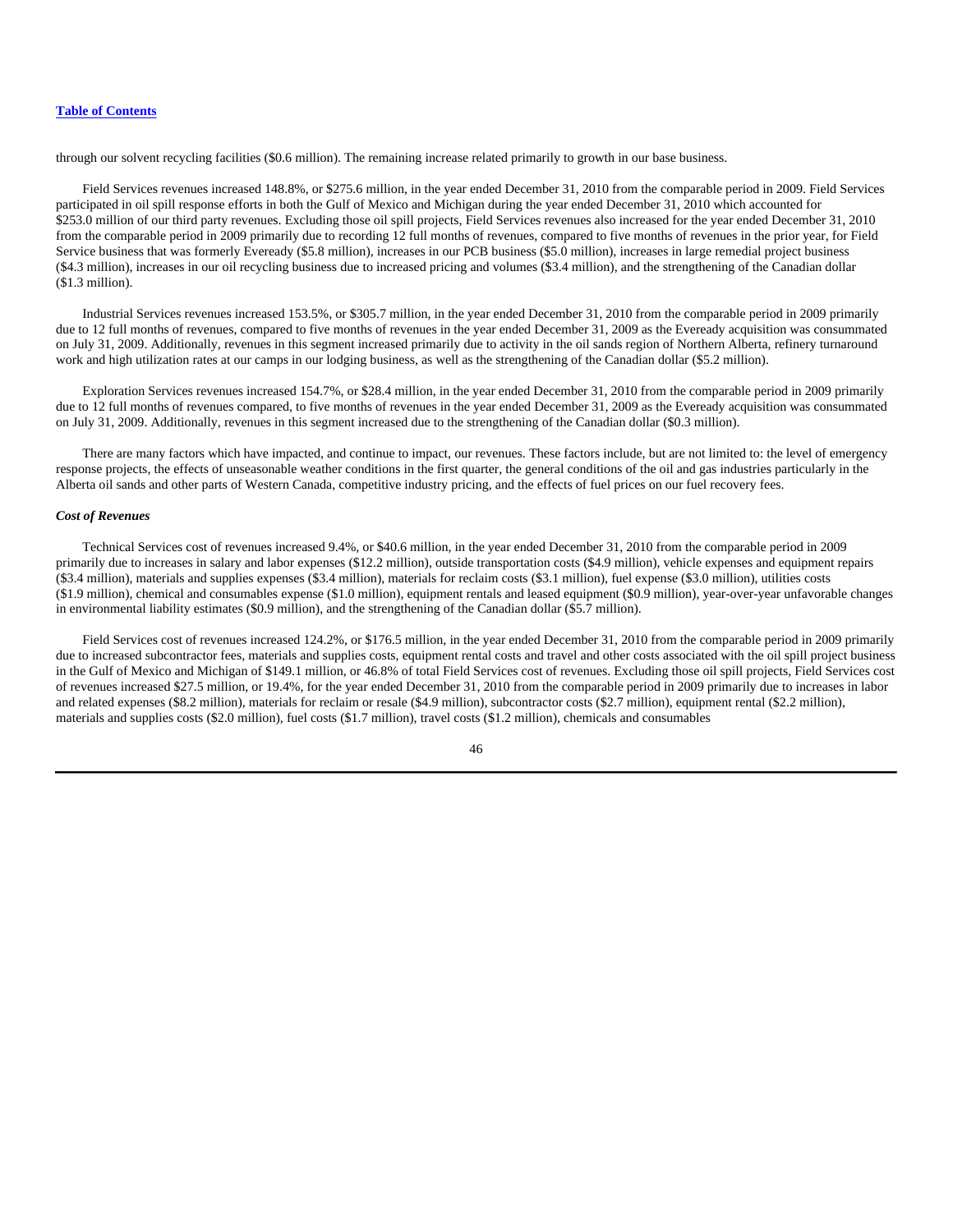through our solvent recycling facilities ($0.6 million). The remaining increase related primarily to growth in our base business.

Field Services revenues increased 148.8%, or $275.6 million, in the year ended December 31, 2010 from the comparable period in 2009. Field Services participated in oil spill response efforts in both the Gulf of Mexico and Michigan during the year ended December 31, 2010 which accounted for $253.0 million of our third party revenues. Excluding those oil spill projects, Field Services revenues also increased for the year ended December 31, 2010 from the comparable period in 2009 primarily due to recording 12 full months of revenues, compared to five months of revenues in the prior year, for Field Service business that was formerly Eveready ($5.8 million), increases in our PCB business ($5.0 million), increases in large remedial project business ($4.3 million), increases in our oil recycling business due to increased pricing and volumes ($3.4 million), and the strengthening of the Canadian dollar ($1.3 million).

Industrial Services revenues increased 153.5%, or $305.7 million, in the year ended December 31, 2010 from the comparable period in 2009 primarily due to 12 full months of revenues, compared to five months of revenues in the year ended December 31, 2009 as the Eveready acquisition was consummated on July 31, 2009. Additionally, revenues in this segment increased primarily due to activity in the oil sands region of Northern Alberta, refinery turnaround work and high utilization rates at our camps in our lodging business, as well as the strengthening of the Canadian dollar ($5.2 million).

Exploration Services revenues increased 154.7%, or $28.4 million, in the year ended December 31, 2010 from the comparable period in 2009 primarily due to 12 full months of revenues compared, to five months of revenues in the year ended December 31, 2009 as the Eveready acquisition was consummated on July 31, 2009. Additionally, revenues in this segment increased due to the strengthening of the Canadian dollar ($0.3 million).

There are many factors which have impacted, and continue to impact, our revenues. These factors include, but are not limited to: the level of emergency response projects, the effects of unseasonable weather conditions in the first quarter, the general conditions of the oil and gas industries particularly in the Alberta oil sands and other parts of Western Canada, competitive industry pricing, and the effects of fuel prices on our fuel recovery fees.

### *Cost of Revenues*

Technical Services cost of revenues increased 9.4%, or $40.6 million, in the year ended December 31, 2010 from the comparable period in 2009 primarily due to increases in salary and labor expenses ($12.2 million), outside transportation costs ($4.9 million), vehicle expenses and equipment repairs ($3.4 million), materials and supplies expenses ($3.4 million), materials for reclaim costs ($3.1 million), fuel expense ($3.0 million), utilities costs ($1.9 million), chemical and consumables expense ($1.0 million), equipment rentals and leased equipment ($0.9 million), year-over-year unfavorable changes in environmental liability estimates ($0.9 million), and the strengthening of the Canadian dollar ($5.7 million).

Field Services cost of revenues increased 124.2%, or $176.5 million, in the year ended December 31, 2010 from the comparable period in 2009 primarily due to increased subcontractor fees, materials and supplies costs, equipment rental costs and travel and other costs associated with the oil spill project business in the Gulf of Mexico and Michigan of $149.1 million, or 46.8% of total Field Services cost of revenues. Excluding those oil spill projects, Field Services cost of revenues increased $27.5 million, or 19.4%, for the year ended December 31, 2010 from the comparable period in 2009 primarily due to increases in labor and related expenses ($8.2 million), materials for reclaim or resale ($4.9 million), subcontractor costs ($2.7 million), equipment rental ($2.2 million), materials and supplies costs ($2.0 million), fuel costs ($1.7 million), travel costs ($1.2 million), chemicals and consumables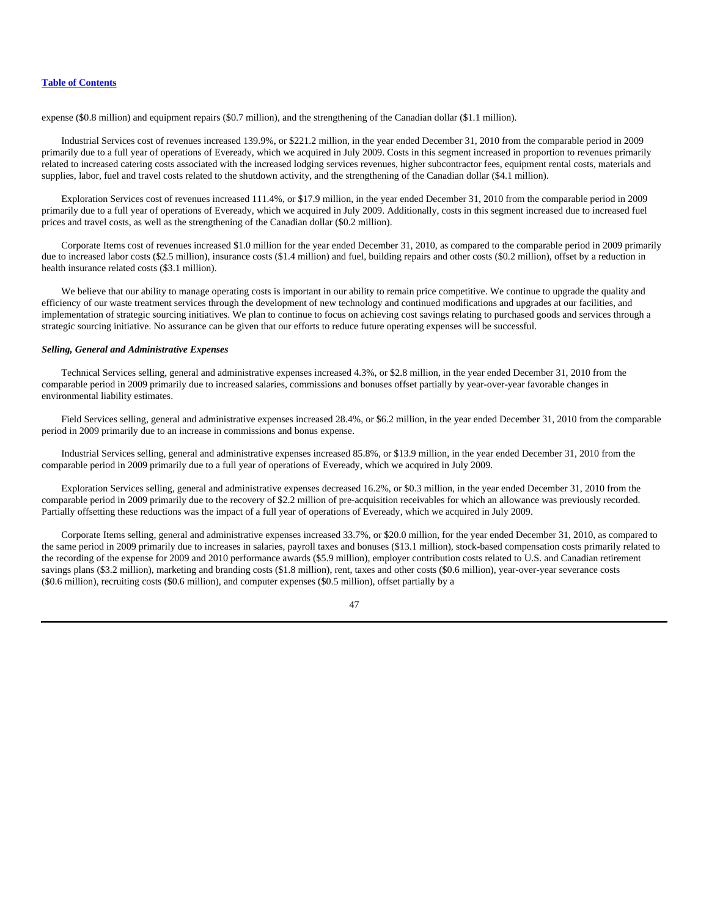expense ($0.8 million) and equipment repairs ($0.7 million), and the strengthening of the Canadian dollar ($1.1 million).

Industrial Services cost of revenues increased 139.9%, or $221.2 million, in the year ended December 31, 2010 from the comparable period in 2009 primarily due to a full year of operations of Eveready, which we acquired in July 2009. Costs in this segment increased in proportion to revenues primarily related to increased catering costs associated with the increased lodging services revenues, higher subcontractor fees, equipment rental costs, materials and supplies, labor, fuel and travel costs related to the shutdown activity, and the strengthening of the Canadian dollar ($4.1 million).

Exploration Services cost of revenues increased 111.4%, or $17.9 million, in the year ended December 31, 2010 from the comparable period in 2009 primarily due to a full year of operations of Eveready, which we acquired in July 2009. Additionally, costs in this segment increased due to increased fuel prices and travel costs, as well as the strengthening of the Canadian dollar ($0.2 million).

Corporate Items cost of revenues increased $1.0 million for the year ended December 31, 2010, as compared to the comparable period in 2009 primarily due to increased labor costs ($2.5 million), insurance costs ($1.4 million) and fuel, building repairs and other costs ($0.2 million), offset by a reduction in health insurance related costs ($3.1 million).

We believe that our ability to manage operating costs is important in our ability to remain price competitive. We continue to upgrade the quality and efficiency of our waste treatment services through the development of new technology and continued modifications and upgrades at our facilities, and implementation of strategic sourcing initiatives. We plan to continue to focus on achieving cost savings relating to purchased goods and services through a strategic sourcing initiative. No assurance can be given that our efforts to reduce future operating expenses will be successful.

***Selling, General and Administrative Expenses***

Technical Services selling, general and administrative expenses increased 4.3%, or $2.8 million, in the year ended December 31, 2010 from the comparable period in 2009 primarily due to increased salaries, commissions and bonuses offset partially by year-over-year favorable changes in environmental liability estimates.

Field Services selling, general and administrative expenses increased 28.4%, or $6.2 million, in the year ended December 31, 2010 from the comparable period in 2009 primarily due to an increase in commissions and bonus expense.

Industrial Services selling, general and administrative expenses increased 85.8%, or $13.9 million, in the year ended December 31, 2010 from the comparable period in 2009 primarily due to a full year of operations of Eveready, which we acquired in July 2009.

Exploration Services selling, general and administrative expenses decreased 16.2%, or $0.3 million, in the year ended December 31, 2010 from the comparable period in 2009 primarily due to the recovery of $2.2 million of pre-acquisition receivables for which an allowance was previously recorded. Partially offsetting these reductions was the impact of a full year of operations of Eveready, which we acquired in July 2009.

Corporate Items selling, general and administrative expenses increased 33.7%, or $20.0 million, for the year ended December 31, 2010, as compared to the same period in 2009 primarily due to increases in salaries, payroll taxes and bonuses ($13.1 million), stock-based compensation costs primarily related to the recording of the expense for 2009 and 2010 performance awards ($5.9 million), employer contribution costs related to U.S. and Canadian retirement savings plans ($3.2 million), marketing and branding costs ($1.8 million), rent, taxes and other costs ($0.6 million), year-over-year severance costs ($0.6 million), recruiting costs ($0.6 million), and computer expenses ($0.5 million), offset partially by a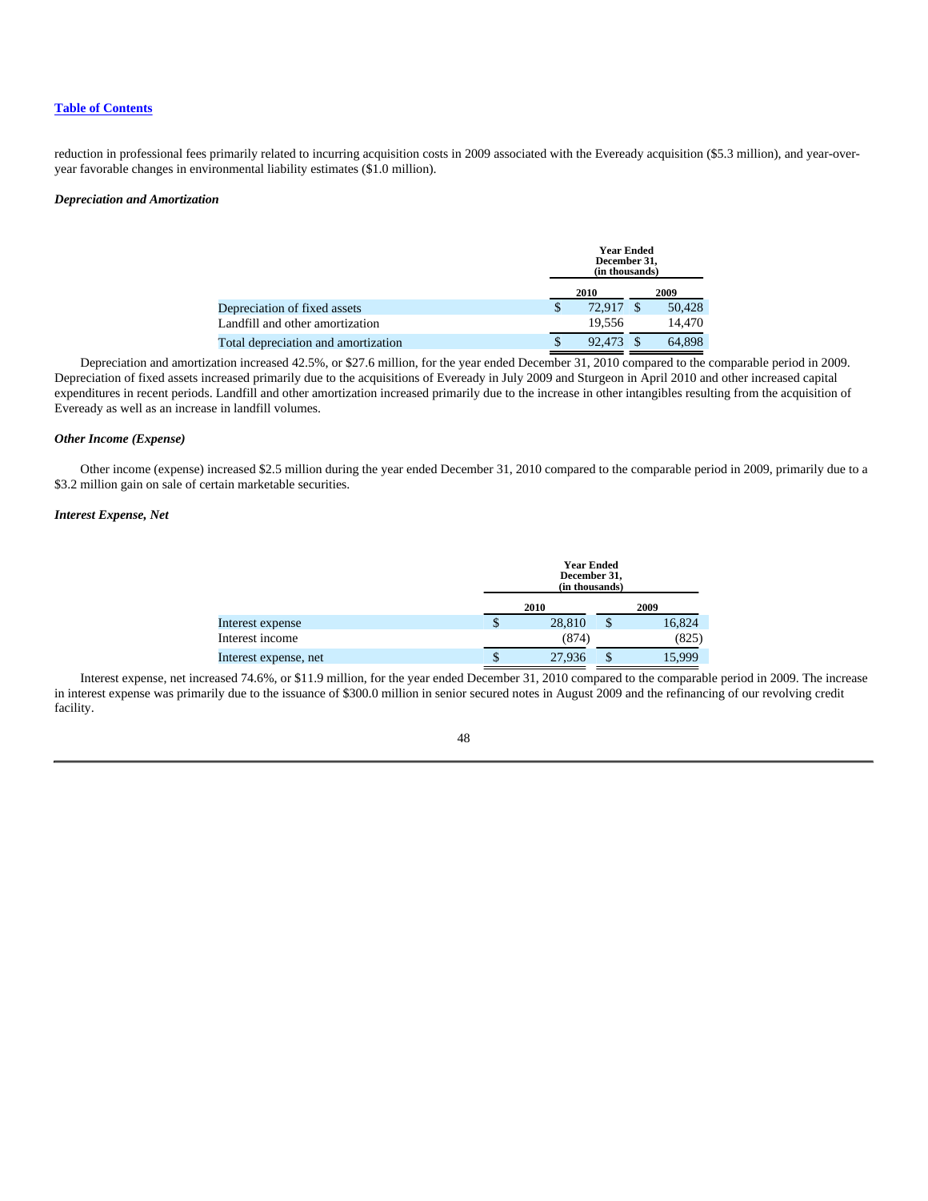reduction in professional fees primarily related to incurring acquisition costs in 2009 associated with the Eveready acquisition ($5.3 million), and year-over-year favorable changes in environmental liability estimates ($1.0 million).

***Depreciation and Amortization***

| | Year Ended December 31, (in thousands) | |
|---|---|---|
| | 2010 | 2009 |
| Depreciation of fixed assets | $ 72,917 | $ 50,428 |
| Landfill and other amortization | 19,556 | 14,470 |
| Total depreciation and amortization | $ 92,473 | $ 64,898 |

Depreciation and amortization increased 42.5%, or $27.6 million, for the year ended December 31, 2010 compared to the comparable period in 2009. Depreciation of fixed assets increased primarily due to the acquisitions of Eveready in July 2009 and Sturgeon in April 2010 and other increased capital expenditures in recent periods. Landfill and other amortization increased primarily due to the increase in other intangibles resulting from the acquisition of Eveready as well as an increase in landfill volumes.

***Other Income (Expense)***

Other income (expense) increased $2.5 million during the year ended December 31, 2010 compared to the comparable period in 2009, primarily due to a $3.2 million gain on sale of certain marketable securities.

***Interest Expense, Net***

| | Year Ended December 31, (in thousands) | |
|---|---|---|
| | 2010 | 2009 |
| Interest expense | $ 28,810 | $ 16,824 |
| Interest income | (874) | (825) |
| Interest expense, net | $ 27,936 | $ 15,999 |

Interest expense, net increased 74.6%, or $11.9 million, for the year ended December 31, 2010 compared to the comparable period in 2009. The increase in interest expense was primarily due to the issuance of $300.0 million in senior secured notes in August 2009 and the refinancing of our revolving credit facility.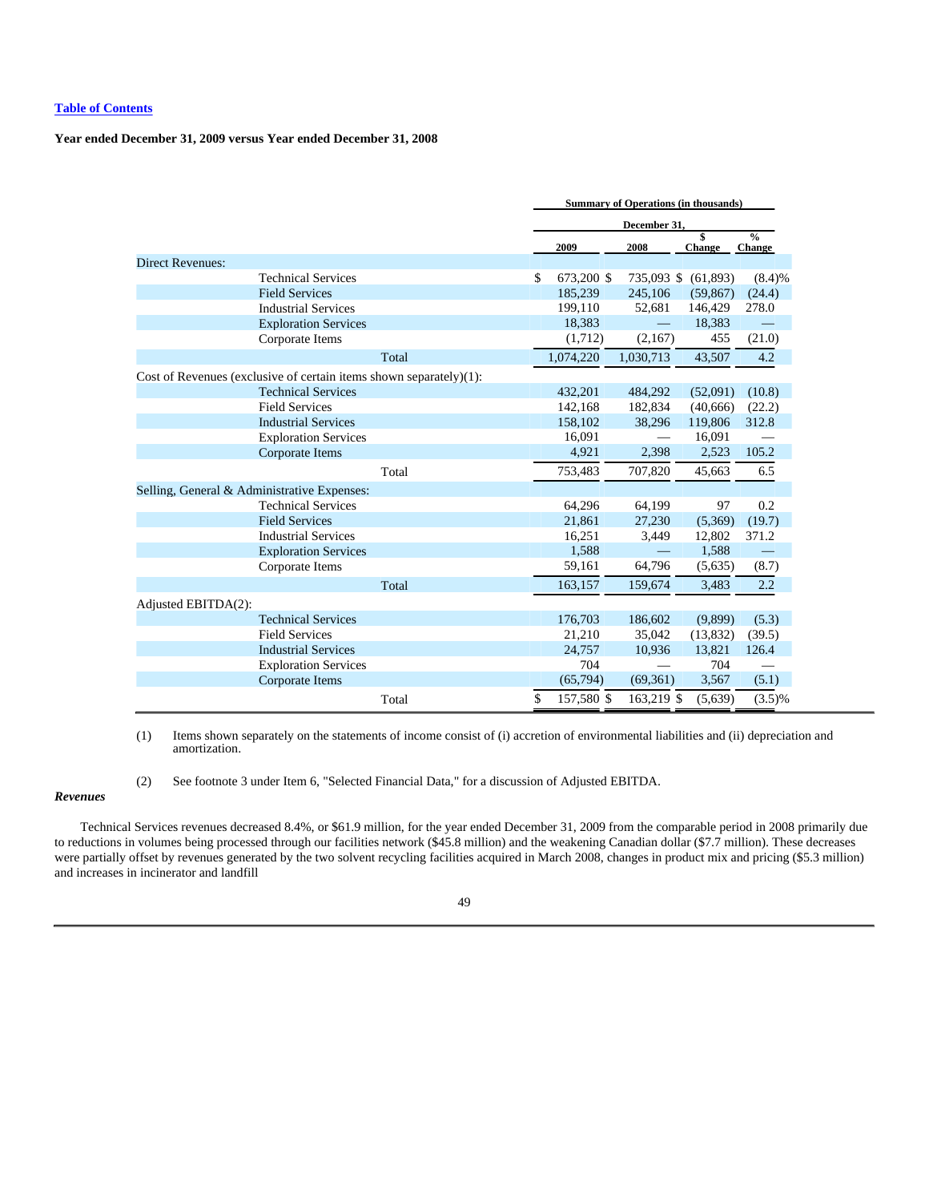[Table of Contents](#)

**Year ended December 31, 2009 versus Year ended December 31, 2008**

| | Summary of Operations (in thousands) | | | |
|---|---|---|---|---|
| | December 31, | | | |
| | 2009 | 2008 | $ Change | % Change |
| Direct Revenues: | | | | |
| Technical Services | $ 673,200 | $ 735,093 | $ (61,893) | (8.4)% |
| Field Services | 185,239 | 245,106 | (59,867) | (24.4) |
| Industrial Services | 199,110 | 52,681 | 146,429 | 278.0 |
| Exploration Services | 18,383 | — | 18,383 | — |
| Corporate Items | (1,712) | (2,167) | 455 | (21.0) |
| Total | 1,074,220 | 1,030,713 | 43,507 | 4.2 |
| Cost of Revenues (exclusive of certain items shown separately)(1): | | | | |
| Technical Services | 432,201 | 484,292 | (52,091) | (10.8) |
| Field Services | 142,168 | 182,834 | (40,666) | (22.2) |
| Industrial Services | 158,102 | 38,296 | 119,806 | 312.8 |
| Exploration Services | 16,091 | — | 16,091 | — |
| Corporate Items | 4,921 | 2,398 | 2,523 | 105.2 |
| Total | 753,483 | 707,820 | 45,663 | 6.5 |
| Selling, General & Administrative Expenses: | | | | |
| Technical Services | 64,296 | 64,199 | 97 | 0.2 |
| Field Services | 21,861 | 27,230 | (5,369) | (19.7) |
| Industrial Services | 16,251 | 3,449 | 12,802 | 371.2 |
| Exploration Services | 1,588 | — | 1,588 | — |
| Corporate Items | 59,161 | 64,796 | (5,635) | (8.7) |
| Total | 163,157 | 159,674 | 3,483 | 2.2 |
| Adjusted EBITDA(2): | | | | |
| Technical Services | 176,703 | 186,602 | (9,899) | (5.3) |
| Field Services | 21,210 | 35,042 | (13,832) | (39.5) |
| Industrial Services | 24,757 | 10,936 | 13,821 | 126.4 |
| Exploration Services | 704 | — | 704 | — |
| Corporate Items | (65,794) | (69,361) | 3,567 | (5.1) |
| Total | $ 157,580 | $ 163,219 | $ (5,639) | (3.5)% |

(1) Items shown separately on the statements of income consist of (i) accretion of environmental liabilities and (ii) depreciation and amortization.

(2) See footnote 3 under Item 6, "Selected Financial Data," for a discussion of Adjusted EBITDA.

***Revenues***

Technical Services revenues decreased 8.4%, or $61.9 million, for the year ended December 31, 2009 from the comparable period in 2008 primarily due to reductions in volumes being processed through our facilities network ($45.8 million) and the weakening Canadian dollar ($7.7 million). These decreases were partially offset by revenues generated by the two solvent recycling facilities acquired in March 2008, changes in product mix and pricing ($5.3 million) and increases in incinerator and landfill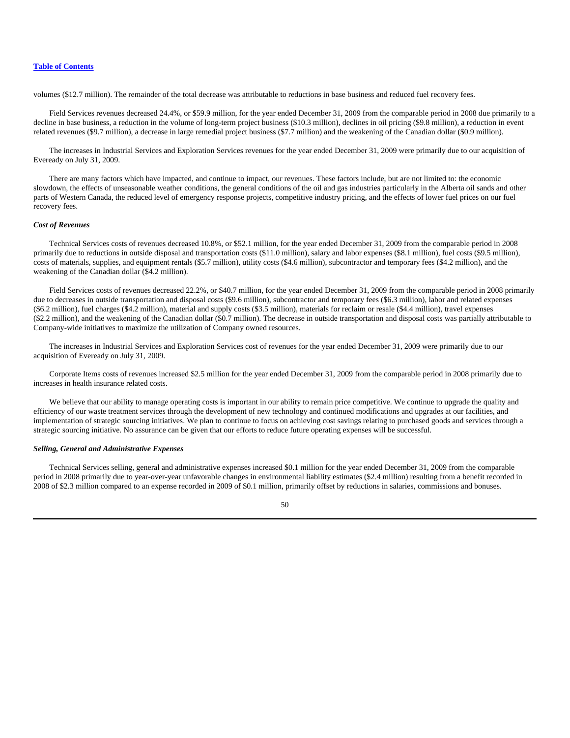volumes ($12.7 million). The remainder of the total decrease was attributable to reductions in base business and reduced fuel recovery fees.

Field Services revenues decreased 24.4%, or $59.9 million, for the year ended December 31, 2009 from the comparable period in 2008 due primarily to a decline in base business, a reduction in the volume of long-term project business ($10.3 million), declines in oil pricing ($9.8 million), a reduction in event related revenues ($9.7 million), a decrease in large remedial project business ($7.7 million) and the weakening of the Canadian dollar ($0.9 million).

The increases in Industrial Services and Exploration Services revenues for the year ended December 31, 2009 were primarily due to our acquisition of Eveready on July 31, 2009.

There are many factors which have impacted, and continue to impact, our revenues. These factors include, but are not limited to: the economic slowdown, the effects of unseasonable weather conditions, the general conditions of the oil and gas industries particularly in the Alberta oil sands and other parts of Western Canada, the reduced level of emergency response projects, competitive industry pricing, and the effects of lower fuel prices on our fuel recovery fees.

***Cost of Revenues***

Technical Services costs of revenues decreased 10.8%, or $52.1 million, for the year ended December 31, 2009 from the comparable period in 2008 primarily due to reductions in outside disposal and transportation costs ($11.0 million), salary and labor expenses ($8.1 million), fuel costs ($9.5 million), costs of materials, supplies, and equipment rentals ($5.7 million), utility costs ($4.6 million), subcontractor and temporary fees ($4.2 million), and the weakening of the Canadian dollar ($4.2 million).

Field Services costs of revenues decreased 22.2%, or $40.7 million, for the year ended December 31, 2009 from the comparable period in 2008 primarily due to decreases in outside transportation and disposal costs ($9.6 million), subcontractor and temporary fees ($6.3 million), labor and related expenses ($6.2 million), fuel charges ($4.2 million), material and supply costs ($3.5 million), materials for reclaim or resale ($4.4 million), travel expenses ($2.2 million), and the weakening of the Canadian dollar ($0.7 million). The decrease in outside transportation and disposal costs was partially attributable to Company-wide initiatives to maximize the utilization of Company owned resources.

The increases in Industrial Services and Exploration Services cost of revenues for the year ended December 31, 2009 were primarily due to our acquisition of Eveready on July 31, 2009.

Corporate Items costs of revenues increased $2.5 million for the year ended December 31, 2009 from the comparable period in 2008 primarily due to increases in health insurance related costs.

We believe that our ability to manage operating costs is important in our ability to remain price competitive. We continue to upgrade the quality and efficiency of our waste treatment services through the development of new technology and continued modifications and upgrades at our facilities, and implementation of strategic sourcing initiatives. We plan to continue to focus on achieving cost savings relating to purchased goods and services through a strategic sourcing initiative. No assurance can be given that our efforts to reduce future operating expenses will be successful.

***Selling, General and Administrative Expenses***

Technical Services selling, general and administrative expenses increased $0.1 million for the year ended December 31, 2009 from the comparable period in 2008 primarily due to year-over-year unfavorable changes in environmental liability estimates ($2.4 million) resulting from a benefit recorded in 2008 of $2.3 million compared to an expense recorded in 2009 of $0.1 million, primarily offset by reductions in salaries, commissions and bonuses.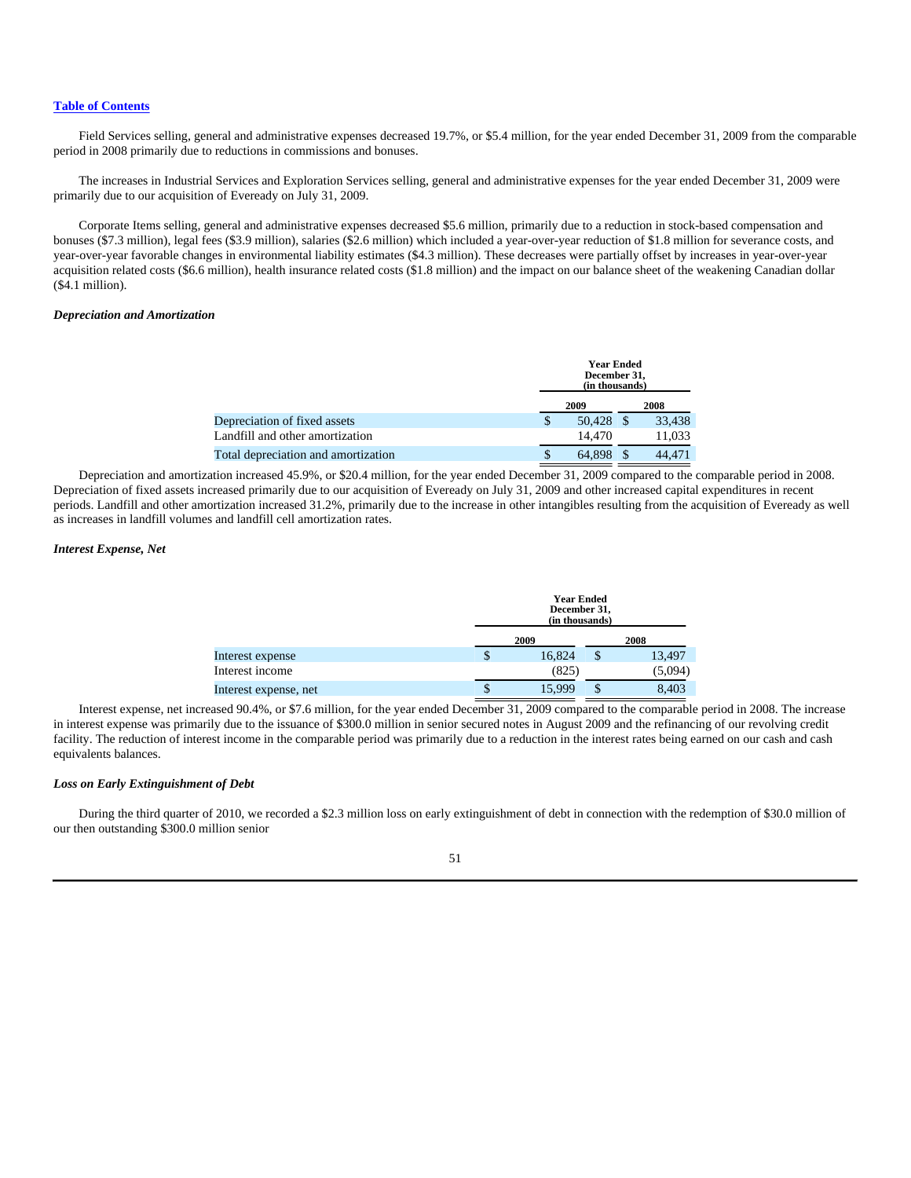Field Services selling, general and administrative expenses decreased 19.7%, or $5.4 million, for the year ended December 31, 2009 from the comparable period in 2008 primarily due to reductions in commissions and bonuses.

The increases in Industrial Services and Exploration Services selling, general and administrative expenses for the year ended December 31, 2009 were primarily due to our acquisition of Eveready on July 31, 2009.

Corporate Items selling, general and administrative expenses decreased $5.6 million, primarily due to a reduction in stock-based compensation and bonuses ($7.3 million), legal fees ($3.9 million), salaries ($2.6 million) which included a year-over-year reduction of $1.8 million for severance costs, and year-over-year favorable changes in environmental liability estimates ($4.3 million). These decreases were partially offset by increases in year-over-year acquisition related costs ($6.6 million), health insurance related costs ($1.8 million) and the impact on our balance sheet of the weakening Canadian dollar ($4.1 million).

***Depreciation and Amortization***

| | Year Ended December 31, (in thousands) | |
|---|---|---|
| | 2009 | 2008 |
| Depreciation of fixed assets | $ 50,428 | $ 33,438 |
| Landfill and other amortization | 14,470 | 11,033 |
| Total depreciation and amortization | $ 64,898 | $ 44,471 |

Depreciation and amortization increased 45.9%, or $20.4 million, for the year ended December 31, 2009 compared to the comparable period in 2008. Depreciation of fixed assets increased primarily due to our acquisition of Eveready on July 31, 2009 and other increased capital expenditures in recent periods. Landfill and other amortization increased 31.2%, primarily due to the increase in other intangibles resulting from the acquisition of Eveready as well as increases in landfill volumes and landfill cell amortization rates.

***Interest Expense, Net***

| | Year Ended December 31, (in thousands) | |
|---|---|---|
| | 2009 | 2008 |
| Interest expense | $ 16,824 | $ 13,497 |
| Interest income | (825) | (5,094) |
| Interest expense, net | $ 15,999 | $ 8,403 |

Interest expense, net increased 90.4%, or $7.6 million, for the year ended December 31, 2009 compared to the comparable period in 2008. The increase in interest expense was primarily due to the issuance of $300.0 million in senior secured notes in August 2009 and the refinancing of our revolving credit facility. The reduction of interest income in the comparable period was primarily due to a reduction in the interest rates being earned on our cash and cash equivalents balances.

***Loss on Early Extinguishment of Debt***

During the third quarter of 2010, we recorded a $2.3 million loss on early extinguishment of debt in connection with the redemption of $30.0 million of our then outstanding $300.0 million senior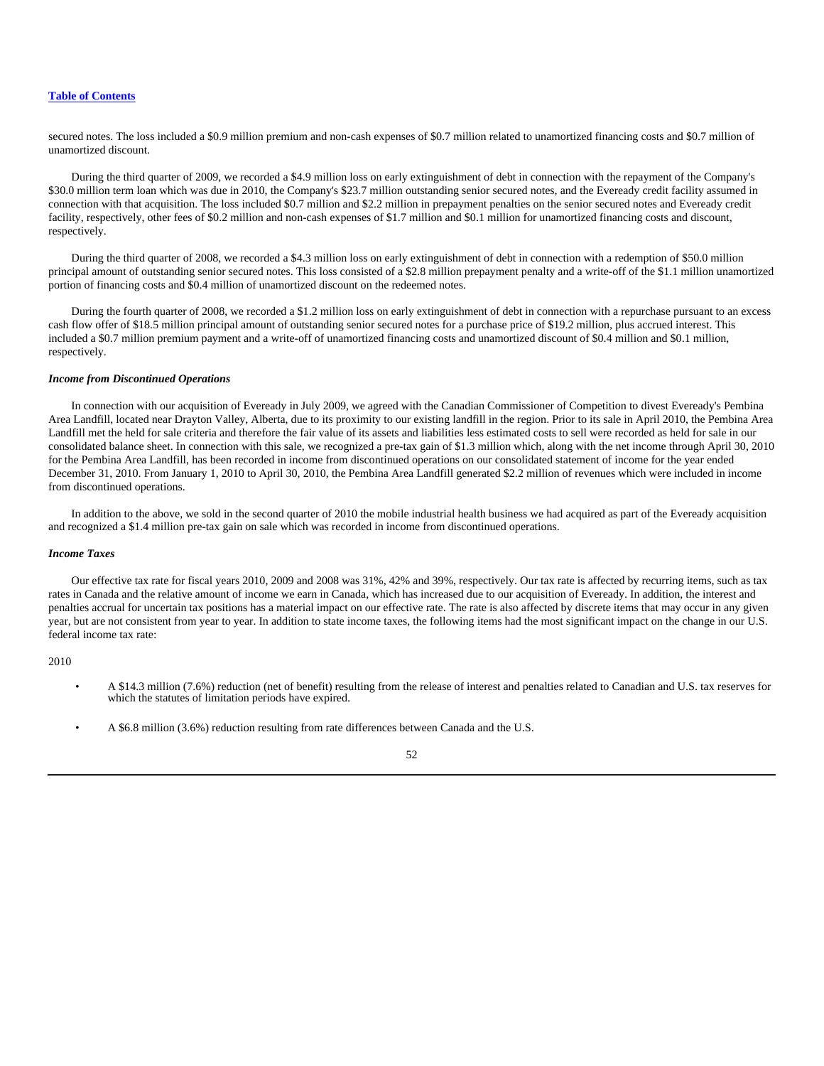secured notes. The loss included a $0.9 million premium and non-cash expenses of $0.7 million related to unamortized financing costs and $0.7 million of unamortized discount.

During the third quarter of 2009, we recorded a $4.9 million loss on early extinguishment of debt in connection with the repayment of the Company's $30.0 million term loan which was due in 2010, the Company's $23.7 million outstanding senior secured notes, and the Eveready credit facility assumed in connection with that acquisition. The loss included $0.7 million and $2.2 million in prepayment penalties on the senior secured notes and Eveready credit facility, respectively, other fees of $0.2 million and non-cash expenses of $1.7 million and $0.1 million for unamortized financing costs and discount, respectively.

During the third quarter of 2008, we recorded a $4.3 million loss on early extinguishment of debt in connection with a redemption of $50.0 million principal amount of outstanding senior secured notes. This loss consisted of a $2.8 million prepayment penalty and a write-off of the $1.1 million unamortized portion of financing costs and $0.4 million of unamortized discount on the redeemed notes.

During the fourth quarter of 2008, we recorded a $1.2 million loss on early extinguishment of debt in connection with a repurchase pursuant to an excess cash flow offer of $18.5 million principal amount of outstanding senior secured notes for a purchase price of $19.2 million, plus accrued interest. This included a $0.7 million premium payment and a write-off of unamortized financing costs and unamortized discount of $0.4 million and $0.1 million, respectively.

***Income from Discontinued Operations***

In connection with our acquisition of Eveready in July 2009, we agreed with the Canadian Commissioner of Competition to divest Eveready's Pembina Area Landfill, located near Drayton Valley, Alberta, due to its proximity to our existing landfill in the region. Prior to its sale in April 2010, the Pembina Area Landfill met the held for sale criteria and therefore the fair value of its assets and liabilities less estimated costs to sell were recorded as held for sale in our consolidated balance sheet. In connection with this sale, we recognized a pre-tax gain of $1.3 million which, along with the net income through April 30, 2010 for the Pembina Area Landfill, has been recorded in income from discontinued operations on our consolidated statement of income for the year ended December 31, 2010. From January 1, 2010 to April 30, 2010, the Pembina Area Landfill generated $2.2 million of revenues which were included in income from discontinued operations.

In addition to the above, we sold in the second quarter of 2010 the mobile industrial health business we had acquired as part of the Eveready acquisition and recognized a $1.4 million pre-tax gain on sale which was recorded in income from discontinued operations.

***Income Taxes***

Our effective tax rate for fiscal years 2010, 2009 and 2008 was 31%, 42% and 39%, respectively. Our tax rate is affected by recurring items, such as tax rates in Canada and the relative amount of income we earn in Canada, which has increased due to our acquisition of Eveready. In addition, the interest and penalties accrual for uncertain tax positions has a material impact on our effective rate. The rate is also affected by discrete items that may occur in any given year, but are not consistent from year to year. In addition to state income taxes, the following items had the most significant impact on the change in our U.S. federal income tax rate:

2010

- A $14.3 million (7.6%) reduction (net of benefit) resulting from the release of interest and penalties related to Canadian and U.S. tax reserves for which the statutes of limitation periods have expired.
- A $6.8 million (3.6%) reduction resulting from rate differences between Canada and the U.S.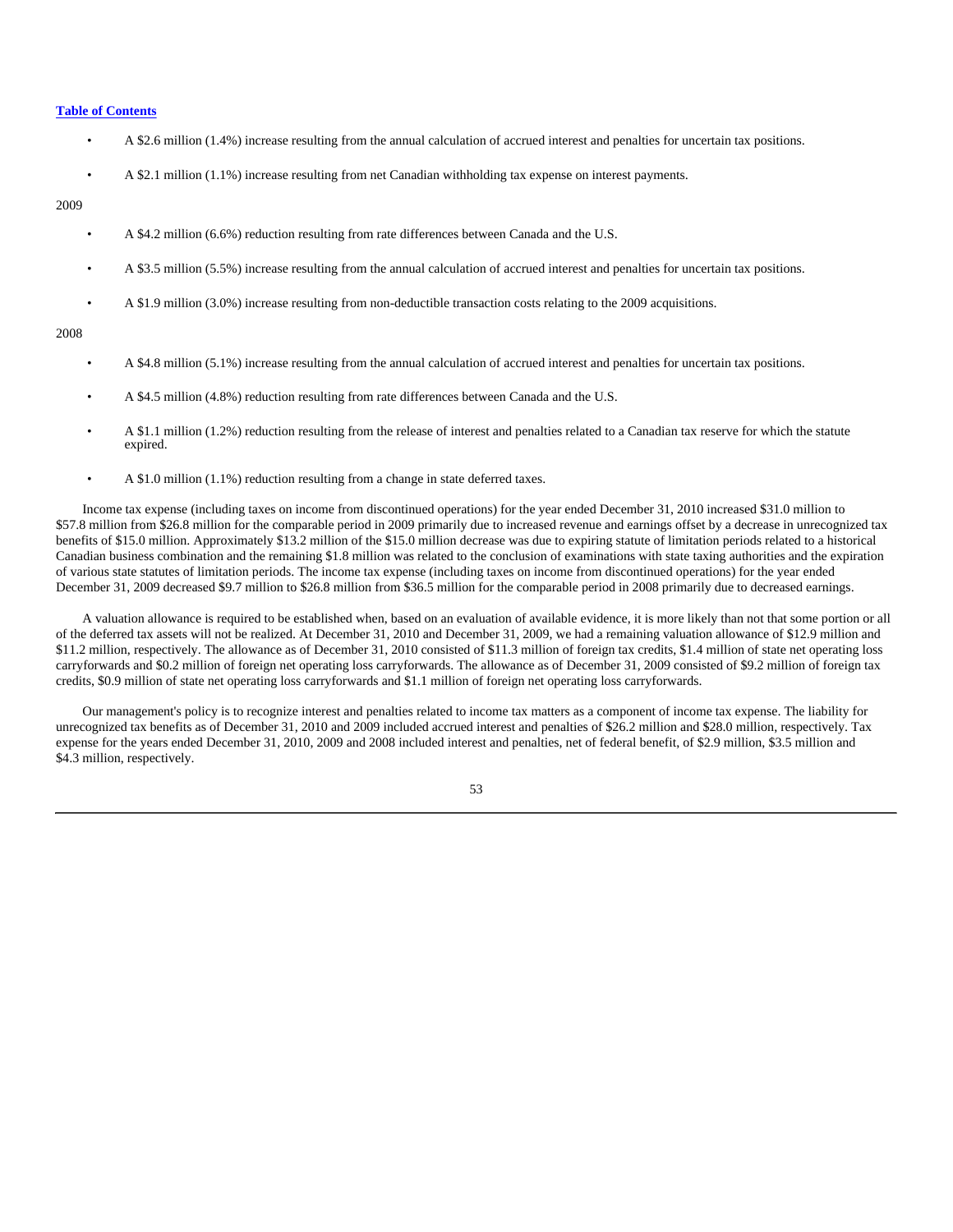- A $2.6 million (1.4%) increase resulting from the annual calculation of accrued interest and penalties for uncertain tax positions.
- A $2.1 million (1.1%) increase resulting from net Canadian withholding tax expense on interest payments.

2009

- A $4.2 million (6.6%) reduction resulting from rate differences between Canada and the U.S.
- A $3.5 million (5.5%) increase resulting from the annual calculation of accrued interest and penalties for uncertain tax positions.
- A $1.9 million (3.0%) increase resulting from non-deductible transaction costs relating to the 2009 acquisitions.

2008

- A $4.8 million (5.1%) increase resulting from the annual calculation of accrued interest and penalties for uncertain tax positions.
- A $4.5 million (4.8%) reduction resulting from rate differences between Canada and the U.S.
- A $1.1 million (1.2%) reduction resulting from the release of interest and penalties related to a Canadian tax reserve for which the statute expired.
- A $1.0 million (1.1%) reduction resulting from a change in state deferred taxes.

Income tax expense (including taxes on income from discontinued operations) for the year ended December 31, 2010 increased $31.0 million to $57.8 million from $26.8 million for the comparable period in 2009 primarily due to increased revenue and earnings offset by a decrease in unrecognized tax benefits of $15.0 million. Approximately $13.2 million of the $15.0 million decrease was due to expiring statute of limitation periods related to a historical Canadian business combination and the remaining $1.8 million was related to the conclusion of examinations with state taxing authorities and the expiration of various state statutes of limitation periods. The income tax expense (including taxes on income from discontinued operations) for the year ended December 31, 2009 decreased $9.7 million to $26.8 million from $36.5 million for the comparable period in 2008 primarily due to decreased earnings.

A valuation allowance is required to be established when, based on an evaluation of available evidence, it is more likely than not that some portion or all of the deferred tax assets will not be realized. At December 31, 2010 and December 31, 2009, we had a remaining valuation allowance of $12.9 million and $11.2 million, respectively. The allowance as of December 31, 2010 consisted of $11.3 million of foreign tax credits, $1.4 million of state net operating loss carryforwards and $0.2 million of foreign net operating loss carryforwards. The allowance as of December 31, 2009 consisted of $9.2 million of foreign tax credits, $0.9 million of state net operating loss carryforwards and $1.1 million of foreign net operating loss carryforwards.

Our management's policy is to recognize interest and penalties related to income tax matters as a component of income tax expense. The liability for unrecognized tax benefits as of December 31, 2010 and 2009 included accrued interest and penalties of $26.2 million and $28.0 million, respectively. Tax expense for the years ended December 31, 2010, 2009 and 2008 included interest and penalties, net of federal benefit, of $2.9 million, $3.5 million and $4.3 million, respectively.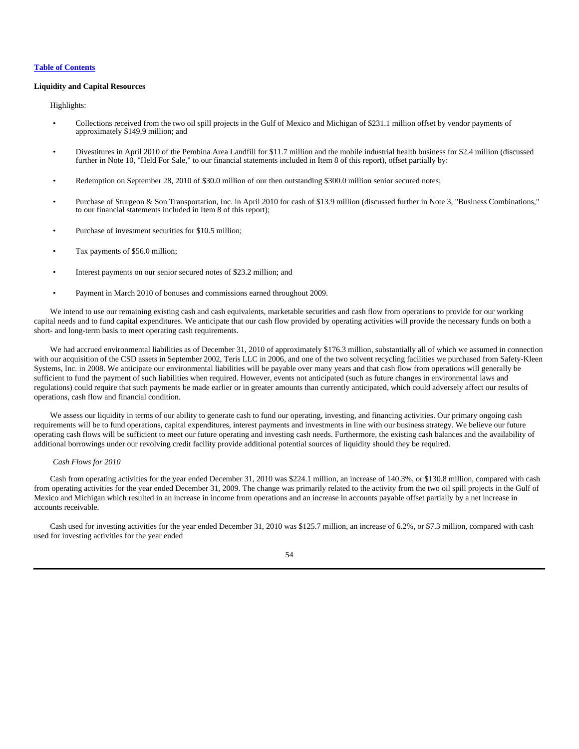**Liquidity and Capital Resources**

Highlights:

- Collections received from the two oil spill projects in the Gulf of Mexico and Michigan of $231.1 million offset by vendor payments of approximately $149.9 million; and
- Divestitures in April 2010 of the Pembina Area Landfill for $11.7 million and the mobile industrial health business for $2.4 million (discussed further in Note 10, "Held For Sale," to our financial statements included in Item 8 of this report), offset partially by:
- Redemption on September 28, 2010 of $30.0 million of our then outstanding $300.0 million senior secured notes;
- Purchase of Sturgeon & Son Transportation, Inc. in April 2010 for cash of $13.9 million (discussed further in Note 3, "Business Combinations," to our financial statements included in Item 8 of this report);
- Purchase of investment securities for $10.5 million;
- Tax payments of $56.0 million;
- Interest payments on our senior secured notes of $23.2 million; and
- Payment in March 2010 of bonuses and commissions earned throughout 2009.

We intend to use our remaining existing cash and cash equivalents, marketable securities and cash flow from operations to provide for our working capital needs and to fund capital expenditures. We anticipate that our cash flow provided by operating activities will provide the necessary funds on both a short- and long-term basis to meet operating cash requirements.

We had accrued environmental liabilities as of December 31, 2010 of approximately $176.3 million, substantially all of which we assumed in connection with our acquisition of the CSD assets in September 2002, Teris LLC in 2006, and one of the two solvent recycling facilities we purchased from Safety-Kleen Systems, Inc. in 2008. We anticipate our environmental liabilities will be payable over many years and that cash flow from operations will generally be sufficient to fund the payment of such liabilities when required. However, events not anticipated (such as future changes in environmental laws and regulations) could require that such payments be made earlier or in greater amounts than currently anticipated, which could adversely affect our results of operations, cash flow and financial condition.

We assess our liquidity in terms of our ability to generate cash to fund our operating, investing, and financing activities. Our primary ongoing cash requirements will be to fund operations, capital expenditures, interest payments and investments in line with our business strategy. We believe our future operating cash flows will be sufficient to meet our future operating and investing cash needs. Furthermore, the existing cash balances and the availability of additional borrowings under our revolving credit facility provide additional potential sources of liquidity should they be required.

*Cash Flows for 2010*

Cash from operating activities for the year ended December 31, 2010 was $224.1 million, an increase of 140.3%, or $130.8 million, compared with cash from operating activities for the year ended December 31, 2009. The change was primarily related to the activity from the two oil spill projects in the Gulf of Mexico and Michigan which resulted in an increase in income from operations and an increase in accounts payable offset partially by a net increase in accounts receivable.

Cash used for investing activities for the year ended December 31, 2010 was $125.7 million, an increase of 6.2%, or $7.3 million, compared with cash used for investing activities for the year ended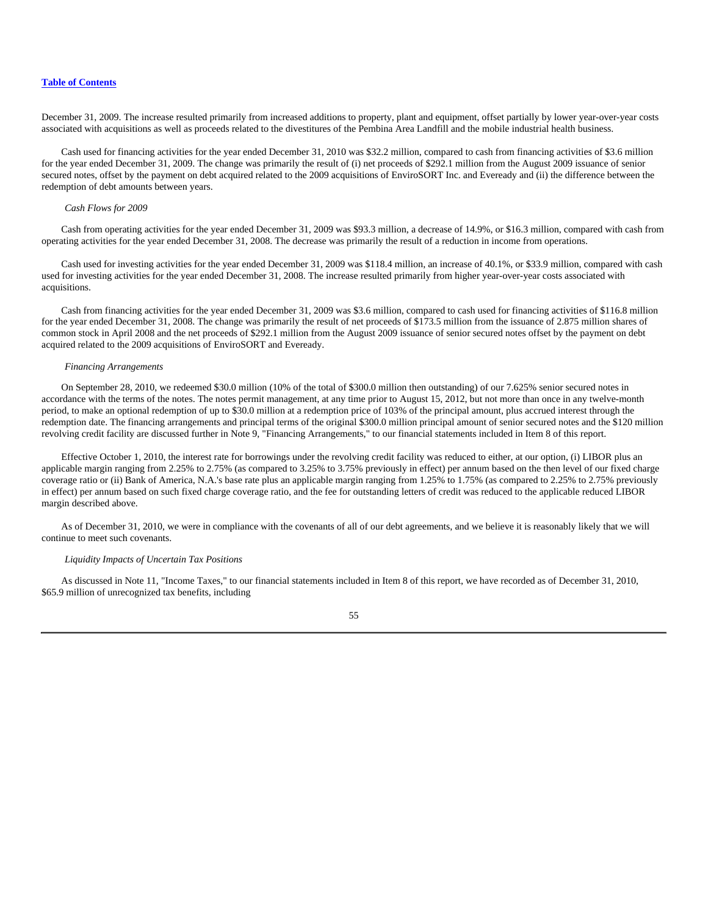December 31, 2009. The increase resulted primarily from increased additions to property, plant and equipment, offset partially by lower year-over-year costs associated with acquisitions as well as proceeds related to the divestitures of the Pembina Area Landfill and the mobile industrial health business.

Cash used for financing activities for the year ended December 31, 2010 was $32.2 million, compared to cash from financing activities of $3.6 million for the year ended December 31, 2009. The change was primarily the result of (i) net proceeds of $292.1 million from the August 2009 issuance of senior secured notes, offset by the payment on debt acquired related to the 2009 acquisitions of EnviroSORT Inc. and Eveready and (ii) the difference between the redemption of debt amounts between years.

*Cash Flows for 2009*

Cash from operating activities for the year ended December 31, 2009 was $93.3 million, a decrease of 14.9%, or $16.3 million, compared with cash from operating activities for the year ended December 31, 2008. The decrease was primarily the result of a reduction in income from operations.

Cash used for investing activities for the year ended December 31, 2009 was $118.4 million, an increase of 40.1%, or $33.9 million, compared with cash used for investing activities for the year ended December 31, 2008. The increase resulted primarily from higher year-over-year costs associated with acquisitions.

Cash from financing activities for the year ended December 31, 2009 was $3.6 million, compared to cash used for financing activities of $116.8 million for the year ended December 31, 2008. The change was primarily the result of net proceeds of $173.5 million from the issuance of 2.875 million shares of common stock in April 2008 and the net proceeds of $292.1 million from the August 2009 issuance of senior secured notes offset by the payment on debt acquired related to the 2009 acquisitions of EnviroSORT and Eveready.

*Financing Arrangements*

On September 28, 2010, we redeemed $30.0 million (10% of the total of $300.0 million then outstanding) of our 7.625% senior secured notes in accordance with the terms of the notes. The notes permit management, at any time prior to August 15, 2012, but not more than once in any twelve-month period, to make an optional redemption of up to $30.0 million at a redemption price of 103% of the principal amount, plus accrued interest through the redemption date. The financing arrangements and principal terms of the original $300.0 million principal amount of senior secured notes and the $120 million revolving credit facility are discussed further in Note 9, "Financing Arrangements," to our financial statements included in Item 8 of this report.

Effective October 1, 2010, the interest rate for borrowings under the revolving credit facility was reduced to either, at our option, (i) LIBOR plus an applicable margin ranging from 2.25% to 2.75% (as compared to 3.25% to 3.75% previously in effect) per annum based on the then level of our fixed charge coverage ratio or (ii) Bank of America, N.A.'s base rate plus an applicable margin ranging from 1.25% to 1.75% (as compared to 2.25% to 2.75% previously in effect) per annum based on such fixed charge coverage ratio, and the fee for outstanding letters of credit was reduced to the applicable reduced LIBOR margin described above.

As of December 31, 2010, we were in compliance with the covenants of all of our debt agreements, and we believe it is reasonably likely that we will continue to meet such covenants.

*Liquidity Impacts of Uncertain Tax Positions*

As discussed in Note 11, "Income Taxes," to our financial statements included in Item 8 of this report, we have recorded as of December 31, 2010, $65.9 million of unrecognized tax benefits, including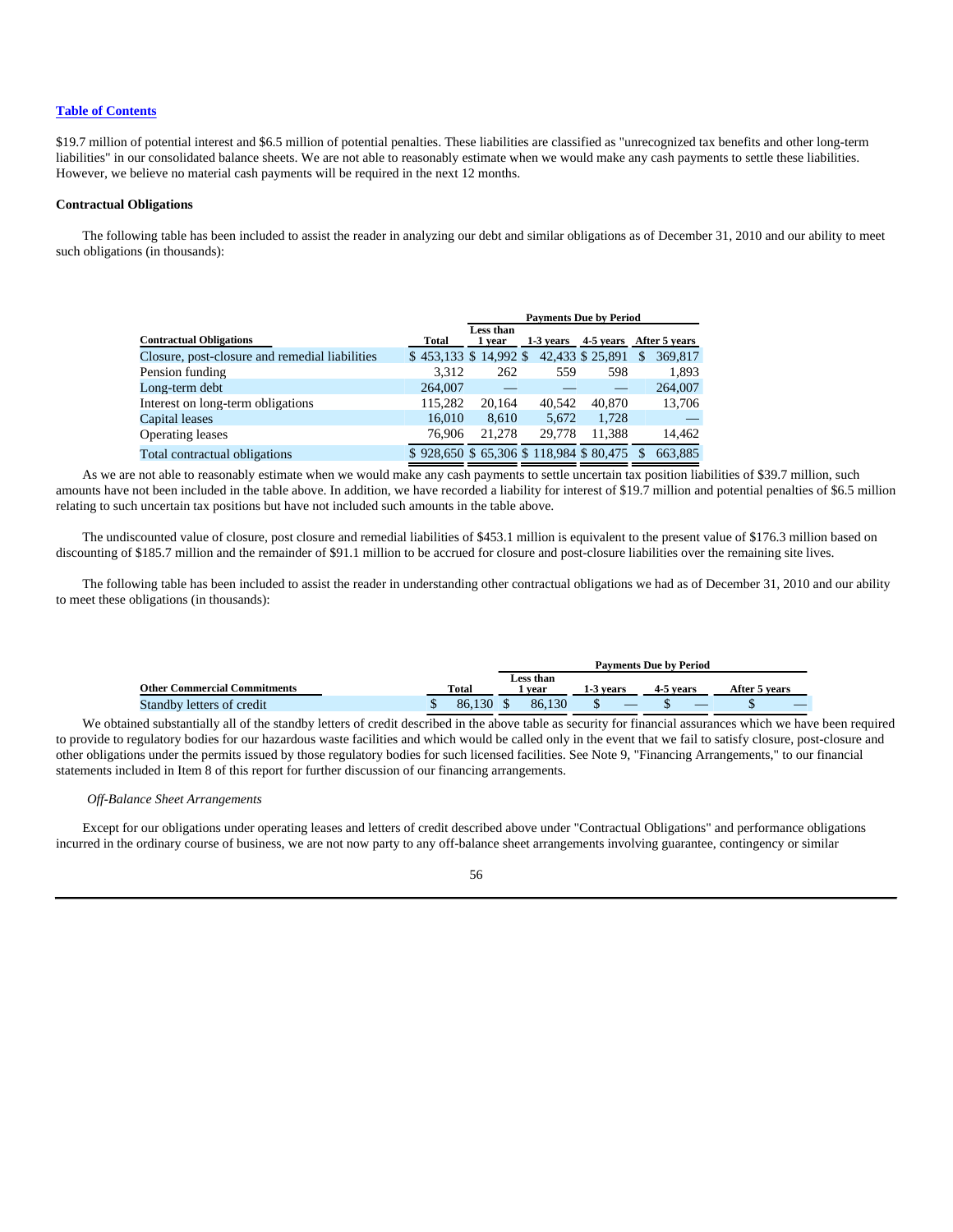$19.7 million of potential interest and $6.5 million of potential penalties. These liabilities are classified as "unrecognized tax benefits and other long-term liabilities" in our consolidated balance sheets. We are not able to reasonably estimate when we would make any cash payments to settle these liabilities. However, we believe no material cash payments will be required in the next 12 months.

**Contractual Obligations**

The following table has been included to assist the reader in analyzing our debt and similar obligations as of December 31, 2010 and our ability to meet such obligations (in thousands):

| | | Payments Due by Period | | | |
|---|---|---|---|---|---|
| **Contractual Obligations** | **Total** | **Less than 1 year** | **1-3 years** | **4-5 years** | **After 5 years** |
| Closure, post-closure and remedial liabilities | $ 453,133 | $ 14,992 | $ 42,433 | $ 25,891 | $ 369,817 |
| Pension funding | 3,312 | 262 | 559 | 598 | 1,893 |
| Long-term debt | 264,007 | — | — | — | 264,007 |
| Interest on long-term obligations | 115,282 | 20,164 | 40,542 | 40,870 | 13,706 |
| Capital leases | 16,010 | 8,610 | 5,672 | 1,728 | — |
| Operating leases | 76,906 | 21,278 | 29,778 | 11,388 | 14,462 |
| Total contractual obligations | $ 928,650 | $ 65,306 | $ 118,984 | $ 80,475 | $ 663,885 |

As we are not able to reasonably estimate when we would make any cash payments to settle uncertain tax position liabilities of $39.7 million, such amounts have not been included in the table above. In addition, we have recorded a liability for interest of $19.7 million and potential penalties of $6.5 million relating to such uncertain tax positions but have not included such amounts in the table above.

The undiscounted value of closure, post closure and remedial liabilities of $453.1 million is equivalent to the present value of $176.3 million based on discounting of $185.7 million and the remainder of $91.1 million to be accrued for closure and post-closure liabilities over the remaining site lives.

The following table has been included to assist the reader in understanding other contractual obligations we had as of December 31, 2010 and our ability to meet these obligations (in thousands):

| | | Payments Due by Period | | | |
|---|---|---|---|---|---|
| **Other Commercial Commitments** | **Total** | **Less than 1 year** | **1-3 years** | **4-5 years** | **After 5 years** |
| Standby letters of credit | $ 86,130 | $ 86,130 | $ — | $ — | $ — |

We obtained substantially all of the standby letters of credit described in the above table as security for financial assurances which we have been required to provide to regulatory bodies for our hazardous waste facilities and which would be called only in the event that we fail to satisfy closure, post-closure and other obligations under the permits issued by those regulatory bodies for such licensed facilities. See Note 9, "Financing Arrangements," to our financial statements included in Item 8 of this report for further discussion of our financing arrangements.

*Off-Balance Sheet Arrangements*

Except for our obligations under operating leases and letters of credit described above under "Contractual Obligations" and performance obligations incurred in the ordinary course of business, we are not now party to any off-balance sheet arrangements involving guarantee, contingency or similar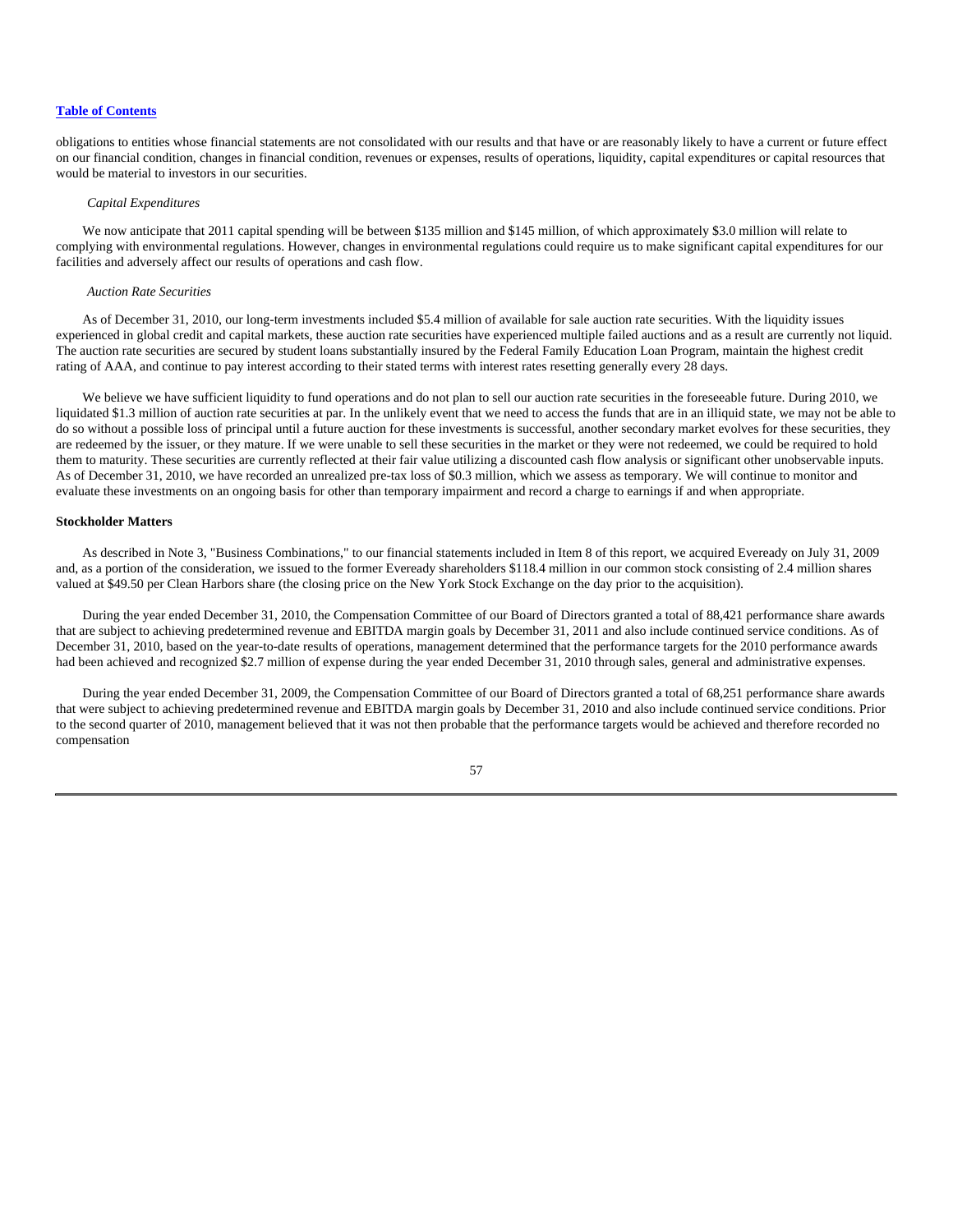obligations to entities whose financial statements are not consolidated with our results and that have or are reasonably likely to have a current or future effect on our financial condition, changes in financial condition, revenues or expenses, results of operations, liquidity, capital expenditures or capital resources that would be material to investors in our securities.

*Capital Expenditures*

We now anticipate that 2011 capital spending will be between $135 million and $145 million, of which approximately $3.0 million will relate to complying with environmental regulations. However, changes in environmental regulations could require us to make significant capital expenditures for our facilities and adversely affect our results of operations and cash flow.

*Auction Rate Securities*

As of December 31, 2010, our long-term investments included $5.4 million of available for sale auction rate securities. With the liquidity issues experienced in global credit and capital markets, these auction rate securities have experienced multiple failed auctions and as a result are currently not liquid. The auction rate securities are secured by student loans substantially insured by the Federal Family Education Loan Program, maintain the highest credit rating of AAA, and continue to pay interest according to their stated terms with interest rates resetting generally every 28 days.

We believe we have sufficient liquidity to fund operations and do not plan to sell our auction rate securities in the foreseeable future. During 2010, we liquidated $1.3 million of auction rate securities at par. In the unlikely event that we need to access the funds that are in an illiquid state, we may not be able to do so without a possible loss of principal until a future auction for these investments is successful, another secondary market evolves for these securities, they are redeemed by the issuer, or they mature. If we were unable to sell these securities in the market or they were not redeemed, we could be required to hold them to maturity. These securities are currently reflected at their fair value utilizing a discounted cash flow analysis or significant other unobservable inputs. As of December 31, 2010, we have recorded an unrealized pre-tax loss of $0.3 million, which we assess as temporary. We will continue to monitor and evaluate these investments on an ongoing basis for other than temporary impairment and record a charge to earnings if and when appropriate.

**Stockholder Matters**

As described in Note 3, "Business Combinations," to our financial statements included in Item 8 of this report, we acquired Eveready on July 31, 2009 and, as a portion of the consideration, we issued to the former Eveready shareholders $118.4 million in our common stock consisting of 2.4 million shares valued at $49.50 per Clean Harbors share (the closing price on the New York Stock Exchange on the day prior to the acquisition).

During the year ended December 31, 2010, the Compensation Committee of our Board of Directors granted a total of 88,421 performance share awards that are subject to achieving predetermined revenue and EBITDA margin goals by December 31, 2011 and also include continued service conditions. As of December 31, 2010, based on the year-to-date results of operations, management determined that the performance targets for the 2010 performance awards had been achieved and recognized $2.7 million of expense during the year ended December 31, 2010 through sales, general and administrative expenses.

During the year ended December 31, 2009, the Compensation Committee of our Board of Directors granted a total of 68,251 performance share awards that were subject to achieving predetermined revenue and EBITDA margin goals by December 31, 2010 and also include continued service conditions. Prior to the second quarter of 2010, management believed that it was not then probable that the performance targets would be achieved and therefore recorded no compensation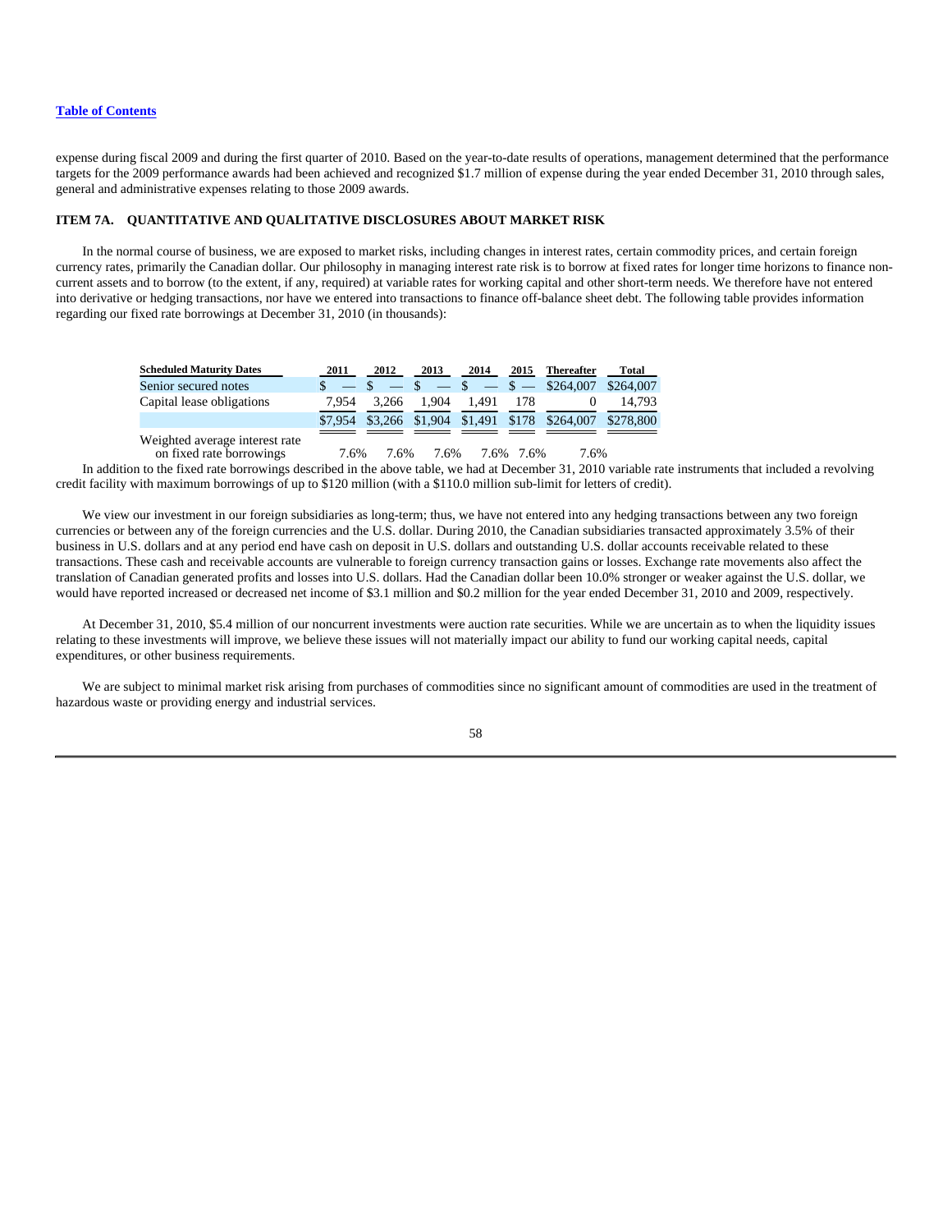expense during fiscal 2009 and during the first quarter of 2010. Based on the year-to-date results of operations, management determined that the performance targets for the 2009 performance awards had been achieved and recognized $1.7 million of expense during the year ended December 31, 2010 through sales, general and administrative expenses relating to those 2009 awards.

## ITEM 7A. QUANTITATIVE AND QUALITATIVE DISCLOSURES ABOUT MARKET RISK

In the normal course of business, we are exposed to market risks, including changes in interest rates, certain commodity prices, and certain foreign currency rates, primarily the Canadian dollar. Our philosophy in managing interest rate risk is to borrow at fixed rates for longer time horizons to finance non-current assets and to borrow (to the extent, if any, required) at variable rates for working capital and other short-term needs. We therefore have not entered into derivative or hedging transactions, nor have we entered into transactions to finance off-balance sheet debt. The following table provides information regarding our fixed rate borrowings at December 31, 2010 (in thousands):

| Scheduled Maturity Dates | 2011 | 2012 | 2013 | 2014 | 2015 | Thereafter | Total |
|---|---|---|---|---|---|---|---|
| Senior secured notes | $ — | $ — | $ — | $ — | $ — | $264,007 | $264,007 |
| Capital lease obligations | 7,954 | 3,266 | 1,904 | 1,491 | 178 | 0 | 14,793 |
| | $7,954 | $3,266 | $1,904 | $1,491 | $178 | $264,007 | $278,800 |
| Weighted average interest rate on fixed rate borrowings | 7.6% | 7.6% | 7.6% | 7.6% | 7.6% | 7.6% | |

In addition to the fixed rate borrowings described in the above table, we had at December 31, 2010 variable rate instruments that included a revolving credit facility with maximum borrowings of up to $120 million (with a $110.0 million sub-limit for letters of credit).

We view our investment in our foreign subsidiaries as long-term; thus, we have not entered into any hedging transactions between any two foreign currencies or between any of the foreign currencies and the U.S. dollar. During 2010, the Canadian subsidiaries transacted approximately 3.5% of their business in U.S. dollars and at any period end have cash on deposit in U.S. dollars and outstanding U.S. dollar accounts receivable related to these transactions. These cash and receivable accounts are vulnerable to foreign currency transaction gains or losses. Exchange rate movements also affect the translation of Canadian generated profits and losses into U.S. dollars. Had the Canadian dollar been 10.0% stronger or weaker against the U.S. dollar, we would have reported increased or decreased net income of $3.1 million and $0.2 million for the year ended December 31, 2010 and 2009, respectively.

At December 31, 2010, $5.4 million of our noncurrent investments were auction rate securities. While we are uncertain as to when the liquidity issues relating to these investments will improve, we believe these issues will not materially impact our ability to fund our working capital needs, capital expenditures, or other business requirements.

We are subject to minimal market risk arising from purchases of commodities since no significant amount of commodities are used in the treatment of hazardous waste or providing energy and industrial services.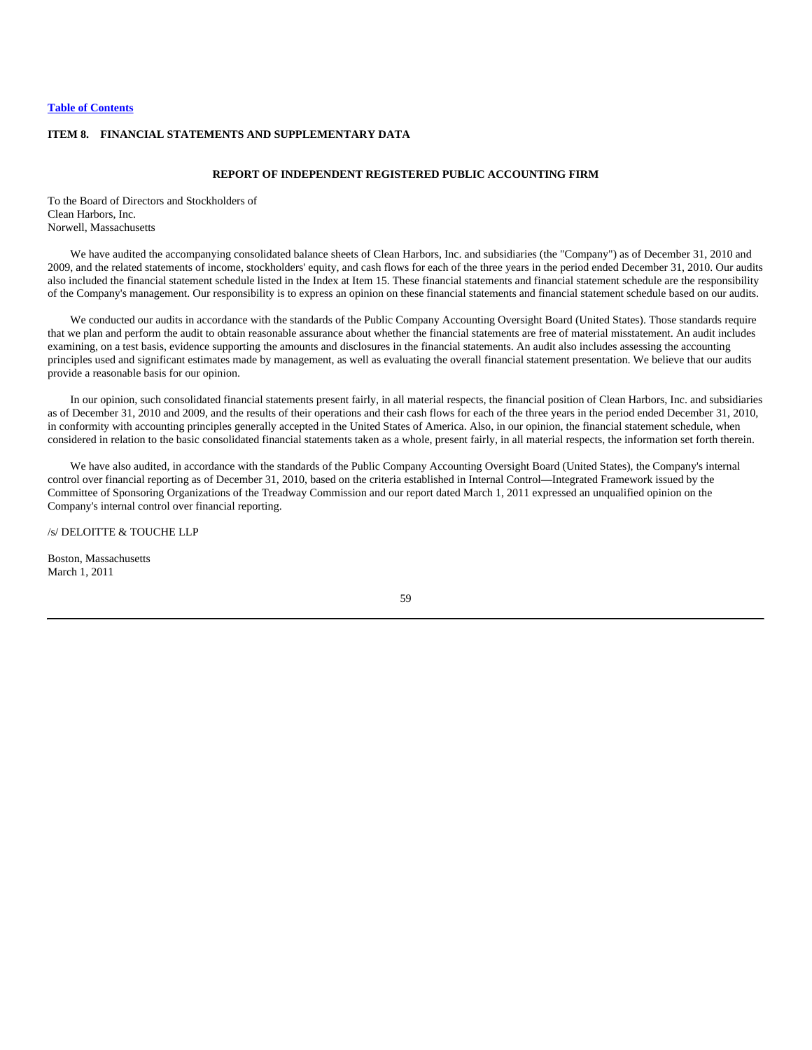[Table of Contents](#)

## ITEM 8. FINANCIAL STATEMENTS AND SUPPLEMENTARY DATA

### REPORT OF INDEPENDENT REGISTERED PUBLIC ACCOUNTING FIRM

To the Board of Directors and Stockholders of
Clean Harbors, Inc.
Norwell, Massachusetts

We have audited the accompanying consolidated balance sheets of Clean Harbors, Inc. and subsidiaries (the "Company") as of December 31, 2010 and 2009, and the related statements of income, stockholders' equity, and cash flows for each of the three years in the period ended December 31, 2010. Our audits also included the financial statement schedule listed in the Index at Item 15. These financial statements and financial statement schedule are the responsibility of the Company's management. Our responsibility is to express an opinion on these financial statements and financial statement schedule based on our audits.

We conducted our audits in accordance with the standards of the Public Company Accounting Oversight Board (United States). Those standards require that we plan and perform the audit to obtain reasonable assurance about whether the financial statements are free of material misstatement. An audit includes examining, on a test basis, evidence supporting the amounts and disclosures in the financial statements. An audit also includes assessing the accounting principles used and significant estimates made by management, as well as evaluating the overall financial statement presentation. We believe that our audits provide a reasonable basis for our opinion.

In our opinion, such consolidated financial statements present fairly, in all material respects, the financial position of Clean Harbors, Inc. and subsidiaries as of December 31, 2010 and 2009, and the results of their operations and their cash flows for each of the three years in the period ended December 31, 2010, in conformity with accounting principles generally accepted in the United States of America. Also, in our opinion, the financial statement schedule, when considered in relation to the basic consolidated financial statements taken as a whole, present fairly, in all material respects, the information set forth therein.

We have also audited, in accordance with the standards of the Public Company Accounting Oversight Board (United States), the Company's internal control over financial reporting as of December 31, 2010, based on the criteria established in Internal Control—Integrated Framework issued by the Committee of Sponsoring Organizations of the Treadway Commission and our report dated March 1, 2011 expressed an unqualified opinion on the Company's internal control over financial reporting.

/s/ DELOITTE & TOUCHE LLP

Boston, Massachusetts
March 1, 2011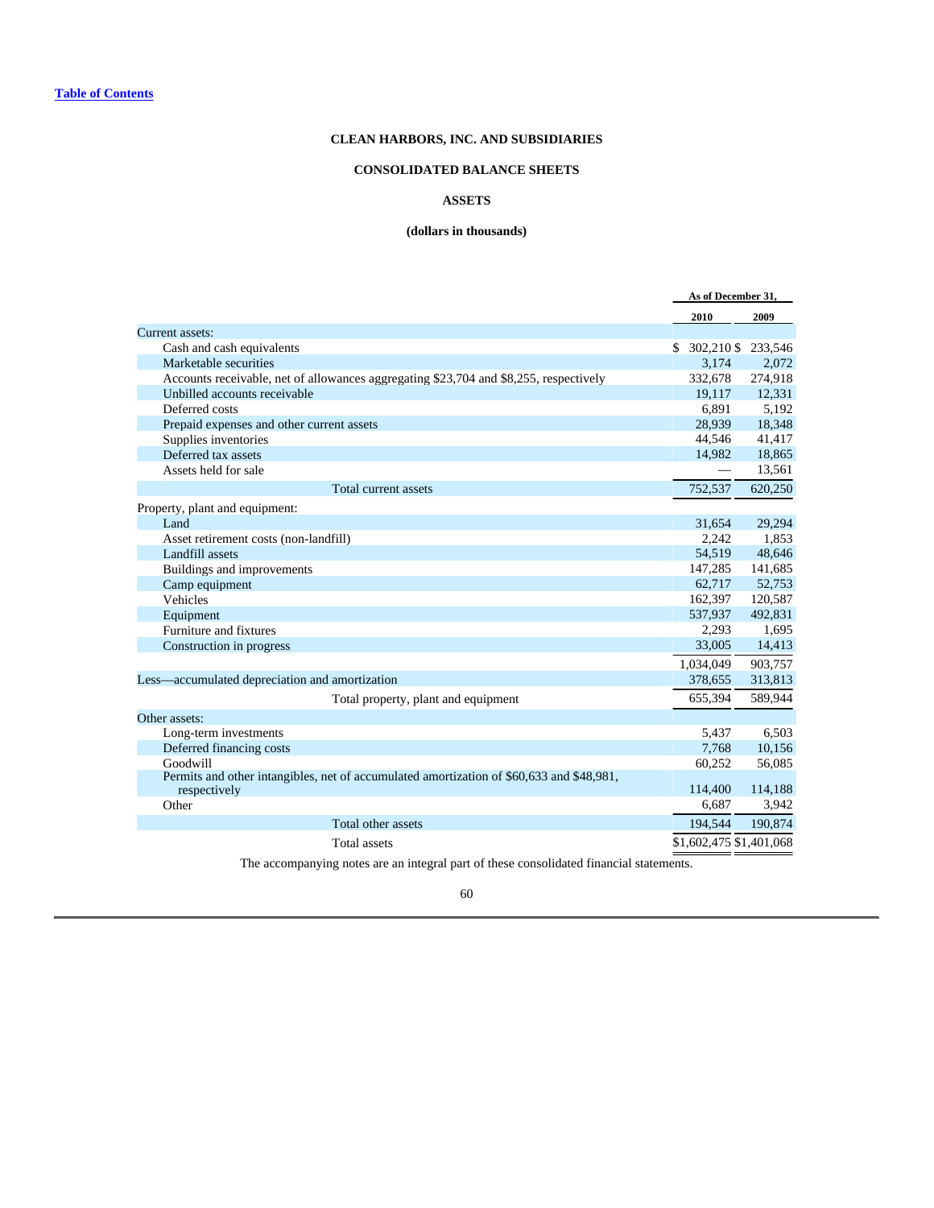Table of Contents

# CLEAN HARBORS, INC. AND SUBSIDIARIES

## CONSOLIDATED BALANCE SHEETS

### ASSETS

**(dollars in thousands)**

| | As of December 31, | |
|---|---|---|
| | 2010 | 2009 |
| Current assets: | | |
| Cash and cash equivalents | $ 302,210 | $ 233,546 |
| Marketable securities | 3,174 | 2,072 |
| Accounts receivable, net of allowances aggregating $23,704 and $8,255, respectively | 332,678 | 274,918 |
| Unbilled accounts receivable | 19,117 | 12,331 |
| Deferred costs | 6,891 | 5,192 |
| Prepaid expenses and other current assets | 28,939 | 18,348 |
| Supplies inventories | 44,546 | 41,417 |
| Deferred tax assets | 14,982 | 18,865 |
| Assets held for sale | — | 13,561 |
| Total current assets | 752,537 | 620,250 |
| Property, plant and equipment: | | |
| Land | 31,654 | 29,294 |
| Asset retirement costs (non-landfill) | 2,242 | 1,853 |
| Landfill assets | 54,519 | 48,646 |
| Buildings and improvements | 147,285 | 141,685 |
| Camp equipment | 62,717 | 52,753 |
| Vehicles | 162,397 | 120,587 |
| Equipment | 537,937 | 492,831 |
| Furniture and fixtures | 2,293 | 1,695 |
| Construction in progress | 33,005 | 14,413 |
| | 1,034,049 | 903,757 |
| Less—accumulated depreciation and amortization | 378,655 | 313,813 |
| Total property, plant and equipment | 655,394 | 589,944 |
| Other assets: | | |
| Long-term investments | 5,437 | 6,503 |
| Deferred financing costs | 7,768 | 10,156 |
| Goodwill | 60,252 | 56,085 |
| Permits and other intangibles, net of accumulated amortization of $60,633 and $48,981, respectively | 114,400 | 114,188 |
| Other | 6,687 | 3,942 |
| Total other assets | 194,544 | 190,874 |
| Total assets | $1,602,475 | $1,401,068 |

The accompanying notes are an integral part of these consolidated financial statements.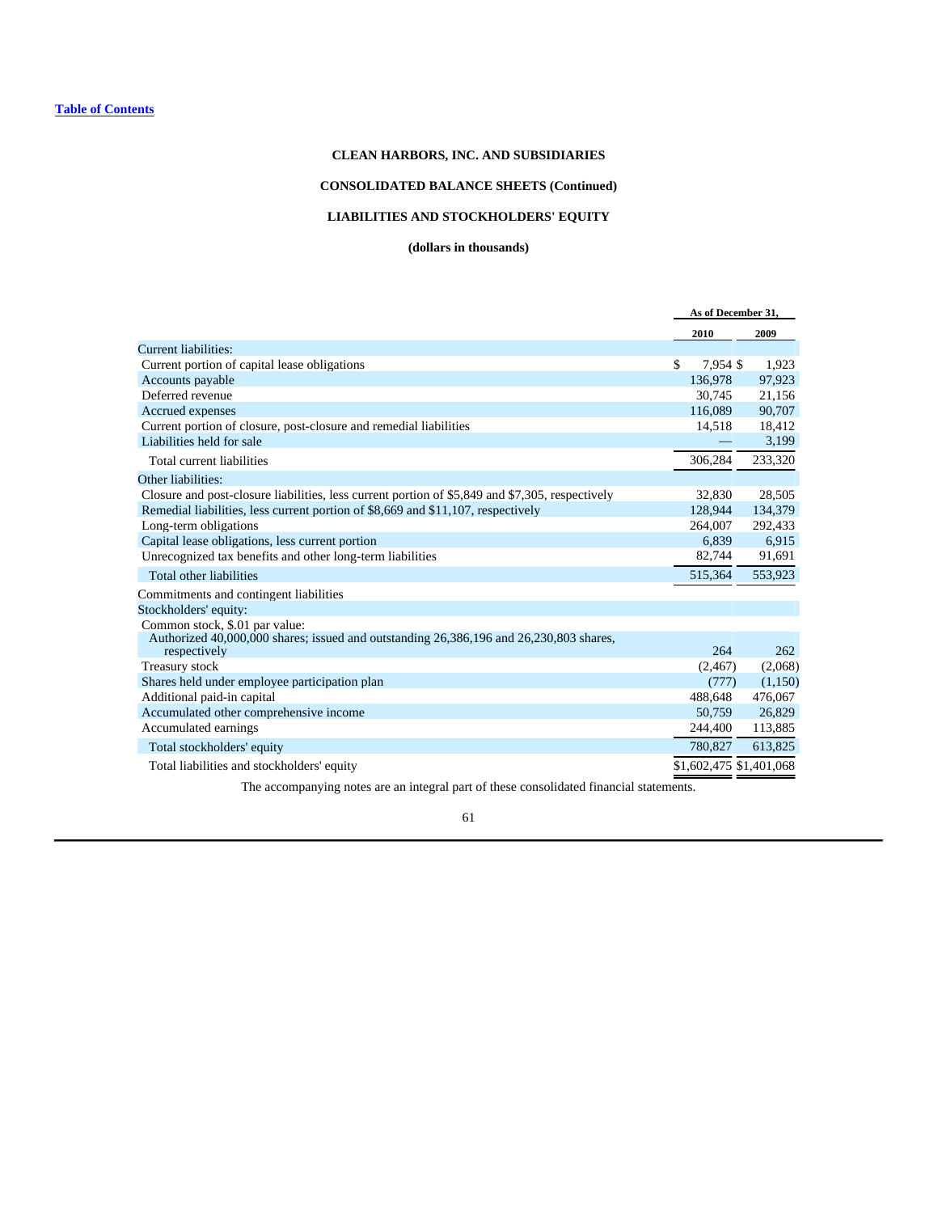Table of Contents

**CLEAN HARBORS, INC. AND SUBSIDIARIES**

**CONSOLIDATED BALANCE SHEETS (Continued)**

**LIABILITIES AND STOCKHOLDERS' EQUITY**

**(dollars in thousands)**

| | As of December 31, | |
|---|---|---|
| | 2010 | 2009 |
| Current liabilities: | | |
| Current portion of capital lease obligations | $ 7,954 | $ 1,923 |
| Accounts payable | 136,978 | 97,923 |
| Deferred revenue | 30,745 | 21,156 |
| Accrued expenses | 116,089 | 90,707 |
| Current portion of closure, post-closure and remedial liabilities | 14,518 | 18,412 |
| Liabilities held for sale | — | 3,199 |
| Total current liabilities | 306,284 | 233,320 |
| Other liabilities: | | |
| Closure and post-closure liabilities, less current portion of $5,849 and $7,305, respectively | 32,830 | 28,505 |
| Remedial liabilities, less current portion of $8,669 and $11,107, respectively | 128,944 | 134,379 |
| Long-term obligations | 264,007 | 292,433 |
| Capital lease obligations, less current portion | 6,839 | 6,915 |
| Unrecognized tax benefits and other long-term liabilities | 82,744 | 91,691 |
| Total other liabilities | 515,364 | 553,923 |
| Commitments and contingent liabilities | | |
| Stockholders' equity: | | |
| Common stock, $.01 par value: | | |
| Authorized 40,000,000 shares; issued and outstanding 26,386,196 and 26,230,803 shares, respectively | 264 | 262 |
| Treasury stock | (2,467) | (2,068) |
| Shares held under employee participation plan | (777) | (1,150) |
| Additional paid-in capital | 488,648 | 476,067 |
| Accumulated other comprehensive income | 50,759 | 26,829 |
| Accumulated earnings | 244,400 | 113,885 |
| Total stockholders' equity | 780,827 | 613,825 |
| Total liabilities and stockholders' equity | $1,602,475 | $1,401,068 |

The accompanying notes are an integral part of these consolidated financial statements.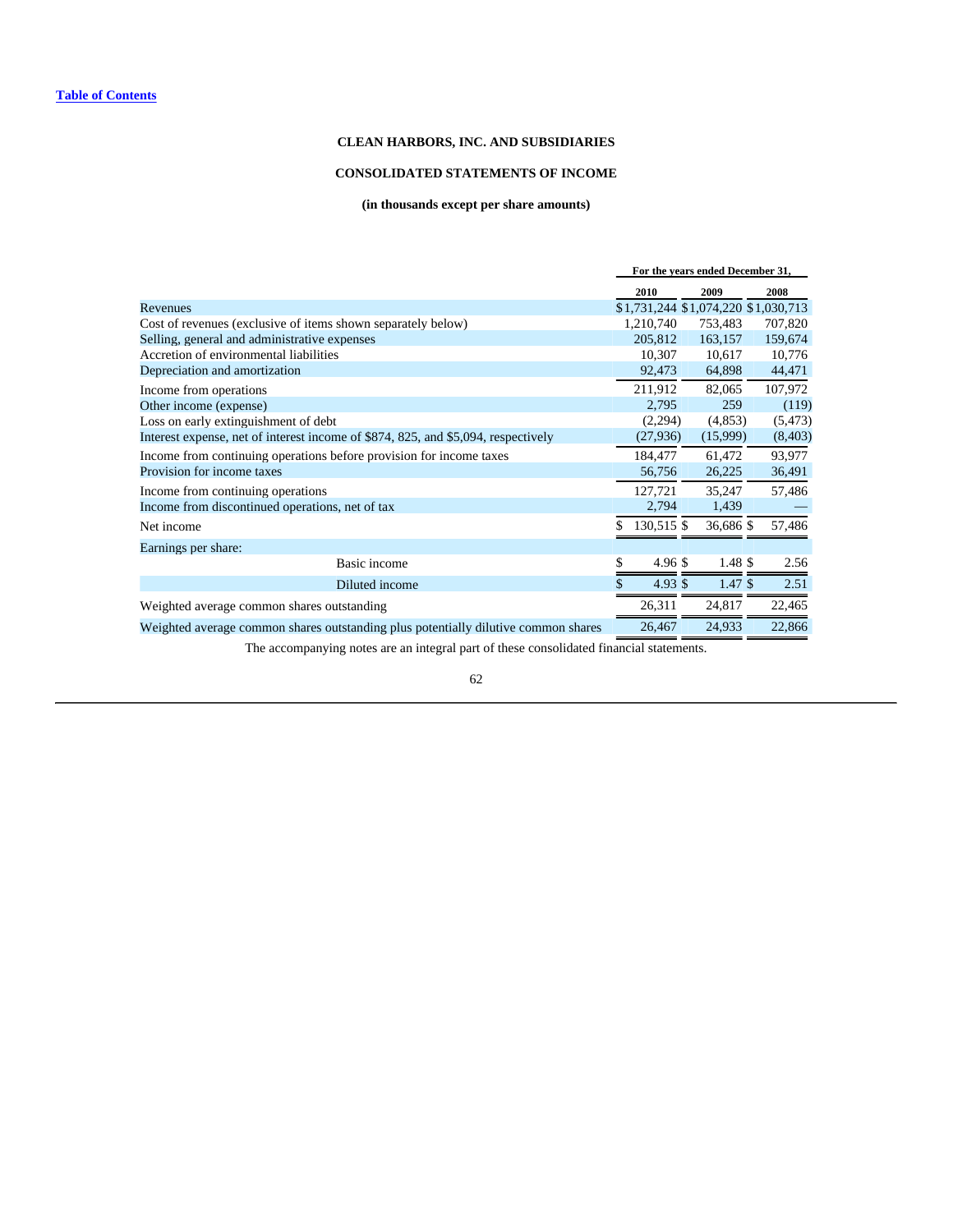[Table of Contents](#)

**CLEAN HARBORS, INC. AND SUBSIDIARIES**

**CONSOLIDATED STATEMENTS OF INCOME**

**(in thousands except per share amounts)**

| | For the years ended December 31, | | |
|---|---|---|---|
| | 2010 | 2009 | 2008 |
| Revenues | $1,731,244 | $1,074,220 | $1,030,713 |
| Cost of revenues (exclusive of items shown separately below) | 1,210,740 | 753,483 | 707,820 |
| Selling, general and administrative expenses | 205,812 | 163,157 | 159,674 |
| Accretion of environmental liabilities | 10,307 | 10,617 | 10,776 |
| Depreciation and amortization | 92,473 | 64,898 | 44,471 |
| Income from operations | 211,912 | 82,065 | 107,972 |
| Other income (expense) | 2,795 | 259 | (119) |
| Loss on early extinguishment of debt | (2,294) | (4,853) | (5,473) |
| Interest expense, net of interest income of $874, 825, and $5,094, respectively | (27,936) | (15,999) | (8,403) |
| Income from continuing operations before provision for income taxes | 184,477 | 61,472 | 93,977 |
| Provision for income taxes | 56,756 | 26,225 | 36,491 |
| Income from continuing operations | 127,721 | 35,247 | 57,486 |
| Income from discontinued operations, net of tax | 2,794 | 1,439 | — |
| Net income | $ 130,515 | $ 36,686 | $ 57,486 |
| Earnings per share: | | | |
| Basic income | $ 4.96 | $ 1.48 | $ 2.56 |
| Diluted income | $ 4.93 | $ 1.47 | $ 2.51 |
| Weighted average common shares outstanding | 26,311 | 24,817 | 22,465 |
| Weighted average common shares outstanding plus potentially dilutive common shares | 26,467 | 24,933 | 22,866 |

The accompanying notes are an integral part of these consolidated financial statements.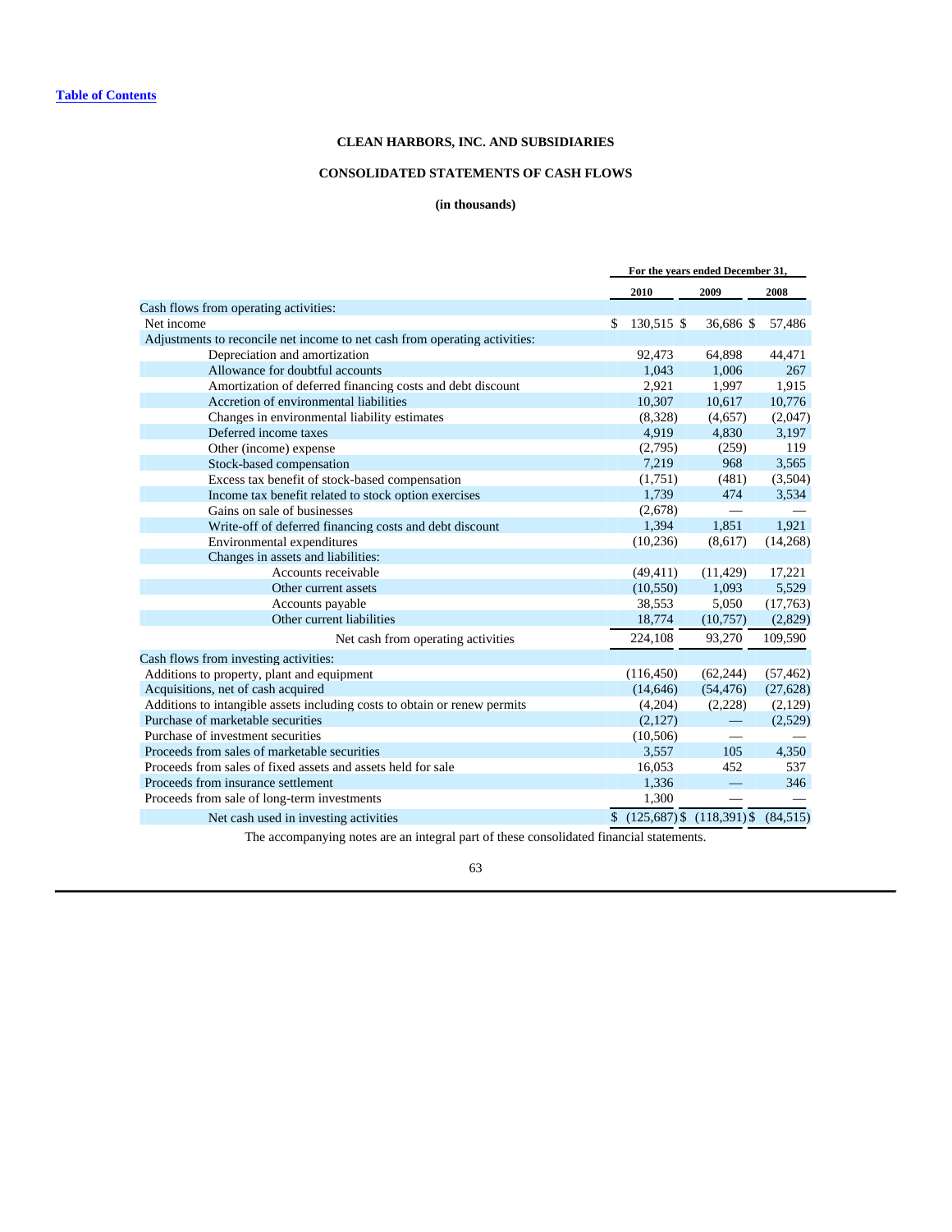[Table of Contents](#)

**CLEAN HARBORS, INC. AND SUBSIDIARIES**

**CONSOLIDATED STATEMENTS OF CASH FLOWS**

**(in thousands)**

| | For the years ended December 31, | | |
|---|---|---|---|
| | **2010** | **2009** | **2008** |
| Cash flows from operating activities: | | | |
| Net income | $ 130,515 | $ 36,686 | $ 57,486 |
| Adjustments to reconcile net income to net cash from operating activities: | | | |
| Depreciation and amortization | 92,473 | 64,898 | 44,471 |
| Allowance for doubtful accounts | 1,043 | 1,006 | 267 |
| Amortization of deferred financing costs and debt discount | 2,921 | 1,997 | 1,915 |
| Accretion of environmental liabilities | 10,307 | 10,617 | 10,776 |
| Changes in environmental liability estimates | (8,328) | (4,657) | (2,047) |
| Deferred income taxes | 4,919 | 4,830 | 3,197 |
| Other (income) expense | (2,795) | (259) | 119 |
| Stock-based compensation | 7,219 | 968 | 3,565 |
| Excess tax benefit of stock-based compensation | (1,751) | (481) | (3,504) |
| Income tax benefit related to stock option exercises | 1,739 | 474 | 3,534 |
| Gains on sale of businesses | (2,678) | — | — |
| Write-off of deferred financing costs and debt discount | 1,394 | 1,851 | 1,921 |
| Environmental expenditures | (10,236) | (8,617) | (14,268) |
| Changes in assets and liabilities: | | | |
| Accounts receivable | (49,411) | (11,429) | 17,221 |
| Other current assets | (10,550) | 1,093 | 5,529 |
| Accounts payable | 38,553 | 5,050 | (17,763) |
| Other current liabilities | 18,774 | (10,757) | (2,829) |
| Net cash from operating activities | 224,108 | 93,270 | 109,590 |
| Cash flows from investing activities: | | | |
| Additions to property, plant and equipment | (116,450) | (62,244) | (57,462) |
| Acquisitions, net of cash acquired | (14,646) | (54,476) | (27,628) |
| Additions to intangible assets including costs to obtain or renew permits | (4,204) | (2,228) | (2,129) |
| Purchase of marketable securities | (2,127) | — | (2,529) |
| Purchase of investment securities | (10,506) | — | — |
| Proceeds from sales of marketable securities | 3,557 | 105 | 4,350 |
| Proceeds from sales of fixed assets and assets held for sale | 16,053 | 452 | 537 |
| Proceeds from insurance settlement | 1,336 | — | 346 |
| Proceeds from sale of long-term investments | 1,300 | — | — |
| Net cash used in investing activities | $ (125,687) | $ (118,391) | $ (84,515) |

The accompanying notes are an integral part of these consolidated financial statements.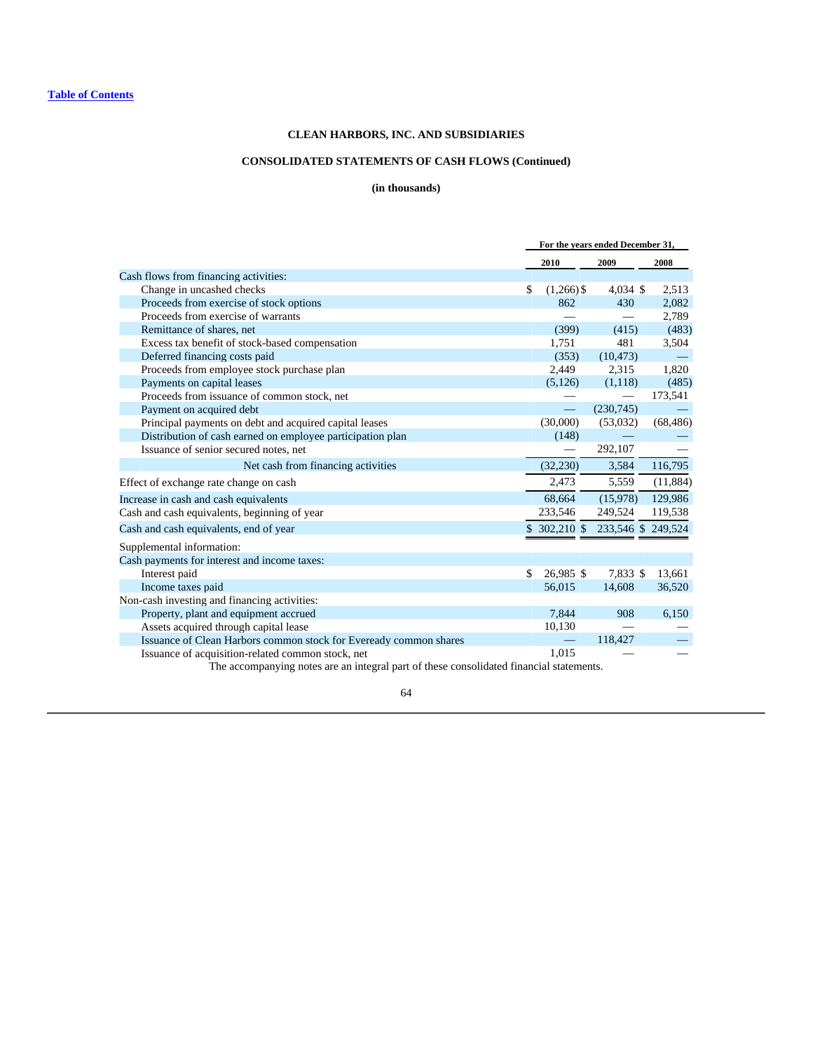[Table of Contents](#)

**CLEAN HARBORS, INC. AND SUBSIDIARIES**

**CONSOLIDATED STATEMENTS OF CASH FLOWS (Continued)**

**(in thousands)**

| | For the years ended December 31, | | |
|---|---|---|---|
| | 2010 | 2009 | 2008 |
| Cash flows from financing activities: | | | |
| Change in uncashed checks | $ (1,266) | $ 4,034 | $ 2,513 |
| Proceeds from exercise of stock options | 862 | 430 | 2,082 |
| Proceeds from exercise of warrants | — | — | 2,789 |
| Remittance of shares, net | (399) | (415) | (483) |
| Excess tax benefit of stock-based compensation | 1,751 | 481 | 3,504 |
| Deferred financing costs paid | (353) | (10,473) | — |
| Proceeds from employee stock purchase plan | 2,449 | 2,315 | 1,820 |
| Payments on capital leases | (5,126) | (1,118) | (485) |
| Proceeds from issuance of common stock, net | — | — | 173,541 |
| Payment on acquired debt | — | (230,745) | — |
| Principal payments on debt and acquired capital leases | (30,000) | (53,032) | (68,486) |
| Distribution of cash earned on employee participation plan | (148) | — | — |
| Issuance of senior secured notes, net | — | 292,107 | — |
| Net cash from financing activities | (32,230) | 3,584 | 116,795 |
| Effect of exchange rate change on cash | 2,473 | 5,559 | (11,884) |
| Increase in cash and cash equivalents | 68,664 | (15,978) | 129,986 |
| Cash and cash equivalents, beginning of year | 233,546 | 249,524 | 119,538 |
| Cash and cash equivalents, end of year | $ 302,210 | $ 233,546 | $ 249,524 |
| Supplemental information: | | | |
| Cash payments for interest and income taxes: | | | |
| Interest paid | $ 26,985 | $ 7,833 | $ 13,661 |
| Income taxes paid | 56,015 | 14,608 | 36,520 |
| Non-cash investing and financing activities: | | | |
| Property, plant and equipment accrued | 7,844 | 908 | 6,150 |
| Assets acquired through capital lease | 10,130 | — | — |
| Issuance of Clean Harbors common stock for Eveready common shares | — | 118,427 | — |
| Issuance of acquisition-related common stock, net | 1,015 | — | — |

The accompanying notes are an integral part of these consolidated financial statements.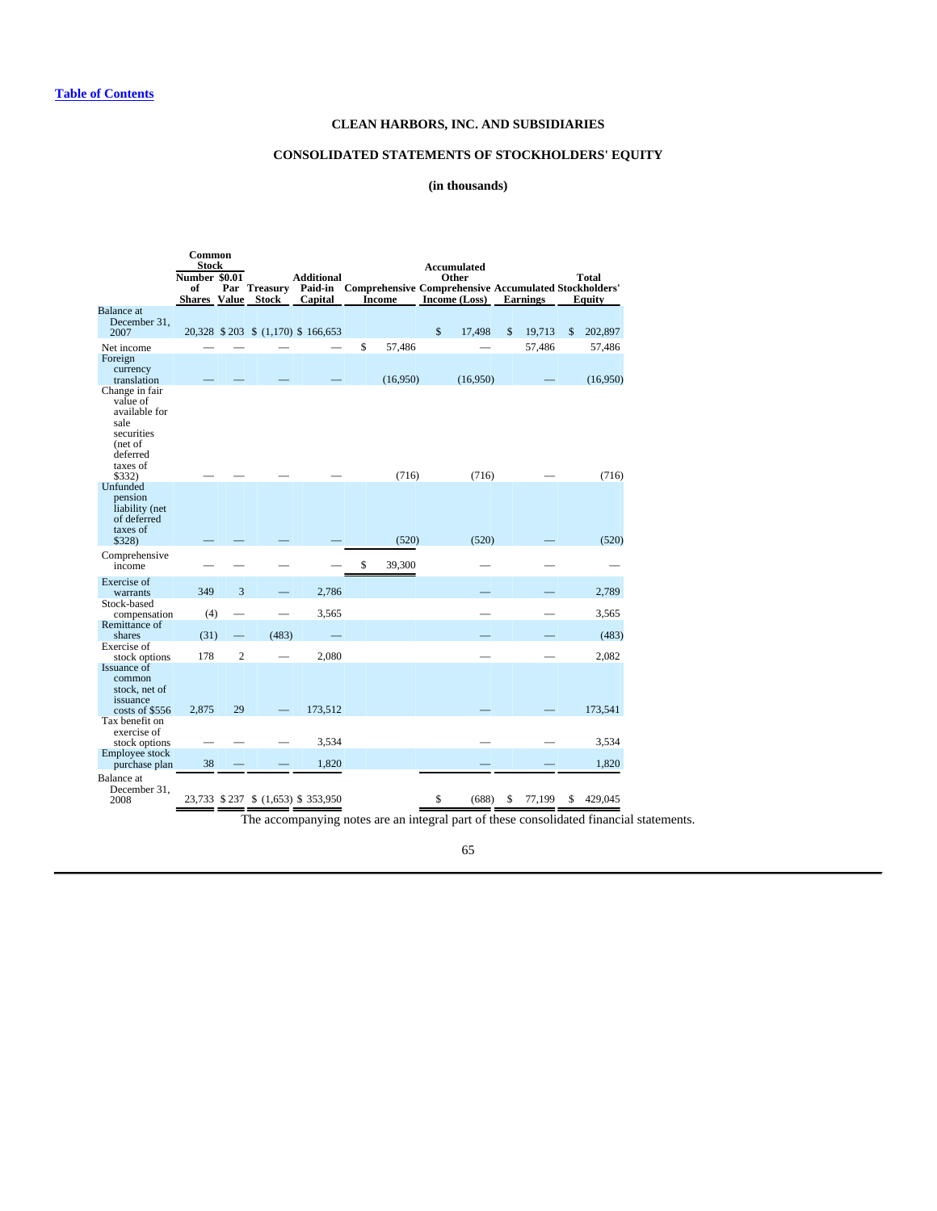[Table of Contents](#)

## CLEAN HARBORS, INC. AND SUBSIDIARIES

## CONSOLIDATED STATEMENTS OF STOCKHOLDERS' EQUITY

**(in thousands)**

| | Common Stock | | | | | | | |
|---|---|---|---|---|---|---|---|---|
| | Number of Shares | $0.01 Par Value | Treasury Stock | Additional Paid-in Capital | Comprehensive Income | Accumulated Other Comprehensive Income (Loss) | Accumulated Earnings | Total Stockholders' Equity |
| Balance at December 31, 2007 | 20,328 | $ 203 | $ (1,170) | $ 166,653 | | $ 17,498 | $ 19,713 | $ 202,897 |
| Net income | — | — | — | — | $ 57,486 | — | 57,486 | 57,486 |
| Foreign currency translation | — | — | — | — | (16,950) | (16,950) | — | (16,950) |
| Change in fair value of available for sale securities (net of deferred taxes of $332) | — | — | — | — | (716) | (716) | — | (716) |
| Unfunded pension liability (net of deferred taxes of $328) | — | — | — | — | (520) | (520) | — | (520) |
| Comprehensive income | — | — | — | — | $ 39,300 | — | — | — |
| Exercise of warrants | 349 | 3 | — | 2,786 | | — | — | 2,789 |
| Stock-based compensation | (4) | — | — | 3,565 | | — | — | 3,565 |
| Remittance of shares | (31) | — | (483) | — | | — | — | (483) |
| Exercise of stock options | 178 | 2 | — | 2,080 | | — | — | 2,082 |
| Issuance of common stock, net of issuance costs of $556 | 2,875 | 29 | — | 173,512 | | — | — | 173,541 |
| Tax benefit on exercise of stock options | — | — | — | 3,534 | | — | — | 3,534 |
| Employee stock purchase plan | 38 | — | — | 1,820 | | — | — | 1,820 |
| Balance at December 31, 2008 | 23,733 | $ 237 | $ (1,653) | $ 353,950 | | $ (688) | $ 77,199 | $ 429,045 |

The accompanying notes are an integral part of these consolidated financial statements.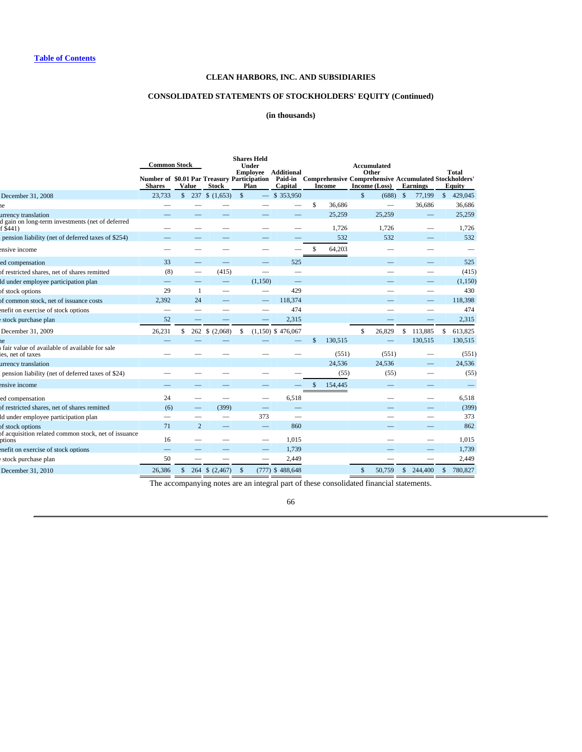Table of Contents

## CLEAN HARBORS, INC. AND SUBSIDIARIES

## CONSOLIDATED STATEMENTS OF STOCKHOLDERS' EQUITY (Continued)

### (in thousands)

| | Common Stock | | | Shares Held Under Employee Participation Plan | Additional Paid-in Capital | Comprehensive Income | Accumulated Other Comprehensive Income (Loss) | Accumulated Earnings | Total Stockholders' Equity |
|---|---|---|---|---|---|---|---|---|---|
| | Number of Shares | $0.01 Par Value | Treasury Stock | | | | | | |
| December 31, 2008 | 23,733 | $ 237 | $ (1,653) | $ — | $ 353,950 | | $ (688) | $ 77,199 | $ 429,045 |
| ne | — | — | — | — | — | $ 36,686 | — | 36,686 | 36,686 |
| urrency translation | — | — | — | — | — | 25,259 | 25,259 | — | 25,259 |
| d gain on long-term investments (net of deferred f $441) | — | — | — | — | — | 1,726 | 1,726 | — | 1,726 |
| pension liability (net of deferred taxes of $254) | — | — | — | — | — | 532 | 532 | — | 532 |
| ensive income | — | — | — | — | — | $ 64,203 | — | — | — |
| ed compensation | 33 | — | — | — | 525 | | — | — | 525 |
| of restricted shares, net of shares remitted | (8) | — | (415) | — | — | | — | — | (415) |
| ld under employee participation plan | — | — | — | (1,150) | — | | — | — | (1,150) |
| of stock options | 29 | 1 | — | — | 429 | | — | — | 430 |
| of common stock, net of issuance costs | 2,392 | 24 | — | — | 118,374 | | — | — | 118,398 |
| enefit on exercise of stock options | — | — | — | — | 474 | | — | — | 474 |
| stock purchase plan | 52 | — | — | — | 2,315 | | — | — | 2,315 |
| December 31, 2009 | 26,231 | $ 262 | $ (2,068) | $ (1,150) | $ 476,067 | | $ 26,829 | $ 113,885 | $ 613,825 |
| ne | — | — | — | — | — | $ 130,515 | — | 130,515 | 130,515 |
| fair value of available of available for sale ies, net of taxes | — | — | — | — | — | (551) | (551) | — | (551) |
| urrency translation | | | | | | 24,536 | 24,536 | — | 24,536 |
| pension liability (net of deferred taxes of $24) | — | — | — | — | — | (55) | (55) | — | (55) |
| ensive income | — | — | — | — | — | $ 154,445 | — | — | — |
| ed compensation | 24 | — | — | — | 6,518 | | — | — | 6,518 |
| of restricted shares, net of shares remitted | (6) | — | (399) | — | — | | — | — | (399) |
| ld under employee participation plan | — | — | — | 373 | — | | — | — | 373 |
| of stock options | 71 | 2 | — | — | 860 | | — | — | 862 |
| of acquisition related common stock, net of issuance ptions | 16 | — | — | — | 1,015 | | — | — | 1,015 |
| enefit on exercise of stock options | — | — | — | — | 1,739 | | — | — | 1,739 |
| stock purchase plan | 50 | — | — | — | 2,449 | | — | — | 2,449 |
| December 31, 2010 | 26,386 | $ 264 | $ (2,467) | $ (777) | $ 488,648 | | $ 50,759 | $ 244,400 | $ 780,827 |

The accompanying notes are an integral part of these consolidated financial statements.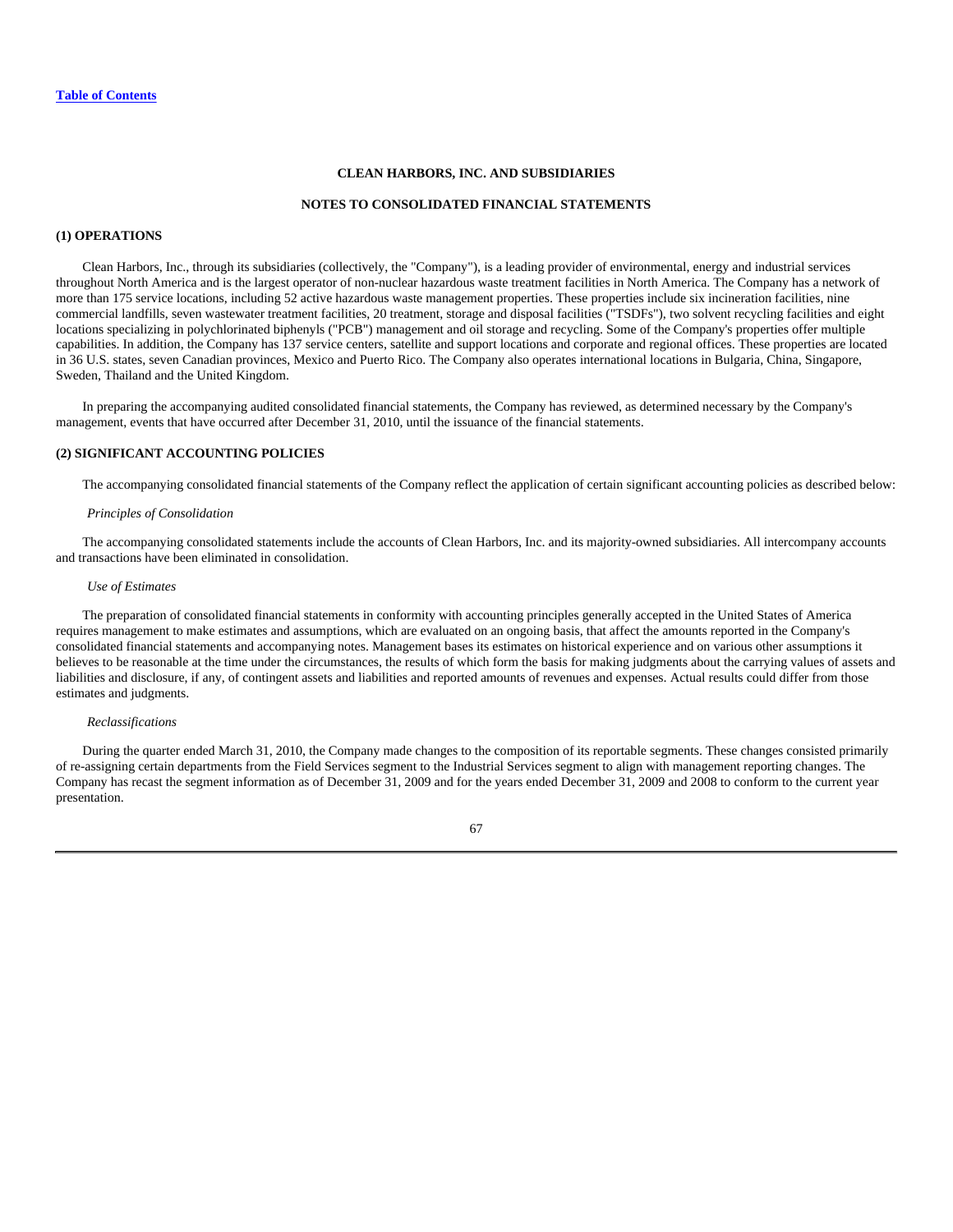**CLEAN HARBORS, INC. AND SUBSIDIARIES**

**NOTES TO CONSOLIDATED FINANCIAL STATEMENTS**

## (1) OPERATIONS

Clean Harbors, Inc., through its subsidiaries (collectively, the "Company"), is a leading provider of environmental, energy and industrial services throughout North America and is the largest operator of non-nuclear hazardous waste treatment facilities in North America. The Company has a network of more than 175 service locations, including 52 active hazardous waste management properties. These properties include six incineration facilities, nine commercial landfills, seven wastewater treatment facilities, 20 treatment, storage and disposal facilities ("TSDFs"), two solvent recycling facilities and eight locations specializing in polychlorinated biphenyls ("PCB") management and oil storage and recycling. Some of the Company's properties offer multiple capabilities. In addition, the Company has 137 service centers, satellite and support locations and corporate and regional offices. These properties are located in 36 U.S. states, seven Canadian provinces, Mexico and Puerto Rico. The Company also operates international locations in Bulgaria, China, Singapore, Sweden, Thailand and the United Kingdom.

In preparing the accompanying audited consolidated financial statements, the Company has reviewed, as determined necessary by the Company's management, events that have occurred after December 31, 2010, until the issuance of the financial statements.

## (2) SIGNIFICANT ACCOUNTING POLICIES

The accompanying consolidated financial statements of the Company reflect the application of certain significant accounting policies as described below:

*Principles of Consolidation*

The accompanying consolidated statements include the accounts of Clean Harbors, Inc. and its majority-owned subsidiaries. All intercompany accounts and transactions have been eliminated in consolidation.

*Use of Estimates*

The preparation of consolidated financial statements in conformity with accounting principles generally accepted in the United States of America requires management to make estimates and assumptions, which are evaluated on an ongoing basis, that affect the amounts reported in the Company's consolidated financial statements and accompanying notes. Management bases its estimates on historical experience and on various other assumptions it believes to be reasonable at the time under the circumstances, the results of which form the basis for making judgments about the carrying values of assets and liabilities and disclosure, if any, of contingent assets and liabilities and reported amounts of revenues and expenses. Actual results could differ from those estimates and judgments.

*Reclassifications*

During the quarter ended March 31, 2010, the Company made changes to the composition of its reportable segments. These changes consisted primarily of re-assigning certain departments from the Field Services segment to the Industrial Services segment to align with management reporting changes. The Company has recast the segment information as of December 31, 2009 and for the years ended December 31, 2009 and 2008 to conform to the current year presentation.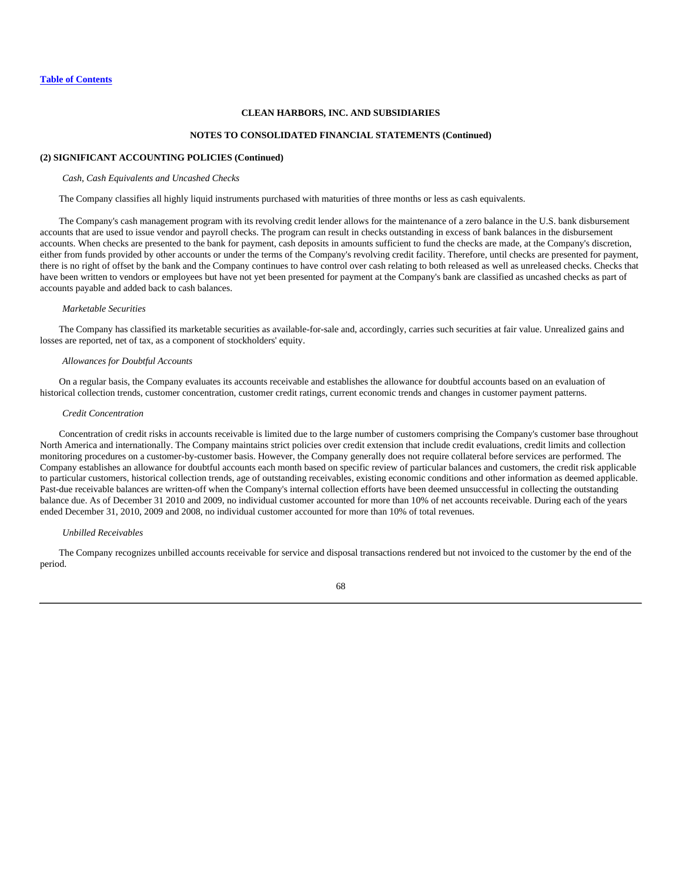**CLEAN HARBORS, INC. AND SUBSIDIARIES**

**NOTES TO CONSOLIDATED FINANCIAL STATEMENTS (Continued)**

**(2) SIGNIFICANT ACCOUNTING POLICIES (Continued)**

*Cash, Cash Equivalents and Uncashed Checks*

The Company classifies all highly liquid instruments purchased with maturities of three months or less as cash equivalents.

The Company's cash management program with its revolving credit lender allows for the maintenance of a zero balance in the U.S. bank disbursement accounts that are used to issue vendor and payroll checks. The program can result in checks outstanding in excess of bank balances in the disbursement accounts. When checks are presented to the bank for payment, cash deposits in amounts sufficient to fund the checks are made, at the Company's discretion, either from funds provided by other accounts or under the terms of the Company's revolving credit facility. Therefore, until checks are presented for payment, there is no right of offset by the bank and the Company continues to have control over cash relating to both released as well as unreleased checks. Checks that have been written to vendors or employees but have not yet been presented for payment at the Company's bank are classified as uncashed checks as part of accounts payable and added back to cash balances.

*Marketable Securities*

The Company has classified its marketable securities as available-for-sale and, accordingly, carries such securities at fair value. Unrealized gains and losses are reported, net of tax, as a component of stockholders' equity.

*Allowances for Doubtful Accounts*

On a regular basis, the Company evaluates its accounts receivable and establishes the allowance for doubtful accounts based on an evaluation of historical collection trends, customer concentration, customer credit ratings, current economic trends and changes in customer payment patterns.

*Credit Concentration*

Concentration of credit risks in accounts receivable is limited due to the large number of customers comprising the Company's customer base throughout North America and internationally. The Company maintains strict policies over credit extension that include credit evaluations, credit limits and collection monitoring procedures on a customer-by-customer basis. However, the Company generally does not require collateral before services are performed. The Company establishes an allowance for doubtful accounts each month based on specific review of particular balances and customers, the credit risk applicable to particular customers, historical collection trends, age of outstanding receivables, existing economic conditions and other information as deemed applicable. Past-due receivable balances are written-off when the Company's internal collection efforts have been deemed unsuccessful in collecting the outstanding balance due. As of December 31 2010 and 2009, no individual customer accounted for more than 10% of net accounts receivable. During each of the years ended December 31, 2010, 2009 and 2008, no individual customer accounted for more than 10% of total revenues.

*Unbilled Receivables*

The Company recognizes unbilled accounts receivable for service and disposal transactions rendered but not invoiced to the customer by the end of the period.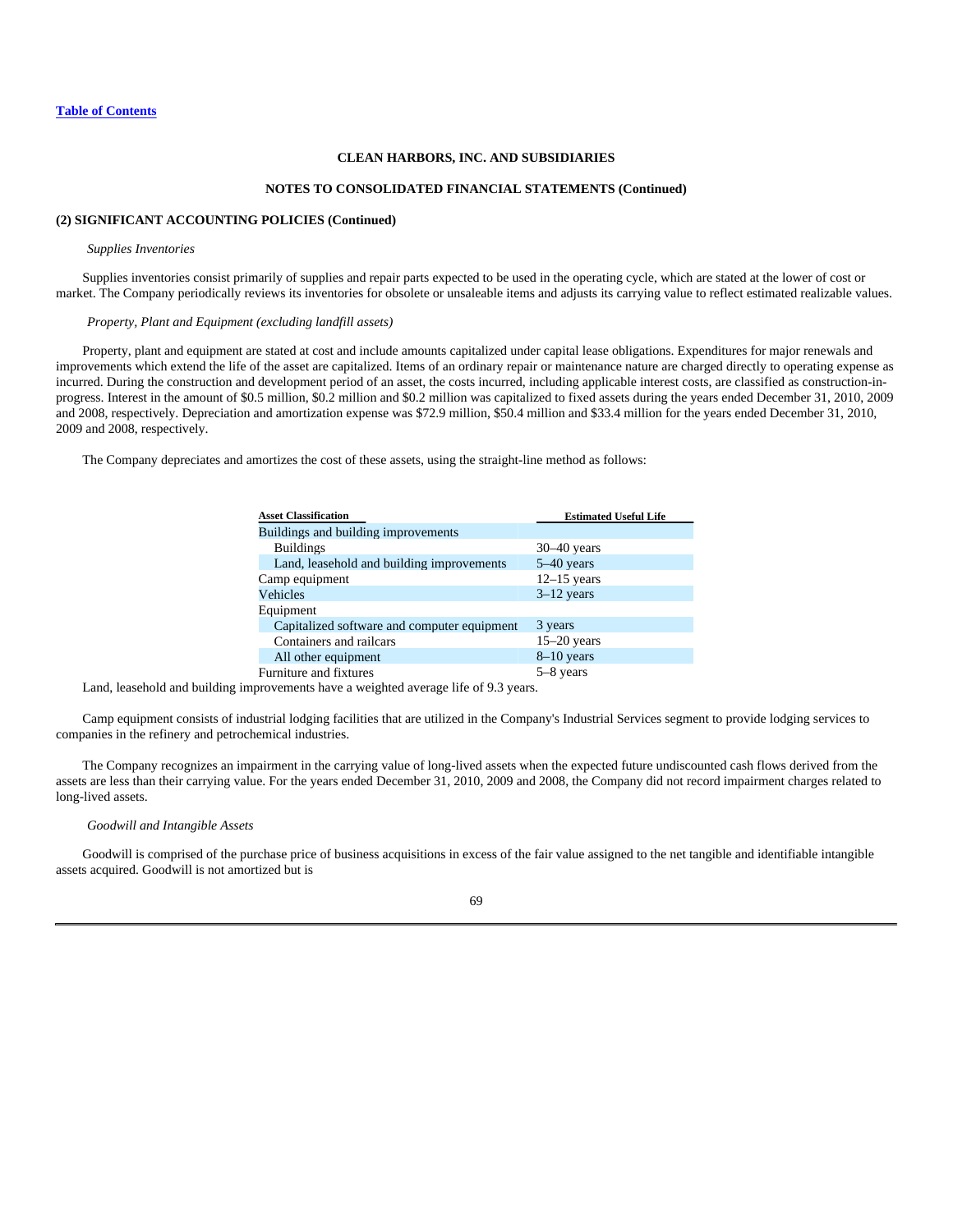**CLEAN HARBORS, INC. AND SUBSIDIARIES**

**NOTES TO CONSOLIDATED FINANCIAL STATEMENTS (Continued)**

**(2) SIGNIFICANT ACCOUNTING POLICIES (Continued)**

*Supplies Inventories*

Supplies inventories consist primarily of supplies and repair parts expected to be used in the operating cycle, which are stated at the lower of cost or market. The Company periodically reviews its inventories for obsolete or unsaleable items and adjusts its carrying value to reflect estimated realizable values.

*Property, Plant and Equipment (excluding landfill assets)*

Property, plant and equipment are stated at cost and include amounts capitalized under capital lease obligations. Expenditures for major renewals and improvements which extend the life of the asset are capitalized. Items of an ordinary repair or maintenance nature are charged directly to operating expense as incurred. During the construction and development period of an asset, the costs incurred, including applicable interest costs, are classified as construction-in-progress. Interest in the amount of $0.5 million, $0.2 million and $0.2 million was capitalized to fixed assets during the years ended December 31, 2010, 2009 and 2008, respectively. Depreciation and amortization expense was $72.9 million, $50.4 million and $33.4 million for the years ended December 31, 2010, 2009 and 2008, respectively.

The Company depreciates and amortizes the cost of these assets, using the straight-line method as follows:

| Asset Classification | Estimated Useful Life |
|---|---|
| Buildings and building improvements | |
| Buildings | 30–40 years |
| Land, leasehold and building improvements | 5–40 years |
| Camp equipment | 12–15 years |
| Vehicles | 3–12 years |
| Equipment | |
| Capitalized software and computer equipment | 3 years |
| Containers and railcars | 15–20 years |
| All other equipment | 8–10 years |
| Furniture and fixtures | 5–8 years |

Land, leasehold and building improvements have a weighted average life of 9.3 years.

Camp equipment consists of industrial lodging facilities that are utilized in the Company's Industrial Services segment to provide lodging services to companies in the refinery and petrochemical industries.

The Company recognizes an impairment in the carrying value of long-lived assets when the expected future undiscounted cash flows derived from the assets are less than their carrying value. For the years ended December 31, 2010, 2009 and 2008, the Company did not record impairment charges related to long-lived assets.

*Goodwill and Intangible Assets*

Goodwill is comprised of the purchase price of business acquisitions in excess of the fair value assigned to the net tangible and identifiable intangible assets acquired. Goodwill is not amortized but is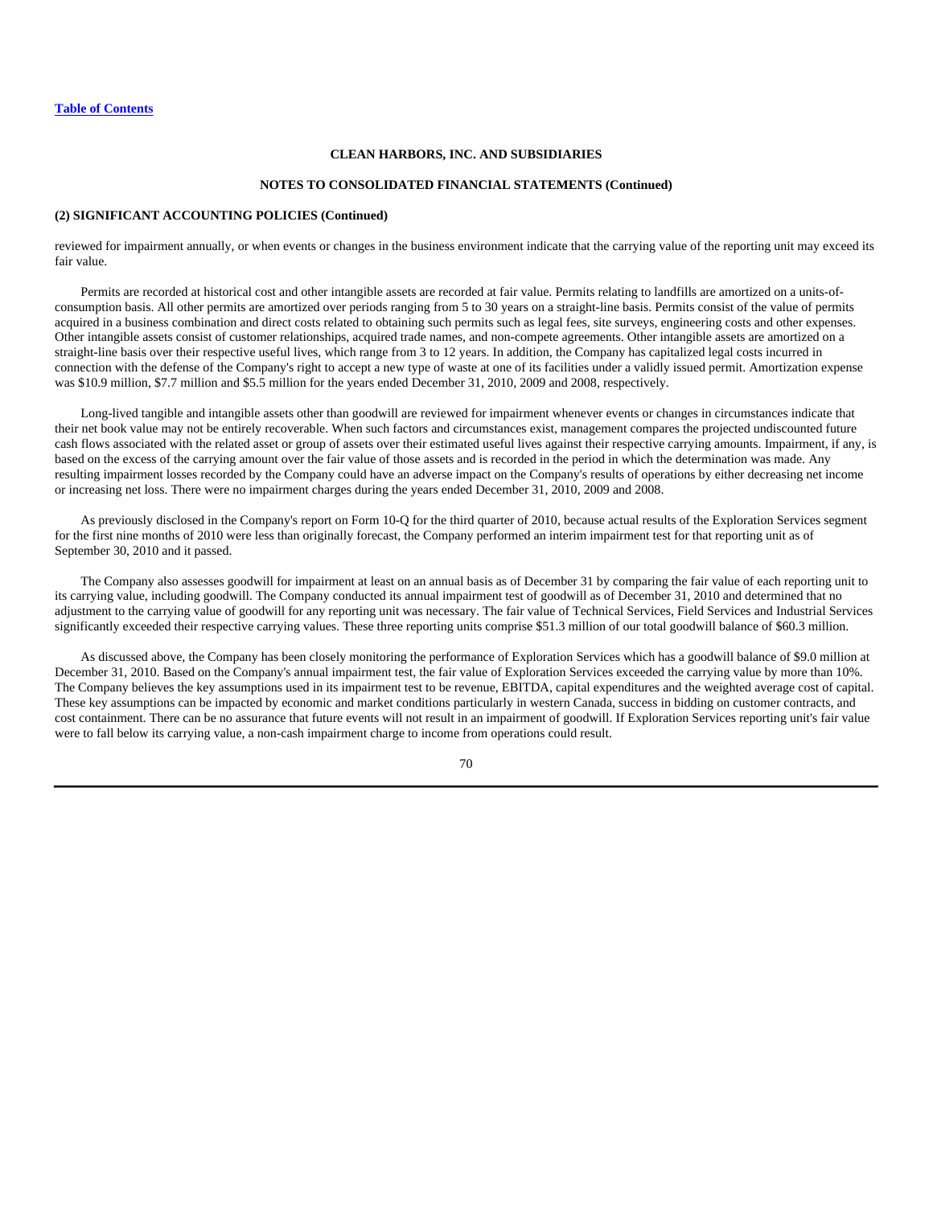**CLEAN HARBORS, INC. AND SUBSIDIARIES**

**NOTES TO CONSOLIDATED FINANCIAL STATEMENTS (Continued)**

**(2) SIGNIFICANT ACCOUNTING POLICIES (Continued)**

reviewed for impairment annually, or when events or changes in the business environment indicate that the carrying value of the reporting unit may exceed its fair value.

Permits are recorded at historical cost and other intangible assets are recorded at fair value. Permits relating to landfills are amortized on a units-of-consumption basis. All other permits are amortized over periods ranging from 5 to 30 years on a straight-line basis. Permits consist of the value of permits acquired in a business combination and direct costs related to obtaining such permits such as legal fees, site surveys, engineering costs and other expenses. Other intangible assets consist of customer relationships, acquired trade names, and non-compete agreements. Other intangible assets are amortized on a straight-line basis over their respective useful lives, which range from 3 to 12 years. In addition, the Company has capitalized legal costs incurred in connection with the defense of the Company's right to accept a new type of waste at one of its facilities under a validly issued permit. Amortization expense was $10.9 million, $7.7 million and $5.5 million for the years ended December 31, 2010, 2009 and 2008, respectively.

Long-lived tangible and intangible assets other than goodwill are reviewed for impairment whenever events or changes in circumstances indicate that their net book value may not be entirely recoverable. When such factors and circumstances exist, management compares the projected undiscounted future cash flows associated with the related asset or group of assets over their estimated useful lives against their respective carrying amounts. Impairment, if any, is based on the excess of the carrying amount over the fair value of those assets and is recorded in the period in which the determination was made. Any resulting impairment losses recorded by the Company could have an adverse impact on the Company's results of operations by either decreasing net income or increasing net loss. There were no impairment charges during the years ended December 31, 2010, 2009 and 2008.

As previously disclosed in the Company's report on Form 10-Q for the third quarter of 2010, because actual results of the Exploration Services segment for the first nine months of 2010 were less than originally forecast, the Company performed an interim impairment test for that reporting unit as of September 30, 2010 and it passed.

The Company also assesses goodwill for impairment at least on an annual basis as of December 31 by comparing the fair value of each reporting unit to its carrying value, including goodwill. The Company conducted its annual impairment test of goodwill as of December 31, 2010 and determined that no adjustment to the carrying value of goodwill for any reporting unit was necessary. The fair value of Technical Services, Field Services and Industrial Services significantly exceeded their respective carrying values. These three reporting units comprise $51.3 million of our total goodwill balance of $60.3 million.

As discussed above, the Company has been closely monitoring the performance of Exploration Services which has a goodwill balance of $9.0 million at December 31, 2010. Based on the Company's annual impairment test, the fair value of Exploration Services exceeded the carrying value by more than 10%. The Company believes the key assumptions used in its impairment test to be revenue, EBITDA, capital expenditures and the weighted average cost of capital. These key assumptions can be impacted by economic and market conditions particularly in western Canada, success in bidding on customer contracts, and cost containment. There can be no assurance that future events will not result in an impairment of goodwill. If Exploration Services reporting unit's fair value were to fall below its carrying value, a non-cash impairment charge to income from operations could result.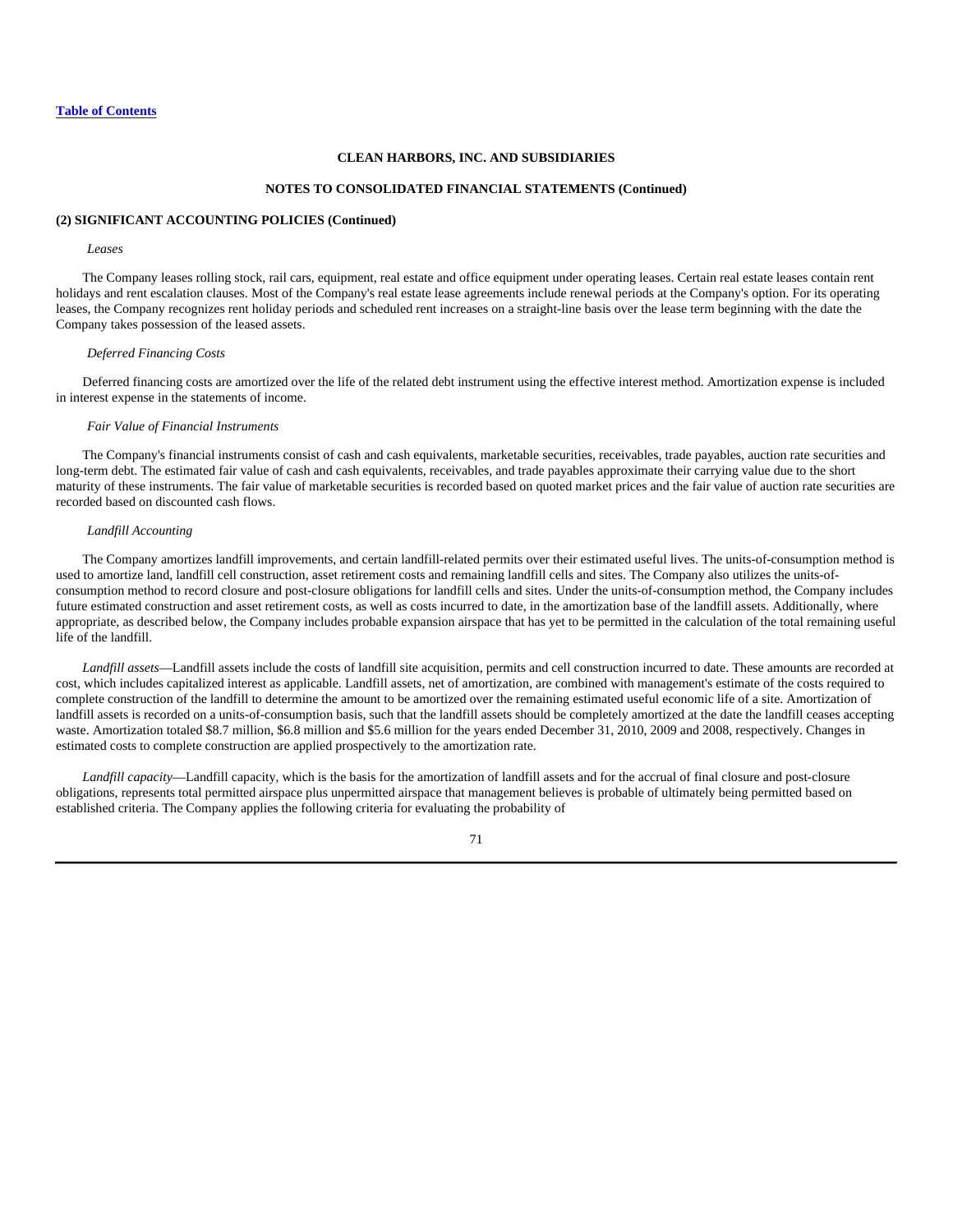**CLEAN HARBORS, INC. AND SUBSIDIARIES**

**NOTES TO CONSOLIDATED FINANCIAL STATEMENTS (Continued)**

**(2) SIGNIFICANT ACCOUNTING POLICIES (Continued)**

*Leases*

The Company leases rolling stock, rail cars, equipment, real estate and office equipment under operating leases. Certain real estate leases contain rent holidays and rent escalation clauses. Most of the Company's real estate lease agreements include renewal periods at the Company's option. For its operating leases, the Company recognizes rent holiday periods and scheduled rent increases on a straight-line basis over the lease term beginning with the date the Company takes possession of the leased assets.

*Deferred Financing Costs*

Deferred financing costs are amortized over the life of the related debt instrument using the effective interest method. Amortization expense is included in interest expense in the statements of income.

*Fair Value of Financial Instruments*

The Company's financial instruments consist of cash and cash equivalents, marketable securities, receivables, trade payables, auction rate securities and long-term debt. The estimated fair value of cash and cash equivalents, receivables, and trade payables approximate their carrying value due to the short maturity of these instruments. The fair value of marketable securities is recorded based on quoted market prices and the fair value of auction rate securities are recorded based on discounted cash flows.

*Landfill Accounting*

The Company amortizes landfill improvements, and certain landfill-related permits over their estimated useful lives. The units-of-consumption method is used to amortize land, landfill cell construction, asset retirement costs and remaining landfill cells and sites. The Company also utilizes the units-of-consumption method to record closure and post-closure obligations for landfill cells and sites. Under the units-of-consumption method, the Company includes future estimated construction and asset retirement costs, as well as costs incurred to date, in the amortization base of the landfill assets. Additionally, where appropriate, as described below, the Company includes probable expansion airspace that has yet to be permitted in the calculation of the total remaining useful life of the landfill.

*Landfill assets*—Landfill assets include the costs of landfill site acquisition, permits and cell construction incurred to date. These amounts are recorded at cost, which includes capitalized interest as applicable. Landfill assets, net of amortization, are combined with management's estimate of the costs required to complete construction of the landfill to determine the amount to be amortized over the remaining estimated useful economic life of a site. Amortization of landfill assets is recorded on a units-of-consumption basis, such that the landfill assets should be completely amortized at the date the landfill ceases accepting waste. Amortization totaled $8.7 million, $6.8 million and $5.6 million for the years ended December 31, 2010, 2009 and 2008, respectively. Changes in estimated costs to complete construction are applied prospectively to the amortization rate.

*Landfill capacity*—Landfill capacity, which is the basis for the amortization of landfill assets and for the accrual of final closure and post-closure obligations, represents total permitted airspace plus unpermitted airspace that management believes is probable of ultimately being permitted based on established criteria. The Company applies the following criteria for evaluating the probability of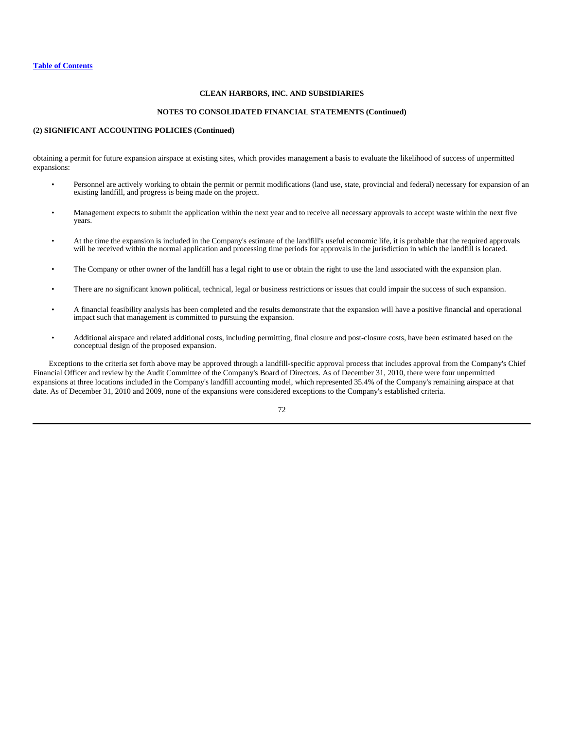CLEAN HARBORS, INC. AND SUBSIDIARIES

NOTES TO CONSOLIDATED FINANCIAL STATEMENTS (Continued)

**(2) SIGNIFICANT ACCOUNTING POLICIES (Continued)**

obtaining a permit for future expansion airspace at existing sites, which provides management a basis to evaluate the likelihood of success of unpermitted expansions:

- Personnel are actively working to obtain the permit or permit modifications (land use, state, provincial and federal) necessary for expansion of an existing landfill, and progress is being made on the project.
- Management expects to submit the application within the next year and to receive all necessary approvals to accept waste within the next five years.
- At the time the expansion is included in the Company's estimate of the landfill's useful economic life, it is probable that the required approvals will be received within the normal application and processing time periods for approvals in the jurisdiction in which the landfill is located.
- The Company or other owner of the landfill has a legal right to use or obtain the right to use the land associated with the expansion plan.
- There are no significant known political, technical, legal or business restrictions or issues that could impair the success of such expansion.
- A financial feasibility analysis has been completed and the results demonstrate that the expansion will have a positive financial and operational impact such that management is committed to pursuing the expansion.
- Additional airspace and related additional costs, including permitting, final closure and post-closure costs, have been estimated based on the conceptual design of the proposed expansion.

Exceptions to the criteria set forth above may be approved through a landfill-specific approval process that includes approval from the Company's Chief Financial Officer and review by the Audit Committee of the Company's Board of Directors. As of December 31, 2010, there were four unpermitted expansions at three locations included in the Company's landfill accounting model, which represented 35.4% of the Company's remaining airspace at that date. As of December 31, 2010 and 2009, none of the expansions were considered exceptions to the Company's established criteria.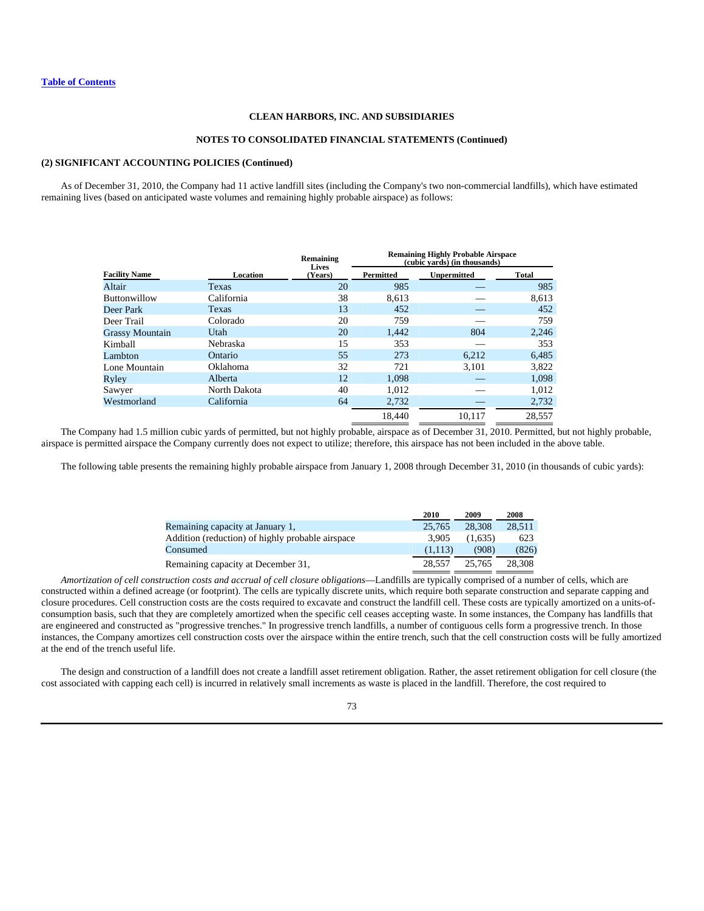**CLEAN HARBORS, INC. AND SUBSIDIARIES**

**NOTES TO CONSOLIDATED FINANCIAL STATEMENTS (Continued)**

**(2) SIGNIFICANT ACCOUNTING POLICIES (Continued)**

As of December 31, 2010, the Company had 11 active landfill sites (including the Company's two non-commercial landfills), which have estimated remaining lives (based on anticipated waste volumes and remaining highly probable airspace) as follows:

| | | | Remaining Highly Probable Airspace (cubic yards) (in thousands) | | |
|---|---|---|---|---|---|
| **Facility Name** | **Location** | **Remaining Lives (Years)** | **Permitted** | **Unpermitted** | **Total** |
| Altair | Texas | 20 | 985 | — | 985 |
| Buttonwillow | California | 38 | 8,613 | — | 8,613 |
| Deer Park | Texas | 13 | 452 | — | 452 |
| Deer Trail | Colorado | 20 | 759 | — | 759 |
| Grassy Mountain | Utah | 20 | 1,442 | 804 | 2,246 |
| Kimball | Nebraska | 15 | 353 | — | 353 |
| Lambton | Ontario | 55 | 273 | 6,212 | 6,485 |
| Lone Mountain | Oklahoma | 32 | 721 | 3,101 | 3,822 |
| Ryley | Alberta | 12 | 1,098 | — | 1,098 |
| Sawyer | North Dakota | 40 | 1,012 | — | 1,012 |
| Westmorland | California | 64 | 2,732 | — | 2,732 |
| | | | 18,440 | 10,117 | 28,557 |

The Company had 1.5 million cubic yards of permitted, but not highly probable, airspace as of December 31, 2010. Permitted, but not highly probable, airspace is permitted airspace the Company currently does not expect to utilize; therefore, this airspace has not been included in the above table.

The following table presents the remaining highly probable airspace from January 1, 2008 through December 31, 2010 (in thousands of cubic yards):

| | 2010 | 2009 | 2008 |
|---|---|---|---|
| Remaining capacity at January 1, | 25,765 | 28,308 | 28,511 |
| Addition (reduction) of highly probable airspace | 3,905 | (1,635) | 623 |
| Consumed | (1,113) | (908) | (826) |
| Remaining capacity at December 31, | 28,557 | 25,765 | 28,308 |

*Amortization of cell construction costs and accrual of cell closure obligations*—Landfills are typically comprised of a number of cells, which are constructed within a defined acreage (or footprint). The cells are typically discrete units, which require both separate construction and separate capping and closure procedures. Cell construction costs are the costs required to excavate and construct the landfill cell. These costs are typically amortized on a units-of-consumption basis, such that they are completely amortized when the specific cell ceases accepting waste. In some instances, the Company has landfills that are engineered and constructed as "progressive trenches." In progressive trench landfills, a number of contiguous cells form a progressive trench. In those instances, the Company amortizes cell construction costs over the airspace within the entire trench, such that the cell construction costs will be fully amortized at the end of the trench useful life.

The design and construction of a landfill does not create a landfill asset retirement obligation. Rather, the asset retirement obligation for cell closure (the cost associated with capping each cell) is incurred in relatively small increments as waste is placed in the landfill. Therefore, the cost required to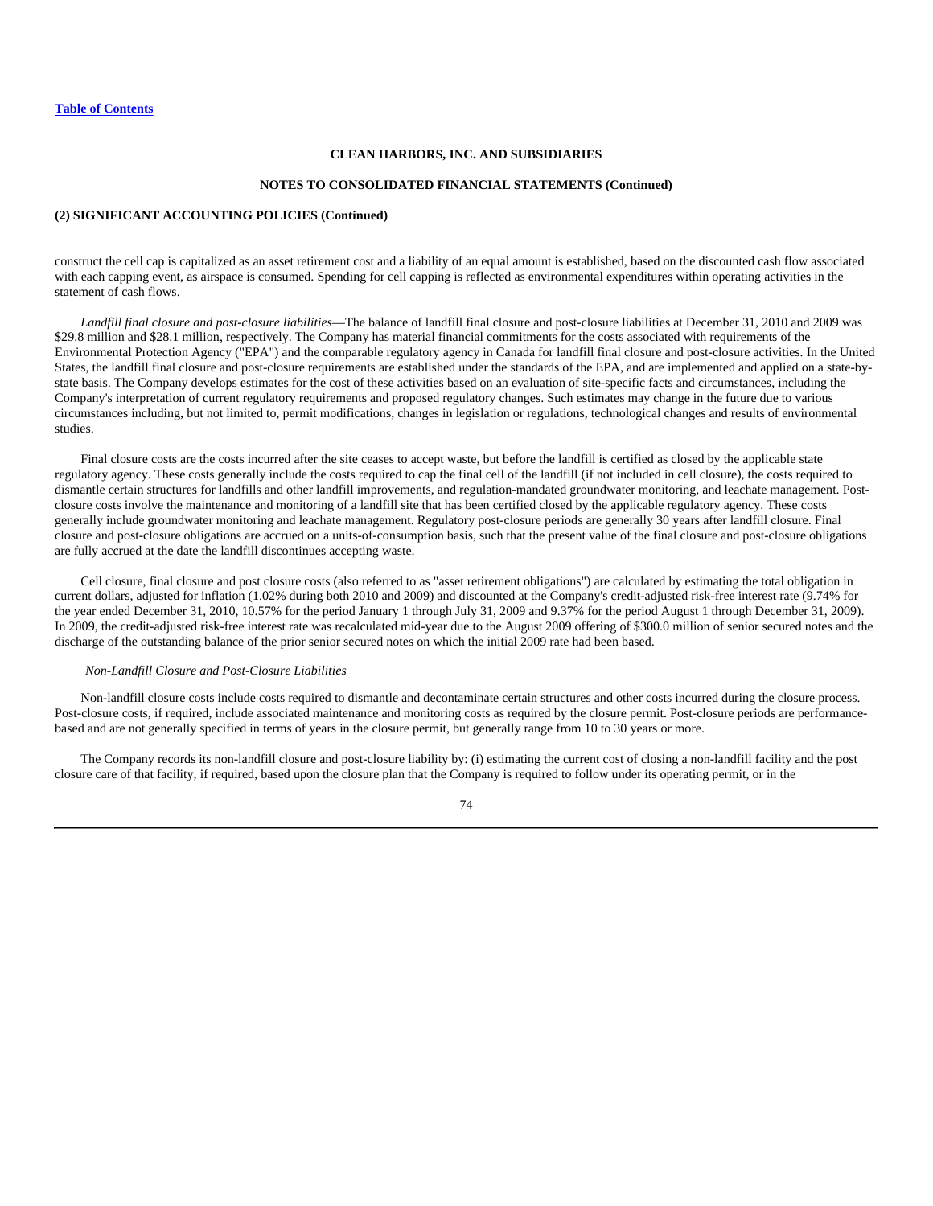CLEAN HARBORS, INC. AND SUBSIDIARIES

NOTES TO CONSOLIDATED FINANCIAL STATEMENTS (Continued)

**(2) SIGNIFICANT ACCOUNTING POLICIES (Continued)**

construct the cell cap is capitalized as an asset retirement cost and a liability of an equal amount is established, based on the discounted cash flow associated with each capping event, as airspace is consumed. Spending for cell capping is reflected as environmental expenditures within operating activities in the statement of cash flows.

*Landfill final closure and post-closure liabilities*—The balance of landfill final closure and post-closure liabilities at December 31, 2010 and 2009 was $29.8 million and $28.1 million, respectively. The Company has material financial commitments for the costs associated with requirements of the Environmental Protection Agency ("EPA") and the comparable regulatory agency in Canada for landfill final closure and post-closure activities. In the United States, the landfill final closure and post-closure requirements are established under the standards of the EPA, and are implemented and applied on a state-by-state basis. The Company develops estimates for the cost of these activities based on an evaluation of site-specific facts and circumstances, including the Company's interpretation of current regulatory requirements and proposed regulatory changes. Such estimates may change in the future due to various circumstances including, but not limited to, permit modifications, changes in legislation or regulations, technological changes and results of environmental studies.

Final closure costs are the costs incurred after the site ceases to accept waste, but before the landfill is certified as closed by the applicable state regulatory agency. These costs generally include the costs required to cap the final cell of the landfill (if not included in cell closure), the costs required to dismantle certain structures for landfills and other landfill improvements, and regulation-mandated groundwater monitoring, and leachate management. Post-closure costs involve the maintenance and monitoring of a landfill site that has been certified closed by the applicable regulatory agency. These costs generally include groundwater monitoring and leachate management. Regulatory post-closure periods are generally 30 years after landfill closure. Final closure and post-closure obligations are accrued on a units-of-consumption basis, such that the present value of the final closure and post-closure obligations are fully accrued at the date the landfill discontinues accepting waste.

Cell closure, final closure and post closure costs (also referred to as "asset retirement obligations") are calculated by estimating the total obligation in current dollars, adjusted for inflation (1.02% during both 2010 and 2009) and discounted at the Company's credit-adjusted risk-free interest rate (9.74% for the year ended December 31, 2010, 10.57% for the period January 1 through July 31, 2009 and 9.37% for the period August 1 through December 31, 2009). In 2009, the credit-adjusted risk-free interest rate was recalculated mid-year due to the August 2009 offering of $300.0 million of senior secured notes and the discharge of the outstanding balance of the prior senior secured notes on which the initial 2009 rate had been based.

*Non-Landfill Closure and Post-Closure Liabilities*

Non-landfill closure costs include costs required to dismantle and decontaminate certain structures and other costs incurred during the closure process. Post-closure costs, if required, include associated maintenance and monitoring costs as required by the closure permit. Post-closure periods are performance-based and are not generally specified in terms of years in the closure permit, but generally range from 10 to 30 years or more.

The Company records its non-landfill closure and post-closure liability by: (i) estimating the current cost of closing a non-landfill facility and the post closure care of that facility, if required, based upon the closure plan that the Company is required to follow under its operating permit, or in the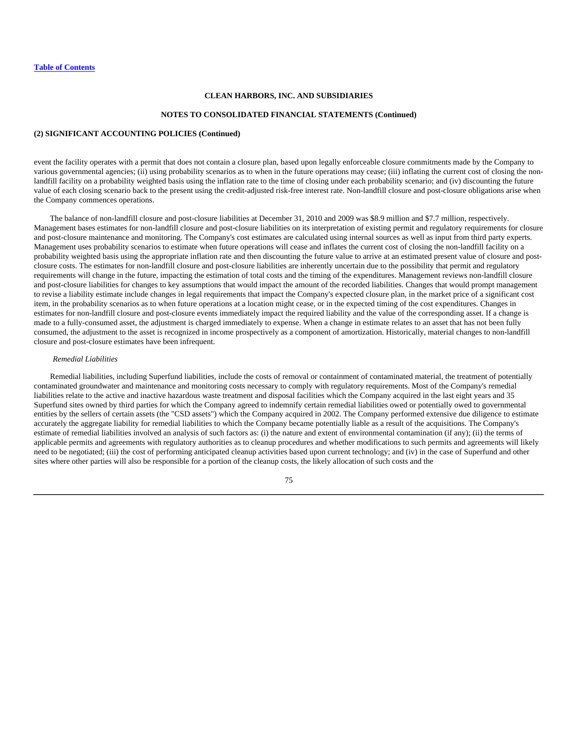**CLEAN HARBORS, INC. AND SUBSIDIARIES**

**NOTES TO CONSOLIDATED FINANCIAL STATEMENTS (Continued)**

**(2) SIGNIFICANT ACCOUNTING POLICIES (Continued)**

event the facility operates with a permit that does not contain a closure plan, based upon legally enforceable closure commitments made by the Company to various governmental agencies; (ii) using probability scenarios as to when in the future operations may cease; (iii) inflating the current cost of closing the non-landfill facility on a probability weighted basis using the inflation rate to the time of closing under each probability scenario; and (iv) discounting the future value of each closing scenario back to the present using the credit-adjusted risk-free interest rate. Non-landfill closure and post-closure obligations arise when the Company commences operations.

The balance of non-landfill closure and post-closure liabilities at December 31, 2010 and 2009 was $8.9 million and $7.7 million, respectively. Management bases estimates for non-landfill closure and post-closure liabilities on its interpretation of existing permit and regulatory requirements for closure and post-closure maintenance and monitoring. The Company's cost estimates are calculated using internal sources as well as input from third party experts. Management uses probability scenarios to estimate when future operations will cease and inflates the current cost of closing the non-landfill facility on a probability weighted basis using the appropriate inflation rate and then discounting the future value to arrive at an estimated present value of closure and post-closure costs. The estimates for non-landfill closure and post-closure liabilities are inherently uncertain due to the possibility that permit and regulatory requirements will change in the future, impacting the estimation of total costs and the timing of the expenditures. Management reviews non-landfill closure and post-closure liabilities for changes to key assumptions that would impact the amount of the recorded liabilities. Changes that would prompt management to revise a liability estimate include changes in legal requirements that impact the Company's expected closure plan, in the market price of a significant cost item, in the probability scenarios as to when future operations at a location might cease, or in the expected timing of the cost expenditures. Changes in estimates for non-landfill closure and post-closure events immediately impact the required liability and the value of the corresponding asset. If a change is made to a fully-consumed asset, the adjustment is charged immediately to expense. When a change in estimate relates to an asset that has not been fully consumed, the adjustment to the asset is recognized in income prospectively as a component of amortization. Historically, material changes to non-landfill closure and post-closure estimates have been infrequent.

*Remedial Liabilities*

Remedial liabilities, including Superfund liabilities, include the costs of removal or containment of contaminated material, the treatment of potentially contaminated groundwater and maintenance and monitoring costs necessary to comply with regulatory requirements. Most of the Company's remedial liabilities relate to the active and inactive hazardous waste treatment and disposal facilities which the Company acquired in the last eight years and 35 Superfund sites owned by third parties for which the Company agreed to indemnify certain remedial liabilities owed or potentially owed to governmental entities by the sellers of certain assets (the "CSD assets") which the Company acquired in 2002. The Company performed extensive due diligence to estimate accurately the aggregate liability for remedial liabilities to which the Company became potentially liable as a result of the acquisitions. The Company's estimate of remedial liabilities involved an analysis of such factors as: (i) the nature and extent of environmental contamination (if any); (ii) the terms of applicable permits and agreements with regulatory authorities as to cleanup procedures and whether modifications to such permits and agreements will likely need to be negotiated; (iii) the cost of performing anticipated cleanup activities based upon current technology; and (iv) in the case of Superfund and other sites where other parties will also be responsible for a portion of the cleanup costs, the likely allocation of such costs and the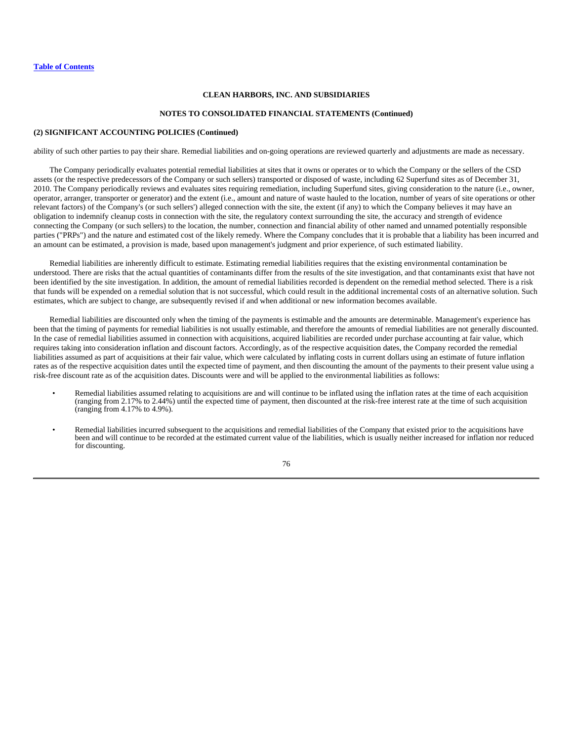**CLEAN HARBORS, INC. AND SUBSIDIARIES**

**NOTES TO CONSOLIDATED FINANCIAL STATEMENTS (Continued)**

**(2) SIGNIFICANT ACCOUNTING POLICIES (Continued)**

ability of such other parties to pay their share. Remedial liabilities and on-going operations are reviewed quarterly and adjustments are made as necessary.

The Company periodically evaluates potential remedial liabilities at sites that it owns or operates or to which the Company or the sellers of the CSD assets (or the respective predecessors of the Company or such sellers) transported or disposed of waste, including 62 Superfund sites as of December 31, 2010. The Company periodically reviews and evaluates sites requiring remediation, including Superfund sites, giving consideration to the nature (i.e., owner, operator, arranger, transporter or generator) and the extent (i.e., amount and nature of waste hauled to the location, number of years of site operations or other relevant factors) of the Company's (or such sellers') alleged connection with the site, the extent (if any) to which the Company believes it may have an obligation to indemnify cleanup costs in connection with the site, the regulatory context surrounding the site, the accuracy and strength of evidence connecting the Company (or such sellers) to the location, the number, connection and financial ability of other named and unnamed potentially responsible parties ("PRPs") and the nature and estimated cost of the likely remedy. Where the Company concludes that it is probable that a liability has been incurred and an amount can be estimated, a provision is made, based upon management's judgment and prior experience, of such estimated liability.

Remedial liabilities are inherently difficult to estimate. Estimating remedial liabilities requires that the existing environmental contamination be understood. There are risks that the actual quantities of contaminants differ from the results of the site investigation, and that contaminants exist that have not been identified by the site investigation. In addition, the amount of remedial liabilities recorded is dependent on the remedial method selected. There is a risk that funds will be expended on a remedial solution that is not successful, which could result in the additional incremental costs of an alternative solution. Such estimates, which are subject to change, are subsequently revised if and when additional or new information becomes available.

Remedial liabilities are discounted only when the timing of the payments is estimable and the amounts are determinable. Management's experience has been that the timing of payments for remedial liabilities is not usually estimable, and therefore the amounts of remedial liabilities are not generally discounted. In the case of remedial liabilities assumed in connection with acquisitions, acquired liabilities are recorded under purchase accounting at fair value, which requires taking into consideration inflation and discount factors. Accordingly, as of the respective acquisition dates, the Company recorded the remedial liabilities assumed as part of acquisitions at their fair value, which were calculated by inflating costs in current dollars using an estimate of future inflation rates as of the respective acquisition dates until the expected time of payment, and then discounting the amount of the payments to their present value using a risk-free discount rate as of the acquisition dates. Discounts were and will be applied to the environmental liabilities as follows:

- Remedial liabilities assumed relating to acquisitions are and will continue to be inflated using the inflation rates at the time of each acquisition (ranging from 2.17% to 2.44%) until the expected time of payment, then discounted at the risk-free interest rate at the time of such acquisition (ranging from 4.17% to 4.9%).

- Remedial liabilities incurred subsequent to the acquisitions and remedial liabilities of the Company that existed prior to the acquisitions have been and will continue to be recorded at the estimated current value of the liabilities, which is usually neither increased for inflation nor reduced for discounting.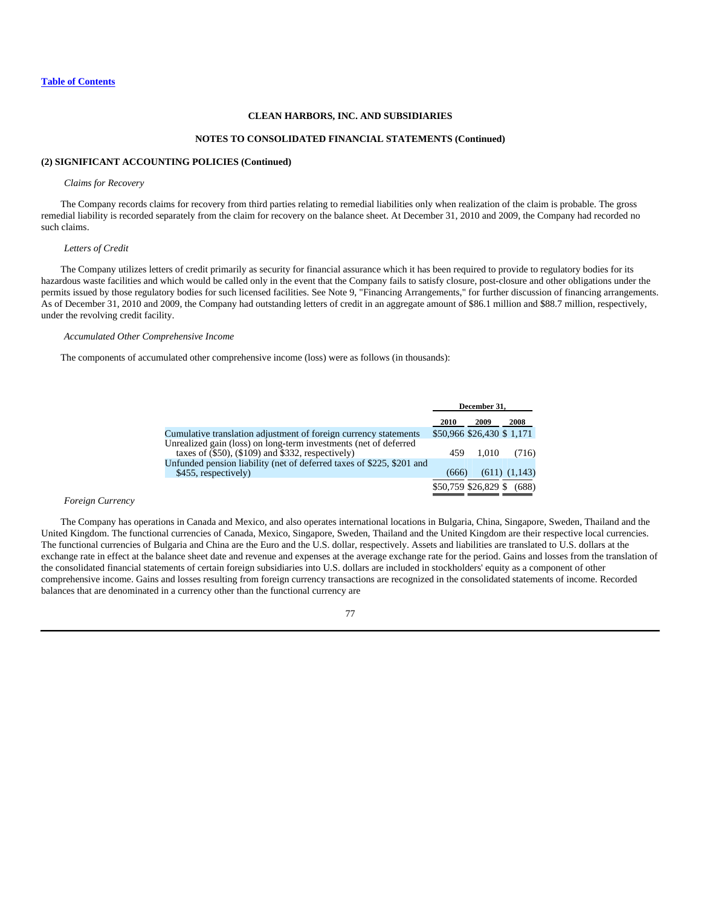[Table of Contents](#)

**CLEAN HARBORS, INC. AND SUBSIDIARIES**

**NOTES TO CONSOLIDATED FINANCIAL STATEMENTS (Continued)**

**(2) SIGNIFICANT ACCOUNTING POLICIES (Continued)**

*Claims for Recovery*

The Company records claims for recovery from third parties relating to remedial liabilities only when realization of the claim is probable. The gross remedial liability is recorded separately from the claim for recovery on the balance sheet. At December 31, 2010 and 2009, the Company had recorded no such claims.

*Letters of Credit*

The Company utilizes letters of credit primarily as security for financial assurance which it has been required to provide to regulatory bodies for its hazardous waste facilities and which would be called only in the event that the Company fails to satisfy closure, post-closure and other obligations under the permits issued by those regulatory bodies for such licensed facilities. See Note 9, "Financing Arrangements," for further discussion of financing arrangements. As of December 31, 2010 and 2009, the Company had outstanding letters of credit in an aggregate amount of $86.1 million and $88.7 million, respectively, under the revolving credit facility.

*Accumulated Other Comprehensive Income*

The components of accumulated other comprehensive income (loss) were as follows (in thousands):

| | December 31, | | |
|---|---|---|---|
| | 2010 | 2009 | 2008 |
| Cumulative translation adjustment of foreign currency statements | $50,966 | $26,430 | $ 1,171 |
| Unrealized gain (loss) on long-term investments (net of deferred taxes of ($50), ($109) and $332, respectively) | 459 | 1,010 | (716) |
| Unfunded pension liability (net of deferred taxes of $225, $201 and $455, respectively) | (666) | (611) | (1,143) |
| | $50,759 | $26,829 | $ (688) |

*Foreign Currency*

The Company has operations in Canada and Mexico, and also operates international locations in Bulgaria, China, Singapore, Sweden, Thailand and the United Kingdom. The functional currencies of Canada, Mexico, Singapore, Sweden, Thailand and the United Kingdom are their respective local currencies. The functional currencies of Bulgaria and China are the Euro and the U.S. dollar, respectively. Assets and liabilities are translated to U.S. dollars at the exchange rate in effect at the balance sheet date and revenue and expenses at the average exchange rate for the period. Gains and losses from the translation of the consolidated financial statements of certain foreign subsidiaries into U.S. dollars are included in stockholders' equity as a component of other comprehensive income. Gains and losses resulting from foreign currency transactions are recognized in the consolidated statements of income. Recorded balances that are denominated in a currency other than the functional currency are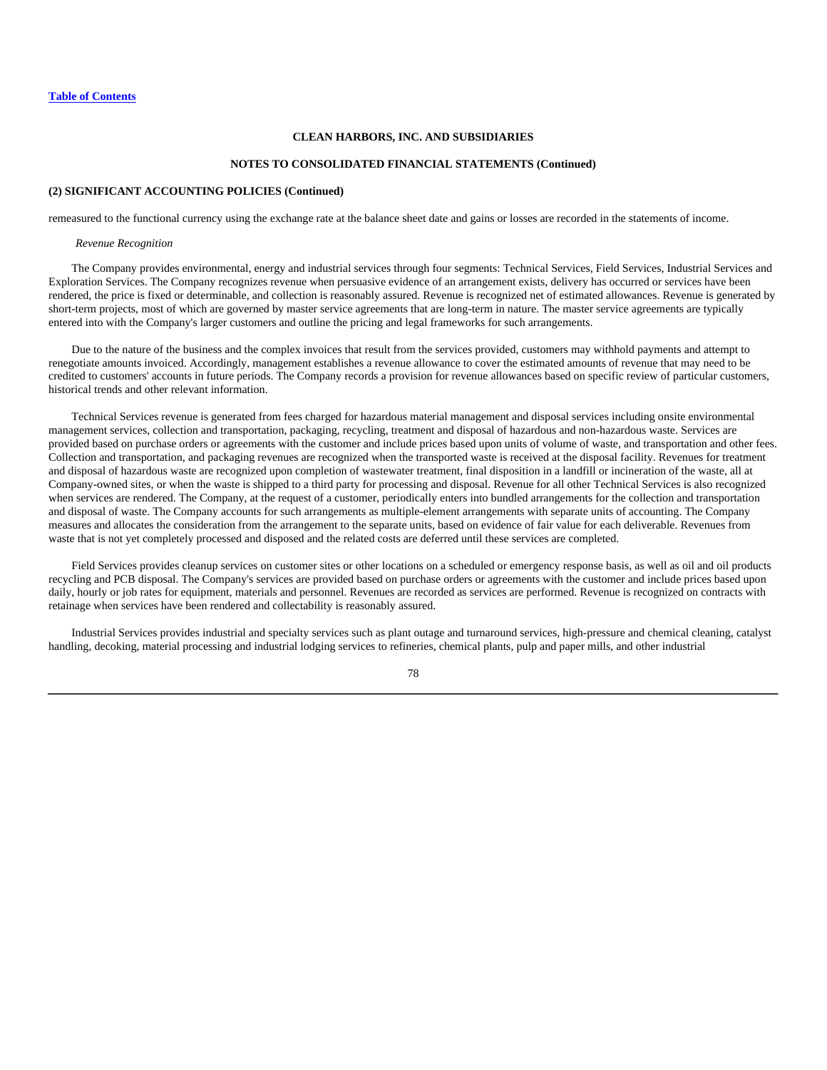remeasured to the functional currency using the exchange rate at the balance sheet date and gains or losses are recorded in the statements of income.

*Revenue Recognition*

The Company provides environmental, energy and industrial services through four segments: Technical Services, Field Services, Industrial Services and Exploration Services. The Company recognizes revenue when persuasive evidence of an arrangement exists, delivery has occurred or services have been rendered, the price is fixed or determinable, and collection is reasonably assured. Revenue is recognized net of estimated allowances. Revenue is generated by short-term projects, most of which are governed by master service agreements that are long-term in nature. The master service agreements are typically entered into with the Company's larger customers and outline the pricing and legal frameworks for such arrangements.

Due to the nature of the business and the complex invoices that result from the services provided, customers may withhold payments and attempt to renegotiate amounts invoiced. Accordingly, management establishes a revenue allowance to cover the estimated amounts of revenue that may need to be credited to customers' accounts in future periods. The Company records a provision for revenue allowances based on specific review of particular customers, historical trends and other relevant information.

Technical Services revenue is generated from fees charged for hazardous material management and disposal services including onsite environmental management services, collection and transportation, packaging, recycling, treatment and disposal of hazardous and non-hazardous waste. Services are provided based on purchase orders or agreements with the customer and include prices based upon units of volume of waste, and transportation and other fees. Collection and transportation, and packaging revenues are recognized when the transported waste is received at the disposal facility. Revenues for treatment and disposal of hazardous waste are recognized upon completion of wastewater treatment, final disposition in a landfill or incineration of the waste, all at Company-owned sites, or when the waste is shipped to a third party for processing and disposal. Revenue for all other Technical Services is also recognized when services are rendered. The Company, at the request of a customer, periodically enters into bundled arrangements for the collection and transportation and disposal of waste. The Company accounts for such arrangements as multiple-element arrangements with separate units of accounting. The Company measures and allocates the consideration from the arrangement to the separate units, based on evidence of fair value for each deliverable. Revenues from waste that is not yet completely processed and disposed and the related costs are deferred until these services are completed.

Field Services provides cleanup services on customer sites or other locations on a scheduled or emergency response basis, as well as oil and oil products recycling and PCB disposal. The Company's services are provided based on purchase orders or agreements with the customer and include prices based upon daily, hourly or job rates for equipment, materials and personnel. Revenues are recorded as services are performed. Revenue is recognized on contracts with retainage when services have been rendered and collectability is reasonably assured.

Industrial Services provides industrial and specialty services such as plant outage and turnaround services, high-pressure and chemical cleaning, catalyst handling, decoking, material processing and industrial lodging services to refineries, chemical plants, pulp and paper mills, and other industrial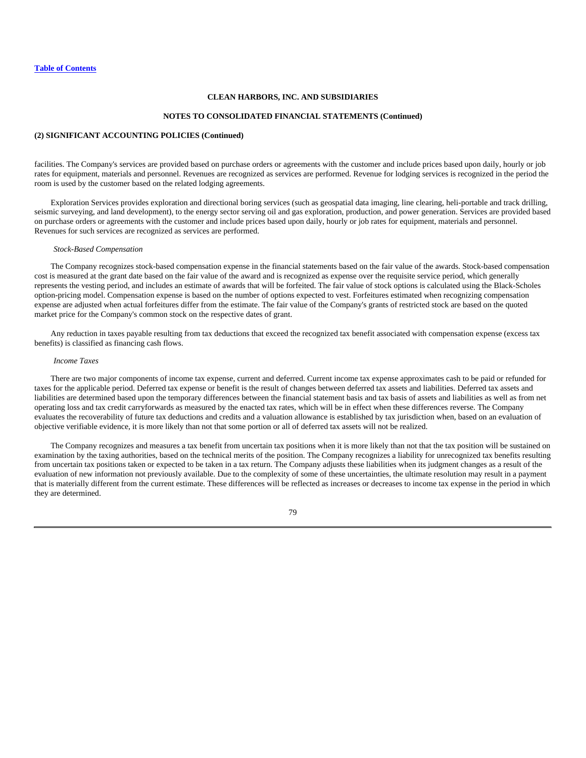**CLEAN HARBORS, INC. AND SUBSIDIARIES**

**NOTES TO CONSOLIDATED FINANCIAL STATEMENTS (Continued)**

**(2) SIGNIFICANT ACCOUNTING POLICIES (Continued)**

facilities. The Company's services are provided based on purchase orders or agreements with the customer and include prices based upon daily, hourly or job rates for equipment, materials and personnel. Revenues are recognized as services are performed. Revenue for lodging services is recognized in the period the room is used by the customer based on the related lodging agreements.

Exploration Services provides exploration and directional boring services (such as geospatial data imaging, line clearing, heli-portable and track drilling, seismic surveying, and land development), to the energy sector serving oil and gas exploration, production, and power generation. Services are provided based on purchase orders or agreements with the customer and include prices based upon daily, hourly or job rates for equipment, materials and personnel. Revenues for such services are recognized as services are performed.

*Stock-Based Compensation*

The Company recognizes stock-based compensation expense in the financial statements based on the fair value of the awards. Stock-based compensation cost is measured at the grant date based on the fair value of the award and is recognized as expense over the requisite service period, which generally represents the vesting period, and includes an estimate of awards that will be forfeited. The fair value of stock options is calculated using the Black-Scholes option-pricing model. Compensation expense is based on the number of options expected to vest. Forfeitures estimated when recognizing compensation expense are adjusted when actual forfeitures differ from the estimate. The fair value of the Company's grants of restricted stock are based on the quoted market price for the Company's common stock on the respective dates of grant.

Any reduction in taxes payable resulting from tax deductions that exceed the recognized tax benefit associated with compensation expense (excess tax benefits) is classified as financing cash flows.

*Income Taxes*

There are two major components of income tax expense, current and deferred. Current income tax expense approximates cash to be paid or refunded for taxes for the applicable period. Deferred tax expense or benefit is the result of changes between deferred tax assets and liabilities. Deferred tax assets and liabilities are determined based upon the temporary differences between the financial statement basis and tax basis of assets and liabilities as well as from net operating loss and tax credit carryforwards as measured by the enacted tax rates, which will be in effect when these differences reverse. The Company evaluates the recoverability of future tax deductions and credits and a valuation allowance is established by tax jurisdiction when, based on an evaluation of objective verifiable evidence, it is more likely than not that some portion or all of deferred tax assets will not be realized.

The Company recognizes and measures a tax benefit from uncertain tax positions when it is more likely than not that the tax position will be sustained on examination by the taxing authorities, based on the technical merits of the position. The Company recognizes a liability for unrecognized tax benefits resulting from uncertain tax positions taken or expected to be taken in a tax return. The Company adjusts these liabilities when its judgment changes as a result of the evaluation of new information not previously available. Due to the complexity of some of these uncertainties, the ultimate resolution may result in a payment that is materially different from the current estimate. These differences will be reflected as increases or decreases to income tax expense in the period in which they are determined.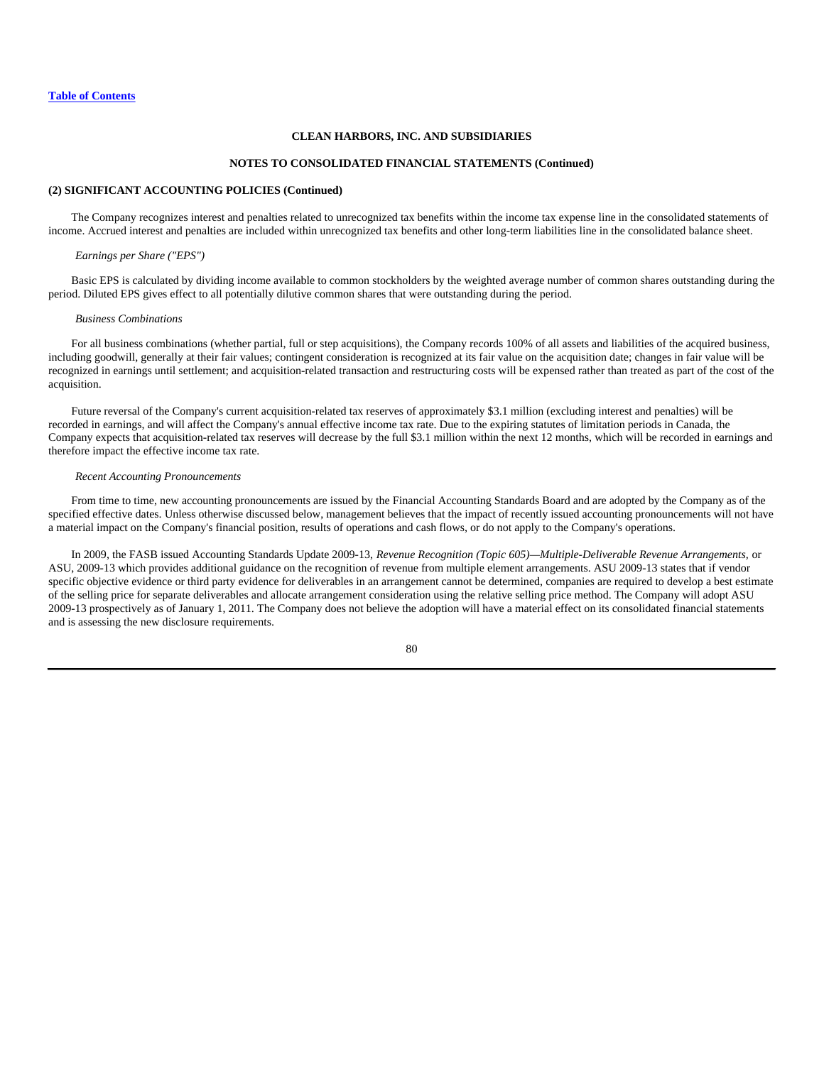**CLEAN HARBORS, INC. AND SUBSIDIARIES**

**NOTES TO CONSOLIDATED FINANCIAL STATEMENTS (Continued)**

**(2) SIGNIFICANT ACCOUNTING POLICIES (Continued)**

The Company recognizes interest and penalties related to unrecognized tax benefits within the income tax expense line in the consolidated statements of income. Accrued interest and penalties are included within unrecognized tax benefits and other long-term liabilities line in the consolidated balance sheet.

*Earnings per Share ("EPS")*

Basic EPS is calculated by dividing income available to common stockholders by the weighted average number of common shares outstanding during the period. Diluted EPS gives effect to all potentially dilutive common shares that were outstanding during the period.

*Business Combinations*

For all business combinations (whether partial, full or step acquisitions), the Company records 100% of all assets and liabilities of the acquired business, including goodwill, generally at their fair values; contingent consideration is recognized at its fair value on the acquisition date; changes in fair value will be recognized in earnings until settlement; and acquisition-related transaction and restructuring costs will be expensed rather than treated as part of the cost of the acquisition.

Future reversal of the Company's current acquisition-related tax reserves of approximately $3.1 million (excluding interest and penalties) will be recorded in earnings, and will affect the Company's annual effective income tax rate. Due to the expiring statutes of limitation periods in Canada, the Company expects that acquisition-related tax reserves will decrease by the full $3.1 million within the next 12 months, which will be recorded in earnings and therefore impact the effective income tax rate.

*Recent Accounting Pronouncements*

From time to time, new accounting pronouncements are issued by the Financial Accounting Standards Board and are adopted by the Company as of the specified effective dates. Unless otherwise discussed below, management believes that the impact of recently issued accounting pronouncements will not have a material impact on the Company's financial position, results of operations and cash flows, or do not apply to the Company's operations.

In 2009, the FASB issued Accounting Standards Update 2009-13, *Revenue Recognition (Topic 605)—Multiple-Deliverable Revenue Arrangements,* or ASU, 2009-13 which provides additional guidance on the recognition of revenue from multiple element arrangements. ASU 2009-13 states that if vendor specific objective evidence or third party evidence for deliverables in an arrangement cannot be determined, companies are required to develop a best estimate of the selling price for separate deliverables and allocate arrangement consideration using the relative selling price method. The Company will adopt ASU 2009-13 prospectively as of January 1, 2011. The Company does not believe the adoption will have a material effect on its consolidated financial statements and is assessing the new disclosure requirements.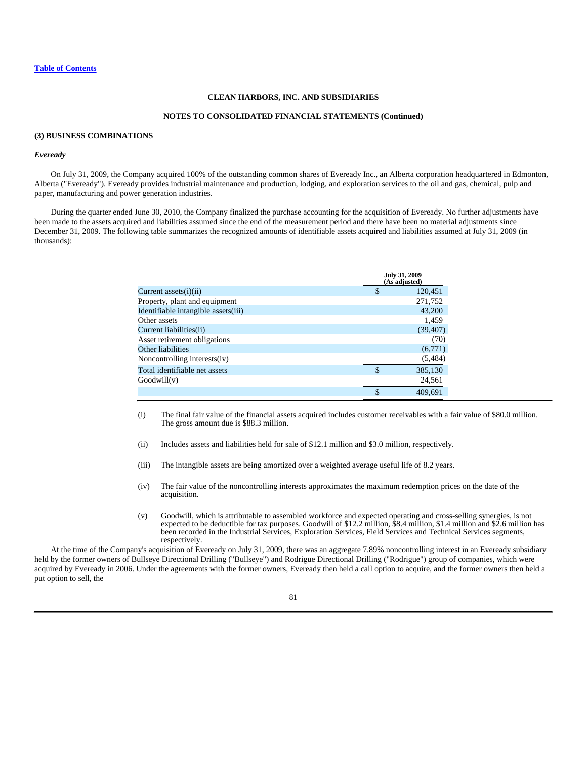**CLEAN HARBORS, INC. AND SUBSIDIARIES**

**NOTES TO CONSOLIDATED FINANCIAL STATEMENTS (Continued)**

## (3) BUSINESS COMBINATIONS

### *Eveready*

On July 31, 2009, the Company acquired 100% of the outstanding common shares of Eveready Inc., an Alberta corporation headquartered in Edmonton, Alberta ("Eveready"). Eveready provides industrial maintenance and production, lodging, and exploration services to the oil and gas, chemical, pulp and paper, manufacturing and power generation industries.

During the quarter ended June 30, 2010, the Company finalized the purchase accounting for the acquisition of Eveready. No further adjustments have been made to the assets acquired and liabilities assumed since the end of the measurement period and there have been no material adjustments since December 31, 2009. The following table summarizes the recognized amounts of identifiable assets acquired and liabilities assumed at July 31, 2009 (in thousands):

| | July 31, 2009 (As adjusted) |
|---|---|
| Current assets(i)(ii) | $ 120,451 |
| Property, plant and equipment | 271,752 |
| Identifiable intangible assets(iii) | 43,200 |
| Other assets | 1,459 |
| Current liabilities(ii) | (39,407) |
| Asset retirement obligations | (70) |
| Other liabilities | (6,771) |
| Noncontrolling interests(iv) | (5,484) |
| Total identifiable net assets | $ 385,130 |
| Goodwill(v) | 24,561 |
| | $ 409,691 |

(i) The final fair value of the financial assets acquired includes customer receivables with a fair value of $80.0 million. The gross amount due is $88.3 million.

(ii) Includes assets and liabilities held for sale of $12.1 million and $3.0 million, respectively.

(iii) The intangible assets are being amortized over a weighted average useful life of 8.2 years.

(iv) The fair value of the noncontrolling interests approximates the maximum redemption prices on the date of the acquisition.

(v) Goodwill, which is attributable to assembled workforce and expected operating and cross-selling synergies, is not expected to be deductible for tax purposes. Goodwill of $12.2 million, $8.4 million, $1.4 million and $2.6 million has been recorded in the Industrial Services, Exploration Services, Field Services and Technical Services segments, respectively.

At the time of the Company's acquisition of Eveready on July 31, 2009, there was an aggregate 7.89% noncontrolling interest in an Eveready subsidiary held by the former owners of Bullseye Directional Drilling ("Bullseye") and Rodrigue Directional Drilling ("Rodrigue") group of companies, which were acquired by Eveready in 2006. Under the agreements with the former owners, Eveready then held a call option to acquire, and the former owners then held a put option to sell, the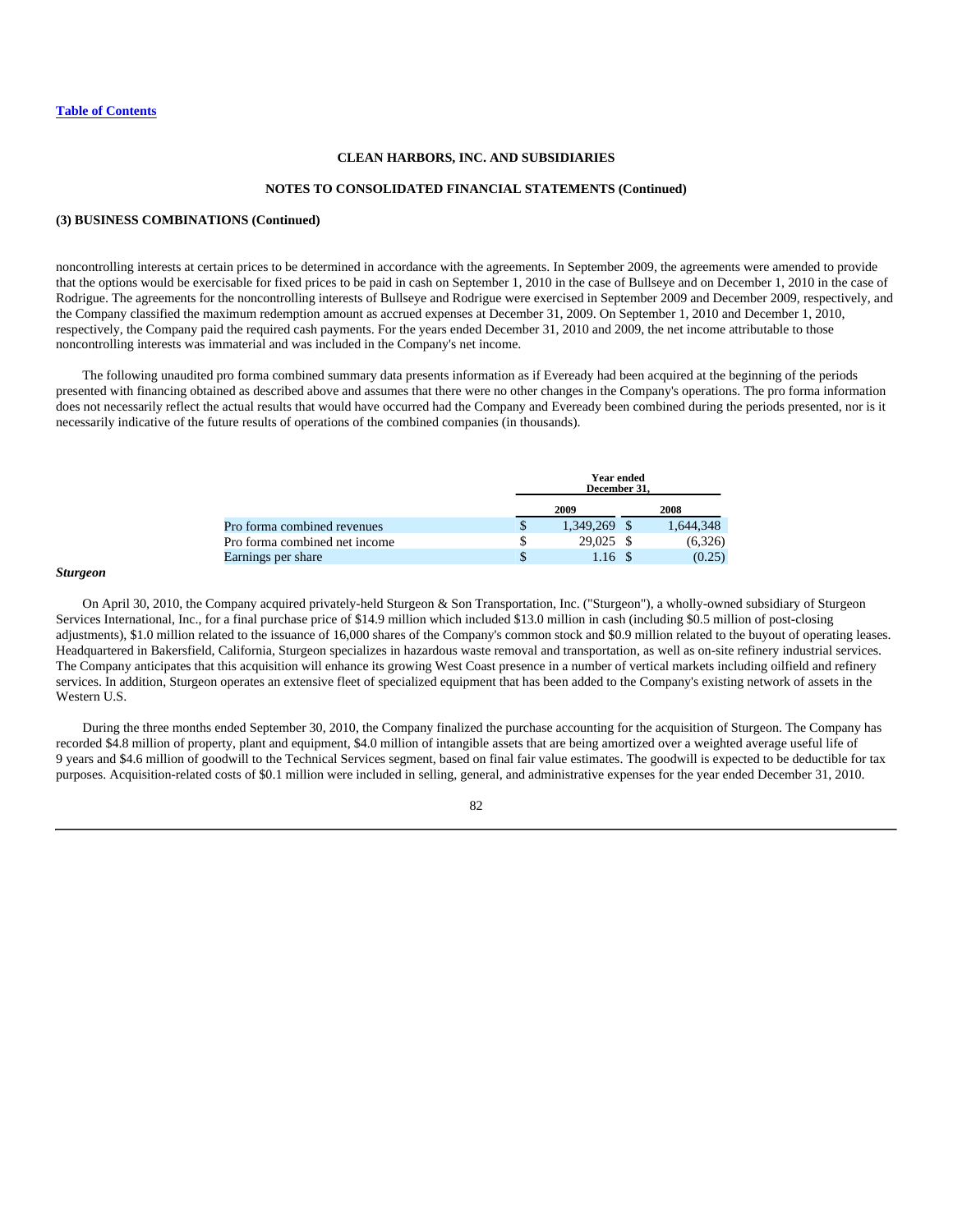CLEAN HARBORS, INC. AND SUBSIDIARIES

NOTES TO CONSOLIDATED FINANCIAL STATEMENTS (Continued)

**(3) BUSINESS COMBINATIONS (Continued)**

noncontrolling interests at certain prices to be determined in accordance with the agreements. In September 2009, the agreements were amended to provide that the options would be exercisable for fixed prices to be paid in cash on September 1, 2010 in the case of Bullseye and on December 1, 2010 in the case of Rodrigue. The agreements for the noncontrolling interests of Bullseye and Rodrigue were exercised in September 2009 and December 2009, respectively, and the Company classified the maximum redemption amount as accrued expenses at December 31, 2009. On September 1, 2010 and December 1, 2010, respectively, the Company paid the required cash payments. For the years ended December 31, 2010 and 2009, the net income attributable to those noncontrolling interests was immaterial and was included in the Company's net income.

The following unaudited pro forma combined summary data presents information as if Eveready had been acquired at the beginning of the periods presented with financing obtained as described above and assumes that there were no other changes in the Company's operations. The pro forma information does not necessarily reflect the actual results that would have occurred had the Company and Eveready been combined during the periods presented, nor is it necessarily indicative of the future results of operations of the combined companies (in thousands).

| | Year ended December 31, | |
|---|---|---|
| | 2009 | 2008 |
| Pro forma combined revenues | $ 1,349,269 | $ 1,644,348 |
| Pro forma combined net income | $ 29,025 | $ (6,326) |
| Earnings per share | $ 1.16 | $ (0.25) |

***Sturgeon***

On April 30, 2010, the Company acquired privately-held Sturgeon & Son Transportation, Inc. ("Sturgeon"), a wholly-owned subsidiary of Sturgeon Services International, Inc., for a final purchase price of $14.9 million which included $13.0 million in cash (including $0.5 million of post-closing adjustments), $1.0 million related to the issuance of 16,000 shares of the Company's common stock and $0.9 million related to the buyout of operating leases. Headquartered in Bakersfield, California, Sturgeon specializes in hazardous waste removal and transportation, as well as on-site refinery industrial services. The Company anticipates that this acquisition will enhance its growing West Coast presence in a number of vertical markets including oilfield and refinery services. In addition, Sturgeon operates an extensive fleet of specialized equipment that has been added to the Company's existing network of assets in the Western U.S.

During the three months ended September 30, 2010, the Company finalized the purchase accounting for the acquisition of Sturgeon. The Company has recorded $4.8 million of property, plant and equipment, $4.0 million of intangible assets that are being amortized over a weighted average useful life of 9 years and $4.6 million of goodwill to the Technical Services segment, based on final fair value estimates. The goodwill is expected to be deductible for tax purposes. Acquisition-related costs of $0.1 million were included in selling, general, and administrative expenses for the year ended December 31, 2010.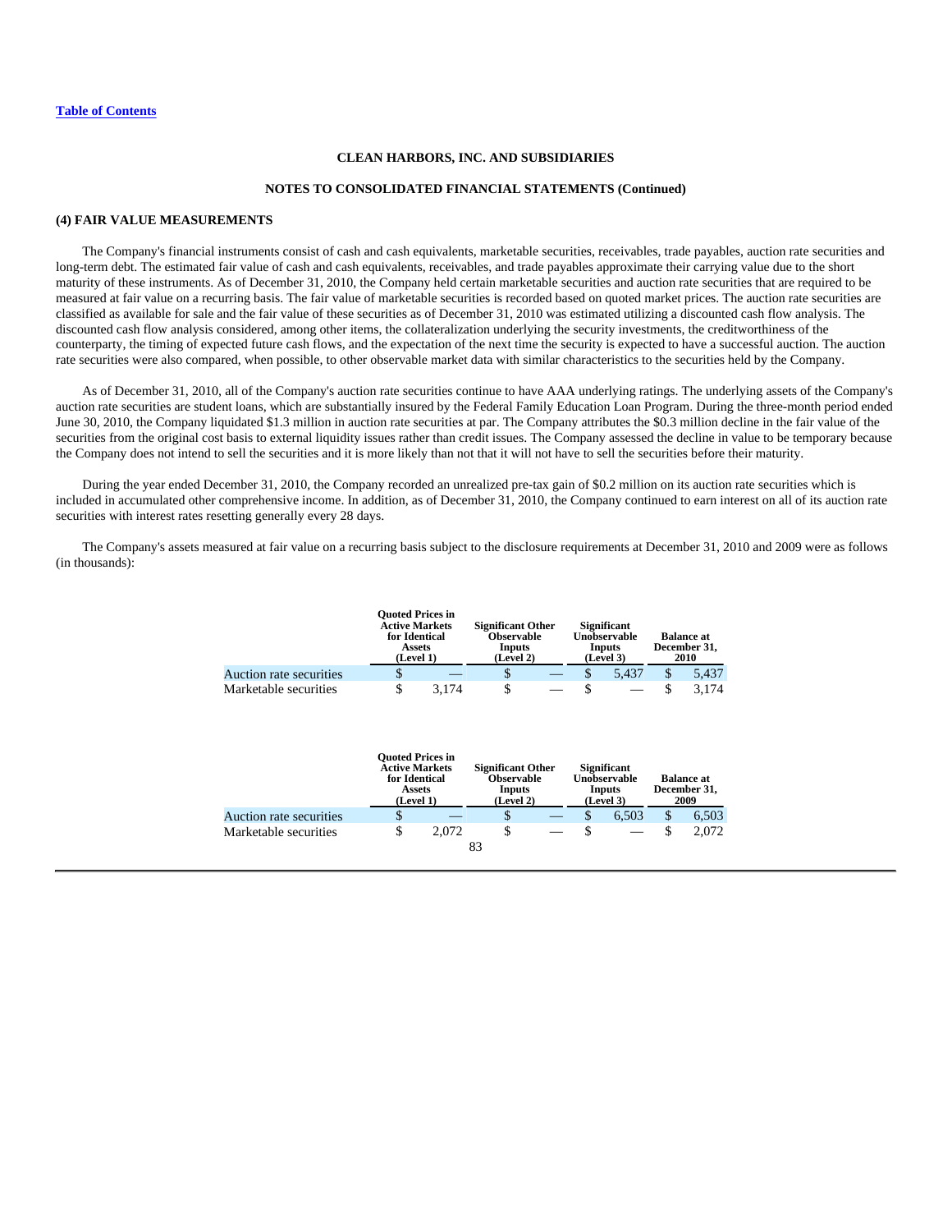CLEAN HARBORS, INC. AND SUBSIDIARIES

NOTES TO CONSOLIDATED FINANCIAL STATEMENTS (Continued)

## (4) FAIR VALUE MEASUREMENTS

The Company's financial instruments consist of cash and cash equivalents, marketable securities, receivables, trade payables, auction rate securities and long-term debt. The estimated fair value of cash and cash equivalents, receivables, and trade payables approximate their carrying value due to the short maturity of these instruments. As of December 31, 2010, the Company held certain marketable securities and auction rate securities that are required to be measured at fair value on a recurring basis. The fair value of marketable securities is recorded based on quoted market prices. The auction rate securities are classified as available for sale and the fair value of these securities as of December 31, 2010 was estimated utilizing a discounted cash flow analysis. The discounted cash flow analysis considered, among other items, the collateralization underlying the security investments, the creditworthiness of the counterparty, the timing of expected future cash flows, and the expectation of the next time the security is expected to have a successful auction. The auction rate securities were also compared, when possible, to other observable market data with similar characteristics to the securities held by the Company.

As of December 31, 2010, all of the Company's auction rate securities continue to have AAA underlying ratings. The underlying assets of the Company's auction rate securities are student loans, which are substantially insured by the Federal Family Education Loan Program. During the three-month period ended June 30, 2010, the Company liquidated $1.3 million in auction rate securities at par. The Company attributes the $0.3 million decline in the fair value of the securities from the original cost basis to external liquidity issues rather than credit issues. The Company assessed the decline in value to be temporary because the Company does not intend to sell the securities and it is more likely than not that it will not have to sell the securities before their maturity.

During the year ended December 31, 2010, the Company recorded an unrealized pre-tax gain of $0.2 million on its auction rate securities which is included in accumulated other comprehensive income. In addition, as of December 31, 2010, the Company continued to earn interest on all of its auction rate securities with interest rates resetting generally every 28 days.

The Company's assets measured at fair value on a recurring basis subject to the disclosure requirements at December 31, 2010 and 2009 were as follows (in thousands):

| | Quoted Prices in Active Markets for Identical Assets (Level 1) | Significant Other Observable Inputs (Level 2) | Significant Unobservable Inputs (Level 3) | Balance at December 31, 2010 |
|---|---|---|---|---|
| Auction rate securities | $ — | $ — | $ 5,437 | $ 5,437 |
| Marketable securities | $ 3,174 | $ — | $ — | $ 3,174 |

| | Quoted Prices in Active Markets for Identical Assets (Level 1) | Significant Other Observable Inputs (Level 2) | Significant Unobservable Inputs (Level 3) | Balance at December 31, 2009 |
|---|---|---|---|---|
| Auction rate securities | $ — | $ — | $ 6,503 | $ 6,503 |
| Marketable securities | $ 2,072 | $ — | $ — | $ 2,072 |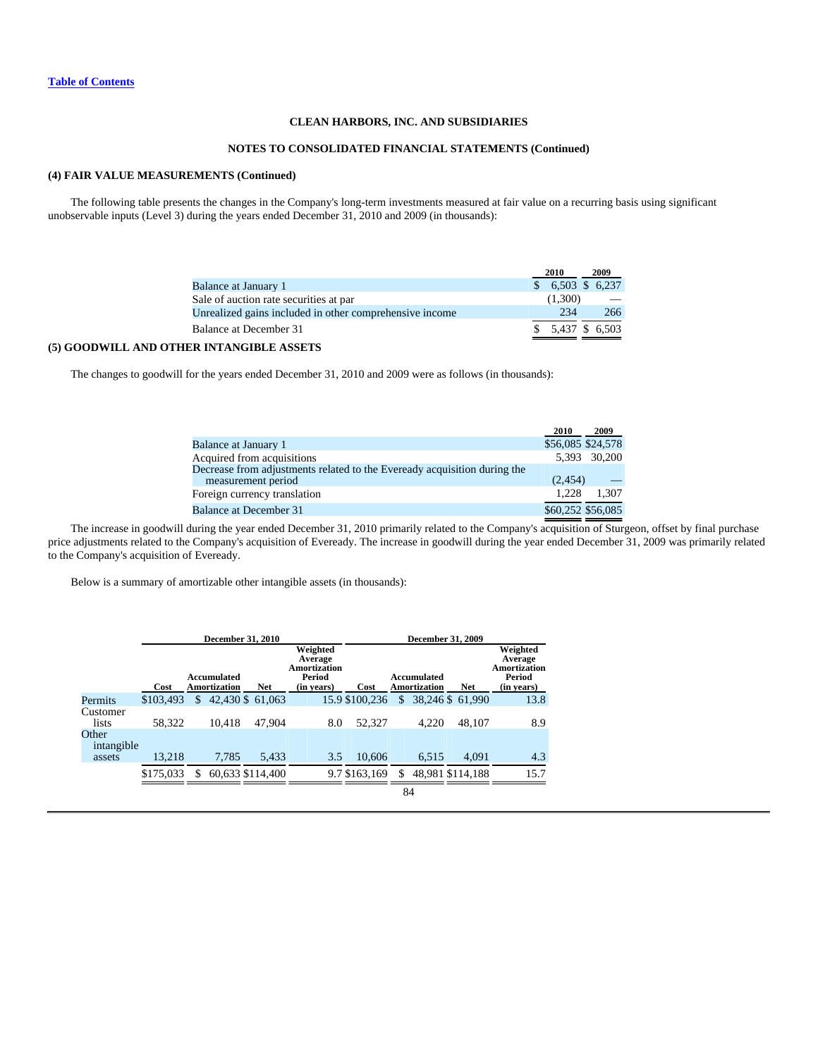[Table of Contents](#)

**CLEAN HARBORS, INC. AND SUBSIDIARIES**

**NOTES TO CONSOLIDATED FINANCIAL STATEMENTS (Continued)**

**(4) FAIR VALUE MEASUREMENTS (Continued)**

The following table presents the changes in the Company's long-term investments measured at fair value on a recurring basis using significant unobservable inputs (Level 3) during the years ended December 31, 2010 and 2009 (in thousands):

| | 2010 | 2009 |
|---|---|---|
| Balance at January 1 | $ 6,503 | $ 6,237 |
| Sale of auction rate securities at par | (1,300) | — |
| Unrealized gains included in other comprehensive income | 234 | 266 |
| Balance at December 31 | $ 5,437 | $ 6,503 |

**(5) GOODWILL AND OTHER INTANGIBLE ASSETS**

The changes to goodwill for the years ended December 31, 2010 and 2009 were as follows (in thousands):

| | 2010 | 2009 |
|---|---|---|
| Balance at January 1 | $56,085 | $24,578 |
| Acquired from acquisitions | 5,393 | 30,200 |
| Decrease from adjustments related to the Eveready acquisition during the measurement period | (2,454) | — |
| Foreign currency translation | 1,228 | 1,307 |
| Balance at December 31 | $60,252 | $56,085 |

The increase in goodwill during the year ended December 31, 2010 primarily related to the Company's acquisition of Sturgeon, offset by final purchase price adjustments related to the Company's acquisition of Eveready. The increase in goodwill during the year ended December 31, 2009 was primarily related to the Company's acquisition of Eveready.

Below is a summary of amortizable other intangible assets (in thousands):

| | December 31, 2010 | | | | December 31, 2009 | | | |
|---|---|---|---|---|---|---|---|---|
| | Cost | Accumulated Amortization | Net | Weighted Average Amortization Period (in years) | Cost | Accumulated Amortization | Net | Weighted Average Amortization Period (in years) |
| Permits | $103,493 | $ 42,430 | $ 61,063 | 15.9 | $100,236 | $ 38,246 | $ 61,990 | 13.8 |
| Customer lists | 58,322 | 10,418 | 47,904 | 8.0 | 52,327 | 4,220 | 48,107 | 8.9 |
| Other intangible assets | 13,218 | 7,785 | 5,433 | 3.5 | 10,606 | 6,515 | 4,091 | 4.3 |
| | $175,033 | $ 60,633 | $114,400 | 9.7 | $163,169 | $ 48,981 | $114,188 | 15.7 |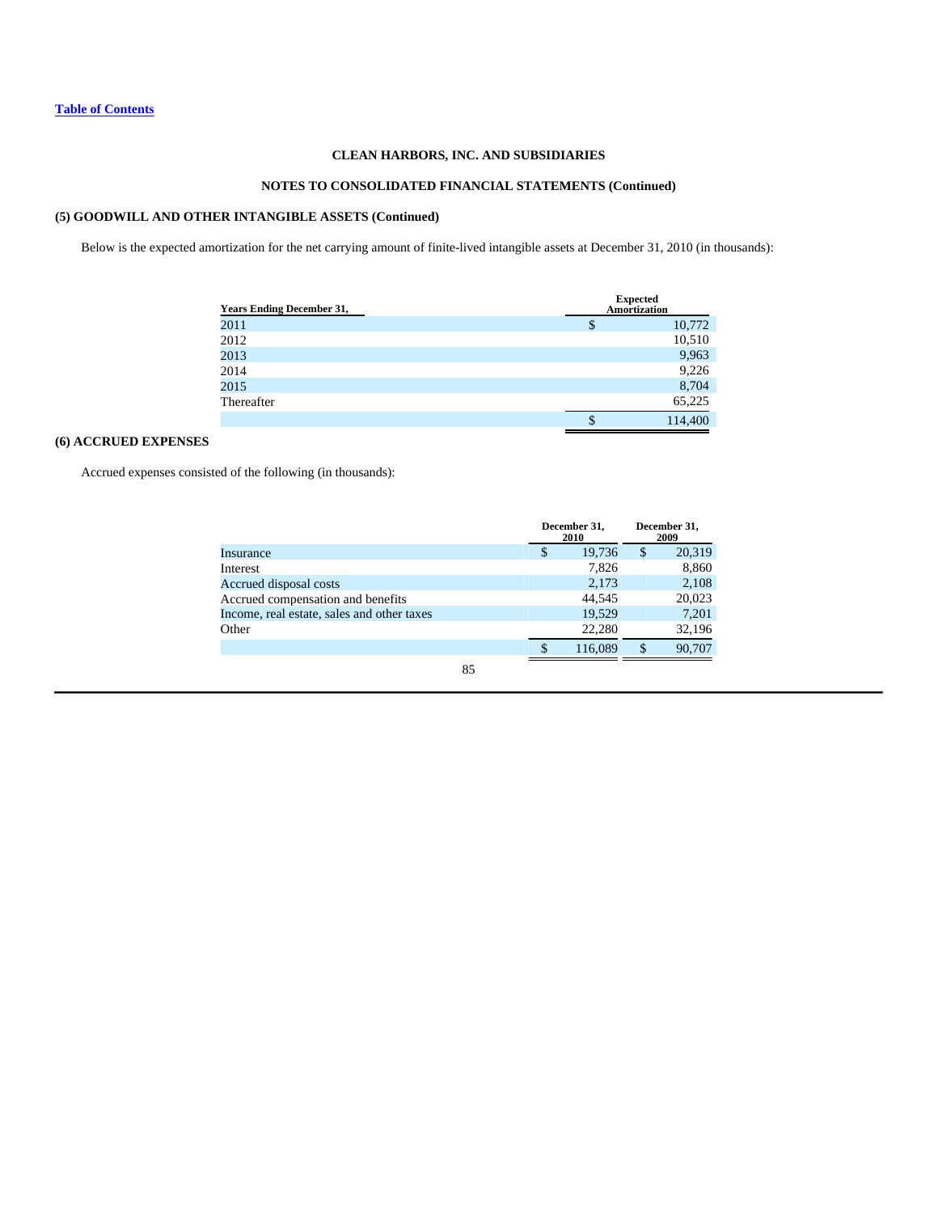**CLEAN HARBORS, INC. AND SUBSIDIARIES**

**NOTES TO CONSOLIDATED FINANCIAL STATEMENTS (Continued)**

### (5) GOODWILL AND OTHER INTANGIBLE ASSETS (Continued)

Below is the expected amortization for the net carrying amount of finite-lived intangible assets at December 31, 2010 (in thousands):

| Years Ending December 31, | Expected Amortization |
|---|---|
| 2011 | $ 10,772 |
| 2012 | 10,510 |
| 2013 | 9,963 |
| 2014 | 9,226 |
| 2015 | 8,704 |
| Thereafter | 65,225 |
| | $ 114,400 |

### (6) ACCRUED EXPENSES

Accrued expenses consisted of the following (in thousands):

| | December 31, 2010 | December 31, 2009 |
|---|---|---|
| Insurance | $ 19,736 | $ 20,319 |
| Interest | 7,826 | 8,860 |
| Accrued disposal costs | 2,173 | 2,108 |
| Accrued compensation and benefits | 44,545 | 20,023 |
| Income, real estate, sales and other taxes | 19,529 | 7,201 |
| Other | 22,280 | 32,196 |
| | $ 116,089 | $ 90,707 |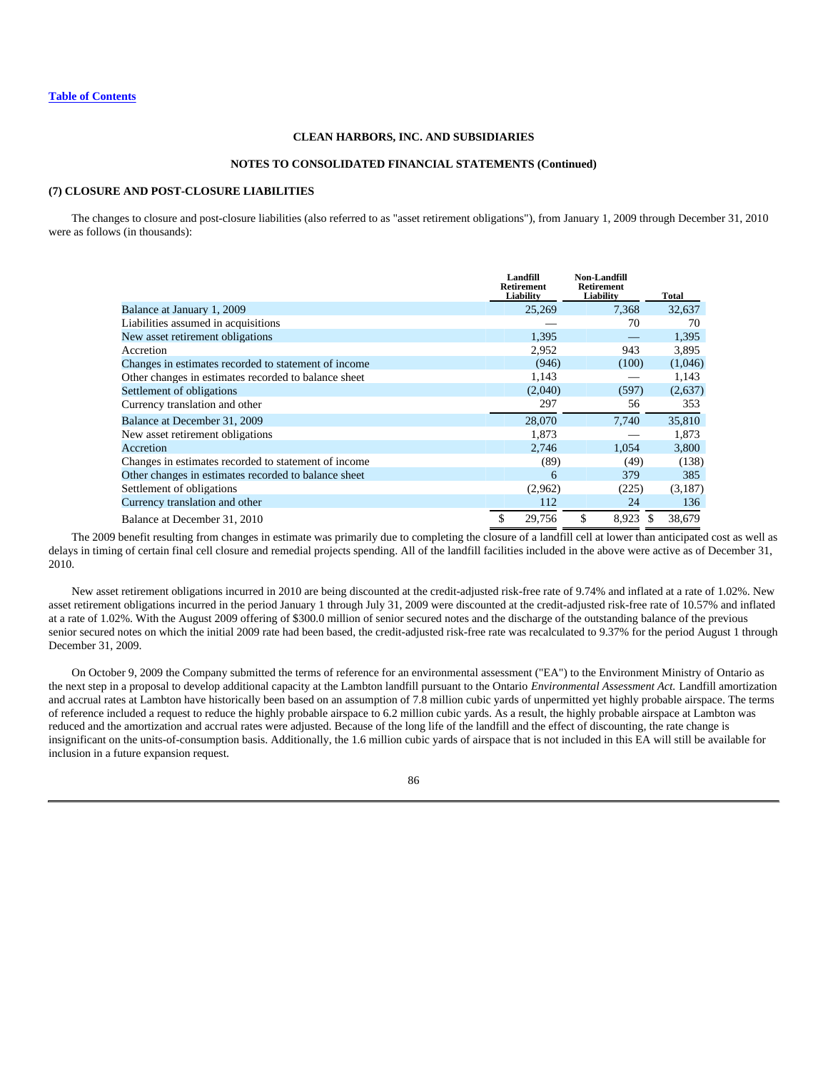[Table of Contents](#)

**CLEAN HARBORS, INC. AND SUBSIDIARIES**

**NOTES TO CONSOLIDATED FINANCIAL STATEMENTS (Continued)**

**(7) CLOSURE AND POST-CLOSURE LIABILITIES**

The changes to closure and post-closure liabilities (also referred to as "asset retirement obligations"), from January 1, 2009 through December 31, 2010 were as follows (in thousands):

| | Landfill Retirement Liability | Non-Landfill Retirement Liability | Total |
|---|---|---|---|
| Balance at January 1, 2009 | 25,269 | 7,368 | 32,637 |
| Liabilities assumed in acquisitions | — | 70 | 70 |
| New asset retirement obligations | 1,395 | — | 1,395 |
| Accretion | 2,952 | 943 | 3,895 |
| Changes in estimates recorded to statement of income | (946) | (100) | (1,046) |
| Other changes in estimates recorded to balance sheet | 1,143 | — | 1,143 |
| Settlement of obligations | (2,040) | (597) | (2,637) |
| Currency translation and other | 297 | 56 | 353 |
| Balance at December 31, 2009 | 28,070 | 7,740 | 35,810 |
| New asset retirement obligations | 1,873 | — | 1,873 |
| Accretion | 2,746 | 1,054 | 3,800 |
| Changes in estimates recorded to statement of income | (89) | (49) | (138) |
| Other changes in estimates recorded to balance sheet | 6 | 379 | 385 |
| Settlement of obligations | (2,962) | (225) | (3,187) |
| Currency translation and other | 112 | 24 | 136 |
| Balance at December 31, 2010 | $ 29,756 | $ 8,923 | $ 38,679 |

The 2009 benefit resulting from changes in estimate was primarily due to completing the closure of a landfill cell at lower than anticipated cost as well as delays in timing of certain final cell closure and remedial projects spending. All of the landfill facilities included in the above were active as of December 31, 2010.

New asset retirement obligations incurred in 2010 are being discounted at the credit-adjusted risk-free rate of 9.74% and inflated at a rate of 1.02%. New asset retirement obligations incurred in the period January 1 through July 31, 2009 were discounted at the credit-adjusted risk-free rate of 10.57% and inflated at a rate of 1.02%. With the August 2009 offering of $300.0 million of senior secured notes and the discharge of the outstanding balance of the previous senior secured notes on which the initial 2009 rate had been based, the credit-adjusted risk-free rate was recalculated to 9.37% for the period August 1 through December 31, 2009.

On October 9, 2009 the Company submitted the terms of reference for an environmental assessment ("EA") to the Environment Ministry of Ontario as the next step in a proposal to develop additional capacity at the Lambton landfill pursuant to the Ontario *Environmental Assessment Act.* Landfill amortization and accrual rates at Lambton have historically been based on an assumption of 7.8 million cubic yards of unpermitted yet highly probable airspace. The terms of reference included a request to reduce the highly probable airspace to 6.2 million cubic yards. As a result, the highly probable airspace at Lambton was reduced and the amortization and accrual rates were adjusted. Because of the long life of the landfill and the effect of discounting, the rate change is insignificant on the units-of-consumption basis. Additionally, the 1.6 million cubic yards of airspace that is not included in this EA will still be available for inclusion in a future expansion request.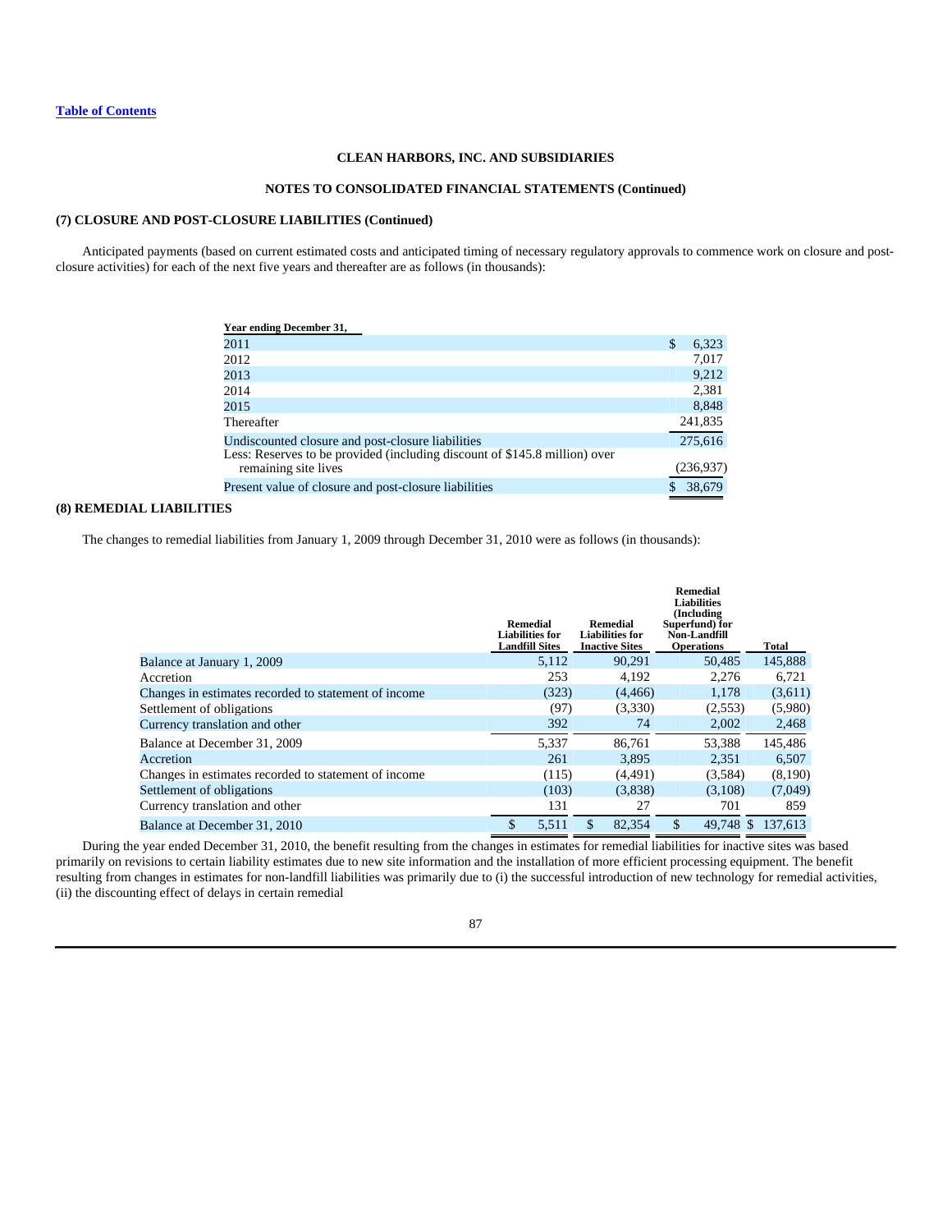[Table of Contents](#)

**CLEAN HARBORS, INC. AND SUBSIDIARIES**

**NOTES TO CONSOLIDATED FINANCIAL STATEMENTS (Continued)**

**(7) CLOSURE AND POST-CLOSURE LIABILITIES (Continued)**

Anticipated payments (based on current estimated costs and anticipated timing of necessary regulatory approvals to commence work on closure and post-closure activities) for each of the next five years and thereafter are as follows (in thousands):

| Year ending December 31, | |
|---|---|
| 2011 | $ 6,323 |
| 2012 | 7,017 |
| 2013 | 9,212 |
| 2014 | 2,381 |
| 2015 | 8,848 |
| Thereafter | 241,835 |
| Undiscounted closure and post-closure liabilities | 275,616 |
| Less: Reserves to be provided (including discount of $145.8 million) over remaining site lives | (236,937) |
| Present value of closure and post-closure liabilities | $ 38,679 |

**(8) REMEDIAL LIABILITIES**

The changes to remedial liabilities from January 1, 2009 through December 31, 2010 were as follows (in thousands):

| | Remedial Liabilities for Landfill Sites | Remedial Liabilities for Inactive Sites | Remedial Liabilities (Including Superfund) for Non-Landfill Operations | Total |
|---|---|---|---|---|
| Balance at January 1, 2009 | 5,112 | 90,291 | 50,485 | 145,888 |
| Accretion | 253 | 4,192 | 2,276 | 6,721 |
| Changes in estimates recorded to statement of income | (323) | (4,466) | 1,178 | (3,611) |
| Settlement of obligations | (97) | (3,330) | (2,553) | (5,980) |
| Currency translation and other | 392 | 74 | 2,002 | 2,468 |
| Balance at December 31, 2009 | 5,337 | 86,761 | 53,388 | 145,486 |
| Accretion | 261 | 3,895 | 2,351 | 6,507 |
| Changes in estimates recorded to statement of income | (115) | (4,491) | (3,584) | (8,190) |
| Settlement of obligations | (103) | (3,838) | (3,108) | (7,049) |
| Currency translation and other | 131 | 27 | 701 | 859 |
| Balance at December 31, 2010 | $ 5,511 | $ 82,354 | $ 49,748 | $ 137,613 |

During the year ended December 31, 2010, the benefit resulting from the changes in estimates for remedial liabilities for inactive sites was based primarily on revisions to certain liability estimates due to new site information and the installation of more efficient processing equipment. The benefit resulting from changes in estimates for non-landfill liabilities was primarily due to (i) the successful introduction of new technology for remedial activities, (ii) the discounting effect of delays in certain remedial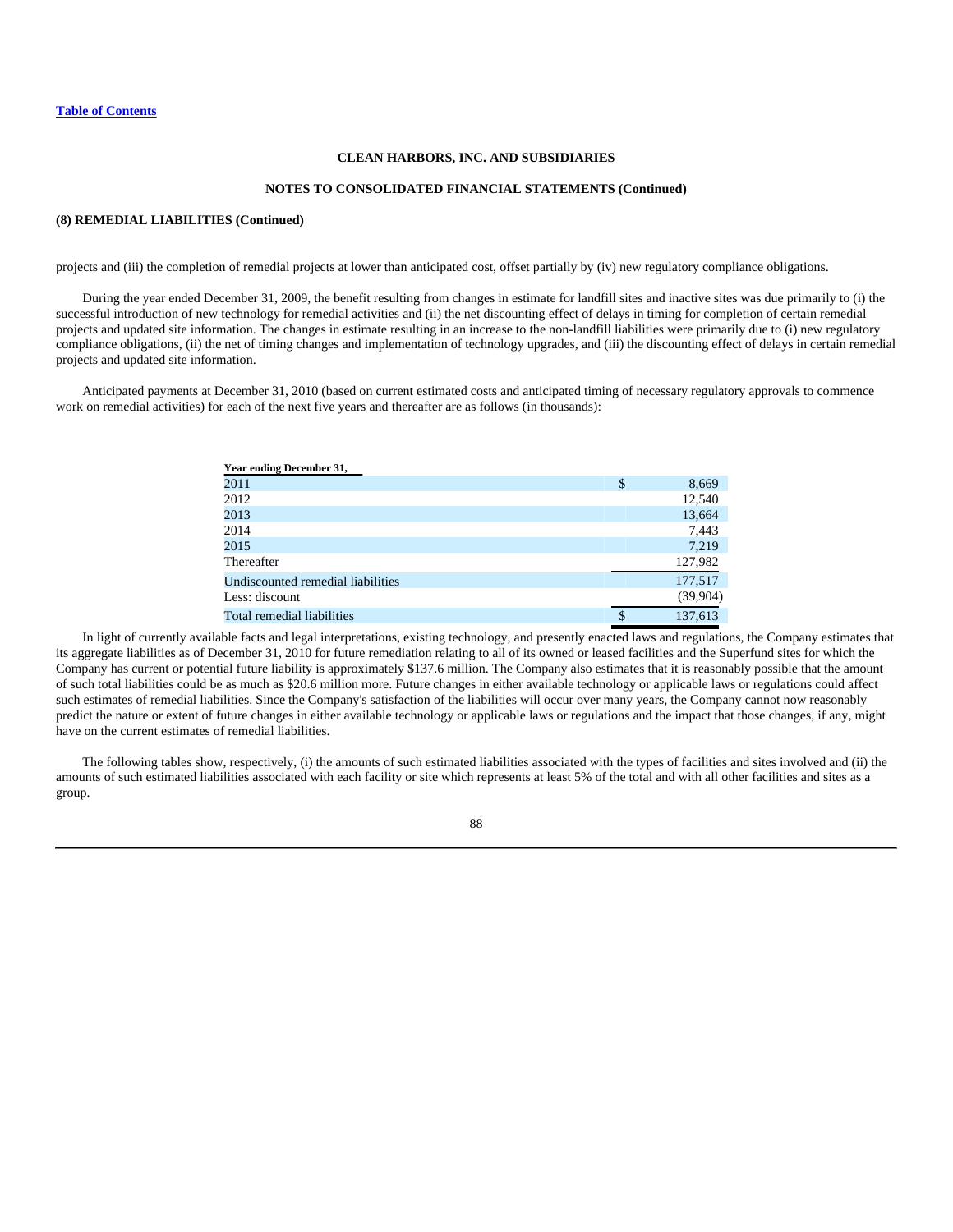**(8) REMEDIAL LIABILITIES (Continued)**

projects and (iii) the completion of remedial projects at lower than anticipated cost, offset partially by (iv) new regulatory compliance obligations.

During the year ended December 31, 2009, the benefit resulting from changes in estimate for landfill sites and inactive sites was due primarily to (i) the successful introduction of new technology for remedial activities and (ii) the net discounting effect of delays in timing for completion of certain remedial projects and updated site information. The changes in estimate resulting in an increase to the non-landfill liabilities were primarily due to (i) new regulatory compliance obligations, (ii) the net of timing changes and implementation of technology upgrades, and (iii) the discounting effect of delays in certain remedial projects and updated site information.

Anticipated payments at December 31, 2010 (based on current estimated costs and anticipated timing of necessary regulatory approvals to commence work on remedial activities) for each of the next five years and thereafter are as follows (in thousands):

| Year ending December 31, | |
|---|---|
| 2011 | $ 8,669 |
| 2012 | 12,540 |
| 2013 | 13,664 |
| 2014 | 7,443 |
| 2015 | 7,219 |
| Thereafter | 127,982 |
| Undiscounted remedial liabilities | 177,517 |
| Less: discount | (39,904) |
| Total remedial liabilities | $ 137,613 |

In light of currently available facts and legal interpretations, existing technology, and presently enacted laws and regulations, the Company estimates that its aggregate liabilities as of December 31, 2010 for future remediation relating to all of its owned or leased facilities and the Superfund sites for which the Company has current or potential future liability is approximately $137.6 million. The Company also estimates that it is reasonably possible that the amount of such total liabilities could be as much as $20.6 million more. Future changes in either available technology or applicable laws or regulations could affect such estimates of remedial liabilities. Since the Company's satisfaction of the liabilities will occur over many years, the Company cannot now reasonably predict the nature or extent of future changes in either available technology or applicable laws or regulations and the impact that those changes, if any, might have on the current estimates of remedial liabilities.

The following tables show, respectively, (i) the amounts of such estimated liabilities associated with the types of facilities and sites involved and (ii) the amounts of such estimated liabilities associated with each facility or site which represents at least 5% of the total and with all other facilities and sites as a group.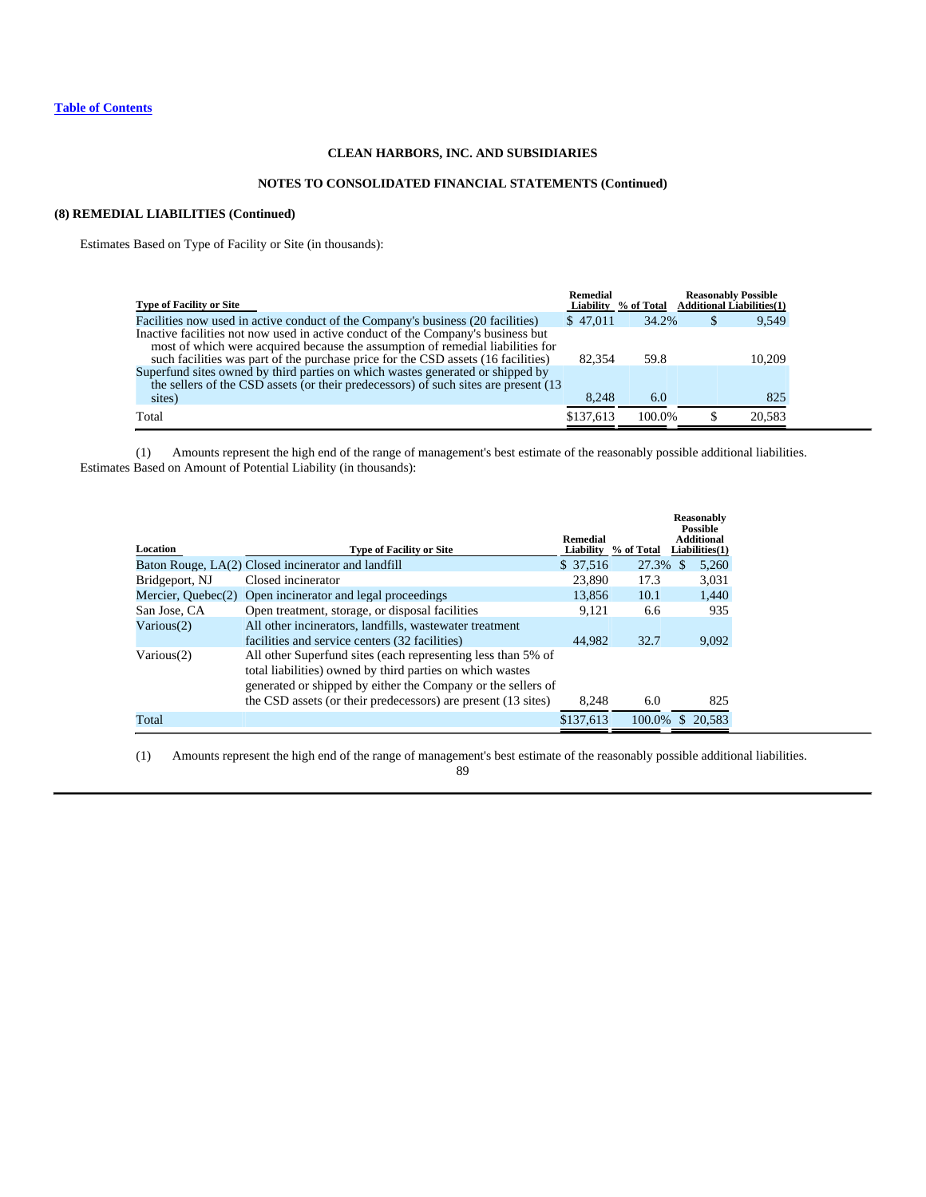**CLEAN HARBORS, INC. AND SUBSIDIARIES**

**NOTES TO CONSOLIDATED FINANCIAL STATEMENTS (Continued)**

**(8) REMEDIAL LIABILITIES (Continued)**

Estimates Based on Type of Facility or Site (in thousands):

| Type of Facility or Site | Remedial Liability | % of Total | Reasonably Possible Additional Liabilities(1) |
|---|---|---|---|
| Facilities now used in active conduct of the Company's business (20 facilities) | $ 47,011 | 34.2% | $ 9,549 |
| Inactive facilities not now used in active conduct of the Company's business but most of which were acquired because the assumption of remedial liabilities for such facilities was part of the purchase price for the CSD assets (16 facilities) | 82,354 | 59.8 | 10,209 |
| Superfund sites owned by third parties on which wastes generated or shipped by the sellers of the CSD assets (or their predecessors) of such sites are present (13 sites) | 8,248 | 6.0 | 825 |
| Total | $137,613 | 100.0% | $ 20,583 |

(1) Amounts represent the high end of the range of management's best estimate of the reasonably possible additional liabilities.

Estimates Based on Amount of Potential Liability (in thousands):

| Location | Type of Facility or Site | Remedial Liability | % of Total | Reasonably Possible Additional Liabilities(1) |
|---|---|---|---|---|
| Baton Rouge, LA(2) | Closed incinerator and landfill | $ 37,516 | 27.3% | $ 5,260 |
| Bridgeport, NJ | Closed incinerator | 23,890 | 17.3 | 3,031 |
| Mercier, Quebec(2) | Open incinerator and legal proceedings | 13,856 | 10.1 | 1,440 |
| San Jose, CA | Open treatment, storage, or disposal facilities | 9,121 | 6.6 | 935 |
| Various(2) | All other incinerators, landfills, wastewater treatment facilities and service centers (32 facilities) | 44,982 | 32.7 | 9,092 |
| Various(2) | All other Superfund sites (each representing less than 5% of total liabilities) owned by third parties on which wastes generated or shipped by either the Company or the sellers of the CSD assets (or their predecessors) are present (13 sites) | 8,248 | 6.0 | 825 |
| Total | | $137,613 | 100.0% | $ 20,583 |

(1) Amounts represent the high end of the range of management's best estimate of the reasonably possible additional liabilities.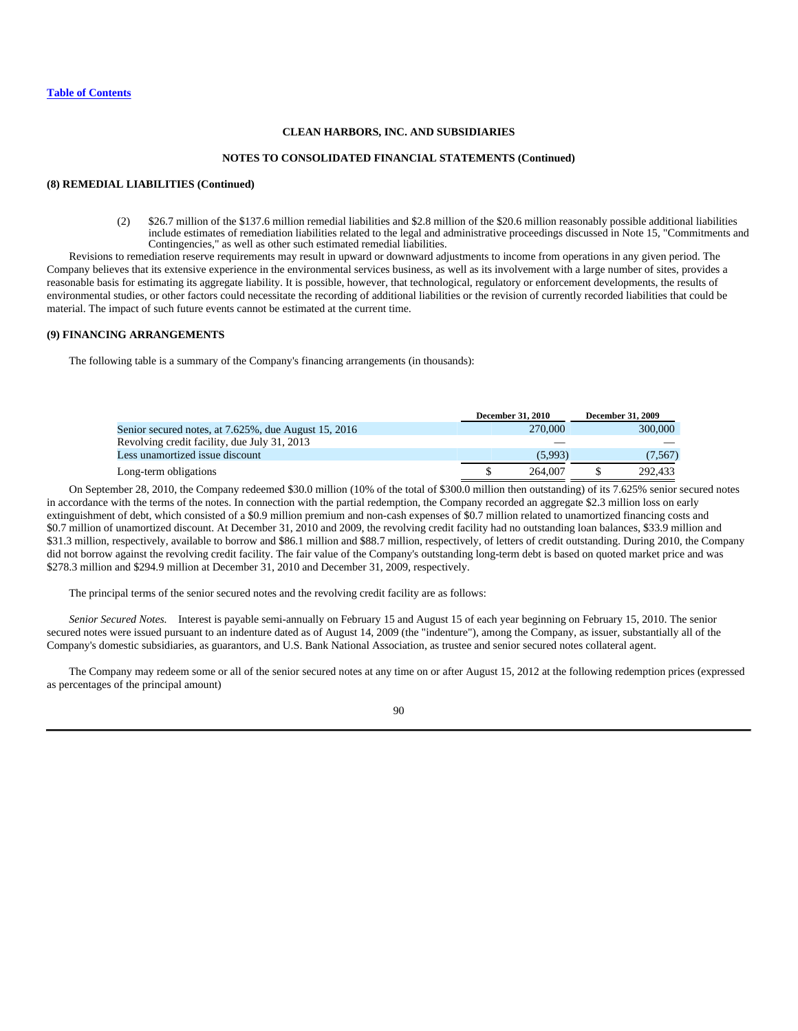# CLEAN HARBORS, INC. AND SUBSIDIARIES

## NOTES TO CONSOLIDATED FINANCIAL STATEMENTS (Continued)

### (8) REMEDIAL LIABILITIES (Continued)

(2) $26.7 million of the $137.6 million remedial liabilities and $2.8 million of the $20.6 million reasonably possible additional liabilities include estimates of remediation liabilities related to the legal and administrative proceedings discussed in Note 15, "Commitments and Contingencies," as well as other such estimated remedial liabilities.

Revisions to remediation reserve requirements may result in upward or downward adjustments to income from operations in any given period. The Company believes that its extensive experience in the environmental services business, as well as its involvement with a large number of sites, provides a reasonable basis for estimating its aggregate liability. It is possible, however, that technological, regulatory or enforcement developments, the results of environmental studies, or other factors could necessitate the recording of additional liabilities or the revision of currently recorded liabilities that could be material. The impact of such future events cannot be estimated at the current time.

### (9) FINANCING ARRANGEMENTS

The following table is a summary of the Company's financing arrangements (in thousands):

| | December 31, 2010 | December 31, 2009 |
|---|---|---|
| Senior secured notes, at 7.625%, due August 15, 2016 | 270,000 | 300,000 |
| Revolving credit facility, due July 31, 2013 | — | — |
| Less unamortized issue discount | (5,993) | (7,567) |
| Long-term obligations | $ 264,007 | $ 292,433 |

On September 28, 2010, the Company redeemed $30.0 million (10% of the total of $300.0 million then outstanding) of its 7.625% senior secured notes in accordance with the terms of the notes. In connection with the partial redemption, the Company recorded an aggregate $2.3 million loss on early extinguishment of debt, which consisted of a $0.9 million premium and non-cash expenses of $0.7 million related to unamortized financing costs and $0.7 million of unamortized discount. At December 31, 2010 and 2009, the revolving credit facility had no outstanding loan balances, $33.9 million and $31.3 million, respectively, available to borrow and $86.1 million and $88.7 million, respectively, of letters of credit outstanding. During 2010, the Company did not borrow against the revolving credit facility. The fair value of the Company's outstanding long-term debt is based on quoted market price and was $278.3 million and $294.9 million at December 31, 2010 and December 31, 2009, respectively.

The principal terms of the senior secured notes and the revolving credit facility are as follows:

*Senior Secured Notes.* Interest is payable semi-annually on February 15 and August 15 of each year beginning on February 15, 2010. The senior secured notes were issued pursuant to an indenture dated as of August 14, 2009 (the "indenture"), among the Company, as issuer, substantially all of the Company's domestic subsidiaries, as guarantors, and U.S. Bank National Association, as trustee and senior secured notes collateral agent.

The Company may redeem some or all of the senior secured notes at any time on or after August 15, 2012 at the following redemption prices (expressed as percentages of the principal amount)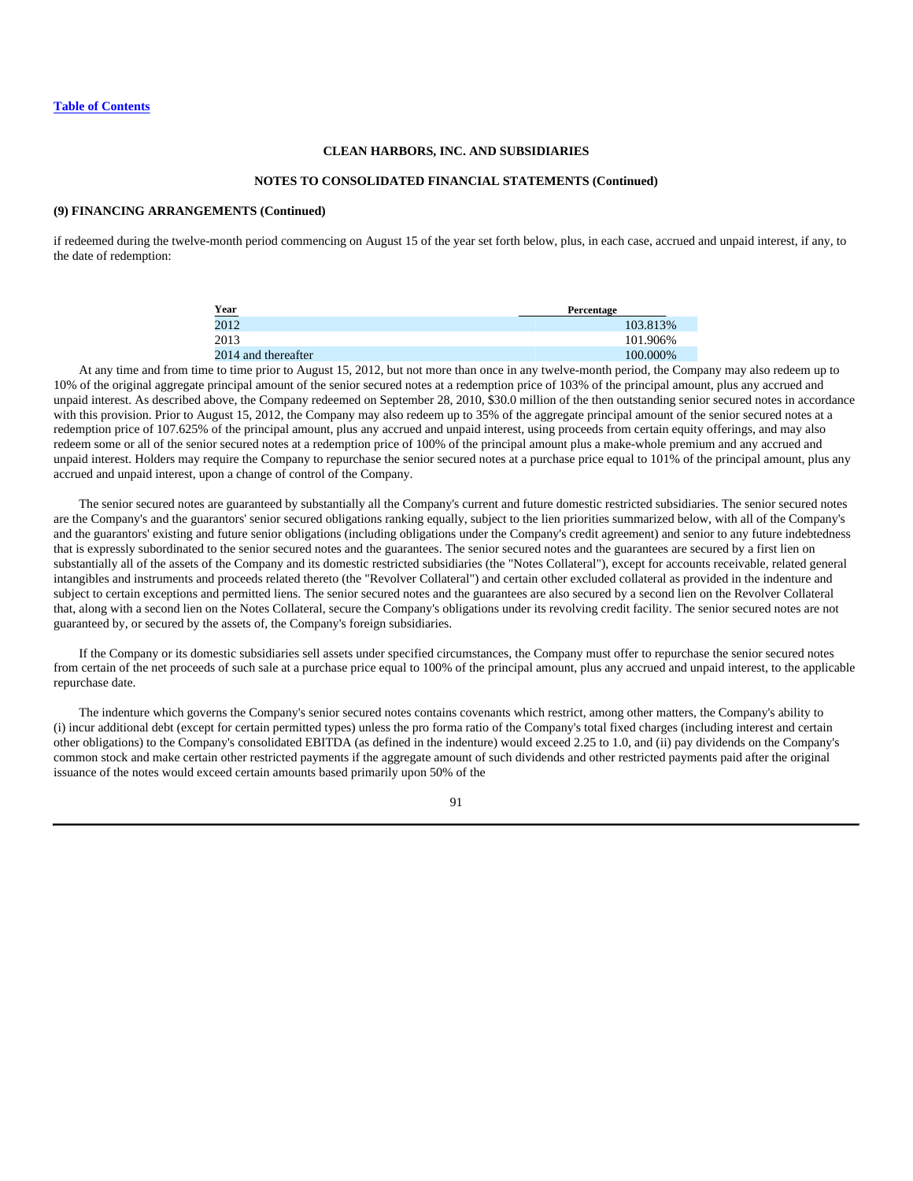**CLEAN HARBORS, INC. AND SUBSIDIARIES**

**NOTES TO CONSOLIDATED FINANCIAL STATEMENTS (Continued)**

**(9) FINANCING ARRANGEMENTS (Continued)**

if redeemed during the twelve-month period commencing on August 15 of the year set forth below, plus, in each case, accrued and unpaid interest, if any, to the date of redemption:

| Year | Percentage |
|---|---|
| 2012 | 103.813% |
| 2013 | 101.906% |
| 2014 and thereafter | 100.000% |

At any time and from time to time prior to August 15, 2012, but not more than once in any twelve-month period, the Company may also redeem up to 10% of the original aggregate principal amount of the senior secured notes at a redemption price of 103% of the principal amount, plus any accrued and unpaid interest. As described above, the Company redeemed on September 28, 2010, $30.0 million of the then outstanding senior secured notes in accordance with this provision. Prior to August 15, 2012, the Company may also redeem up to 35% of the aggregate principal amount of the senior secured notes at a redemption price of 107.625% of the principal amount, plus any accrued and unpaid interest, using proceeds from certain equity offerings, and may also redeem some or all of the senior secured notes at a redemption price of 100% of the principal amount plus a make-whole premium and any accrued and unpaid interest. Holders may require the Company to repurchase the senior secured notes at a purchase price equal to 101% of the principal amount, plus any accrued and unpaid interest, upon a change of control of the Company.

The senior secured notes are guaranteed by substantially all the Company's current and future domestic restricted subsidiaries. The senior secured notes are the Company's and the guarantors' senior secured obligations ranking equally, subject to the lien priorities summarized below, with all of the Company's and the guarantors' existing and future senior obligations (including obligations under the Company's credit agreement) and senior to any future indebtedness that is expressly subordinated to the senior secured notes and the guarantees. The senior secured notes and the guarantees are secured by a first lien on substantially all of the assets of the Company and its domestic restricted subsidiaries (the "Notes Collateral"), except for accounts receivable, related general intangibles and instruments and proceeds related thereto (the "Revolver Collateral") and certain other excluded collateral as provided in the indenture and subject to certain exceptions and permitted liens. The senior secured notes and the guarantees are also secured by a second lien on the Revolver Collateral that, along with a second lien on the Notes Collateral, secure the Company's obligations under its revolving credit facility. The senior secured notes are not guaranteed by, or secured by the assets of, the Company's foreign subsidiaries.

If the Company or its domestic subsidiaries sell assets under specified circumstances, the Company must offer to repurchase the senior secured notes from certain of the net proceeds of such sale at a purchase price equal to 100% of the principal amount, plus any accrued and unpaid interest, to the applicable repurchase date.

The indenture which governs the Company's senior secured notes contains covenants which restrict, among other matters, the Company's ability to (i) incur additional debt (except for certain permitted types) unless the pro forma ratio of the Company's total fixed charges (including interest and certain other obligations) to the Company's consolidated EBITDA (as defined in the indenture) would exceed 2.25 to 1.0, and (ii) pay dividends on the Company's common stock and make certain other restricted payments if the aggregate amount of such dividends and other restricted payments paid after the original issuance of the notes would exceed certain amounts based primarily upon 50% of the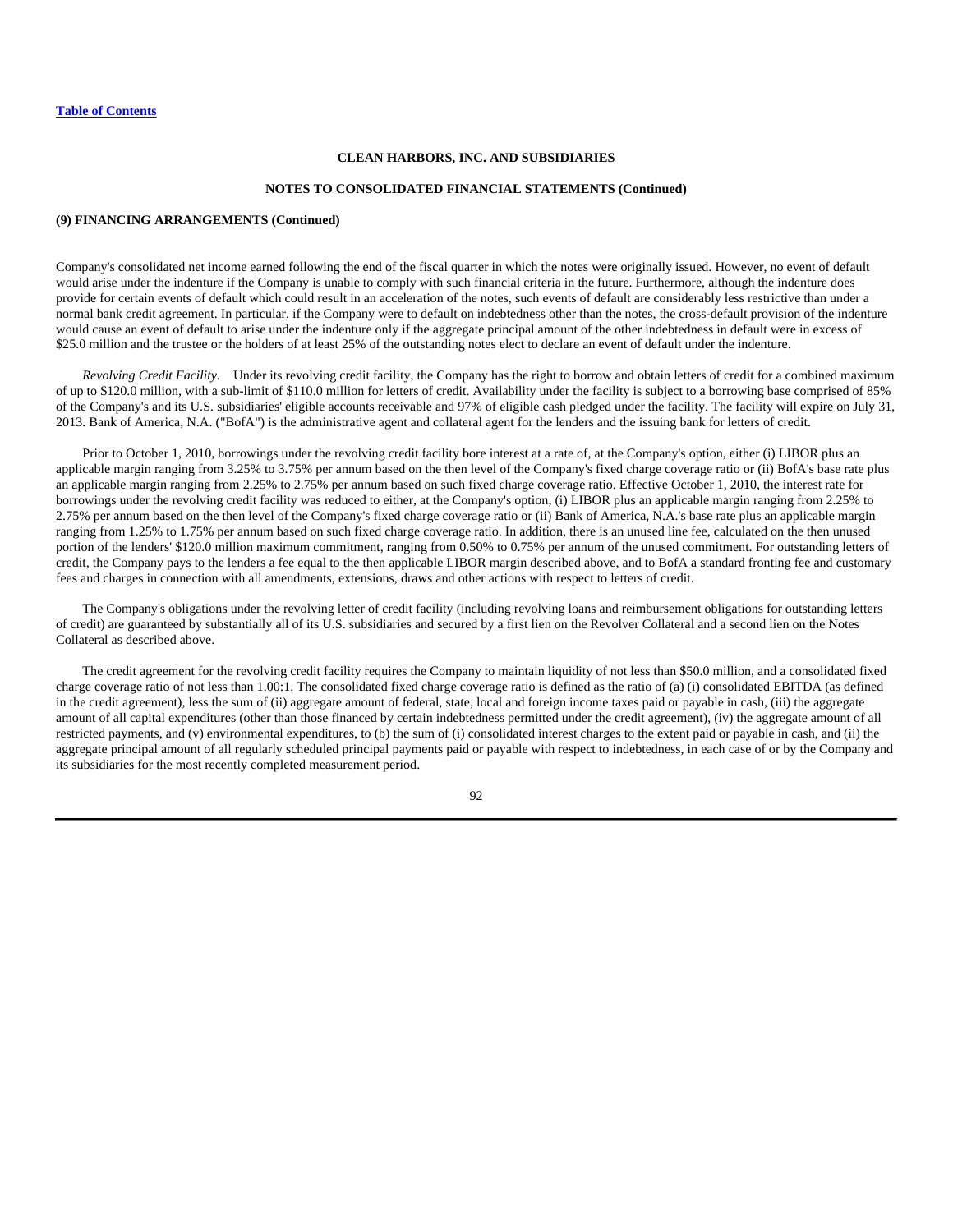**CLEAN HARBORS, INC. AND SUBSIDIARIES**

**NOTES TO CONSOLIDATED FINANCIAL STATEMENTS (Continued)**

**(9) FINANCING ARRANGEMENTS (Continued)**

Company's consolidated net income earned following the end of the fiscal quarter in which the notes were originally issued. However, no event of default would arise under the indenture if the Company is unable to comply with such financial criteria in the future. Furthermore, although the indenture does provide for certain events of default which could result in an acceleration of the notes, such events of default are considerably less restrictive than under a normal bank credit agreement. In particular, if the Company were to default on indebtedness other than the notes, the cross-default provision of the indenture would cause an event of default to arise under the indenture only if the aggregate principal amount of the other indebtedness in default were in excess of $25.0 million and the trustee or the holders of at least 25% of the outstanding notes elect to declare an event of default under the indenture.

*Revolving Credit Facility.* Under its revolving credit facility, the Company has the right to borrow and obtain letters of credit for a combined maximum of up to $120.0 million, with a sub-limit of $110.0 million for letters of credit. Availability under the facility is subject to a borrowing base comprised of 85% of the Company's and its U.S. subsidiaries' eligible accounts receivable and 97% of eligible cash pledged under the facility. The facility will expire on July 31, 2013. Bank of America, N.A. ("BofA") is the administrative agent and collateral agent for the lenders and the issuing bank for letters of credit.

Prior to October 1, 2010, borrowings under the revolving credit facility bore interest at a rate of, at the Company's option, either (i) LIBOR plus an applicable margin ranging from 3.25% to 3.75% per annum based on the then level of the Company's fixed charge coverage ratio or (ii) BofA's base rate plus an applicable margin ranging from 2.25% to 2.75% per annum based on such fixed charge coverage ratio. Effective October 1, 2010, the interest rate for borrowings under the revolving credit facility was reduced to either, at the Company's option, (i) LIBOR plus an applicable margin ranging from 2.25% to 2.75% per annum based on the then level of the Company's fixed charge coverage ratio or (ii) Bank of America, N.A.'s base rate plus an applicable margin ranging from 1.25% to 1.75% per annum based on such fixed charge coverage ratio. In addition, there is an unused line fee, calculated on the then unused portion of the lenders' $120.0 million maximum commitment, ranging from 0.50% to 0.75% per annum of the unused commitment. For outstanding letters of credit, the Company pays to the lenders a fee equal to the then applicable LIBOR margin described above, and to BofA a standard fronting fee and customary fees and charges in connection with all amendments, extensions, draws and other actions with respect to letters of credit.

The Company's obligations under the revolving letter of credit facility (including revolving loans and reimbursement obligations for outstanding letters of credit) are guaranteed by substantially all of its U.S. subsidiaries and secured by a first lien on the Revolver Collateral and a second lien on the Notes Collateral as described above.

The credit agreement for the revolving credit facility requires the Company to maintain liquidity of not less than $50.0 million, and a consolidated fixed charge coverage ratio of not less than 1.00:1. The consolidated fixed charge coverage ratio is defined as the ratio of (a) (i) consolidated EBITDA (as defined in the credit agreement), less the sum of (ii) aggregate amount of federal, state, local and foreign income taxes paid or payable in cash, (iii) the aggregate amount of all capital expenditures (other than those financed by certain indebtedness permitted under the credit agreement), (iv) the aggregate amount of all restricted payments, and (v) environmental expenditures, to (b) the sum of (i) consolidated interest charges to the extent paid or payable in cash, and (ii) the aggregate principal amount of all regularly scheduled principal payments paid or payable with respect to indebtedness, in each case of or by the Company and its subsidiaries for the most recently completed measurement period.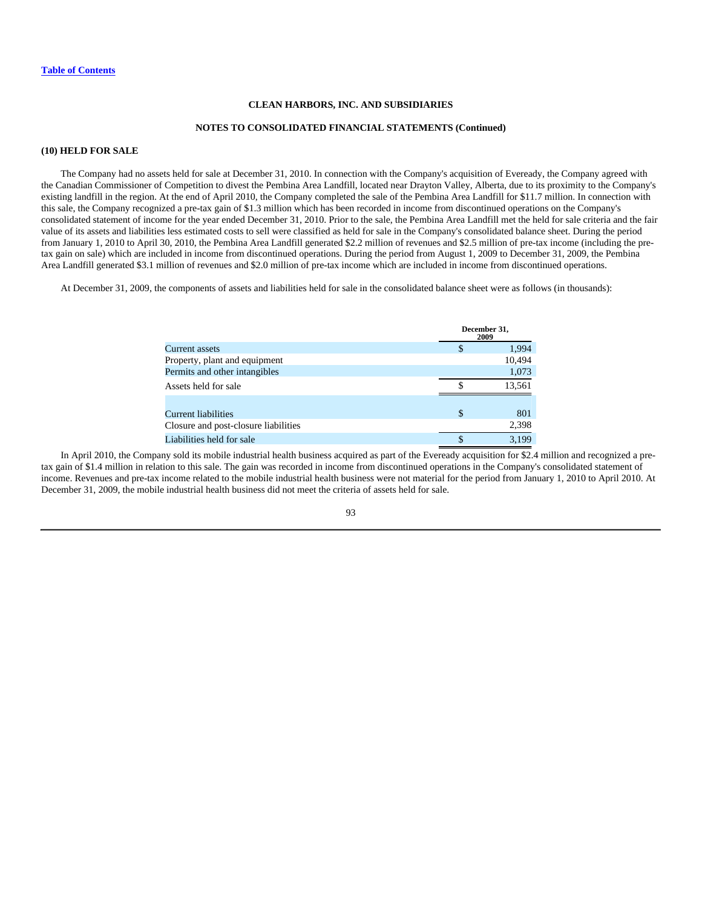CLEAN HARBORS, INC. AND SUBSIDIARIES

NOTES TO CONSOLIDATED FINANCIAL STATEMENTS (Continued)

**(10) HELD FOR SALE**

The Company had no assets held for sale at December 31, 2010. In connection with the Company's acquisition of Eveready, the Company agreed with the Canadian Commissioner of Competition to divest the Pembina Area Landfill, located near Drayton Valley, Alberta, due to its proximity to the Company's existing landfill in the region. At the end of April 2010, the Company completed the sale of the Pembina Area Landfill for $11.7 million. In connection with this sale, the Company recognized a pre-tax gain of $1.3 million which has been recorded in income from discontinued operations on the Company's consolidated statement of income for the year ended December 31, 2010. Prior to the sale, the Pembina Area Landfill met the held for sale criteria and the fair value of its assets and liabilities less estimated costs to sell were classified as held for sale in the Company's consolidated balance sheet. During the period from January 1, 2010 to April 30, 2010, the Pembina Area Landfill generated $2.2 million of revenues and $2.5 million of pre-tax income (including the pre-tax gain on sale) which are included in income from discontinued operations. During the period from August 1, 2009 to December 31, 2009, the Pembina Area Landfill generated $3.1 million of revenues and $2.0 million of pre-tax income which are included in income from discontinued operations.

At December 31, 2009, the components of assets and liabilities held for sale in the consolidated balance sheet were as follows (in thousands):

| | December 31, 2009 |
|---|---|
| Current assets | $ 1,994 |
| Property, plant and equipment | 10,494 |
| Permits and other intangibles | 1,073 |
| Assets held for sale | $ 13,561 |
| | |
| Current liabilities | $ 801 |
| Closure and post-closure liabilities | 2,398 |
| Liabilities held for sale | $ 3,199 |

In April 2010, the Company sold its mobile industrial health business acquired as part of the Eveready acquisition for $2.4 million and recognized a pre-tax gain of $1.4 million in relation to this sale. The gain was recorded in income from discontinued operations in the Company's consolidated statement of income. Revenues and pre-tax income related to the mobile industrial health business were not material for the period from January 1, 2010 to April 2010. At December 31, 2009, the mobile industrial health business did not meet the criteria of assets held for sale.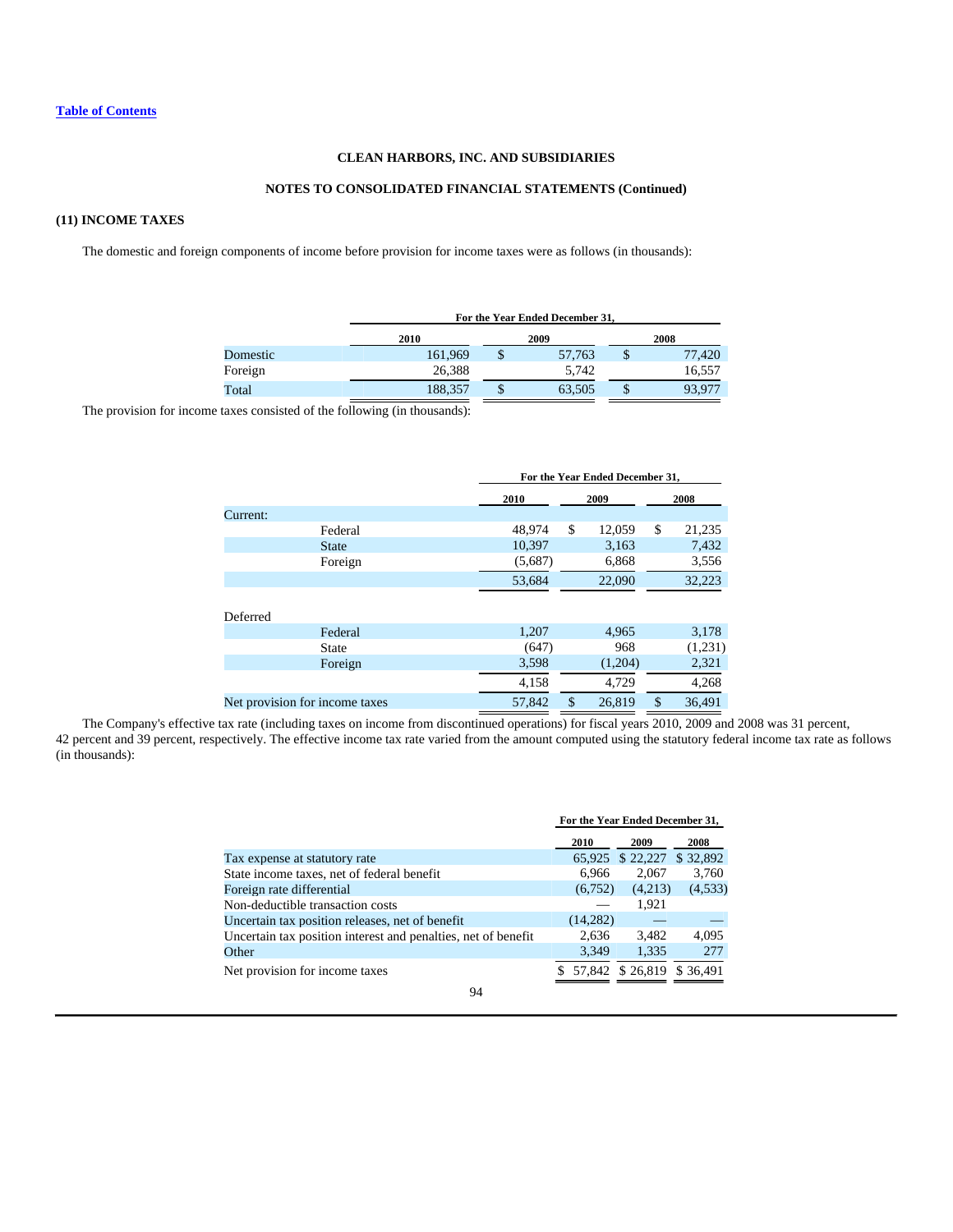[Table of Contents](#)

**CLEAN HARBORS, INC. AND SUBSIDIARIES**

**NOTES TO CONSOLIDATED FINANCIAL STATEMENTS (Continued)**

## (11) INCOME TAXES

The domestic and foreign components of income before provision for income taxes were as follows (in thousands):

| | For the Year Ended December 31, | | |
|---|---|---|---|
| | 2010 | 2009 | 2008 |
| Domestic | 161,969 | $ 57,763 | $ 77,420 |
| Foreign | 26,388 | 5,742 | 16,557 |
| Total | 188,357 | $ 63,505 | $ 93,977 |

The provision for income taxes consisted of the following (in thousands):

| | For the Year Ended December 31, | | |
|---|---|---|---|
| | 2010 | 2009 | 2008 |
| Current: | | | |
| Federal | 48,974 | $ 12,059 | $ 21,235 |
| State | 10,397 | 3,163 | 7,432 |
| Foreign | (5,687) | 6,868 | 3,556 |
| | 53,684 | 22,090 | 32,223 |
| Deferred | | | |
| Federal | 1,207 | 4,965 | 3,178 |
| State | (647) | 968 | (1,231) |
| Foreign | 3,598 | (1,204) | 2,321 |
| | 4,158 | 4,729 | 4,268 |
| Net provision for income taxes | 57,842 | $ 26,819 | $ 36,491 |

The Company's effective tax rate (including taxes on income from discontinued operations) for fiscal years 2010, 2009 and 2008 was 31 percent, 42 percent and 39 percent, respectively. The effective income tax rate varied from the amount computed using the statutory federal income tax rate as follows (in thousands):

| | For the Year Ended December 31, | | |
|---|---|---|---|
| | 2010 | 2009 | 2008 |
| Tax expense at statutory rate | 65,925 | $ 22,227 | $ 32,892 |
| State income taxes, net of federal benefit | 6,966 | 2,067 | 3,760 |
| Foreign rate differential | (6,752) | (4,213) | (4,533) |
| Non-deductible transaction costs | — | 1,921 | |
| Uncertain tax position releases, net of benefit | (14,282) | — | — |
| Uncertain tax position interest and penalties, net of benefit | 2,636 | 3,482 | 4,095 |
| Other | 3,349 | 1,335 | 277 |
| Net provision for income taxes | $ 57,842 | $ 26,819 | $ 36,491 |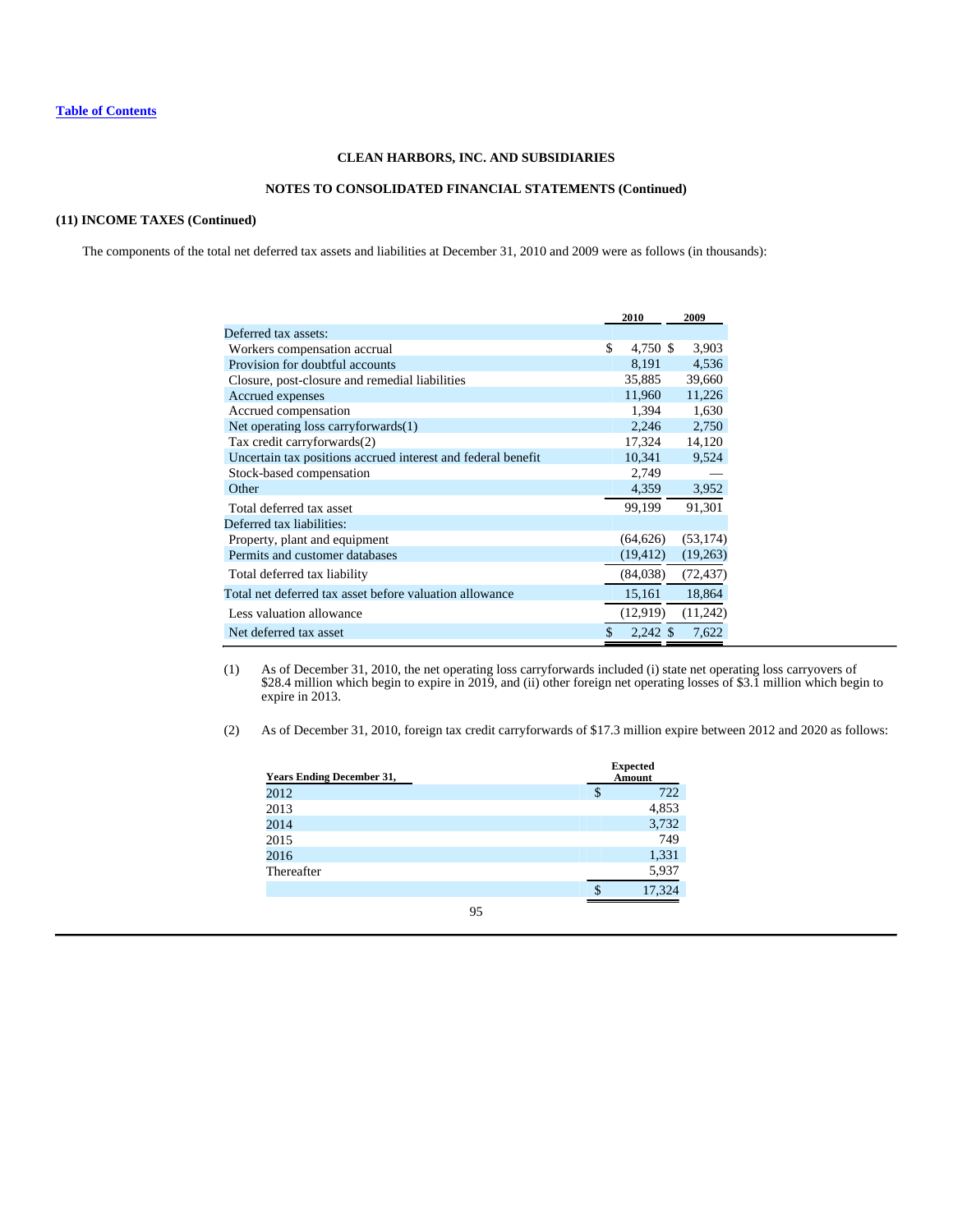Table of Contents

**CLEAN HARBORS, INC. AND SUBSIDIARIES**

**NOTES TO CONSOLIDATED FINANCIAL STATEMENTS (Continued)**

**(11) INCOME TAXES (Continued)**

The components of the total net deferred tax assets and liabilities at December 31, 2010 and 2009 were as follows (in thousands):

| | 2010 | 2009 |
|---|---|---|
| Deferred tax assets: | | |
| Workers compensation accrual | $ 4,750 | $ 3,903 |
| Provision for doubtful accounts | 8,191 | 4,536 |
| Closure, post-closure and remedial liabilities | 35,885 | 39,660 |
| Accrued expenses | 11,960 | 11,226 |
| Accrued compensation | 1,394 | 1,630 |
| Net operating loss carryforwards(1) | 2,246 | 2,750 |
| Tax credit carryforwards(2) | 17,324 | 14,120 |
| Uncertain tax positions accrued interest and federal benefit | 10,341 | 9,524 |
| Stock-based compensation | 2,749 | — |
| Other | 4,359 | 3,952 |
| Total deferred tax asset | 99,199 | 91,301 |
| Deferred tax liabilities: | | |
| Property, plant and equipment | (64,626) | (53,174) |
| Permits and customer databases | (19,412) | (19,263) |
| Total deferred tax liability | (84,038) | (72,437) |
| Total net deferred tax asset before valuation allowance | 15,161 | 18,864 |
| Less valuation allowance | (12,919) | (11,242) |
| Net deferred tax asset | $ 2,242 | $ 7,622 |

(1) As of December 31, 2010, the net operating loss carryforwards included (i) state net operating loss carryovers of $28.4 million which begin to expire in 2019, and (ii) other foreign net operating losses of $3.1 million which begin to expire in 2013.

(2) As of December 31, 2010, foreign tax credit carryforwards of $17.3 million expire between 2012 and 2020 as follows:

| Years Ending December 31, | Expected Amount |
|---|---|
| 2012 | $ 722 |
| 2013 | 4,853 |
| 2014 | 3,732 |
| 2015 | 749 |
| 2016 | 1,331 |
| Thereafter | 5,937 |
| | $ 17,324 |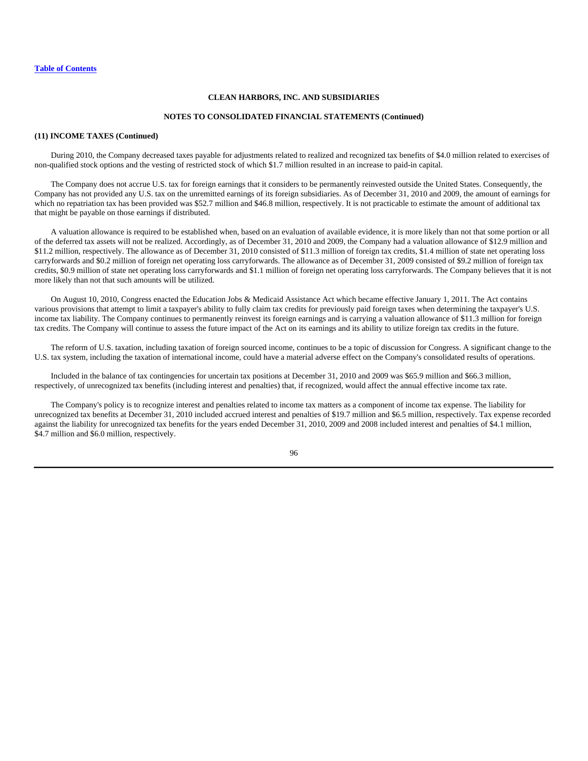**CLEAN HARBORS, INC. AND SUBSIDIARIES**

**NOTES TO CONSOLIDATED FINANCIAL STATEMENTS (Continued)**

**(11) INCOME TAXES (Continued)**

During 2010, the Company decreased taxes payable for adjustments related to realized and recognized tax benefits of $4.0 million related to exercises of non-qualified stock options and the vesting of restricted stock of which $1.7 million resulted in an increase to paid-in capital.

The Company does not accrue U.S. tax for foreign earnings that it considers to be permanently reinvested outside the United States. Consequently, the Company has not provided any U.S. tax on the unremitted earnings of its foreign subsidiaries. As of December 31, 2010 and 2009, the amount of earnings for which no repatriation tax has been provided was $52.7 million and $46.8 million, respectively. It is not practicable to estimate the amount of additional tax that might be payable on those earnings if distributed.

A valuation allowance is required to be established when, based on an evaluation of available evidence, it is more likely than not that some portion or all of the deferred tax assets will not be realized. Accordingly, as of December 31, 2010 and 2009, the Company had a valuation allowance of $12.9 million and $11.2 million, respectively. The allowance as of December 31, 2010 consisted of $11.3 million of foreign tax credits, $1.4 million of state net operating loss carryforwards and $0.2 million of foreign net operating loss carryforwards. The allowance as of December 31, 2009 consisted of $9.2 million of foreign tax credits, $0.9 million of state net operating loss carryforwards and $1.1 million of foreign net operating loss carryforwards. The Company believes that it is not more likely than not that such amounts will be utilized.

On August 10, 2010, Congress enacted the Education Jobs & Medicaid Assistance Act which became effective January 1, 2011. The Act contains various provisions that attempt to limit a taxpayer's ability to fully claim tax credits for previously paid foreign taxes when determining the taxpayer's U.S. income tax liability. The Company continues to permanently reinvest its foreign earnings and is carrying a valuation allowance of $11.3 million for foreign tax credits. The Company will continue to assess the future impact of the Act on its earnings and its ability to utilize foreign tax credits in the future.

The reform of U.S. taxation, including taxation of foreign sourced income, continues to be a topic of discussion for Congress. A significant change to the U.S. tax system, including the taxation of international income, could have a material adverse effect on the Company's consolidated results of operations.

Included in the balance of tax contingencies for uncertain tax positions at December 31, 2010 and 2009 was $65.9 million and $66.3 million, respectively, of unrecognized tax benefits (including interest and penalties) that, if recognized, would affect the annual effective income tax rate.

The Company's policy is to recognize interest and penalties related to income tax matters as a component of income tax expense. The liability for unrecognized tax benefits at December 31, 2010 included accrued interest and penalties of $19.7 million and $6.5 million, respectively. Tax expense recorded against the liability for unrecognized tax benefits for the years ended December 31, 2010, 2009 and 2008 included interest and penalties of $4.1 million, $4.7 million and $6.0 million, respectively.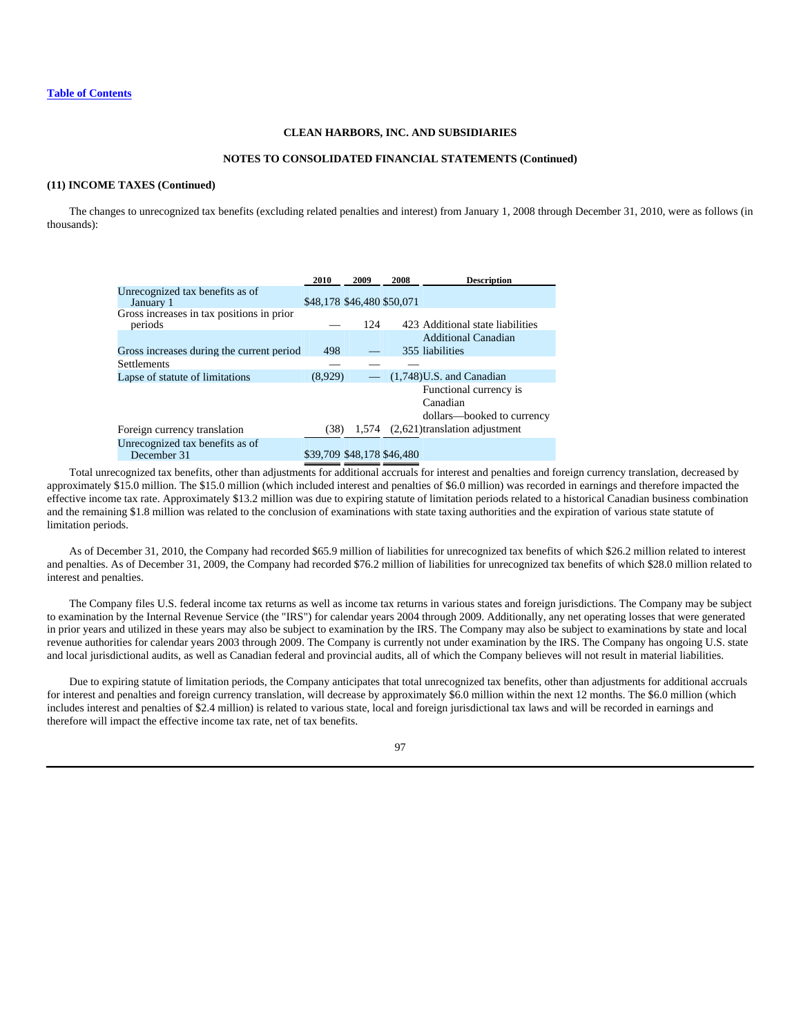**CLEAN HARBORS, INC. AND SUBSIDIARIES**

**NOTES TO CONSOLIDATED FINANCIAL STATEMENTS (Continued)**

**(11) INCOME TAXES (Continued)**

The changes to unrecognized tax benefits (excluding related penalties and interest) from January 1, 2008 through December 31, 2010, were as follows (in thousands):

| | 2010 | 2009 | 2008 | Description |
|---|---|---|---|---|
| Unrecognized tax benefits as of January 1 | $48,178 | $46,480 | $50,071 | |
| Gross increases in tax positions in prior periods | — | 124 | 423 | Additional state liabilities |
| Gross increases during the current period | 498 | — | 355 | Additional Canadian liabilities |
| Settlements | — | — | — | |
| Lapse of statute of limitations | (8,929) | — | (1,748) | U.S. and Canadian |
| Foreign currency translation | (38) | 1,574 | (2,621) | Functional currency is Canadian dollars—booked to currency translation adjustment |
| Unrecognized tax benefits as of December 31 | $39,709 | $48,178 | $46,480 | |

Total unrecognized tax benefits, other than adjustments for additional accruals for interest and penalties and foreign currency translation, decreased by approximately $15.0 million. The $15.0 million (which included interest and penalties of $6.0 million) was recorded in earnings and therefore impacted the effective income tax rate. Approximately $13.2 million was due to expiring statute of limitation periods related to a historical Canadian business combination and the remaining $1.8 million was related to the conclusion of examinations with state taxing authorities and the expiration of various state statute of limitation periods.

As of December 31, 2010, the Company had recorded $65.9 million of liabilities for unrecognized tax benefits of which $26.2 million related to interest and penalties. As of December 31, 2009, the Company had recorded $76.2 million of liabilities for unrecognized tax benefits of which $28.0 million related to interest and penalties.

The Company files U.S. federal income tax returns as well as income tax returns in various states and foreign jurisdictions. The Company may be subject to examination by the Internal Revenue Service (the "IRS") for calendar years 2004 through 2009. Additionally, any net operating losses that were generated in prior years and utilized in these years may also be subject to examination by the IRS. The Company may also be subject to examinations by state and local revenue authorities for calendar years 2003 through 2009. The Company is currently not under examination by the IRS. The Company has ongoing U.S. state and local jurisdictional audits, as well as Canadian federal and provincial audits, all of which the Company believes will not result in material liabilities.

Due to expiring statute of limitation periods, the Company anticipates that total unrecognized tax benefits, other than adjustments for additional accruals for interest and penalties and foreign currency translation, will decrease by approximately $6.0 million within the next 12 months. The $6.0 million (which includes interest and penalties of $2.4 million) is related to various state, local and foreign jurisdictional tax laws and will be recorded in earnings and therefore will impact the effective income tax rate, net of tax benefits.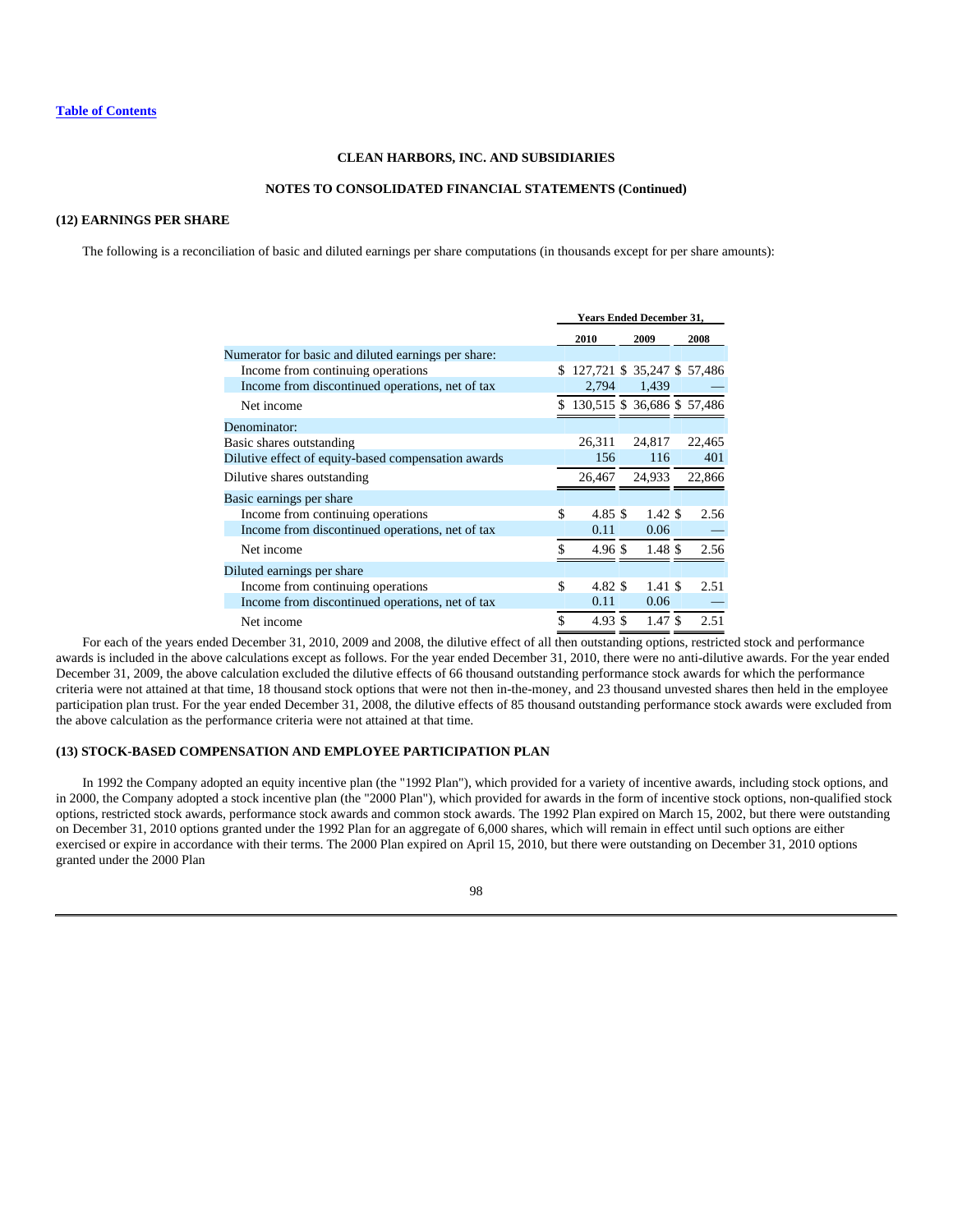CLEAN HARBORS, INC. AND SUBSIDIARIES

NOTES TO CONSOLIDATED FINANCIAL STATEMENTS (Continued)

## (12) EARNINGS PER SHARE

The following is a reconciliation of basic and diluted earnings per share computations (in thousands except for per share amounts):

| | Years Ended December 31, | | |
|---|---|---|---|
| | 2010 | 2009 | 2008 |
| Numerator for basic and diluted earnings per share: | | | |
| Income from continuing operations | $ 127,721 | $ 35,247 | $ 57,486 |
| Income from discontinued operations, net of tax | 2,794 | 1,439 | — |
| Net income | $ 130,515 | $ 36,686 | $ 57,486 |
| Denominator: | | | |
| Basic shares outstanding | 26,311 | 24,817 | 22,465 |
| Dilutive effect of equity-based compensation awards | 156 | 116 | 401 |
| Dilutive shares outstanding | 26,467 | 24,933 | 22,866 |
| Basic earnings per share | | | |
| Income from continuing operations | $ 4.85 | $ 1.42 | $ 2.56 |
| Income from discontinued operations, net of tax | 0.11 | 0.06 | — |
| Net income | $ 4.96 | $ 1.48 | $ 2.56 |
| Diluted earnings per share | | | |
| Income from continuing operations | $ 4.82 | $ 1.41 | $ 2.51 |
| Income from discontinued operations, net of tax | 0.11 | 0.06 | — |
| Net income | $ 4.93 | $ 1.47 | $ 2.51 |

For each of the years ended December 31, 2010, 2009 and 2008, the dilutive effect of all then outstanding options, restricted stock and performance awards is included in the above calculations except as follows. For the year ended December 31, 2010, there were no anti-dilutive awards. For the year ended December 31, 2009, the above calculation excluded the dilutive effects of 66 thousand outstanding performance stock awards for which the performance criteria were not attained at that time, 18 thousand stock options that were not then in-the-money, and 23 thousand unvested shares then held in the employee participation plan trust. For the year ended December 31, 2008, the dilutive effects of 85 thousand outstanding performance stock awards were excluded from the above calculation as the performance criteria were not attained at that time.

## (13) STOCK-BASED COMPENSATION AND EMPLOYEE PARTICIPATION PLAN

In 1992 the Company adopted an equity incentive plan (the "1992 Plan"), which provided for a variety of incentive awards, including stock options, and in 2000, the Company adopted a stock incentive plan (the "2000 Plan"), which provided for awards in the form of incentive stock options, non-qualified stock options, restricted stock awards, performance stock awards and common stock awards. The 1992 Plan expired on March 15, 2002, but there were outstanding on December 31, 2010 options granted under the 1992 Plan for an aggregate of 6,000 shares, which will remain in effect until such options are either exercised or expire in accordance with their terms. The 2000 Plan expired on April 15, 2010, but there were outstanding on December 31, 2010 options granted under the 2000 Plan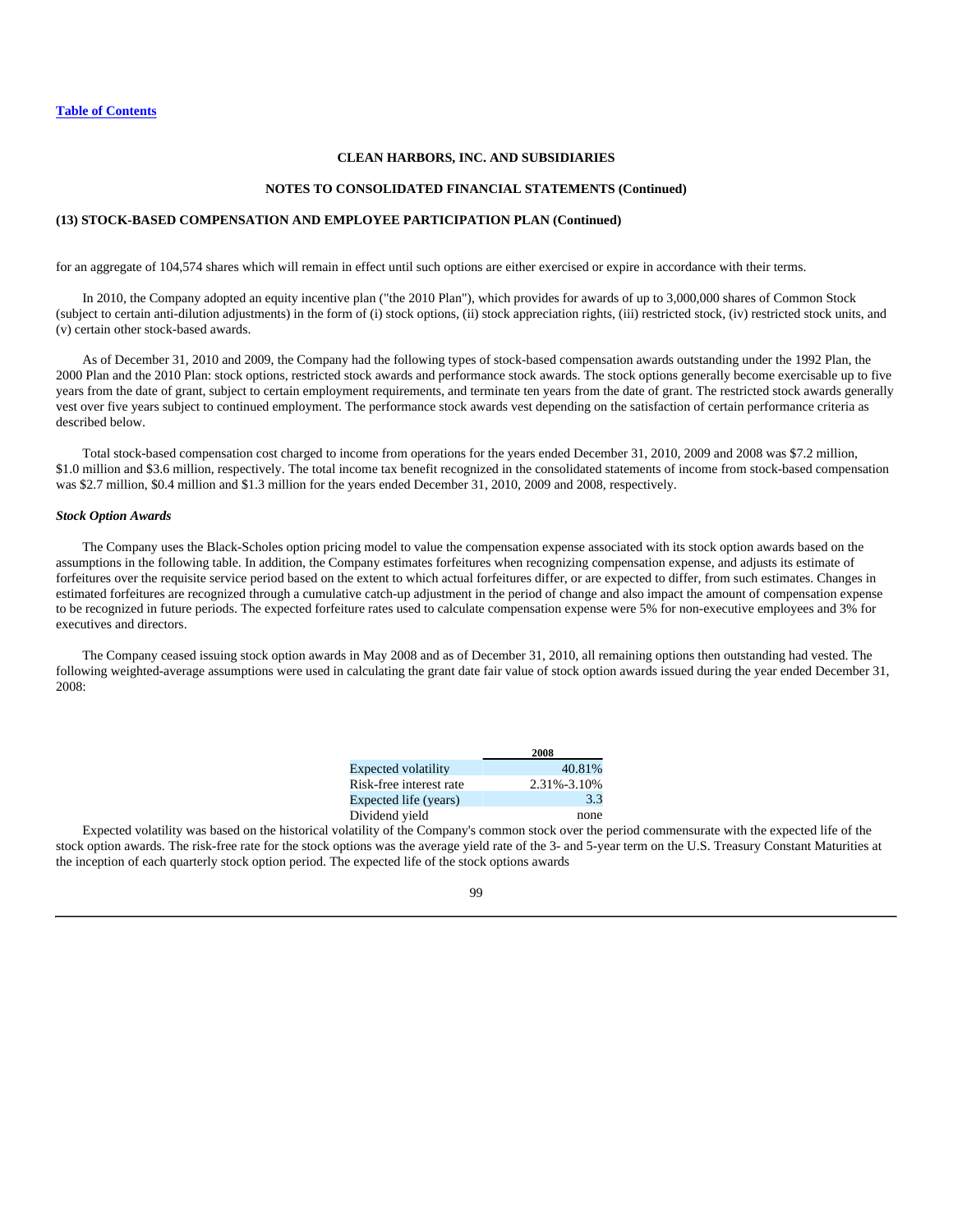for an aggregate of 104,574 shares which will remain in effect until such options are either exercised or expire in accordance with their terms.

In 2010, the Company adopted an equity incentive plan ("the 2010 Plan"), which provides for awards of up to 3,000,000 shares of Common Stock (subject to certain anti-dilution adjustments) in the form of (i) stock options, (ii) stock appreciation rights, (iii) restricted stock, (iv) restricted stock units, and (v) certain other stock-based awards.

As of December 31, 2010 and 2009, the Company had the following types of stock-based compensation awards outstanding under the 1992 Plan, the 2000 Plan and the 2010 Plan: stock options, restricted stock awards and performance stock awards. The stock options generally become exercisable up to five years from the date of grant, subject to certain employment requirements, and terminate ten years from the date of grant. The restricted stock awards generally vest over five years subject to continued employment. The performance stock awards vest depending on the satisfaction of certain performance criteria as described below.

Total stock-based compensation cost charged to income from operations for the years ended December 31, 2010, 2009 and 2008 was $7.2 million, $1.0 million and $3.6 million, respectively. The total income tax benefit recognized in the consolidated statements of income from stock-based compensation was $2.7 million, $0.4 million and $1.3 million for the years ended December 31, 2010, 2009 and 2008, respectively.

***Stock Option Awards***

The Company uses the Black-Scholes option pricing model to value the compensation expense associated with its stock option awards based on the assumptions in the following table. In addition, the Company estimates forfeitures when recognizing compensation expense, and adjusts its estimate of forfeitures over the requisite service period based on the extent to which actual forfeitures differ, or are expected to differ, from such estimates. Changes in estimated forfeitures are recognized through a cumulative catch-up adjustment in the period of change and also impact the amount of compensation expense to be recognized in future periods. The expected forfeiture rates used to calculate compensation expense were 5% for non-executive employees and 3% for executives and directors.

The Company ceased issuing stock option awards in May 2008 and as of December 31, 2010, all remaining options then outstanding had vested. The following weighted-average assumptions were used in calculating the grant date fair value of stock option awards issued during the year ended December 31, 2008:

| | 2008 |
|---|---|
| Expected volatility | 40.81% |
| Risk-free interest rate | 2.31%-3.10% |
| Expected life (years) | 3.3 |
| Dividend yield | none |

Expected volatility was based on the historical volatility of the Company's common stock over the period commensurate with the expected life of the stock option awards. The risk-free rate for the stock options was the average yield rate of the 3- and 5-year term on the U.S. Treasury Constant Maturities at the inception of each quarterly stock option period. The expected life of the stock options awards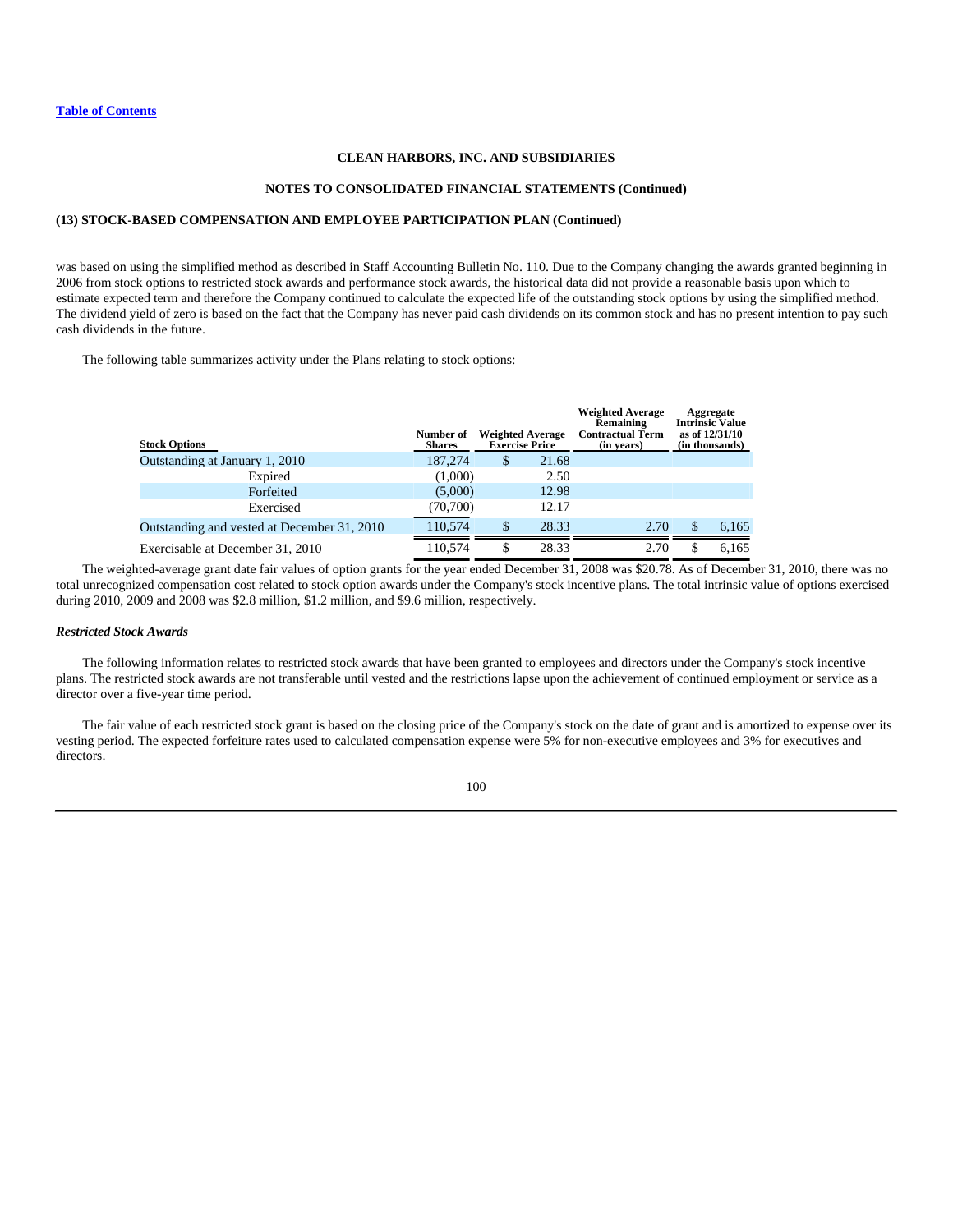CLEAN HARBORS, INC. AND SUBSIDIARIES

NOTES TO CONSOLIDATED FINANCIAL STATEMENTS (Continued)

(13) STOCK-BASED COMPENSATION AND EMPLOYEE PARTICIPATION PLAN (Continued)

was based on using the simplified method as described in Staff Accounting Bulletin No. 110. Due to the Company changing the awards granted beginning in 2006 from stock options to restricted stock awards and performance stock awards, the historical data did not provide a reasonable basis upon which to estimate expected term and therefore the Company continued to calculate the expected life of the outstanding stock options by using the simplified method. The dividend yield of zero is based on the fact that the Company has never paid cash dividends on its common stock and has no present intention to pay such cash dividends in the future.

The following table summarizes activity under the Plans relating to stock options:

| Stock Options | Number of Shares | Weighted Average Exercise Price | Weighted Average Remaining Contractual Term (in years) | Aggregate Intrinsic Value as of 12/31/10 (in thousands) |
|---|---|---|---|---|
| Outstanding at January 1, 2010 | 187,274 | $ 21.68 | | |
| Expired | (1,000) | 2.50 | | |
| Forfeited | (5,000) | 12.98 | | |
| Exercised | (70,700) | 12.17 | | |
| Outstanding and vested at December 31, 2010 | 110,574 | $ 28.33 | 2.70 | $ 6,165 |
| Exercisable at December 31, 2010 | 110,574 | $ 28.33 | 2.70 | $ 6,165 |

The weighted-average grant date fair values of option grants for the year ended December 31, 2008 was $20.78. As of December 31, 2010, there was no total unrecognized compensation cost related to stock option awards under the Company's stock incentive plans. The total intrinsic value of options exercised during 2010, 2009 and 2008 was $2.8 million, $1.2 million, and $9.6 million, respectively.

***Restricted Stock Awards***

The following information relates to restricted stock awards that have been granted to employees and directors under the Company's stock incentive plans. The restricted stock awards are not transferable until vested and the restrictions lapse upon the achievement of continued employment or service as a director over a five-year time period.

The fair value of each restricted stock grant is based on the closing price of the Company's stock on the date of grant and is amortized to expense over its vesting period. The expected forfeiture rates used to calculated compensation expense were 5% for non-executive employees and 3% for executives and directors.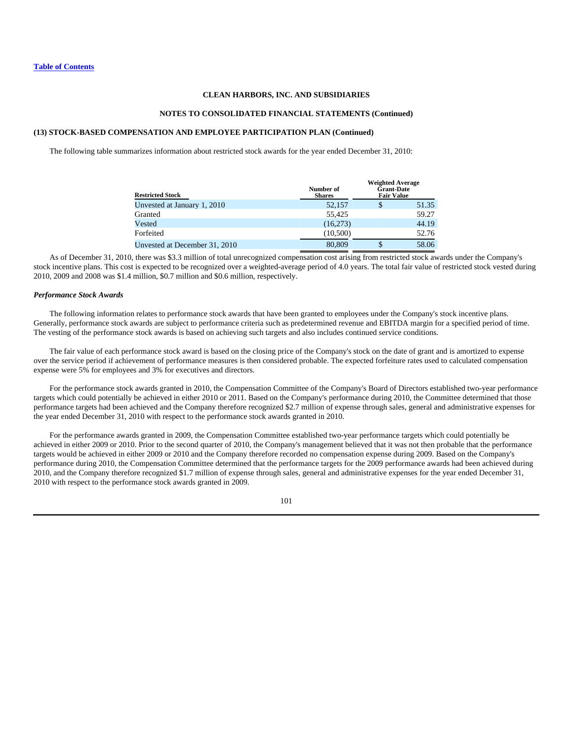CLEAN HARBORS, INC. AND SUBSIDIARIES

NOTES TO CONSOLIDATED FINANCIAL STATEMENTS (Continued)

### (13) STOCK-BASED COMPENSATION AND EMPLOYEE PARTICIPATION PLAN (Continued)

The following table summarizes information about restricted stock awards for the year ended December 31, 2010:

| Restricted Stock | Number of Shares | Weighted Average Grant-Date Fair Value |
|---|---|---|
| Unvested at January 1, 2010 | 52,157 | $ 51.35 |
| Granted | 55,425 | 59.27 |
| Vested | (16,273) | 44.19 |
| Forfeited | (10,500) | 52.76 |
| Unvested at December 31, 2010 | 80,809 | $ 58.06 |

As of December 31, 2010, there was $3.3 million of total unrecognized compensation cost arising from restricted stock awards under the Company's stock incentive plans. This cost is expected to be recognized over a weighted-average period of 4.0 years. The total fair value of restricted stock vested during 2010, 2009 and 2008 was $1.4 million, $0.7 million and $0.6 million, respectively.

***Performance Stock Awards***

The following information relates to performance stock awards that have been granted to employees under the Company's stock incentive plans. Generally, performance stock awards are subject to performance criteria such as predetermined revenue and EBITDA margin for a specified period of time. The vesting of the performance stock awards is based on achieving such targets and also includes continued service conditions.

The fair value of each performance stock award is based on the closing price of the Company's stock on the date of grant and is amortized to expense over the service period if achievement of performance measures is then considered probable. The expected forfeiture rates used to calculated compensation expense were 5% for employees and 3% for executives and directors.

For the performance stock awards granted in 2010, the Compensation Committee of the Company's Board of Directors established two-year performance targets which could potentially be achieved in either 2010 or 2011. Based on the Company's performance during 2010, the Committee determined that those performance targets had been achieved and the Company therefore recognized $2.7 million of expense through sales, general and administrative expenses for the year ended December 31, 2010 with respect to the performance stock awards granted in 2010.

For the performance awards granted in 2009, the Compensation Committee established two-year performance targets which could potentially be achieved in either 2009 or 2010. Prior to the second quarter of 2010, the Company's management believed that it was not then probable that the performance targets would be achieved in either 2009 or 2010 and the Company therefore recorded no compensation expense during 2009. Based on the Company's performance during 2010, the Compensation Committee determined that the performance targets for the 2009 performance awards had been achieved during 2010, and the Company therefore recognized $1.7 million of expense through sales, general and administrative expenses for the year ended December 31, 2010 with respect to the performance stock awards granted in 2009.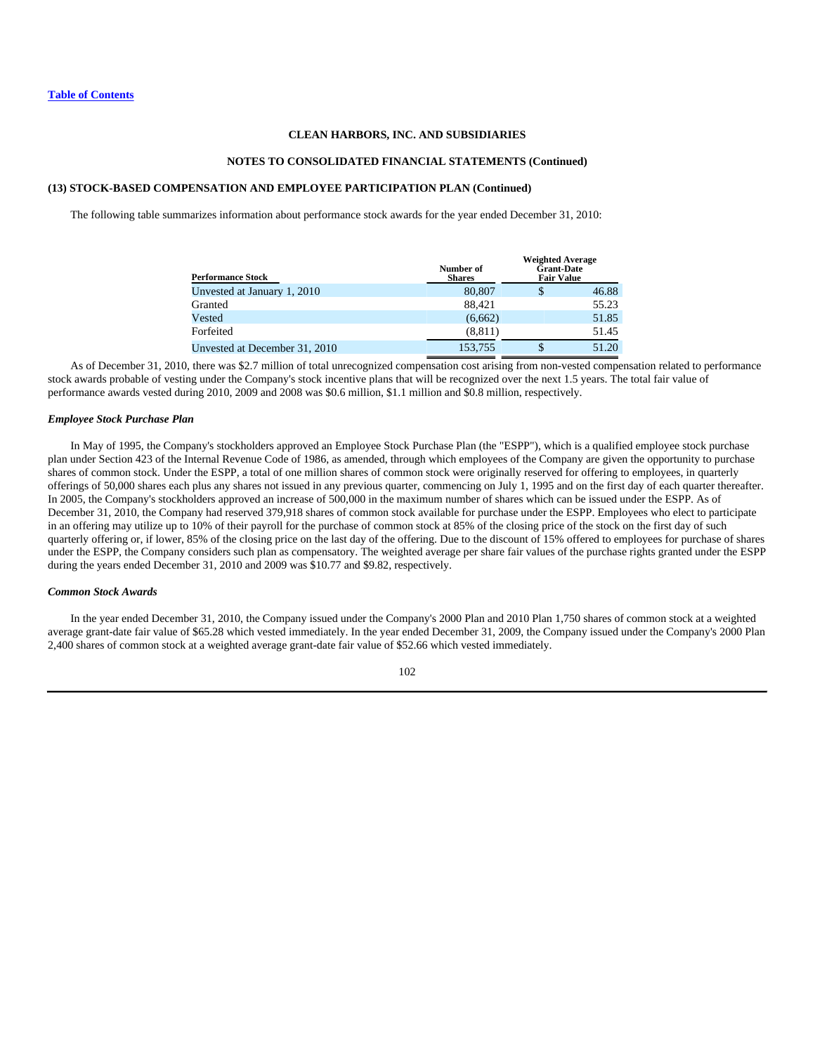Table of Contents

**CLEAN HARBORS, INC. AND SUBSIDIARIES**

**NOTES TO CONSOLIDATED FINANCIAL STATEMENTS (Continued)**

**(13) STOCK-BASED COMPENSATION AND EMPLOYEE PARTICIPATION PLAN (Continued)**

The following table summarizes information about performance stock awards for the year ended December 31, 2010:

| Performance Stock | Number of Shares | Weighted Average Grant-Date Fair Value |
|---|---|---|
| Unvested at January 1, 2010 | 80,807 | $ 46.88 |
| Granted | 88,421 | 55.23 |
| Vested | (6,662) | 51.85 |
| Forfeited | (8,811) | 51.45 |
| Unvested at December 31, 2010 | 153,755 | $ 51.20 |

As of December 31, 2010, there was $2.7 million of total unrecognized compensation cost arising from non-vested compensation related to performance stock awards probable of vesting under the Company's stock incentive plans that will be recognized over the next 1.5 years. The total fair value of performance awards vested during 2010, 2009 and 2008 was $0.6 million, $1.1 million and $0.8 million, respectively.

***Employee Stock Purchase Plan***

In May of 1995, the Company's stockholders approved an Employee Stock Purchase Plan (the "ESPP"), which is a qualified employee stock purchase plan under Section 423 of the Internal Revenue Code of 1986, as amended, through which employees of the Company are given the opportunity to purchase shares of common stock. Under the ESPP, a total of one million shares of common stock were originally reserved for offering to employees, in quarterly offerings of 50,000 shares each plus any shares not issued in any previous quarter, commencing on July 1, 1995 and on the first day of each quarter thereafter. In 2005, the Company's stockholders approved an increase of 500,000 in the maximum number of shares which can be issued under the ESPP. As of December 31, 2010, the Company had reserved 379,918 shares of common stock available for purchase under the ESPP. Employees who elect to participate in an offering may utilize up to 10% of their payroll for the purchase of common stock at 85% of the closing price of the stock on the first day of such quarterly offering or, if lower, 85% of the closing price on the last day of the offering. Due to the discount of 15% offered to employees for purchase of shares under the ESPP, the Company considers such plan as compensatory. The weighted average per share fair values of the purchase rights granted under the ESPP during the years ended December 31, 2010 and 2009 was $10.77 and $9.82, respectively.

***Common Stock Awards***

In the year ended December 31, 2010, the Company issued under the Company's 2000 Plan and 2010 Plan 1,750 shares of common stock at a weighted average grant-date fair value of $65.28 which vested immediately. In the year ended December 31, 2009, the Company issued under the Company's 2000 Plan 2,400 shares of common stock at a weighted average grant-date fair value of $52.66 which vested immediately.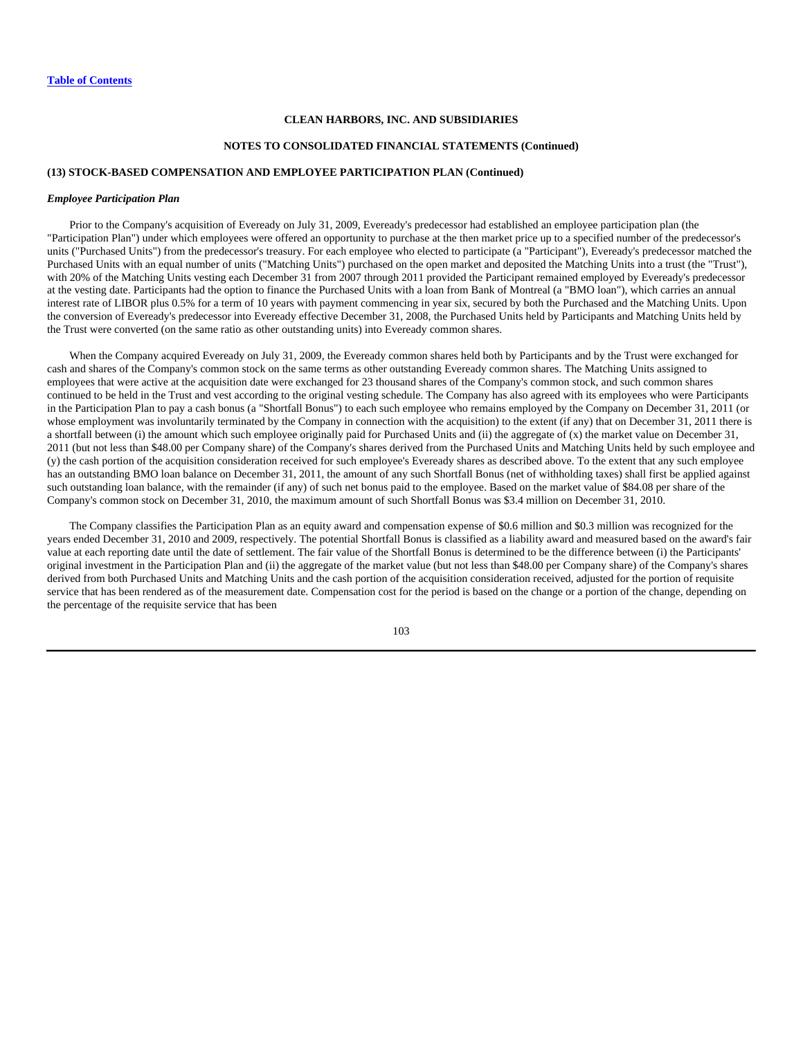**CLEAN HARBORS, INC. AND SUBSIDIARIES**

**NOTES TO CONSOLIDATED FINANCIAL STATEMENTS (Continued)**

**(13) STOCK-BASED COMPENSATION AND EMPLOYEE PARTICIPATION PLAN (Continued)**

***Employee Participation Plan***

Prior to the Company's acquisition of Eveready on July 31, 2009, Eveready's predecessor had established an employee participation plan (the "Participation Plan") under which employees were offered an opportunity to purchase at the then market price up to a specified number of the predecessor's units ("Purchased Units") from the predecessor's treasury. For each employee who elected to participate (a "Participant"), Eveready's predecessor matched the Purchased Units with an equal number of units ("Matching Units") purchased on the open market and deposited the Matching Units into a trust (the "Trust"), with 20% of the Matching Units vesting each December 31 from 2007 through 2011 provided the Participant remained employed by Eveready's predecessor at the vesting date. Participants had the option to finance the Purchased Units with a loan from Bank of Montreal (a "BMO loan"), which carries an annual interest rate of LIBOR plus 0.5% for a term of 10 years with payment commencing in year six, secured by both the Purchased and the Matching Units. Upon the conversion of Eveready's predecessor into Eveready effective December 31, 2008, the Purchased Units held by Participants and Matching Units held by the Trust were converted (on the same ratio as other outstanding units) into Eveready common shares.

When the Company acquired Eveready on July 31, 2009, the Eveready common shares held both by Participants and by the Trust were exchanged for cash and shares of the Company's common stock on the same terms as other outstanding Eveready common shares. The Matching Units assigned to employees that were active at the acquisition date were exchanged for 23 thousand shares of the Company's common stock, and such common shares continued to be held in the Trust and vest according to the original vesting schedule. The Company has also agreed with its employees who were Participants in the Participation Plan to pay a cash bonus (a "Shortfall Bonus") to each such employee who remains employed by the Company on December 31, 2011 (or whose employment was involuntarily terminated by the Company in connection with the acquisition) to the extent (if any) that on December 31, 2011 there is a shortfall between (i) the amount which such employee originally paid for Purchased Units and (ii) the aggregate of (x) the market value on December 31, 2011 (but not less than $48.00 per Company share) of the Company's shares derived from the Purchased Units and Matching Units held by such employee and (y) the cash portion of the acquisition consideration received for such employee's Eveready shares as described above. To the extent that any such employee has an outstanding BMO loan balance on December 31, 2011, the amount of any such Shortfall Bonus (net of withholding taxes) shall first be applied against such outstanding loan balance, with the remainder (if any) of such net bonus paid to the employee. Based on the market value of $84.08 per share of the Company's common stock on December 31, 2010, the maximum amount of such Shortfall Bonus was $3.4 million on December 31, 2010.

The Company classifies the Participation Plan as an equity award and compensation expense of $0.6 million and $0.3 million was recognized for the years ended December 31, 2010 and 2009, respectively. The potential Shortfall Bonus is classified as a liability award and measured based on the award's fair value at each reporting date until the date of settlement. The fair value of the Shortfall Bonus is determined to be the difference between (i) the Participants' original investment in the Participation Plan and (ii) the aggregate of the market value (but not less than $48.00 per Company share) of the Company's shares derived from both Purchased Units and Matching Units and the cash portion of the acquisition consideration received, adjusted for the portion of requisite service that has been rendered as of the measurement date. Compensation cost for the period is based on the change or a portion of the change, depending on the percentage of the requisite service that has been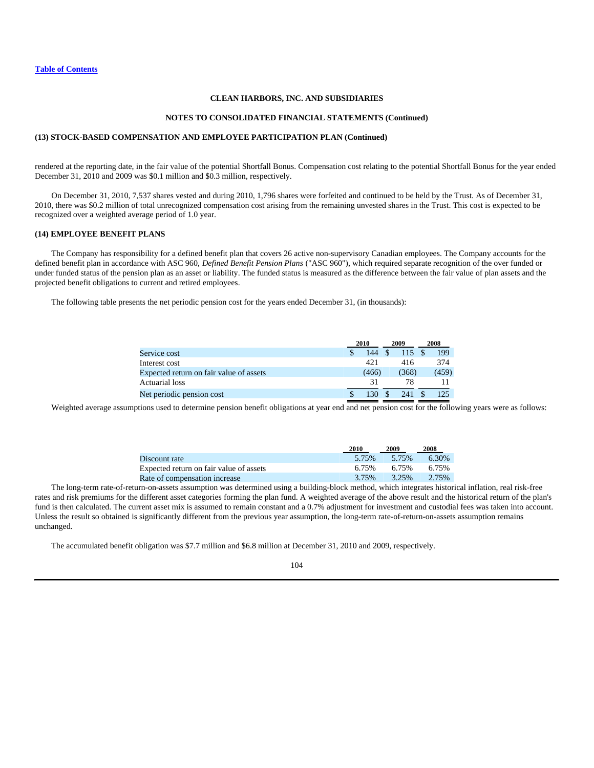**CLEAN HARBORS, INC. AND SUBSIDIARIES**

**NOTES TO CONSOLIDATED FINANCIAL STATEMENTS (Continued)**

**(13) STOCK-BASED COMPENSATION AND EMPLOYEE PARTICIPATION PLAN (Continued)**

rendered at the reporting date, in the fair value of the potential Shortfall Bonus. Compensation cost relating to the potential Shortfall Bonus for the year ended December 31, 2010 and 2009 was $0.1 million and $0.3 million, respectively.

On December 31, 2010, 7,537 shares vested and during 2010, 1,796 shares were forfeited and continued to be held by the Trust. As of December 31, 2010, there was $0.2 million of total unrecognized compensation cost arising from the remaining unvested shares in the Trust. This cost is expected to be recognized over a weighted average period of 1.0 year.

**(14) EMPLOYEE BENEFIT PLANS**

The Company has responsibility for a defined benefit plan that covers 26 active non-supervisory Canadian employees. The Company accounts for the defined benefit plan in accordance with ASC 960, *Defined Benefit Pension Plans* ("ASC 960"), which required separate recognition of the over funded or under funded status of the pension plan as an asset or liability. The funded status is measured as the difference between the fair value of plan assets and the projected benefit obligations to current and retired employees.

The following table presents the net periodic pension cost for the years ended December 31, (in thousands):

| | 2010 | 2009 | 2008 |
|---|---|---|---|
| Service cost | $ 144 | $ 115 | $ 199 |
| Interest cost | 421 | 416 | 374 |
| Expected return on fair value of assets | (466) | (368) | (459) |
| Actuarial loss | 31 | 78 | 11 |
| Net periodic pension cost | $ 130 | $ 241 | $ 125 |

Weighted average assumptions used to determine pension benefit obligations at year end and net pension cost for the following years were as follows:

| | 2010 | 2009 | 2008 |
|---|---|---|---|
| Discount rate | 5.75% | 5.75% | 6.30% |
| Expected return on fair value of assets | 6.75% | 6.75% | 6.75% |
| Rate of compensation increase | 3.75% | 3.25% | 2.75% |

The long-term rate-of-return-on-assets assumption was determined using a building-block method, which integrates historical inflation, real risk-free rates and risk premiums for the different asset categories forming the plan fund. A weighted average of the above result and the historical return of the plan's fund is then calculated. The current asset mix is assumed to remain constant and a 0.7% adjustment for investment and custodial fees was taken into account. Unless the result so obtained is significantly different from the previous year assumption, the long-term rate-of-return-on-assets assumption remains unchanged.

The accumulated benefit obligation was $7.7 million and $6.8 million at December 31, 2010 and 2009, respectively.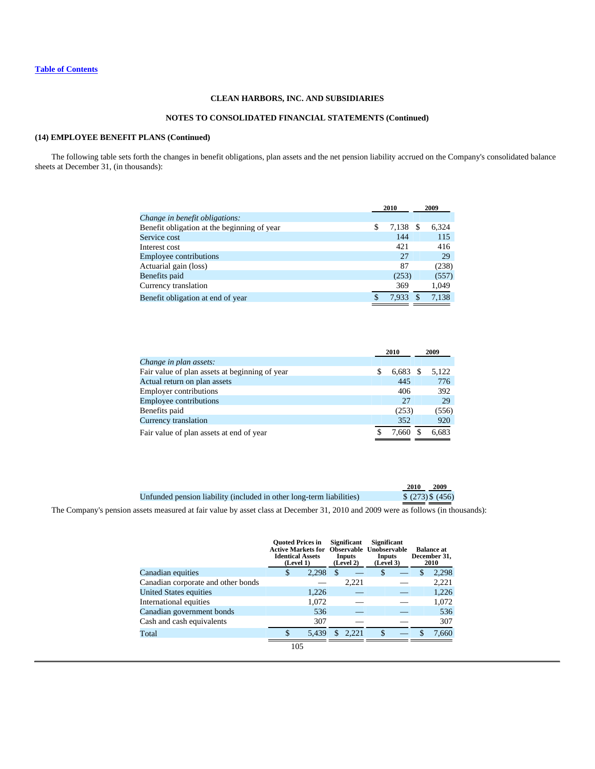[Table of Contents](#)

**CLEAN HARBORS, INC. AND SUBSIDIARIES**

**NOTES TO CONSOLIDATED FINANCIAL STATEMENTS (Continued)**

**(14) EMPLOYEE BENEFIT PLANS (Continued)**

The following table sets forth the changes in benefit obligations, plan assets and the net pension liability accrued on the Company's consolidated balance sheets at December 31, (in thousands):

| | 2010 | 2009 |
|---|---|---|
| *Change in benefit obligations:* | | |
| Benefit obligation at the beginning of year | $ 7,138 | $ 6,324 |
| Service cost | 144 | 115 |
| Interest cost | 421 | 416 |
| Employee contributions | 27 | 29 |
| Actuarial gain (loss) | 87 | (238) |
| Benefits paid | (253) | (557) |
| Currency translation | 369 | 1,049 |
| Benefit obligation at end of year | $ 7,933 | $ 7,138 |

| | 2010 | 2009 |
|---|---|---|
| *Change in plan assets:* | | |
| Fair value of plan assets at beginning of year | $ 6,683 | $ 5,122 |
| Actual return on plan assets | 445 | 776 |
| Employer contributions | 406 | 392 |
| Employee contributions | 27 | 29 |
| Benefits paid | (253) | (556) |
| Currency translation | 352 | 920 |
| Fair value of plan assets at end of year | $ 7,660 | $ 6,683 |

| | 2010 | 2009 |
|---|---|---|
| Unfunded pension liability (included in other long-term liabilities) | $ (273) | $ (456) |

The Company's pension assets measured at fair value by asset class at December 31, 2010 and 2009 were as follows (in thousands):

| | Quoted Prices in Active Markets for Identical Assets (Level 1) | Significant Observable Inputs (Level 2) | Significant Unobservable Inputs (Level 3) | Balance at December 31, 2010 |
|---|---|---|---|---|
| Canadian equities | $ 2,298 | $ — | $ — | $ 2,298 |
| Canadian corporate and other bonds | — | 2,221 | — | 2,221 |
| United States equities | 1,226 | — | — | 1,226 |
| International equities | 1,072 | — | — | 1,072 |
| Canadian government bonds | 536 | — | — | 536 |
| Cash and cash equivalents | 307 | — | — | 307 |
| Total | $ 5,439 | $ 2,221 | $ — | $ 7,660 |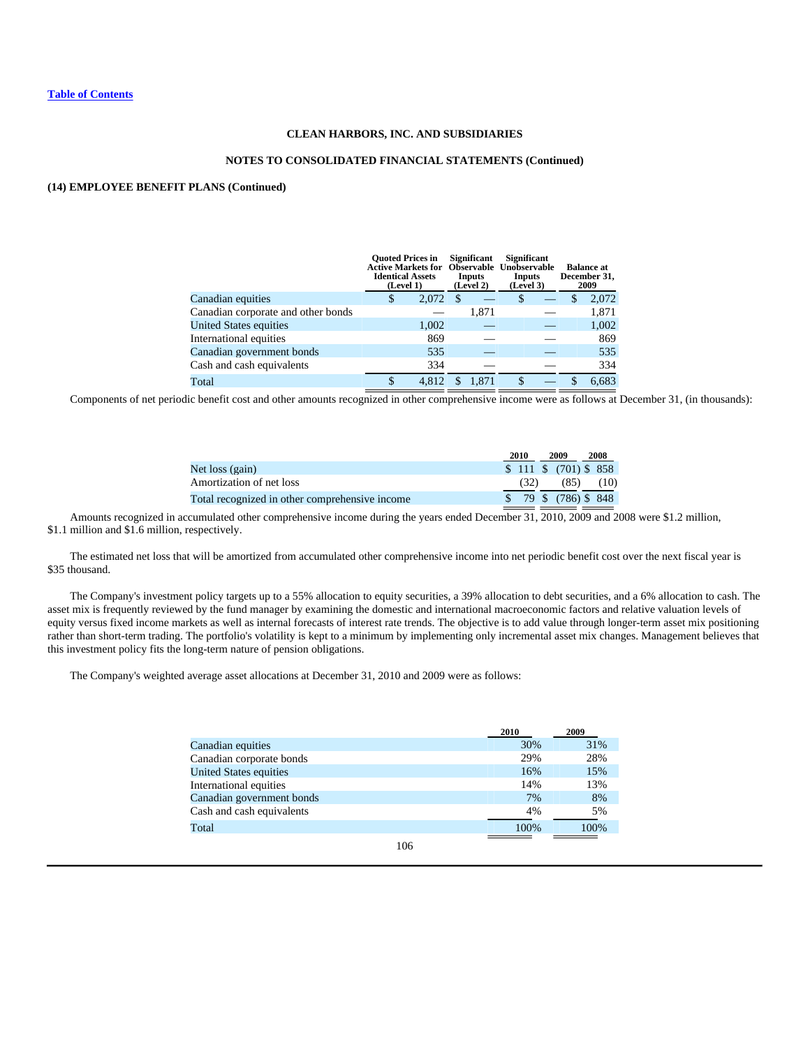**Table of Contents**

**CLEAN HARBORS, INC. AND SUBSIDIARIES**

**NOTES TO CONSOLIDATED FINANCIAL STATEMENTS (Continued)**

**(14) EMPLOYEE BENEFIT PLANS (Continued)**

| | Quoted Prices in Active Markets for Identical Assets (Level 1) | Significant Observable Inputs (Level 2) | Significant Unobservable Inputs (Level 3) | Balance at December 31, 2009 |
|---|---|---|---|---|
| Canadian equities | $ 2,072 | $ — | $ — | $ 2,072 |
| Canadian corporate and other bonds | — | 1,871 | — | 1,871 |
| United States equities | 1,002 | — | — | 1,002 |
| International equities | 869 | — | — | 869 |
| Canadian government bonds | 535 | — | — | 535 |
| Cash and cash equivalents | 334 | — | — | 334 |
| Total | $ 4,812 | $ 1,871 | $ — | $ 6,683 |

Components of net periodic benefit cost and other amounts recognized in other comprehensive income were as follows at December 31, (in thousands):

| | 2010 | 2009 | 2008 |
|---|---|---|---|
| Net loss (gain) | $ 111 | $ (701) | $ 858 |
| Amortization of net loss | (32) | (85) | (10) |
| Total recognized in other comprehensive income | $ 79 | $ (786) | $ 848 |

Amounts recognized in accumulated other comprehensive income during the years ended December 31, 2010, 2009 and 2008 were $1.2 million, $1.1 million and $1.6 million, respectively.

The estimated net loss that will be amortized from accumulated other comprehensive income into net periodic benefit cost over the next fiscal year is $35 thousand.

The Company's investment policy targets up to a 55% allocation to equity securities, a 39% allocation to debt securities, and a 6% allocation to cash. The asset mix is frequently reviewed by the fund manager by examining the domestic and international macroeconomic factors and relative valuation levels of equity versus fixed income markets as well as internal forecasts of interest rate trends. The objective is to add value through longer-term asset mix positioning rather than short-term trading. The portfolio's volatility is kept to a minimum by implementing only incremental asset mix changes. Management believes that this investment policy fits the long-term nature of pension obligations.

The Company's weighted average asset allocations at December 31, 2010 and 2009 were as follows:

| | 2010 | 2009 |
|---|---|---|
| Canadian equities | 30% | 31% |
| Canadian corporate bonds | 29% | 28% |
| United States equities | 16% | 15% |
| International equities | 14% | 13% |
| Canadian government bonds | 7% | 8% |
| Cash and cash equivalents | 4% | 5% |
| Total | 100% | 100% |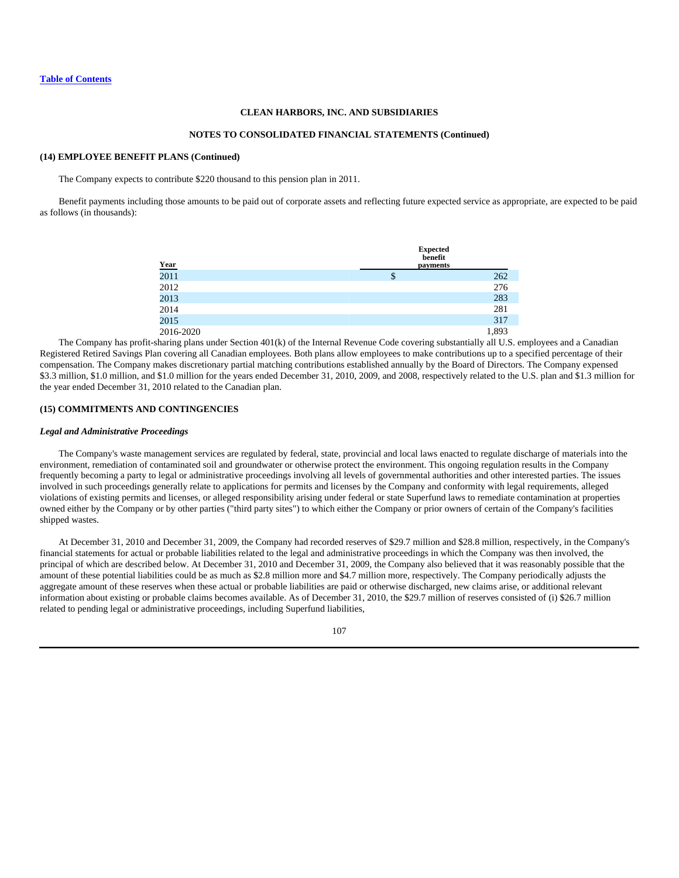**CLEAN HARBORS, INC. AND SUBSIDIARIES**

**NOTES TO CONSOLIDATED FINANCIAL STATEMENTS (Continued)**

**(14) EMPLOYEE BENEFIT PLANS (Continued)**

The Company expects to contribute $220 thousand to this pension plan in 2011.

Benefit payments including those amounts to be paid out of corporate assets and reflecting future expected service as appropriate, are expected to be paid as follows (in thousands):

| Year | Expected benefit payments |
|---|---|
| 2011 | $ 262 |
| 2012 | 276 |
| 2013 | 283 |
| 2014 | 281 |
| 2015 | 317 |
| 2016-2020 | 1,893 |

The Company has profit-sharing plans under Section 401(k) of the Internal Revenue Code covering substantially all U.S. employees and a Canadian Registered Retired Savings Plan covering all Canadian employees. Both plans allow employees to make contributions up to a specified percentage of their compensation. The Company makes discretionary partial matching contributions established annually by the Board of Directors. The Company expensed $3.3 million, $1.0 million, and $1.0 million for the years ended December 31, 2010, 2009, and 2008, respectively related to the U.S. plan and $1.3 million for the year ended December 31, 2010 related to the Canadian plan.

**(15) COMMITMENTS AND CONTINGENCIES**

***Legal and Administrative Proceedings***

The Company's waste management services are regulated by federal, state, provincial and local laws enacted to regulate discharge of materials into the environment, remediation of contaminated soil and groundwater or otherwise protect the environment. This ongoing regulation results in the Company frequently becoming a party to legal or administrative proceedings involving all levels of governmental authorities and other interested parties. The issues involved in such proceedings generally relate to applications for permits and licenses by the Company and conformity with legal requirements, alleged violations of existing permits and licenses, or alleged responsibility arising under federal or state Superfund laws to remediate contamination at properties owned either by the Company or by other parties ("third party sites") to which either the Company or prior owners of certain of the Company's facilities shipped wastes.

At December 31, 2010 and December 31, 2009, the Company had recorded reserves of $29.7 million and $28.8 million, respectively, in the Company's financial statements for actual or probable liabilities related to the legal and administrative proceedings in which the Company was then involved, the principal of which are described below. At December 31, 2010 and December 31, 2009, the Company also believed that it was reasonably possible that the amount of these potential liabilities could be as much as $2.8 million more and $4.7 million more, respectively. The Company periodically adjusts the aggregate amount of these reserves when these actual or probable liabilities are paid or otherwise discharged, new claims arise, or additional relevant information about existing or probable claims becomes available. As of December 31, 2010, the $29.7 million of reserves consisted of (i) $26.7 million related to pending legal or administrative proceedings, including Superfund liabilities,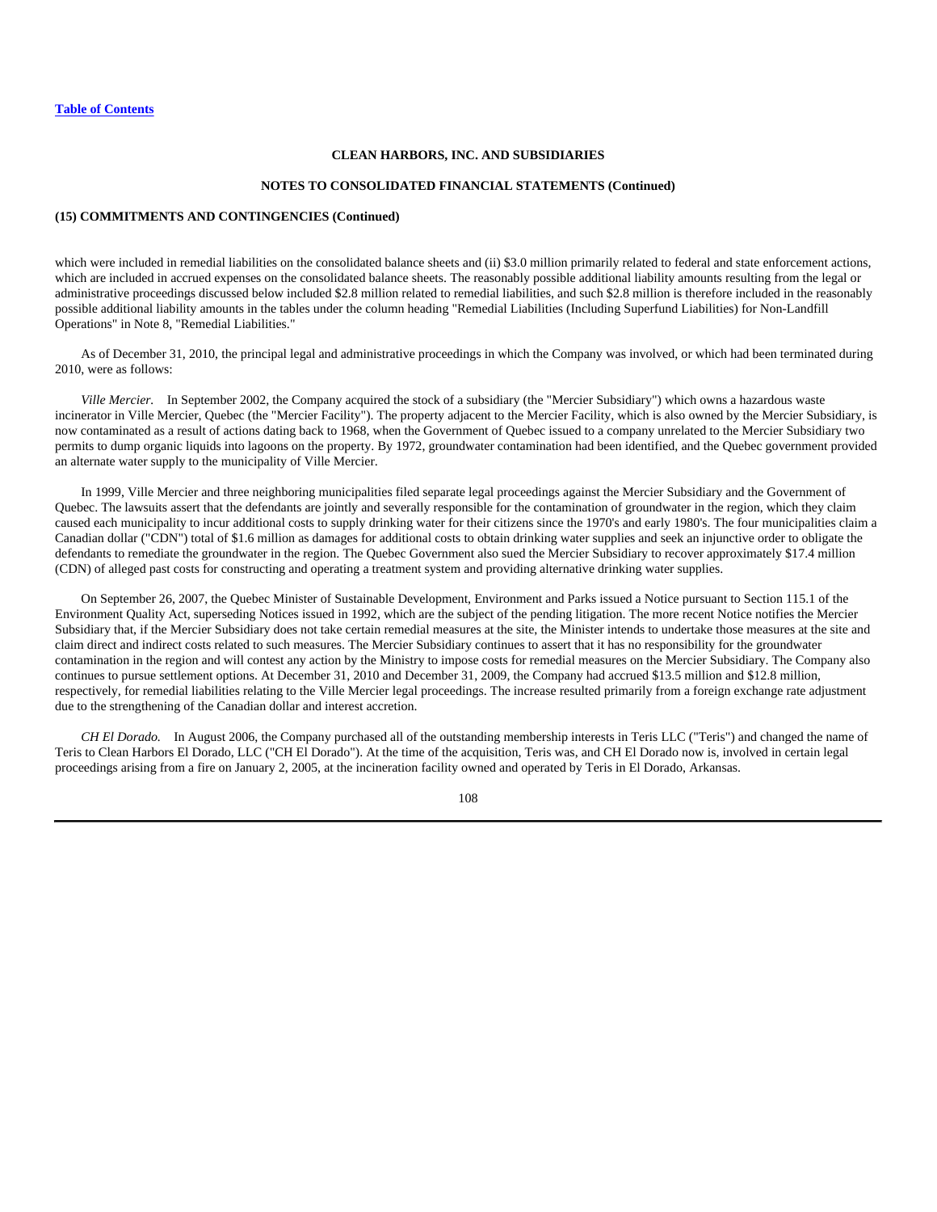**CLEAN HARBORS, INC. AND SUBSIDIARIES**

**NOTES TO CONSOLIDATED FINANCIAL STATEMENTS (Continued)**

**(15) COMMITMENTS AND CONTINGENCIES (Continued)**

which were included in remedial liabilities on the consolidated balance sheets and (ii) $3.0 million primarily related to federal and state enforcement actions, which are included in accrued expenses on the consolidated balance sheets. The reasonably possible additional liability amounts resulting from the legal or administrative proceedings discussed below included $2.8 million related to remedial liabilities, and such $2.8 million is therefore included in the reasonably possible additional liability amounts in the tables under the column heading "Remedial Liabilities (Including Superfund Liabilities) for Non-Landfill Operations" in Note 8, "Remedial Liabilities."

As of December 31, 2010, the principal legal and administrative proceedings in which the Company was involved, or which had been terminated during 2010, were as follows:

*Ville Mercier.* In September 2002, the Company acquired the stock of a subsidiary (the "Mercier Subsidiary") which owns a hazardous waste incinerator in Ville Mercier, Quebec (the "Mercier Facility"). The property adjacent to the Mercier Facility, which is also owned by the Mercier Subsidiary, is now contaminated as a result of actions dating back to 1968, when the Government of Quebec issued to a company unrelated to the Mercier Subsidiary two permits to dump organic liquids into lagoons on the property. By 1972, groundwater contamination had been identified, and the Quebec government provided an alternate water supply to the municipality of Ville Mercier.

In 1999, Ville Mercier and three neighboring municipalities filed separate legal proceedings against the Mercier Subsidiary and the Government of Quebec. The lawsuits assert that the defendants are jointly and severally responsible for the contamination of groundwater in the region, which they claim caused each municipality to incur additional costs to supply drinking water for their citizens since the 1970's and early 1980's. The four municipalities claim a Canadian dollar ("CDN") total of $1.6 million as damages for additional costs to obtain drinking water supplies and seek an injunctive order to obligate the defendants to remediate the groundwater in the region. The Quebec Government also sued the Mercier Subsidiary to recover approximately $17.4 million (CDN) of alleged past costs for constructing and operating a treatment system and providing alternative drinking water supplies.

On September 26, 2007, the Quebec Minister of Sustainable Development, Environment and Parks issued a Notice pursuant to Section 115.1 of the Environment Quality Act, superseding Notices issued in 1992, which are the subject of the pending litigation. The more recent Notice notifies the Mercier Subsidiary that, if the Mercier Subsidiary does not take certain remedial measures at the site, the Minister intends to undertake those measures at the site and claim direct and indirect costs related to such measures. The Mercier Subsidiary continues to assert that it has no responsibility for the groundwater contamination in the region and will contest any action by the Ministry to impose costs for remedial measures on the Mercier Subsidiary. The Company also continues to pursue settlement options. At December 31, 2010 and December 31, 2009, the Company had accrued $13.5 million and $12.8 million, respectively, for remedial liabilities relating to the Ville Mercier legal proceedings. The increase resulted primarily from a foreign exchange rate adjustment due to the strengthening of the Canadian dollar and interest accretion.

*CH El Dorado.* In August 2006, the Company purchased all of the outstanding membership interests in Teris LLC ("Teris") and changed the name of Teris to Clean Harbors El Dorado, LLC ("CH El Dorado"). At the time of the acquisition, Teris was, and CH El Dorado now is, involved in certain legal proceedings arising from a fire on January 2, 2005, at the incineration facility owned and operated by Teris in El Dorado, Arkansas.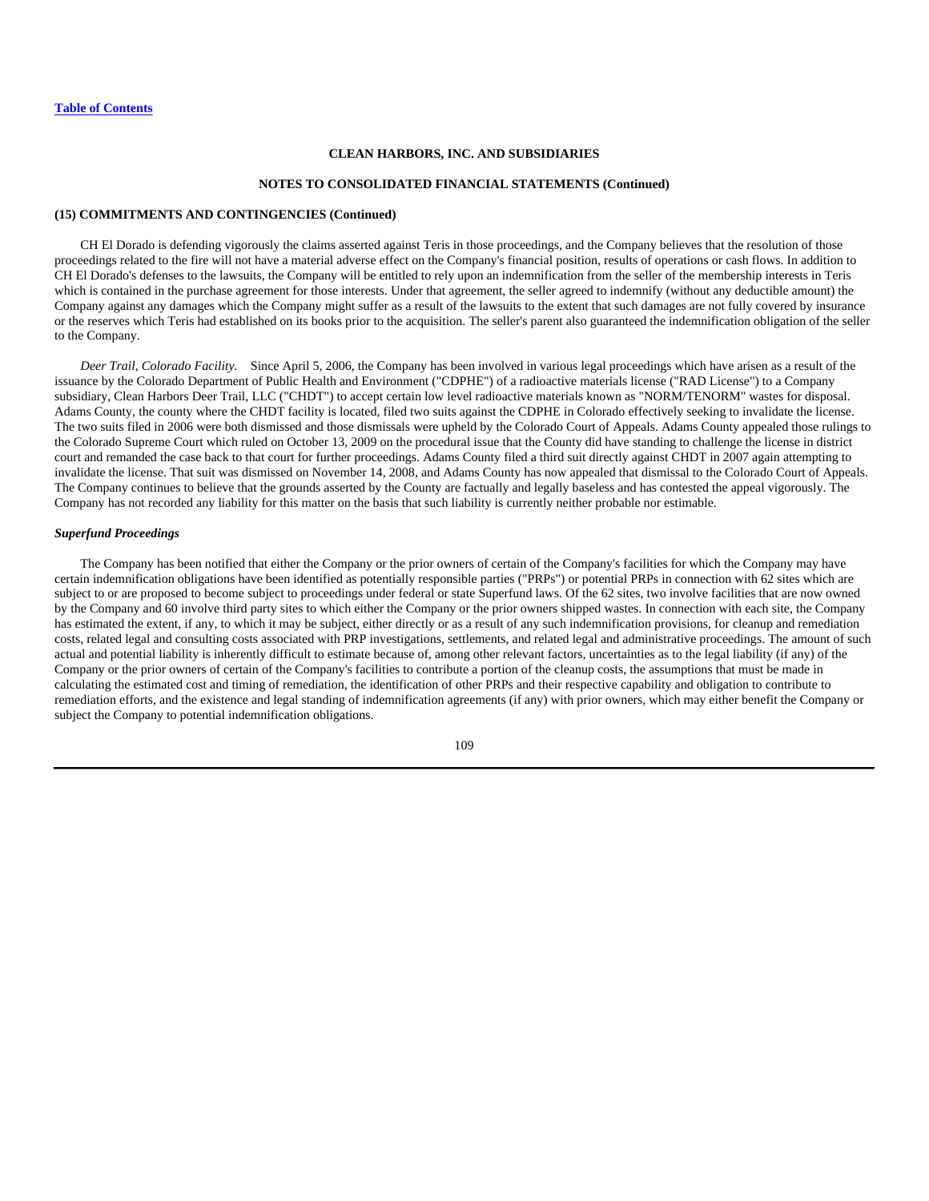**CLEAN HARBORS, INC. AND SUBSIDIARIES**

**NOTES TO CONSOLIDATED FINANCIAL STATEMENTS (Continued)**

**(15) COMMITMENTS AND CONTINGENCIES (Continued)**

CH El Dorado is defending vigorously the claims asserted against Teris in those proceedings, and the Company believes that the resolution of those proceedings related to the fire will not have a material adverse effect on the Company's financial position, results of operations or cash flows. In addition to CH El Dorado's defenses to the lawsuits, the Company will be entitled to rely upon an indemnification from the seller of the membership interests in Teris which is contained in the purchase agreement for those interests. Under that agreement, the seller agreed to indemnify (without any deductible amount) the Company against any damages which the Company might suffer as a result of the lawsuits to the extent that such damages are not fully covered by insurance or the reserves which Teris had established on its books prior to the acquisition. The seller's parent also guaranteed the indemnification obligation of the seller to the Company.

*Deer Trail, Colorado Facility.* Since April 5, 2006, the Company has been involved in various legal proceedings which have arisen as a result of the issuance by the Colorado Department of Public Health and Environment ("CDPHE") of a radioactive materials license ("RAD License") to a Company subsidiary, Clean Harbors Deer Trail, LLC ("CHDT") to accept certain low level radioactive materials known as "NORM/TENORM" wastes for disposal. Adams County, the county where the CHDT facility is located, filed two suits against the CDPHE in Colorado effectively seeking to invalidate the license. The two suits filed in 2006 were both dismissed and those dismissals were upheld by the Colorado Court of Appeals. Adams County appealed those rulings to the Colorado Supreme Court which ruled on October 13, 2009 on the procedural issue that the County did have standing to challenge the license in district court and remanded the case back to that court for further proceedings. Adams County filed a third suit directly against CHDT in 2007 again attempting to invalidate the license. That suit was dismissed on November 14, 2008, and Adams County has now appealed that dismissal to the Colorado Court of Appeals. The Company continues to believe that the grounds asserted by the County are factually and legally baseless and has contested the appeal vigorously. The Company has not recorded any liability for this matter on the basis that such liability is currently neither probable nor estimable.

***Superfund Proceedings***

The Company has been notified that either the Company or the prior owners of certain of the Company's facilities for which the Company may have certain indemnification obligations have been identified as potentially responsible parties ("PRPs") or potential PRPs in connection with 62 sites which are subject to or are proposed to become subject to proceedings under federal or state Superfund laws. Of the 62 sites, two involve facilities that are now owned by the Company and 60 involve third party sites to which either the Company or the prior owners shipped wastes. In connection with each site, the Company has estimated the extent, if any, to which it may be subject, either directly or as a result of any such indemnification provisions, for cleanup and remediation costs, related legal and consulting costs associated with PRP investigations, settlements, and related legal and administrative proceedings. The amount of such actual and potential liability is inherently difficult to estimate because of, among other relevant factors, uncertainties as to the legal liability (if any) of the Company or the prior owners of certain of the Company's facilities to contribute a portion of the cleanup costs, the assumptions that must be made in calculating the estimated cost and timing of remediation, the identification of other PRPs and their respective capability and obligation to contribute to remediation efforts, and the existence and legal standing of indemnification agreements (if any) with prior owners, which may either benefit the Company or subject the Company to potential indemnification obligations.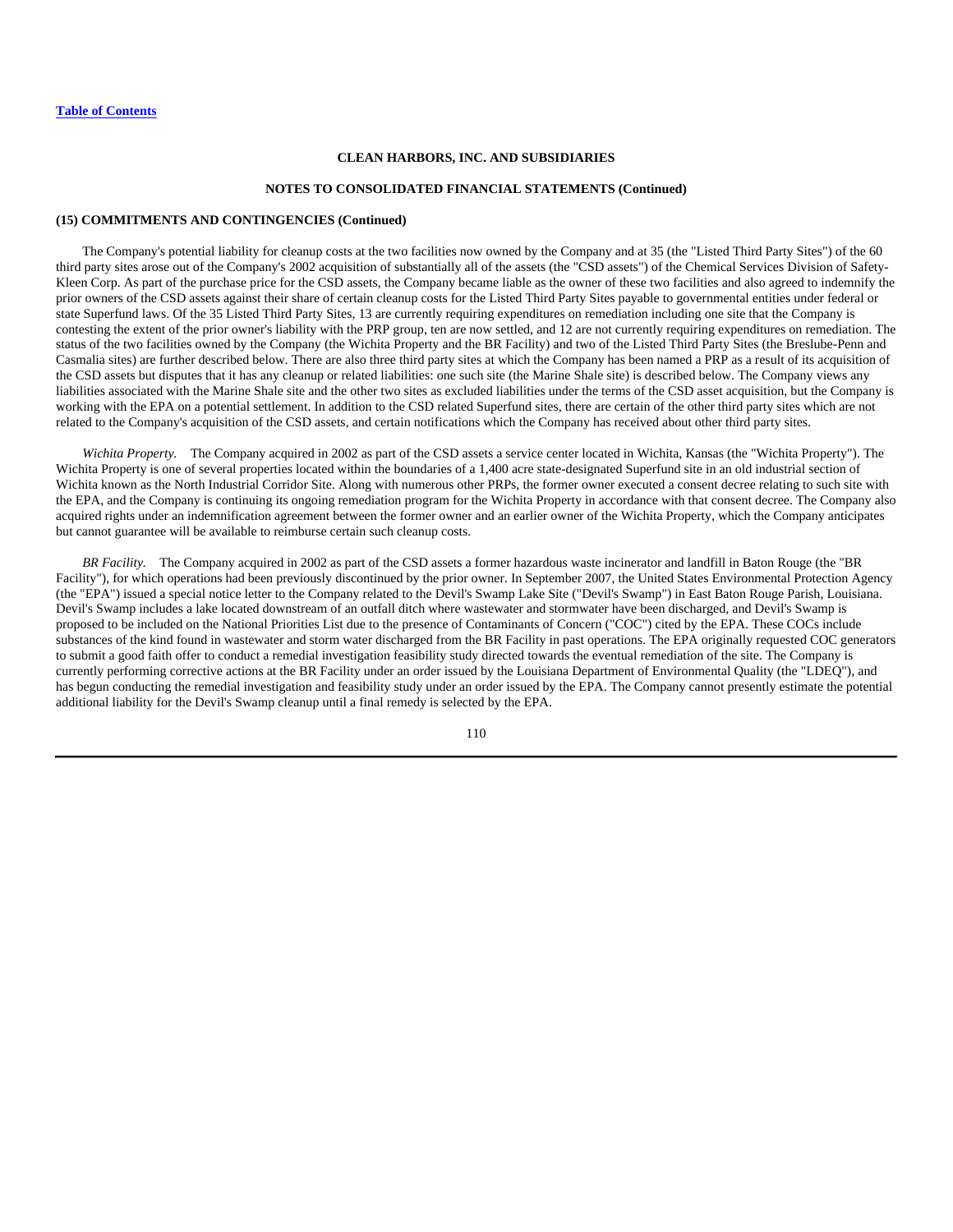**CLEAN HARBORS, INC. AND SUBSIDIARIES**

**NOTES TO CONSOLIDATED FINANCIAL STATEMENTS (Continued)**

**(15) COMMITMENTS AND CONTINGENCIES (Continued)**

The Company's potential liability for cleanup costs at the two facilities now owned by the Company and at 35 (the "Listed Third Party Sites") of the 60 third party sites arose out of the Company's 2002 acquisition of substantially all of the assets (the "CSD assets") of the Chemical Services Division of Safety-Kleen Corp. As part of the purchase price for the CSD assets, the Company became liable as the owner of these two facilities and also agreed to indemnify the prior owners of the CSD assets against their share of certain cleanup costs for the Listed Third Party Sites payable to governmental entities under federal or state Superfund laws. Of the 35 Listed Third Party Sites, 13 are currently requiring expenditures on remediation including one site that the Company is contesting the extent of the prior owner's liability with the PRP group, ten are now settled, and 12 are not currently requiring expenditures on remediation. The status of the two facilities owned by the Company (the Wichita Property and the BR Facility) and two of the Listed Third Party Sites (the Breslube-Penn and Casmalia sites) are further described below. There are also three third party sites at which the Company has been named a PRP as a result of its acquisition of the CSD assets but disputes that it has any cleanup or related liabilities: one such site (the Marine Shale site) is described below. The Company views any liabilities associated with the Marine Shale site and the other two sites as excluded liabilities under the terms of the CSD asset acquisition, but the Company is working with the EPA on a potential settlement. In addition to the CSD related Superfund sites, there are certain of the other third party sites which are not related to the Company's acquisition of the CSD assets, and certain notifications which the Company has received about other third party sites.

*Wichita Property.* The Company acquired in 2002 as part of the CSD assets a service center located in Wichita, Kansas (the "Wichita Property"). The Wichita Property is one of several properties located within the boundaries of a 1,400 acre state-designated Superfund site in an old industrial section of Wichita known as the North Industrial Corridor Site. Along with numerous other PRPs, the former owner executed a consent decree relating to such site with the EPA, and the Company is continuing its ongoing remediation program for the Wichita Property in accordance with that consent decree. The Company also acquired rights under an indemnification agreement between the former owner and an earlier owner of the Wichita Property, which the Company anticipates but cannot guarantee will be available to reimburse certain such cleanup costs.

*BR Facility.* The Company acquired in 2002 as part of the CSD assets a former hazardous waste incinerator and landfill in Baton Rouge (the "BR Facility"), for which operations had been previously discontinued by the prior owner. In September 2007, the United States Environmental Protection Agency (the "EPA") issued a special notice letter to the Company related to the Devil's Swamp Lake Site ("Devil's Swamp") in East Baton Rouge Parish, Louisiana. Devil's Swamp includes a lake located downstream of an outfall ditch where wastewater and stormwater have been discharged, and Devil's Swamp is proposed to be included on the National Priorities List due to the presence of Contaminants of Concern ("COC") cited by the EPA. These COCs include substances of the kind found in wastewater and storm water discharged from the BR Facility in past operations. The EPA originally requested COC generators to submit a good faith offer to conduct a remedial investigation feasibility study directed towards the eventual remediation of the site. The Company is currently performing corrective actions at the BR Facility under an order issued by the Louisiana Department of Environmental Quality (the "LDEQ"), and has begun conducting the remedial investigation and feasibility study under an order issued by the EPA. The Company cannot presently estimate the potential additional liability for the Devil's Swamp cleanup until a final remedy is selected by the EPA.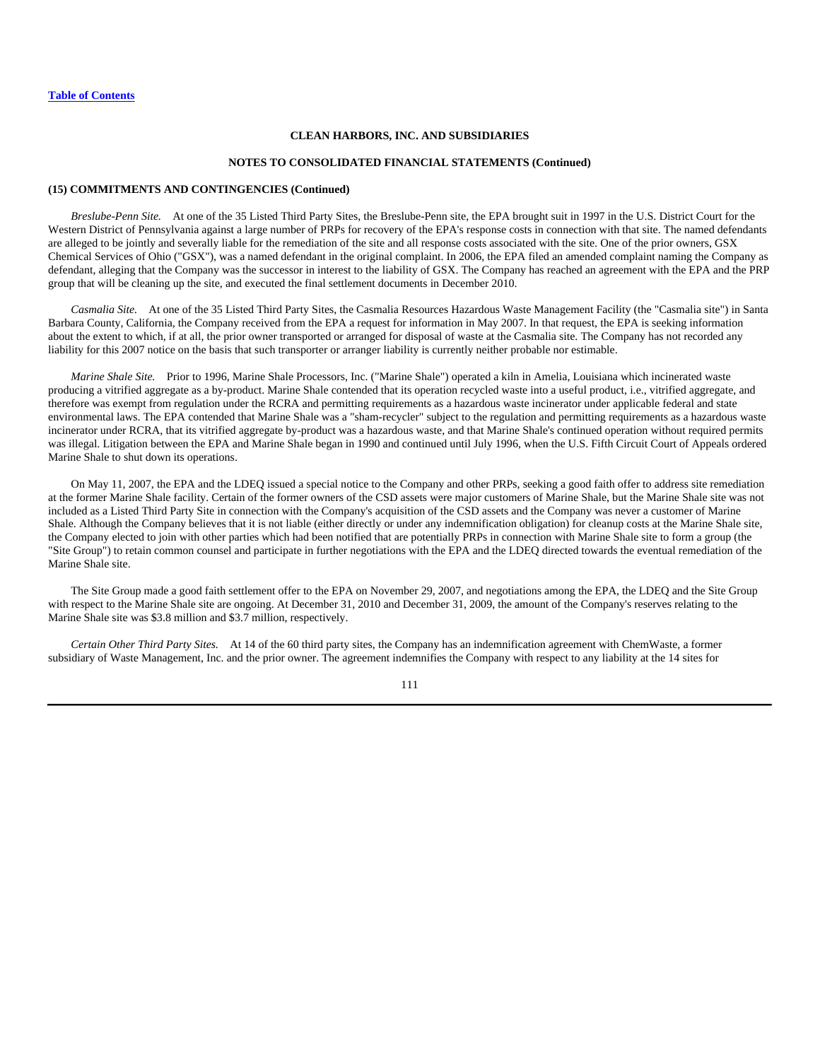**CLEAN HARBORS, INC. AND SUBSIDIARIES**

**NOTES TO CONSOLIDATED FINANCIAL STATEMENTS (Continued)**

**(15) COMMITMENTS AND CONTINGENCIES (Continued)**

*Breslube-Penn Site.* At one of the 35 Listed Third Party Sites, the Breslube-Penn site, the EPA brought suit in 1997 in the U.S. District Court for the Western District of Pennsylvania against a large number of PRPs for recovery of the EPA's response costs in connection with that site. The named defendants are alleged to be jointly and severally liable for the remediation of the site and all response costs associated with the site. One of the prior owners, GSX Chemical Services of Ohio ("GSX"), was a named defendant in the original complaint. In 2006, the EPA filed an amended complaint naming the Company as defendant, alleging that the Company was the successor in interest to the liability of GSX. The Company has reached an agreement with the EPA and the PRP group that will be cleaning up the site, and executed the final settlement documents in December 2010.

*Casmalia Site.* At one of the 35 Listed Third Party Sites, the Casmalia Resources Hazardous Waste Management Facility (the "Casmalia site") in Santa Barbara County, California, the Company received from the EPA a request for information in May 2007. In that request, the EPA is seeking information about the extent to which, if at all, the prior owner transported or arranged for disposal of waste at the Casmalia site. The Company has not recorded any liability for this 2007 notice on the basis that such transporter or arranger liability is currently neither probable nor estimable.

*Marine Shale Site.* Prior to 1996, Marine Shale Processors, Inc. ("Marine Shale") operated a kiln in Amelia, Louisiana which incinerated waste producing a vitrified aggregate as a by-product. Marine Shale contended that its operation recycled waste into a useful product, i.e., vitrified aggregate, and therefore was exempt from regulation under the RCRA and permitting requirements as a hazardous waste incinerator under applicable federal and state environmental laws. The EPA contended that Marine Shale was a "sham-recycler" subject to the regulation and permitting requirements as a hazardous waste incinerator under RCRA, that its vitrified aggregate by-product was a hazardous waste, and that Marine Shale's continued operation without required permits was illegal. Litigation between the EPA and Marine Shale began in 1990 and continued until July 1996, when the U.S. Fifth Circuit Court of Appeals ordered Marine Shale to shut down its operations.

On May 11, 2007, the EPA and the LDEQ issued a special notice to the Company and other PRPs, seeking a good faith offer to address site remediation at the former Marine Shale facility. Certain of the former owners of the CSD assets were major customers of Marine Shale, but the Marine Shale site was not included as a Listed Third Party Site in connection with the Company's acquisition of the CSD assets and the Company was never a customer of Marine Shale. Although the Company believes that it is not liable (either directly or under any indemnification obligation) for cleanup costs at the Marine Shale site, the Company elected to join with other parties which had been notified that are potentially PRPs in connection with Marine Shale site to form a group (the "Site Group") to retain common counsel and participate in further negotiations with the EPA and the LDEQ directed towards the eventual remediation of the Marine Shale site.

The Site Group made a good faith settlement offer to the EPA on November 29, 2007, and negotiations among the EPA, the LDEQ and the Site Group with respect to the Marine Shale site are ongoing. At December 31, 2010 and December 31, 2009, the amount of the Company's reserves relating to the Marine Shale site was \$3.8 million and \$3.7 million, respectively.

*Certain Other Third Party Sites.* At 14 of the 60 third party sites, the Company has an indemnification agreement with ChemWaste, a former subsidiary of Waste Management, Inc. and the prior owner. The agreement indemnifies the Company with respect to any liability at the 14 sites for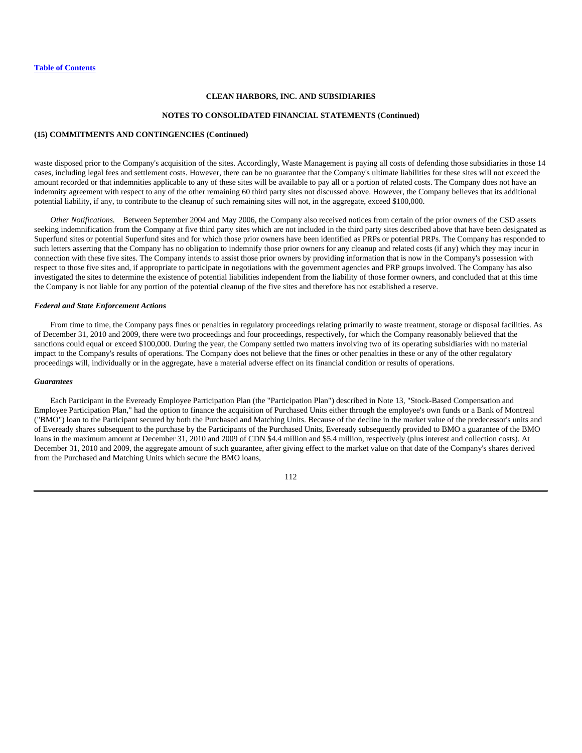waste disposed prior to the Company's acquisition of the sites. Accordingly, Waste Management is paying all costs of defending those subsidiaries in those 14 cases, including legal fees and settlement costs. However, there can be no guarantee that the Company's ultimate liabilities for these sites will not exceed the amount recorded or that indemnities applicable to any of these sites will be available to pay all or a portion of related costs. The Company does not have an indemnity agreement with respect to any of the other remaining 60 third party sites not discussed above. However, the Company believes that its additional potential liability, if any, to contribute to the cleanup of such remaining sites will not, in the aggregate, exceed $100,000.

*Other Notifications.* Between September 2004 and May 2006, the Company also received notices from certain of the prior owners of the CSD assets seeking indemnification from the Company at five third party sites which are not included in the third party sites described above that have been designated as Superfund sites or potential Superfund sites and for which those prior owners have been identified as PRPs or potential PRPs. The Company has responded to such letters asserting that the Company has no obligation to indemnify those prior owners for any cleanup and related costs (if any) which they may incur in connection with these five sites. The Company intends to assist those prior owners by providing information that is now in the Company's possession with respect to those five sites and, if appropriate to participate in negotiations with the government agencies and PRP groups involved. The Company has also investigated the sites to determine the existence of potential liabilities independent from the liability of those former owners, and concluded that at this time the Company is not liable for any portion of the potential cleanup of the five sites and therefore has not established a reserve.

***Federal and State Enforcement Actions***

From time to time, the Company pays fines or penalties in regulatory proceedings relating primarily to waste treatment, storage or disposal facilities. As of December 31, 2010 and 2009, there were two proceedings and four proceedings, respectively, for which the Company reasonably believed that the sanctions could equal or exceed $100,000. During the year, the Company settled two matters involving two of its operating subsidiaries with no material impact to the Company's results of operations. The Company does not believe that the fines or other penalties in these or any of the other regulatory proceedings will, individually or in the aggregate, have a material adverse effect on its financial condition or results of operations.

***Guarantees***

Each Participant in the Eveready Employee Participation Plan (the "Participation Plan") described in Note 13, "Stock-Based Compensation and Employee Participation Plan," had the option to finance the acquisition of Purchased Units either through the employee's own funds or a Bank of Montreal ("BMO") loan to the Participant secured by both the Purchased and Matching Units. Because of the decline in the market value of the predecessor's units and of Eveready shares subsequent to the purchase by the Participants of the Purchased Units, Eveready subsequently provided to BMO a guarantee of the BMO loans in the maximum amount at December 31, 2010 and 2009 of CDN $4.4 million and $5.4 million, respectively (plus interest and collection costs). At December 31, 2010 and 2009, the aggregate amount of such guarantee, after giving effect to the market value on that date of the Company's shares derived from the Purchased and Matching Units which secure the BMO loans,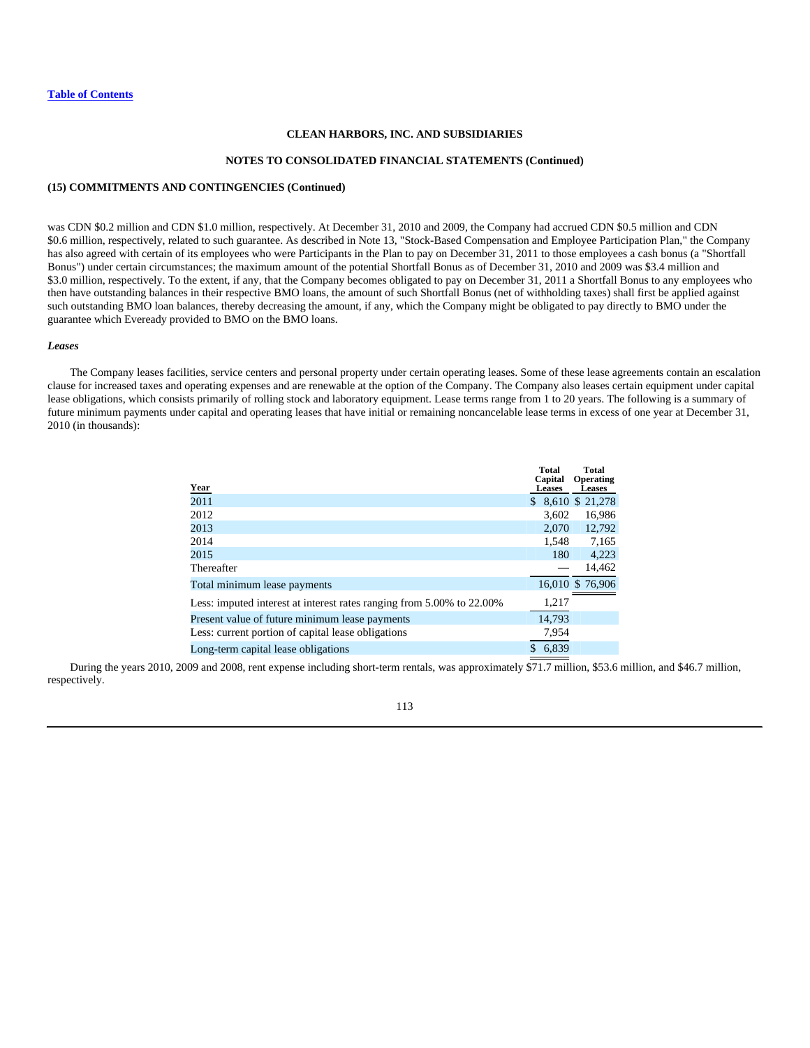**CLEAN HARBORS, INC. AND SUBSIDIARIES**

**NOTES TO CONSOLIDATED FINANCIAL STATEMENTS (Continued)**

**(15) COMMITMENTS AND CONTINGENCIES (Continued)**

was CDN $0.2 million and CDN $1.0 million, respectively. At December 31, 2010 and 2009, the Company had accrued CDN $0.5 million and CDN $0.6 million, respectively, related to such guarantee. As described in Note 13, "Stock-Based Compensation and Employee Participation Plan," the Company has also agreed with certain of its employees who were Participants in the Plan to pay on December 31, 2011 to those employees a cash bonus (a "Shortfall Bonus") under certain circumstances; the maximum amount of the potential Shortfall Bonus as of December 31, 2010 and 2009 was $3.4 million and $3.0 million, respectively. To the extent, if any, that the Company becomes obligated to pay on December 31, 2011 a Shortfall Bonus to any employees who then have outstanding balances in their respective BMO loans, the amount of such Shortfall Bonus (net of withholding taxes) shall first be applied against such outstanding BMO loan balances, thereby decreasing the amount, if any, which the Company might be obligated to pay directly to BMO under the guarantee which Eveready provided to BMO on the BMO loans.

***Leases***

The Company leases facilities, service centers and personal property under certain operating leases. Some of these lease agreements contain an escalation clause for increased taxes and operating expenses and are renewable at the option of the Company. The Company also leases certain equipment under capital lease obligations, which consists primarily of rolling stock and laboratory equipment. Lease terms range from 1 to 20 years. The following is a summary of future minimum payments under capital and operating leases that have initial or remaining noncancelable lease terms in excess of one year at December 31, 2010 (in thousands):

| Year | Total Capital Leases | Total Operating Leases |
|---|---|---|
| 2011 | $ 8,610 | $ 21,278 |
| 2012 | 3,602 | 16,986 |
| 2013 | 2,070 | 12,792 |
| 2014 | 1,548 | 7,165 |
| 2015 | 180 | 4,223 |
| Thereafter | — | 14,462 |
| Total minimum lease payments | 16,010 | $ 76,906 |
| Less: imputed interest at interest rates ranging from 5.00% to 22.00% | 1,217 | |
| Present value of future minimum lease payments | 14,793 | |
| Less: current portion of capital lease obligations | 7,954 | |
| Long-term capital lease obligations | $ 6,839 | |

During the years 2010, 2009 and 2008, rent expense including short-term rentals, was approximately $71.7 million, $53.6 million, and $46.7 million, respectively.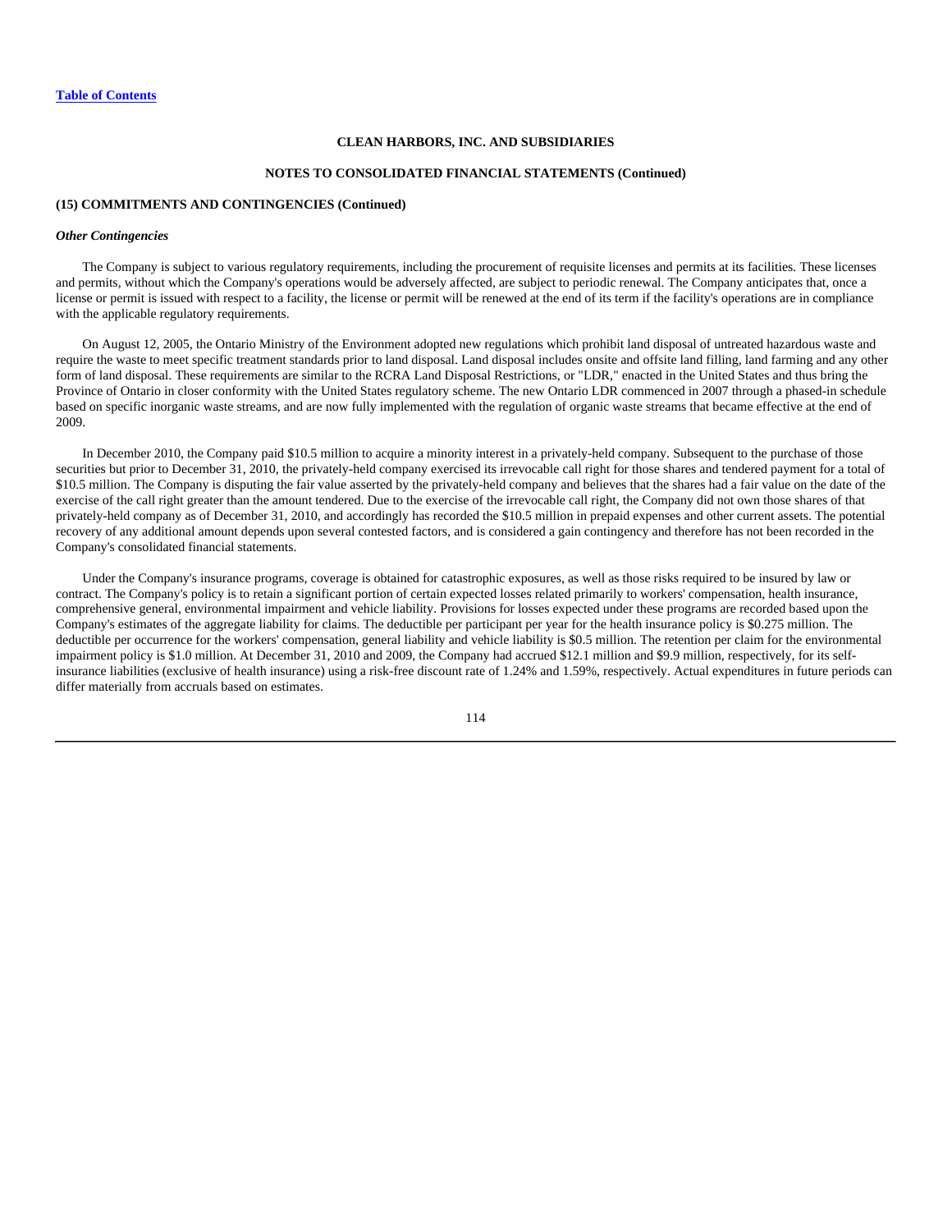**CLEAN HARBORS, INC. AND SUBSIDIARIES**

**NOTES TO CONSOLIDATED FINANCIAL STATEMENTS (Continued)**

**(15) COMMITMENTS AND CONTINGENCIES (Continued)**

***Other Contingencies***

The Company is subject to various regulatory requirements, including the procurement of requisite licenses and permits at its facilities. These licenses and permits, without which the Company's operations would be adversely affected, are subject to periodic renewal. The Company anticipates that, once a license or permit is issued with respect to a facility, the license or permit will be renewed at the end of its term if the facility's operations are in compliance with the applicable regulatory requirements.

On August 12, 2005, the Ontario Ministry of the Environment adopted new regulations which prohibit land disposal of untreated hazardous waste and require the waste to meet specific treatment standards prior to land disposal. Land disposal includes onsite and offsite land filling, land farming and any other form of land disposal. These requirements are similar to the RCRA Land Disposal Restrictions, or "LDR," enacted in the United States and thus bring the Province of Ontario in closer conformity with the United States regulatory scheme. The new Ontario LDR commenced in 2007 through a phased-in schedule based on specific inorganic waste streams, and are now fully implemented with the regulation of organic waste streams that became effective at the end of 2009.

In December 2010, the Company paid $10.5 million to acquire a minority interest in a privately-held company. Subsequent to the purchase of those securities but prior to December 31, 2010, the privately-held company exercised its irrevocable call right for those shares and tendered payment for a total of $10.5 million. The Company is disputing the fair value asserted by the privately-held company and believes that the shares had a fair value on the date of the exercise of the call right greater than the amount tendered. Due to the exercise of the irrevocable call right, the Company did not own those shares of that privately-held company as of December 31, 2010, and accordingly has recorded the $10.5 million in prepaid expenses and other current assets. The potential recovery of any additional amount depends upon several contested factors, and is considered a gain contingency and therefore has not been recorded in the Company's consolidated financial statements.

Under the Company's insurance programs, coverage is obtained for catastrophic exposures, as well as those risks required to be insured by law or contract. The Company's policy is to retain a significant portion of certain expected losses related primarily to workers' compensation, health insurance, comprehensive general, environmental impairment and vehicle liability. Provisions for losses expected under these programs are recorded based upon the Company's estimates of the aggregate liability for claims. The deductible per participant per year for the health insurance policy is $0.275 million. The deductible per occurrence for the workers' compensation, general liability and vehicle liability is $0.5 million. The retention per claim for the environmental impairment policy is $1.0 million. At December 31, 2010 and 2009, the Company had accrued $12.1 million and $9.9 million, respectively, for its self-insurance liabilities (exclusive of health insurance) using a risk-free discount rate of 1.24% and 1.59%, respectively. Actual expenditures in future periods can differ materially from accruals based on estimates.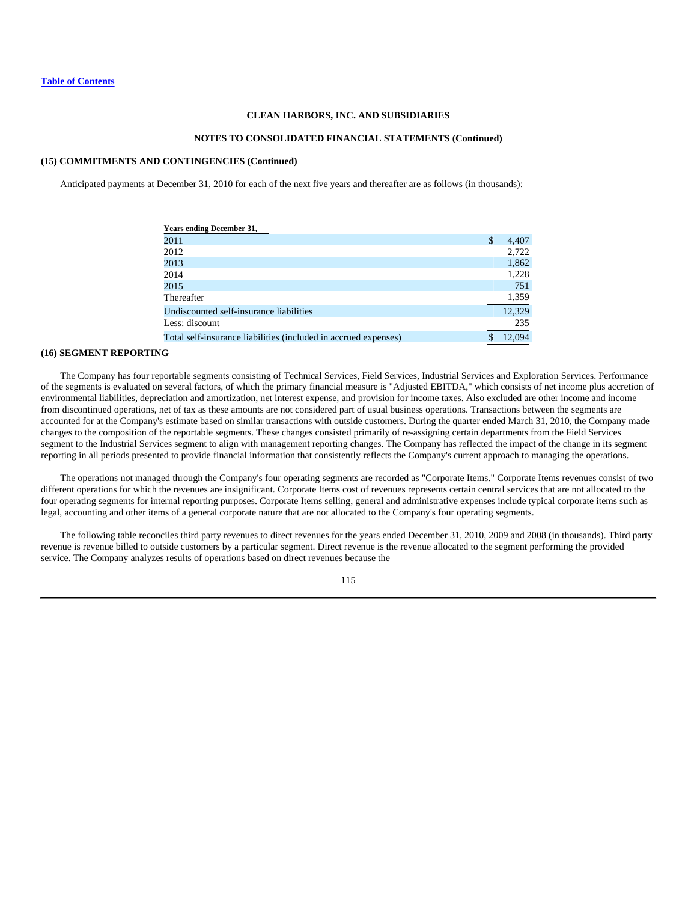**Table of Contents**

**CLEAN HARBORS, INC. AND SUBSIDIARIES**

**NOTES TO CONSOLIDATED FINANCIAL STATEMENTS (Continued)**

**(15) COMMITMENTS AND CONTINGENCIES (Continued)**

Anticipated payments at December 31, 2010 for each of the next five years and thereafter are as follows (in thousands):

| Years ending December 31, | |
|---|---|
| 2011 | $ 4,407 |
| 2012 | 2,722 |
| 2013 | 1,862 |
| 2014 | 1,228 |
| 2015 | 751 |
| Thereafter | 1,359 |
| Undiscounted self-insurance liabilities | 12,329 |
| Less: discount | 235 |
| Total self-insurance liabilities (included in accrued expenses) | $ 12,094 |

## (16) SEGMENT REPORTING

The Company has four reportable segments consisting of Technical Services, Field Services, Industrial Services and Exploration Services. Performance of the segments is evaluated on several factors, of which the primary financial measure is "Adjusted EBITDA," which consists of net income plus accretion of environmental liabilities, depreciation and amortization, net interest expense, and provision for income taxes. Also excluded are other income and income from discontinued operations, net of tax as these amounts are not considered part of usual business operations. Transactions between the segments are accounted for at the Company's estimate based on similar transactions with outside customers. During the quarter ended March 31, 2010, the Company made changes to the composition of the reportable segments. These changes consisted primarily of re-assigning certain departments from the Field Services segment to the Industrial Services segment to align with management reporting changes. The Company has reflected the impact of the change in its segment reporting in all periods presented to provide financial information that consistently reflects the Company's current approach to managing the operations.

The operations not managed through the Company's four operating segments are recorded as "Corporate Items." Corporate Items revenues consist of two different operations for which the revenues are insignificant. Corporate Items cost of revenues represents certain central services that are not allocated to the four operating segments for internal reporting purposes. Corporate Items selling, general and administrative expenses include typical corporate items such as legal, accounting and other items of a general corporate nature that are not allocated to the Company's four operating segments.

The following table reconciles third party revenues to direct revenues for the years ended December 31, 2010, 2009 and 2008 (in thousands). Third party revenue is revenue billed to outside customers by a particular segment. Direct revenue is the revenue allocated to the segment performing the provided service. The Company analyzes results of operations based on direct revenues because the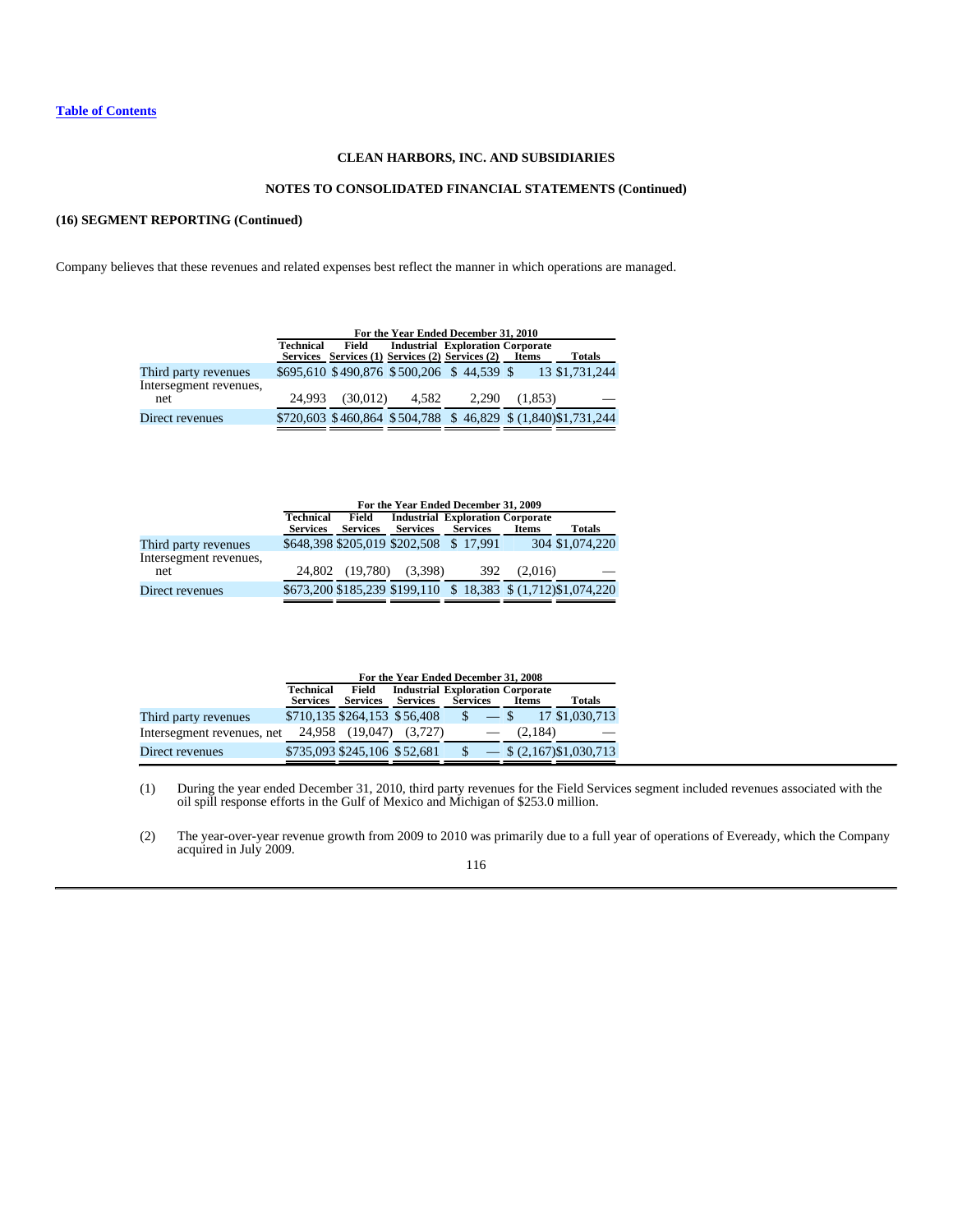**CLEAN HARBORS, INC. AND SUBSIDIARIES**

**NOTES TO CONSOLIDATED FINANCIAL STATEMENTS (Continued)**

**(16) SEGMENT REPORTING (Continued)**

Company believes that these revenues and related expenses best reflect the manner in which operations are managed.

| | For the Year Ended December 31, 2010 | | | | | |
|---|---|---|---|---|---|---|
| | Technical Services | Field Services (1) | Industrial Services (2) | Exploration Services (2) | Corporate Items | Totals |
| Third party revenues | $695,610 | $490,876 | $500,206 | $44,539 | $13 | $1,731,244 |
| Intersegment revenues, net | 24,993 | (30,012) | 4,582 | 2,290 | (1,853) | — |
| Direct revenues | $720,603 | $460,864 | $504,788 | $46,829 | $(1,840) | $1,731,244 |

| | For the Year Ended December 31, 2009 | | | | | |
|---|---|---|---|---|---|---|
| | Technical Services | Field Services | Industrial Services | Exploration Services | Corporate Items | Totals |
| Third party revenues | $648,398 | $205,019 | $202,508 | $17,991 | 304 | $1,074,220 |
| Intersegment revenues, net | 24,802 | (19,780) | (3,398) | 392 | (2,016) | — |
| Direct revenues | $673,200 | $185,239 | $199,110 | $18,383 | $(1,712) | $1,074,220 |

| | For the Year Ended December 31, 2008 | | | | | |
|---|---|---|---|---|---|---|
| | Technical Services | Field Services | Industrial Services | Exploration Services | Corporate Items | Totals |
| Third party revenues | $710,135 | $264,153 | $56,408 | $— | $17 | $1,030,713 |
| Intersegment revenues, net | 24,958 | (19,047) | (3,727) | — | (2,184) | — |
| Direct revenues | $735,093 | $245,106 | $52,681 | $— | $(2,167) | $1,030,713 |

(1) During the year ended December 31, 2010, third party revenues for the Field Services segment included revenues associated with the oil spill response efforts in the Gulf of Mexico and Michigan of $253.0 million.

(2) The year-over-year revenue growth from 2009 to 2010 was primarily due to a full year of operations of Eveready, which the Company acquired in July 2009.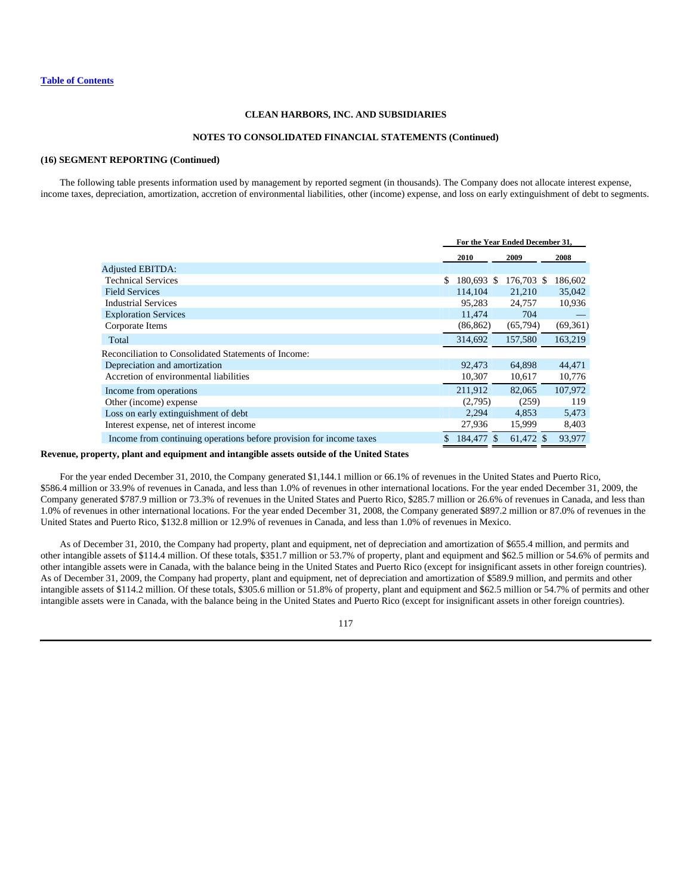[Table of Contents](#)

**CLEAN HARBORS, INC. AND SUBSIDIARIES**

**NOTES TO CONSOLIDATED FINANCIAL STATEMENTS (Continued)**

**(16) SEGMENT REPORTING (Continued)**

The following table presents information used by management by reported segment (in thousands). The Company does not allocate interest expense, income taxes, depreciation, amortization, accretion of environmental liabilities, other (income) expense, and loss on early extinguishment of debt to segments.

| | For the Year Ended December 31, | | |
|---|---|---|---|
| | 2010 | 2009 | 2008 |
| Adjusted EBITDA: | | | |
| Technical Services | $ 180,693 | $ 176,703 | $ 186,602 |
| Field Services | 114,104 | 21,210 | 35,042 |
| Industrial Services | 95,283 | 24,757 | 10,936 |
| Exploration Services | 11,474 | 704 | — |
| Corporate Items | (86,862) | (65,794) | (69,361) |
| Total | 314,692 | 157,580 | 163,219 |
| Reconciliation to Consolidated Statements of Income: | | | |
| Depreciation and amortization | 92,473 | 64,898 | 44,471 |
| Accretion of environmental liabilities | 10,307 | 10,617 | 10,776 |
| Income from operations | 211,912 | 82,065 | 107,972 |
| Other (income) expense | (2,795) | (259) | 119 |
| Loss on early extinguishment of debt | 2,294 | 4,853 | 5,473 |
| Interest expense, net of interest income | 27,936 | 15,999 | 8,403 |
| Income from continuing operations before provision for income taxes | $ 184,477 | $ 61,472 | $ 93,977 |

**Revenue, property, plant and equipment and intangible assets outside of the United States**

For the year ended December 31, 2010, the Company generated $1,144.1 million or 66.1% of revenues in the United States and Puerto Rico, $586.4 million or 33.9% of revenues in Canada, and less than 1.0% of revenues in other international locations. For the year ended December 31, 2009, the Company generated $787.9 million or 73.3% of revenues in the United States and Puerto Rico, $285.7 million or 26.6% of revenues in Canada, and less than 1.0% of revenues in other international locations. For the year ended December 31, 2008, the Company generated $897.2 million or 87.0% of revenues in the United States and Puerto Rico, $132.8 million or 12.9% of revenues in Canada, and less than 1.0% of revenues in Mexico.

As of December 31, 2010, the Company had property, plant and equipment, net of depreciation and amortization of $655.4 million, and permits and other intangible assets of $114.4 million. Of these totals, $351.7 million or 53.7% of property, plant and equipment and $62.5 million or 54.6% of permits and other intangible assets were in Canada, with the balance being in the United States and Puerto Rico (except for insignificant assets in other foreign countries). As of December 31, 2009, the Company had property, plant and equipment, net of depreciation and amortization of $589.9 million, and permits and other intangible assets of $114.2 million. Of these totals, $305.6 million or 51.8% of property, plant and equipment and $62.5 million or 54.7% of permits and other intangible assets were in Canada, with the balance being in the United States and Puerto Rico (except for insignificant assets in other foreign countries).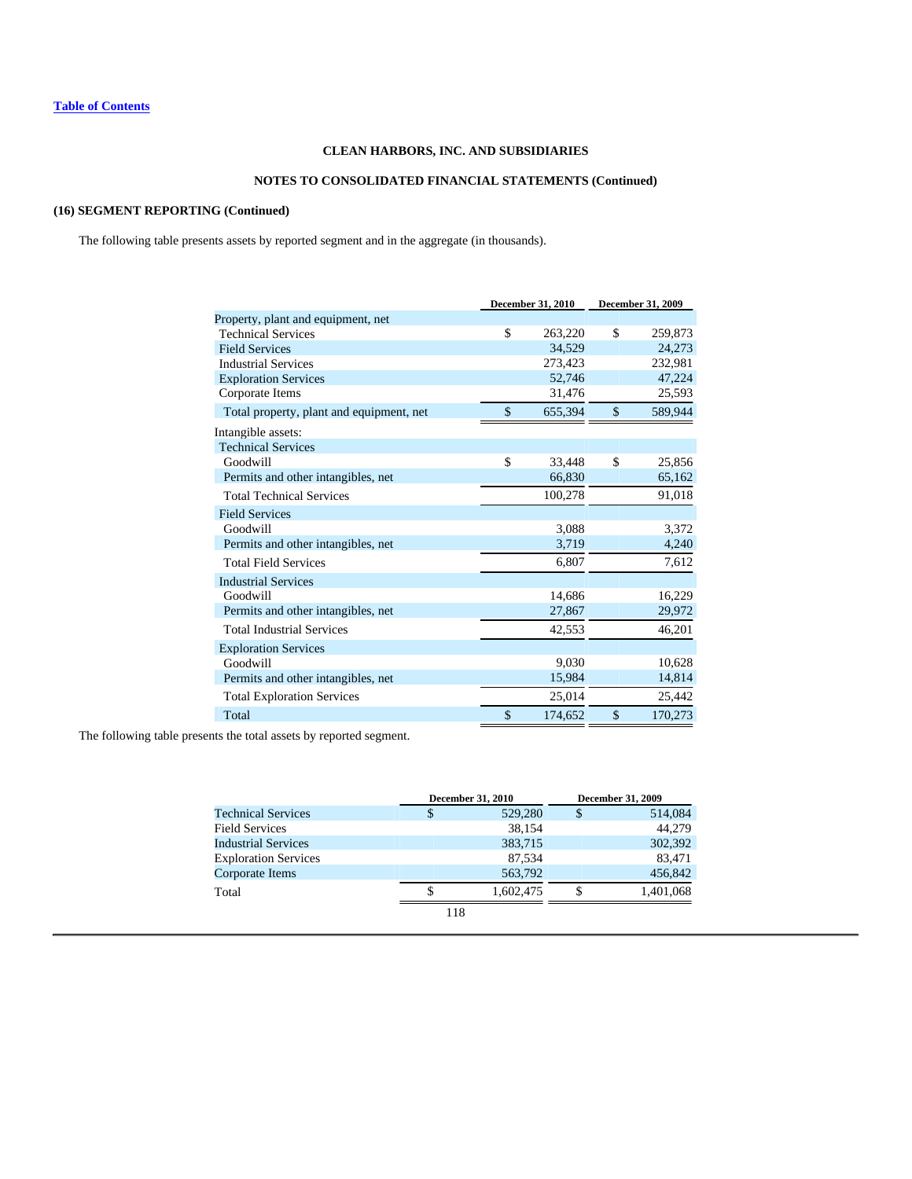[Table of Contents](#)

**CLEAN HARBORS, INC. AND SUBSIDIARIES**

**NOTES TO CONSOLIDATED FINANCIAL STATEMENTS (Continued)**

**(16) SEGMENT REPORTING (Continued)**

The following table presents assets by reported segment and in the aggregate (in thousands).

| | December 31, 2010 | December 31, 2009 |
|---|---|---|
| Property, plant and equipment, net | | |
| Technical Services | $ 263,220 | $ 259,873 |
| Field Services | 34,529 | 24,273 |
| Industrial Services | 273,423 | 232,981 |
| Exploration Services | 52,746 | 47,224 |
| Corporate Items | 31,476 | 25,593 |
| Total property, plant and equipment, net | $ 655,394 | $ 589,944 |
| Intangible assets: | | |
| Technical Services | | |
| Goodwill | $ 33,448 | $ 25,856 |
| Permits and other intangibles, net | 66,830 | 65,162 |
| Total Technical Services | 100,278 | 91,018 |
| Field Services | | |
| Goodwill | 3,088 | 3,372 |
| Permits and other intangibles, net | 3,719 | 4,240 |
| Total Field Services | 6,807 | 7,612 |
| Industrial Services | | |
| Goodwill | 14,686 | 16,229 |
| Permits and other intangibles, net | 27,867 | 29,972 |
| Total Industrial Services | 42,553 | 46,201 |
| Exploration Services | | |
| Goodwill | 9,030 | 10,628 |
| Permits and other intangibles, net | 15,984 | 14,814 |
| Total Exploration Services | 25,014 | 25,442 |
| Total | $ 174,652 | $ 170,273 |

The following table presents the total assets by reported segment.

| | December 31, 2010 | December 31, 2009 |
|---|---|---|
| Technical Services | $ 529,280 | $ 514,084 |
| Field Services | 38,154 | 44,279 |
| Industrial Services | 383,715 | 302,392 |
| Exploration Services | 87,534 | 83,471 |
| Corporate Items | 563,792 | 456,842 |
| Total | $ 1,602,475 | $ 1,401,068 |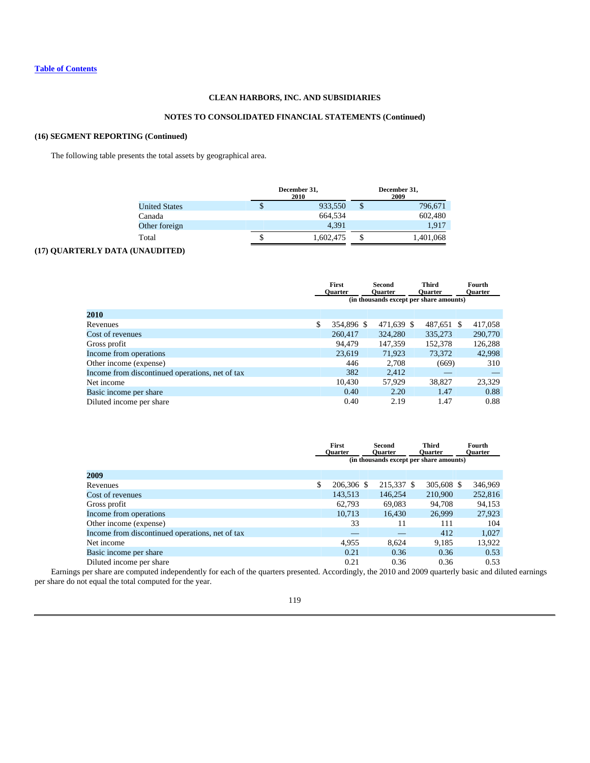[Table of Contents](#)

**CLEAN HARBORS, INC. AND SUBSIDIARIES**

**NOTES TO CONSOLIDATED FINANCIAL STATEMENTS (Continued)**

**(16) SEGMENT REPORTING (Continued)**

The following table presents the total assets by geographical area.

| | December 31, 2010 | December 31, 2009 |
|---|---|---|
| United States | $ 933,550 | $ 796,671 |
| Canada | 664,534 | 602,480 |
| Other foreign | 4,391 | 1,917 |
| Total | $ 1,602,475 | $ 1,401,068 |

**(17) QUARTERLY DATA (UNAUDITED)**

| | First Quarter | Second Quarter | Third Quarter | Fourth Quarter |
|---|---|---|---|---|
| | (in thousands except per share amounts) | | | |
| **2010** | | | | |
| Revenues | $ 354,896 | $ 471,639 | $ 487,651 | $ 417,058 |
| Cost of revenues | 260,417 | 324,280 | 335,273 | 290,770 |
| Gross profit | 94,479 | 147,359 | 152,378 | 126,288 |
| Income from operations | 23,619 | 71,923 | 73,372 | 42,998 |
| Other income (expense) | 446 | 2,708 | (669) | 310 |
| Income from discontinued operations, net of tax | 382 | 2,412 | — | — |
| Net income | 10,430 | 57,929 | 38,827 | 23,329 |
| Basic income per share | 0.40 | 2.20 | 1.47 | 0.88 |
| Diluted income per share | 0.40 | 2.19 | 1.47 | 0.88 |

| | First Quarter | Second Quarter | Third Quarter | Fourth Quarter |
|---|---|---|---|---|
| | (in thousands except per share amounts) | | | |
| **2009** | | | | |
| Revenues | $ 206,306 | $ 215,337 | $ 305,608 | $ 346,969 |
| Cost of revenues | 143,513 | 146,254 | 210,900 | 252,816 |
| Gross profit | 62,793 | 69,083 | 94,708 | 94,153 |
| Income from operations | 10,713 | 16,430 | 26,999 | 27,923 |
| Other income (expense) | 33 | 11 | 111 | 104 |
| Income from discontinued operations, net of tax | — | — | 412 | 1,027 |
| Net income | 4,955 | 8,624 | 9,185 | 13,922 |
| Basic income per share | 0.21 | 0.36 | 0.36 | 0.53 |
| Diluted income per share | 0.21 | 0.36 | 0.36 | 0.53 |

Earnings per share are computed independently for each of the quarters presented. Accordingly, the 2010 and 2009 quarterly basic and diluted earnings per share do not equal the total computed for the year.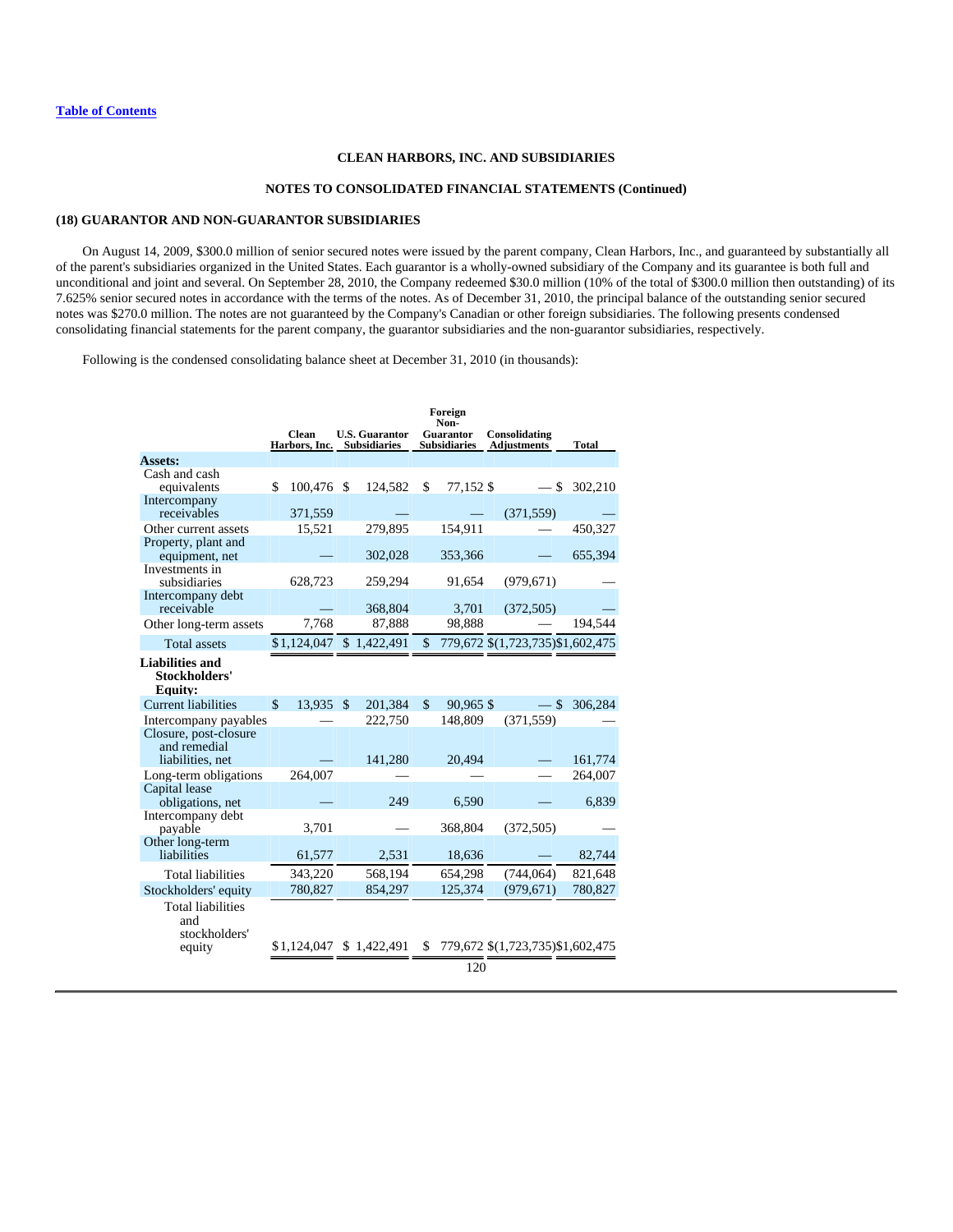[Table of Contents](#)

**CLEAN HARBORS, INC. AND SUBSIDIARIES**

**NOTES TO CONSOLIDATED FINANCIAL STATEMENTS (Continued)**

## (18) GUARANTOR AND NON-GUARANTOR SUBSIDIARIES

On August 14, 2009, $300.0 million of senior secured notes were issued by the parent company, Clean Harbors, Inc., and guaranteed by substantially all of the parent's subsidiaries organized in the United States. Each guarantor is a wholly-owned subsidiary of the Company and its guarantee is both full and unconditional and joint and several. On September 28, 2010, the Company redeemed $30.0 million (10% of the total of $300.0 million then outstanding) of its 7.625% senior secured notes in accordance with the terms of the notes. As of December 31, 2010, the principal balance of the outstanding senior secured notes was $270.0 million. The notes are not guaranteed by the Company's Canadian or other foreign subsidiaries. The following presents condensed consolidating financial statements for the parent company, the guarantor subsidiaries and the non-guarantor subsidiaries, respectively.

Following is the condensed consolidating balance sheet at December 31, 2010 (in thousands):

| | Clean Harbors, Inc. | U.S. Guarantor Subsidiaries | Foreign Non-Guarantor Subsidiaries | Consolidating Adjustments | Total |
|---|---|---|---|---|---|
| **Assets:** | | | | | |
| Cash and cash equivalents | $ 100,476 | $ 124,582 | $ 77,152 | $ — | $ 302,210 |
| Intercompany receivables | 371,559 | — | — | (371,559) | — |
| Other current assets | 15,521 | 279,895 | 154,911 | — | 450,327 |
| Property, plant and equipment, net | — | 302,028 | 353,366 | — | 655,394 |
| Investments in subsidiaries | 628,723 | 259,294 | 91,654 | (979,671) | — |
| Intercompany debt receivable | — | 368,804 | 3,701 | (372,505) | — |
| Other long-term assets | 7,768 | 87,888 | 98,888 | — | 194,544 |
| Total assets | $1,124,047 | $ 1,422,491 | $ 779,672 | $(1,723,735) | $1,602,475 |
| **Liabilities and Stockholders' Equity:** | | | | | |
| Current liabilities | $ 13,935 | $ 201,384 | $ 90,965 | $ — | $ 306,284 |
| Intercompany payables | — | 222,750 | 148,809 | (371,559) | — |
| Closure, post-closure and remedial liabilities, net | — | 141,280 | 20,494 | — | 161,774 |
| Long-term obligations | 264,007 | — | — | — | 264,007 |
| Capital lease obligations, net | — | 249 | 6,590 | — | 6,839 |
| Intercompany debt payable | 3,701 | — | 368,804 | (372,505) | — |
| Other long-term liabilities | 61,577 | 2,531 | 18,636 | — | 82,744 |
| Total liabilities | 343,220 | 568,194 | 654,298 | (744,064) | 821,648 |
| Stockholders' equity | 780,827 | 854,297 | 125,374 | (979,671) | 780,827 |
| Total liabilities and stockholders' equity | $1,124,047 | $ 1,422,491 | $ 779,672 | $(1,723,735) | $1,602,475 |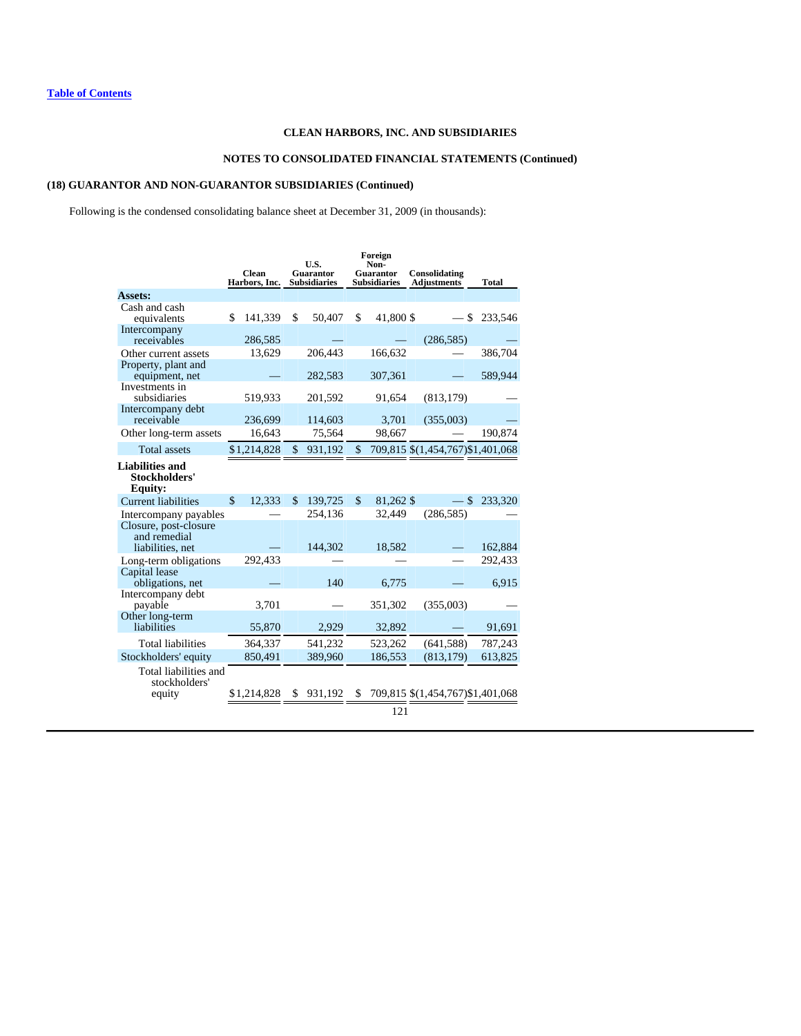[Table of Contents](#)

## CLEAN HARBORS, INC. AND SUBSIDIARIES

## NOTES TO CONSOLIDATED FINANCIAL STATEMENTS (Continued)

### (18) GUARANTOR AND NON-GUARANTOR SUBSIDIARIES (Continued)

Following is the condensed consolidating balance sheet at December 31, 2009 (in thousands):

| | Clean Harbors, Inc. | U.S. Guarantor Subsidiaries | Foreign Non-Guarantor Subsidiaries | Consolidating Adjustments | Total |
|---|---|---|---|---|---|
| **Assets:** | | | | | |
| Cash and cash equivalents | $ 141,339 | $ 50,407 | $ 41,800 | $ — | $ 233,546 |
| Intercompany receivables | 286,585 | — | — | (286,585) | — |
| Other current assets | 13,629 | 206,443 | 166,632 | — | 386,704 |
| Property, plant and equipment, net | — | 282,583 | 307,361 | — | 589,944 |
| Investments in subsidiaries | 519,933 | 201,592 | 91,654 | (813,179) | — |
| Intercompany debt receivable | 236,699 | 114,603 | 3,701 | (355,003) | — |
| Other long-term assets | 16,643 | 75,564 | 98,667 | — | 190,874 |
| Total assets | $1,214,828 | $ 931,192 | $ 709,815 | $(1,454,767) | $1,401,068 |
| **Liabilities and Stockholders' Equity:** | | | | | |
| Current liabilities | $ 12,333 | $ 139,725 | $ 81,262 | $ — | $ 233,320 |
| Intercompany payables | — | 254,136 | 32,449 | (286,585) | — |
| Closure, post-closure and remedial liabilities, net | — | 144,302 | 18,582 | — | 162,884 |
| Long-term obligations | 292,433 | — | — | — | 292,433 |
| Capital lease obligations, net | — | 140 | 6,775 | — | 6,915 |
| Intercompany debt payable | 3,701 | — | 351,302 | (355,003) | — |
| Other long-term liabilities | 55,870 | 2,929 | 32,892 | — | 91,691 |
| Total liabilities | 364,337 | 541,232 | 523,262 | (641,588) | 787,243 |
| Stockholders' equity | 850,491 | 389,960 | 186,553 | (813,179) | 613,825 |
| Total liabilities and stockholders' equity | $1,214,828 | $ 931,192 | $ 709,815 | $(1,454,767) | $1,401,068 |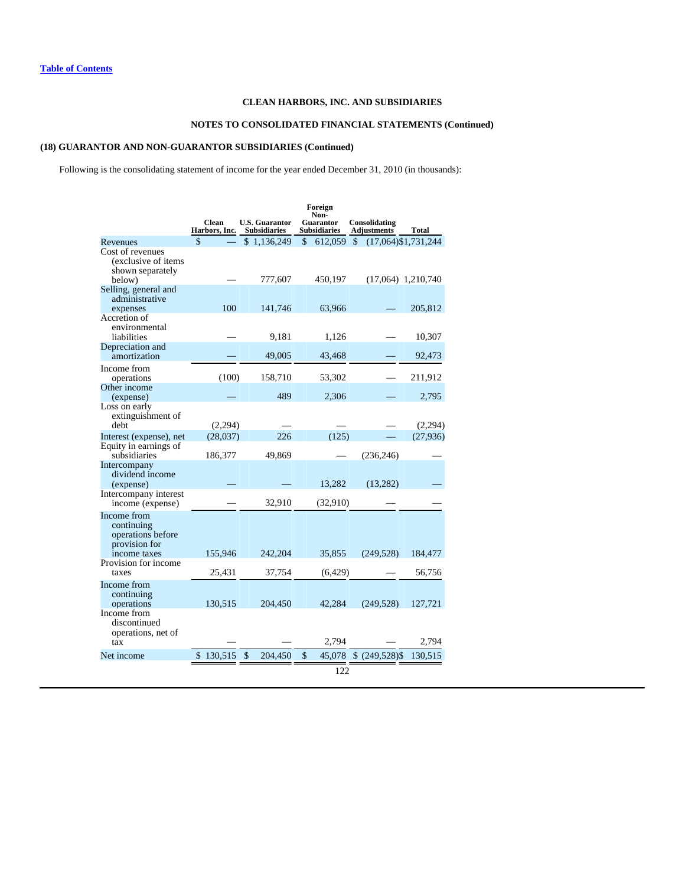[Table of Contents](#)

**CLEAN HARBORS, INC. AND SUBSIDIARIES**

**NOTES TO CONSOLIDATED FINANCIAL STATEMENTS (Continued)**

**(18) GUARANTOR AND NON-GUARANTOR SUBSIDIARIES (Continued)**

Following is the consolidating statement of income for the year ended December 31, 2010 (in thousands):

| | Clean Harbors, Inc. | U.S. Guarantor Subsidiaries | Foreign Non-Guarantor Subsidiaries | Consolidating Adjustments | Total |
|---|---|---|---|---|---|
| Revenues | $ — | $ 1,136,249 | $ 612,059 | $ (17,064) | $1,731,244 |
| Cost of revenues (exclusive of items shown separately below) | — | 777,607 | 450,197 | (17,064) | 1,210,740 |
| Selling, general and administrative expenses | 100 | 141,746 | 63,966 | — | 205,812 |
| Accretion of environmental liabilities | — | 9,181 | 1,126 | — | 10,307 |
| Depreciation and amortization | — | 49,005 | 43,468 | — | 92,473 |
| Income from operations | (100) | 158,710 | 53,302 | — | 211,912 |
| Other income (expense) | — | 489 | 2,306 | — | 2,795 |
| Loss on early extinguishment of debt | (2,294) | — | — | — | (2,294) |
| Interest (expense), net | (28,037) | 226 | (125) | — | (27,936) |
| Equity in earnings of subsidiaries | 186,377 | 49,869 | — | (236,246) | — |
| Intercompany dividend income (expense) | — | — | 13,282 | (13,282) | — |
| Intercompany interest income (expense) | — | 32,910 | (32,910) | — | — |
| Income from continuing operations before provision for income taxes | 155,946 | 242,204 | 35,855 | (249,528) | 184,477 |
| Provision for income taxes | 25,431 | 37,754 | (6,429) | — | 56,756 |
| Income from continuing operations | 130,515 | 204,450 | 42,284 | (249,528) | 127,721 |
| Income from discontinued operations, net of tax | — | — | 2,794 | — | 2,794 |
| Net income | $ 130,515 | $ 204,450 | $ 45,078 | $ (249,528) | $ 130,515 |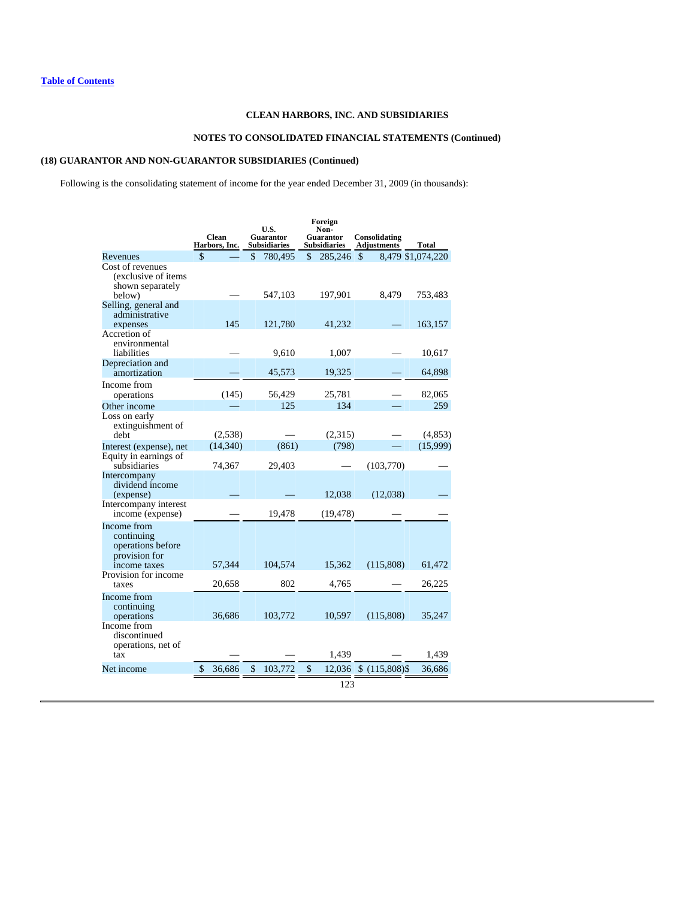[Table of Contents](#)

**CLEAN HARBORS, INC. AND SUBSIDIARIES**

**NOTES TO CONSOLIDATED FINANCIAL STATEMENTS (Continued)**

**(18) GUARANTOR AND NON-GUARANTOR SUBSIDIARIES (Continued)**

Following is the consolidating statement of income for the year ended December 31, 2009 (in thousands):

| | Clean Harbors, Inc. | U.S. Guarantor Subsidiaries | Foreign Non-Guarantor Subsidiaries | Consolidating Adjustments | Total |
|---|---|---|---|---|---|
| Revenues | $ — | $ 780,495 | $ 285,246 | $ 8,479 | $1,074,220 |
| Cost of revenues (exclusive of items shown separately below) | — | 547,103 | 197,901 | 8,479 | 753,483 |
| Selling, general and administrative expenses | 145 | 121,780 | 41,232 | — | 163,157 |
| Accretion of environmental liabilities | — | 9,610 | 1,007 | — | 10,617 |
| Depreciation and amortization | — | 45,573 | 19,325 | — | 64,898 |
| Income from operations | (145) | 56,429 | 25,781 | — | 82,065 |
| Other income | — | 125 | 134 | — | 259 |
| Loss on early extinguishment of debt | (2,538) | — | (2,315) | — | (4,853) |
| Interest (expense), net | (14,340) | (861) | (798) | — | (15,999) |
| Equity in earnings of subsidiaries | 74,367 | 29,403 | — | (103,770) | — |
| Intercompany dividend income (expense) | — | — | 12,038 | (12,038) | — |
| Intercompany interest income (expense) | — | 19,478 | (19,478) | — | — |
| Income from continuing operations before provision for income taxes | 57,344 | 104,574 | 15,362 | (115,808) | 61,472 |
| Provision for income taxes | 20,658 | 802 | 4,765 | — | 26,225 |
| Income from continuing operations | 36,686 | 103,772 | 10,597 | (115,808) | 35,247 |
| Income from discontinued operations, net of tax | — | — | 1,439 | — | 1,439 |
| Net income | $ 36,686 | $ 103,772 | $ 12,036 | $ (115,808) | $ 36,686 |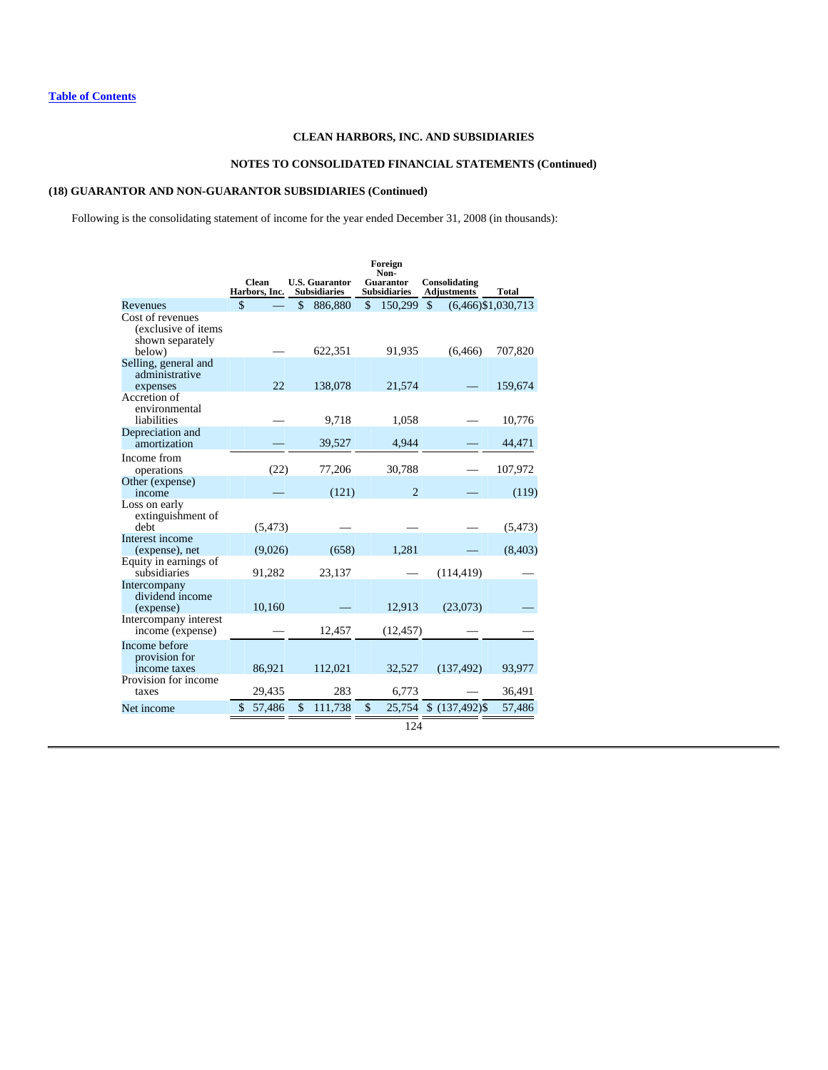[Table of Contents](#)

**CLEAN HARBORS, INC. AND SUBSIDIARIES**

**NOTES TO CONSOLIDATED FINANCIAL STATEMENTS (Continued)**

**(18) GUARANTOR AND NON-GUARANTOR SUBSIDIARIES (Continued)**

Following is the consolidating statement of income for the year ended December 31, 2008 (in thousands):

| | Clean Harbors, Inc. | U.S. Guarantor Subsidiaries | Foreign Non-Guarantor Subsidiaries | Consolidating Adjustments | Total |
|---|---|---|---|---|---|
| Revenues | $ — | $ 886,880 | $ 150,299 | $ (6,466) | $1,030,713 |
| Cost of revenues (exclusive of items shown separately below) | — | 622,351 | 91,935 | (6,466) | 707,820 |
| Selling, general and administrative expenses | 22 | 138,078 | 21,574 | — | 159,674 |
| Accretion of environmental liabilities | — | 9,718 | 1,058 | — | 10,776 |
| Depreciation and amortization | — | 39,527 | 4,944 | — | 44,471 |
| Income from operations | (22) | 77,206 | 30,788 | — | 107,972 |
| Other (expense) income | — | (121) | 2 | — | (119) |
| Loss on early extinguishment of debt | (5,473) | — | — | — | (5,473) |
| Interest income (expense), net | (9,026) | (658) | 1,281 | — | (8,403) |
| Equity in earnings of subsidiaries | 91,282 | 23,137 | — | (114,419) | — |
| Intercompany dividend income (expense) | 10,160 | — | 12,913 | (23,073) | — |
| Intercompany interest income (expense) | — | 12,457 | (12,457) | — | — |
| Income before provision for income taxes | 86,921 | 112,021 | 32,527 | (137,492) | 93,977 |
| Provision for income taxes | 29,435 | 283 | 6,773 | — | 36,491 |
| Net income | $ 57,486 | $ 111,738 | $ 25,754 | $ (137,492) | $ 57,486 |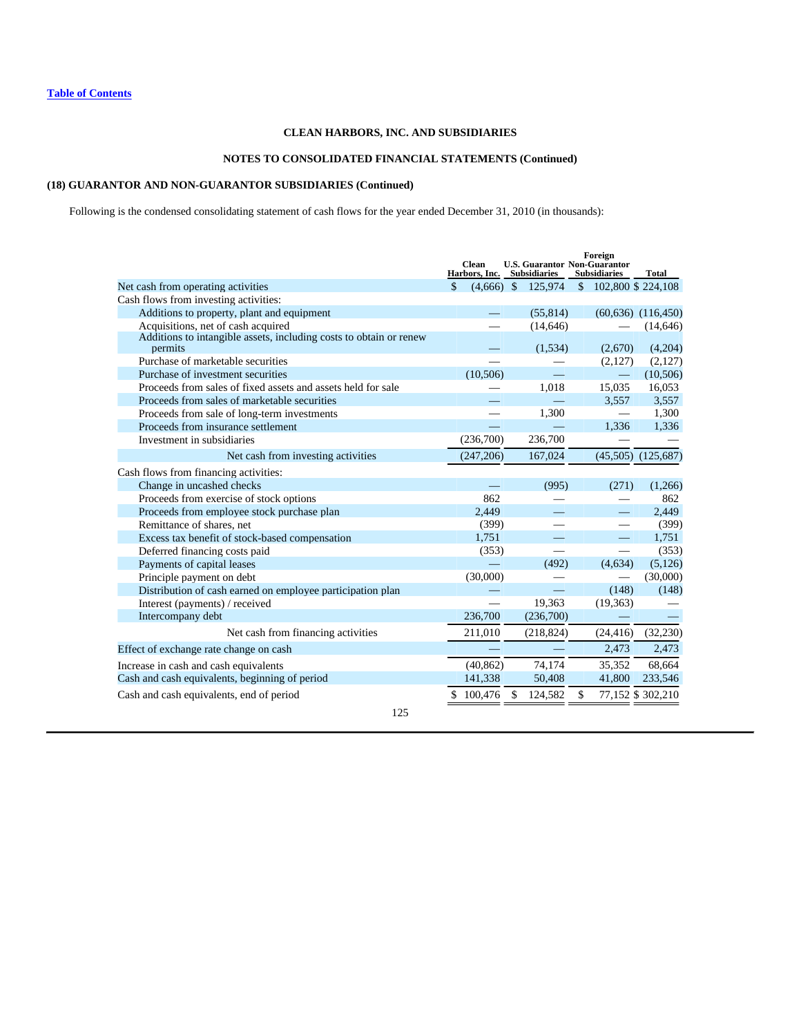[Table of Contents](#)

**CLEAN HARBORS, INC. AND SUBSIDIARIES**

**NOTES TO CONSOLIDATED FINANCIAL STATEMENTS (Continued)**

**(18) GUARANTOR AND NON-GUARANTOR SUBSIDIARIES (Continued)**

Following is the condensed consolidating statement of cash flows for the year ended December 31, 2010 (in thousands):

| | Clean Harbors, Inc. | U.S. Guarantor Subsidiaries | Foreign Non-Guarantor Subsidiaries | Total |
|---|---|---|---|---|
| Net cash from operating activities | $ (4,666) | $ 125,974 | $ 102,800 | $ 224,108 |
| Cash flows from investing activities: | | | | |
| Additions to property, plant and equipment | — | (55,814) | (60,636) | (116,450) |
| Acquisitions, net of cash acquired | — | (14,646) | — | (14,646) |
| Additions to intangible assets, including costs to obtain or renew permits | — | (1,534) | (2,670) | (4,204) |
| Purchase of marketable securities | — | — | (2,127) | (2,127) |
| Purchase of investment securities | (10,506) | — | — | (10,506) |
| Proceeds from sales of fixed assets and assets held for sale | — | 1,018 | 15,035 | 16,053 |
| Proceeds from sales of marketable securities | — | — | 3,557 | 3,557 |
| Proceeds from sale of long-term investments | — | 1,300 | — | 1,300 |
| Proceeds from insurance settlement | — | — | 1,336 | 1,336 |
| Investment in subsidiaries | (236,700) | 236,700 | — | — |
| Net cash from investing activities | (247,206) | 167,024 | (45,505) | (125,687) |
| Cash flows from financing activities: | | | | |
| Change in uncashed checks | — | (995) | (271) | (1,266) |
| Proceeds from exercise of stock options | 862 | — | — | 862 |
| Proceeds from employee stock purchase plan | 2,449 | — | — | 2,449 |
| Remittance of shares, net | (399) | — | — | (399) |
| Excess tax benefit of stock-based compensation | 1,751 | — | — | 1,751 |
| Deferred financing costs paid | (353) | — | — | (353) |
| Payments of capital leases | — | (492) | (4,634) | (5,126) |
| Principle payment on debt | (30,000) | — | — | (30,000) |
| Distribution of cash earned on employee participation plan | — | — | (148) | (148) |
| Interest (payments) / received | — | 19,363 | (19,363) | — |
| Intercompany debt | 236,700 | (236,700) | — | — |
| Net cash from financing activities | 211,010 | (218,824) | (24,416) | (32,230) |
| Effect of exchange rate change on cash | — | — | 2,473 | 2,473 |
| Increase in cash and cash equivalents | (40,862) | 74,174 | 35,352 | 68,664 |
| Cash and cash equivalents, beginning of period | 141,338 | 50,408 | 41,800 | 233,546 |
| Cash and cash equivalents, end of period | $ 100,476 | $ 124,582 | $ 77,152 | $ 302,210 |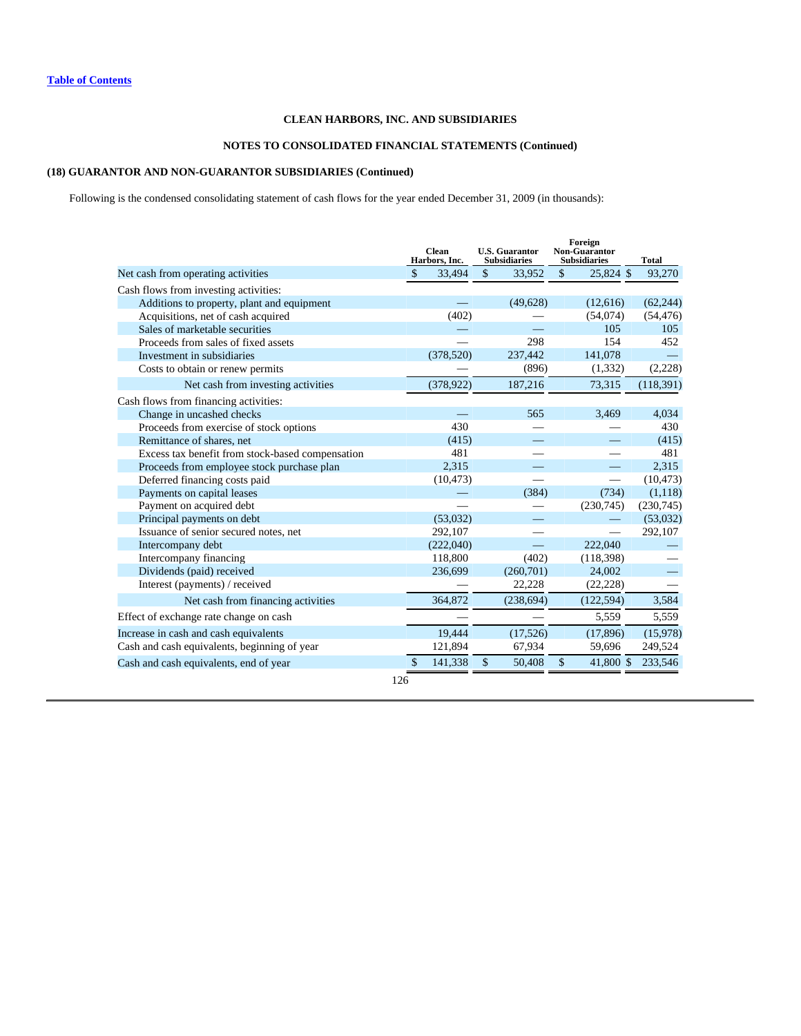## CLEAN HARBORS, INC. AND SUBSIDIARIES

## NOTES TO CONSOLIDATED FINANCIAL STATEMENTS (Continued)

### (18) GUARANTOR AND NON-GUARANTOR SUBSIDIARIES (Continued)

Following is the condensed consolidating statement of cash flows for the year ended December 31, 2009 (in thousands):

| | Clean Harbors, Inc. | U.S. Guarantor Subsidiaries | Foreign Non-Guarantor Subsidiaries | Total |
|---|---|---|---|---|
| Net cash from operating activities | $ 33,494 | $ 33,952 | $ 25,824 | $ 93,270 |
| Cash flows from investing activities: | | | | |
| Additions to property, plant and equipment | — | (49,628) | (12,616) | (62,244) |
| Acquisitions, net of cash acquired | (402) | — | (54,074) | (54,476) |
| Sales of marketable securities | — | — | 105 | 105 |
| Proceeds from sales of fixed assets | — | 298 | 154 | 452 |
| Investment in subsidiaries | (378,520) | 237,442 | 141,078 | — |
| Costs to obtain or renew permits | — | (896) | (1,332) | (2,228) |
| Net cash from investing activities | (378,922) | 187,216 | 73,315 | (118,391) |
| Cash flows from financing activities: | | | | |
| Change in uncashed checks | — | 565 | 3,469 | 4,034 |
| Proceeds from exercise of stock options | 430 | — | — | 430 |
| Remittance of shares, net | (415) | — | — | (415) |
| Excess tax benefit from stock-based compensation | 481 | — | — | 481 |
| Proceeds from employee stock purchase plan | 2,315 | — | — | 2,315 |
| Deferred financing costs paid | (10,473) | — | — | (10,473) |
| Payments on capital leases | — | (384) | (734) | (1,118) |
| Payment on acquired debt | — | — | (230,745) | (230,745) |
| Principal payments on debt | (53,032) | — | — | (53,032) |
| Issuance of senior secured notes, net | 292,107 | — | — | 292,107 |
| Intercompany debt | (222,040) | — | 222,040 | — |
| Intercompany financing | 118,800 | (402) | (118,398) | — |
| Dividends (paid) received | 236,699 | (260,701) | 24,002 | — |
| Interest (payments) / received | — | 22,228 | (22,228) | — |
| Net cash from financing activities | 364,872 | (238,694) | (122,594) | 3,584 |
| Effect of exchange rate change on cash | — | — | 5,559 | 5,559 |
| Increase in cash and cash equivalents | 19,444 | (17,526) | (17,896) | (15,978) |
| Cash and cash equivalents, beginning of year | 121,894 | 67,934 | 59,696 | 249,524 |
| Cash and cash equivalents, end of year | $ 141,338 | $ 50,408 | $ 41,800 | $ 233,546 |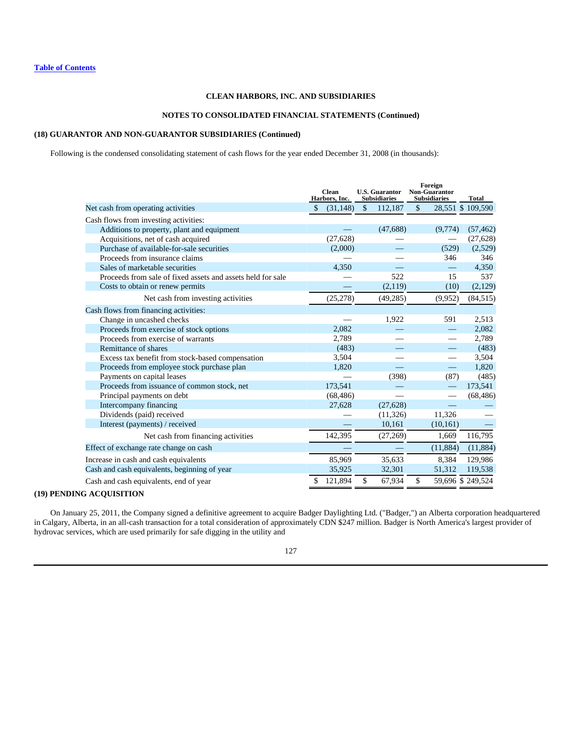Table of Contents

**CLEAN HARBORS, INC. AND SUBSIDIARIES**

**NOTES TO CONSOLIDATED FINANCIAL STATEMENTS (Continued)**

**(18) GUARANTOR AND NON-GUARANTOR SUBSIDIARIES (Continued)**

Following is the condensed consolidating statement of cash flows for the year ended December 31, 2008 (in thousands):

| | Clean Harbors, Inc. | U.S. Guarantor Subsidiaries | Foreign Non-Guarantor Subsidiaries | Total |
|---|---|---|---|---|
| Net cash from operating activities | $ (31,148) | $ 112,187 | $ 28,551 | $ 109,590 |
| Cash flows from investing activities: | | | | |
| Additions to property, plant and equipment | — | (47,688) | (9,774) | (57,462) |
| Acquisitions, net of cash acquired | (27,628) | — | — | (27,628) |
| Purchase of available-for-sale securities | (2,000) | — | (529) | (2,529) |
| Proceeds from insurance claims | — | — | 346 | 346 |
| Sales of marketable securities | 4,350 | — | — | 4,350 |
| Proceeds from sale of fixed assets and assets held for sale | — | 522 | 15 | 537 |
| Costs to obtain or renew permits | — | (2,119) | (10) | (2,129) |
| Net cash from investing activities | (25,278) | (49,285) | (9,952) | (84,515) |
| Cash flows from financing activities: | | | | |
| Change in uncashed checks | — | 1,922 | 591 | 2,513 |
| Proceeds from exercise of stock options | 2,082 | — | — | 2,082 |
| Proceeds from exercise of warrants | 2,789 | — | — | 2,789 |
| Remittance of shares | (483) | — | — | (483) |
| Excess tax benefit from stock-based compensation | 3,504 | — | — | 3,504 |
| Proceeds from employee stock purchase plan | 1,820 | — | — | 1,820 |
| Payments on capital leases | — | (398) | (87) | (485) |
| Proceeds from issuance of common stock, net | 173,541 | — | — | 173,541 |
| Principal payments on debt | (68,486) | — | — | (68,486) |
| Intercompany financing | 27,628 | (27,628) | — | — |
| Dividends (paid) received | — | (11,326) | 11,326 | — |
| Interest (payments) / received | — | 10,161 | (10,161) | — |
| Net cash from financing activities | 142,395 | (27,269) | 1,669 | 116,795 |
| Effect of exchange rate change on cash | — | — | (11,884) | (11,884) |
| Increase in cash and cash equivalents | 85,969 | 35,633 | 8,384 | 129,986 |
| Cash and cash equivalents, beginning of year | 35,925 | 32,301 | 51,312 | 119,538 |
| Cash and cash equivalents, end of year | $ 121,894 | $ 67,934 | $ 59,696 | $ 249,524 |

**(19) PENDING ACQUISITION**

On January 25, 2011, the Company signed a definitive agreement to acquire Badger Daylighting Ltd. ("Badger,") an Alberta corporation headquartered in Calgary, Alberta, in an all-cash transaction for a total consideration of approximately CDN $247 million. Badger is North America's largest provider of hydrovac services, which are used primarily for safe digging in the utility and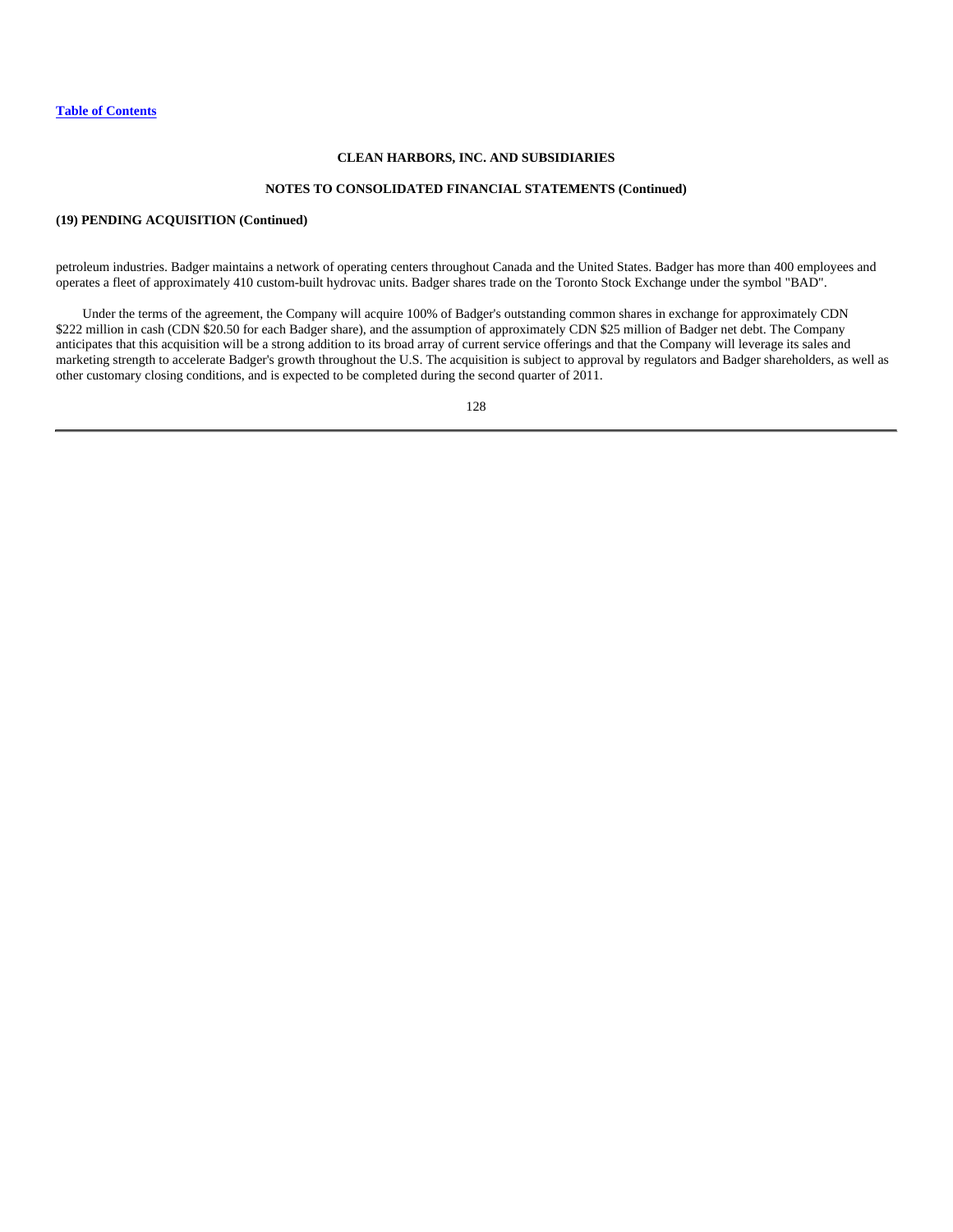**CLEAN HARBORS, INC. AND SUBSIDIARIES**

**NOTES TO CONSOLIDATED FINANCIAL STATEMENTS (Continued)**

**(19) PENDING ACQUISITION (Continued)**

petroleum industries. Badger maintains a network of operating centers throughout Canada and the United States. Badger has more than 400 employees and operates a fleet of approximately 410 custom-built hydrovac units. Badger shares trade on the Toronto Stock Exchange under the symbol "BAD".

Under the terms of the agreement, the Company will acquire 100% of Badger's outstanding common shares in exchange for approximately CDN $222 million in cash (CDN $20.50 for each Badger share), and the assumption of approximately CDN $25 million of Badger net debt. The Company anticipates that this acquisition will be a strong addition to its broad array of current service offerings and that the Company will leverage its sales and marketing strength to accelerate Badger's growth throughout the U.S. The acquisition is subject to approval by regulators and Badger shareholders, as well as other customary closing conditions, and is expected to be completed during the second quarter of 2011.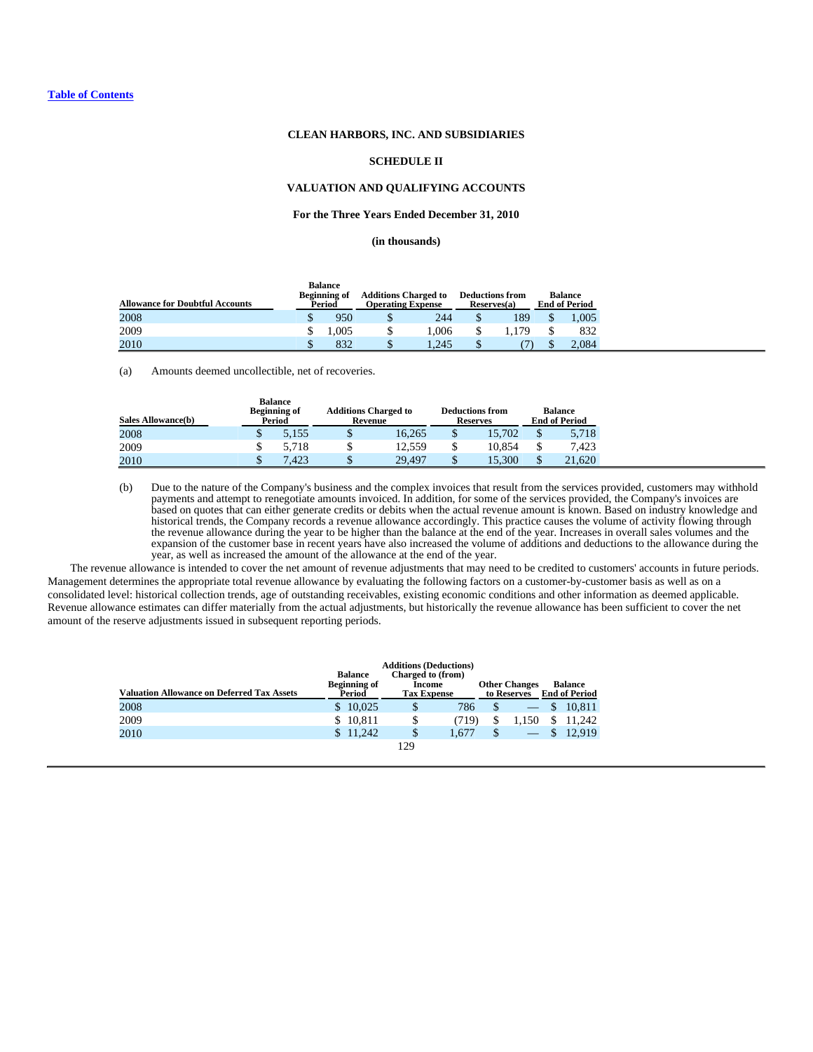[Table of Contents](#)

**CLEAN HARBORS, INC. AND SUBSIDIARIES**

**SCHEDULE II**

**VALUATION AND QUALIFYING ACCOUNTS**

**For the Three Years Ended December 31, 2010**

**(in thousands)**

| Allowance for Doubtful Accounts | Balance Beginning of Period | Additions Charged to Operating Expense | Deductions from Reserves(a) | Balance End of Period |
|---|---|---|---|---|
| 2008 | $ 950 | $ 244 | $ 189 | $ 1,005 |
| 2009 | $ 1,005 | $ 1,006 | $ 1,179 | $ 832 |
| 2010 | $ 832 | $ 1,245 | $ (7) | $ 2,084 |

(a) Amounts deemed uncollectible, net of recoveries.

| Sales Allowance(b) | Balance Beginning of Period | Additions Charged to Revenue | Deductions from Reserves | Balance End of Period |
|---|---|---|---|---|
| 2008 | $ 5,155 | $ 16,265 | $ 15,702 | $ 5,718 |
| 2009 | $ 5,718 | $ 12,559 | $ 10,854 | $ 7,423 |
| 2010 | $ 7,423 | $ 29,497 | $ 15,300 | $ 21,620 |

(b) Due to the nature of the Company's business and the complex invoices that result from the services provided, customers may withhold payments and attempt to renegotiate amounts invoiced. In addition, for some of the services provided, the Company's invoices are based on quotes that can either generate credits or debits when the actual revenue amount is known. Based on industry knowledge and historical trends, the Company records a revenue allowance accordingly. This practice causes the volume of activity flowing through the revenue allowance during the year to be higher than the balance at the end of the year. Increases in overall sales volumes and the expansion of the customer base in recent years have also increased the volume of additions and deductions to the allowance during the year, as well as increased the amount of the allowance at the end of the year.

The revenue allowance is intended to cover the net amount of revenue adjustments that may need to be credited to customers' accounts in future periods. Management determines the appropriate total revenue allowance by evaluating the following factors on a customer-by-customer basis as well as on a consolidated level: historical collection trends, age of outstanding receivables, existing economic conditions and other information as deemed applicable. Revenue allowance estimates can differ materially from the actual adjustments, but historically the revenue allowance has been sufficient to cover the net amount of the reserve adjustments issued in subsequent reporting periods.

| Valuation Allowance on Deferred Tax Assets | Balance Beginning of Period | Additions (Deductions) Charged to (from) Income Tax Expense | Other Changes to Reserves | Balance End of Period |
|---|---|---|---|---|
| 2008 | $ 10,025 | $ 786 | $ — | $ 10,811 |
| 2009 | $ 10,811 | $ (719) | $ 1,150 | $ 11,242 |
| 2010 | $ 11,242 | $ 1,677 | $ — | $ 12,919 |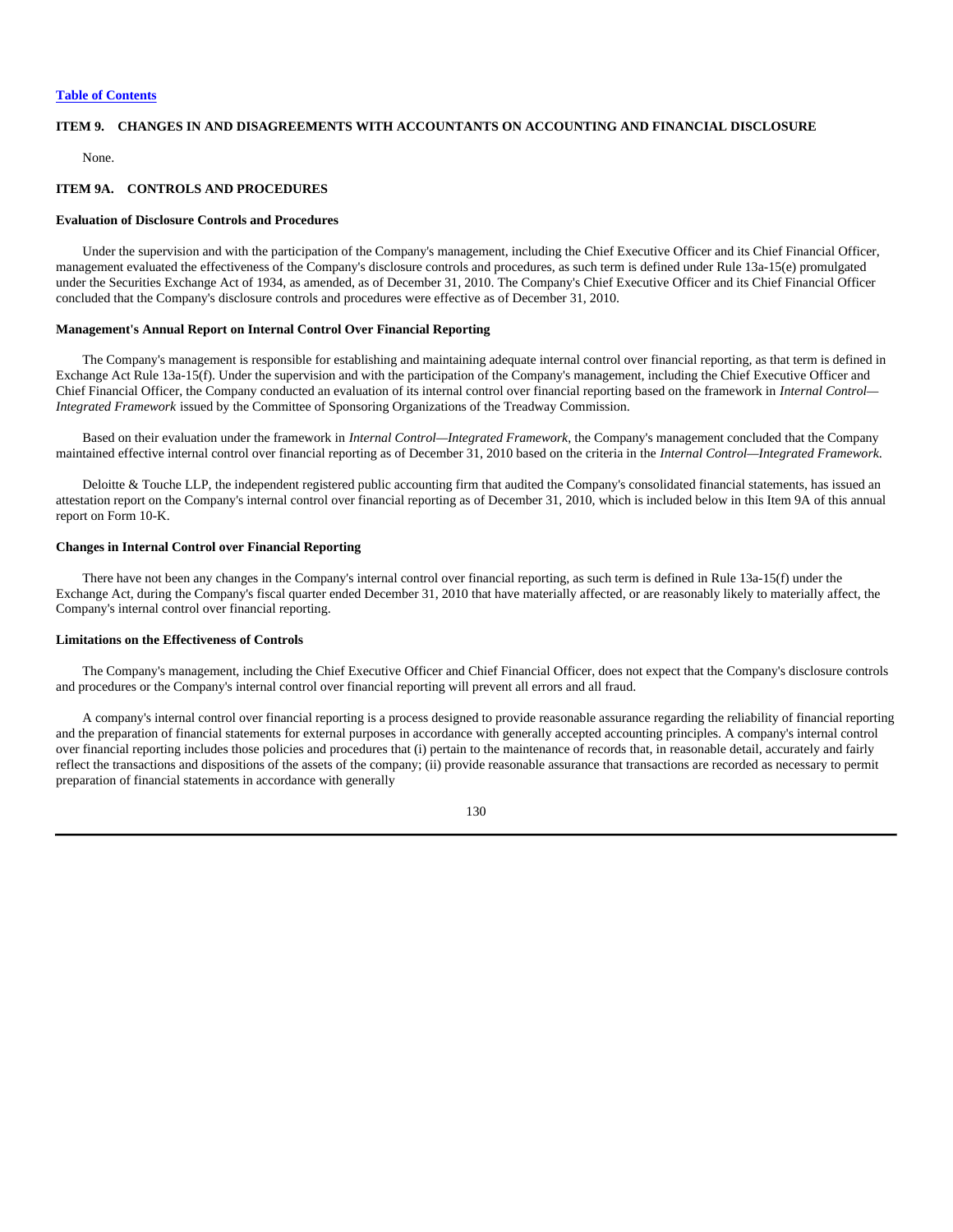## ITEM 9. CHANGES IN AND DISAGREEMENTS WITH ACCOUNTANTS ON ACCOUNTING AND FINANCIAL DISCLOSURE

None.

## ITEM 9A. CONTROLS AND PROCEDURES

### Evaluation of Disclosure Controls and Procedures

Under the supervision and with the participation of the Company's management, including the Chief Executive Officer and its Chief Financial Officer, management evaluated the effectiveness of the Company's disclosure controls and procedures, as such term is defined under Rule 13a-15(e) promulgated under the Securities Exchange Act of 1934, as amended, as of December 31, 2010. The Company's Chief Executive Officer and its Chief Financial Officer concluded that the Company's disclosure controls and procedures were effective as of December 31, 2010.

### Management's Annual Report on Internal Control Over Financial Reporting

The Company's management is responsible for establishing and maintaining adequate internal control over financial reporting, as that term is defined in Exchange Act Rule 13a-15(f). Under the supervision and with the participation of the Company's management, including the Chief Executive Officer and Chief Financial Officer, the Company conducted an evaluation of its internal control over financial reporting based on the framework in *Internal Control—Integrated Framework* issued by the Committee of Sponsoring Organizations of the Treadway Commission.

Based on their evaluation under the framework in *Internal Control—Integrated Framework*, the Company's management concluded that the Company maintained effective internal control over financial reporting as of December 31, 2010 based on the criteria in the *Internal Control—Integrated Framework*.

Deloitte & Touche LLP, the independent registered public accounting firm that audited the Company's consolidated financial statements, has issued an attestation report on the Company's internal control over financial reporting as of December 31, 2010, which is included below in this Item 9A of this annual report on Form 10-K.

### Changes in Internal Control over Financial Reporting

There have not been any changes in the Company's internal control over financial reporting, as such term is defined in Rule 13a-15(f) under the Exchange Act, during the Company's fiscal quarter ended December 31, 2010 that have materially affected, or are reasonably likely to materially affect, the Company's internal control over financial reporting.

### Limitations on the Effectiveness of Controls

The Company's management, including the Chief Executive Officer and Chief Financial Officer, does not expect that the Company's disclosure controls and procedures or the Company's internal control over financial reporting will prevent all errors and all fraud.

A company's internal control over financial reporting is a process designed to provide reasonable assurance regarding the reliability of financial reporting and the preparation of financial statements for external purposes in accordance with generally accepted accounting principles. A company's internal control over financial reporting includes those policies and procedures that (i) pertain to the maintenance of records that, in reasonable detail, accurately and fairly reflect the transactions and dispositions of the assets of the company; (ii) provide reasonable assurance that transactions are recorded as necessary to permit preparation of financial statements in accordance with generally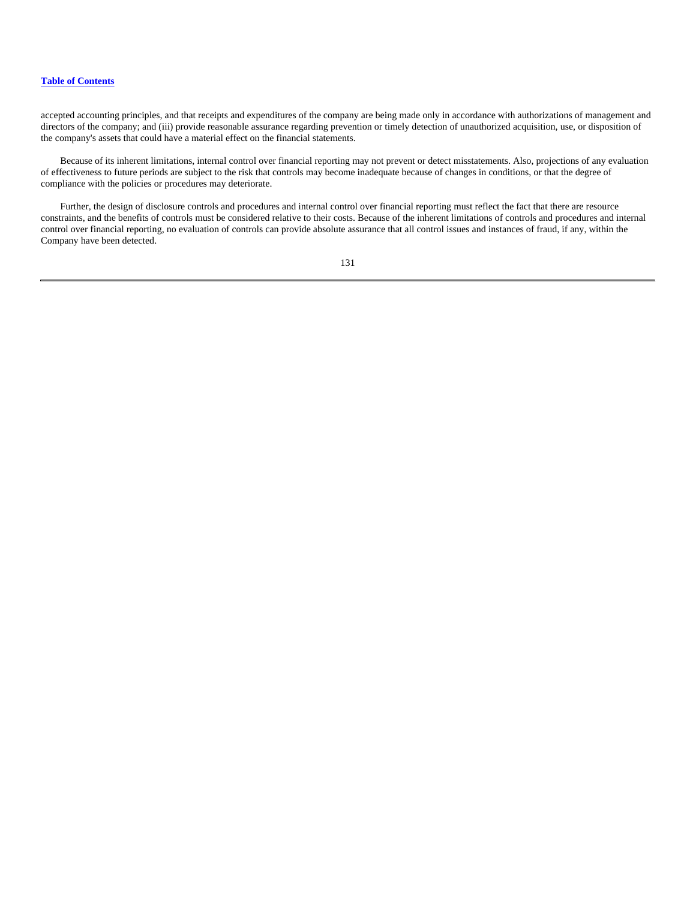accepted accounting principles, and that receipts and expenditures of the company are being made only in accordance with authorizations of management and directors of the company; and (iii) provide reasonable assurance regarding prevention or timely detection of unauthorized acquisition, use, or disposition of the company's assets that could have a material effect on the financial statements.

Because of its inherent limitations, internal control over financial reporting may not prevent or detect misstatements. Also, projections of any evaluation of effectiveness to future periods are subject to the risk that controls may become inadequate because of changes in conditions, or that the degree of compliance with the policies or procedures may deteriorate.

Further, the design of disclosure controls and procedures and internal control over financial reporting must reflect the fact that there are resource constraints, and the benefits of controls must be considered relative to their costs. Because of the inherent limitations of controls and procedures and internal control over financial reporting, no evaluation of controls can provide absolute assurance that all control issues and instances of fraud, if any, within the Company have been detected.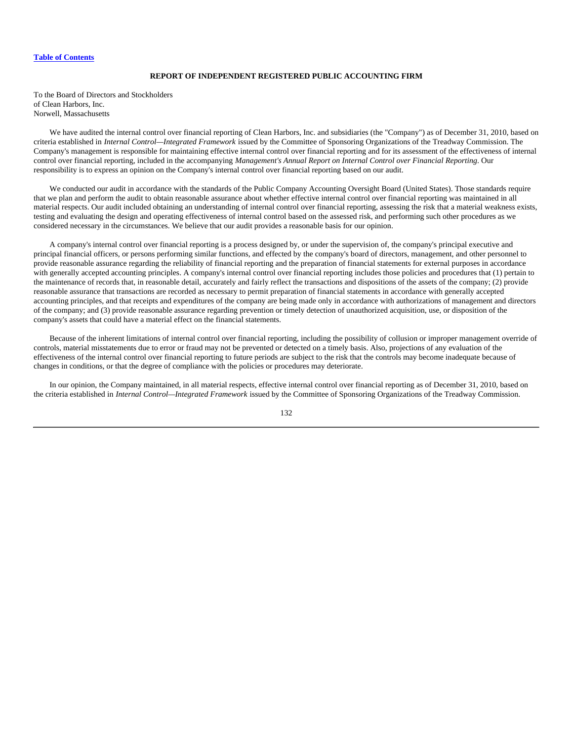## REPORT OF INDEPENDENT REGISTERED PUBLIC ACCOUNTING FIRM

To the Board of Directors and Stockholders
of Clean Harbors, Inc.
Norwell, Massachusetts

We have audited the internal control over financial reporting of Clean Harbors, Inc. and subsidiaries (the "Company") as of December 31, 2010, based on criteria established in *Internal Control—Integrated Framework* issued by the Committee of Sponsoring Organizations of the Treadway Commission. The Company's management is responsible for maintaining effective internal control over financial reporting and for its assessment of the effectiveness of internal control over financial reporting, included in the accompanying *Management's Annual Report on Internal Control over Financial Reporting*. Our responsibility is to express an opinion on the Company's internal control over financial reporting based on our audit.

We conducted our audit in accordance with the standards of the Public Company Accounting Oversight Board (United States). Those standards require that we plan and perform the audit to obtain reasonable assurance about whether effective internal control over financial reporting was maintained in all material respects. Our audit included obtaining an understanding of internal control over financial reporting, assessing the risk that a material weakness exists, testing and evaluating the design and operating effectiveness of internal control based on the assessed risk, and performing such other procedures as we considered necessary in the circumstances. We believe that our audit provides a reasonable basis for our opinion.

A company's internal control over financial reporting is a process designed by, or under the supervision of, the company's principal executive and principal financial officers, or persons performing similar functions, and effected by the company's board of directors, management, and other personnel to provide reasonable assurance regarding the reliability of financial reporting and the preparation of financial statements for external purposes in accordance with generally accepted accounting principles. A company's internal control over financial reporting includes those policies and procedures that (1) pertain to the maintenance of records that, in reasonable detail, accurately and fairly reflect the transactions and dispositions of the assets of the company; (2) provide reasonable assurance that transactions are recorded as necessary to permit preparation of financial statements in accordance with generally accepted accounting principles, and that receipts and expenditures of the company are being made only in accordance with authorizations of management and directors of the company; and (3) provide reasonable assurance regarding prevention or timely detection of unauthorized acquisition, use, or disposition of the company's assets that could have a material effect on the financial statements.

Because of the inherent limitations of internal control over financial reporting, including the possibility of collusion or improper management override of controls, material misstatements due to error or fraud may not be prevented or detected on a timely basis. Also, projections of any evaluation of the effectiveness of the internal control over financial reporting to future periods are subject to the risk that the controls may become inadequate because of changes in conditions, or that the degree of compliance with the policies or procedures may deteriorate.

In our opinion, the Company maintained, in all material respects, effective internal control over financial reporting as of December 31, 2010, based on the criteria established in *Internal Control—Integrated Framework* issued by the Committee of Sponsoring Organizations of the Treadway Commission.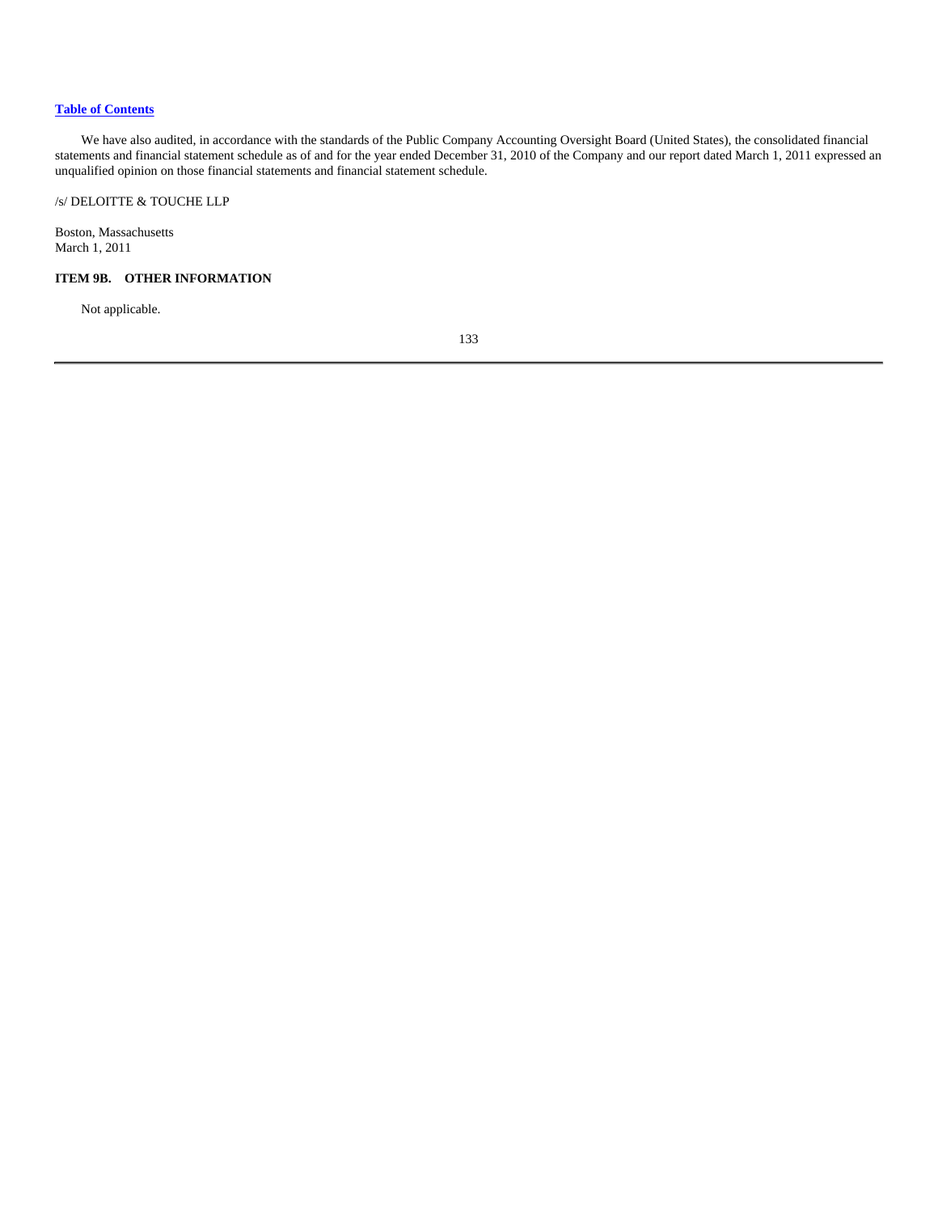We have also audited, in accordance with the standards of the Public Company Accounting Oversight Board (United States), the consolidated financial statements and financial statement schedule as of and for the year ended December 31, 2010 of the Company and our report dated March 1, 2011 expressed an unqualified opinion on those financial statements and financial statement schedule.

/s/ DELOITTE & TOUCHE LLP

Boston, Massachusetts
March 1, 2011

### ITEM 9B. OTHER INFORMATION

Not applicable.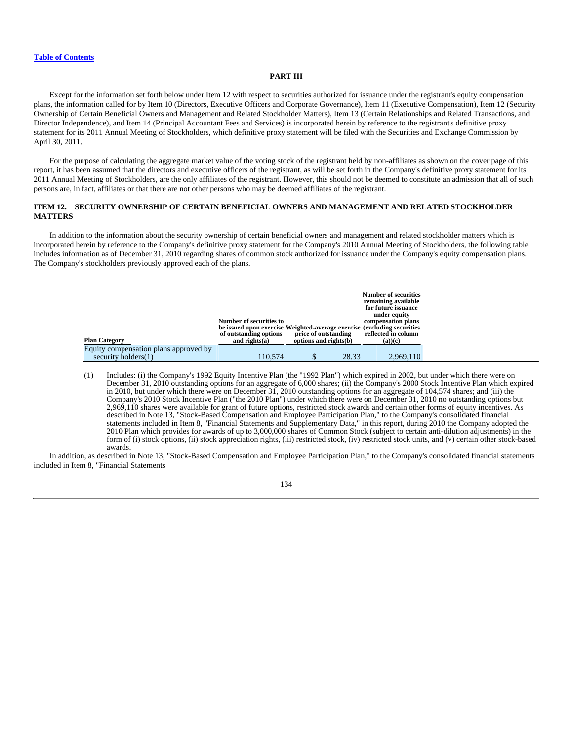Table of Contents

## PART III

Except for the information set forth below under Item 12 with respect to securities authorized for issuance under the registrant's equity compensation plans, the information called for by Item 10 (Directors, Executive Officers and Corporate Governance), Item 11 (Executive Compensation), Item 12 (Security Ownership of Certain Beneficial Owners and Management and Related Stockholder Matters), Item 13 (Certain Relationships and Related Transactions, and Director Independence), and Item 14 (Principal Accountant Fees and Services) is incorporated herein by reference to the registrant's definitive proxy statement for its 2011 Annual Meeting of Stockholders, which definitive proxy statement will be filed with the Securities and Exchange Commission by April 30, 2011.

For the purpose of calculating the aggregate market value of the voting stock of the registrant held by non-affiliates as shown on the cover page of this report, it has been assumed that the directors and executive officers of the registrant, as will be set forth in the Company's definitive proxy statement for its 2011 Annual Meeting of Stockholders, are the only affiliates of the registrant. However, this should not be deemed to constitute an admission that all of such persons are, in fact, affiliates or that there are not other persons who may be deemed affiliates of the registrant.

### ITEM 12. SECURITY OWNERSHIP OF CERTAIN BENEFICIAL OWNERS AND MANAGEMENT AND RELATED STOCKHOLDER MATTERS

In addition to the information about the security ownership of certain beneficial owners and management and related stockholder matters which is incorporated herein by reference to the Company's definitive proxy statement for the Company's 2010 Annual Meeting of Stockholders, the following table includes information as of December 31, 2010 regarding shares of common stock authorized for issuance under the Company's equity compensation plans. The Company's stockholders previously approved each of the plans.

| Plan Category | Number of securities to be issued upon exercise of outstanding options and rights(a) | Weighted-average exercise price of outstanding options and rights(b) | Number of securities remaining available for future issuance under equity compensation plans (excluding securities reflected in column (a))(c) |
|---|---|---|---|
| Equity compensation plans approved by security holders(1) | 110,574 | $ 28.33 | 2,969,110 |

(1) Includes: (i) the Company's 1992 Equity Incentive Plan (the "1992 Plan") which expired in 2002, but under which there were on December 31, 2010 outstanding options for an aggregate of 6,000 shares; (ii) the Company's 2000 Stock Incentive Plan which expired in 2010, but under which there were on December 31, 2010 outstanding options for an aggregate of 104,574 shares; and (iii) the Company's 2010 Stock Incentive Plan ("the 2010 Plan") under which there were on December 31, 2010 no outstanding options but 2,969,110 shares were available for grant of future options, restricted stock awards and certain other forms of equity incentives. As described in Note 13, "Stock-Based Compensation and Employee Participation Plan," to the Company's consolidated financial statements included in Item 8, "Financial Statements and Supplementary Data," in this report, during 2010 the Company adopted the 2010 Plan which provides for awards of up to 3,000,000 shares of Common Stock (subject to certain anti-dilution adjustments) in the form of (i) stock options, (ii) stock appreciation rights, (iii) restricted stock, (iv) restricted stock units, and (v) certain other stock-based awards.

In addition, as described in Note 13, "Stock-Based Compensation and Employee Participation Plan," to the Company's consolidated financial statements included in Item 8, "Financial Statements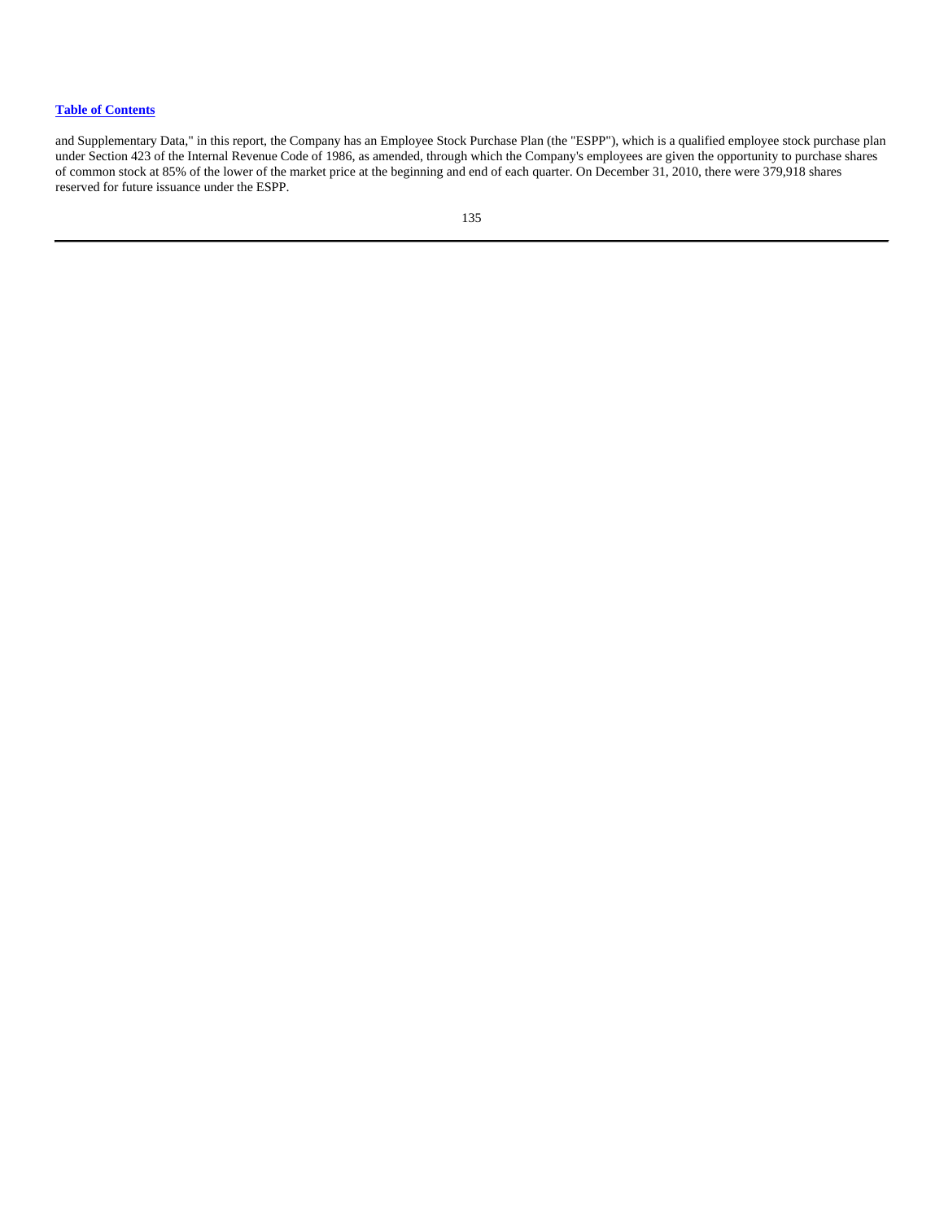and Supplementary Data," in this report, the Company has an Employee Stock Purchase Plan (the "ESPP"), which is a qualified employee stock purchase plan under Section 423 of the Internal Revenue Code of 1986, as amended, through which the Company's employees are given the opportunity to purchase shares of common stock at 85% of the lower of the market price at the beginning and end of each quarter. On December 31, 2010, there were 379,918 shares reserved for future issuance under the ESPP.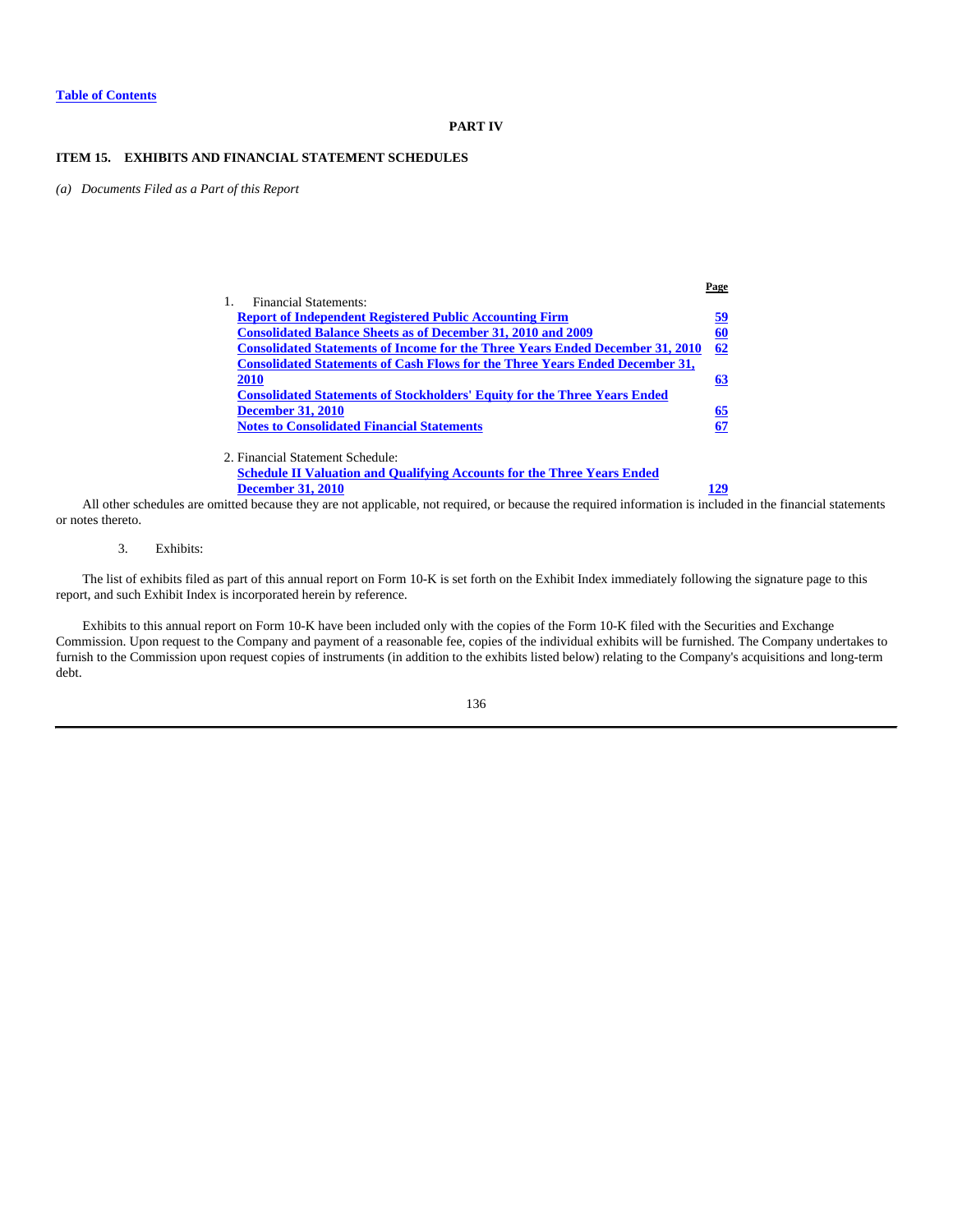**Table of Contents**

**PART IV**

### ITEM 15. EXHIBITS AND FINANCIAL STATEMENT SCHEDULES

*(a) Documents Filed as a Part of this Report*

| | Page |
|---|---|
| 1. Financial Statements: | |
| **Report of Independent Registered Public Accounting Firm** | **59** |
| **Consolidated Balance Sheets as of December 31, 2010 and 2009** | **60** |
| **Consolidated Statements of Income for the Three Years Ended December 31, 2010** | **62** |
| **Consolidated Statements of Cash Flows for the Three Years Ended December 31, 2010** | **63** |
| **Consolidated Statements of Stockholders' Equity for the Three Years Ended December 31, 2010** | **65** |
| **Notes to Consolidated Financial Statements** | **67** |
| 2. Financial Statement Schedule: | |
| **Schedule II Valuation and Qualifying Accounts for the Three Years Ended December 31, 2010** | **129** |

All other schedules are omitted because they are not applicable, not required, or because the required information is included in the financial statements or notes thereto.

3. Exhibits:

The list of exhibits filed as part of this annual report on Form 10-K is set forth on the Exhibit Index immediately following the signature page to this report, and such Exhibit Index is incorporated herein by reference.

Exhibits to this annual report on Form 10-K have been included only with the copies of the Form 10-K filed with the Securities and Exchange Commission. Upon request to the Company and payment of a reasonable fee, copies of the individual exhibits will be furnished. The Company undertakes to furnish to the Commission upon request copies of instruments (in addition to the exhibits listed below) relating to the Company's acquisitions and long-term debt.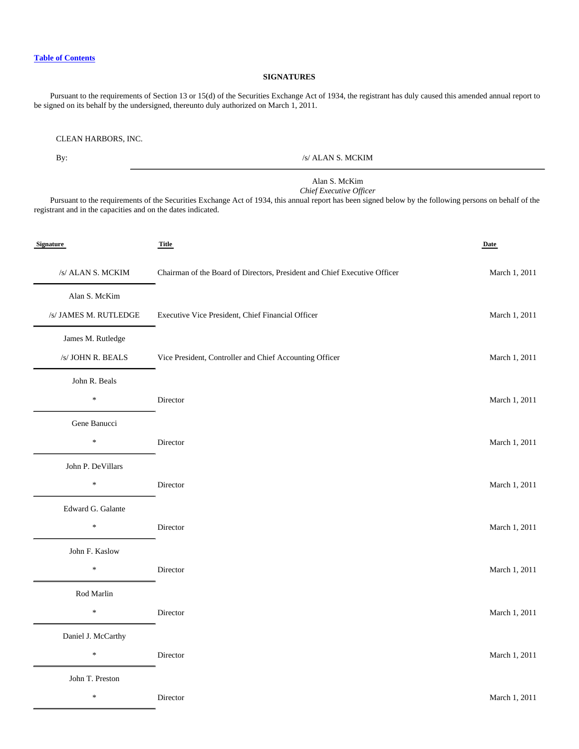[Table of Contents](#)

## SIGNATURES

Pursuant to the requirements of Section 13 or 15(d) of the Securities Exchange Act of 1934, the registrant has duly caused this amended annual report to be signed on its behalf by the undersigned, thereunto duly authorized on March 1, 2011.

CLEAN HARBORS, INC.

By: /s/ ALAN S. MCKIM

Alan S. McKim
*Chief Executive Officer*

Pursuant to the requirements of the Securities Exchange Act of 1934, this annual report has been signed below by the following persons on behalf of the registrant and in the capacities and on the dates indicated.

| Signature | Title | Date |
| --- | --- | --- |
| /s/ ALAN S. MCKIM<br>Alan S. McKim | Chairman of the Board of Directors, President and Chief Executive Officer | March 1, 2011 |
| /s/ JAMES M. RUTLEDGE<br>James M. Rutledge | Executive Vice President, Chief Financial Officer | March 1, 2011 |
| /s/ JOHN R. BEALS<br>John R. Beals | Vice President, Controller and Chief Accounting Officer | March 1, 2011 |
| *<br>Gene Banucci | Director | March 1, 2011 |
| *<br>John P. DeVillars | Director | March 1, 2011 |
| *<br>Edward G. Galante | Director | March 1, 2011 |
| *<br>John F. Kaslow | Director | March 1, 2011 |
| *<br>Rod Marlin | Director | March 1, 2011 |
| *<br>Daniel J. McCarthy | Director | March 1, 2011 |
| *<br>John T. Preston | Director | March 1, 2011 |
| * | Director | March 1, 2011 |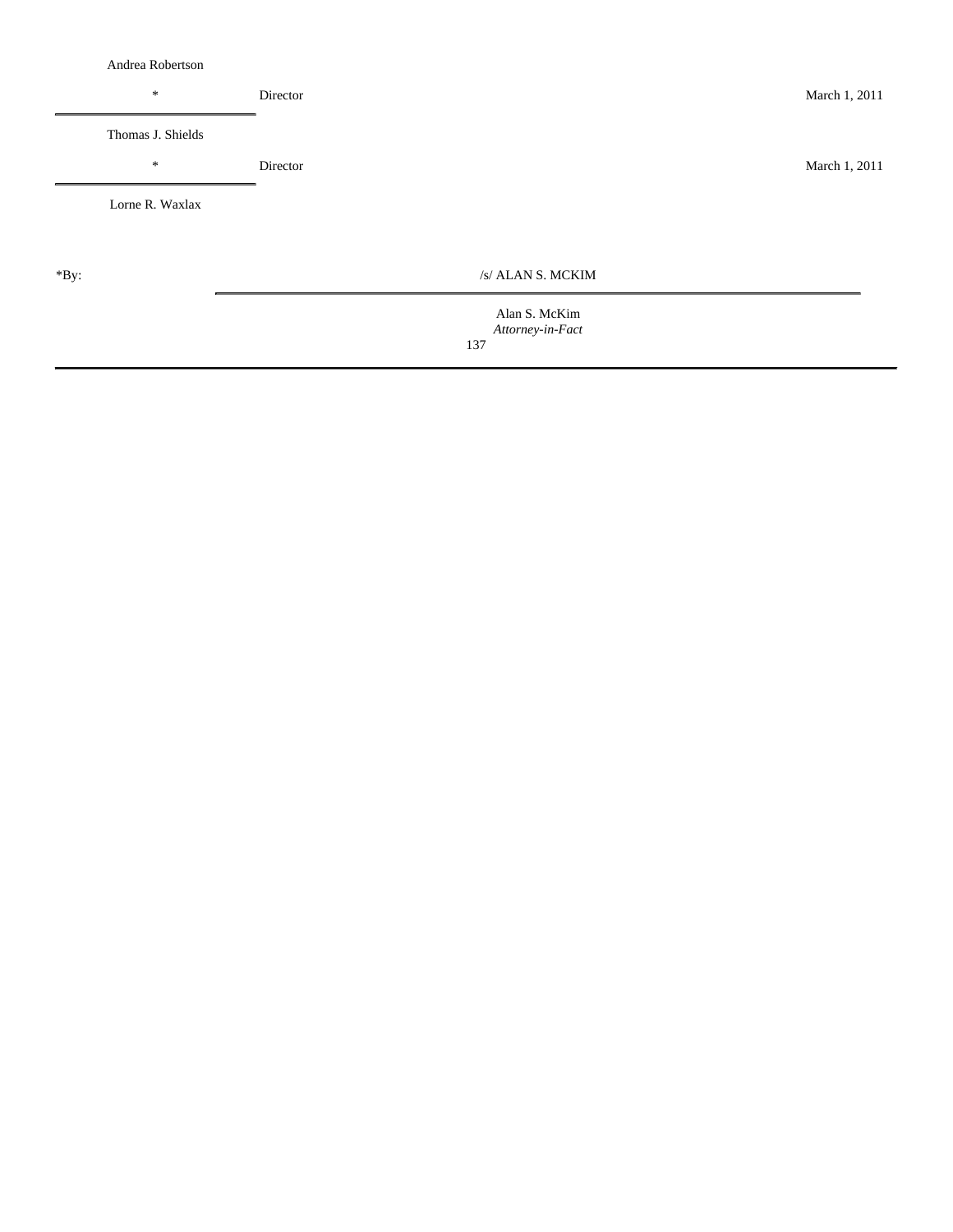Andrea Robertson

| Signature | Title | Date |
| --- | --- | --- |
| * | Director | March 1, 2011 |
| Thomas J. Shields | | |
| * | Director | March 1, 2011 |
| Lorne R. Waxlax | | |

*By: /s/ ALAN S. MCKIM

Alan S. McKim
*Attorney-in-Fact*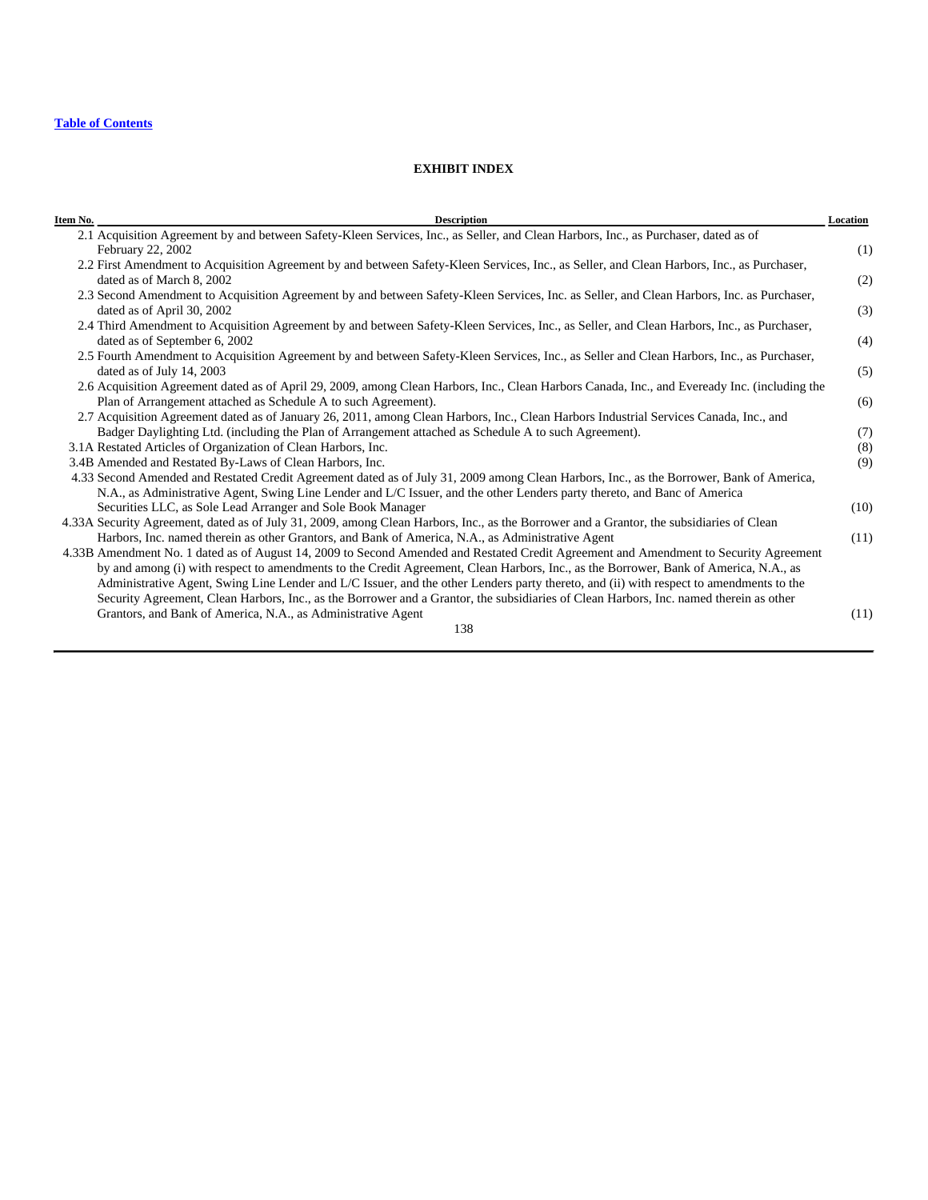[Table of Contents](#)

## EXHIBIT INDEX

| Item No. | Description | Location |
|---|---|---|
| 2.1 | Acquisition Agreement by and between Safety-Kleen Services, Inc., as Seller, and Clean Harbors, Inc., as Purchaser, dated as of February 22, 2002 | (1) |
| 2.2 | First Amendment to Acquisition Agreement by and between Safety-Kleen Services, Inc., as Seller, and Clean Harbors, Inc., as Purchaser, dated as of March 8, 2002 | (2) |
| 2.3 | Second Amendment to Acquisition Agreement by and between Safety-Kleen Services, Inc. as Seller, and Clean Harbors, Inc. as Purchaser, dated as of April 30, 2002 | (3) |
| 2.4 | Third Amendment to Acquisition Agreement by and between Safety-Kleen Services, Inc., as Seller, and Clean Harbors, Inc., as Purchaser, dated as of September 6, 2002 | (4) |
| 2.5 | Fourth Amendment to Acquisition Agreement by and between Safety-Kleen Services, Inc., as Seller and Clean Harbors, Inc., as Purchaser, dated as of July 14, 2003 | (5) |
| 2.6 | Acquisition Agreement dated as of April 29, 2009, among Clean Harbors, Inc., Clean Harbors Canada, Inc., and Eveready Inc. (including the Plan of Arrangement attached as Schedule A to such Agreement). | (6) |
| 2.7 | Acquisition Agreement dated as of January 26, 2011, among Clean Harbors, Inc., Clean Harbors Industrial Services Canada, Inc., and Badger Daylighting Ltd. (including the Plan of Arrangement attached as Schedule A to such Agreement). | (7) |
| 3.1A | Restated Articles of Organization of Clean Harbors, Inc. | (8) |
| 3.4B | Amended and Restated By-Laws of Clean Harbors, Inc. | (9) |
| 4.33 | Second Amended and Restated Credit Agreement dated as of July 31, 2009 among Clean Harbors, Inc., as the Borrower, Bank of America, N.A., as Administrative Agent, Swing Line Lender and L/C Issuer, and the other Lenders party thereto, and Banc of America Securities LLC, as Sole Lead Arranger and Sole Book Manager | (10) |
| 4.33A | Security Agreement, dated as of July 31, 2009, among Clean Harbors, Inc., as the Borrower and a Grantor, the subsidiaries of Clean Harbors, Inc. named therein as other Grantors, and Bank of America, N.A., as Administrative Agent | (11) |
| 4.33B | Amendment No. 1 dated as of August 14, 2009 to Second Amended and Restated Credit Agreement and Amendment to Security Agreement by and among (i) with respect to amendments to the Credit Agreement, Clean Harbors, Inc., as the Borrower, Bank of America, N.A., as Administrative Agent, Swing Line Lender and L/C Issuer, and the other Lenders party thereto, and (ii) with respect to amendments to the Security Agreement, Clean Harbors, Inc., as the Borrower and a Grantor, the subsidiaries of Clean Harbors, Inc. named therein as other Grantors, and Bank of America, N.A., as Administrative Agent | (11) |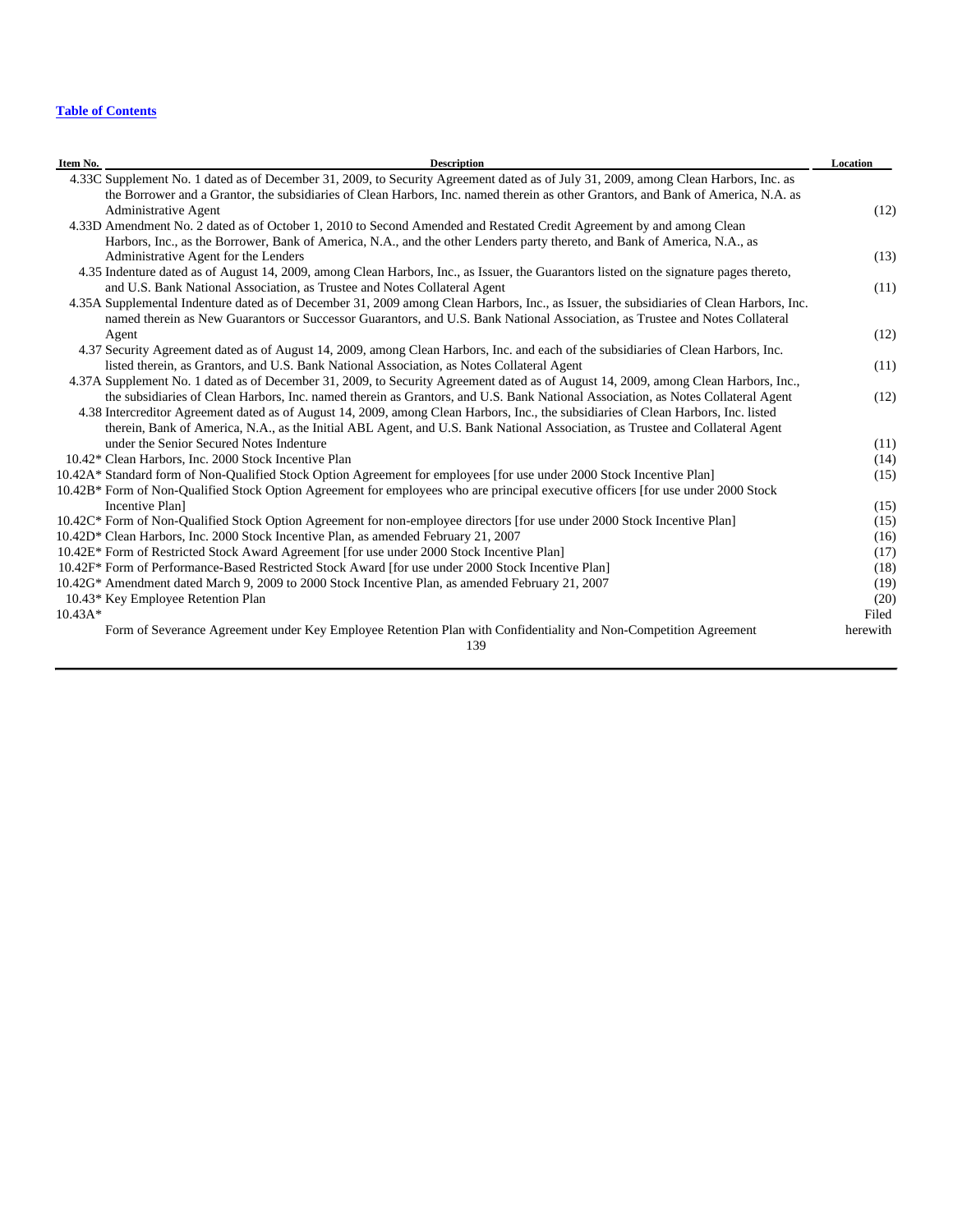[Table of Contents](#)

| Item No. | Description | Location |
| --- | --- | --- |
| 4.33C | Supplement No. 1 dated as of December 31, 2009, to Security Agreement dated as of July 31, 2009, among Clean Harbors, Inc. as the Borrower and a Grantor, the subsidiaries of Clean Harbors, Inc. named therein as other Grantors, and Bank of America, N.A. as Administrative Agent | (12) |
| 4.33D | Amendment No. 2 dated as of October 1, 2010 to Second Amended and Restated Credit Agreement by and among Clean Harbors, Inc., as the Borrower, Bank of America, N.A., and the other Lenders party thereto, and Bank of America, N.A., as Administrative Agent for the Lenders | (13) |
| 4.35 | Indenture dated as of August 14, 2009, among Clean Harbors, Inc., as Issuer, the Guarantors listed on the signature pages thereto, and U.S. Bank National Association, as Trustee and Notes Collateral Agent | (11) |
| 4.35A | Supplemental Indenture dated as of December 31, 2009 among Clean Harbors, Inc., as Issuer, the subsidiaries of Clean Harbors, Inc. named therein as New Guarantors or Successor Guarantors, and U.S. Bank National Association, as Trustee and Notes Collateral Agent | (12) |
| 4.37 | Security Agreement dated as of August 14, 2009, among Clean Harbors, Inc. and each of the subsidiaries of Clean Harbors, Inc. listed therein, as Grantors, and U.S. Bank National Association, as Notes Collateral Agent | (11) |
| 4.37A | Supplement No. 1 dated as of December 31, 2009, to Security Agreement dated as of August 14, 2009, among Clean Harbors, Inc., the subsidiaries of Clean Harbors, Inc. named therein as Grantors, and U.S. Bank National Association, as Notes Collateral Agent | (12) |
| 4.38 | Intercreditor Agreement dated as of August 14, 2009, among Clean Harbors, Inc., the subsidiaries of Clean Harbors, Inc. listed therein, Bank of America, N.A., as the Initial ABL Agent, and U.S. Bank National Association, as Trustee and Collateral Agent under the Senior Secured Notes Indenture | (11) |
| 10.42* | Clean Harbors, Inc. 2000 Stock Incentive Plan | (14) |
| 10.42A* | Standard form of Non-Qualified Stock Option Agreement for employees [for use under 2000 Stock Incentive Plan] | (15) |
| 10.42B* | Form of Non-Qualified Stock Option Agreement for employees who are principal executive officers [for use under 2000 Stock Incentive Plan] | (15) |
| 10.42C* | Form of Non-Qualified Stock Option Agreement for non-employee directors [for use under 2000 Stock Incentive Plan] | (15) |
| 10.42D* | Clean Harbors, Inc. 2000 Stock Incentive Plan, as amended February 21, 2007 | (16) |
| 10.42E* | Form of Restricted Stock Award Agreement [for use under 2000 Stock Incentive Plan] | (17) |
| 10.42F* | Form of Performance-Based Restricted Stock Award [for use under 2000 Stock Incentive Plan] | (18) |
| 10.42G* | Amendment dated March 9, 2009 to 2000 Stock Incentive Plan, as amended February 21, 2007 | (19) |
| 10.43* | Key Employee Retention Plan | (20) |
| 10.43A* | Form of Severance Agreement under Key Employee Retention Plan with Confidentiality and Non-Competition Agreement | Filed herewith |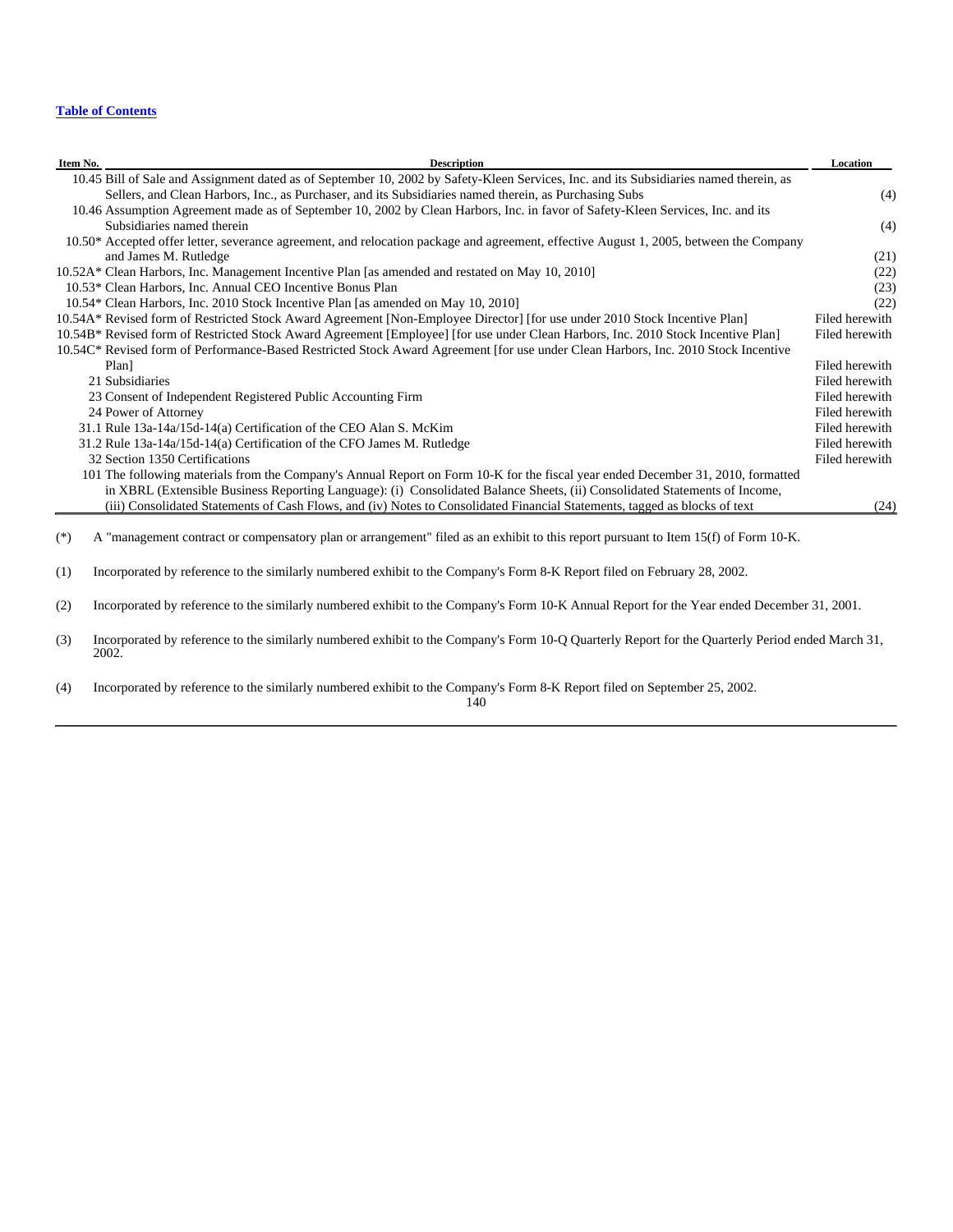| Item No. | Description | Location |
|---|---|---|
| 10.45 | Bill of Sale and Assignment dated as of September 10, 2002 by Safety-Kleen Services, Inc. and its Subsidiaries named therein, as Sellers, and Clean Harbors, Inc., as Purchaser, and its Subsidiaries named therein, as Purchasing Subs | (4) |
| 10.46 | Assumption Agreement made as of September 10, 2002 by Clean Harbors, Inc. in favor of Safety-Kleen Services, Inc. and its Subsidiaries named therein | (4) |
| 10.50* | Accepted offer letter, severance agreement, and relocation package and agreement, effective August 1, 2005, between the Company and James M. Rutledge | (21) |
| 10.52A* | Clean Harbors, Inc. Management Incentive Plan [as amended and restated on May 10, 2010] | (22) |
| 10.53* | Clean Harbors, Inc. Annual CEO Incentive Bonus Plan | (23) |
| 10.54* | Clean Harbors, Inc. 2010 Stock Incentive Plan [as amended on May 10, 2010] | (22) |
| 10.54A* | Revised form of Restricted Stock Award Agreement [Non-Employee Director] [for use under 2010 Stock Incentive Plan] | Filed herewith |
| 10.54B* | Revised form of Restricted Stock Award Agreement [Employee] [for use under Clean Harbors, Inc. 2010 Stock Incentive Plan] | Filed herewith |
| 10.54C* | Revised form of Performance-Based Restricted Stock Award Agreement [for use under Clean Harbors, Inc. 2010 Stock Incentive Plan] | Filed herewith |
| 21 | Subsidiaries | Filed herewith |
| 23 | Consent of Independent Registered Public Accounting Firm | Filed herewith |
| 24 | Power of Attorney | Filed herewith |
| 31.1 | Rule 13a-14a/15d-14(a) Certification of the CEO Alan S. McKim | Filed herewith |
| 31.2 | Rule 13a-14a/15d-14(a) Certification of the CFO James M. Rutledge | Filed herewith |
| 32 | Section 1350 Certifications | Filed herewith |
| 101 | The following materials from the Company's Annual Report on Form 10-K for the fiscal year ended December 31, 2010, formatted in XBRL (Extensible Business Reporting Language): (i) Consolidated Balance Sheets, (ii) Consolidated Statements of Income, (iii) Consolidated Statements of Cash Flows, and (iv) Notes to Consolidated Financial Statements, tagged as blocks of text | (24) |

(*) A "management contract or compensatory plan or arrangement" filed as an exhibit to this report pursuant to Item 15(f) of Form 10-K.

(1) Incorporated by reference to the similarly numbered exhibit to the Company's Form 8-K Report filed on February 28, 2002.

(2) Incorporated by reference to the similarly numbered exhibit to the Company's Form 10-K Annual Report for the Year ended December 31, 2001.

(3) Incorporated by reference to the similarly numbered exhibit to the Company's Form 10-Q Quarterly Report for the Quarterly Period ended March 31, 2002.

(4) Incorporated by reference to the similarly numbered exhibit to the Company's Form 8-K Report filed on September 25, 2002.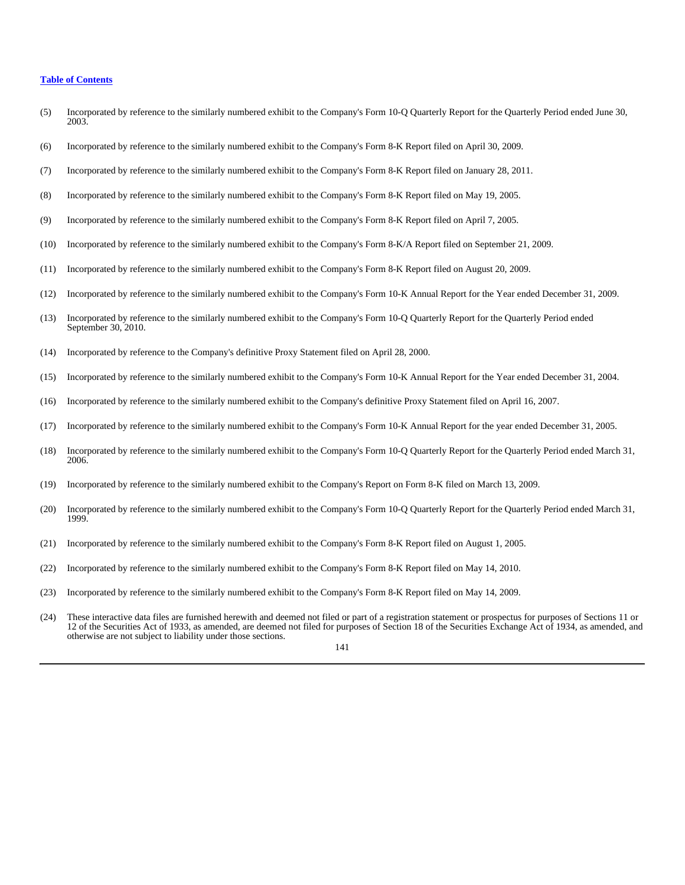(5) Incorporated by reference to the similarly numbered exhibit to the Company's Form 10-Q Quarterly Report for the Quarterly Period ended June 30, 2003.

(6) Incorporated by reference to the similarly numbered exhibit to the Company's Form 8-K Report filed on April 30, 2009.

(7) Incorporated by reference to the similarly numbered exhibit to the Company's Form 8-K Report filed on January 28, 2011.

(8) Incorporated by reference to the similarly numbered exhibit to the Company's Form 8-K Report filed on May 19, 2005.

(9) Incorporated by reference to the similarly numbered exhibit to the Company's Form 8-K Report filed on April 7, 2005.

(10) Incorporated by reference to the similarly numbered exhibit to the Company's Form 8-K/A Report filed on September 21, 2009.

(11) Incorporated by reference to the similarly numbered exhibit to the Company's Form 8-K Report filed on August 20, 2009.

(12) Incorporated by reference to the similarly numbered exhibit to the Company's Form 10-K Annual Report for the Year ended December 31, 2009.

(13) Incorporated by reference to the similarly numbered exhibit to the Company's Form 10-Q Quarterly Report for the Quarterly Period ended September 30, 2010.

(14) Incorporated by reference to the Company's definitive Proxy Statement filed on April 28, 2000.

(15) Incorporated by reference to the similarly numbered exhibit to the Company's Form 10-K Annual Report for the Year ended December 31, 2004.

(16) Incorporated by reference to the similarly numbered exhibit to the Company's definitive Proxy Statement filed on April 16, 2007.

(17) Incorporated by reference to the similarly numbered exhibit to the Company's Form 10-K Annual Report for the year ended December 31, 2005.

(18) Incorporated by reference to the similarly numbered exhibit to the Company's Form 10-Q Quarterly Report for the Quarterly Period ended March 31, 2006.

(19) Incorporated by reference to the similarly numbered exhibit to the Company's Report on Form 8-K filed on March 13, 2009.

(20) Incorporated by reference to the similarly numbered exhibit to the Company's Form 10-Q Quarterly Report for the Quarterly Period ended March 31, 1999.

(21) Incorporated by reference to the similarly numbered exhibit to the Company's Form 8-K Report filed on August 1, 2005.

(22) Incorporated by reference to the similarly numbered exhibit to the Company's Form 8-K Report filed on May 14, 2010.

(23) Incorporated by reference to the similarly numbered exhibit to the Company's Form 8-K Report filed on May 14, 2009.

(24) These interactive data files are furnished herewith and deemed not filed or part of a registration statement or prospectus for purposes of Sections 11 or 12 of the Securities Act of 1933, as amended, are deemed not filed for purposes of Section 18 of the Securities Exchange Act of 1934, as amended, and otherwise are not subject to liability under those sections.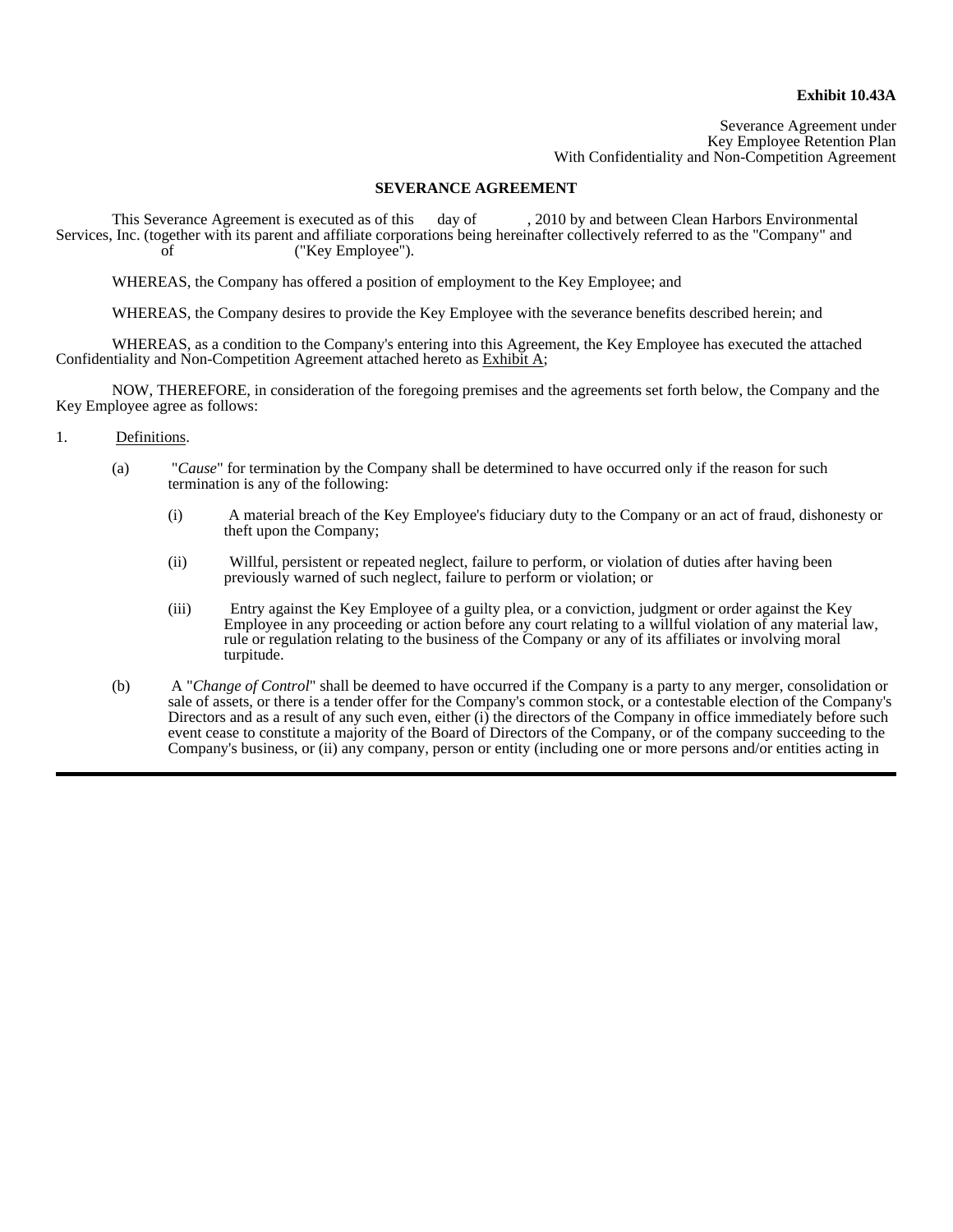**Exhibit 10.43A**

Severance Agreement under
Key Employee Retention Plan
With Confidentiality and Non-Competition Agreement

**SEVERANCE AGREEMENT**

This Severance Agreement is executed as of this day of , 2010 by and between Clean Harbors Environmental Services, Inc. (together with its parent and affiliate corporations being hereinafter collectively referred to as the "Company" and of ("Key Employee").

WHEREAS, the Company has offered a position of employment to the Key Employee; and

WHEREAS, the Company desires to provide the Key Employee with the severance benefits described herein; and

WHEREAS, as a condition to the Company's entering into this Agreement, the Key Employee has executed the attached Confidentiality and Non-Competition Agreement attached hereto as Exhibit A;

NOW, THEREFORE, in consideration of the foregoing premises and the agreements set forth below, the Company and the Key Employee agree as follows:

1. Definitions.

(a) "*Cause*" for termination by the Company shall be determined to have occurred only if the reason for such termination is any of the following:

(i) A material breach of the Key Employee's fiduciary duty to the Company or an act of fraud, dishonesty or theft upon the Company;

(ii) Willful, persistent or repeated neglect, failure to perform, or violation of duties after having been previously warned of such neglect, failure to perform or violation; or

(iii) Entry against the Key Employee of a guilty plea, or a conviction, judgment or order against the Key Employee in any proceeding or action before any court relating to a willful violation of any material law, rule or regulation relating to the business of the Company or any of its affiliates or involving moral turpitude.

(b) A "*Change of Control*" shall be deemed to have occurred if the Company is a party to any merger, consolidation or sale of assets, or there is a tender offer for the Company's common stock, or a contestable election of the Company's Directors and as a result of any such even, either (i) the directors of the Company in office immediately before such event cease to constitute a majority of the Board of Directors of the Company, or of the company succeeding to the Company's business, or (ii) any company, person or entity (including one or more persons and/or entities acting in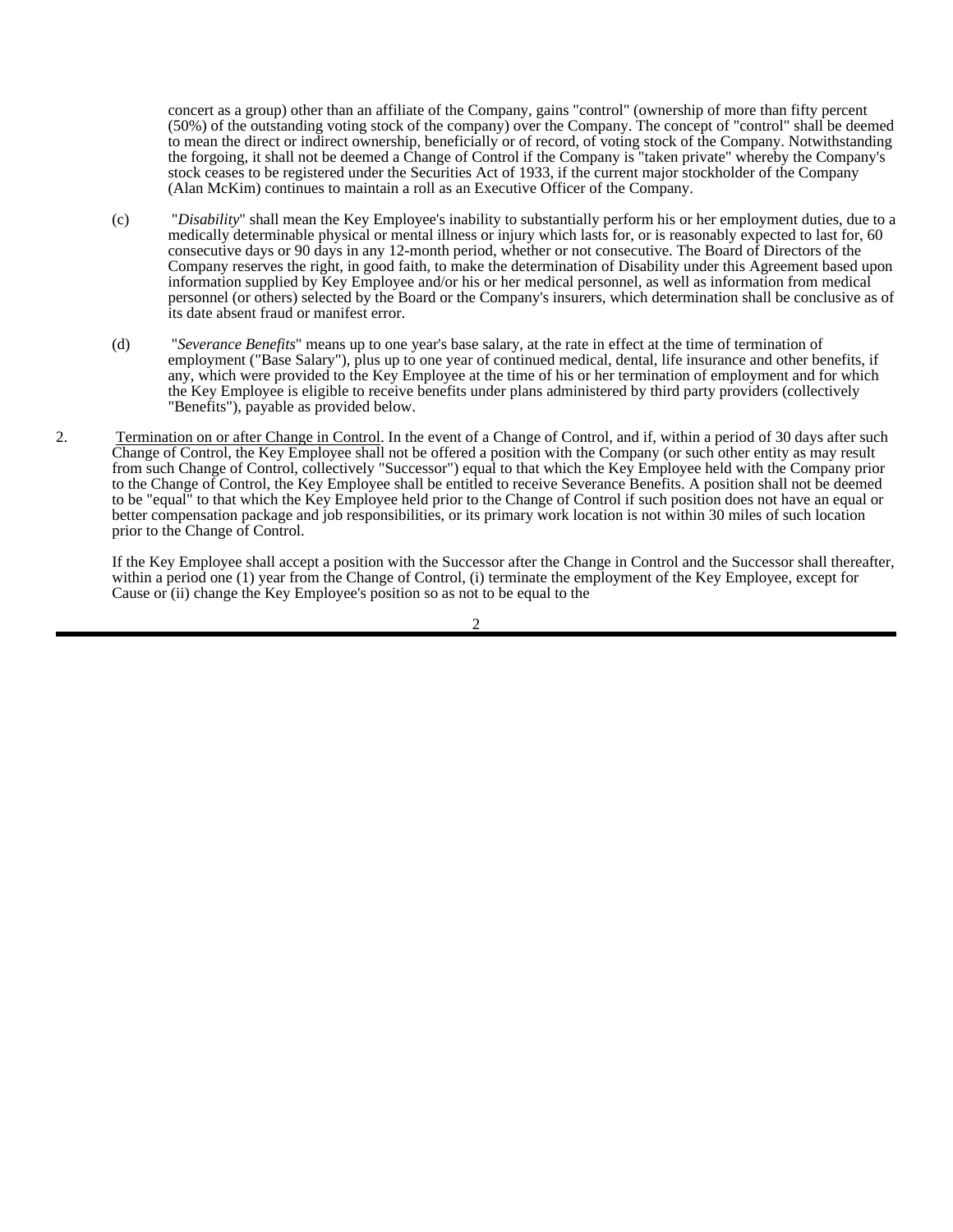concert as a group) other than an affiliate of the Company, gains "control" (ownership of more than fifty percent (50%) of the outstanding voting stock of the company) over the Company. The concept of "control" shall be deemed to mean the direct or indirect ownership, beneficially or of record, of voting stock of the Company. Notwithstanding the forgoing, it shall not be deemed a Change of Control if the Company is "taken private" whereby the Company's stock ceases to be registered under the Securities Act of 1933, if the current major stockholder of the Company (Alan McKim) continues to maintain a roll as an Executive Officer of the Company.

(c) "*Disability*" shall mean the Key Employee's inability to substantially perform his or her employment duties, due to a medically determinable physical or mental illness or injury which lasts for, or is reasonably expected to last for, 60 consecutive days or 90 days in any 12-month period, whether or not consecutive. The Board of Directors of the Company reserves the right, in good faith, to make the determination of Disability under this Agreement based upon information supplied by Key Employee and/or his or her medical personnel, as well as information from medical personnel (or others) selected by the Board or the Company's insurers, which determination shall be conclusive as of its date absent fraud or manifest error.

(d) "*Severance Benefits*" means up to one year's base salary, at the rate in effect at the time of termination of employment ("Base Salary"), plus up to one year of continued medical, dental, life insurance and other benefits, if any, which were provided to the Key Employee at the time of his or her termination of employment and for which the Key Employee is eligible to receive benefits under plans administered by third party providers (collectively "Benefits"), payable as provided below.

2. Termination on or after Change in Control. In the event of a Change of Control, and if, within a period of 30 days after such Change of Control, the Key Employee shall not be offered a position with the Company (or such other entity as may result from such Change of Control, collectively "Successor") equal to that which the Key Employee held with the Company prior to the Change of Control, the Key Employee shall be entitled to receive Severance Benefits. A position shall not be deemed to be "equal" to that which the Key Employee held prior to the Change of Control if such position does not have an equal or better compensation package and job responsibilities, or its primary work location is not within 30 miles of such location prior to the Change of Control.

If the Key Employee shall accept a position with the Successor after the Change in Control and the Successor shall thereafter, within a period one (1) year from the Change of Control, (i) terminate the employment of the Key Employee, except for Cause or (ii) change the Key Employee's position so as not to be equal to the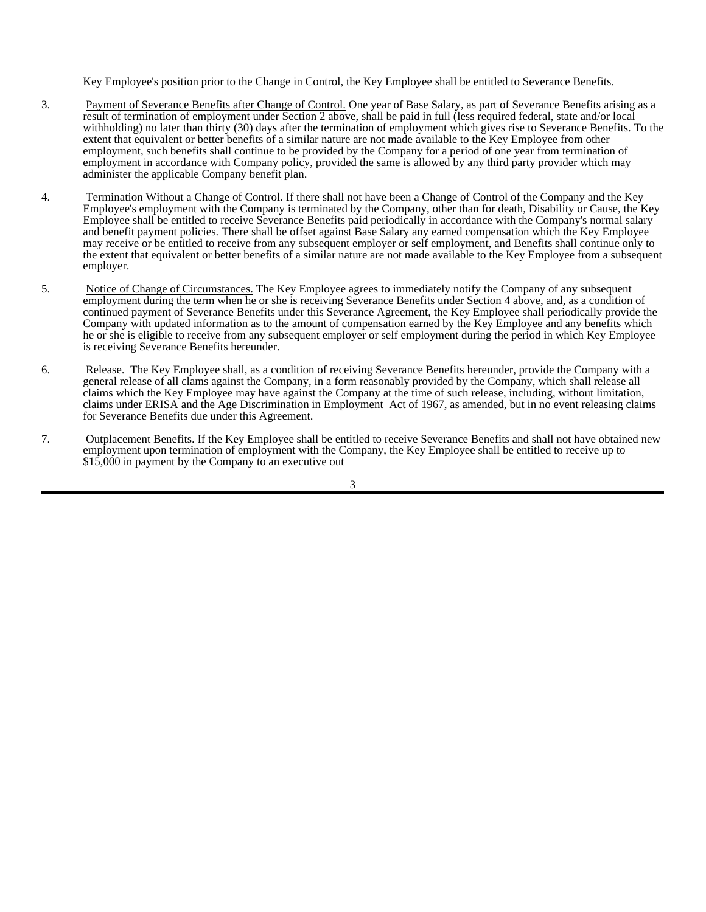Key Employee's position prior to the Change in Control, the Key Employee shall be entitled to Severance Benefits.

3. Payment of Severance Benefits after Change of Control. One year of Base Salary, as part of Severance Benefits arising as a result of termination of employment under Section 2 above, shall be paid in full (less required federal, state and/or local withholding) no later than thirty (30) days after the termination of employment which gives rise to Severance Benefits. To the extent that equivalent or better benefits of a similar nature are not made available to the Key Employee from other employment, such benefits shall continue to be provided by the Company for a period of one year from termination of employment in accordance with Company policy, provided the same is allowed by any third party provider which may administer the applicable Company benefit plan.

4. Termination Without a Change of Control. If there shall not have been a Change of Control of the Company and the Key Employee's employment with the Company is terminated by the Company, other than for death, Disability or Cause, the Key Employee shall be entitled to receive Severance Benefits paid periodically in accordance with the Company's normal salary and benefit payment policies. There shall be offset against Base Salary any earned compensation which the Key Employee may receive or be entitled to receive from any subsequent employer or self employment, and Benefits shall continue only to the extent that equivalent or better benefits of a similar nature are not made available to the Key Employee from a subsequent employer.

5. Notice of Change of Circumstances. The Key Employee agrees to immediately notify the Company of any subsequent employment during the term when he or she is receiving Severance Benefits under Section 4 above, and, as a condition of continued payment of Severance Benefits under this Severance Agreement, the Key Employee shall periodically provide the Company with updated information as to the amount of compensation earned by the Key Employee and any benefits which he or she is eligible to receive from any subsequent employer or self employment during the period in which Key Employee is receiving Severance Benefits hereunder.

6. Release. The Key Employee shall, as a condition of receiving Severance Benefits hereunder, provide the Company with a general release of all clams against the Company, in a form reasonably provided by the Company, which shall release all claims which the Key Employee may have against the Company at the time of such release, including, without limitation, claims under ERISA and the Age Discrimination in Employment Act of 1967, as amended, but in no event releasing claims for Severance Benefits due under this Agreement.

7. Outplacement Benefits. If the Key Employee shall be entitled to receive Severance Benefits and shall not have obtained new employment upon termination of employment with the Company, the Key Employee shall be entitled to receive up to $15,000 in payment by the Company to an executive out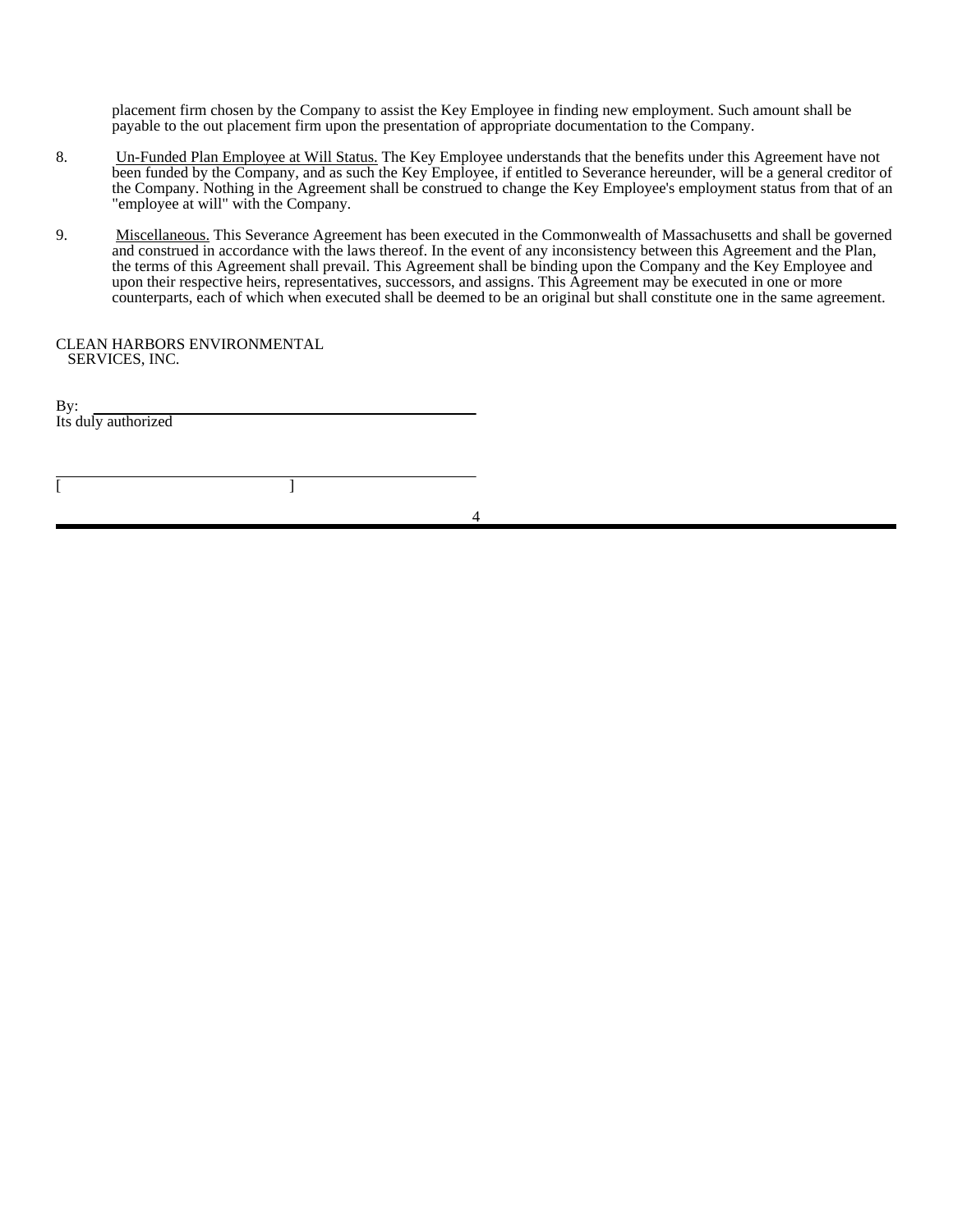placement firm chosen by the Company to assist the Key Employee in finding new employment. Such amount shall be payable to the out placement firm upon the presentation of appropriate documentation to the Company.

8. Un-Funded Plan Employee at Will Status. The Key Employee understands that the benefits under this Agreement have not been funded by the Company, and as such the Key Employee, if entitled to Severance hereunder, will be a general creditor of the Company. Nothing in the Agreement shall be construed to change the Key Employee's employment status from that of an "employee at will" with the Company.

9. Miscellaneous. This Severance Agreement has been executed in the Commonwealth of Massachusetts and shall be governed and construed in accordance with the laws thereof. In the event of any inconsistency between this Agreement and the Plan, the terms of this Agreement shall prevail. This Agreement shall be binding upon the Company and the Key Employee and upon their respective heirs, representatives, successors, and assigns. This Agreement may be executed in one or more counterparts, each of which when executed shall be deemed to be an original but shall constitute one in the same agreement.

CLEAN HARBORS ENVIRONMENTAL
SERVICES, INC.

By: ______________________________
Its duly authorized

______________________________
[ ]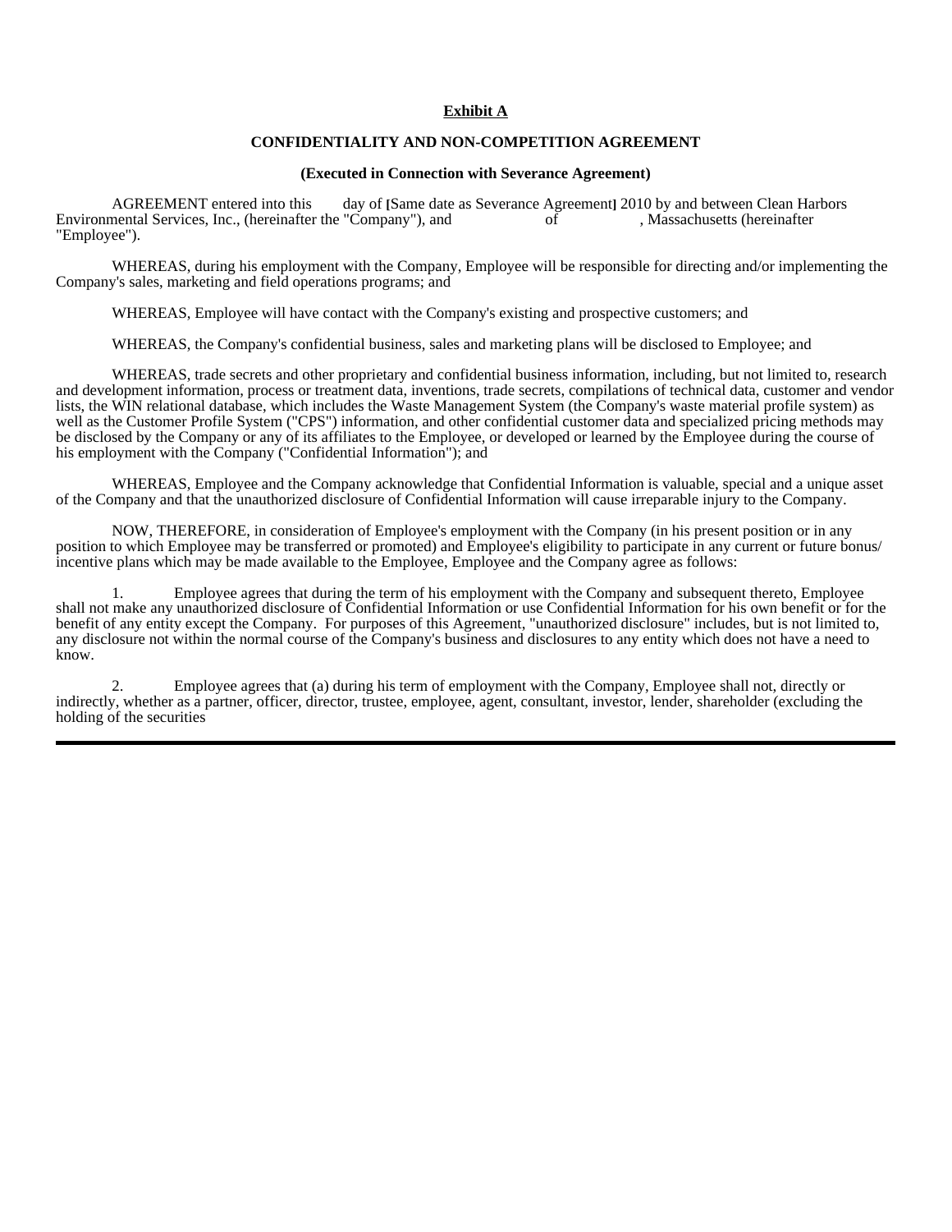**Exhibit A**

**CONFIDENTIALITY AND NON-COMPETITION AGREEMENT**

**(Executed in Connection with Severance Agreement)**

AGREEMENT entered into this day of **[**Same date as Severance Agreement**]** 2010 by and between Clean Harbors Environmental Services, Inc., (hereinafter the "Company"), and of , Massachusetts (hereinafter "Employee").

WHEREAS, during his employment with the Company, Employee will be responsible for directing and/or implementing the Company's sales, marketing and field operations programs; and

WHEREAS, Employee will have contact with the Company's existing and prospective customers; and

WHEREAS, the Company's confidential business, sales and marketing plans will be disclosed to Employee; and

WHEREAS, trade secrets and other proprietary and confidential business information, including, but not limited to, research and development information, process or treatment data, inventions, trade secrets, compilations of technical data, customer and vendor lists, the WIN relational database, which includes the Waste Management System (the Company's waste material profile system) as well as the Customer Profile System ("CPS") information, and other confidential customer data and specialized pricing methods may be disclosed by the Company or any of its affiliates to the Employee, or developed or learned by the Employee during the course of his employment with the Company ("Confidential Information"); and

WHEREAS, Employee and the Company acknowledge that Confidential Information is valuable, special and a unique asset of the Company and that the unauthorized disclosure of Confidential Information will cause irreparable injury to the Company.

NOW, THEREFORE, in consideration of Employee's employment with the Company (in his present position or in any position to which Employee may be transferred or promoted) and Employee's eligibility to participate in any current or future bonus/ incentive plans which may be made available to the Employee, Employee and the Company agree as follows:

1. Employee agrees that during the term of his employment with the Company and subsequent thereto, Employee shall not make any unauthorized disclosure of Confidential Information or use Confidential Information for his own benefit or for the benefit of any entity except the Company. For purposes of this Agreement, "unauthorized disclosure" includes, but is not limited to, any disclosure not within the normal course of the Company's business and disclosures to any entity which does not have a need to know.

2. Employee agrees that (a) during his term of employment with the Company, Employee shall not, directly or indirectly, whether as a partner, officer, director, trustee, employee, agent, consultant, investor, lender, shareholder (excluding the holding of the securities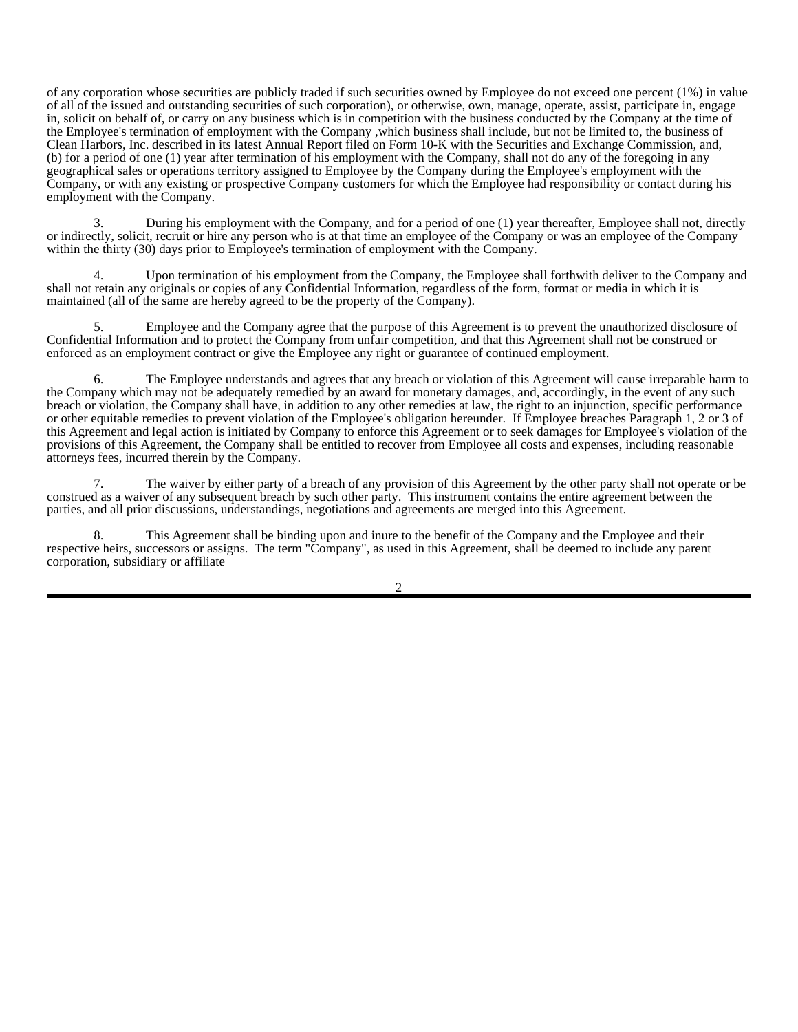of any corporation whose securities are publicly traded if such securities owned by Employee do not exceed one percent (1%) in value of all of the issued and outstanding securities of such corporation), or otherwise, own, manage, operate, assist, participate in, engage in, solicit on behalf of, or carry on any business which is in competition with the business conducted by the Company at the time of the Employee's termination of employment with the Company ,which business shall include, but not be limited to, the business of Clean Harbors, Inc. described in its latest Annual Report filed on Form 10-K with the Securities and Exchange Commission, and, (b) for a period of one (1) year after termination of his employment with the Company, shall not do any of the foregoing in any geographical sales or operations territory assigned to Employee by the Company during the Employee's employment with the Company, or with any existing or prospective Company customers for which the Employee had responsibility or contact during his employment with the Company.

3. During his employment with the Company, and for a period of one (1) year thereafter, Employee shall not, directly or indirectly, solicit, recruit or hire any person who is at that time an employee of the Company or was an employee of the Company within the thirty (30) days prior to Employee's termination of employment with the Company.

4. Upon termination of his employment from the Company, the Employee shall forthwith deliver to the Company and shall not retain any originals or copies of any Confidential Information, regardless of the form, format or media in which it is maintained (all of the same are hereby agreed to be the property of the Company).

5. Employee and the Company agree that the purpose of this Agreement is to prevent the unauthorized disclosure of Confidential Information and to protect the Company from unfair competition, and that this Agreement shall not be construed or enforced as an employment contract or give the Employee any right or guarantee of continued employment.

6. The Employee understands and agrees that any breach or violation of this Agreement will cause irreparable harm to the Company which may not be adequately remedied by an award for monetary damages, and, accordingly, in the event of any such breach or violation, the Company shall have, in addition to any other remedies at law, the right to an injunction, specific performance or other equitable remedies to prevent violation of the Employee's obligation hereunder. If Employee breaches Paragraph 1, 2 or 3 of this Agreement and legal action is initiated by Company to enforce this Agreement or to seek damages for Employee's violation of the provisions of this Agreement, the Company shall be entitled to recover from Employee all costs and expenses, including reasonable attorneys fees, incurred therein by the Company.

7. The waiver by either party of a breach of any provision of this Agreement by the other party shall not operate or be construed as a waiver of any subsequent breach by such other party. This instrument contains the entire agreement between the parties, and all prior discussions, understandings, negotiations and agreements are merged into this Agreement.

8. This Agreement shall be binding upon and inure to the benefit of the Company and the Employee and their respective heirs, successors or assigns. The term "Company", as used in this Agreement, shall be deemed to include any parent corporation, subsidiary or affiliate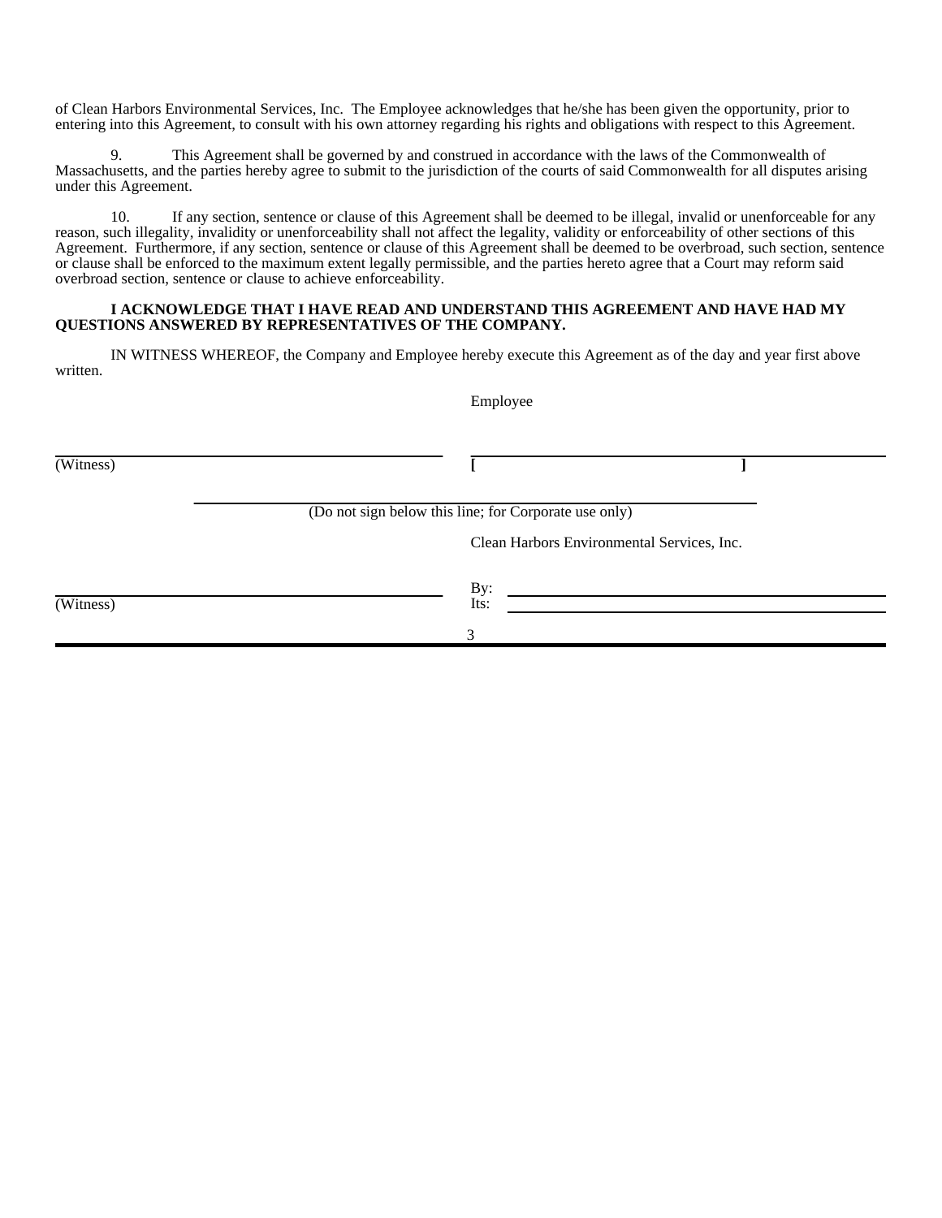of Clean Harbors Environmental Services, Inc. The Employee acknowledges that he/she has been given the opportunity, prior to entering into this Agreement, to consult with his own attorney regarding his rights and obligations with respect to this Agreement.

9. This Agreement shall be governed by and construed in accordance with the laws of the Commonwealth of Massachusetts, and the parties hereby agree to submit to the jurisdiction of the courts of said Commonwealth for all disputes arising under this Agreement.

10. If any section, sentence or clause of this Agreement shall be deemed to be illegal, invalid or unenforceable for any reason, such illegality, invalidity or unenforceability shall not affect the legality, validity or enforceability of other sections of this Agreement. Furthermore, if any section, sentence or clause of this Agreement shall be deemed to be overbroad, such section, sentence or clause shall be enforced to the maximum extent legally permissible, and the parties hereto agree that a Court may reform said overbroad section, sentence or clause to achieve enforceability.

**I ACKNOWLEDGE THAT I HAVE READ AND UNDERSTAND THIS AGREEMENT AND HAVE HAD MY QUESTIONS ANSWERED BY REPRESENTATIVES OF THE COMPANY.**

IN WITNESS WHEREOF, the Company and Employee hereby execute this Agreement as of the day and year first above written.

Employee

_______________________________ _______________________________
(Witness) **[ ]**

_______________________________
(Do not sign below this line; for Corporate use only)

Clean Harbors Environmental Services, Inc.

_______________________________ By: _______________________________
(Witness) Its: _______________________________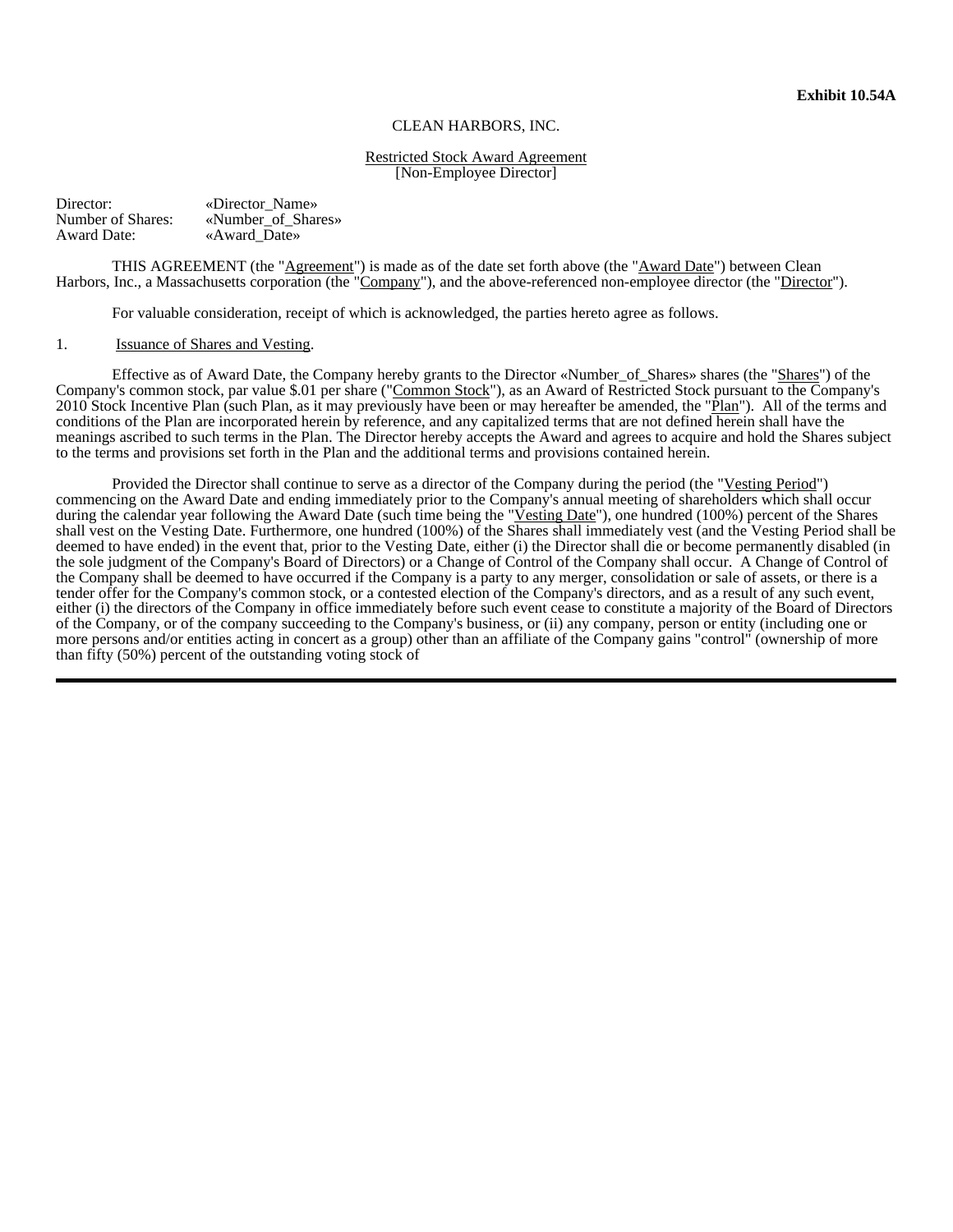**Exhibit 10.54A**

CLEAN HARBORS, INC.

Restricted Stock Award Agreement
[Non-Employee Director]

Director: «Director_Name»
Number of Shares: «Number_of_Shares»
Award Date: «Award_Date»

THIS AGREEMENT (the "Agreement") is made as of the date set forth above (the "Award Date") between Clean Harbors, Inc., a Massachusetts corporation (the "Company"), and the above-referenced non-employee director (the "Director").

For valuable consideration, receipt of which is acknowledged, the parties hereto agree as follows.

1. Issuance of Shares and Vesting.

Effective as of Award Date, the Company hereby grants to the Director «Number_of_Shares» shares (the "Shares") of the Company's common stock, par value $.01 per share ("Common Stock"), as an Award of Restricted Stock pursuant to the Company's 2010 Stock Incentive Plan (such Plan, as it may previously have been or may hereafter be amended, the "Plan"). All of the terms and conditions of the Plan are incorporated herein by reference, and any capitalized terms that are not defined herein shall have the meanings ascribed to such terms in the Plan. The Director hereby accepts the Award and agrees to acquire and hold the Shares subject to the terms and provisions set forth in the Plan and the additional terms and provisions contained herein.

Provided the Director shall continue to serve as a director of the Company during the period (the "Vesting Period") commencing on the Award Date and ending immediately prior to the Company's annual meeting of shareholders which shall occur during the calendar year following the Award Date (such time being the "Vesting Date"), one hundred (100%) percent of the Shares shall vest on the Vesting Date. Furthermore, one hundred (100%) of the Shares shall immediately vest (and the Vesting Period shall be deemed to have ended) in the event that, prior to the Vesting Date, either (i) the Director shall die or become permanently disabled (in the sole judgment of the Company's Board of Directors) or a Change of Control of the Company shall occur. A Change of Control of the Company shall be deemed to have occurred if the Company is a party to any merger, consolidation or sale of assets, or there is a tender offer for the Company's common stock, or a contested election of the Company's directors, and as a result of any such event, either (i) the directors of the Company in office immediately before such event cease to constitute a majority of the Board of Directors of the Company, or of the company succeeding to the Company's business, or (ii) any company, person or entity (including one or more persons and/or entities acting in concert as a group) other than an affiliate of the Company gains "control" (ownership of more than fifty (50%) percent of the outstanding voting stock of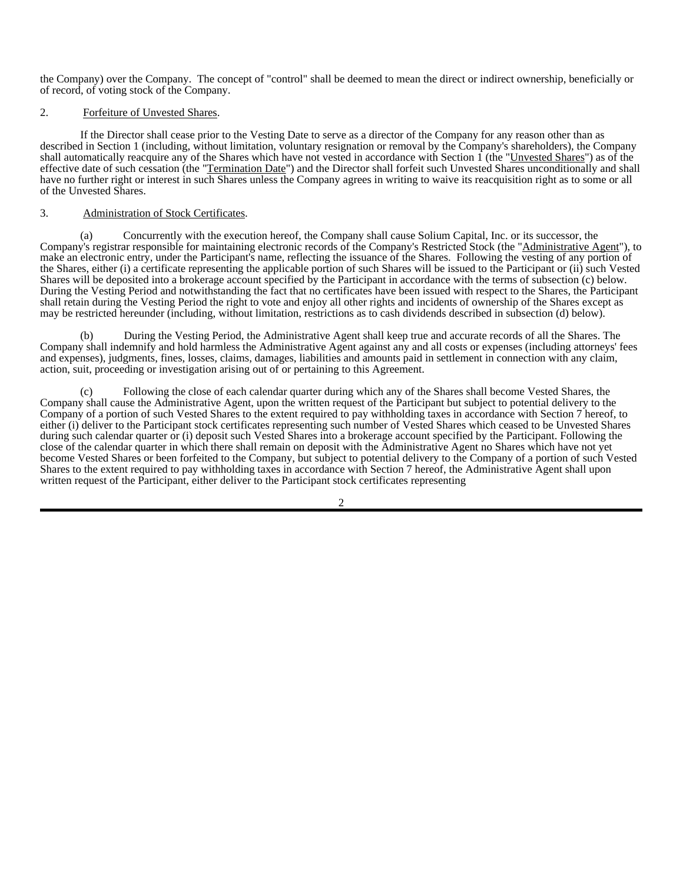the Company) over the Company. The concept of "control" shall be deemed to mean the direct or indirect ownership, beneficially or of record, of voting stock of the Company.

2. Forfeiture of Unvested Shares.

If the Director shall cease prior to the Vesting Date to serve as a director of the Company for any reason other than as described in Section 1 (including, without limitation, voluntary resignation or removal by the Company's shareholders), the Company shall automatically reacquire any of the Shares which have not vested in accordance with Section 1 (the "Unvested Shares") as of the effective date of such cessation (the "Termination Date") and the Director shall forfeit such Unvested Shares unconditionally and shall have no further right or interest in such Shares unless the Company agrees in writing to waive its reacquisition right as to some or all of the Unvested Shares.

3. Administration of Stock Certificates.

(a) Concurrently with the execution hereof, the Company shall cause Solium Capital, Inc. or its successor, the Company's registrar responsible for maintaining electronic records of the Company's Restricted Stock (the "Administrative Agent"), to make an electronic entry, under the Participant's name, reflecting the issuance of the Shares. Following the vesting of any portion of the Shares, either (i) a certificate representing the applicable portion of such Shares will be issued to the Participant or (ii) such Vested Shares will be deposited into a brokerage account specified by the Participant in accordance with the terms of subsection (c) below. During the Vesting Period and notwithstanding the fact that no certificates have been issued with respect to the Shares, the Participant shall retain during the Vesting Period the right to vote and enjoy all other rights and incidents of ownership of the Shares except as may be restricted hereunder (including, without limitation, restrictions as to cash dividends described in subsection (d) below).

(b) During the Vesting Period, the Administrative Agent shall keep true and accurate records of all the Shares. The Company shall indemnify and hold harmless the Administrative Agent against any and all costs or expenses (including attorneys' fees and expenses), judgments, fines, losses, claims, damages, liabilities and amounts paid in settlement in connection with any claim, action, suit, proceeding or investigation arising out of or pertaining to this Agreement.

(c) Following the close of each calendar quarter during which any of the Shares shall become Vested Shares, the Company shall cause the Administrative Agent, upon the written request of the Participant but subject to potential delivery to the Company of a portion of such Vested Shares to the extent required to pay withholding taxes in accordance with Section 7 hereof, to either (i) deliver to the Participant stock certificates representing such number of Vested Shares which ceased to be Unvested Shares during such calendar quarter or (i) deposit such Vested Shares into a brokerage account specified by the Participant. Following the close of the calendar quarter in which there shall remain on deposit with the Administrative Agent no Shares which have not yet become Vested Shares or been forfeited to the Company, but subject to potential delivery to the Company of a portion of such Vested Shares to the extent required to pay withholding taxes in accordance with Section 7 hereof, the Administrative Agent shall upon written request of the Participant, either deliver to the Participant stock certificates representing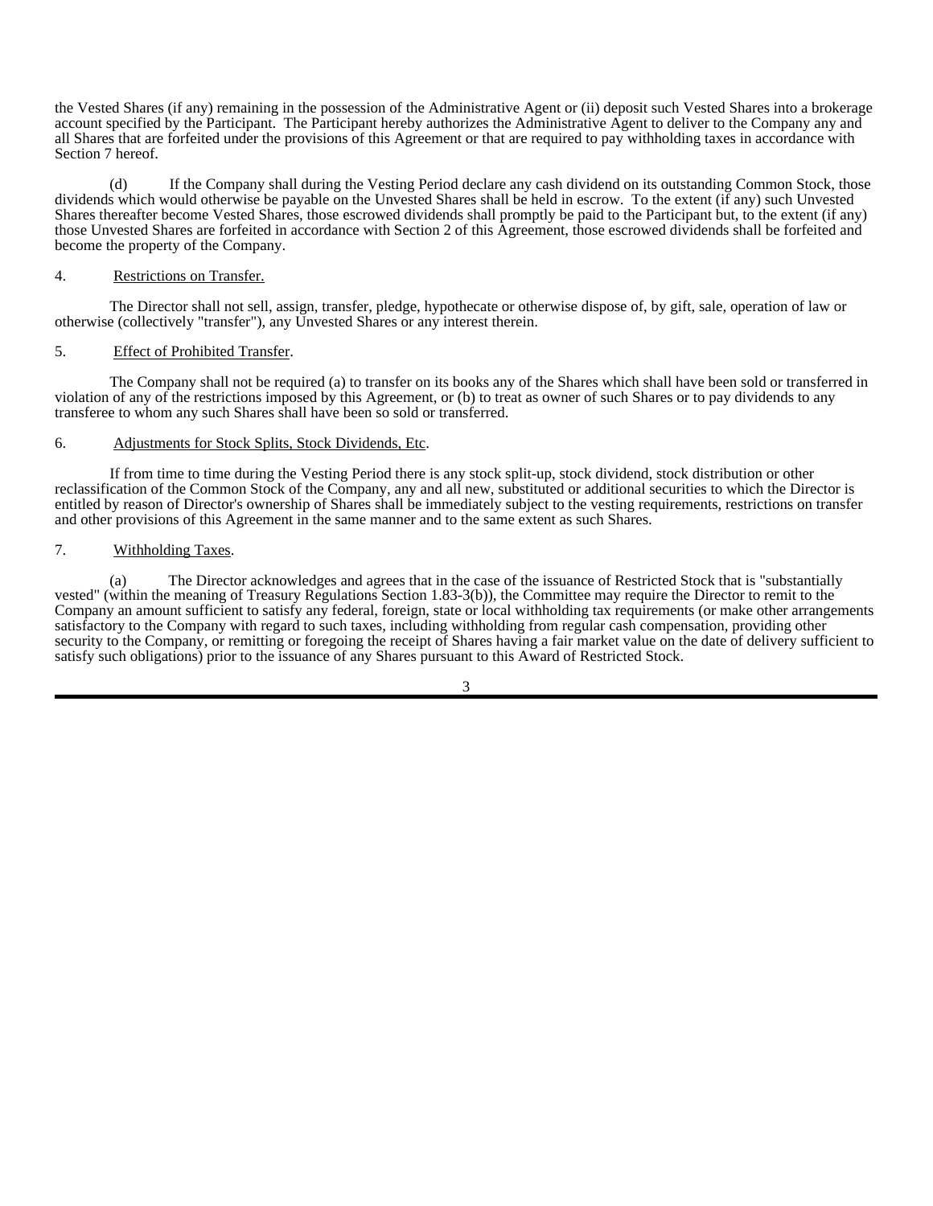the Vested Shares (if any) remaining in the possession of the Administrative Agent or (ii) deposit such Vested Shares into a brokerage account specified by the Participant. The Participant hereby authorizes the Administrative Agent to deliver to the Company any and all Shares that are forfeited under the provisions of this Agreement or that are required to pay withholding taxes in accordance with Section 7 hereof.

(d) If the Company shall during the Vesting Period declare any cash dividend on its outstanding Common Stock, those dividends which would otherwise be payable on the Unvested Shares shall be held in escrow. To the extent (if any) such Unvested Shares thereafter become Vested Shares, those escrowed dividends shall promptly be paid to the Participant but, to the extent (if any) those Unvested Shares are forfeited in accordance with Section 2 of this Agreement, those escrowed dividends shall be forfeited and become the property of the Company.

4. Restrictions on Transfer.

The Director shall not sell, assign, transfer, pledge, hypothecate or otherwise dispose of, by gift, sale, operation of law or otherwise (collectively "transfer"), any Unvested Shares or any interest therein.

5. Effect of Prohibited Transfer.

The Company shall not be required (a) to transfer on its books any of the Shares which shall have been sold or transferred in violation of any of the restrictions imposed by this Agreement, or (b) to treat as owner of such Shares or to pay dividends to any transferee to whom any such Shares shall have been so sold or transferred.

6. Adjustments for Stock Splits, Stock Dividends, Etc.

If from time to time during the Vesting Period there is any stock split-up, stock dividend, stock distribution or other reclassification of the Common Stock of the Company, any and all new, substituted or additional securities to which the Director is entitled by reason of Director's ownership of Shares shall be immediately subject to the vesting requirements, restrictions on transfer and other provisions of this Agreement in the same manner and to the same extent as such Shares.

7. Withholding Taxes.

(a) The Director acknowledges and agrees that in the case of the issuance of Restricted Stock that is "substantially vested" (within the meaning of Treasury Regulations Section 1.83-3(b)), the Committee may require the Director to remit to the Company an amount sufficient to satisfy any federal, foreign, state or local withholding tax requirements (or make other arrangements satisfactory to the Company with regard to such taxes, including withholding from regular cash compensation, providing other security to the Company, or remitting or foregoing the receipt of Shares having a fair market value on the date of delivery sufficient to satisfy such obligations) prior to the issuance of any Shares pursuant to this Award of Restricted Stock.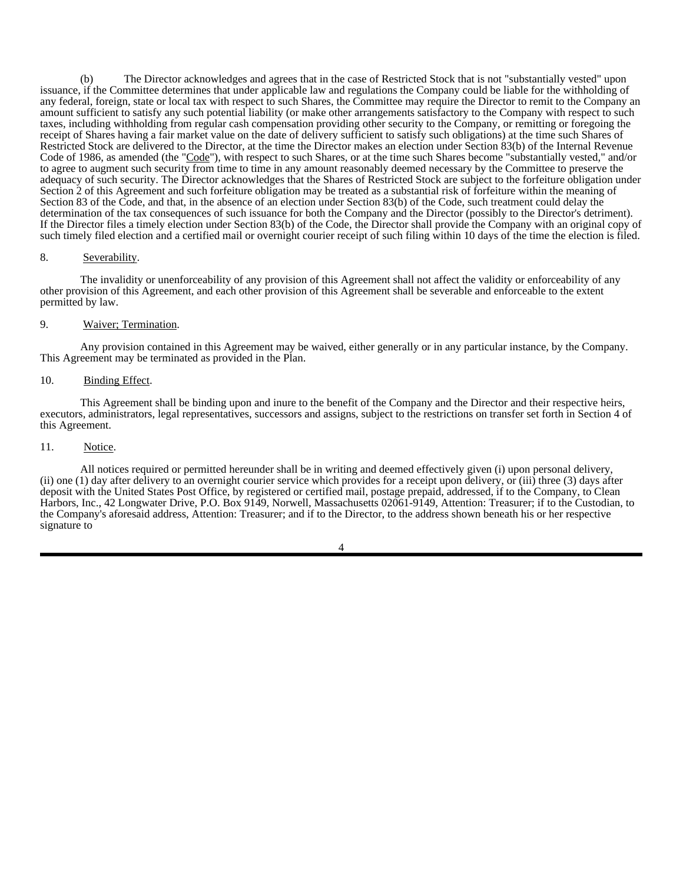(b) The Director acknowledges and agrees that in the case of Restricted Stock that is not "substantially vested" upon issuance, if the Committee determines that under applicable law and regulations the Company could be liable for the withholding of any federal, foreign, state or local tax with respect to such Shares, the Committee may require the Director to remit to the Company an amount sufficient to satisfy any such potential liability (or make other arrangements satisfactory to the Company with respect to such taxes, including withholding from regular cash compensation providing other security to the Company, or remitting or foregoing the receipt of Shares having a fair market value on the date of delivery sufficient to satisfy such obligations) at the time such Shares of Restricted Stock are delivered to the Director, at the time the Director makes an election under Section 83(b) of the Internal Revenue Code of 1986, as amended (the "Code"), with respect to such Shares, or at the time such Shares become "substantially vested," and/or to agree to augment such security from time to time in any amount reasonably deemed necessary by the Committee to preserve the adequacy of such security. The Director acknowledges that the Shares of Restricted Stock are subject to the forfeiture obligation under Section 2 of this Agreement and such forfeiture obligation may be treated as a substantial risk of forfeiture within the meaning of Section 83 of the Code, and that, in the absence of an election under Section 83(b) of the Code, such treatment could delay the determination of the tax consequences of such issuance for both the Company and the Director (possibly to the Director's detriment). If the Director files a timely election under Section 83(b) of the Code, the Director shall provide the Company with an original copy of such timely filed election and a certified mail or overnight courier receipt of such filing within 10 days of the time the election is filed.

8. Severability.

The invalidity or unenforceability of any provision of this Agreement shall not affect the validity or enforceability of any other provision of this Agreement, and each other provision of this Agreement shall be severable and enforceable to the extent permitted by law.

9. Waiver; Termination.

Any provision contained in this Agreement may be waived, either generally or in any particular instance, by the Company. This Agreement may be terminated as provided in the Plan.

10. Binding Effect.

This Agreement shall be binding upon and inure to the benefit of the Company and the Director and their respective heirs, executors, administrators, legal representatives, successors and assigns, subject to the restrictions on transfer set forth in Section 4 of this Agreement.

11. Notice.

All notices required or permitted hereunder shall be in writing and deemed effectively given (i) upon personal delivery, (ii) one (1) day after delivery to an overnight courier service which provides for a receipt upon delivery, or (iii) three (3) days after deposit with the United States Post Office, by registered or certified mail, postage prepaid, addressed, if to the Company, to Clean Harbors, Inc., 42 Longwater Drive, P.O. Box 9149, Norwell, Massachusetts 02061-9149, Attention: Treasurer; if to the Custodian, to the Company's aforesaid address, Attention: Treasurer; and if to the Director, to the address shown beneath his or her respective signature to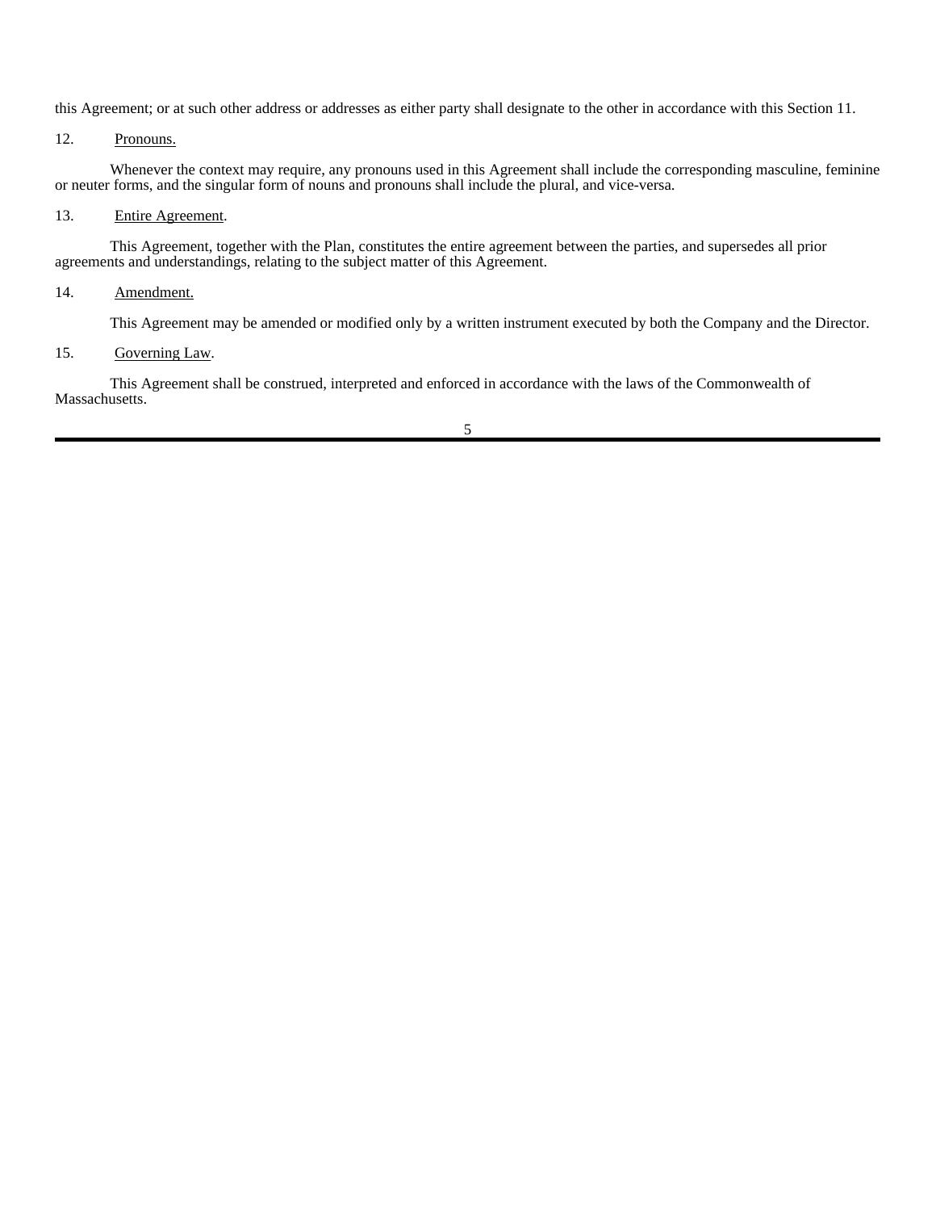this Agreement; or at such other address or addresses as either party shall designate to the other in accordance with this Section 11.

12. Pronouns.

Whenever the context may require, any pronouns used in this Agreement shall include the corresponding masculine, feminine or neuter forms, and the singular form of nouns and pronouns shall include the plural, and vice-versa.

13. Entire Agreement.

This Agreement, together with the Plan, constitutes the entire agreement between the parties, and supersedes all prior agreements and understandings, relating to the subject matter of this Agreement.

14. Amendment.

This Agreement may be amended or modified only by a written instrument executed by both the Company and the Director.

15. Governing Law.

This Agreement shall be construed, interpreted and enforced in accordance with the laws of the Commonwealth of Massachusetts.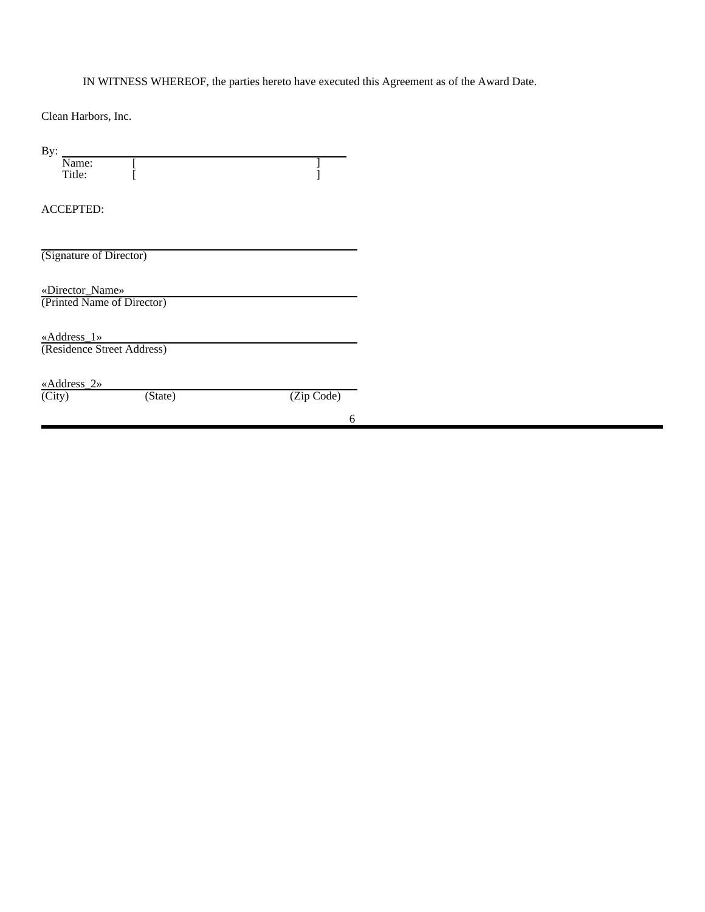IN WITNESS WHEREOF, the parties hereto have executed this Agreement as of the Award Date.

Clean Harbors, Inc.

By: ______________________________

Name: [ ]

Title: [ ]

ACCEPTED:

______________________________

(Signature of Director)

«Director_Name»

(Printed Name of Director)

«Address_1»

(Residence Street Address)

«Address_2»

(City) (State) (Zip Code)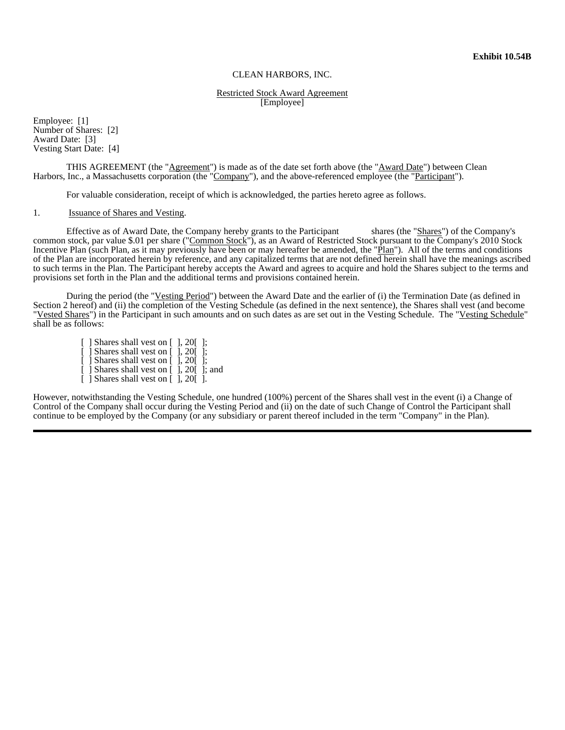**Exhibit 10.54B**

CLEAN HARBORS, INC.

Restricted Stock Award Agreement
[Employee]

Employee: [1]
Number of Shares: [2]
Award Date: [3]
Vesting Start Date: [4]

THIS AGREEMENT (the "Agreement") is made as of the date set forth above (the "Award Date") between Clean Harbors, Inc., a Massachusetts corporation (the "Company"), and the above-referenced employee (the "Participant").

For valuable consideration, receipt of which is acknowledged, the parties hereto agree as follows.

1. Issuance of Shares and Vesting.

Effective as of Award Date, the Company hereby grants to the Participant shares (the "Shares") of the Company's common stock, par value $.01 per share ("Common Stock"), as an Award of Restricted Stock pursuant to the Company's 2010 Stock Incentive Plan (such Plan, as it may previously have been or may hereafter be amended, the "Plan"). All of the terms and conditions of the Plan are incorporated herein by reference, and any capitalized terms that are not defined herein shall have the meanings ascribed to such terms in the Plan. The Participant hereby accepts the Award and agrees to acquire and hold the Shares subject to the terms and provisions set forth in the Plan and the additional terms and provisions contained herein.

During the period (the "Vesting Period") between the Award Date and the earlier of (i) the Termination Date (as defined in Section 2 hereof) and (ii) the completion of the Vesting Schedule (as defined in the next sentence), the Shares shall vest (and become "Vested Shares") in the Participant in such amounts and on such dates as are set out in the Vesting Schedule. The "Vesting Schedule" shall be as follows:

[ ] Shares shall vest on [ ], 20[ ];
[ ] Shares shall vest on [ ], 20[ ];
[ ] Shares shall vest on [ ], 20[ ];
[ ] Shares shall vest on [ ], 20[ ]; and
[ ] Shares shall vest on [ ], 20[ ].

However, notwithstanding the Vesting Schedule, one hundred (100%) percent of the Shares shall vest in the event (i) a Change of Control of the Company shall occur during the Vesting Period and (ii) on the date of such Change of Control the Participant shall continue to be employed by the Company (or any subsidiary or parent thereof included in the term "Company" in the Plan).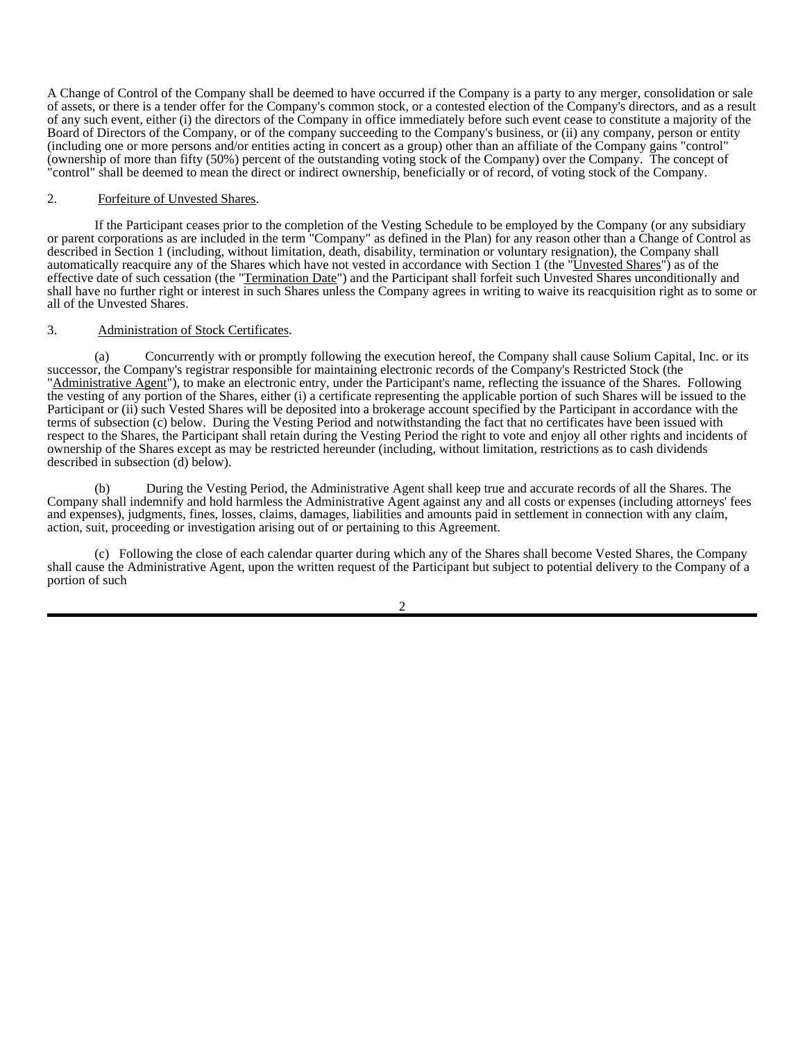A Change of Control of the Company shall be deemed to have occurred if the Company is a party to any merger, consolidation or sale of assets, or there is a tender offer for the Company's common stock, or a contested election of the Company's directors, and as a result of any such event, either (i) the directors of the Company in office immediately before such event cease to constitute a majority of the Board of Directors of the Company, or of the company succeeding to the Company's business, or (ii) any company, person or entity (including one or more persons and/or entities acting in concert as a group) other than an affiliate of the Company gains "control" (ownership of more than fifty (50%) percent of the outstanding voting stock of the Company) over the Company. The concept of "control" shall be deemed to mean the direct or indirect ownership, beneficially or of record, of voting stock of the Company.

2. Forfeiture of Unvested Shares.

If the Participant ceases prior to the completion of the Vesting Schedule to be employed by the Company (or any subsidiary or parent corporations as are included in the term "Company" as defined in the Plan) for any reason other than a Change of Control as described in Section 1 (including, without limitation, death, disability, termination or voluntary resignation), the Company shall automatically reacquire any of the Shares which have not vested in accordance with Section 1 (the "Unvested Shares") as of the effective date of such cessation (the "Termination Date") and the Participant shall forfeit such Unvested Shares unconditionally and shall have no further right or interest in such Shares unless the Company agrees in writing to waive its reacquisition right as to some or all of the Unvested Shares.

3. Administration of Stock Certificates.

(a) Concurrently with or promptly following the execution hereof, the Company shall cause Solium Capital, Inc. or its successor, the Company's registrar responsible for maintaining electronic records of the Company's Restricted Stock (the "Administrative Agent"), to make an electronic entry, under the Participant's name, reflecting the issuance of the Shares. Following the vesting of any portion of the Shares, either (i) a certificate representing the applicable portion of such Shares will be issued to the Participant or (ii) such Vested Shares will be deposited into a brokerage account specified by the Participant in accordance with the terms of subsection (c) below. During the Vesting Period and notwithstanding the fact that no certificates have been issued with respect to the Shares, the Participant shall retain during the Vesting Period the right to vote and enjoy all other rights and incidents of ownership of the Shares except as may be restricted hereunder (including, without limitation, restrictions as to cash dividends described in subsection (d) below).

(b) During the Vesting Period, the Administrative Agent shall keep true and accurate records of all the Shares. The Company shall indemnify and hold harmless the Administrative Agent against any and all costs or expenses (including attorneys' fees and expenses), judgments, fines, losses, claims, damages, liabilities and amounts paid in settlement in connection with any claim, action, suit, proceeding or investigation arising out of or pertaining to this Agreement.

(c) Following the close of each calendar quarter during which any of the Shares shall become Vested Shares, the Company shall cause the Administrative Agent, upon the written request of the Participant but subject to potential delivery to the Company of a portion of such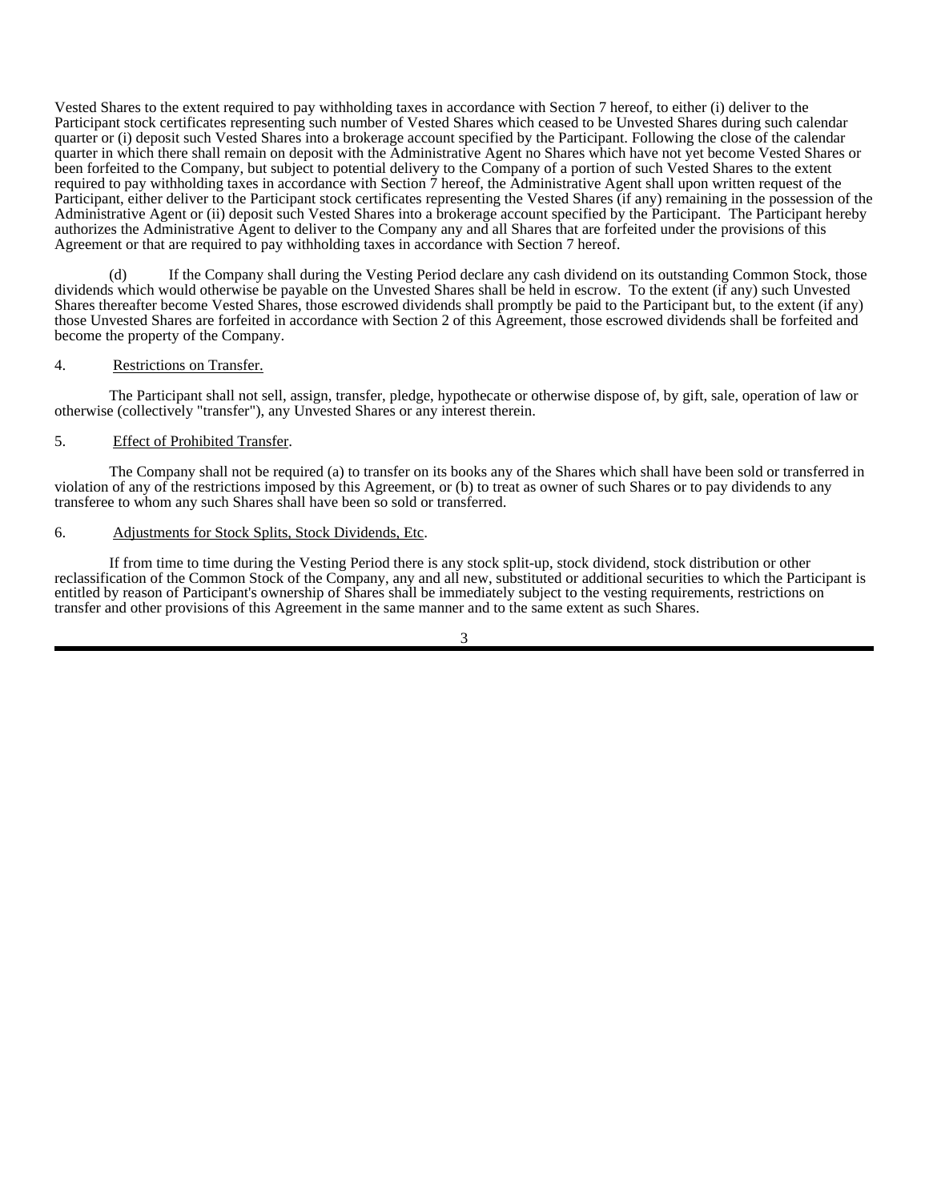Vested Shares to the extent required to pay withholding taxes in accordance with Section 7 hereof, to either (i) deliver to the Participant stock certificates representing such number of Vested Shares which ceased to be Unvested Shares during such calendar quarter or (i) deposit such Vested Shares into a brokerage account specified by the Participant. Following the close of the calendar quarter in which there shall remain on deposit with the Administrative Agent no Shares which have not yet become Vested Shares or been forfeited to the Company, but subject to potential delivery to the Company of a portion of such Vested Shares to the extent required to pay withholding taxes in accordance with Section 7 hereof, the Administrative Agent shall upon written request of the Participant, either deliver to the Participant stock certificates representing the Vested Shares (if any) remaining in the possession of the Administrative Agent or (ii) deposit such Vested Shares into a brokerage account specified by the Participant. The Participant hereby authorizes the Administrative Agent to deliver to the Company any and all Shares that are forfeited under the provisions of this Agreement or that are required to pay withholding taxes in accordance with Section 7 hereof.

(d) If the Company shall during the Vesting Period declare any cash dividend on its outstanding Common Stock, those dividends which would otherwise be payable on the Unvested Shares shall be held in escrow. To the extent (if any) such Unvested Shares thereafter become Vested Shares, those escrowed dividends shall promptly be paid to the Participant but, to the extent (if any) those Unvested Shares are forfeited in accordance with Section 2 of this Agreement, those escrowed dividends shall be forfeited and become the property of the Company.

4. Restrictions on Transfer.

The Participant shall not sell, assign, transfer, pledge, hypothecate or otherwise dispose of, by gift, sale, operation of law or otherwise (collectively "transfer"), any Unvested Shares or any interest therein.

5. Effect of Prohibited Transfer.

The Company shall not be required (a) to transfer on its books any of the Shares which shall have been sold or transferred in violation of any of the restrictions imposed by this Agreement, or (b) to treat as owner of such Shares or to pay dividends to any transferee to whom any such Shares shall have been so sold or transferred.

6. Adjustments for Stock Splits, Stock Dividends, Etc.

If from time to time during the Vesting Period there is any stock split-up, stock dividend, stock distribution or other reclassification of the Common Stock of the Company, any and all new, substituted or additional securities to which the Participant is entitled by reason of Participant's ownership of Shares shall be immediately subject to the vesting requirements, restrictions on transfer and other provisions of this Agreement in the same manner and to the same extent as such Shares.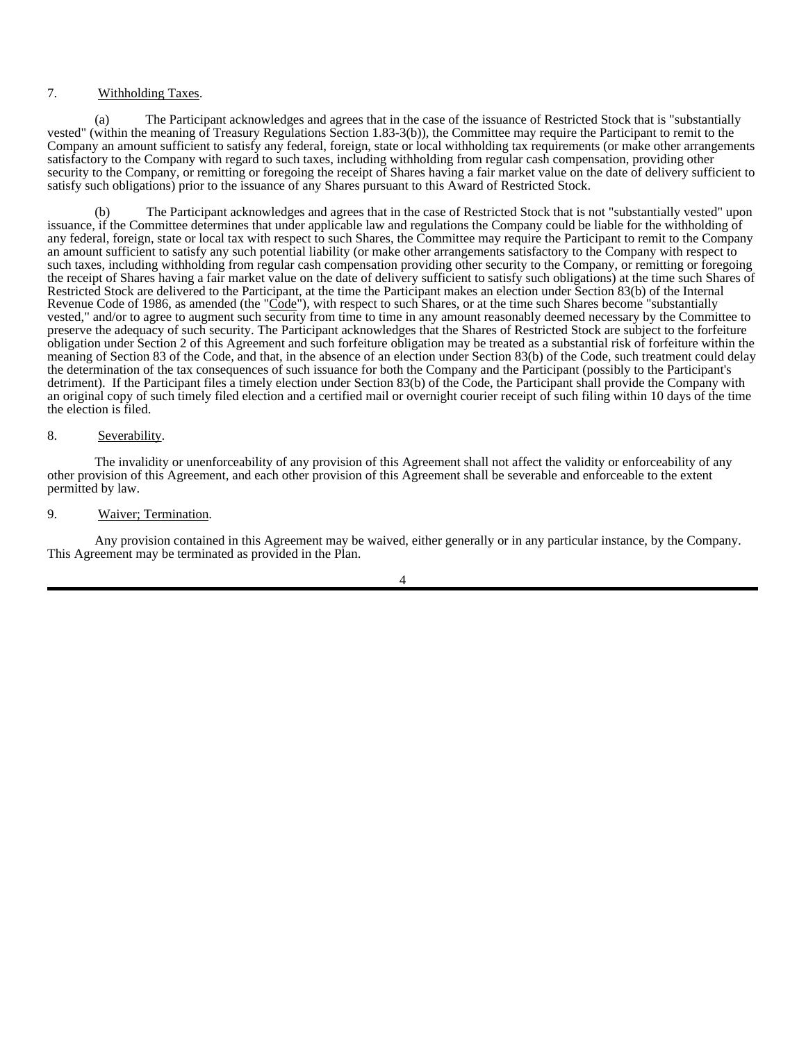7. Withholding Taxes.

(a) The Participant acknowledges and agrees that in the case of the issuance of Restricted Stock that is "substantially vested" (within the meaning of Treasury Regulations Section 1.83-3(b)), the Committee may require the Participant to remit to the Company an amount sufficient to satisfy any federal, foreign, state or local withholding tax requirements (or make other arrangements satisfactory to the Company with regard to such taxes, including withholding from regular cash compensation, providing other security to the Company, or remitting or foregoing the receipt of Shares having a fair market value on the date of delivery sufficient to satisfy such obligations) prior to the issuance of any Shares pursuant to this Award of Restricted Stock.

(b) The Participant acknowledges and agrees that in the case of Restricted Stock that is not "substantially vested" upon issuance, if the Committee determines that under applicable law and regulations the Company could be liable for the withholding of any federal, foreign, state or local tax with respect to such Shares, the Committee may require the Participant to remit to the Company an amount sufficient to satisfy any such potential liability (or make other arrangements satisfactory to the Company with respect to such taxes, including withholding from regular cash compensation providing other security to the Company, or remitting or foregoing the receipt of Shares having a fair market value on the date of delivery sufficient to satisfy such obligations) at the time such Shares of Restricted Stock are delivered to the Participant, at the time the Participant makes an election under Section 83(b) of the Internal Revenue Code of 1986, as amended (the "Code"), with respect to such Shares, or at the time such Shares become "substantially vested," and/or to agree to augment such security from time to time in any amount reasonably deemed necessary by the Committee to preserve the adequacy of such security. The Participant acknowledges that the Shares of Restricted Stock are subject to the forfeiture obligation under Section 2 of this Agreement and such forfeiture obligation may be treated as a substantial risk of forfeiture within the meaning of Section 83 of the Code, and that, in the absence of an election under Section 83(b) of the Code, such treatment could delay the determination of the tax consequences of such issuance for both the Company and the Participant (possibly to the Participant's detriment). If the Participant files a timely election under Section 83(b) of the Code, the Participant shall provide the Company with an original copy of such timely filed election and a certified mail or overnight courier receipt of such filing within 10 days of the time the election is filed.

8. Severability.

The invalidity or unenforceability of any provision of this Agreement shall not affect the validity or enforceability of any other provision of this Agreement, and each other provision of this Agreement shall be severable and enforceable to the extent permitted by law.

9. Waiver; Termination.

Any provision contained in this Agreement may be waived, either generally or in any particular instance, by the Company. This Agreement may be terminated as provided in the Plan.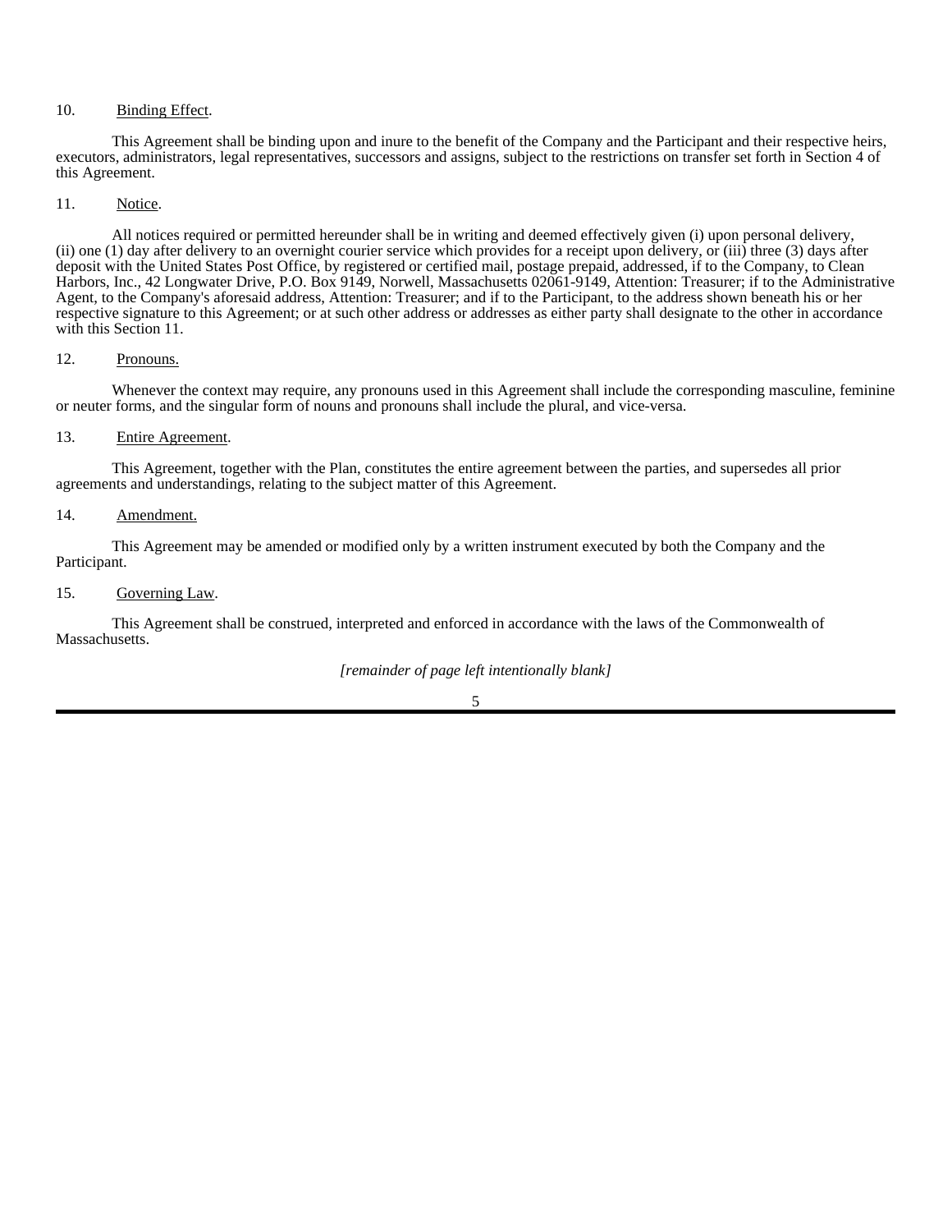10. Binding Effect.

This Agreement shall be binding upon and inure to the benefit of the Company and the Participant and their respective heirs, executors, administrators, legal representatives, successors and assigns, subject to the restrictions on transfer set forth in Section 4 of this Agreement.

11. Notice.

All notices required or permitted hereunder shall be in writing and deemed effectively given (i) upon personal delivery, (ii) one (1) day after delivery to an overnight courier service which provides for a receipt upon delivery, or (iii) three (3) days after deposit with the United States Post Office, by registered or certified mail, postage prepaid, addressed, if to the Company, to Clean Harbors, Inc., 42 Longwater Drive, P.O. Box 9149, Norwell, Massachusetts 02061-9149, Attention: Treasurer; if to the Administrative Agent, to the Company's aforesaid address, Attention: Treasurer; and if to the Participant, to the address shown beneath his or her respective signature to this Agreement; or at such other address or addresses as either party shall designate to the other in accordance with this Section 11.

12. Pronouns.

Whenever the context may require, any pronouns used in this Agreement shall include the corresponding masculine, feminine or neuter forms, and the singular form of nouns and pronouns shall include the plural, and vice-versa.

13. Entire Agreement.

This Agreement, together with the Plan, constitutes the entire agreement between the parties, and supersedes all prior agreements and understandings, relating to the subject matter of this Agreement.

14. Amendment.

This Agreement may be amended or modified only by a written instrument executed by both the Company and the Participant.

15. Governing Law.

This Agreement shall be construed, interpreted and enforced in accordance with the laws of the Commonwealth of Massachusetts.

*[remainder of page left intentionally blank]*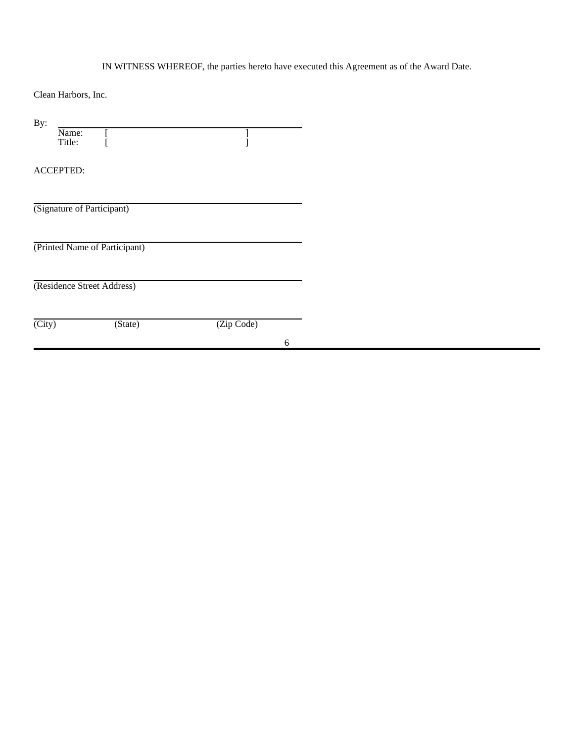IN WITNESS WHEREOF, the parties hereto have executed this Agreement as of the Award Date.

Clean Harbors, Inc.

By: \_\_\_\_\_\_\_\_\_\_\_\_\_\_\_\_\_\_\_\_\_\_\_\_\_\_\_\_\_\_

Name: [ ]

Title: [ ]

ACCEPTED:

\_\_\_\_\_\_\_\_\_\_\_\_\_\_\_\_\_\_\_\_\_\_\_\_\_\_\_\_\_\_

(Signature of Participant)

\_\_\_\_\_\_\_\_\_\_\_\_\_\_\_\_\_\_\_\_\_\_\_\_\_\_\_\_\_\_

(Printed Name of Participant)

\_\_\_\_\_\_\_\_\_\_\_\_\_\_\_\_\_\_\_\_\_\_\_\_\_\_\_\_\_\_

(Residence Street Address)

\_\_\_\_\_\_\_\_\_\_\_\_\_\_\_\_\_\_\_\_\_\_\_\_\_\_\_\_\_\_

(City) (State) (Zip Code)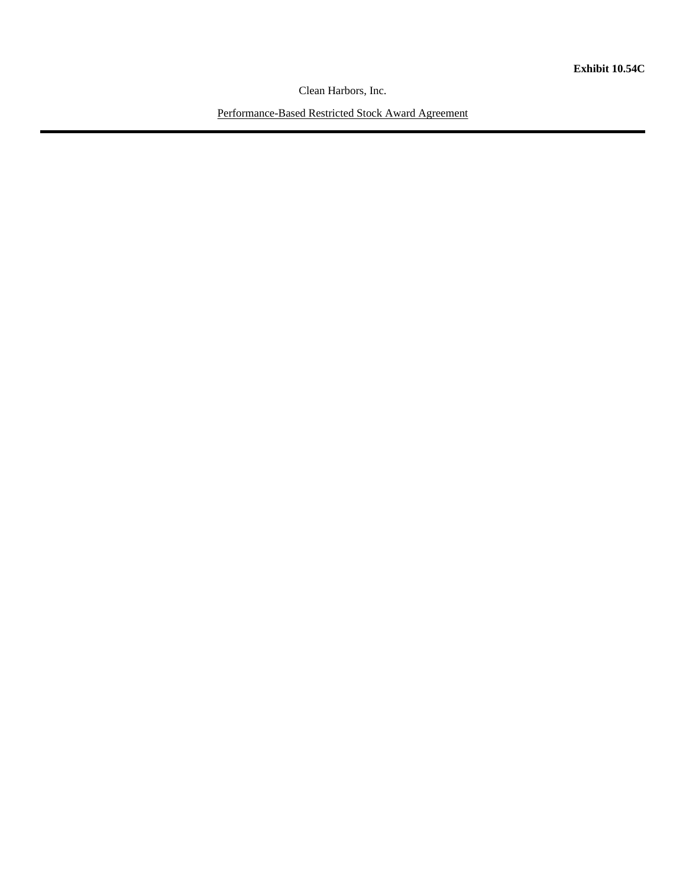**Exhibit 10.54C**

Clean Harbors, Inc.

Performance-Based Restricted Stock Award Agreement

---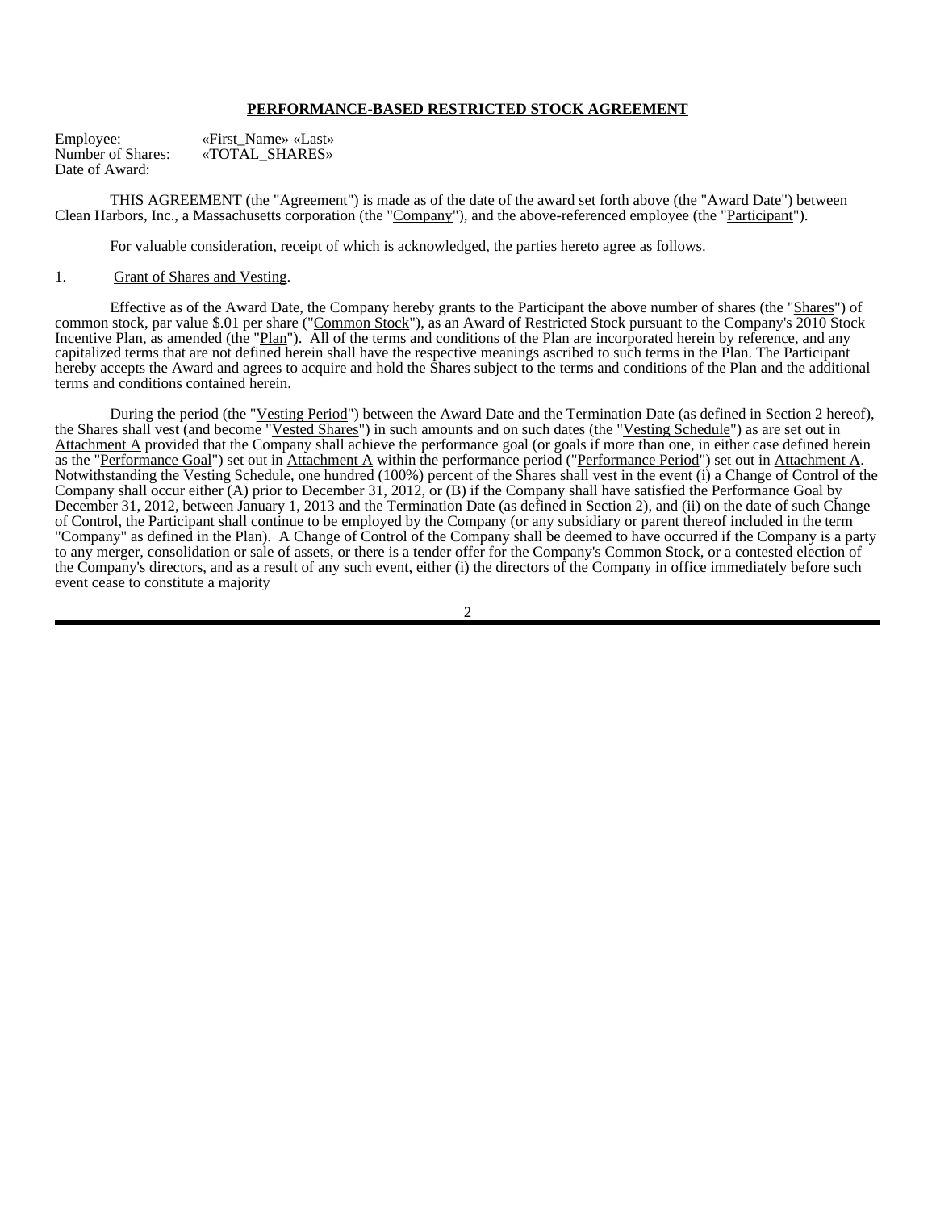**PERFORMANCE-BASED RESTRICTED STOCK AGREEMENT**

Employee: «First_Name» «Last»
Number of Shares: «TOTAL_SHARES»
Date of Award:

THIS AGREEMENT (the "Agreement") is made as of the date of the award set forth above (the "Award Date") between Clean Harbors, Inc., a Massachusetts corporation (the "Company"), and the above-referenced employee (the "Participant").

For valuable consideration, receipt of which is acknowledged, the parties hereto agree as follows.

1. Grant of Shares and Vesting.

Effective as of the Award Date, the Company hereby grants to the Participant the above number of shares (the "Shares") of common stock, par value $.01 per share ("Common Stock"), as an Award of Restricted Stock pursuant to the Company's 2010 Stock Incentive Plan, as amended (the "Plan"). All of the terms and conditions of the Plan are incorporated herein by reference, and any capitalized terms that are not defined herein shall have the respective meanings ascribed to such terms in the Plan. The Participant hereby accepts the Award and agrees to acquire and hold the Shares subject to the terms and conditions of the Plan and the additional terms and conditions contained herein.

During the period (the "Vesting Period") between the Award Date and the Termination Date (as defined in Section 2 hereof), the Shares shall vest (and become "Vested Shares") in such amounts and on such dates (the "Vesting Schedule") as are set out in Attachment A provided that the Company shall achieve the performance goal (or goals if more than one, in either case defined herein as the "Performance Goal") set out in Attachment A within the performance period ("Performance Period") set out in Attachment A. Notwithstanding the Vesting Schedule, one hundred (100%) percent of the Shares shall vest in the event (i) a Change of Control of the Company shall occur either (A) prior to December 31, 2012, or (B) if the Company shall have satisfied the Performance Goal by December 31, 2012, between January 1, 2013 and the Termination Date (as defined in Section 2), and (ii) on the date of such Change of Control, the Participant shall continue to be employed by the Company (or any subsidiary or parent thereof included in the term "Company" as defined in the Plan). A Change of Control of the Company shall be deemed to have occurred if the Company is a party to any merger, consolidation or sale of assets, or there is a tender offer for the Company's Common Stock, or a contested election of the Company's directors, and as a result of any such event, either (i) the directors of the Company in office immediately before such event cease to constitute a majority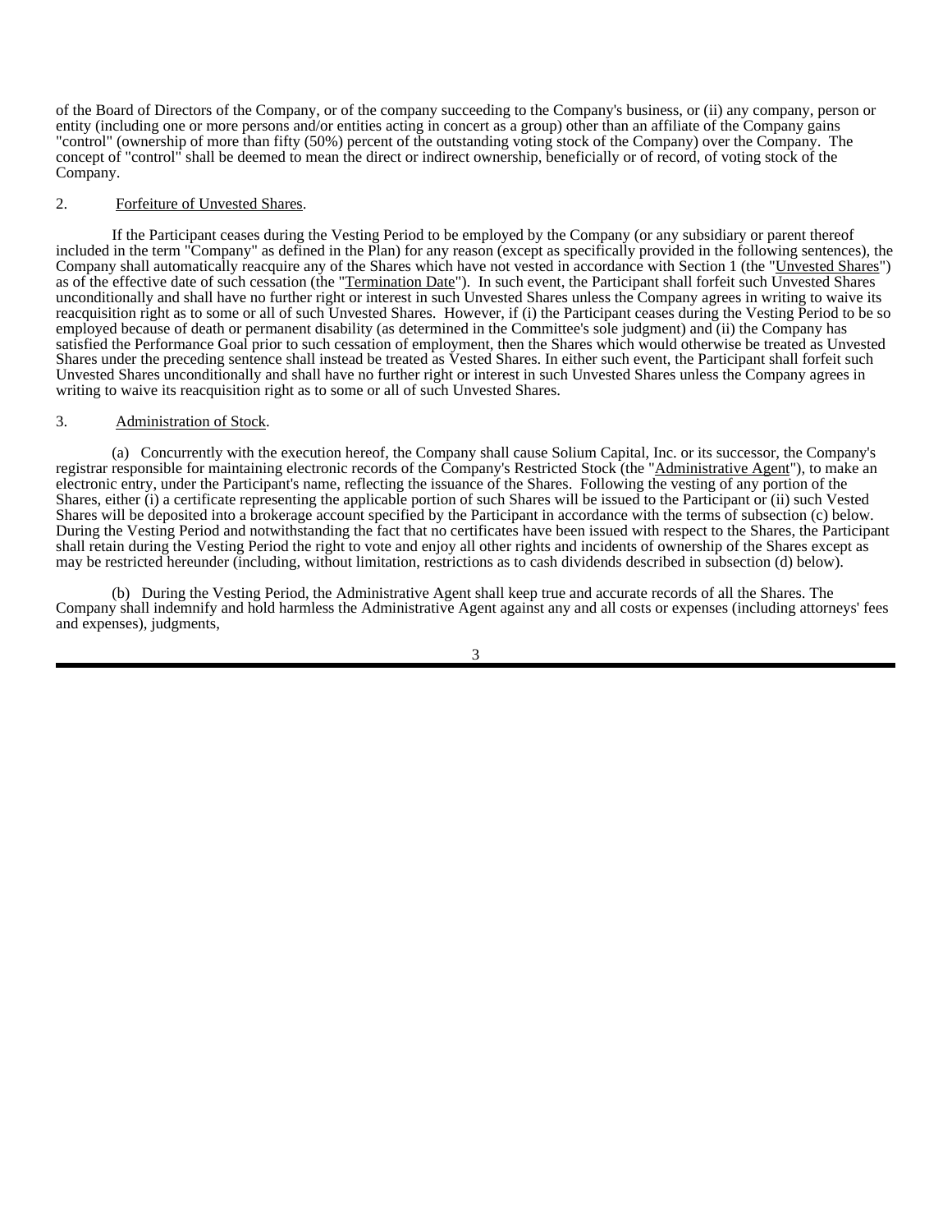of the Board of Directors of the Company, or of the company succeeding to the Company's business, or (ii) any company, person or entity (including one or more persons and/or entities acting in concert as a group) other than an affiliate of the Company gains "control" (ownership of more than fifty (50%) percent of the outstanding voting stock of the Company) over the Company. The concept of "control" shall be deemed to mean the direct or indirect ownership, beneficially or of record, of voting stock of the Company.

2. Forfeiture of Unvested Shares.

If the Participant ceases during the Vesting Period to be employed by the Company (or any subsidiary or parent thereof included in the term "Company" as defined in the Plan) for any reason (except as specifically provided in the following sentences), the Company shall automatically reacquire any of the Shares which have not vested in accordance with Section 1 (the "Unvested Shares") as of the effective date of such cessation (the "Termination Date"). In such event, the Participant shall forfeit such Unvested Shares unconditionally and shall have no further right or interest in such Unvested Shares unless the Company agrees in writing to waive its reacquisition right as to some or all of such Unvested Shares. However, if (i) the Participant ceases during the Vesting Period to be so employed because of death or permanent disability (as determined in the Committee's sole judgment) and (ii) the Company has satisfied the Performance Goal prior to such cessation of employment, then the Shares which would otherwise be treated as Unvested Shares under the preceding sentence shall instead be treated as Vested Shares. In either such event, the Participant shall forfeit such Unvested Shares unconditionally and shall have no further right or interest in such Unvested Shares unless the Company agrees in writing to waive its reacquisition right as to some or all of such Unvested Shares.

3. Administration of Stock.

(a) Concurrently with the execution hereof, the Company shall cause Solium Capital, Inc. or its successor, the Company's registrar responsible for maintaining electronic records of the Company's Restricted Stock (the "Administrative Agent"), to make an electronic entry, under the Participant's name, reflecting the issuance of the Shares. Following the vesting of any portion of the Shares, either (i) a certificate representing the applicable portion of such Shares will be issued to the Participant or (ii) such Vested Shares will be deposited into a brokerage account specified by the Participant in accordance with the terms of subsection (c) below. During the Vesting Period and notwithstanding the fact that no certificates have been issued with respect to the Shares, the Participant shall retain during the Vesting Period the right to vote and enjoy all other rights and incidents of ownership of the Shares except as may be restricted hereunder (including, without limitation, restrictions as to cash dividends described in subsection (d) below).

(b) During the Vesting Period, the Administrative Agent shall keep true and accurate records of all the Shares. The Company shall indemnify and hold harmless the Administrative Agent against any and all costs or expenses (including attorneys' fees and expenses), judgments,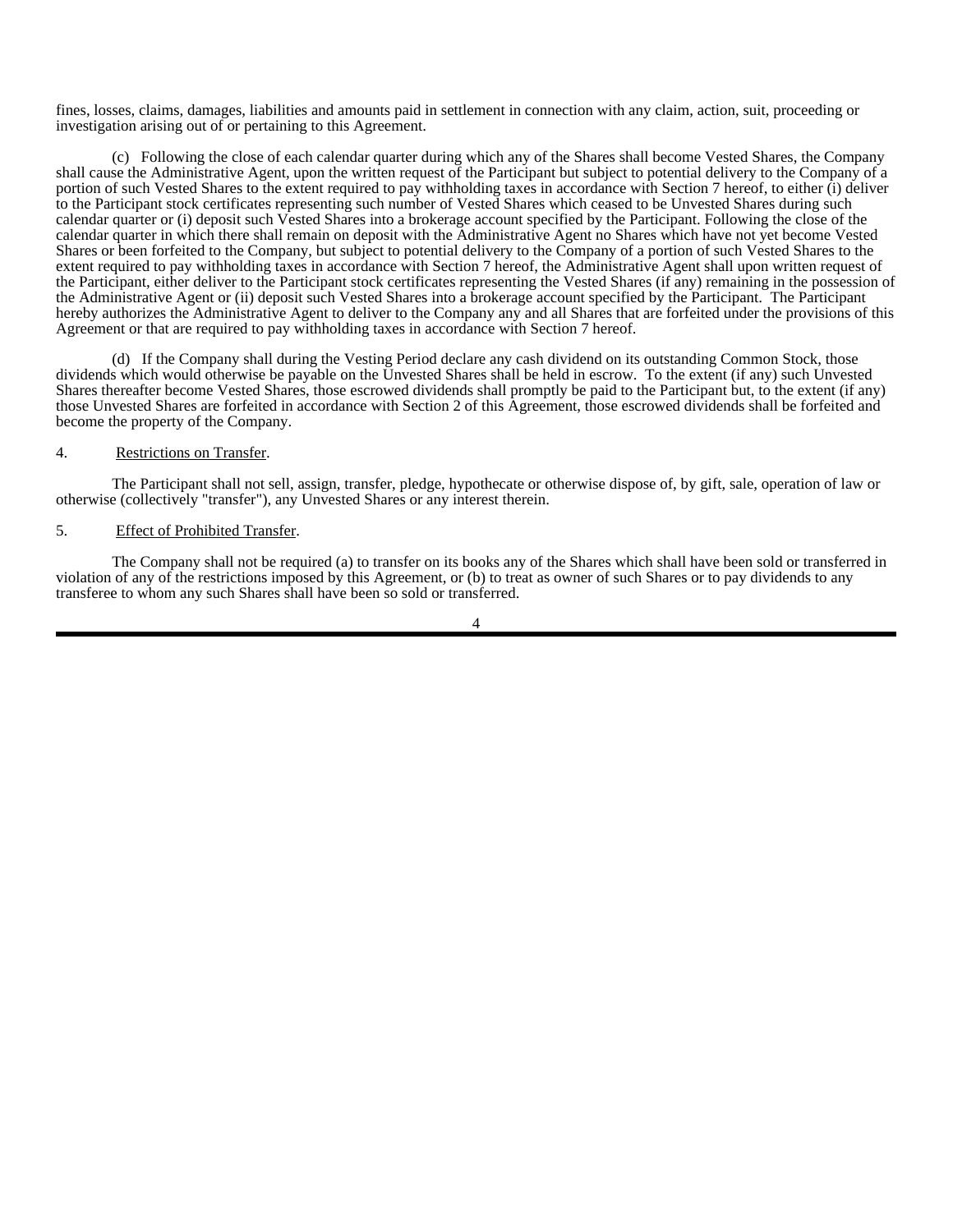fines, losses, claims, damages, liabilities and amounts paid in settlement in connection with any claim, action, suit, proceeding or investigation arising out of or pertaining to this Agreement.

(c) Following the close of each calendar quarter during which any of the Shares shall become Vested Shares, the Company shall cause the Administrative Agent, upon the written request of the Participant but subject to potential delivery to the Company of a portion of such Vested Shares to the extent required to pay withholding taxes in accordance with Section 7 hereof, to either (i) deliver to the Participant stock certificates representing such number of Vested Shares which ceased to be Unvested Shares during such calendar quarter or (i) deposit such Vested Shares into a brokerage account specified by the Participant. Following the close of the calendar quarter in which there shall remain on deposit with the Administrative Agent no Shares which have not yet become Vested Shares or been forfeited to the Company, but subject to potential delivery to the Company of a portion of such Vested Shares to the extent required to pay withholding taxes in accordance with Section 7 hereof, the Administrative Agent shall upon written request of the Participant, either deliver to the Participant stock certificates representing the Vested Shares (if any) remaining in the possession of the Administrative Agent or (ii) deposit such Vested Shares into a brokerage account specified by the Participant. The Participant hereby authorizes the Administrative Agent to deliver to the Company any and all Shares that are forfeited under the provisions of this Agreement or that are required to pay withholding taxes in accordance with Section 7 hereof.

(d) If the Company shall during the Vesting Period declare any cash dividend on its outstanding Common Stock, those dividends which would otherwise be payable on the Unvested Shares shall be held in escrow. To the extent (if any) such Unvested Shares thereafter become Vested Shares, those escrowed dividends shall promptly be paid to the Participant but, to the extent (if any) those Unvested Shares are forfeited in accordance with Section 2 of this Agreement, those escrowed dividends shall be forfeited and become the property of the Company.

4. Restrictions on Transfer.

The Participant shall not sell, assign, transfer, pledge, hypothecate or otherwise dispose of, by gift, sale, operation of law or otherwise (collectively "transfer"), any Unvested Shares or any interest therein.

5. Effect of Prohibited Transfer.

The Company shall not be required (a) to transfer on its books any of the Shares which shall have been sold or transferred in violation of any of the restrictions imposed by this Agreement, or (b) to treat as owner of such Shares or to pay dividends to any transferee to whom any such Shares shall have been so sold or transferred.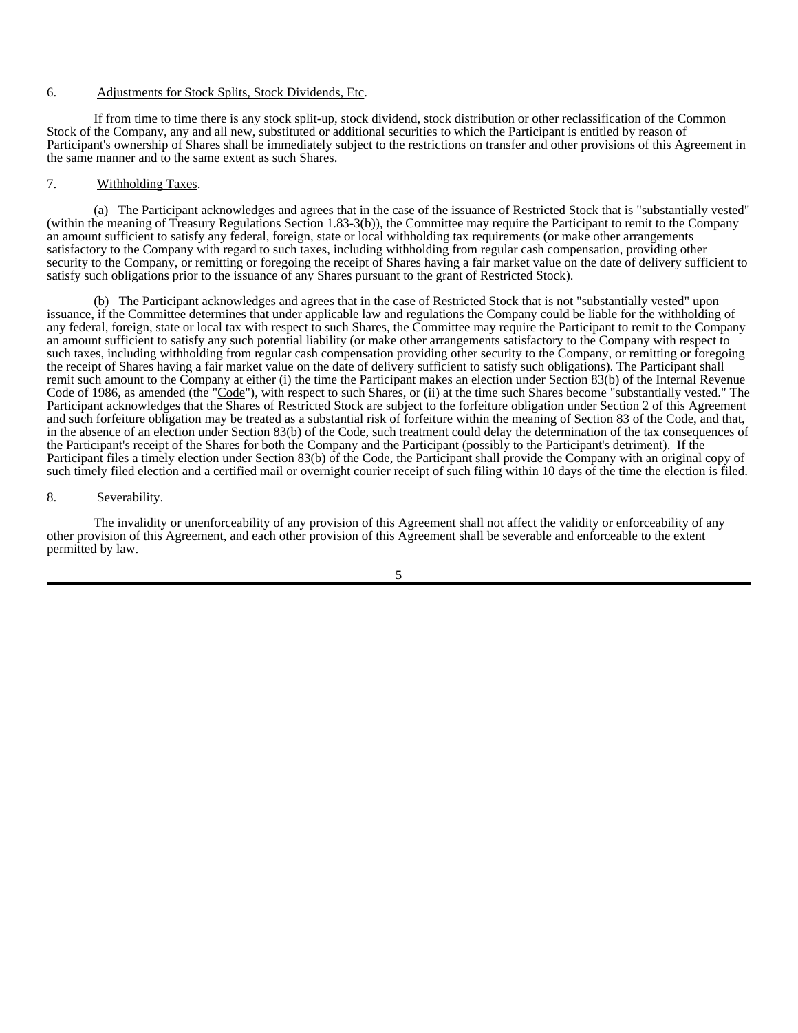6. Adjustments for Stock Splits, Stock Dividends, Etc.

If from time to time there is any stock split-up, stock dividend, stock distribution or other reclassification of the Common Stock of the Company, any and all new, substituted or additional securities to which the Participant is entitled by reason of Participant's ownership of Shares shall be immediately subject to the restrictions on transfer and other provisions of this Agreement in the same manner and to the same extent as such Shares.

7. Withholding Taxes.

(a) The Participant acknowledges and agrees that in the case of the issuance of Restricted Stock that is "substantially vested" (within the meaning of Treasury Regulations Section 1.83-3(b)), the Committee may require the Participant to remit to the Company an amount sufficient to satisfy any federal, foreign, state or local withholding tax requirements (or make other arrangements satisfactory to the Company with regard to such taxes, including withholding from regular cash compensation, providing other security to the Company, or remitting or foregoing the receipt of Shares having a fair market value on the date of delivery sufficient to satisfy such obligations prior to the issuance of any Shares pursuant to the grant of Restricted Stock).

(b) The Participant acknowledges and agrees that in the case of Restricted Stock that is not "substantially vested" upon issuance, if the Committee determines that under applicable law and regulations the Company could be liable for the withholding of any federal, foreign, state or local tax with respect to such Shares, the Committee may require the Participant to remit to the Company an amount sufficient to satisfy any such potential liability (or make other arrangements satisfactory to the Company with respect to such taxes, including withholding from regular cash compensation providing other security to the Company, or remitting or foregoing the receipt of Shares having a fair market value on the date of delivery sufficient to satisfy such obligations). The Participant shall remit such amount to the Company at either (i) the time the Participant makes an election under Section 83(b) of the Internal Revenue Code of 1986, as amended (the "Code"), with respect to such Shares, or (ii) at the time such Shares become "substantially vested." The Participant acknowledges that the Shares of Restricted Stock are subject to the forfeiture obligation under Section 2 of this Agreement and such forfeiture obligation may be treated as a substantial risk of forfeiture within the meaning of Section 83 of the Code, and that, in the absence of an election under Section 83(b) of the Code, such treatment could delay the determination of the tax consequences of the Participant's receipt of the Shares for both the Company and the Participant (possibly to the Participant's detriment). If the Participant files a timely election under Section 83(b) of the Code, the Participant shall provide the Company with an original copy of such timely filed election and a certified mail or overnight courier receipt of such filing within 10 days of the time the election is filed.

8. Severability.

The invalidity or unenforceability of any provision of this Agreement shall not affect the validity or enforceability of any other provision of this Agreement, and each other provision of this Agreement shall be severable and enforceable to the extent permitted by law.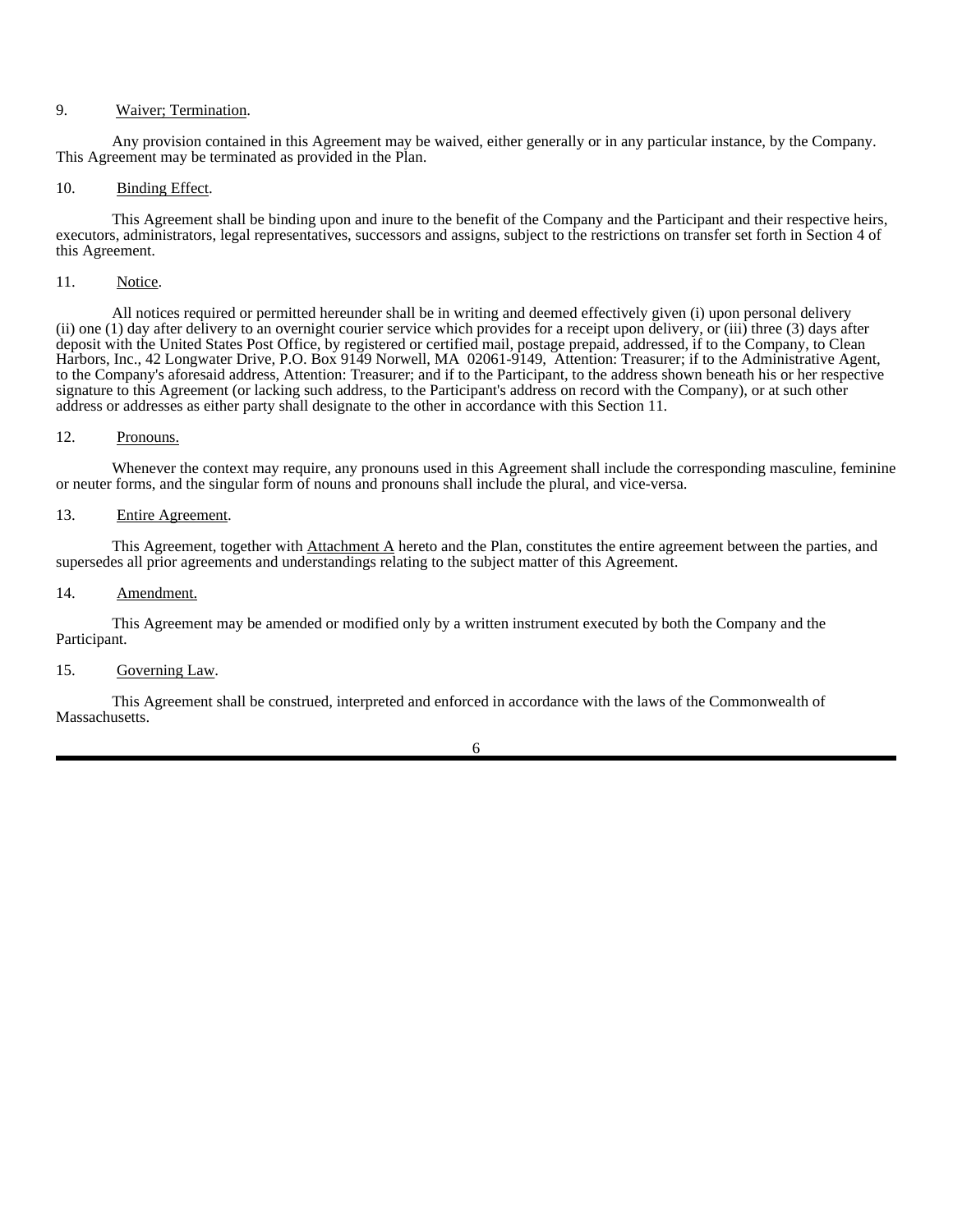9. Waiver; Termination.

Any provision contained in this Agreement may be waived, either generally or in any particular instance, by the Company. This Agreement may be terminated as provided in the Plan.

10. Binding Effect.

This Agreement shall be binding upon and inure to the benefit of the Company and the Participant and their respective heirs, executors, administrators, legal representatives, successors and assigns, subject to the restrictions on transfer set forth in Section 4 of this Agreement.

11. Notice.

All notices required or permitted hereunder shall be in writing and deemed effectively given (i) upon personal delivery (ii) one (1) day after delivery to an overnight courier service which provides for a receipt upon delivery, or (iii) three (3) days after deposit with the United States Post Office, by registered or certified mail, postage prepaid, addressed, if to the Company, to Clean Harbors, Inc., 42 Longwater Drive, P.O. Box 9149 Norwell, MA 02061-9149, Attention: Treasurer; if to the Administrative Agent, to the Company's aforesaid address, Attention: Treasurer; and if to the Participant, to the address shown beneath his or her respective signature to this Agreement (or lacking such address, to the Participant's address on record with the Company), or at such other address or addresses as either party shall designate to the other in accordance with this Section 11.

12. Pronouns.

Whenever the context may require, any pronouns used in this Agreement shall include the corresponding masculine, feminine or neuter forms, and the singular form of nouns and pronouns shall include the plural, and vice-versa.

13. Entire Agreement.

This Agreement, together with Attachment A hereto and the Plan, constitutes the entire agreement between the parties, and supersedes all prior agreements and understandings relating to the subject matter of this Agreement.

14. Amendment.

This Agreement may be amended or modified only by a written instrument executed by both the Company and the Participant.

15. Governing Law.

This Agreement shall be construed, interpreted and enforced in accordance with the laws of the Commonwealth of Massachusetts.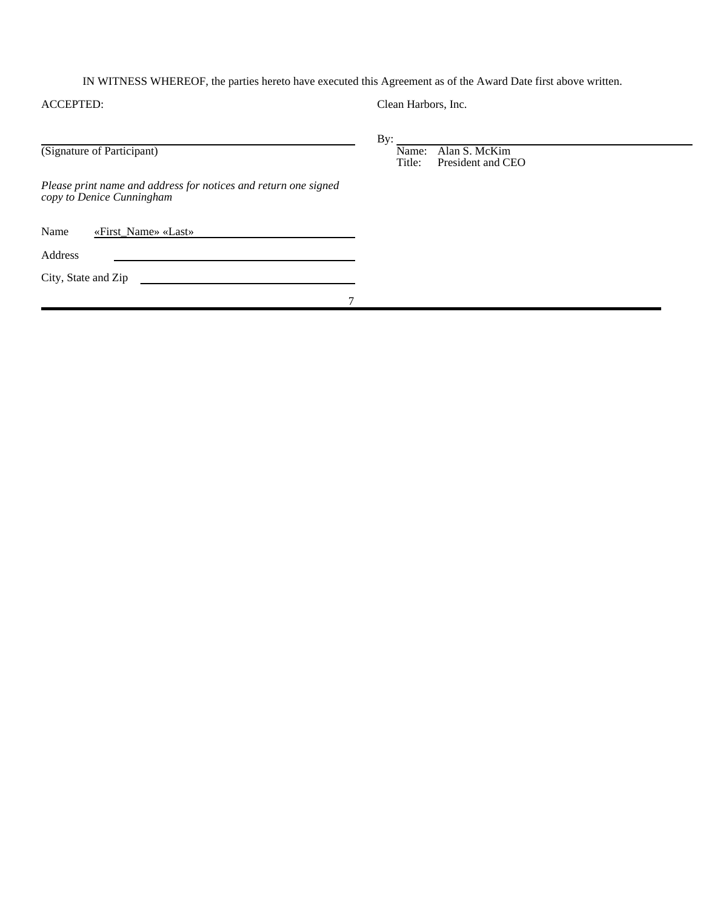IN WITNESS WHEREOF, the parties hereto have executed this Agreement as of the Award Date first above written.

ACCEPTED:

______________________________
(Signature of Participant)

*Please print name and address for notices and return one signed copy to Denice Cunningham*

Name «First_Name» «Last»

Address ______________________________

City, State and Zip ______________________________

Clean Harbors, Inc.

By: ______________________________
Name: Alan S. McKim
Title: President and CEO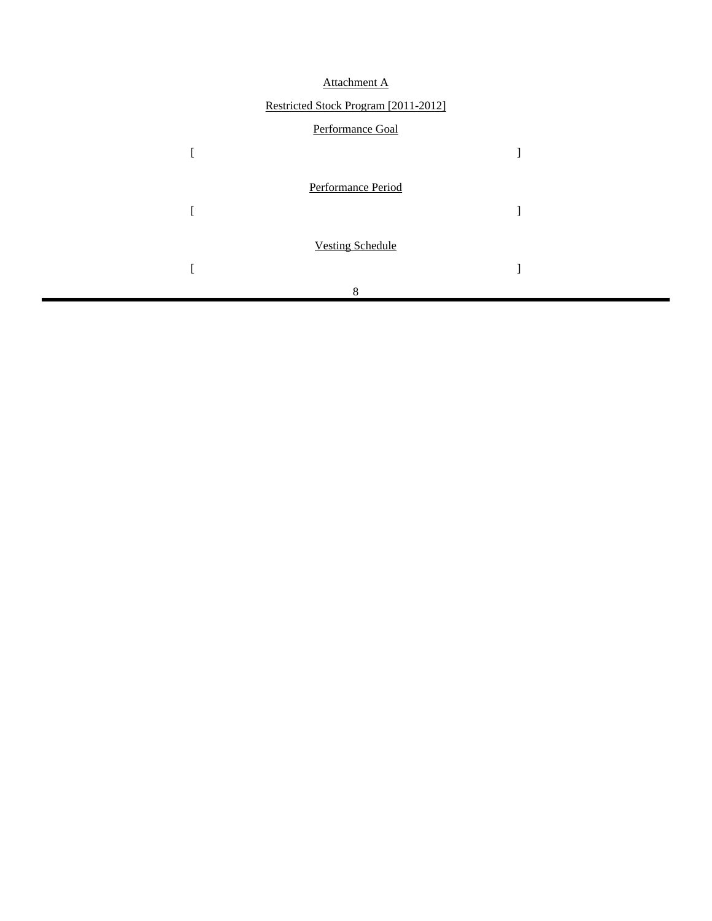Attachment A

Restricted Stock Program [2011-2012]

Performance Goal

[ ]

Performance Period

[ ]

Vesting Schedule

[ ]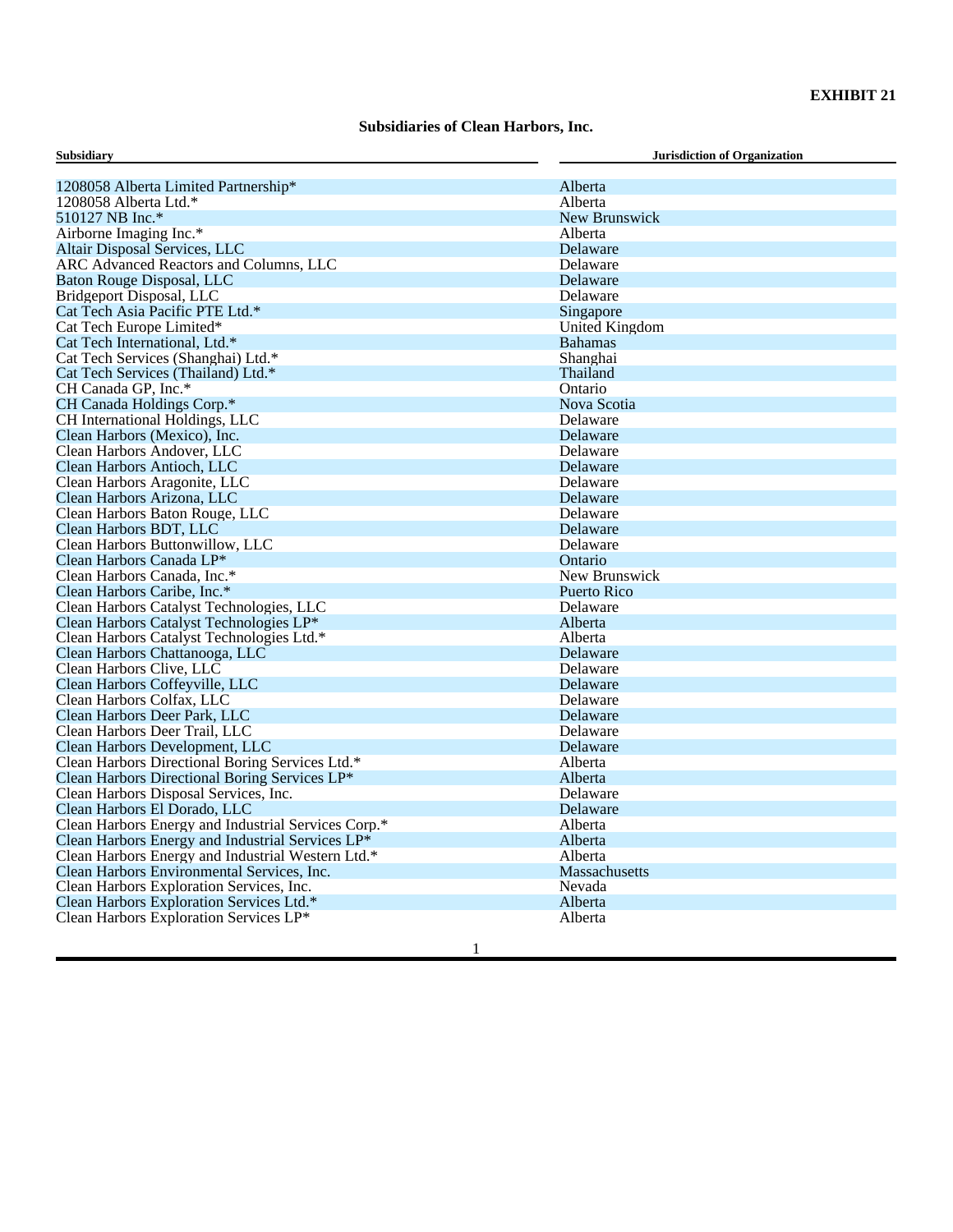**EXHIBIT 21**

**Subsidiaries of Clean Harbors, Inc.**

| Subsidiary | Jurisdiction of Organization |
|---|---|
| 1208058 Alberta Limited Partnership* | Alberta |
| 1208058 Alberta Ltd.* | Alberta |
| 510127 NB Inc.* | New Brunswick |
| Airborne Imaging Inc.* | Alberta |
| Altair Disposal Services, LLC | Delaware |
| ARC Advanced Reactors and Columns, LLC | Delaware |
| Baton Rouge Disposal, LLC | Delaware |
| Bridgeport Disposal, LLC | Delaware |
| Cat Tech Asia Pacific PTE Ltd.* | Singapore |
| Cat Tech Europe Limited* | United Kingdom |
| Cat Tech International, Ltd.* | Bahamas |
| Cat Tech Services (Shanghai) Ltd.* | Shanghai |
| Cat Tech Services (Thailand) Ltd.* | Thailand |
| CH Canada GP, Inc.* | Ontario |
| CH Canada Holdings Corp.* | Nova Scotia |
| CH International Holdings, LLC | Delaware |
| Clean Harbors (Mexico), Inc. | Delaware |
| Clean Harbors Andover, LLC | Delaware |
| Clean Harbors Antioch, LLC | Delaware |
| Clean Harbors Aragonite, LLC | Delaware |
| Clean Harbors Arizona, LLC | Delaware |
| Clean Harbors Baton Rouge, LLC | Delaware |
| Clean Harbors BDT, LLC | Delaware |
| Clean Harbors Buttonwillow, LLC | Delaware |
| Clean Harbors Canada LP* | Ontario |
| Clean Harbors Canada, Inc.* | New Brunswick |
| Clean Harbors Caribe, Inc.* | Puerto Rico |
| Clean Harbors Catalyst Technologies, LLC | Delaware |
| Clean Harbors Catalyst Technologies LP* | Alberta |
| Clean Harbors Catalyst Technologies Ltd.* | Alberta |
| Clean Harbors Chattanooga, LLC | Delaware |
| Clean Harbors Clive, LLC | Delaware |
| Clean Harbors Coffeyville, LLC | Delaware |
| Clean Harbors Colfax, LLC | Delaware |
| Clean Harbors Deer Park, LLC | Delaware |
| Clean Harbors Deer Trail, LLC | Delaware |
| Clean Harbors Development, LLC | Delaware |
| Clean Harbors Directional Boring Services Ltd.* | Alberta |
| Clean Harbors Directional Boring Services LP* | Alberta |
| Clean Harbors Disposal Services, Inc. | Delaware |
| Clean Harbors El Dorado, LLC | Delaware |
| Clean Harbors Energy and Industrial Services Corp.* | Alberta |
| Clean Harbors Energy and Industrial Services LP* | Alberta |
| Clean Harbors Energy and Industrial Western Ltd.* | Alberta |
| Clean Harbors Environmental Services, Inc. | Massachusetts |
| Clean Harbors Exploration Services, Inc. | Nevada |
| Clean Harbors Exploration Services Ltd.* | Alberta |
| Clean Harbors Exploration Services LP* | Alberta |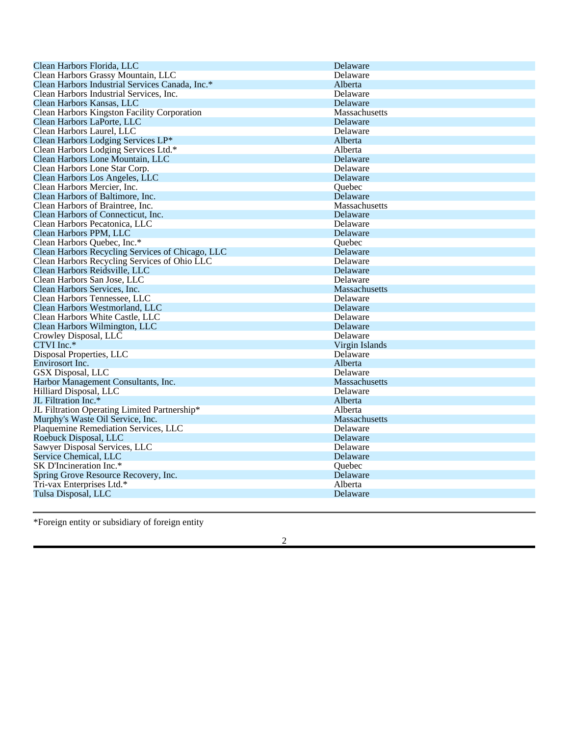| | |
|---|---|
| Clean Harbors Florida, LLC | Delaware |
| Clean Harbors Grassy Mountain, LLC | Delaware |
| Clean Harbors Industrial Services Canada, Inc.* | Alberta |
| Clean Harbors Industrial Services, Inc. | Delaware |
| Clean Harbors Kansas, LLC | Delaware |
| Clean Harbors Kingston Facility Corporation | Massachusetts |
| Clean Harbors LaPorte, LLC | Delaware |
| Clean Harbors Laurel, LLC | Delaware |
| Clean Harbors Lodging Services LP* | Alberta |
| Clean Harbors Lodging Services Ltd.* | Alberta |
| Clean Harbors Lone Mountain, LLC | Delaware |
| Clean Harbors Lone Star Corp. | Delaware |
| Clean Harbors Los Angeles, LLC | Delaware |
| Clean Harbors Mercier, Inc. | Quebec |
| Clean Harbors of Baltimore, Inc. | Delaware |
| Clean Harbors of Braintree, Inc. | Massachusetts |
| Clean Harbors of Connecticut, Inc. | Delaware |
| Clean Harbors Pecatonica, LLC | Delaware |
| Clean Harbors PPM, LLC | Delaware |
| Clean Harbors Quebec, Inc.* | Quebec |
| Clean Harbors Recycling Services of Chicago, LLC | Delaware |
| Clean Harbors Recycling Services of Ohio LLC | Delaware |
| Clean Harbors Reidsville, LLC | Delaware |
| Clean Harbors San Jose, LLC | Delaware |
| Clean Harbors Services, Inc. | Massachusetts |
| Clean Harbors Tennessee, LLC | Delaware |
| Clean Harbors Westmorland, LLC | Delaware |
| Clean Harbors White Castle, LLC | Delaware |
| Clean Harbors Wilmington, LLC | Delaware |
| Crowley Disposal, LLC | Delaware |
| CTVI Inc.* | Virgin Islands |
| Disposal Properties, LLC | Delaware |
| Envirosort Inc. | Alberta |
| GSX Disposal, LLC | Delaware |
| Harbor Management Consultants, Inc. | Massachusetts |
| Hilliard Disposal, LLC | Delaware |
| JL Filtration Inc.* | Alberta |
| JL Filtration Operating Limited Partnership* | Alberta |
| Murphy's Waste Oil Service, Inc. | Massachusetts |
| Plaquemine Remediation Services, LLC | Delaware |
| Roebuck Disposal, LLC | Delaware |
| Sawyer Disposal Services, LLC | Delaware |
| Service Chemical, LLC | Delaware |
| SK D'Incineration Inc.* | Quebec |
| Spring Grove Resource Recovery, Inc. | Delaware |
| Tri-vax Enterprises Ltd.* | Alberta |
| Tulsa Disposal, LLC | Delaware |

*Foreign entity or subsidiary of foreign entity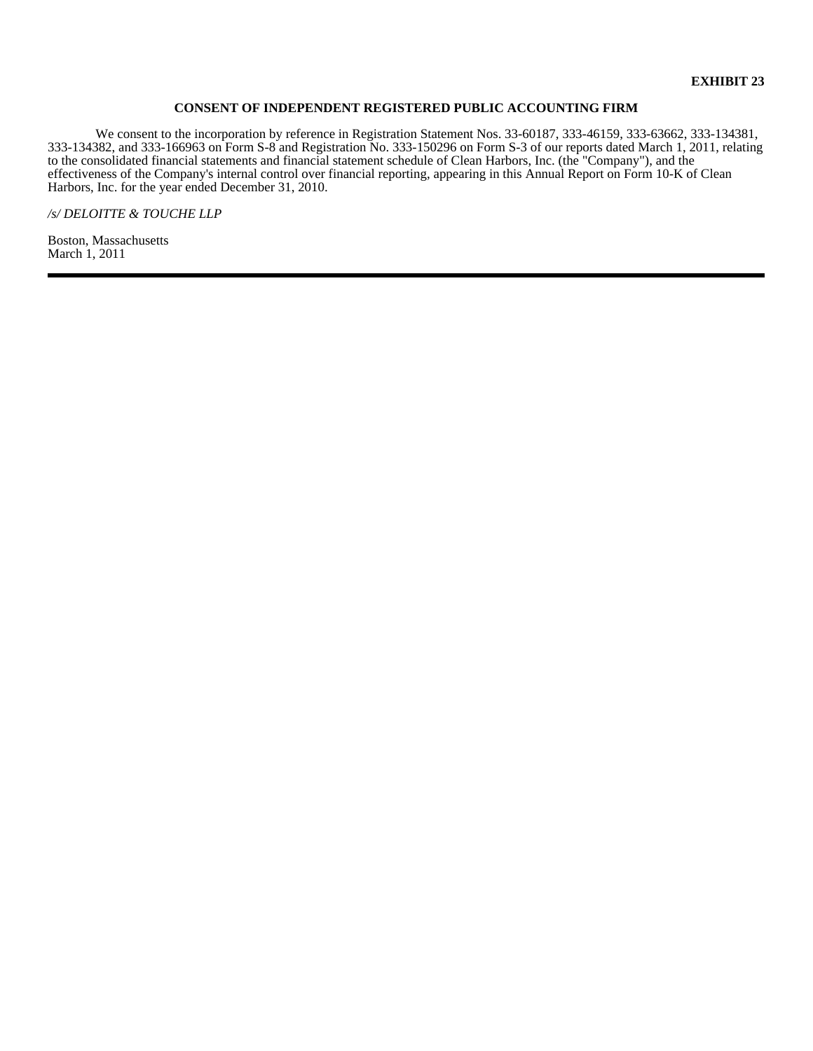**EXHIBIT 23**

**CONSENT OF INDEPENDENT REGISTERED PUBLIC ACCOUNTING FIRM**

We consent to the incorporation by reference in Registration Statement Nos. 33-60187, 333-46159, 333-63662, 333-134381, 333-134382, and 333-166963 on Form S-8 and Registration No. 333-150296 on Form S-3 of our reports dated March 1, 2011, relating to the consolidated financial statements and financial statement schedule of Clean Harbors, Inc. (the "Company"), and the effectiveness of the Company's internal control over financial reporting, appearing in this Annual Report on Form 10-K of Clean Harbors, Inc. for the year ended December 31, 2010.

*/s/ DELOITTE & TOUCHE LLP*

Boston, Massachusetts
March 1, 2011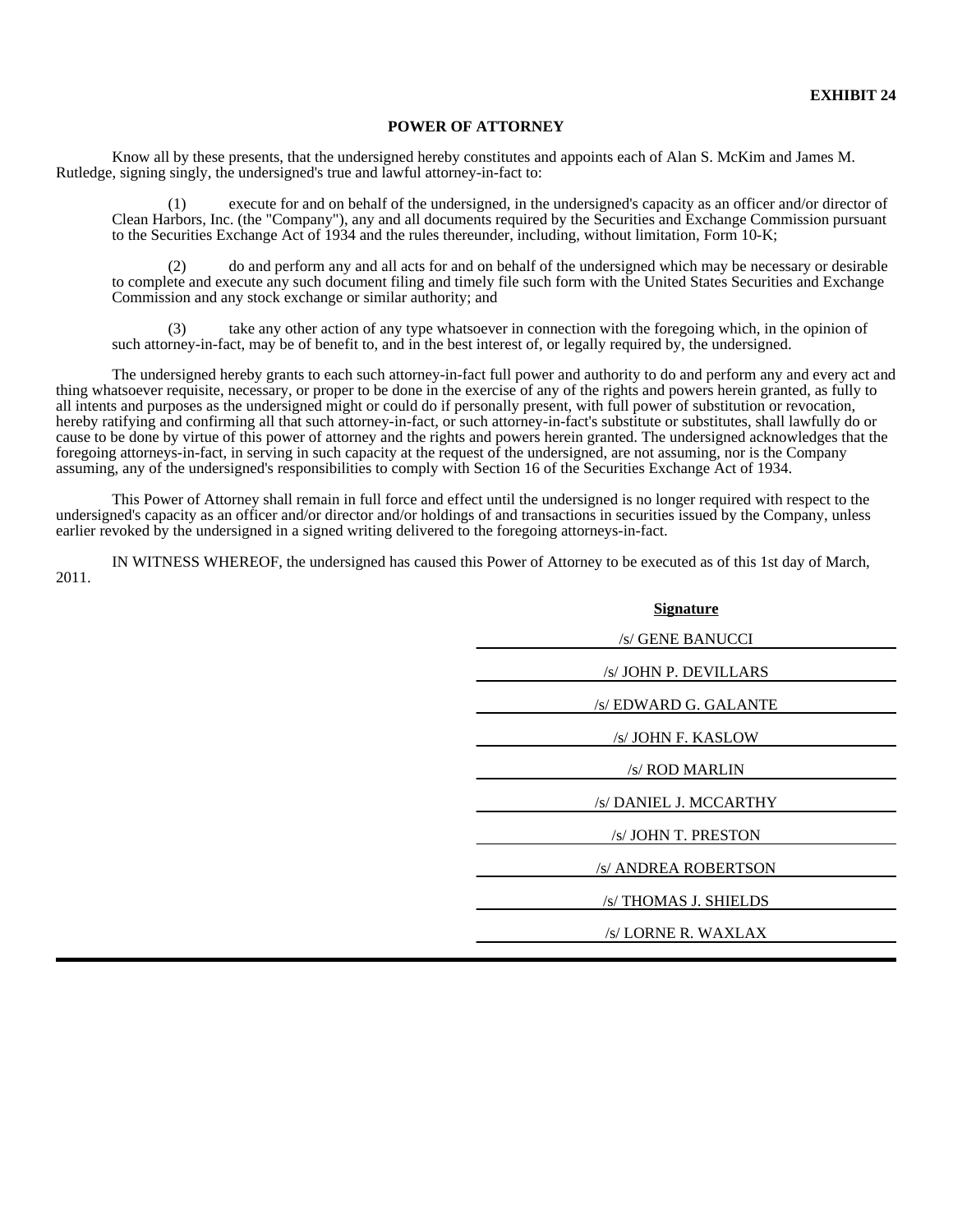**EXHIBIT 24**

**POWER OF ATTORNEY**

Know all by these presents, that the undersigned hereby constitutes and appoints each of Alan S. McKim and James M. Rutledge, signing singly, the undersigned's true and lawful attorney-in-fact to:

(1) execute for and on behalf of the undersigned, in the undersigned's capacity as an officer and/or director of Clean Harbors, Inc. (the "Company"), any and all documents required by the Securities and Exchange Commission pursuant to the Securities Exchange Act of 1934 and the rules thereunder, including, without limitation, Form 10-K;

(2) do and perform any and all acts for and on behalf of the undersigned which may be necessary or desirable to complete and execute any such document filing and timely file such form with the United States Securities and Exchange Commission and any stock exchange or similar authority; and

(3) take any other action of any type whatsoever in connection with the foregoing which, in the opinion of such attorney-in-fact, may be of benefit to, and in the best interest of, or legally required by, the undersigned.

The undersigned hereby grants to each such attorney-in-fact full power and authority to do and perform any and every act and thing whatsoever requisite, necessary, or proper to be done in the exercise of any of the rights and powers herein granted, as fully to all intents and purposes as the undersigned might or could do if personally present, with full power of substitution or revocation, hereby ratifying and confirming all that such attorney-in-fact, or such attorney-in-fact's substitute or substitutes, shall lawfully do or cause to be done by virtue of this power of attorney and the rights and powers herein granted. The undersigned acknowledges that the foregoing attorneys-in-fact, in serving in such capacity at the request of the undersigned, are not assuming, nor is the Company assuming, any of the undersigned's responsibilities to comply with Section 16 of the Securities Exchange Act of 1934.

This Power of Attorney shall remain in full force and effect until the undersigned is no longer required with respect to the undersigned's capacity as an officer and/or director and/or holdings of and transactions in securities issued by the Company, unless earlier revoked by the undersigned in a signed writing delivered to the foregoing attorneys-in-fact.

IN WITNESS WHEREOF, the undersigned has caused this Power of Attorney to be executed as of this 1st day of March, 2011.

| **Signature** |
|---|
| /s/ GENE BANUCCI |
| /s/ JOHN P. DEVILLARS |
| /s/ EDWARD G. GALANTE |
| /s/ JOHN F. KASLOW |
| /s/ ROD MARLIN |
| /s/ DANIEL J. MCCARTHY |
| /s/ JOHN T. PRESTON |
| /s/ ANDREA ROBERTSON |
| /s/ THOMAS J. SHIELDS |
| /s/ LORNE R. WAXLAX |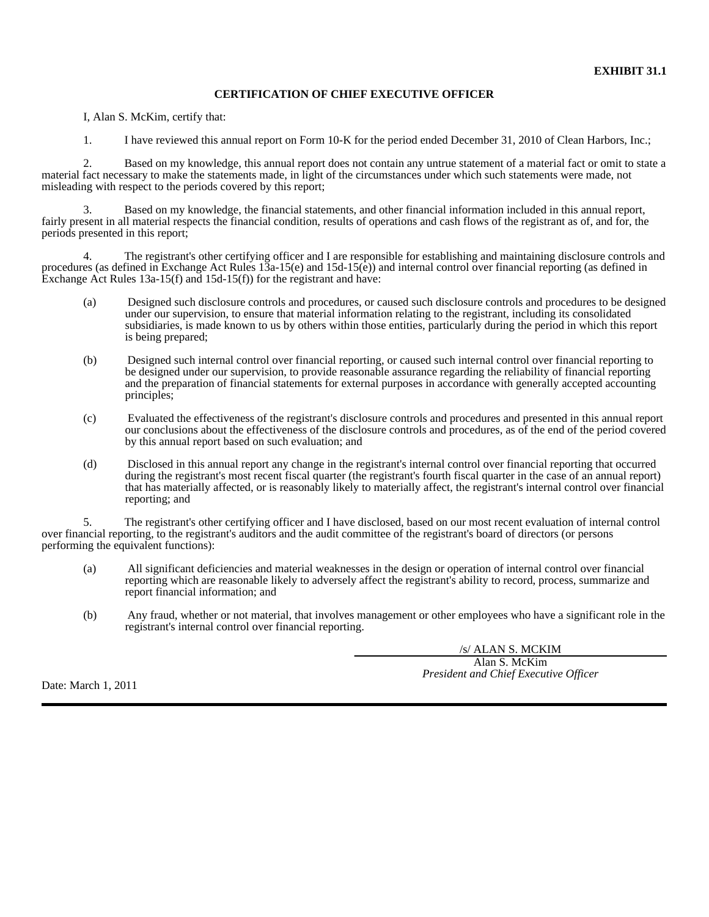**EXHIBIT 31.1**

**CERTIFICATION OF CHIEF EXECUTIVE OFFICER**

I, Alan S. McKim, certify that:

1. I have reviewed this annual report on Form 10-K for the period ended December 31, 2010 of Clean Harbors, Inc.;

2. Based on my knowledge, this annual report does not contain any untrue statement of a material fact or omit to state a material fact necessary to make the statements made, in light of the circumstances under which such statements were made, not misleading with respect to the periods covered by this report;

3. Based on my knowledge, the financial statements, and other financial information included in this annual report, fairly present in all material respects the financial condition, results of operations and cash flows of the registrant as of, and for, the periods presented in this report;

4. The registrant's other certifying officer and I are responsible for establishing and maintaining disclosure controls and procedures (as defined in Exchange Act Rules 13a-15(e) and 15d-15(e)) and internal control over financial reporting (as defined in Exchange Act Rules 13a-15(f) and 15d-15(f)) for the registrant and have:

(a) Designed such disclosure controls and procedures, or caused such disclosure controls and procedures to be designed under our supervision, to ensure that material information relating to the registrant, including its consolidated subsidiaries, is made known to us by others within those entities, particularly during the period in which this report is being prepared;

(b) Designed such internal control over financial reporting, or caused such internal control over financial reporting to be designed under our supervision, to provide reasonable assurance regarding the reliability of financial reporting and the preparation of financial statements for external purposes in accordance with generally accepted accounting principles;

(c) Evaluated the effectiveness of the registrant's disclosure controls and procedures and presented in this annual report our conclusions about the effectiveness of the disclosure controls and procedures, as of the end of the period covered by this annual report based on such evaluation; and

(d) Disclosed in this annual report any change in the registrant's internal control over financial reporting that occurred during the registrant's most recent fiscal quarter (the registrant's fourth fiscal quarter in the case of an annual report) that has materially affected, or is reasonably likely to materially affect, the registrant's internal control over financial reporting; and

5. The registrant's other certifying officer and I have disclosed, based on our most recent evaluation of internal control over financial reporting, to the registrant's auditors and the audit committee of the registrant's board of directors (or persons performing the equivalent functions):

(a) All significant deficiencies and material weaknesses in the design or operation of internal control over financial reporting which are reasonable likely to adversely affect the registrant's ability to record, process, summarize and report financial information; and

(b) Any fraud, whether or not material, that involves management or other employees who have a significant role in the registrant's internal control over financial reporting.

/s/ ALAN S. MCKIM

Alan S. McKim

*President and Chief Executive Officer*

Date: March 1, 2011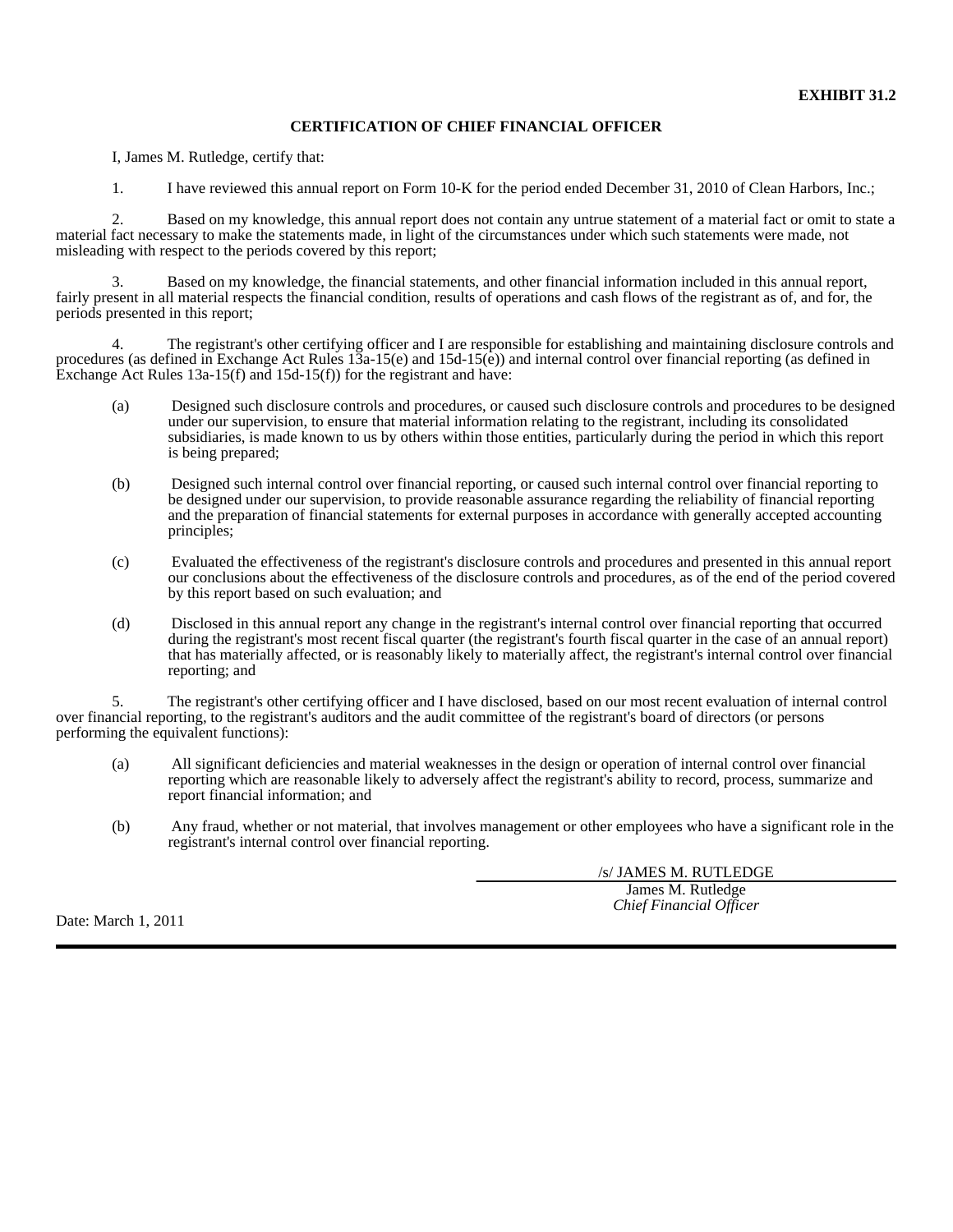**EXHIBIT 31.2**

**CERTIFICATION OF CHIEF FINANCIAL OFFICER**

I, James M. Rutledge, certify that:

1. I have reviewed this annual report on Form 10-K for the period ended December 31, 2010 of Clean Harbors, Inc.;

2. Based on my knowledge, this annual report does not contain any untrue statement of a material fact or omit to state a material fact necessary to make the statements made, in light of the circumstances under which such statements were made, not misleading with respect to the periods covered by this report;

3. Based on my knowledge, the financial statements, and other financial information included in this annual report, fairly present in all material respects the financial condition, results of operations and cash flows of the registrant as of, and for, the periods presented in this report;

4. The registrant's other certifying officer and I are responsible for establishing and maintaining disclosure controls and procedures (as defined in Exchange Act Rules 13a-15(e) and 15d-15(e)) and internal control over financial reporting (as defined in Exchange Act Rules 13a-15(f) and 15d-15(f)) for the registrant and have:

(a) Designed such disclosure controls and procedures, or caused such disclosure controls and procedures to be designed under our supervision, to ensure that material information relating to the registrant, including its consolidated subsidiaries, is made known to us by others within those entities, particularly during the period in which this report is being prepared;

(b) Designed such internal control over financial reporting, or caused such internal control over financial reporting to be designed under our supervision, to provide reasonable assurance regarding the reliability of financial reporting and the preparation of financial statements for external purposes in accordance with generally accepted accounting principles;

(c) Evaluated the effectiveness of the registrant's disclosure controls and procedures and presented in this annual report our conclusions about the effectiveness of the disclosure controls and procedures, as of the end of the period covered by this report based on such evaluation; and

(d) Disclosed in this annual report any change in the registrant's internal control over financial reporting that occurred during the registrant's most recent fiscal quarter (the registrant's fourth fiscal quarter in the case of an annual report) that has materially affected, or is reasonably likely to materially affect, the registrant's internal control over financial reporting; and

5. The registrant's other certifying officer and I have disclosed, based on our most recent evaluation of internal control over financial reporting, to the registrant's auditors and the audit committee of the registrant's board of directors (or persons performing the equivalent functions):

(a) All significant deficiencies and material weaknesses in the design or operation of internal control over financial reporting which are reasonable likely to adversely affect the registrant's ability to record, process, summarize and report financial information; and

(b) Any fraud, whether or not material, that involves management or other employees who have a significant role in the registrant's internal control over financial reporting.

/s/ JAMES M. RUTLEDGE

James M. Rutledge
*Chief Financial Officer*

Date: March 1, 2011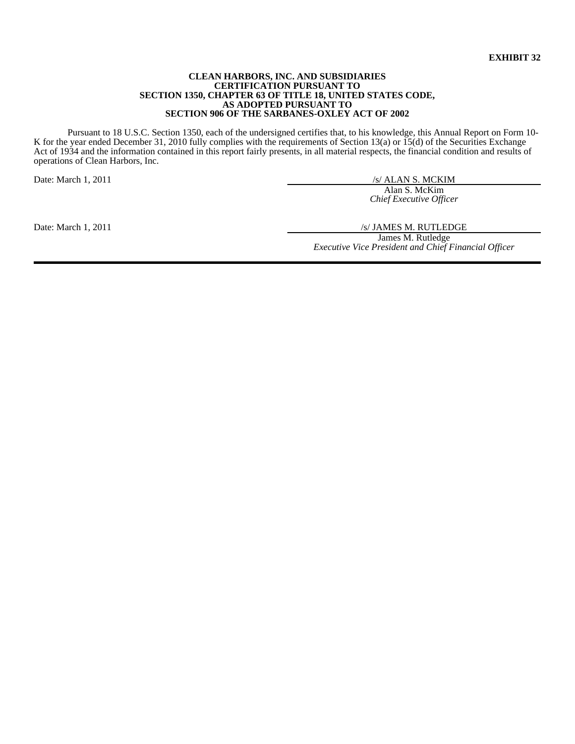**EXHIBIT 32**

**CLEAN HARBORS, INC. AND SUBSIDIARIES**
**CERTIFICATION PURSUANT TO**
**SECTION 1350, CHAPTER 63 OF TITLE 18, UNITED STATES CODE,**
**AS ADOPTED PURSUANT TO**
**SECTION 906 OF THE SARBANES-OXLEY ACT OF 2002**

Pursuant to 18 U.S.C. Section 1350, each of the undersigned certifies that, to his knowledge, this Annual Report on Form 10-K for the year ended December 31, 2010 fully complies with the requirements of Section 13(a) or 15(d) of the Securities Exchange Act of 1934 and the information contained in this report fairly presents, in all material respects, the financial condition and results of operations of Clean Harbors, Inc.

Date: March 1, 2011

/s/ ALAN S. MCKIM
Alan S. McKim
*Chief Executive Officer*

Date: March 1, 2011

/s/ JAMES M. RUTLEDGE
James M. Rutledge
*Executive Vice President and Chief Financial Officer*